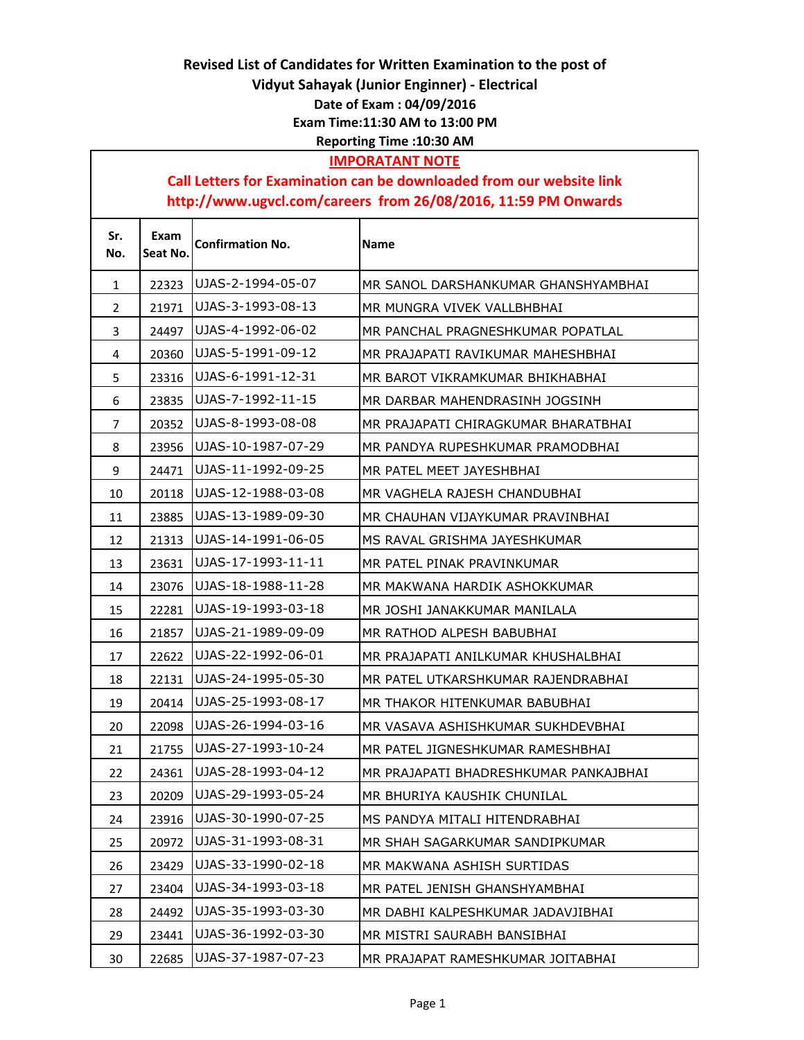# Revised List of Candidates for Written Examination to the post of Vidyut Sahayak (Junior Enginner) - Electrical

**Date of Exam : 04/09/2016**

**Exam Time:11:30 AM to 13:00 PM**

**Reporting Time :10:30 AM**

**IMPORATANT NOTE**

**Call Letters for Examination can be downloaded from our website link http://www.ugvcl.com/careers from 26/08/2016, 11:59 PM Onwards**

| Sr. No. | Exam Seat No. | Confirmation No. | Name |
|---|---|---|---|
| 1 | 22323 | UJAS-2-1994-05-07 | MR SANOL DARSHANKUMAR GHANSHYAMBHAI |
| 2 | 21971 | UJAS-3-1993-08-13 | MR MUNGRA VIVEK VALLBHBHAI |
| 3 | 24497 | UJAS-4-1992-06-02 | MR PANCHAL PRAGNESHKUMAR POPATLAL |
| 4 | 20360 | UJAS-5-1991-09-12 | MR PRAJAPATI RAVIKUMAR MAHESHBHAI |
| 5 | 23316 | UJAS-6-1991-12-31 | MR BAROT VIKRAMKUMAR BHIKHABHAI |
| 6 | 23835 | UJAS-7-1992-11-15 | MR DARBAR MAHENDRASINH JOGSINH |
| 7 | 20352 | UJAS-8-1993-08-08 | MR PRAJAPATI CHIRAGKUMAR BHARATBHAI |
| 8 | 23956 | UJAS-10-1987-07-29 | MR PANDYA RUPESHKUMAR PRAMODBHAI |
| 9 | 24471 | UJAS-11-1992-09-25 | MR PATEL MEET JAYESHBHAI |
| 10 | 20118 | UJAS-12-1988-03-08 | MR VAGHELA RAJESH CHANDUBHAI |
| 11 | 23885 | UJAS-13-1989-09-30 | MR CHAUHAN VIJAYKUMAR PRAVINBHAI |
| 12 | 21313 | UJAS-14-1991-06-05 | MS RAVAL GRISHMA JAYESHKUMAR |
| 13 | 23631 | UJAS-17-1993-11-11 | MR PATEL PINAK PRAVINKUMAR |
| 14 | 23076 | UJAS-18-1988-11-28 | MR MAKWANA HARDIK ASHOKKUMAR |
| 15 | 22281 | UJAS-19-1993-03-18 | MR JOSHI JANAKKUMAR MANILALA |
| 16 | 21857 | UJAS-21-1989-09-09 | MR RATHOD ALPESH BABUBHAI |
| 17 | 22622 | UJAS-22-1992-06-01 | MR PRAJAPATI ANILKUMAR KHUSHALBHAI |
| 18 | 22131 | UJAS-24-1995-05-30 | MR PATEL UTKARSHKUMAR RAJENDRABHAI |
| 19 | 20414 | UJAS-25-1993-08-17 | MR THAKOR HITENKUMAR BABUBHAI |
| 20 | 22098 | UJAS-26-1994-03-16 | MR VASAVA ASHISHKUMAR SUKHDEVBHAI |
| 21 | 21755 | UJAS-27-1993-10-24 | MR PATEL JIGNESHKUMAR RAMESHBHAI |
| 22 | 24361 | UJAS-28-1993-04-12 | MR PRAJAPATI BHADRESHKUMAR PANKAJBHAI |
| 23 | 20209 | UJAS-29-1993-05-24 | MR BHURIYA KAUSHIK CHUNILAL |
| 24 | 23916 | UJAS-30-1990-07-25 | MS PANDYA MITALI HITENDRABHAI |
| 25 | 20972 | UJAS-31-1993-08-31 | MR SHAH SAGARKUMAR SANDIPKUMAR |
| 26 | 23429 | UJAS-33-1990-02-18 | MR MAKWANA ASHISH SURTIDAS |
| 27 | 23404 | UJAS-34-1993-03-18 | MR PATEL JENISH GHANSHYAMBHAI |
| 28 | 24492 | UJAS-35-1993-03-30 | MR DABHI KALPESHKUMAR JADAVJIBHAI |
| 29 | 23441 | UJAS-36-1992-03-30 | MR MISTRI SAURABH BANSIBHAI |
| 30 | 22685 | UJAS-37-1987-07-23 | MR PRAJAPAT RAMESHKUMAR JOITABHAI |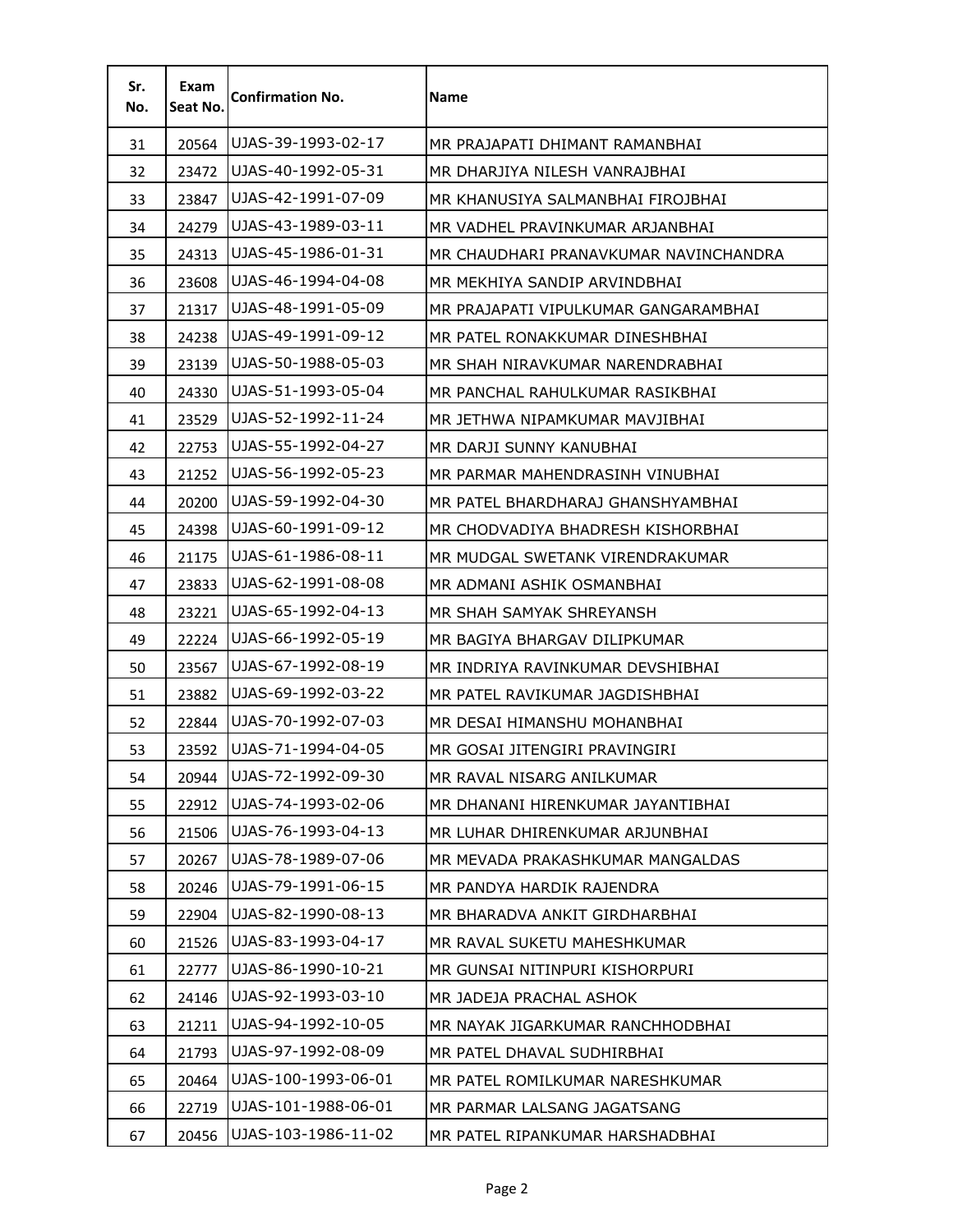| Sr. No. | Exam Seat No. | Confirmation No. | Name |
| --- | --- | --- | --- |
| 31 | 20564 | UJAS-39-1993-02-17 | MR PRAJAPATI DHIMANT RAMANBHAI |
| 32 | 23472 | UJAS-40-1992-05-31 | MR DHARJIYA NILESH VANRAJBHAI |
| 33 | 23847 | UJAS-42-1991-07-09 | MR KHANUSIYA SALMANBHAI FIROJBHAI |
| 34 | 24279 | UJAS-43-1989-03-11 | MR VADHEL PRAVINKUMAR ARJANBHAI |
| 35 | 24313 | UJAS-45-1986-01-31 | MR CHAUDHARI PRANAVKUMAR NAVINCHANDRA |
| 36 | 23608 | UJAS-46-1994-04-08 | MR MEKHIYA SANDIP ARVINDBHAI |
| 37 | 21317 | UJAS-48-1991-05-09 | MR PRAJAPATI VIPULKUMAR GANGARAMBHAI |
| 38 | 24238 | UJAS-49-1991-09-12 | MR PATEL RONAKKUMAR DINESHBHAI |
| 39 | 23139 | UJAS-50-1988-05-03 | MR SHAH NIRAVKUMAR NARENDRABHAI |
| 40 | 24330 | UJAS-51-1993-05-04 | MR PANCHAL RAHULKUMAR RASIKBHAI |
| 41 | 23529 | UJAS-52-1992-11-24 | MR JETHWA NIPAMKUMAR MAVJIBHAI |
| 42 | 22753 | UJAS-55-1992-04-27 | MR DARJI SUNNY KANUBHAI |
| 43 | 21252 | UJAS-56-1992-05-23 | MR PARMAR MAHENDRASINH VINUBHAI |
| 44 | 20200 | UJAS-59-1992-04-30 | MR PATEL BHARDHARAJ GHANSHYAMBHAI |
| 45 | 24398 | UJAS-60-1991-09-12 | MR CHODVADIYA BHADRESH KISHORBHAI |
| 46 | 21175 | UJAS-61-1986-08-11 | MR MUDGAL SWETANK VIRENDRAKUMAR |
| 47 | 23833 | UJAS-62-1991-08-08 | MR ADMANI ASHIK OSMANBHAI |
| 48 | 23221 | UJAS-65-1992-04-13 | MR SHAH SAMYAK SHREYANSH |
| 49 | 22224 | UJAS-66-1992-05-19 | MR BAGIYA BHARGAV DILIPKUMAR |
| 50 | 23567 | UJAS-67-1992-08-19 | MR INDRIYA RAVINKUMAR DEVSHIBHAI |
| 51 | 23882 | UJAS-69-1992-03-22 | MR PATEL RAVIKUMAR JAGDISHBHAI |
| 52 | 22844 | UJAS-70-1992-07-03 | MR DESAI HIMANSHU MOHANBHAI |
| 53 | 23592 | UJAS-71-1994-04-05 | MR GOSAI JITENGIRI PRAVINGIRI |
| 54 | 20944 | UJAS-72-1992-09-30 | MR RAVAL NISARG ANILKUMAR |
| 55 | 22912 | UJAS-74-1993-02-06 | MR DHANANI HIRENKUMAR JAYANTIBHAI |
| 56 | 21506 | UJAS-76-1993-04-13 | MR LUHAR DHIRENKUMAR ARJUNBHAI |
| 57 | 20267 | UJAS-78-1989-07-06 | MR MEVADA PRAKASHKUMAR MANGALDAS |
| 58 | 20246 | UJAS-79-1991-06-15 | MR PANDYA HARDIK RAJENDRA |
| 59 | 22904 | UJAS-82-1990-08-13 | MR BHARADVA ANKIT GIRDHARBHAI |
| 60 | 21526 | UJAS-83-1993-04-17 | MR RAVAL SUKETU MAHESHKUMAR |
| 61 | 22777 | UJAS-86-1990-10-21 | MR GUNSAI NITINPURI KISHORPURI |
| 62 | 24146 | UJAS-92-1993-03-10 | MR JADEJA PRACHAL ASHOK |
| 63 | 21211 | UJAS-94-1992-10-05 | MR NAYAK JIGARKUMAR RANCHHODBHAI |
| 64 | 21793 | UJAS-97-1992-08-09 | MR PATEL DHAVAL SUDHIRBHAI |
| 65 | 20464 | UJAS-100-1993-06-01 | MR PATEL ROMILKUMAR NARESHKUMAR |
| 66 | 22719 | UJAS-101-1988-06-01 | MR PARMAR LALSANG JAGATSANG |
| 67 | 20456 | UJAS-103-1986-11-02 | MR PATEL RIPANKUMAR HARSHADBHAI |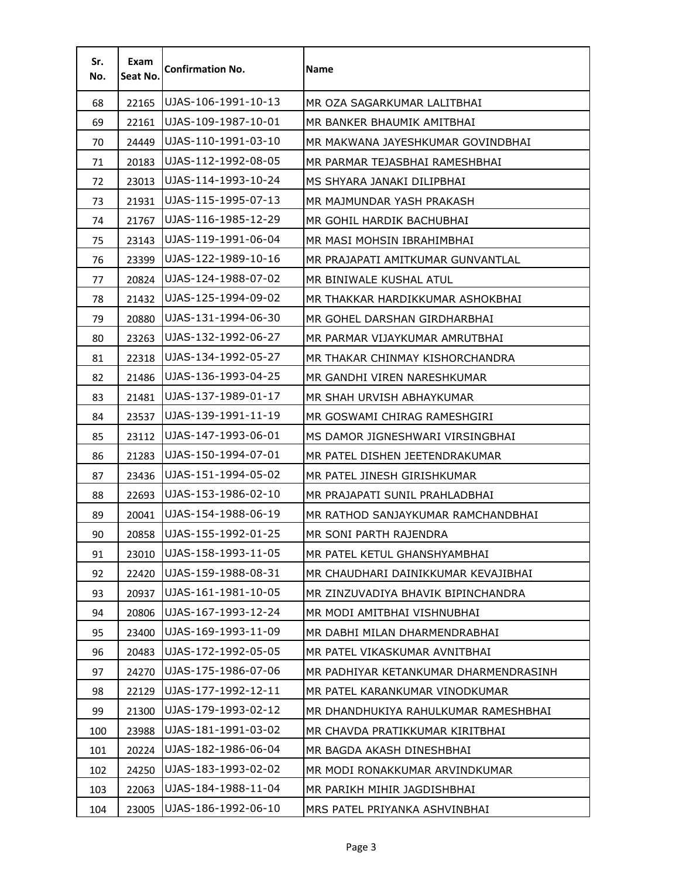| Sr. No. | Exam Seat No. | Confirmation No. | Name |
|---|---|---|---|
| 68 | 22165 | UJAS-106-1991-10-13 | MR OZA SAGARKUMAR LALITBHAI |
| 69 | 22161 | UJAS-109-1987-10-01 | MR BANKER BHAUMIK AMITBHAI |
| 70 | 24449 | UJAS-110-1991-03-10 | MR MAKWANA JAYESHKUMAR GOVINDBHAI |
| 71 | 20183 | UJAS-112-1992-08-05 | MR PARMAR TEJASBHAI RAMESHBHAI |
| 72 | 23013 | UJAS-114-1993-10-24 | MS SHYARA JANAKI DILIPBHAI |
| 73 | 21931 | UJAS-115-1995-07-13 | MR MAJMUNDAR YASH PRAKASH |
| 74 | 21767 | UJAS-116-1985-12-29 | MR GOHIL HARDIK BACHUBHAI |
| 75 | 23143 | UJAS-119-1991-06-04 | MR MASI MOHSIN IBRAHIMBHAI |
| 76 | 23399 | UJAS-122-1989-10-16 | MR PRAJAPATI AMITKUMAR GUNVANTLAL |
| 77 | 20824 | UJAS-124-1988-07-02 | MR BINIWALE KUSHAL ATUL |
| 78 | 21432 | UJAS-125-1994-09-02 | MR THAKKAR HARDIKKUMAR ASHOKBHAI |
| 79 | 20880 | UJAS-131-1994-06-30 | MR GOHEL DARSHAN GIRDHARBHAI |
| 80 | 23263 | UJAS-132-1992-06-27 | MR PARMAR VIJAYKUMAR AMRUTBHAI |
| 81 | 22318 | UJAS-134-1992-05-27 | MR THAKAR CHINMAY KISHORCHANDRA |
| 82 | 21486 | UJAS-136-1993-04-25 | MR GANDHI VIREN NARESHKUMAR |
| 83 | 21481 | UJAS-137-1989-01-17 | MR SHAH URVISH ABHAYKUMAR |
| 84 | 23537 | UJAS-139-1991-11-19 | MR GOSWAMI CHIRAG RAMESHGIRI |
| 85 | 23112 | UJAS-147-1993-06-01 | MS DAMOR JIGNESHWARI VIRSINGBHAI |
| 86 | 21283 | UJAS-150-1994-07-01 | MR PATEL DISHEN JEETENDRAKUMAR |
| 87 | 23436 | UJAS-151-1994-05-02 | MR PATEL JINESH GIRISHKUMAR |
| 88 | 22693 | UJAS-153-1986-02-10 | MR PRAJAPATI SUNIL PRAHLADBHAI |
| 89 | 20041 | UJAS-154-1988-06-19 | MR RATHOD SANJAYKUMAR RAMCHANDBHAI |
| 90 | 20858 | UJAS-155-1992-01-25 | MR SONI PARTH RAJENDRA |
| 91 | 23010 | UJAS-158-1993-11-05 | MR PATEL KETUL GHANSHYAMBHAI |
| 92 | 22420 | UJAS-159-1988-08-31 | MR CHAUDHARI DAINIKKUMAR KEVAJIBHAI |
| 93 | 20937 | UJAS-161-1981-10-05 | MR ZINZUVADIYA BHAVIK BIPINCHANDRA |
| 94 | 20806 | UJAS-167-1993-12-24 | MR MODI AMITBHAI VISHNUBHAI |
| 95 | 23400 | UJAS-169-1993-11-09 | MR DABHI MILAN DHARMENDRABHAI |
| 96 | 20483 | UJAS-172-1992-05-05 | MR PATEL VIKASKUMAR AVNITBHAI |
| 97 | 24270 | UJAS-175-1986-07-06 | MR PADHIYAR KETANKUMAR DHARMENDRASINH |
| 98 | 22129 | UJAS-177-1992-12-11 | MR PATEL KARANKUMAR VINODKUMAR |
| 99 | 21300 | UJAS-179-1993-02-12 | MR DHANDHUKIYA RAHULKUMAR RAMESHBHAI |
| 100 | 23988 | UJAS-181-1991-03-02 | MR CHAVDA PRATIKKUMAR KIRITBHAI |
| 101 | 20224 | UJAS-182-1986-06-04 | MR BAGDA AKASH DINESHBHAI |
| 102 | 24250 | UJAS-183-1993-02-02 | MR MODI RONAKKUMAR ARVINDKUMAR |
| 103 | 22063 | UJAS-184-1988-11-04 | MR PARIKH MIHIR JAGDISHBHAI |
| 104 | 23005 | UJAS-186-1992-06-10 | MRS PATEL PRIYANKA ASHVINBHAI |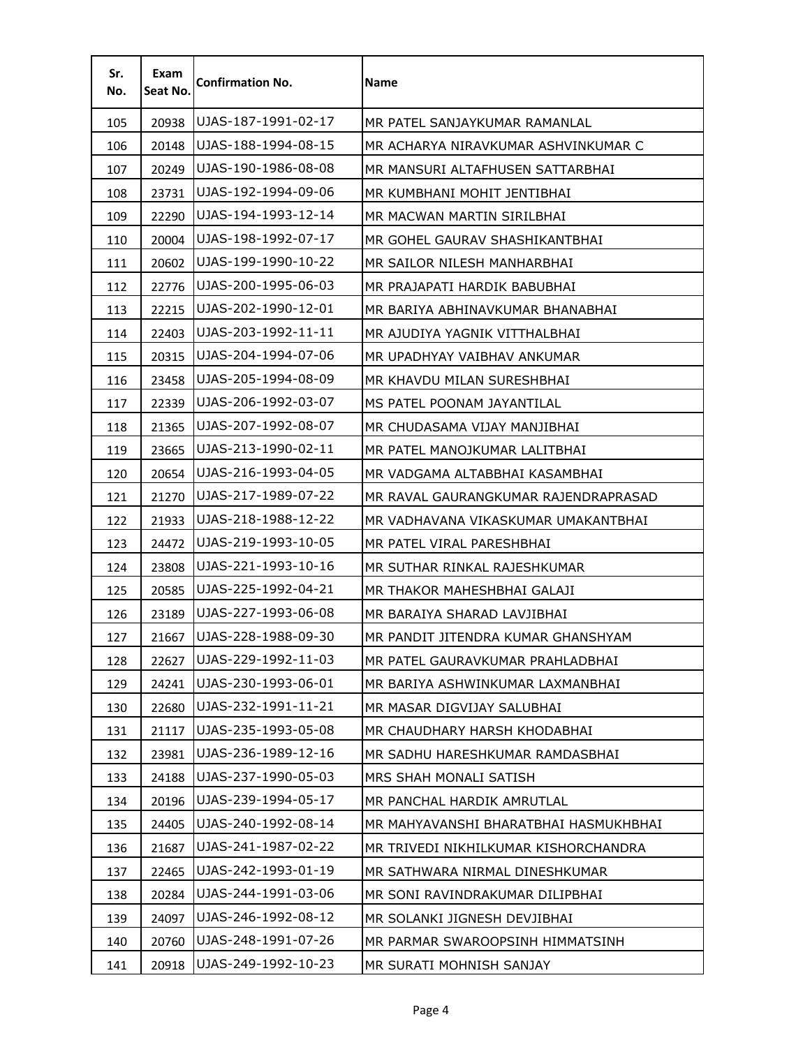| Sr. No. | Exam Seat No. | Confirmation No. | Name |
|---|---|---|---|
| 105 | 20938 | UJAS-187-1991-02-17 | MR PATEL SANJAYKUMAR RAMANLAL |
| 106 | 20148 | UJAS-188-1994-08-15 | MR ACHARYA NIRAVKUMAR ASHVINKUMAR C |
| 107 | 20249 | UJAS-190-1986-08-08 | MR MANSURI ALTAFHUSEN SATTARBHAI |
| 108 | 23731 | UJAS-192-1994-09-06 | MR KUMBHANI MOHIT JENTIBHAI |
| 109 | 22290 | UJAS-194-1993-12-14 | MR MACWAN MARTIN SIRILBHAI |
| 110 | 20004 | UJAS-198-1992-07-17 | MR GOHEL GAURAV SHASHIKANTBHAI |
| 111 | 20602 | UJAS-199-1990-10-22 | MR SAILOR NILESH MANHARBHAI |
| 112 | 22776 | UJAS-200-1995-06-03 | MR PRAJAPATI HARDIK BABUBHAI |
| 113 | 22215 | UJAS-202-1990-12-01 | MR BARIYA ABHINAVKUMAR BHANABHAI |
| 114 | 22403 | UJAS-203-1992-11-11 | MR AJUDIYA YAGNIK VITTHALBHAI |
| 115 | 20315 | UJAS-204-1994-07-06 | MR UPADHYAY VAIBHAV ANKUMAR |
| 116 | 23458 | UJAS-205-1994-08-09 | MR KHAVDU MILAN SURESHBHAI |
| 117 | 22339 | UJAS-206-1992-03-07 | MS PATEL POONAM JAYANTILAL |
| 118 | 21365 | UJAS-207-1992-08-07 | MR CHUDASAMA VIJAY MANJIBHAI |
| 119 | 23665 | UJAS-213-1990-02-11 | MR PATEL MANOJKUMAR LALITBHAI |
| 120 | 20654 | UJAS-216-1993-04-05 | MR VADGAMA ALTABBHAI KASAMBHAI |
| 121 | 21270 | UJAS-217-1989-07-22 | MR RAVAL GAURANGKUMAR RAJENDRAPRASAD |
| 122 | 21933 | UJAS-218-1988-12-22 | MR VADHAVANA VIKASKUMAR UMAKANTBHAI |
| 123 | 24472 | UJAS-219-1993-10-05 | MR PATEL VIRAL PARESHBHAI |
| 124 | 23808 | UJAS-221-1993-10-16 | MR SUTHAR RINKAL RAJESHKUMAR |
| 125 | 20585 | UJAS-225-1992-04-21 | MR THAKOR MAHESHBHAI GALAJI |
| 126 | 23189 | UJAS-227-1993-06-08 | MR BARAIYA SHARAD LAVJIBHAI |
| 127 | 21667 | UJAS-228-1988-09-30 | MR PANDIT JITENDRA KUMAR GHANSHYAM |
| 128 | 22627 | UJAS-229-1992-11-03 | MR PATEL GAURAVKUMAR PRAHLADBHAI |
| 129 | 24241 | UJAS-230-1993-06-01 | MR BARIYA ASHWINKUMAR LAXMANBHAI |
| 130 | 22680 | UJAS-232-1991-11-21 | MR MASAR DIGVIJAY SALUBHAI |
| 131 | 21117 | UJAS-235-1993-05-08 | MR CHAUDHARY HARSH KHODABHAI |
| 132 | 23981 | UJAS-236-1989-12-16 | MR SADHU HARESHKUMAR RAMDASBHAI |
| 133 | 24188 | UJAS-237-1990-05-03 | MRS SHAH MONALI SATISH |
| 134 | 20196 | UJAS-239-1994-05-17 | MR PANCHAL HARDIK AMRUTLAL |
| 135 | 24405 | UJAS-240-1992-08-14 | MR MAHYAVANSHI BHARATBHAI HASMUKHBHAI |
| 136 | 21687 | UJAS-241-1987-02-22 | MR TRIVEDI NIKHILKUMAR KISHORCHANDRA |
| 137 | 22465 | UJAS-242-1993-01-19 | MR SATHWARA NIRMAL DINESHKUMAR |
| 138 | 20284 | UJAS-244-1991-03-06 | MR SONI RAVINDRAKUMAR DILIPBHAI |
| 139 | 24097 | UJAS-246-1992-08-12 | MR SOLANKI JIGNESH DEVJIBHAI |
| 140 | 20760 | UJAS-248-1991-07-26 | MR PARMAR SWAROOPSINH HIMMATSINH |
| 141 | 20918 | UJAS-249-1992-10-23 | MR SURATI MOHNISH SANJAY |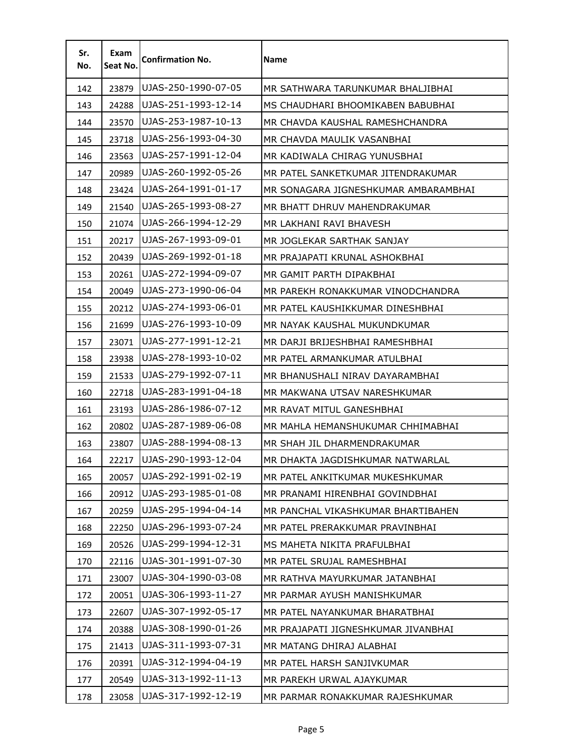| Sr. No. | Exam Seat No. | Confirmation No. | Name |
|---|---|---|---|
| 142 | 23879 | UJAS-250-1990-07-05 | MR SATHWARA TARUNKUMAR BHALJIBHAI |
| 143 | 24288 | UJAS-251-1993-12-14 | MS CHAUDHARI BHOOMIKABEN BABUBHAI |
| 144 | 23570 | UJAS-253-1987-10-13 | MR CHAVDA KAUSHAL RAMESHCHANDRA |
| 145 | 23718 | UJAS-256-1993-04-30 | MR CHAVDA MAULIK VASANBHAI |
| 146 | 23563 | UJAS-257-1991-12-04 | MR KADIWALA CHIRAG YUNUSBHAI |
| 147 | 20989 | UJAS-260-1992-05-26 | MR PATEL SANKETKUMAR JITENDRAKUMAR |
| 148 | 23424 | UJAS-264-1991-01-17 | MR SONAGARA JIGNESHKUMAR AMBARAMBHAI |
| 149 | 21540 | UJAS-265-1993-08-27 | MR BHATT DHRUV MAHENDRAKUMAR |
| 150 | 21074 | UJAS-266-1994-12-29 | MR LAKHANI RAVI BHAVESH |
| 151 | 20217 | UJAS-267-1993-09-01 | MR JOGLEKAR SARTHAK SANJAY |
| 152 | 20439 | UJAS-269-1992-01-18 | MR PRAJAPATI KRUNAL ASHOKBHAI |
| 153 | 20261 | UJAS-272-1994-09-07 | MR GAMIT PARTH DIPAKBHAI |
| 154 | 20049 | UJAS-273-1990-06-04 | MR PAREKH RONAKKUMAR VINODCHANDRA |
| 155 | 20212 | UJAS-274-1993-06-01 | MR PATEL KAUSHIKKUMAR DINESHBHAI |
| 156 | 21699 | UJAS-276-1993-10-09 | MR NAYAK KAUSHAL MUKUNDKUMAR |
| 157 | 23071 | UJAS-277-1991-12-21 | MR DARJI BRIJESHBHAI RAMESHBHAI |
| 158 | 23938 | UJAS-278-1993-10-02 | MR PATEL ARMANKUMAR ATULBHAI |
| 159 | 21533 | UJAS-279-1992-07-11 | MR BHANUSHALI NIRAV DAYARAMBHAI |
| 160 | 22718 | UJAS-283-1991-04-18 | MR MAKWANA UTSAV NARESHKUMAR |
| 161 | 23193 | UJAS-286-1986-07-12 | MR RAVAT MITUL GANESHBHAI |
| 162 | 20802 | UJAS-287-1989-06-08 | MR MAHLA HEMANSHUKUMAR CHHIMABHAI |
| 163 | 23807 | UJAS-288-1994-08-13 | MR SHAH JIL DHARMENDRAKUMAR |
| 164 | 22217 | UJAS-290-1993-12-04 | MR DHAKTA JAGDISHKUMAR NATWARLAL |
| 165 | 20057 | UJAS-292-1991-02-19 | MR PATEL ANKITKUMAR MUKESHKUMAR |
| 166 | 20912 | UJAS-293-1985-01-08 | MR PRANAMI HIRENBHAI GOVINDBHAI |
| 167 | 20259 | UJAS-295-1994-04-14 | MR PANCHAL VIKASHKUMAR BHARTIBAHEN |
| 168 | 22250 | UJAS-296-1993-07-24 | MR PATEL PRERAKKUMAR PRAVINBHAI |
| 169 | 20526 | UJAS-299-1994-12-31 | MS MAHETA NIKITA PRAFULBHAI |
| 170 | 22116 | UJAS-301-1991-07-30 | MR PATEL SRUJAL RAMESHBHAI |
| 171 | 23007 | UJAS-304-1990-03-08 | MR RATHVA MAYURKUMAR JATANBHAI |
| 172 | 20051 | UJAS-306-1993-11-27 | MR PARMAR AYUSH MANISHKUMAR |
| 173 | 22607 | UJAS-307-1992-05-17 | MR PATEL NAYANKUMAR BHARATBHAI |
| 174 | 20388 | UJAS-308-1990-01-26 | MR PRAJAPATI JIGNESHKUMAR JIVANBHAI |
| 175 | 21413 | UJAS-311-1993-07-31 | MR MATANG DHIRAJ ALABHAI |
| 176 | 20391 | UJAS-312-1994-04-19 | MR PATEL HARSH SANJIVKUMAR |
| 177 | 20549 | UJAS-313-1992-11-13 | MR PAREKH URWAL AJAYKUMAR |
| 178 | 23058 | UJAS-317-1992-12-19 | MR PARMAR RONAKKUMAR RAJESHKUMAR |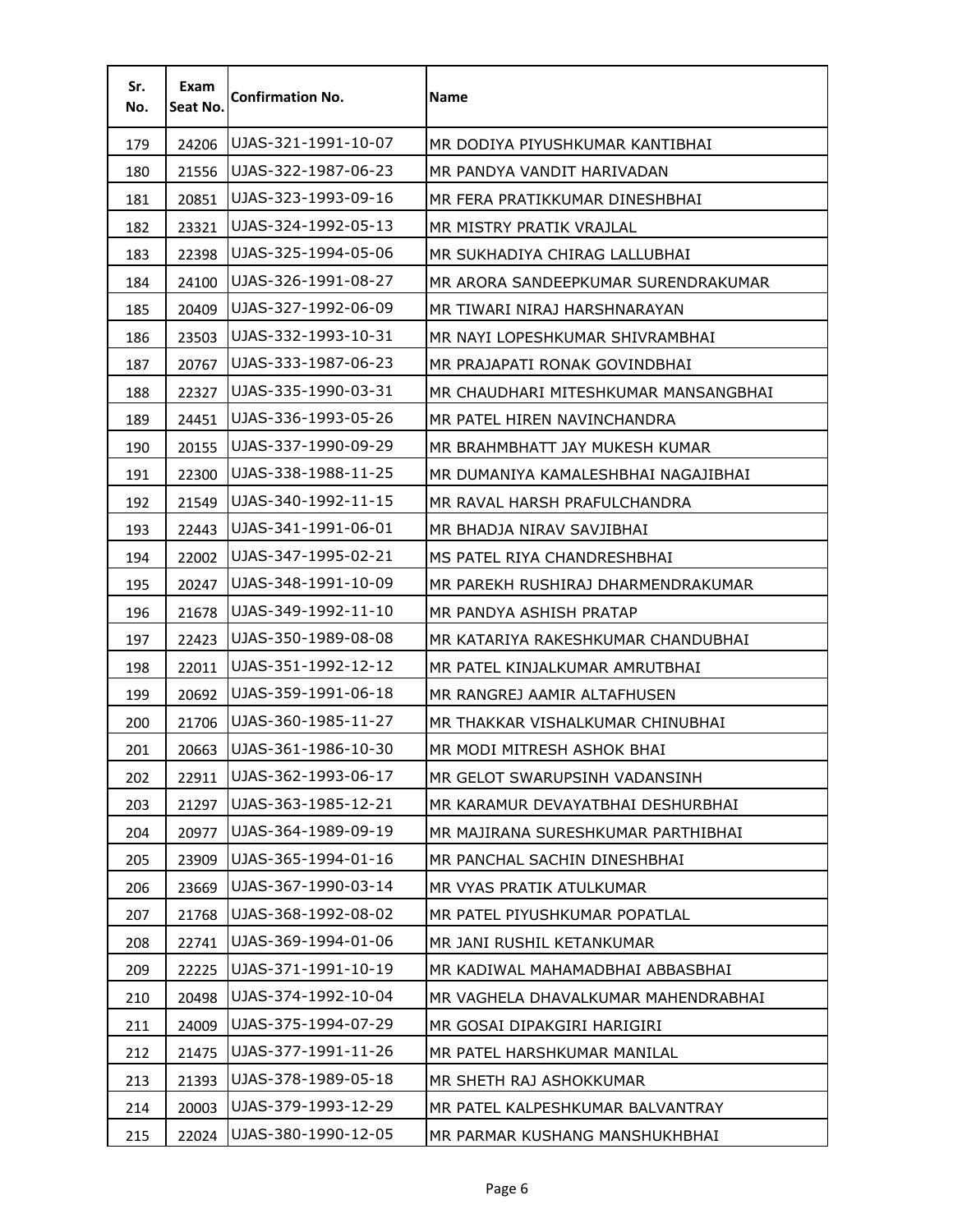| Sr. No. | Exam Seat No. | Confirmation No. | Name |
|---|---|---|---|
| 179 | 24206 | UJAS-321-1991-10-07 | MR DODIYA PIYUSHKUMAR KANTIBHAI |
| 180 | 21556 | UJAS-322-1987-06-23 | MR PANDYA VANDIT HARIVADAN |
| 181 | 20851 | UJAS-323-1993-09-16 | MR FERA PRATIKKUMAR DINESHBHAI |
| 182 | 23321 | UJAS-324-1992-05-13 | MR MISTRY PRATIK VRAJLAL |
| 183 | 22398 | UJAS-325-1994-05-06 | MR SUKHADIYA CHIRAG LALLUBHAI |
| 184 | 24100 | UJAS-326-1991-08-27 | MR ARORA SANDEEPKUMAR SURENDRAKUMAR |
| 185 | 20409 | UJAS-327-1992-06-09 | MR TIWARI NIRAJ HARSHNARAYAN |
| 186 | 23503 | UJAS-332-1993-10-31 | MR NAYI LOPESHKUMAR SHIVRAMBHAI |
| 187 | 20767 | UJAS-333-1987-06-23 | MR PRAJAPATI RONAK GOVINDBHAI |
| 188 | 22327 | UJAS-335-1990-03-31 | MR CHAUDHARI MITESHKUMAR MANSANGBHAI |
| 189 | 24451 | UJAS-336-1993-05-26 | MR PATEL HIREN NAVINCHANDRA |
| 190 | 20155 | UJAS-337-1990-09-29 | MR BRAHMBHATT JAY MUKESH KUMAR |
| 191 | 22300 | UJAS-338-1988-11-25 | MR DUMANIYA KAMALESHBHAI NAGAJIBHAI |
| 192 | 21549 | UJAS-340-1992-11-15 | MR RAVAL HARSH PRAFULCHANDRA |
| 193 | 22443 | UJAS-341-1991-06-01 | MR BHADJA NIRAV SAVJIBHAI |
| 194 | 22002 | UJAS-347-1995-02-21 | MS PATEL RIYA CHANDRESHBHAI |
| 195 | 20247 | UJAS-348-1991-10-09 | MR PAREKH RUSHIRAJ DHARMENDRAKUMAR |
| 196 | 21678 | UJAS-349-1992-11-10 | MR PANDYA ASHISH PRATAP |
| 197 | 22423 | UJAS-350-1989-08-08 | MR KATARIYA RAKESHKUMAR CHANDUBHAI |
| 198 | 22011 | UJAS-351-1992-12-12 | MR PATEL KINJALKUMAR AMRUTBHAI |
| 199 | 20692 | UJAS-359-1991-06-18 | MR RANGREJ AAMIR ALTAFHUSEN |
| 200 | 21706 | UJAS-360-1985-11-27 | MR THAKKAR VISHALKUMAR CHINUBHAI |
| 201 | 20663 | UJAS-361-1986-10-30 | MR MODI MITRESH ASHOK BHAI |
| 202 | 22911 | UJAS-362-1993-06-17 | MR GELOT SWARUPSINH VADANSINH |
| 203 | 21297 | UJAS-363-1985-12-21 | MR KARAMUR DEVAYATBHAI DESHURBHAI |
| 204 | 20977 | UJAS-364-1989-09-19 | MR MAJIRANA SURESHKUMAR PARTHIBHAI |
| 205 | 23909 | UJAS-365-1994-01-16 | MR PANCHAL SACHIN DINESHBHAI |
| 206 | 23669 | UJAS-367-1990-03-14 | MR VYAS PRATIK ATULKUMAR |
| 207 | 21768 | UJAS-368-1992-08-02 | MR PATEL PIYUSHKUMAR POPATLAL |
| 208 | 22741 | UJAS-369-1994-01-06 | MR JANI RUSHIL KETANKUMAR |
| 209 | 22225 | UJAS-371-1991-10-19 | MR KADIWAL MAHAMADBHAI ABBASBHAI |
| 210 | 20498 | UJAS-374-1992-10-04 | MR VAGHELA DHAVALKUMAR MAHENDRABHAI |
| 211 | 24009 | UJAS-375-1994-07-29 | MR GOSAI DIPAKGIRI HARIGIRI |
| 212 | 21475 | UJAS-377-1991-11-26 | MR PATEL HARSHKUMAR MANILAL |
| 213 | 21393 | UJAS-378-1989-05-18 | MR SHETH RAJ ASHOKKUMAR |
| 214 | 20003 | UJAS-379-1993-12-29 | MR PATEL KALPESHKUMAR BALVANTRAY |
| 215 | 22024 | UJAS-380-1990-12-05 | MR PARMAR KUSHANG MANSHUKHBHAI |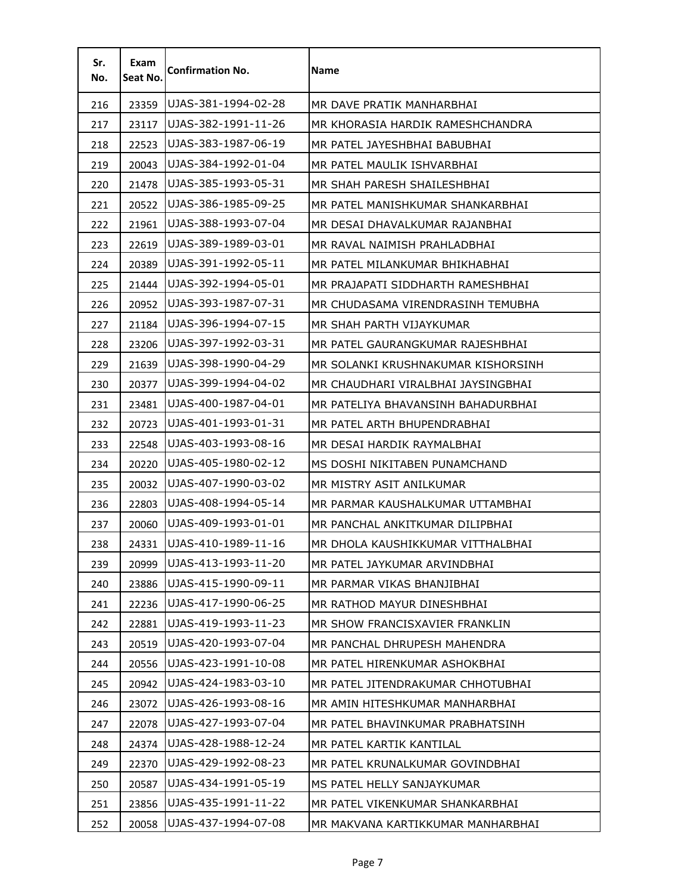| Sr. No. | Exam Seat No. | Confirmation No. | Name |
|---|---|---|---|
| 216 | 23359 | UJAS-381-1994-02-28 | MR DAVE PRATIK MANHARBHAI |
| 217 | 23117 | UJAS-382-1991-11-26 | MR KHORASIA HARDIK RAMESHCHANDRA |
| 218 | 22523 | UJAS-383-1987-06-19 | MR PATEL JAYESHBHAI BABUBHAI |
| 219 | 20043 | UJAS-384-1992-01-04 | MR PATEL MAULIK ISHVARBHAI |
| 220 | 21478 | UJAS-385-1993-05-31 | MR SHAH PARESH SHAILESHBHAI |
| 221 | 20522 | UJAS-386-1985-09-25 | MR PATEL MANISHKUMAR SHANKARBHAI |
| 222 | 21961 | UJAS-388-1993-07-04 | MR DESAI DHAVALKUMAR RAJANBHAI |
| 223 | 22619 | UJAS-389-1989-03-01 | MR RAVAL NAIMISH PRAHLADBHAI |
| 224 | 20389 | UJAS-391-1992-05-11 | MR PATEL MILANKUMAR BHIKHABHAI |
| 225 | 21444 | UJAS-392-1994-05-01 | MR PRAJAPATI SIDDHARTH RAMESHBHAI |
| 226 | 20952 | UJAS-393-1987-07-31 | MR CHUDASAMA VIRENDRASINH TEMUBHA |
| 227 | 21184 | UJAS-396-1994-07-15 | MR SHAH PARTH VIJAYKUMAR |
| 228 | 23206 | UJAS-397-1992-03-31 | MR PATEL GAURANGKUMAR RAJESHBHAI |
| 229 | 21639 | UJAS-398-1990-04-29 | MR SOLANKI KRUSHNAKUMAR KISHORSINH |
| 230 | 20377 | UJAS-399-1994-04-02 | MR CHAUDHARI VIRALBHAI JAYSINGBHAI |
| 231 | 23481 | UJAS-400-1987-04-01 | MR PATELIYA BHAVANSINH BAHADURBHAI |
| 232 | 20723 | UJAS-401-1993-01-31 | MR PATEL ARTH BHUPENDRABHAI |
| 233 | 22548 | UJAS-403-1993-08-16 | MR DESAI HARDIK RAYMALBHAI |
| 234 | 20220 | UJAS-405-1980-02-12 | MS DOSHI NIKITABEN PUNAMCHAND |
| 235 | 20032 | UJAS-407-1990-03-02 | MR MISTRY ASIT ANILKUMAR |
| 236 | 22803 | UJAS-408-1994-05-14 | MR PARMAR KAUSHALKUMAR UTTAMBHAI |
| 237 | 20060 | UJAS-409-1993-01-01 | MR PANCHAL ANKITKUMAR DILIPBHAI |
| 238 | 24331 | UJAS-410-1989-11-16 | MR DHOLA KAUSHIKKUMAR VITTHALBHAI |
| 239 | 20999 | UJAS-413-1993-11-20 | MR PATEL JAYKUMAR ARVINDBHAI |
| 240 | 23886 | UJAS-415-1990-09-11 | MR PARMAR VIKAS BHANJIBHAI |
| 241 | 22236 | UJAS-417-1990-06-25 | MR RATHOD MAYUR DINESHBHAI |
| 242 | 22881 | UJAS-419-1993-11-23 | MR SHOW FRANCISXAVIER FRANKLIN |
| 243 | 20519 | UJAS-420-1993-07-04 | MR PANCHAL DHRUPESH MAHENDRA |
| 244 | 20556 | UJAS-423-1991-10-08 | MR PATEL HIRENKUMAR ASHOKBHAI |
| 245 | 20942 | UJAS-424-1983-03-10 | MR PATEL JITENDRAKUMAR CHHOTUBHAI |
| 246 | 23072 | UJAS-426-1993-08-16 | MR AMIN HITESHKUMAR MANHARBHAI |
| 247 | 22078 | UJAS-427-1993-07-04 | MR PATEL BHAVINKUMAR PRABHATSINH |
| 248 | 24374 | UJAS-428-1988-12-24 | MR PATEL KARTIK KANTILAL |
| 249 | 22370 | UJAS-429-1992-08-23 | MR PATEL KRUNALKUMAR GOVINDBHAI |
| 250 | 20587 | UJAS-434-1991-05-19 | MS PATEL HELLY SANJAYKUMAR |
| 251 | 23856 | UJAS-435-1991-11-22 | MR PATEL VIKENKUMAR SHANKARBHAI |
| 252 | 20058 | UJAS-437-1994-07-08 | MR MAKVANA KARTIKKUMAR MANHARBHAI |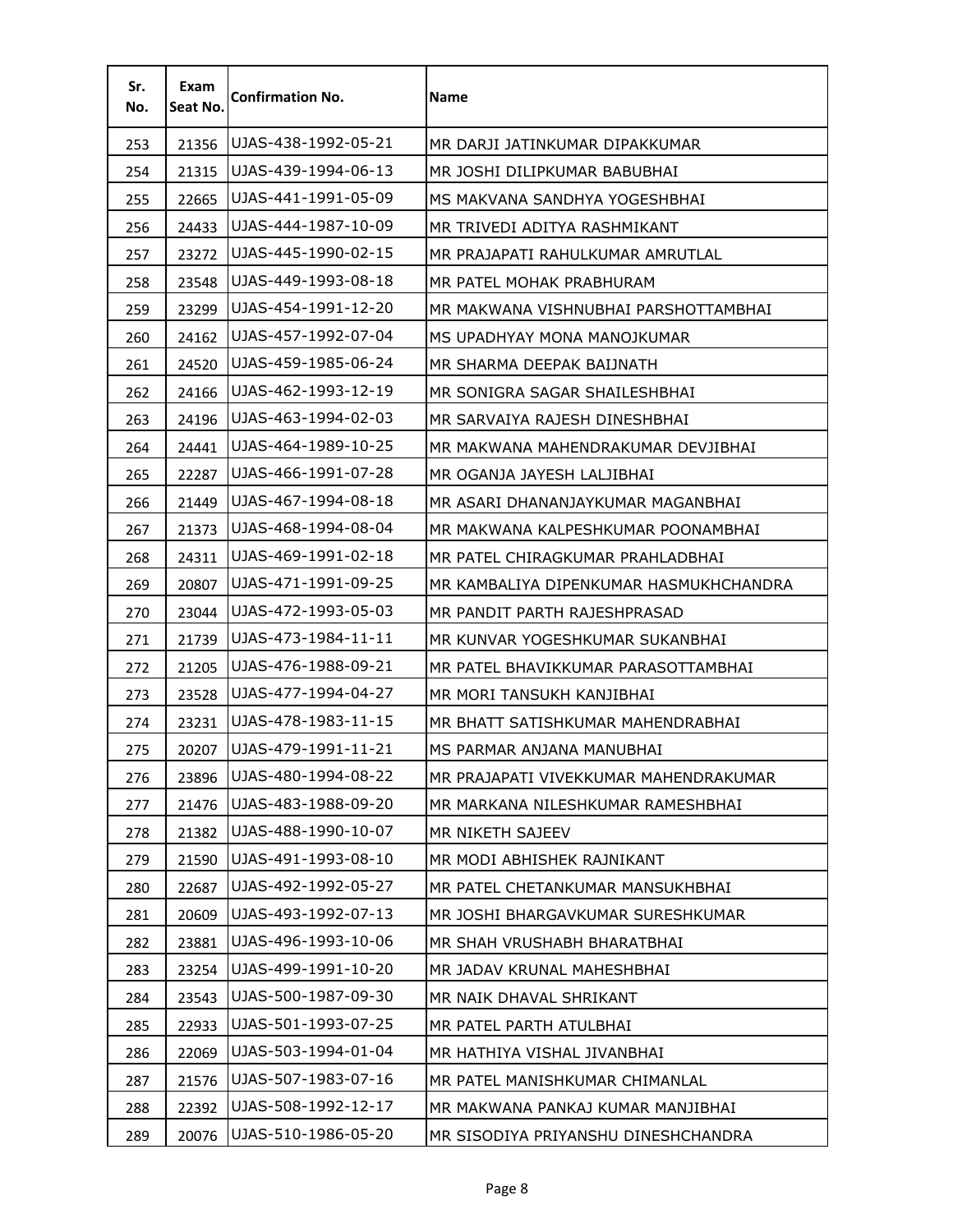| Sr. No. | Exam Seat No. | Confirmation No. | Name |
|---|---|---|---|
| 253 | 21356 | UJAS-438-1992-05-21 | MR DARJI JATINKUMAR DIPAKKUMAR |
| 254 | 21315 | UJAS-439-1994-06-13 | MR JOSHI DILIPKUMAR BABUBHAI |
| 255 | 22665 | UJAS-441-1991-05-09 | MS MAKVANA SANDHYA YOGESHBHAI |
| 256 | 24433 | UJAS-444-1987-10-09 | MR TRIVEDI ADITYA RASHMIKANT |
| 257 | 23272 | UJAS-445-1990-02-15 | MR PRAJAPATI RAHULKUMAR AMRUTLAL |
| 258 | 23548 | UJAS-449-1993-08-18 | MR PATEL MOHAK PRABHURAM |
| 259 | 23299 | UJAS-454-1991-12-20 | MR MAKWANA VISHNUBHAI PARSHOTTAMBHAI |
| 260 | 24162 | UJAS-457-1992-07-04 | MS UPADHYAY MONA MANOJKUMAR |
| 261 | 24520 | UJAS-459-1985-06-24 | MR SHARMA DEEPAK BAIJNATH |
| 262 | 24166 | UJAS-462-1993-12-19 | MR SONIGRA SAGAR SHAILESHBHAI |
| 263 | 24196 | UJAS-463-1994-02-03 | MR SARVAIYA RAJESH DINESHBHAI |
| 264 | 24441 | UJAS-464-1989-10-25 | MR MAKWANA MAHENDRAKUMAR DEVJIBHAI |
| 265 | 22287 | UJAS-466-1991-07-28 | MR OGANJA JAYESH LALJIBHAI |
| 266 | 21449 | UJAS-467-1994-08-18 | MR ASARI DHANANJAYKUMAR MAGANBHAI |
| 267 | 21373 | UJAS-468-1994-08-04 | MR MAKWANA KALPESHKUMAR POONAMBHAI |
| 268 | 24311 | UJAS-469-1991-02-18 | MR PATEL CHIRAGKUMAR PRAHLADBHAI |
| 269 | 20807 | UJAS-471-1991-09-25 | MR KAMBALIYA DIPENKUMAR HASMUKHCHANDRA |
| 270 | 23044 | UJAS-472-1993-05-03 | MR PANDIT PARTH RAJESHPRASAD |
| 271 | 21739 | UJAS-473-1984-11-11 | MR KUNVAR YOGESHKUMAR SUKANBHAI |
| 272 | 21205 | UJAS-476-1988-09-21 | MR PATEL BHAVIKKUMAR PARASOTTAMBHAI |
| 273 | 23528 | UJAS-477-1994-04-27 | MR MORI TANSUKH KANJIBHAI |
| 274 | 23231 | UJAS-478-1983-11-15 | MR BHATT SATISHKUMAR MAHENDRABHAI |
| 275 | 20207 | UJAS-479-1991-11-21 | MS PARMAR ANJANA MANUBHAI |
| 276 | 23896 | UJAS-480-1994-08-22 | MR PRAJAPATI VIVEKKUMAR MAHENDRAKUMAR |
| 277 | 21476 | UJAS-483-1988-09-20 | MR MARKANA NILESHKUMAR RAMESHBHAI |
| 278 | 21382 | UJAS-488-1990-10-07 | MR NIKETH SAJEEV |
| 279 | 21590 | UJAS-491-1993-08-10 | MR MODI ABHISHEK RAJNIKANT |
| 280 | 22687 | UJAS-492-1992-05-27 | MR PATEL CHETANKUMAR MANSUKHBHAI |
| 281 | 20609 | UJAS-493-1992-07-13 | MR JOSHI BHARGAVKUMAR SURESHKUMAR |
| 282 | 23881 | UJAS-496-1993-10-06 | MR SHAH VRUSHABH BHARATBHAI |
| 283 | 23254 | UJAS-499-1991-10-20 | MR JADAV KRUNAL MAHESHBHAI |
| 284 | 23543 | UJAS-500-1987-09-30 | MR NAIK DHAVAL SHRIKANT |
| 285 | 22933 | UJAS-501-1993-07-25 | MR PATEL PARTH ATULBHAI |
| 286 | 22069 | UJAS-503-1994-01-04 | MR HATHIYA VISHAL JIVANBHAI |
| 287 | 21576 | UJAS-507-1983-07-16 | MR PATEL MANISHKUMAR CHIMANLAL |
| 288 | 22392 | UJAS-508-1992-12-17 | MR MAKWANA PANKAJ KUMAR MANJIBHAI |
| 289 | 20076 | UJAS-510-1986-05-20 | MR SISODIYA PRIYANSHU DINESHCHANDRA |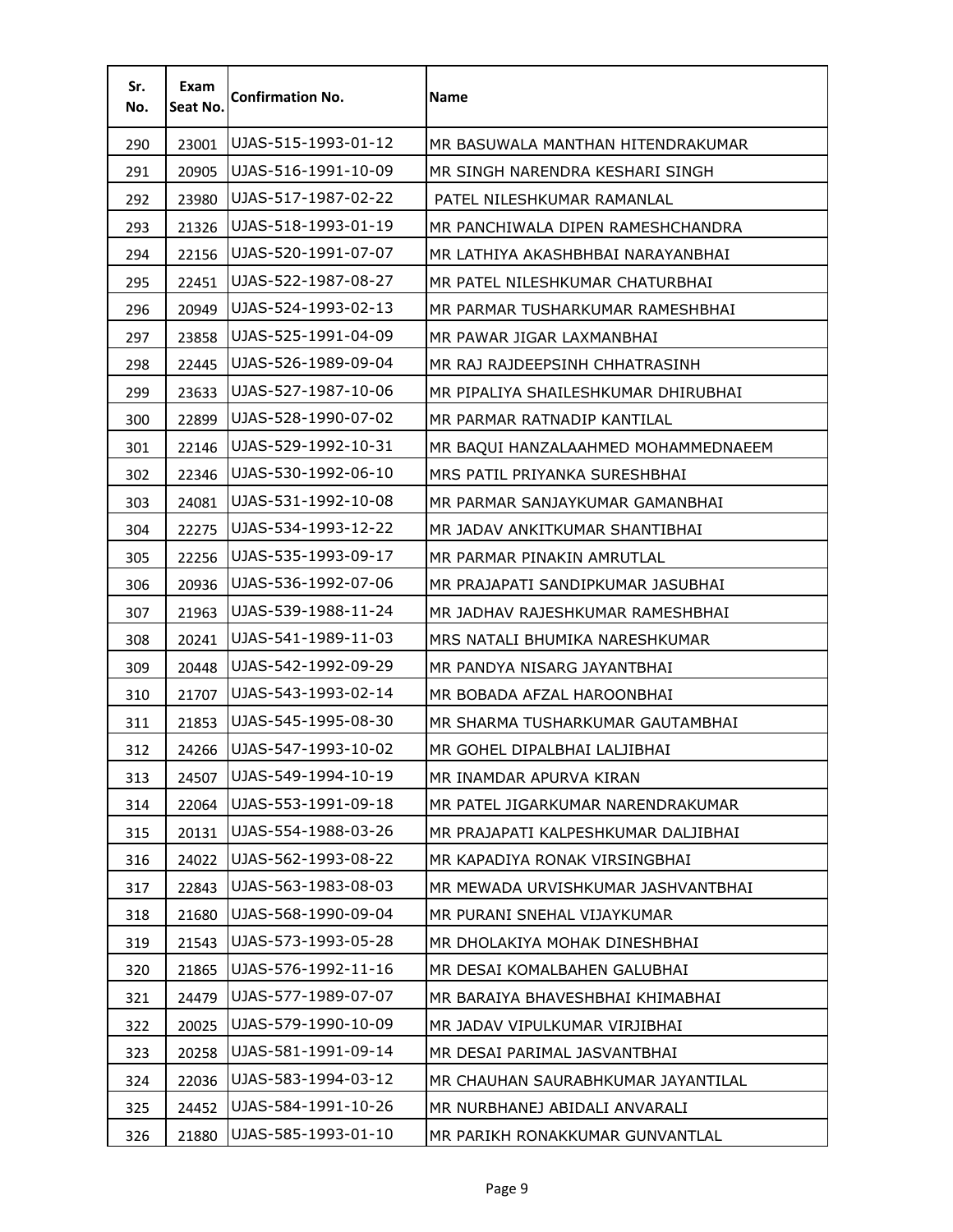| Sr. No. | Exam Seat No. | Confirmation No. | Name |
|---|---|---|---|
| 290 | 23001 | UJAS-515-1993-01-12 | MR BASUWALA MANTHAN HITENDRAKUMAR |
| 291 | 20905 | UJAS-516-1991-10-09 | MR SINGH NARENDRA KESHARI SINGH |
| 292 | 23980 | UJAS-517-1987-02-22 | PATEL NILESHKUMAR RAMANLAL |
| 293 | 21326 | UJAS-518-1993-01-19 | MR PANCHIWALA DIPEN RAMESHCHANDRA |
| 294 | 22156 | UJAS-520-1991-07-07 | MR LATHIYA AKASHBHAI NARAYANBHAI |
| 295 | 22451 | UJAS-522-1987-08-27 | MR PATEL NILESHKUMAR CHATURBHAI |
| 296 | 20949 | UJAS-524-1993-02-13 | MR PARMAR TUSHARKUMAR RAMESHBHAI |
| 297 | 23858 | UJAS-525-1991-04-09 | MR PAWAR JIGAR LAXMANBHAI |
| 298 | 22445 | UJAS-526-1989-09-04 | MR RAJ RAJDEEPSINH CHHATRASINH |
| 299 | 23633 | UJAS-527-1987-10-06 | MR PIPALIYA SHAILESHKUMAR DHIRUBHAI |
| 300 | 22899 | UJAS-528-1990-07-02 | MR PARMAR RATNADIP KANTILAL |
| 301 | 22146 | UJAS-529-1992-10-31 | MR BAQUI HANZALAAHMED MOHAMMEDNAEEM |
| 302 | 22346 | UJAS-530-1992-06-10 | MRS PATIL PRIYANKA SURESHBHAI |
| 303 | 24081 | UJAS-531-1992-10-08 | MR PARMAR SANJAYKUMAR GAMANBHAI |
| 304 | 22275 | UJAS-534-1993-12-22 | MR JADAV ANKITKUMAR SHANTIBHAI |
| 305 | 22256 | UJAS-535-1993-09-17 | MR PARMAR PINAKIN AMRUTLAL |
| 306 | 20936 | UJAS-536-1992-07-06 | MR PRAJAPATI SANDIPKUMAR JASUBHAI |
| 307 | 21963 | UJAS-539-1988-11-24 | MR JADHAV RAJESHKUMAR RAMESHBHAI |
| 308 | 20241 | UJAS-541-1989-11-03 | MRS NATALI BHUMIKA NARESHKUMAR |
| 309 | 20448 | UJAS-542-1992-09-29 | MR PANDYA NISARG JAYANTBHAI |
| 310 | 21707 | UJAS-543-1993-02-14 | MR BOBADA AFZAL HAROONBHAI |
| 311 | 21853 | UJAS-545-1995-08-30 | MR SHARMA TUSHARKUMAR GAUTAMBHAI |
| 312 | 24266 | UJAS-547-1993-10-02 | MR GOHEL DIPALBHAI LALJIBHAI |
| 313 | 24507 | UJAS-549-1994-10-19 | MR INAMDAR APURVA KIRAN |
| 314 | 22064 | UJAS-553-1991-09-18 | MR PATEL JIGARKUMAR NARENDRAKUMAR |
| 315 | 20131 | UJAS-554-1988-03-26 | MR PRAJAPATI KALPESHKUMAR DALJIBHAI |
| 316 | 24022 | UJAS-562-1993-08-22 | MR KAPADIYA RONAK VIRSINGBHAI |
| 317 | 22843 | UJAS-563-1983-08-03 | MR MEWADA URVISHKUMAR JASHVANTBHAI |
| 318 | 21680 | UJAS-568-1990-09-04 | MR PURANI SNEHAL VIJAYKUMAR |
| 319 | 21543 | UJAS-573-1993-05-28 | MR DHOLAKIYA MOHAK DINESHBHAI |
| 320 | 21865 | UJAS-576-1992-11-16 | MR DESAI KOMALBAHEN GALUBHAI |
| 321 | 24479 | UJAS-577-1989-07-07 | MR BARAIYA BHAVESHBHAI KHIMABHAI |
| 322 | 20025 | UJAS-579-1990-10-09 | MR JADAV VIPULKUMAR VIRJIBHAI |
| 323 | 20258 | UJAS-581-1991-09-14 | MR DESAI PARIMAL JASVANTBHAI |
| 324 | 22036 | UJAS-583-1994-03-12 | MR CHAUHAN SAURABHKUMAR JAYANTILAL |
| 325 | 24452 | UJAS-584-1991-10-26 | MR NURBHANEJ ABIDALI ANVARALI |
| 326 | 21880 | UJAS-585-1993-01-10 | MR PARIKH RONAKKUMAR GUNVANTLAL |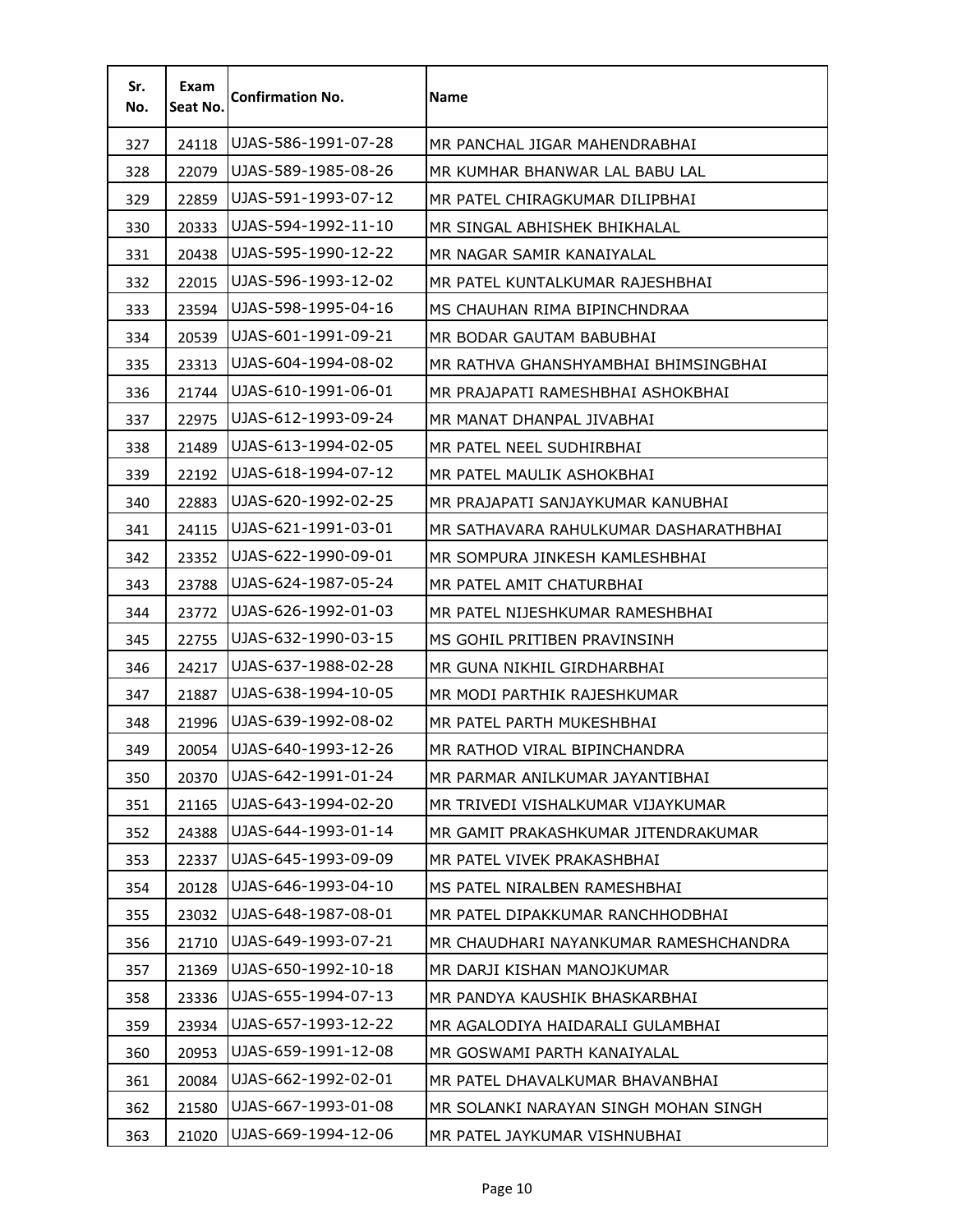| Sr. No. | Exam Seat No. | Confirmation No. | Name |
|---|---|---|---|
| 327 | 24118 | UJAS-586-1991-07-28 | MR PANCHAL JIGAR MAHENDRABHAI |
| 328 | 22079 | UJAS-589-1985-08-26 | MR KUMHAR BHANWAR LAL BABU LAL |
| 329 | 22859 | UJAS-591-1993-07-12 | MR PATEL CHIRAGKUMAR DILIPBHAI |
| 330 | 20333 | UJAS-594-1992-11-10 | MR SINGAL ABHISHEK BHIKHALAL |
| 331 | 20438 | UJAS-595-1990-12-22 | MR NAGAR SAMIR KANAIYALAL |
| 332 | 22015 | UJAS-596-1993-12-02 | MR PATEL KUNTALKUMAR RAJESHBHAI |
| 333 | 23594 | UJAS-598-1995-04-16 | MS CHAUHAN RIMA BIPINCHNDRAA |
| 334 | 20539 | UJAS-601-1991-09-21 | MR BODAR GAUTAM BABUBHAI |
| 335 | 23313 | UJAS-604-1994-08-02 | MR RATHVA GHANSHYAMBHAI BHIMSINGBHAI |
| 336 | 21744 | UJAS-610-1991-06-01 | MR PRAJAPATI RAMESHBHAI ASHOKBHAI |
| 337 | 22975 | UJAS-612-1993-09-24 | MR MANAT DHANPAL JIVABHAI |
| 338 | 21489 | UJAS-613-1994-02-05 | MR PATEL NEEL SUDHIRBHAI |
| 339 | 22192 | UJAS-618-1994-07-12 | MR PATEL MAULIK ASHOKBHAI |
| 340 | 22883 | UJAS-620-1992-02-25 | MR PRAJAPATI SANJAYKUMAR KANUBHAI |
| 341 | 24115 | UJAS-621-1991-03-01 | MR SATHAVARA RAHULKUMAR DASHARATHBHAI |
| 342 | 23352 | UJAS-622-1990-09-01 | MR SOMPURA JINKESH KAMLESHBHAI |
| 343 | 23788 | UJAS-624-1987-05-24 | MR PATEL AMIT CHATURBHAI |
| 344 | 23772 | UJAS-626-1992-01-03 | MR PATEL NIJESHKUMAR RAMESHBHAI |
| 345 | 22755 | UJAS-632-1990-03-15 | MS GOHIL PRITIBEN PRAVINSINH |
| 346 | 24217 | UJAS-637-1988-02-28 | MR GUNA NIKHIL GIRDHARBHAI |
| 347 | 21887 | UJAS-638-1994-10-05 | MR MODI PARTHIK RAJESHKUMAR |
| 348 | 21996 | UJAS-639-1992-08-02 | MR PATEL PARTH MUKESHBHAI |
| 349 | 20054 | UJAS-640-1993-12-26 | MR RATHOD VIRAL BIPINCHANDRA |
| 350 | 20370 | UJAS-642-1991-01-24 | MR PARMAR ANILKUMAR JAYANTIBHAI |
| 351 | 21165 | UJAS-643-1994-02-20 | MR TRIVEDI VISHALKUMAR VIJAYKUMAR |
| 352 | 24388 | UJAS-644-1993-01-14 | MR GAMIT PRAKASHKUMAR JITENDRAKUMAR |
| 353 | 22337 | UJAS-645-1993-09-09 | MR PATEL VIVEK PRAKASHBHAI |
| 354 | 20128 | UJAS-646-1993-04-10 | MS PATEL NIRALBEN RAMESHBHAI |
| 355 | 23032 | UJAS-648-1987-08-01 | MR PATEL DIPAKKUMAR RANCHHODBHAI |
| 356 | 21710 | UJAS-649-1993-07-21 | MR CHAUDHARI NAYANKUMAR RAMESHCHANDRA |
| 357 | 21369 | UJAS-650-1992-10-18 | MR DARJI KISHAN MANOJKUMAR |
| 358 | 23336 | UJAS-655-1994-07-13 | MR PANDYA KAUSHIK BHASKARBHAI |
| 359 | 23934 | UJAS-657-1993-12-22 | MR AGALODIYA HAIDARALI GULAMBHAI |
| 360 | 20953 | UJAS-659-1991-12-08 | MR GOSWAMI PARTH KANAIYALAL |
| 361 | 20084 | UJAS-662-1992-02-01 | MR PATEL DHAVALKUMAR BHAVANBHAI |
| 362 | 21580 | UJAS-667-1993-01-08 | MR SOLANKI NARAYAN SINGH MOHAN SINGH |
| 363 | 21020 | UJAS-669-1994-12-06 | MR PATEL JAYKUMAR VISHNUBHAI |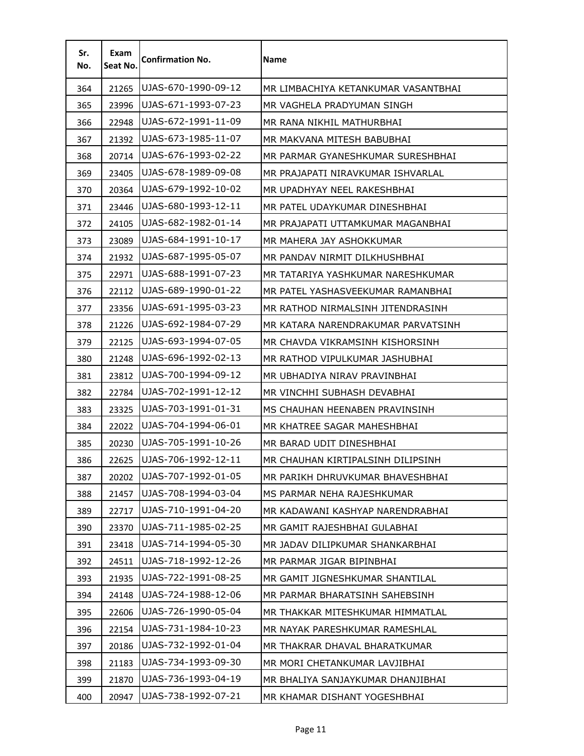| Sr. No. | Exam Seat No. | Confirmation No. | Name |
|---|---|---|---|
| 364 | 21265 | UJAS-670-1990-09-12 | MR LIMBACHIYA KETANKUMAR VASANTBHAI |
| 365 | 23996 | UJAS-671-1993-07-23 | MR VAGHELA PRADYUMAN SINGH |
| 366 | 22948 | UJAS-672-1991-11-09 | MR RANA NIKHIL MATHURBHAI |
| 367 | 21392 | UJAS-673-1985-11-07 | MR MAKVANA MITESH BABUBHAI |
| 368 | 20714 | UJAS-676-1993-02-22 | MR PARMAR GYANESHKUMAR SURESHBHAI |
| 369 | 23405 | UJAS-678-1989-09-08 | MR PRAJAPATI NIRAVKUMAR ISHVARLAL |
| 370 | 20364 | UJAS-679-1992-10-02 | MR UPADHYAY NEEL RAKESHBHAI |
| 371 | 23446 | UJAS-680-1993-12-11 | MR PATEL UDAYKUMAR DINESHBHAI |
| 372 | 24105 | UJAS-682-1982-01-14 | MR PRAJAPATI UTTAMKUMAR MAGANBHAI |
| 373 | 23089 | UJAS-684-1991-10-17 | MR MAHERA JAY ASHOKKUMAR |
| 374 | 21932 | UJAS-687-1995-05-07 | MR PANDAV NIRMIT DILKHUSHBHAI |
| 375 | 22971 | UJAS-688-1991-07-23 | MR TATARIYA YASHKUMAR NARESHKUMAR |
| 376 | 22112 | UJAS-689-1990-01-22 | MR PATEL YASHASVEEKUMAR RAMANBHAI |
| 377 | 23356 | UJAS-691-1995-03-23 | MR RATHOD NIRMALSINH JITENDRASINH |
| 378 | 21226 | UJAS-692-1984-07-29 | MR KATARA NARENDRAKUMAR PARVATSINH |
| 379 | 22125 | UJAS-693-1994-07-05 | MR CHAVDA VIKRAMSINH KISHORSINH |
| 380 | 21248 | UJAS-696-1992-02-13 | MR RATHOD VIPULKUMAR JASHUBHAI |
| 381 | 23812 | UJAS-700-1994-09-12 | MR UBHADIYA NIRAV PRAVINBHAI |
| 382 | 22784 | UJAS-702-1991-12-12 | MR VINCHHI SUBHASH DEVABHAI |
| 383 | 23325 | UJAS-703-1991-01-31 | MS CHAUHAN HEENABEN PRAVINSINH |
| 384 | 22022 | UJAS-704-1994-06-01 | MR KHATREE SAGAR MAHESHBHAI |
| 385 | 20230 | UJAS-705-1991-10-26 | MR BARAD UDIT DINESHBHAI |
| 386 | 22625 | UJAS-706-1992-12-11 | MR CHAUHAN KIRTIPALSINH DILIPSINH |
| 387 | 20202 | UJAS-707-1992-01-05 | MR PARIKH DHRUVKUMAR BHAVESHBHAI |
| 388 | 21457 | UJAS-708-1994-03-04 | MS PARMAR NEHA RAJESHKUMAR |
| 389 | 22717 | UJAS-710-1991-04-20 | MR KADAWANI KASHYAP NARENDRABHAI |
| 390 | 23370 | UJAS-711-1985-02-25 | MR GAMIT RAJESHBHAI GULABHAI |
| 391 | 23418 | UJAS-714-1994-05-30 | MR JADAV DILIPKUMAR SHANKARBHAI |
| 392 | 24511 | UJAS-718-1992-12-26 | MR PARMAR JIGAR BIPINBHAI |
| 393 | 21935 | UJAS-722-1991-08-25 | MR GAMIT JIGNESHKUMAR SHANTILAL |
| 394 | 24148 | UJAS-724-1988-12-06 | MR PARMAR BHARATSINH SAHEBSINH |
| 395 | 22606 | UJAS-726-1990-05-04 | MR THAKKAR MITESHKUMAR HIMMATLAL |
| 396 | 22154 | UJAS-731-1984-10-23 | MR NAYAK PARESHKUMAR RAMESHLAL |
| 397 | 20186 | UJAS-732-1992-01-04 | MR THAKRAR DHAVAL BHARATKUMAR |
| 398 | 21183 | UJAS-734-1993-09-30 | MR MORI CHETANKUMAR LAVJIBHAI |
| 399 | 21870 | UJAS-736-1993-04-19 | MR BHALIYA SANJAYKUMAR DHANJIBHAI |
| 400 | 20947 | UJAS-738-1992-07-21 | MR KHAMAR DISHANT YOGESHBHAI |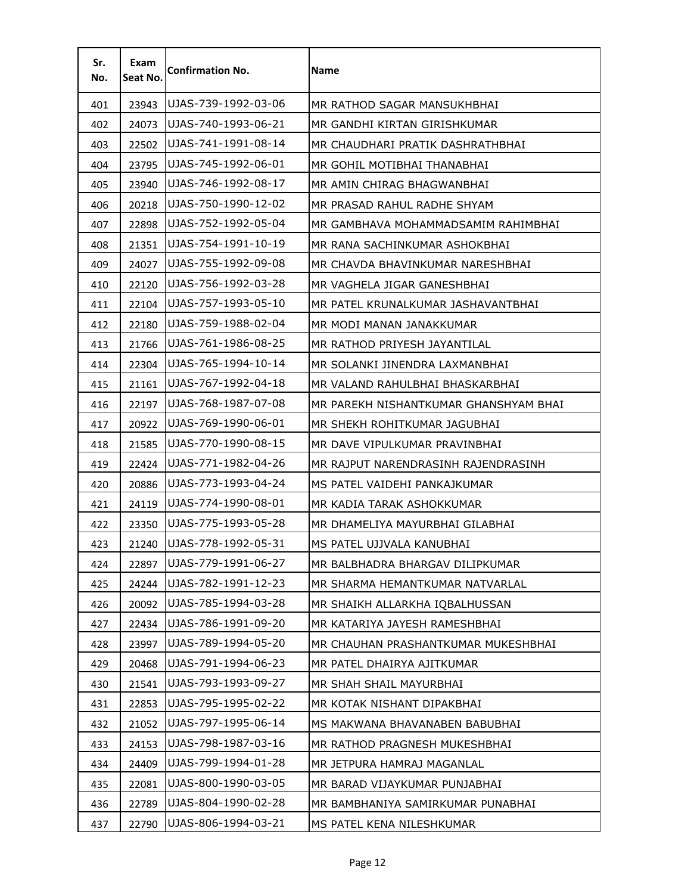| Sr. No. | Exam Seat No. | Confirmation No. | Name |
|---|---|---|---|
| 401 | 23943 | UJAS-739-1992-03-06 | MR RATHOD SAGAR MANSUKHBHAI |
| 402 | 24073 | UJAS-740-1993-06-21 | MR GANDHI KIRTAN GIRISHKUMAR |
| 403 | 22502 | UJAS-741-1991-08-14 | MR CHAUDHARI PRATIK DASHRATHBHAI |
| 404 | 23795 | UJAS-745-1992-06-01 | MR GOHIL MOTIBHAI THANABHAI |
| 405 | 23940 | UJAS-746-1992-08-17 | MR AMIN CHIRAG BHAGWANBHAI |
| 406 | 20218 | UJAS-750-1990-12-02 | MR PRASAD RAHUL RADHE SHYAM |
| 407 | 22898 | UJAS-752-1992-05-04 | MR GAMBHAVA MOHAMMADSAMIM RAHIMBHAI |
| 408 | 21351 | UJAS-754-1991-10-19 | MR RANA SACHINKUMAR ASHOKBHAI |
| 409 | 24027 | UJAS-755-1992-09-08 | MR CHAVDA BHAVINKUMAR NARESHBHAI |
| 410 | 22120 | UJAS-756-1992-03-28 | MR VAGHELA JIGAR GANESHBHAI |
| 411 | 22104 | UJAS-757-1993-05-10 | MR PATEL KRUNALKUMAR JASHAVANTBHAI |
| 412 | 22180 | UJAS-759-1988-02-04 | MR MODI MANAN JANAKKUMAR |
| 413 | 21766 | UJAS-761-1986-08-25 | MR RATHOD PRIYESH JAYANTILAL |
| 414 | 22304 | UJAS-765-1994-10-14 | MR SOLANKI JINENDRA LAXMANBHAI |
| 415 | 21161 | UJAS-767-1992-04-18 | MR VALAND RAHULBHAI BHASKARBHAI |
| 416 | 22197 | UJAS-768-1987-07-08 | MR PAREKH NISHANTKUMAR GHANSHYAM BHAI |
| 417 | 20922 | UJAS-769-1990-06-01 | MR SHEKH ROHITKUMAR JAGUBHAI |
| 418 | 21585 | UJAS-770-1990-08-15 | MR DAVE VIPULKUMAR PRAVINBHAI |
| 419 | 22424 | UJAS-771-1982-04-26 | MR RAJPUT NARENDRASINH RAJENDRASINH |
| 420 | 20886 | UJAS-773-1993-04-24 | MS PATEL VAIDEHI PANKAJKUMAR |
| 421 | 24119 | UJAS-774-1990-08-01 | MR KADIA TARAK ASHOKKUMAR |
| 422 | 23350 | UJAS-775-1993-05-28 | MR DHAMELIYA MAYURBHAI GILABHAI |
| 423 | 21240 | UJAS-778-1992-05-31 | MS PATEL UJJVALA KANUBHAI |
| 424 | 22897 | UJAS-779-1991-06-27 | MR BALBHADRA BHARGAV DILIPKUMAR |
| 425 | 24244 | UJAS-782-1991-12-23 | MR SHARMA HEMANTKUMAR NATVARLAL |
| 426 | 20092 | UJAS-785-1994-03-28 | MR SHAIKH ALLARKHA IQBALHUSSAN |
| 427 | 22434 | UJAS-786-1991-09-20 | MR KATARIYA JAYESH RAMESHBHAI |
| 428 | 23997 | UJAS-789-1994-05-20 | MR CHAUHAN PRASHANTKUMAR MUKESHBHAI |
| 429 | 20468 | UJAS-791-1994-06-23 | MR PATEL DHAIRYA AJITKUMAR |
| 430 | 21541 | UJAS-793-1993-09-27 | MR SHAH SHAIL MAYURBHAI |
| 431 | 22853 | UJAS-795-1995-02-22 | MR KOTAK NISHANT DIPAKBHAI |
| 432 | 21052 | UJAS-797-1995-06-14 | MS MAKWANA BHAVANABEN BABUBHAI |
| 433 | 24153 | UJAS-798-1987-03-16 | MR RATHOD PRAGNESH MUKESHBHAI |
| 434 | 24409 | UJAS-799-1994-01-28 | MR JETPURA HAMRAJ MAGANLAL |
| 435 | 22081 | UJAS-800-1990-03-05 | MR BARAD VIJAYKUMAR PUNJABHAI |
| 436 | 22789 | UJAS-804-1990-02-28 | MR BAMBHANIYA SAMIRKUMAR PUNABHAI |
| 437 | 22790 | UJAS-806-1994-03-21 | MS PATEL KENA NILESHKUMAR |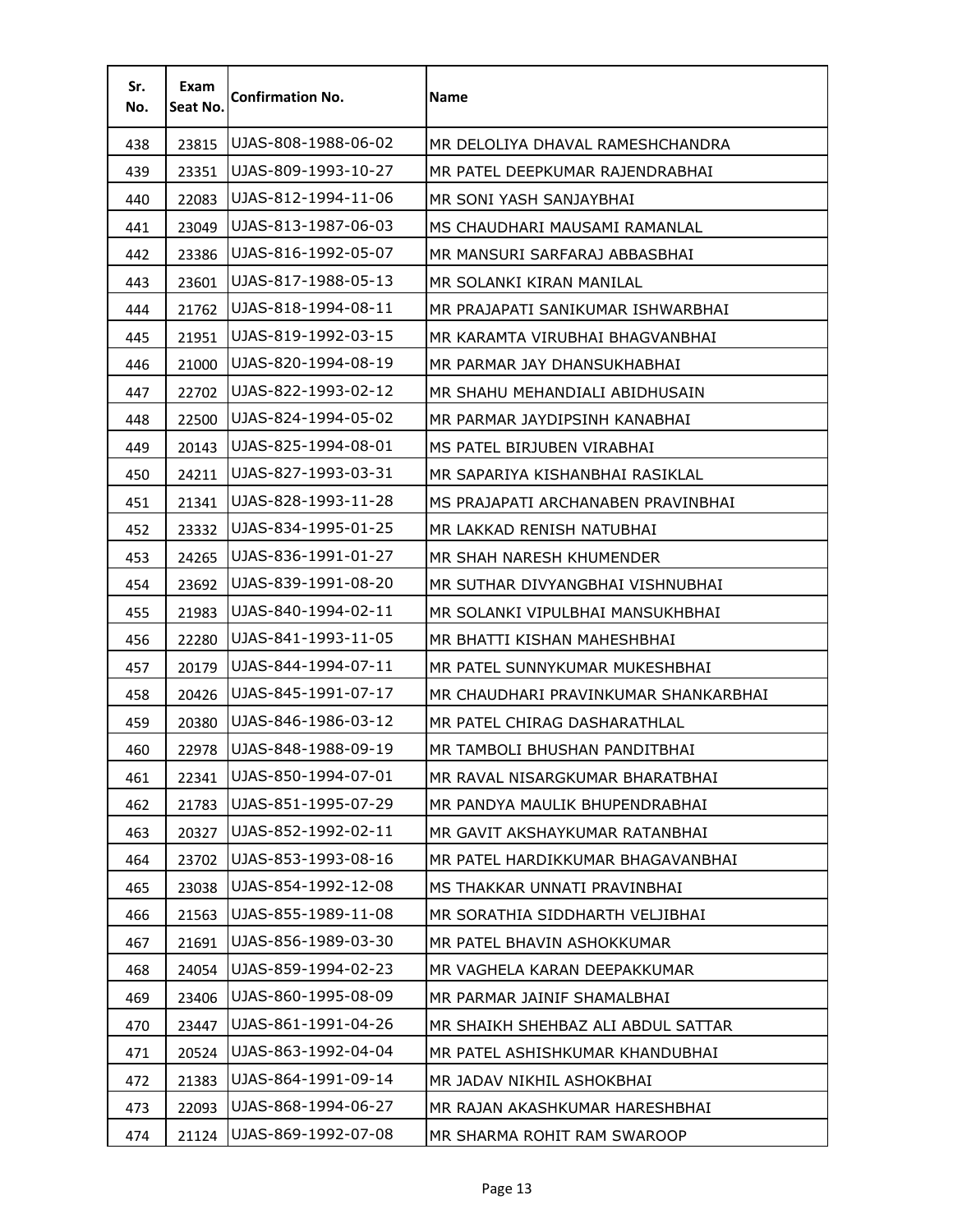| Sr. No. | Exam Seat No. | Confirmation No. | Name |
|---|---|---|---|
| 438 | 23815 | UJAS-808-1988-06-02 | MR DELOLIYA DHAVAL RAMESHCHANDRA |
| 439 | 23351 | UJAS-809-1993-10-27 | MR PATEL DEEPKUMAR RAJENDRABHAI |
| 440 | 22083 | UJAS-812-1994-11-06 | MR SONI YASH SANJAYBHAI |
| 441 | 23049 | UJAS-813-1987-06-03 | MS CHAUDHARI MAUSAMI RAMANLAL |
| 442 | 23386 | UJAS-816-1992-05-07 | MR MANSURI SARFARAJ ABBASBHAI |
| 443 | 23601 | UJAS-817-1988-05-13 | MR SOLANKI KIRAN MANILAL |
| 444 | 21762 | UJAS-818-1994-08-11 | MR PRAJAPATI SANIKUMAR ISHWARBHAI |
| 445 | 21951 | UJAS-819-1992-03-15 | MR KARAMTA VIRUBHAI BHAGVANBHAI |
| 446 | 21000 | UJAS-820-1994-08-19 | MR PARMAR JAY DHANSUKHABHAI |
| 447 | 22702 | UJAS-822-1993-02-12 | MR SHAHU MEHANDIALI ABIDHUSAIN |
| 448 | 22500 | UJAS-824-1994-05-02 | MR PARMAR JAYDIPSINH KANABHAI |
| 449 | 20143 | UJAS-825-1994-08-01 | MS PATEL BIRJUBEN VIRABHAI |
| 450 | 24211 | UJAS-827-1993-03-31 | MR SAPARIYA KISHANBHAI RASIKLAL |
| 451 | 21341 | UJAS-828-1993-11-28 | MS PRAJAPATI ARCHANABEN PRAVINBHAI |
| 452 | 23332 | UJAS-834-1995-01-25 | MR LAKKAD RENISH NATUBHAI |
| 453 | 24265 | UJAS-836-1991-01-27 | MR SHAH NARESH KHUMENDER |
| 454 | 23692 | UJAS-839-1991-08-20 | MR SUTHAR DIVYANGBHAI VISHNUBHAI |
| 455 | 21983 | UJAS-840-1994-02-11 | MR SOLANKI VIPULBHAI MANSUKHBHAI |
| 456 | 22280 | UJAS-841-1993-11-05 | MR BHATTI KISHAN MAHESHBHAI |
| 457 | 20179 | UJAS-844-1994-07-11 | MR PATEL SUNNYKUMAR MUKESHBHAI |
| 458 | 20426 | UJAS-845-1991-07-17 | MR CHAUDHARI PRAVINKUMAR SHANKARBHAI |
| 459 | 20380 | UJAS-846-1986-03-12 | MR PATEL CHIRAG DASHARATHLAL |
| 460 | 22978 | UJAS-848-1988-09-19 | MR TAMBOLI BHUSHAN PANDITBHAI |
| 461 | 22341 | UJAS-850-1994-07-01 | MR RAVAL NISARGKUMAR BHARATBHAI |
| 462 | 21783 | UJAS-851-1995-07-29 | MR PANDYA MAULIK BHUPENDRABHAI |
| 463 | 20327 | UJAS-852-1992-02-11 | MR GAVIT AKSHAYKUMAR RATANBHAI |
| 464 | 23702 | UJAS-853-1993-08-16 | MR PATEL HARDIKKUMAR BHAGAVANBHAI |
| 465 | 23038 | UJAS-854-1992-12-08 | MS THAKKAR UNNATI PRAVINBHAI |
| 466 | 21563 | UJAS-855-1989-11-08 | MR SORATHIA SIDDHARTH VELJIBHAI |
| 467 | 21691 | UJAS-856-1989-03-30 | MR PATEL BHAVIN ASHOKKUMAR |
| 468 | 24054 | UJAS-859-1994-02-23 | MR VAGHELA KARAN DEEPAKKUMAR |
| 469 | 23406 | UJAS-860-1995-08-09 | MR PARMAR JAINIF SHAMALBHAI |
| 470 | 23447 | UJAS-861-1991-04-26 | MR SHAIKH SHEHBAZ ALI ABDUL SATTAR |
| 471 | 20524 | UJAS-863-1992-04-04 | MR PATEL ASHISHKUMAR KHANDUBHAI |
| 472 | 21383 | UJAS-864-1991-09-14 | MR JADAV NIKHIL ASHOKBHAI |
| 473 | 22093 | UJAS-868-1994-06-27 | MR RAJAN AKASHKUMAR HARESHBHAI |
| 474 | 21124 | UJAS-869-1992-07-08 | MR SHARMA ROHIT RAM SWAROOP |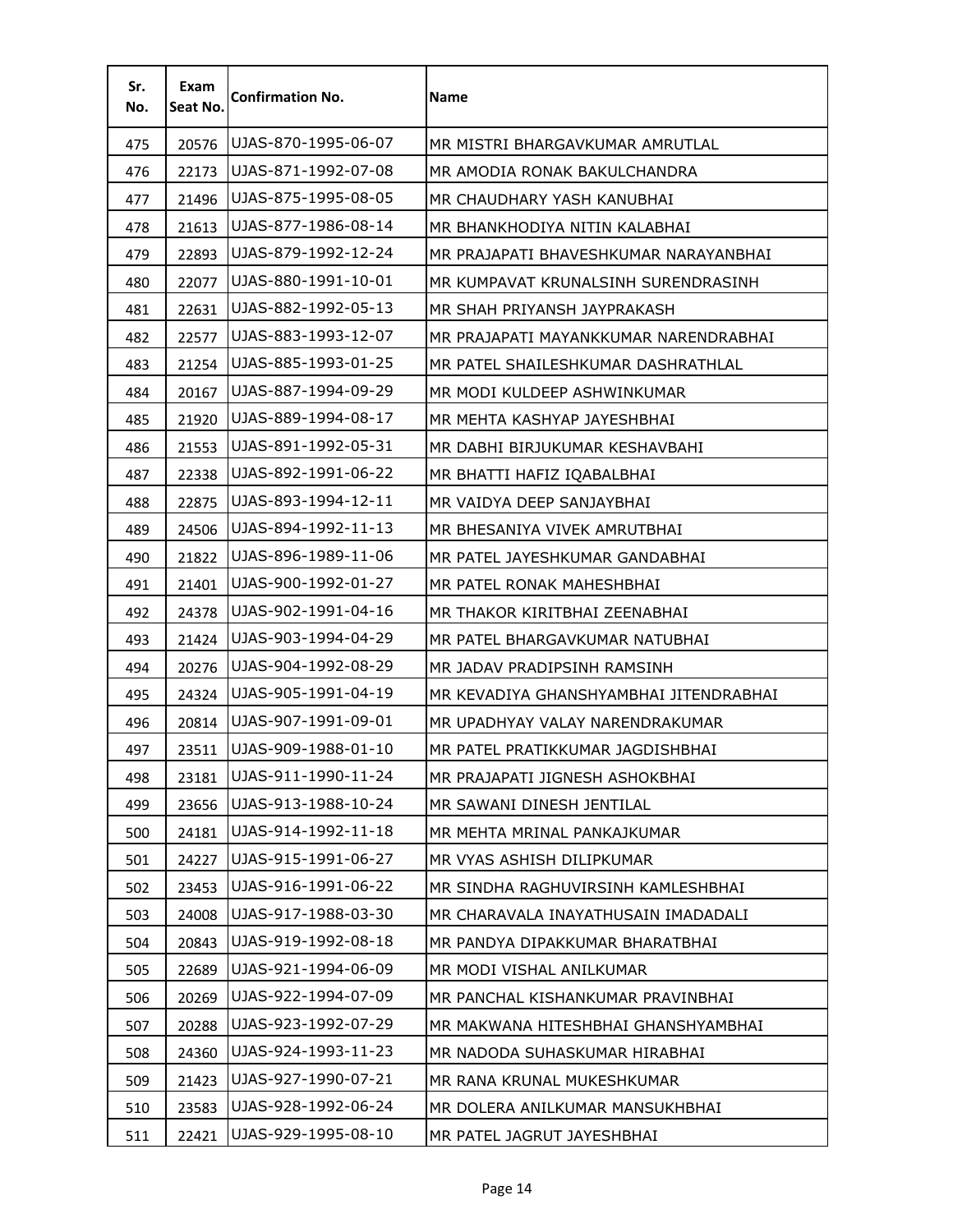| Sr. No. | Exam Seat No. | Confirmation No. | Name |
|---|---|---|---|
| 475 | 20576 | UJAS-870-1995-06-07 | MR MISTRI BHARGAVKUMAR AMRUTLAL |
| 476 | 22173 | UJAS-871-1992-07-08 | MR AMODIA RONAK BAKULCHANDRA |
| 477 | 21496 | UJAS-875-1995-08-05 | MR CHAUDHARY YASH KANUBHAI |
| 478 | 21613 | UJAS-877-1986-08-14 | MR BHANKHODIYA NITIN KALABHAI |
| 479 | 22893 | UJAS-879-1992-12-24 | MR PRAJAPATI BHAVESHKUMAR NARAYANBHAI |
| 480 | 22077 | UJAS-880-1991-10-01 | MR KUMPAVAT KRUNALSINH SURENDRASINH |
| 481 | 22631 | UJAS-882-1992-05-13 | MR SHAH PRIYANSH JAYPRAKASH |
| 482 | 22577 | UJAS-883-1993-12-07 | MR PRAJAPATI MAYANKKUMAR NARENDRABHAI |
| 483 | 21254 | UJAS-885-1993-01-25 | MR PATEL SHAILESHKUMAR DASHRATHLAL |
| 484 | 20167 | UJAS-887-1994-09-29 | MR MODI KULDEEP ASHWINKUMAR |
| 485 | 21920 | UJAS-889-1994-08-17 | MR MEHTA KASHYAP JAYESHBHAI |
| 486 | 21553 | UJAS-891-1992-05-31 | MR DABHI BIRJUKUMAR KESHAVBAHI |
| 487 | 22338 | UJAS-892-1991-06-22 | MR BHATTI HAFIZ IQABALBHAI |
| 488 | 22875 | UJAS-893-1994-12-11 | MR VAIDYA DEEP SANJAYBHAI |
| 489 | 24506 | UJAS-894-1992-11-13 | MR BHESANIYA VIVEK AMRUTBHAI |
| 490 | 21822 | UJAS-896-1989-11-06 | MR PATEL JAYESHKUMAR GANDABHAI |
| 491 | 21401 | UJAS-900-1992-01-27 | MR PATEL RONAK MAHESHBHAI |
| 492 | 24378 | UJAS-902-1991-04-16 | MR THAKOR KIRITBHAI ZEENABHAI |
| 493 | 21424 | UJAS-903-1994-04-29 | MR PATEL BHARGAVKUMAR NATUBHAI |
| 494 | 20276 | UJAS-904-1992-08-29 | MR JADAV PRADIPSINH RAMSINH |
| 495 | 24324 | UJAS-905-1991-04-19 | MR KEVADIYA GHANSHYAMBHAI JITENDRABHAI |
| 496 | 20814 | UJAS-907-1991-09-01 | MR UPADHYAY VALAY NARENDRAKUMAR |
| 497 | 23511 | UJAS-909-1988-01-10 | MR PATEL PRATIKKUMAR JAGDISHBHAI |
| 498 | 23181 | UJAS-911-1990-11-24 | MR PRAJAPATI JIGNESH ASHOKBHAI |
| 499 | 23656 | UJAS-913-1988-10-24 | MR SAWANI DINESH JENTILAL |
| 500 | 24181 | UJAS-914-1992-11-18 | MR MEHTA MRINAL PANKAJKUMAR |
| 501 | 24227 | UJAS-915-1991-06-27 | MR VYAS ASHISH DILIPKUMAR |
| 502 | 23453 | UJAS-916-1991-06-22 | MR SINDHA RAGHUVIRSINH KAMLESHBHAI |
| 503 | 24008 | UJAS-917-1988-03-30 | MR CHARAVALA INAYATHUSAIN IMADADALI |
| 504 | 20843 | UJAS-919-1992-08-18 | MR PANDYA DIPAKKUMAR BHARATBHAI |
| 505 | 22689 | UJAS-921-1994-06-09 | MR MODI VISHAL ANILKUMAR |
| 506 | 20269 | UJAS-922-1994-07-09 | MR PANCHAL KISHANKUMAR PRAVINBHAI |
| 507 | 20288 | UJAS-923-1992-07-29 | MR MAKWANA HITESHBHAI GHANSHYAMBHAI |
| 508 | 24360 | UJAS-924-1993-11-23 | MR NADODA SUHASKUMAR HIRABHAI |
| 509 | 21423 | UJAS-927-1990-07-21 | MR RANA KRUNAL MUKESHKUMAR |
| 510 | 23583 | UJAS-928-1992-06-24 | MR DOLERA ANILKUMAR MANSUKHBHAI |
| 511 | 22421 | UJAS-929-1995-08-10 | MR PATEL JAGRUT JAYESHBHAI |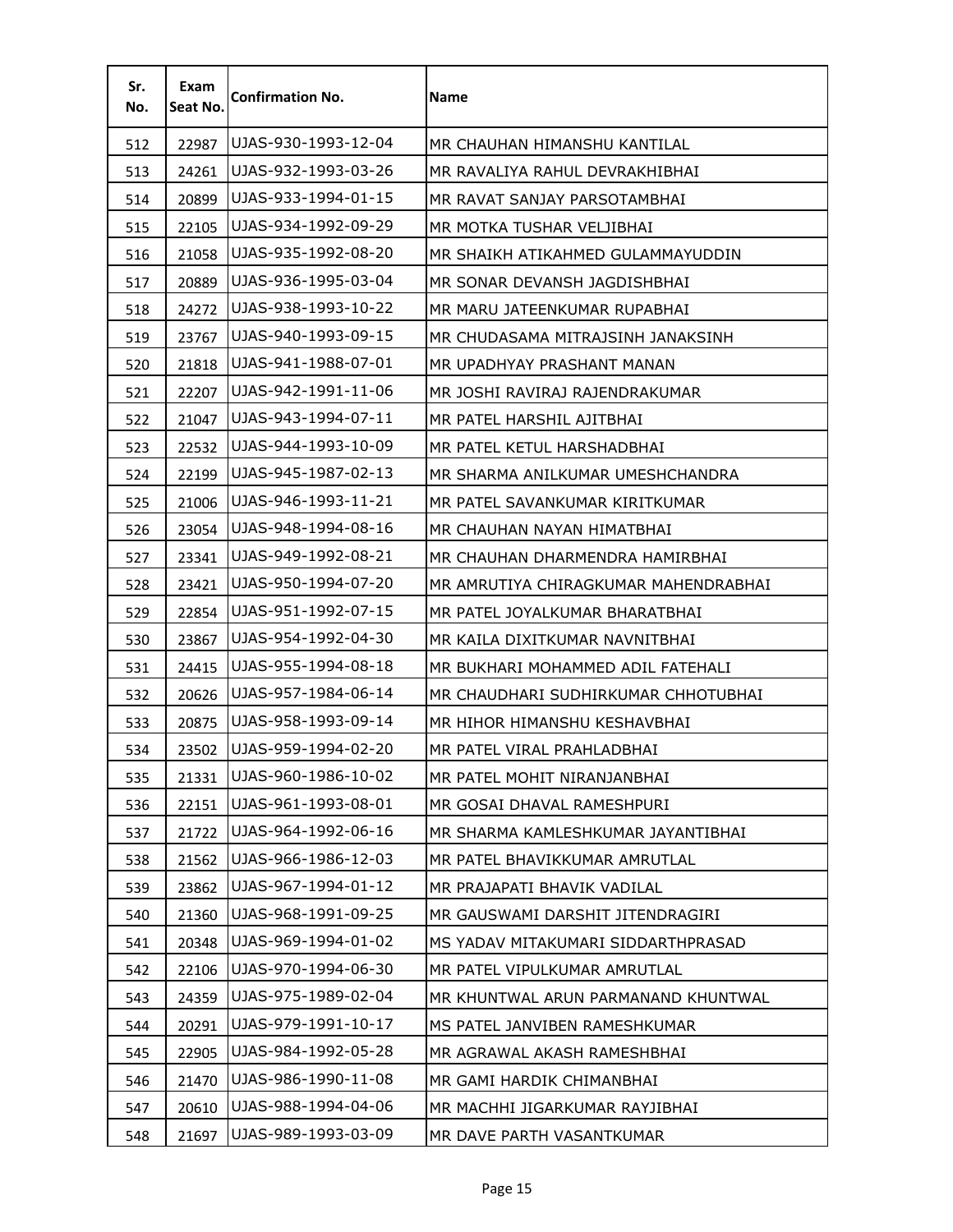| Sr. No. | Exam Seat No. | Confirmation No. | Name |
|---|---|---|---|
| 512 | 22987 | UJAS-930-1993-12-04 | MR CHAUHAN HIMANSHU KANTILAL |
| 513 | 24261 | UJAS-932-1993-03-26 | MR RAVALIYA RAHUL DEVRAKHIBHAI |
| 514 | 20899 | UJAS-933-1994-01-15 | MR RAVAT SANJAY PARSOTAMBHAI |
| 515 | 22105 | UJAS-934-1992-09-29 | MR MOTKA TUSHAR VELJIBHAI |
| 516 | 21058 | UJAS-935-1992-08-20 | MR SHAIKH ATIKAHMED GULAMMAYUDDIN |
| 517 | 20889 | UJAS-936-1995-03-04 | MR SONAR DEVANSH JAGDISHBHAI |
| 518 | 24272 | UJAS-938-1993-10-22 | MR MARU JATEENKUMAR RUPABHAI |
| 519 | 23767 | UJAS-940-1993-09-15 | MR CHUDASAMA MITRAJSINH JANAKSINH |
| 520 | 21818 | UJAS-941-1988-07-01 | MR UPADHYAY PRASHANT MANAN |
| 521 | 22207 | UJAS-942-1991-11-06 | MR JOSHI RAVIRAJ RAJENDRAKUMAR |
| 522 | 21047 | UJAS-943-1994-07-11 | MR PATEL HARSHIL AJITBHAI |
| 523 | 22532 | UJAS-944-1993-10-09 | MR PATEL KETUL HARSHADBHAI |
| 524 | 22199 | UJAS-945-1987-02-13 | MR SHARMA ANILKUMAR UMESHCHANDRA |
| 525 | 21006 | UJAS-946-1993-11-21 | MR PATEL SAVANKUMAR KIRITKUMAR |
| 526 | 23054 | UJAS-948-1994-08-16 | MR CHAUHAN NAYAN HIMATBHAI |
| 527 | 23341 | UJAS-949-1992-08-21 | MR CHAUHAN DHARMENDRA HAMIRBHAI |
| 528 | 23421 | UJAS-950-1994-07-20 | MR AMRUTIYA CHIRAGKUMAR MAHENDRABHAI |
| 529 | 22854 | UJAS-951-1992-07-15 | MR PATEL JOYALKUMAR BHARATBHAI |
| 530 | 23867 | UJAS-954-1992-04-30 | MR KAILA DIXITKUMAR NAVNITBHAI |
| 531 | 24415 | UJAS-955-1994-08-18 | MR BUKHARI MOHAMMED ADIL FATEHALI |
| 532 | 20626 | UJAS-957-1984-06-14 | MR CHAUDHARI SUDHIRKUMAR CHHOTUBHAI |
| 533 | 20875 | UJAS-958-1993-09-14 | MR HIHOR HIMANSHU KESHAVBHAI |
| 534 | 23502 | UJAS-959-1994-02-20 | MR PATEL VIRAL PRAHLADBHAI |
| 535 | 21331 | UJAS-960-1986-10-02 | MR PATEL MOHIT NIRANJANBHAI |
| 536 | 22151 | UJAS-961-1993-08-01 | MR GOSAI DHAVAL RAMESHPURI |
| 537 | 21722 | UJAS-964-1992-06-16 | MR SHARMA KAMLESHKUMAR JAYANTIBHAI |
| 538 | 21562 | UJAS-966-1986-12-03 | MR PATEL BHAVIKKUMAR AMRUTLAL |
| 539 | 23862 | UJAS-967-1994-01-12 | MR PRAJAPATI BHAVIK VADILAL |
| 540 | 21360 | UJAS-968-1991-09-25 | MR GAUSWAMI DARSHIT JITENDRAGIRI |
| 541 | 20348 | UJAS-969-1994-01-02 | MS YADAV MITAKUMARI SIDDARTHPRASAD |
| 542 | 22106 | UJAS-970-1994-06-30 | MR PATEL VIPULKUMAR AMRUTLAL |
| 543 | 24359 | UJAS-975-1989-02-04 | MR KHUNTWAL ARUN PARMANAND KHUNTWAL |
| 544 | 20291 | UJAS-979-1991-10-17 | MS PATEL JANVIBEN RAMESHKUMAR |
| 545 | 22905 | UJAS-984-1992-05-28 | MR AGRAWAL AKASH RAMESHBHAI |
| 546 | 21470 | UJAS-986-1990-11-08 | MR GAMI HARDIK CHIMANBHAI |
| 547 | 20610 | UJAS-988-1994-04-06 | MR MACHHI JIGARKUMAR RAYJIBHAI |
| 548 | 21697 | UJAS-989-1993-03-09 | MR DAVE PARTH VASANTKUMAR |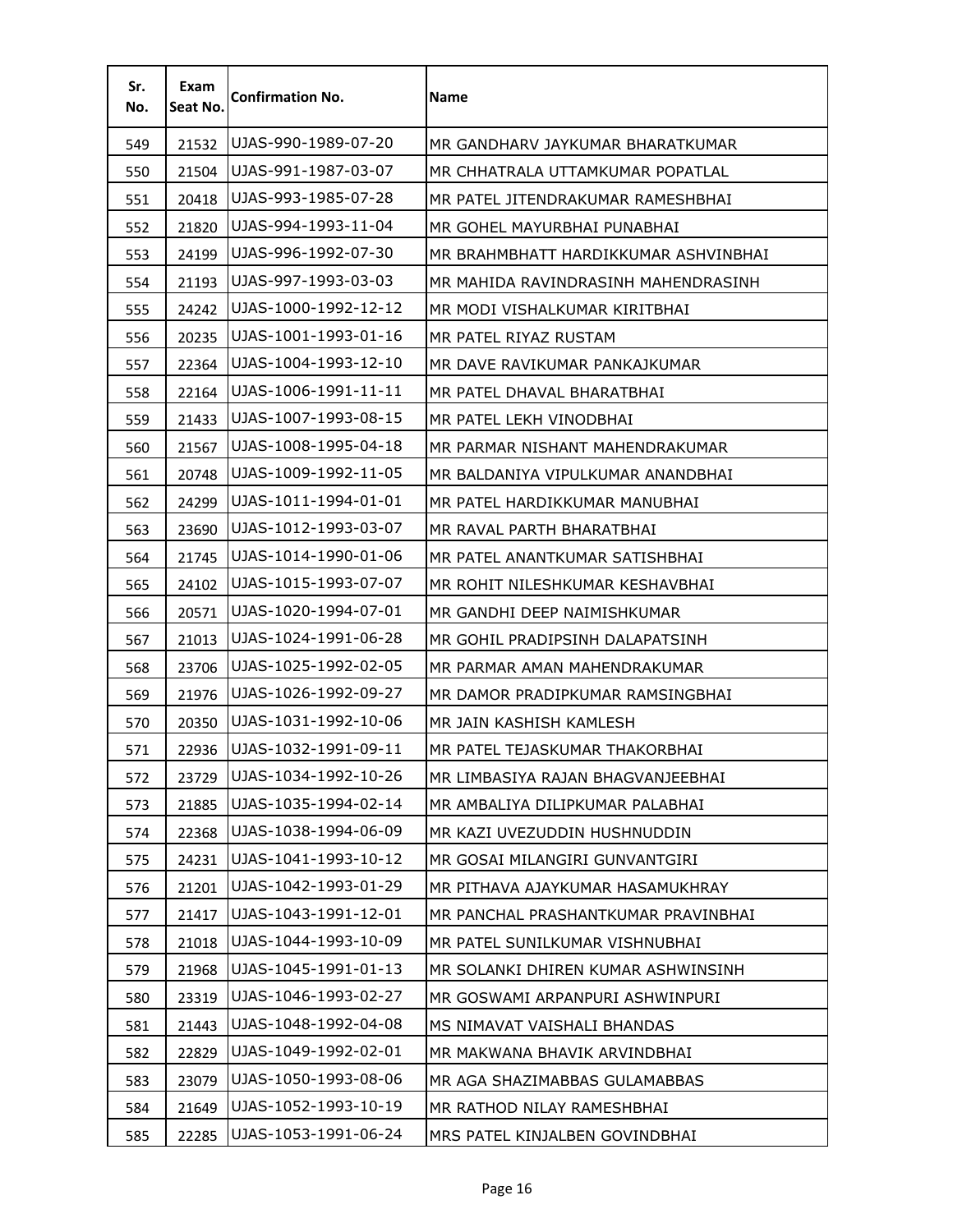| Sr. No. | Exam Seat No. | Confirmation No. | Name |
|---|---|---|---|
| 549 | 21532 | UJAS-990-1989-07-20 | MR GANDHARV JAYKUMAR BHARATKUMAR |
| 550 | 21504 | UJAS-991-1987-03-07 | MR CHHATRALA UTTAMKUMAR POPATLAL |
| 551 | 20418 | UJAS-993-1985-07-28 | MR PATEL JITENDRAKUMAR RAMESHBHAI |
| 552 | 21820 | UJAS-994-1993-11-04 | MR GOHEL MAYURBHAI PUNABHAI |
| 553 | 24199 | UJAS-996-1992-07-30 | MR BRAHMBHATT HARDIKKUMAR ASHVINBHAI |
| 554 | 21193 | UJAS-997-1993-03-03 | MR MAHIDA RAVINDRASINH MAHENDRASINH |
| 555 | 24242 | UJAS-1000-1992-12-12 | MR MODI VISHALKUMAR KIRITBHAI |
| 556 | 20235 | UJAS-1001-1993-01-16 | MR PATEL RIYAZ RUSTAM |
| 557 | 22364 | UJAS-1004-1993-12-10 | MR DAVE RAVIKUMAR PANKAJKUMAR |
| 558 | 22164 | UJAS-1006-1991-11-11 | MR PATEL DHAVAL BHARATBHAI |
| 559 | 21433 | UJAS-1007-1993-08-15 | MR PATEL LEKH VINODBHAI |
| 560 | 21567 | UJAS-1008-1995-04-18 | MR PARMAR NISHANT MAHENDRAKUMAR |
| 561 | 20748 | UJAS-1009-1992-11-05 | MR BALDANIYA VIPULKUMAR ANANDBHAI |
| 562 | 24299 | UJAS-1011-1994-01-01 | MR PATEL HARDIKKUMAR MANUBHAI |
| 563 | 23690 | UJAS-1012-1993-03-07 | MR RAVAL PARTH BHARATBHAI |
| 564 | 21745 | UJAS-1014-1990-01-06 | MR PATEL ANANTKUMAR SATISHBHAI |
| 565 | 24102 | UJAS-1015-1993-07-07 | MR ROHIT NILESHKUMAR KESHAVBHAI |
| 566 | 20571 | UJAS-1020-1994-07-01 | MR GANDHI DEEP NAIMISHKUMAR |
| 567 | 21013 | UJAS-1024-1991-06-28 | MR GOHIL PRADIPSINH DALAPATSINH |
| 568 | 23706 | UJAS-1025-1992-02-05 | MR PARMAR AMAN MAHENDRAKUMAR |
| 569 | 21976 | UJAS-1026-1992-09-27 | MR DAMOR PRADIPKUMAR RAMSINGBHAI |
| 570 | 20350 | UJAS-1031-1992-10-06 | MR JAIN KASHISH KAMLESH |
| 571 | 22936 | UJAS-1032-1991-09-11 | MR PATEL TEJASKUMAR THAKORBHAI |
| 572 | 23729 | UJAS-1034-1992-10-26 | MR LIMBASIYA RAJAN BHAGVANJEEBHAI |
| 573 | 21885 | UJAS-1035-1994-02-14 | MR AMBALIYA DILIPKUMAR PALABHAI |
| 574 | 22368 | UJAS-1038-1994-06-09 | MR KAZI UVEZUDDIN HUSHNUDDIN |
| 575 | 24231 | UJAS-1041-1993-10-12 | MR GOSAI MILANGIRI GUNVANTGIRI |
| 576 | 21201 | UJAS-1042-1993-01-29 | MR PITHAVA AJAYKUMAR HASAMUKHRAY |
| 577 | 21417 | UJAS-1043-1991-12-01 | MR PANCHAL PRASHANTKUMAR PRAVINBHAI |
| 578 | 21018 | UJAS-1044-1993-10-09 | MR PATEL SUNILKUMAR VISHNUBHAI |
| 579 | 21968 | UJAS-1045-1991-01-13 | MR SOLANKI DHIREN KUMAR ASHWINSINH |
| 580 | 23319 | UJAS-1046-1993-02-27 | MR GOSWAMI ARPANPURI ASHWINPURI |
| 581 | 21443 | UJAS-1048-1992-04-08 | MS NIMAVAT VAISHALI BHANDAS |
| 582 | 22829 | UJAS-1049-1992-02-01 | MR MAKWANA BHAVIK ARVINDBHAI |
| 583 | 23079 | UJAS-1050-1993-08-06 | MR AGA SHAZIMABBAS GULAMABBAS |
| 584 | 21649 | UJAS-1052-1993-10-19 | MR RATHOD NILAY RAMESHBHAI |
| 585 | 22285 | UJAS-1053-1991-06-24 | MRS PATEL KINJALBEN GOVINDBHAI |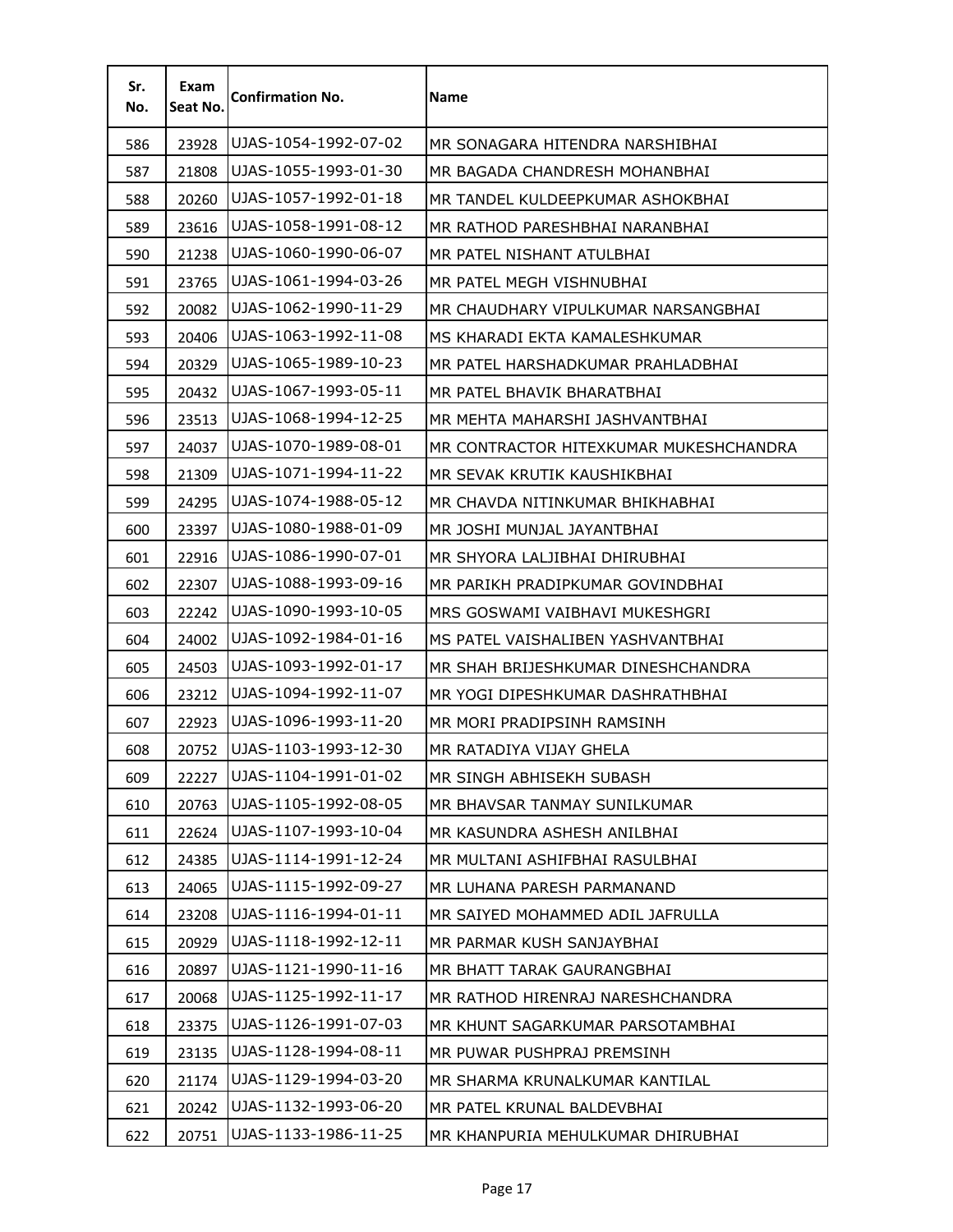| Sr. No. | Exam Seat No. | Confirmation No. | Name |
|---|---|---|---|
| 586 | 23928 | UJAS-1054-1992-07-02 | MR SONAGARA HITENDRA NARSHIBHAI |
| 587 | 21808 | UJAS-1055-1993-01-30 | MR BAGADA CHANDRESH MOHANBHAI |
| 588 | 20260 | UJAS-1057-1992-01-18 | MR TANDEL KULDEEPKUMAR ASHOKBHAI |
| 589 | 23616 | UJAS-1058-1991-08-12 | MR RATHOD PARESHBHAI NARANBHAI |
| 590 | 21238 | UJAS-1060-1990-06-07 | MR PATEL NISHANT ATULBHAI |
| 591 | 23765 | UJAS-1061-1994-03-26 | MR PATEL MEGH VISHNUBHAI |
| 592 | 20082 | UJAS-1062-1990-11-29 | MR CHAUDHARY VIPULKUMAR NARSANGBHAI |
| 593 | 20406 | UJAS-1063-1992-11-08 | MS KHARADI EKTA KAMALESHKUMAR |
| 594 | 20329 | UJAS-1065-1989-10-23 | MR PATEL HARSHADKUMAR PRAHLADBHAI |
| 595 | 20432 | UJAS-1067-1993-05-11 | MR PATEL BHAVIK BHARATBHAI |
| 596 | 23513 | UJAS-1068-1994-12-25 | MR MEHTA MAHARSHI JASHVANTBHAI |
| 597 | 24037 | UJAS-1070-1989-08-01 | MR CONTRACTOR HITEXKUMAR MUKESHCHANDRA |
| 598 | 21309 | UJAS-1071-1994-11-22 | MR SEVAK KRUTIK KAUSHIKBHAI |
| 599 | 24295 | UJAS-1074-1988-05-12 | MR CHAVDA NITINKUMAR BHIKHABHAI |
| 600 | 23397 | UJAS-1080-1988-01-09 | MR JOSHI MUNJAL JAYANTBHAI |
| 601 | 22916 | UJAS-1086-1990-07-01 | MR SHYORA LALJIBHAI DHIRUBHAI |
| 602 | 22307 | UJAS-1088-1993-09-16 | MR PARIKH PRADIPKUMAR GOVINDBHAI |
| 603 | 22242 | UJAS-1090-1993-10-05 | MRS GOSWAMI VAIBHAVI MUKESHGRI |
| 604 | 24002 | UJAS-1092-1984-01-16 | MS PATEL VAISHALIBEN YASHVANTBHAI |
| 605 | 24503 | UJAS-1093-1992-01-17 | MR SHAH BRIJESHKUMAR DINESHCHANDRA |
| 606 | 23212 | UJAS-1094-1992-11-07 | MR YOGI DIPESHKUMAR DASHRATHBHAI |
| 607 | 22923 | UJAS-1096-1993-11-20 | MR MORI PRADIPSINH RAMSINH |
| 608 | 20752 | UJAS-1103-1993-12-30 | MR RATADIYA VIJAY GHELA |
| 609 | 22227 | UJAS-1104-1991-01-02 | MR SINGH ABHISEKH SUBASH |
| 610 | 20763 | UJAS-1105-1992-08-05 | MR BHAVSAR TANMAY SUNILKUMAR |
| 611 | 22624 | UJAS-1107-1993-10-04 | MR KASUNDRA ASHESH ANILBHAI |
| 612 | 24385 | UJAS-1114-1991-12-24 | MR MULTANI ASHIFBHAI RASULBHAI |
| 613 | 24065 | UJAS-1115-1992-09-27 | MR LUHANA PARESH PARMANAND |
| 614 | 23208 | UJAS-1116-1994-01-11 | MR SAIYED MOHAMMED ADIL JAFRULLA |
| 615 | 20929 | UJAS-1118-1992-12-11 | MR PARMAR KUSH SANJAYBHAI |
| 616 | 20897 | UJAS-1121-1990-11-16 | MR BHATT TARAK GAURANGBHAI |
| 617 | 20068 | UJAS-1125-1992-11-17 | MR RATHOD HIRENRAJ NARESHCHANDRA |
| 618 | 23375 | UJAS-1126-1991-07-03 | MR KHUNT SAGARKUMAR PARSOTAMBHAI |
| 619 | 23135 | UJAS-1128-1994-08-11 | MR PUWAR PUSHPRAJ PREMSINH |
| 620 | 21174 | UJAS-1129-1994-03-20 | MR SHARMA KRUNALKUMAR KANTILAL |
| 621 | 20242 | UJAS-1132-1993-06-20 | MR PATEL KRUNAL BALDEVBHAI |
| 622 | 20751 | UJAS-1133-1986-11-25 | MR KHANPURIA MEHULKUMAR DHIRUBHAI |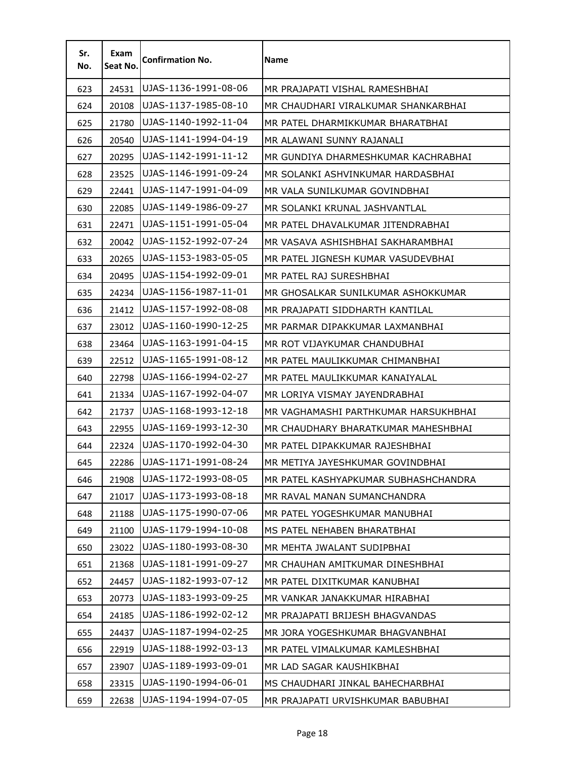| Sr. No. | Exam Seat No. | Confirmation No. | Name |
|---|---|---|---|
| 623 | 24531 | UJAS-1136-1991-08-06 | MR PRAJAPATI VISHAL RAMESHBHAI |
| 624 | 20108 | UJAS-1137-1985-08-10 | MR CHAUDHARI VIRALKUMAR SHANKARBHAI |
| 625 | 21780 | UJAS-1140-1992-11-04 | MR PATEL DHARMIKKUMAR BHARATBHAI |
| 626 | 20540 | UJAS-1141-1994-04-19 | MR ALAWANI SUNNY RAJANALI |
| 627 | 20295 | UJAS-1142-1991-11-12 | MR GUNDIYA DHARMESHKUMAR KACHRABHAI |
| 628 | 23525 | UJAS-1146-1991-09-24 | MR SOLANKI ASHVINKUMAR HARDASBHAI |
| 629 | 22441 | UJAS-1147-1991-04-09 | MR VALA SUNILKUMAR GOVINDBHAI |
| 630 | 22085 | UJAS-1149-1986-09-27 | MR SOLANKI KRUNAL JASHVANTLAL |
| 631 | 22471 | UJAS-1151-1991-05-04 | MR PATEL DHAVALKUMAR JITENDRABHAI |
| 632 | 20042 | UJAS-1152-1992-07-24 | MR VASAVA ASHISHBHAI SAKHARAMBHAI |
| 633 | 20265 | UJAS-1153-1983-05-05 | MR PATEL JIGNESH KUMAR VASUDEVBHAI |
| 634 | 20495 | UJAS-1154-1992-09-01 | MR PATEL RAJ SURESHBHAI |
| 635 | 24234 | UJAS-1156-1987-11-01 | MR GHOSALKAR SUNILKUMAR ASHOKKUMAR |
| 636 | 21412 | UJAS-1157-1992-08-08 | MR PRAJAPATI SIDDHARTH KANTILAL |
| 637 | 23012 | UJAS-1160-1990-12-25 | MR PARMAR DIPAKKUMAR LAXMANBHAI |
| 638 | 23464 | UJAS-1163-1991-04-15 | MR ROT VIJAYKUMAR CHANDUBHAI |
| 639 | 22512 | UJAS-1165-1991-08-12 | MR PATEL MAULIKKUMAR CHIMANBHAI |
| 640 | 22798 | UJAS-1166-1994-02-27 | MR PATEL MAULIKKUMAR KANAIYALAL |
| 641 | 21334 | UJAS-1167-1992-04-07 | MR LORIYA VISMAY JAYENDRABHAI |
| 642 | 21737 | UJAS-1168-1993-12-18 | MR VAGHAMASHI PARTHKUMAR HARSUKHBHAI |
| 643 | 22955 | UJAS-1169-1993-12-30 | MR CHAUDHARY BHARATKUMAR MAHESHBHAI |
| 644 | 22324 | UJAS-1170-1992-04-30 | MR PATEL DIPAKKUMAR RAJESHBHAI |
| 645 | 22286 | UJAS-1171-1991-08-24 | MR METIYA JAYESHKUMAR GOVINDBHAI |
| 646 | 21908 | UJAS-1172-1993-08-05 | MR PATEL KASHYAPKUMAR SUBHASHCHANDRA |
| 647 | 21017 | UJAS-1173-1993-08-18 | MR RAVAL MANAN SUMANCHANDRA |
| 648 | 21188 | UJAS-1175-1990-07-06 | MR PATEL YOGESHKUMAR MANUBHAI |
| 649 | 21100 | UJAS-1179-1994-10-08 | MS PATEL NEHABEN BHARATBHAI |
| 650 | 23022 | UJAS-1180-1993-08-30 | MR MEHTA JWALANT SUDIPBHAI |
| 651 | 21368 | UJAS-1181-1991-09-27 | MR CHAUHAN AMITKUMAR DINESHBHAI |
| 652 | 24457 | UJAS-1182-1993-07-12 | MR PATEL DIXITKUMAR KANUBHAI |
| 653 | 20773 | UJAS-1183-1993-09-25 | MR VANKAR JANAKKUMAR HIRABHAI |
| 654 | 24185 | UJAS-1186-1992-02-12 | MR PRAJAPATI BRIJESH BHAGVANDAS |
| 655 | 24437 | UJAS-1187-1994-02-25 | MR JORA YOGESHKUMAR BHAGVANBHAI |
| 656 | 22919 | UJAS-1188-1992-03-13 | MR PATEL VIMALKUMAR KAMLESHBHAI |
| 657 | 23907 | UJAS-1189-1993-09-01 | MR LAD SAGAR KAUSHIKBHAI |
| 658 | 23315 | UJAS-1190-1994-06-01 | MS CHAUDHARI JINKAL BAHECHARBHAI |
| 659 | 22638 | UJAS-1194-1994-07-05 | MR PRAJAPATI URVISHKUMAR BABUBHAI |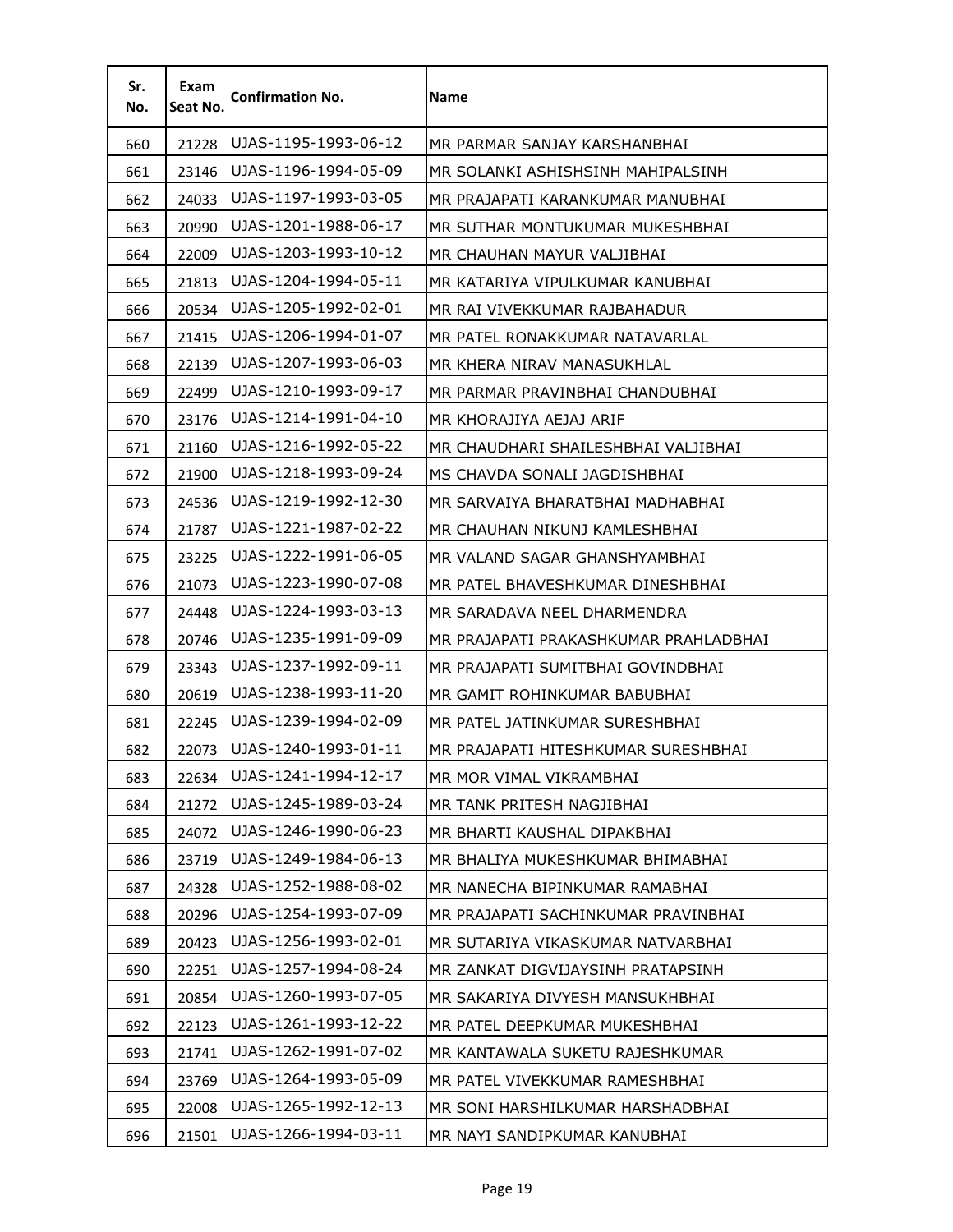| Sr. No. | Exam Seat No. | Confirmation No. | Name |
| --- | --- | --- | --- |
| 660 | 21228 | UJAS-1195-1993-06-12 | MR PARMAR SANJAY KARSHANBHAI |
| 661 | 23146 | UJAS-1196-1994-05-09 | MR SOLANKI ASHISHSINH MAHIPALSINH |
| 662 | 24033 | UJAS-1197-1993-03-05 | MR PRAJAPATI KARANKUMAR MANUBHAI |
| 663 | 20990 | UJAS-1201-1988-06-17 | MR SUTHAR MONTUKUMAR MUKESHBHAI |
| 664 | 22009 | UJAS-1203-1993-10-12 | MR CHAUHAN MAYUR VALJIBHAI |
| 665 | 21813 | UJAS-1204-1994-05-11 | MR KATARIYA VIPULKUMAR KANUBHAI |
| 666 | 20534 | UJAS-1205-1992-02-01 | MR RAI VIVEKKUMAR RAJBAHADUR |
| 667 | 21415 | UJAS-1206-1994-01-07 | MR PATEL RONAKKUMAR NATAVARLAL |
| 668 | 22139 | UJAS-1207-1993-06-03 | MR KHERA NIRAV MANASUKHLAL |
| 669 | 22499 | UJAS-1210-1993-09-17 | MR PARMAR PRAVINBHAI CHANDUBHAI |
| 670 | 23176 | UJAS-1214-1991-04-10 | MR KHORAJIYA AEJAJ ARIF |
| 671 | 21160 | UJAS-1216-1992-05-22 | MR CHAUDHARI SHAILESHBHAI VALJIBHAI |
| 672 | 21900 | UJAS-1218-1993-09-24 | MS CHAVDA SONALI JAGDISHBHAI |
| 673 | 24536 | UJAS-1219-1992-12-30 | MR SARVAIYA BHARATBHAI MADHABHAI |
| 674 | 21787 | UJAS-1221-1987-02-22 | MR CHAUHAN NIKUNJ KAMLESHBHAI |
| 675 | 23225 | UJAS-1222-1991-06-05 | MR VALAND SAGAR GHANSHYAMBHAI |
| 676 | 21073 | UJAS-1223-1990-07-08 | MR PATEL BHAVESHKUMAR DINESHBHAI |
| 677 | 24448 | UJAS-1224-1993-03-13 | MR SARADAVA NEEL DHARMENDRA |
| 678 | 20746 | UJAS-1235-1991-09-09 | MR PRAJAPATI PRAKASHKUMAR PRAHLADBHAI |
| 679 | 23343 | UJAS-1237-1992-09-11 | MR PRAJAPATI SUMITBHAI GOVINDBHAI |
| 680 | 20619 | UJAS-1238-1993-11-20 | MR GAMIT ROHINKUMAR BABUBHAI |
| 681 | 22245 | UJAS-1239-1994-02-09 | MR PATEL JATINKUMAR SURESHBHAI |
| 682 | 22073 | UJAS-1240-1993-01-11 | MR PRAJAPATI HITESHKUMAR SURESHBHAI |
| 683 | 22634 | UJAS-1241-1994-12-17 | MR MOR VIMAL VIKRAMBHAI |
| 684 | 21272 | UJAS-1245-1989-03-24 | MR TANK PRITESH NAGJIBHAI |
| 685 | 24072 | UJAS-1246-1990-06-23 | MR BHARTI KAUSHAL DIPAKBHAI |
| 686 | 23719 | UJAS-1249-1984-06-13 | MR BHALIYA MUKESHKUMAR BHIMABHAI |
| 687 | 24328 | UJAS-1252-1988-08-02 | MR NANECHA BIPINKUMAR RAMABHAI |
| 688 | 20296 | UJAS-1254-1993-07-09 | MR PRAJAPATI SACHINKUMAR PRAVINBHAI |
| 689 | 20423 | UJAS-1256-1993-02-01 | MR SUTARIYA VIKASKUMAR NATVARBHAI |
| 690 | 22251 | UJAS-1257-1994-08-24 | MR ZANKAT DIGVIJAYSINH PRATAPSINH |
| 691 | 20854 | UJAS-1260-1993-07-05 | MR SAKARIYA DIVYESH MANSUKHBHAI |
| 692 | 22123 | UJAS-1261-1993-12-22 | MR PATEL DEEPKUMAR MUKESHBHAI |
| 693 | 21741 | UJAS-1262-1991-07-02 | MR KANTAWALA SUKETU RAJESHKUMAR |
| 694 | 23769 | UJAS-1264-1993-05-09 | MR PATEL VIVEKKUMAR RAMESHBHAI |
| 695 | 22008 | UJAS-1265-1992-12-13 | MR SONI HARSHILKUMAR HARSHADBHAI |
| 696 | 21501 | UJAS-1266-1994-03-11 | MR NAYI SANDIPKUMAR KANUBHAI |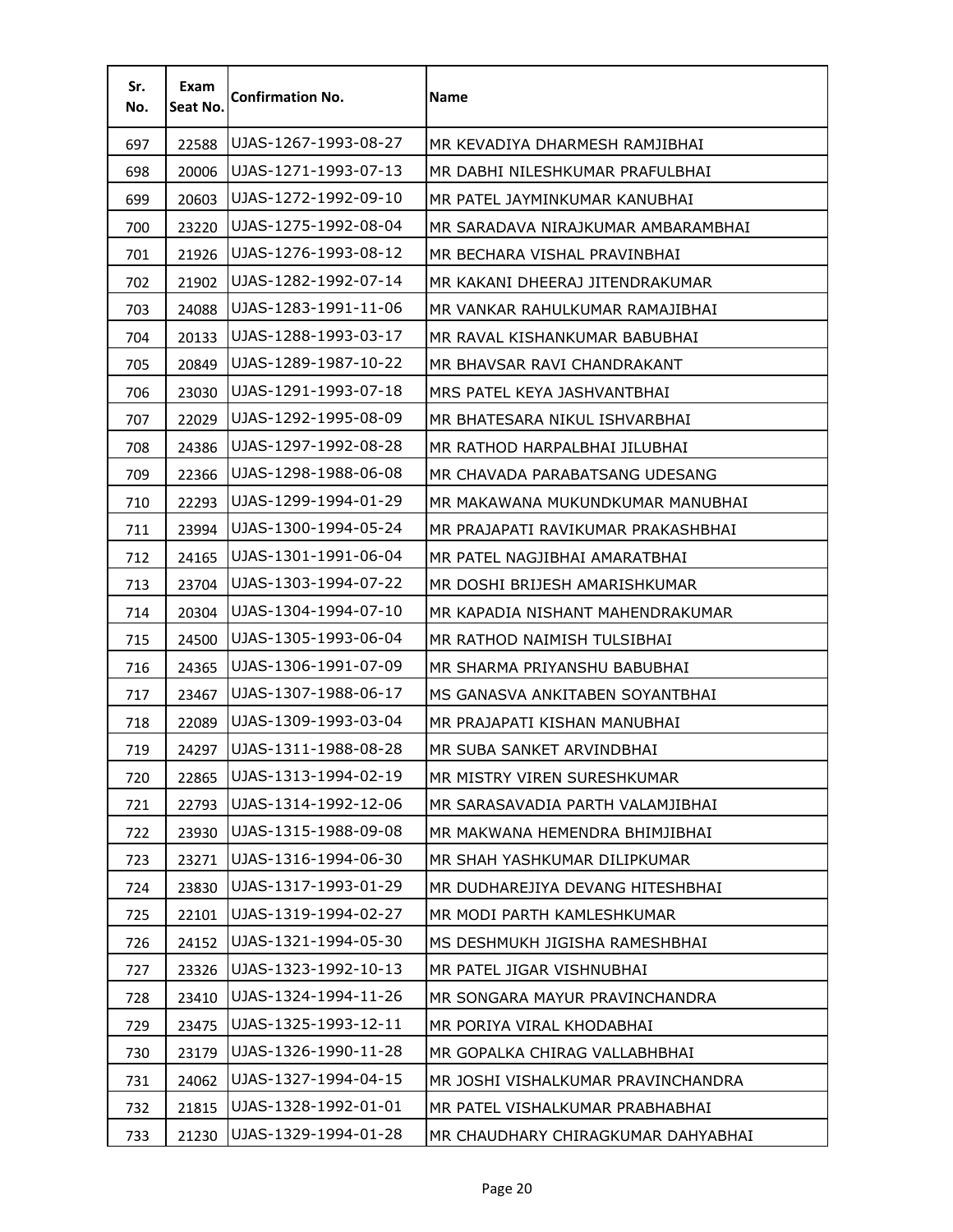| Sr. No. | Exam Seat No. | Confirmation No. | Name |
|---|---|---|---|
| 697 | 22588 | UJAS-1267-1993-08-27 | MR KEVADIYA DHARMESH RAMJIBHAI |
| 698 | 20006 | UJAS-1271-1993-07-13 | MR DABHI NILESHKUMAR PRAFULBHAI |
| 699 | 20603 | UJAS-1272-1992-09-10 | MR PATEL JAYMINKUMAR KANUBHAI |
| 700 | 23220 | UJAS-1275-1992-08-04 | MR SARADAVA NIRAJKUMAR AMBARAMBHAI |
| 701 | 21926 | UJAS-1276-1993-08-12 | MR BECHARA VISHAL PRAVINBHAI |
| 702 | 21902 | UJAS-1282-1992-07-14 | MR KAKANI DHEERAJ JITENDRAKUMAR |
| 703 | 24088 | UJAS-1283-1991-11-06 | MR VANKAR RAHULKUMAR RAMAJIBHAI |
| 704 | 20133 | UJAS-1288-1993-03-17 | MR RAVAL KISHANKUMAR BABUBHAI |
| 705 | 20849 | UJAS-1289-1987-10-22 | MR BHAVSAR RAVI CHANDRAKANT |
| 706 | 23030 | UJAS-1291-1993-07-18 | MRS PATEL KEYA JASHVANTBHAI |
| 707 | 22029 | UJAS-1292-1995-08-09 | MR BHATESARA NIKUL ISHVARBHAI |
| 708 | 24386 | UJAS-1297-1992-08-28 | MR RATHOD HARPALBHAI JILUBHAI |
| 709 | 22366 | UJAS-1298-1988-06-08 | MR CHAVADA PARABATSANG UDESANG |
| 710 | 22293 | UJAS-1299-1994-01-29 | MR MAKAWANA MUKUNDKUMAR MANUBHAI |
| 711 | 23994 | UJAS-1300-1994-05-24 | MR PRAJAPATI RAVIKUMAR PRAKASHBHAI |
| 712 | 24165 | UJAS-1301-1991-06-04 | MR PATEL NAGJIBHAI AMARATBHAI |
| 713 | 23704 | UJAS-1303-1994-07-22 | MR DOSHI BRIJESH AMARISHKUMAR |
| 714 | 20304 | UJAS-1304-1994-07-10 | MR KAPADIA NISHANT MAHENDRAKUMAR |
| 715 | 24500 | UJAS-1305-1993-06-04 | MR RATHOD NAIMISH TULSIBHAI |
| 716 | 24365 | UJAS-1306-1991-07-09 | MR SHARMA PRIYANSHU BABUBHAI |
| 717 | 23467 | UJAS-1307-1988-06-17 | MS GANASVA ANKITABEN SOYANTBHAI |
| 718 | 22089 | UJAS-1309-1993-03-04 | MR PRAJAPATI KISHAN MANUBHAI |
| 719 | 24297 | UJAS-1311-1988-08-28 | MR SUBA SANKET ARVINDBHAI |
| 720 | 22865 | UJAS-1313-1994-02-19 | MR MISTRY VIREN SURESHKUMAR |
| 721 | 22793 | UJAS-1314-1992-12-06 | MR SARASAVADIA PARTH VALAMJIBHAI |
| 722 | 23930 | UJAS-1315-1988-09-08 | MR MAKWANA HEMENDRA BHIMJIBHAI |
| 723 | 23271 | UJAS-1316-1994-06-30 | MR SHAH YASHKUMAR DILIPKUMAR |
| 724 | 23830 | UJAS-1317-1993-01-29 | MR DUDHAREJIYA DEVANG HITESHBHAI |
| 725 | 22101 | UJAS-1319-1994-02-27 | MR MODI PARTH KAMLESHKUMAR |
| 726 | 24152 | UJAS-1321-1994-05-30 | MS DESHMUKH JIGISHA RAMESHBHAI |
| 727 | 23326 | UJAS-1323-1992-10-13 | MR PATEL JIGAR VISHNUBHAI |
| 728 | 23410 | UJAS-1324-1994-11-26 | MR SONGARA MAYUR PRAVINCHANDRA |
| 729 | 23475 | UJAS-1325-1993-12-11 | MR PORIYA VIRAL KHODABHAI |
| 730 | 23179 | UJAS-1326-1990-11-28 | MR GOPALKA CHIRAG VALLABHBHAI |
| 731 | 24062 | UJAS-1327-1994-04-15 | MR JOSHI VISHALKUMAR PRAVINCHANDRA |
| 732 | 21815 | UJAS-1328-1992-01-01 | MR PATEL VISHALKUMAR PRABHABHAI |
| 733 | 21230 | UJAS-1329-1994-01-28 | MR CHAUDHARY CHIRAGKUMAR DAHYABHAI |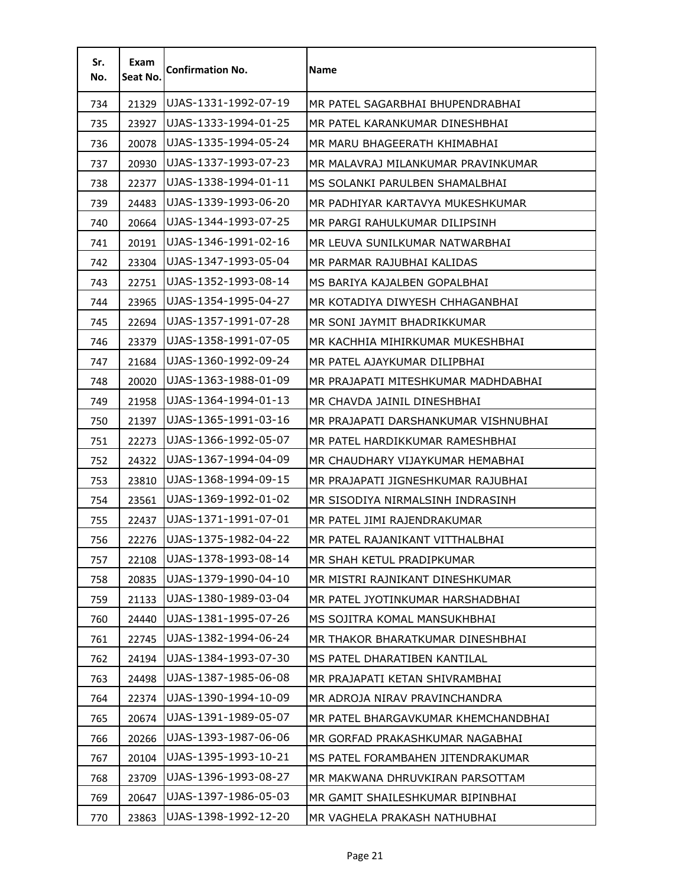| Sr. No. | Exam Seat No. | Confirmation No. | Name |
|---|---|---|---|
| 734 | 21329 | UJAS-1331-1992-07-19 | MR PATEL SAGARBHAI BHUPENDRABHAI |
| 735 | 23927 | UJAS-1333-1994-01-25 | MR PATEL KARANKUMAR DINESHBHAI |
| 736 | 20078 | UJAS-1335-1994-05-24 | MR MARU BHAGEERATH KHIMABHAI |
| 737 | 20930 | UJAS-1337-1993-07-23 | MR MALAVRAJ MILANKUMAR PRAVINKUMAR |
| 738 | 22377 | UJAS-1338-1994-01-11 | MS SOLANKI PARULBEN SHAMALBHAI |
| 739 | 24483 | UJAS-1339-1993-06-20 | MR PADHIYAR KARTAVYA MUKESHKUMAR |
| 740 | 20664 | UJAS-1344-1993-07-25 | MR PARGI RAHULKUMAR DILIPSINH |
| 741 | 20191 | UJAS-1346-1991-02-16 | MR LEUVA SUNILKUMAR NATWARBHAI |
| 742 | 23304 | UJAS-1347-1993-05-04 | MR PARMAR RAJUBHAI KALIDAS |
| 743 | 22751 | UJAS-1352-1993-08-14 | MS BARIYA KAJALBEN GOPALBHAI |
| 744 | 23965 | UJAS-1354-1995-04-27 | MR KOTADIYA DIWYESH CHHAGANBHAI |
| 745 | 22694 | UJAS-1357-1991-07-28 | MR SONI JAYMIT BHADRIKKUMAR |
| 746 | 23379 | UJAS-1358-1991-07-05 | MR KACHHIA MIHIRKUMAR MUKESHBHAI |
| 747 | 21684 | UJAS-1360-1992-09-24 | MR PATEL AJAYKUMAR DILIPBHAI |
| 748 | 20020 | UJAS-1363-1988-01-09 | MR PRAJAPATI MITESHKUMAR MADHDABHAI |
| 749 | 21958 | UJAS-1364-1994-01-13 | MR CHAVDA JAINIL DINESHBHAI |
| 750 | 21397 | UJAS-1365-1991-03-16 | MR PRAJAPATI DARSHANKUMAR VISHNUBHAI |
| 751 | 22273 | UJAS-1366-1992-05-07 | MR PATEL HARDIKKUMAR RAMESHBHAI |
| 752 | 24322 | UJAS-1367-1994-04-09 | MR CHAUDHARY VIJAYKUMAR HEMABHAI |
| 753 | 23810 | UJAS-1368-1994-09-15 | MR PRAJAPATI JIGNESHKUMAR RAJUBHAI |
| 754 | 23561 | UJAS-1369-1992-01-02 | MR SISODIYA NIRMALSINH INDRASINH |
| 755 | 22437 | UJAS-1371-1991-07-01 | MR PATEL JIMI RAJENDRAKUMAR |
| 756 | 22276 | UJAS-1375-1982-04-22 | MR PATEL RAJANIKANT VITTHALBHAI |
| 757 | 22108 | UJAS-1378-1993-08-14 | MR SHAH KETUL PRADIPKUMAR |
| 758 | 20835 | UJAS-1379-1990-04-10 | MR MISTRI RAJNIKANT DINESHKUMAR |
| 759 | 21133 | UJAS-1380-1989-03-04 | MR PATEL JYOTINKUMAR HARSHADBHAI |
| 760 | 24440 | UJAS-1381-1995-07-26 | MS SOJITRA KOMAL MANSUKHBHAI |
| 761 | 22745 | UJAS-1382-1994-06-24 | MR THAKOR BHARATKUMAR DINESHBHAI |
| 762 | 24194 | UJAS-1384-1993-07-30 | MS PATEL DHARATIBEN KANTILAL |
| 763 | 24498 | UJAS-1387-1985-06-08 | MR PRAJAPATI KETAN SHIVRAMBHAI |
| 764 | 22374 | UJAS-1390-1994-10-09 | MR ADROJA NIRAV PRAVINCHANDRA |
| 765 | 20674 | UJAS-1391-1989-05-07 | MR PATEL BHARGAVKUMAR KHEMCHANDBHAI |
| 766 | 20266 | UJAS-1393-1987-06-06 | MR GORFAD PRAKASHKUMAR NAGABHAI |
| 767 | 20104 | UJAS-1395-1993-10-21 | MS PATEL FORAMBAHEN JITENDRAKUMAR |
| 768 | 23709 | UJAS-1396-1993-08-27 | MR MAKWANA DHRUVKIRAN PARSOTTAM |
| 769 | 20647 | UJAS-1397-1986-05-03 | MR GAMIT SHAILESHKUMAR BIPINBHAI |
| 770 | 23863 | UJAS-1398-1992-12-20 | MR VAGHELA PRAKASH NATHUBHAI |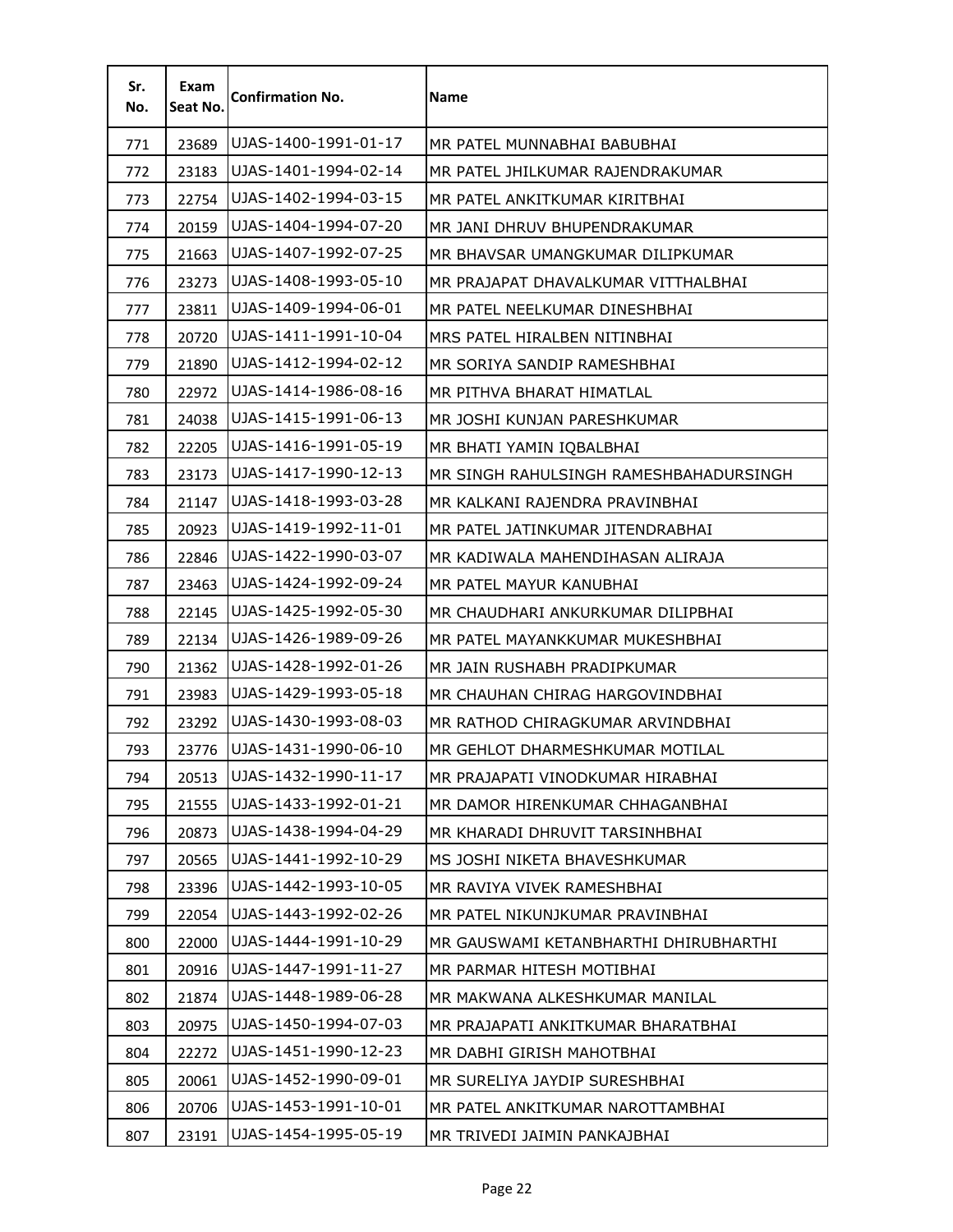| Sr. No. | Exam Seat No. | Confirmation No. | Name |
|---|---|---|---|
| 771 | 23689 | UJAS-1400-1991-01-17 | MR PATEL MUNNABHAI BABUBHAI |
| 772 | 23183 | UJAS-1401-1994-02-14 | MR PATEL JHILKUMAR RAJENDRAKUMAR |
| 773 | 22754 | UJAS-1402-1994-03-15 | MR PATEL ANKITKUMAR KIRITBHAI |
| 774 | 20159 | UJAS-1404-1994-07-20 | MR JANI DHRUV BHUPENDRAKUMAR |
| 775 | 21663 | UJAS-1407-1992-07-25 | MR BHAVSAR UMANGKUMAR DILIPKUMAR |
| 776 | 23273 | UJAS-1408-1993-05-10 | MR PRAJAPAT DHAVALKUMAR VITTHALBHAI |
| 777 | 23811 | UJAS-1409-1994-06-01 | MR PATEL NEELKUMAR DINESHBHAI |
| 778 | 20720 | UJAS-1411-1991-10-04 | MRS PATEL HIRALBEN NITINBHAI |
| 779 | 21890 | UJAS-1412-1994-02-12 | MR SORIYA SANDIP RAMESHBHAI |
| 780 | 22972 | UJAS-1414-1986-08-16 | MR PITHVA BHARAT HIMATLAL |
| 781 | 24038 | UJAS-1415-1991-06-13 | MR JOSHI KUNJAN PARESHKUMAR |
| 782 | 22205 | UJAS-1416-1991-05-19 | MR BHATI YAMIN IQBALBHAI |
| 783 | 23173 | UJAS-1417-1990-12-13 | MR SINGH RAHULSINGH RAMESHBAHADURSINGH |
| 784 | 21147 | UJAS-1418-1993-03-28 | MR KALKANI RAJENDRA PRAVINBHAI |
| 785 | 20923 | UJAS-1419-1992-11-01 | MR PATEL JATINKUMAR JITENDRABHAI |
| 786 | 22846 | UJAS-1422-1990-03-07 | MR KADIWALA MAHENDIHASAN ALIRAJA |
| 787 | 23463 | UJAS-1424-1992-09-24 | MR PATEL MAYUR KANUBHAI |
| 788 | 22145 | UJAS-1425-1992-05-30 | MR CHAUDHARI ANKURKUMAR DILIPBHAI |
| 789 | 22134 | UJAS-1426-1989-09-26 | MR PATEL MAYANKKUMAR MUKESHBHAI |
| 790 | 21362 | UJAS-1428-1992-01-26 | MR JAIN RUSHABH PRADIPKUMAR |
| 791 | 23983 | UJAS-1429-1993-05-18 | MR CHAUHAN CHIRAG HARGOVINDBHAI |
| 792 | 23292 | UJAS-1430-1993-08-03 | MR RATHOD CHIRAGKUMAR ARVINDBHAI |
| 793 | 23776 | UJAS-1431-1990-06-10 | MR GEHLOT DHARMESHKUMAR MOTILAL |
| 794 | 20513 | UJAS-1432-1990-11-17 | MR PRAJAPATI VINODKUMAR HIRABHAI |
| 795 | 21555 | UJAS-1433-1992-01-21 | MR DAMOR HIRENKUMAR CHHAGANBHAI |
| 796 | 20873 | UJAS-1438-1994-04-29 | MR KHARADI DHRUVIT TARSINHBHAI |
| 797 | 20565 | UJAS-1441-1992-10-29 | MS JOSHI NIKETA BHAVESHKUMAR |
| 798 | 23396 | UJAS-1442-1993-10-05 | MR RAVIYA VIVEK RAMESHBHAI |
| 799 | 22054 | UJAS-1443-1992-02-26 | MR PATEL NIKUNJKUMAR PRAVINBHAI |
| 800 | 22000 | UJAS-1444-1991-10-29 | MR GAUSWAMI KETANBHARTHI DHIRUBHARTHI |
| 801 | 20916 | UJAS-1447-1991-11-27 | MR PARMAR HITESH MOTIBHAI |
| 802 | 21874 | UJAS-1448-1989-06-28 | MR MAKWANA ALKESHKUMAR MANILAL |
| 803 | 20975 | UJAS-1450-1994-07-03 | MR PRAJAPATI ANKITKUMAR BHARATBHAI |
| 804 | 22272 | UJAS-1451-1990-12-23 | MR DABHI GIRISH MAHOTBHAI |
| 805 | 20061 | UJAS-1452-1990-09-01 | MR SURELIYA JAYDIP SURESHBHAI |
| 806 | 20706 | UJAS-1453-1991-10-01 | MR PATEL ANKITKUMAR NAROTTAMBHAI |
| 807 | 23191 | UJAS-1454-1995-05-19 | MR TRIVEDI JAIMIN PANKAJBHAI |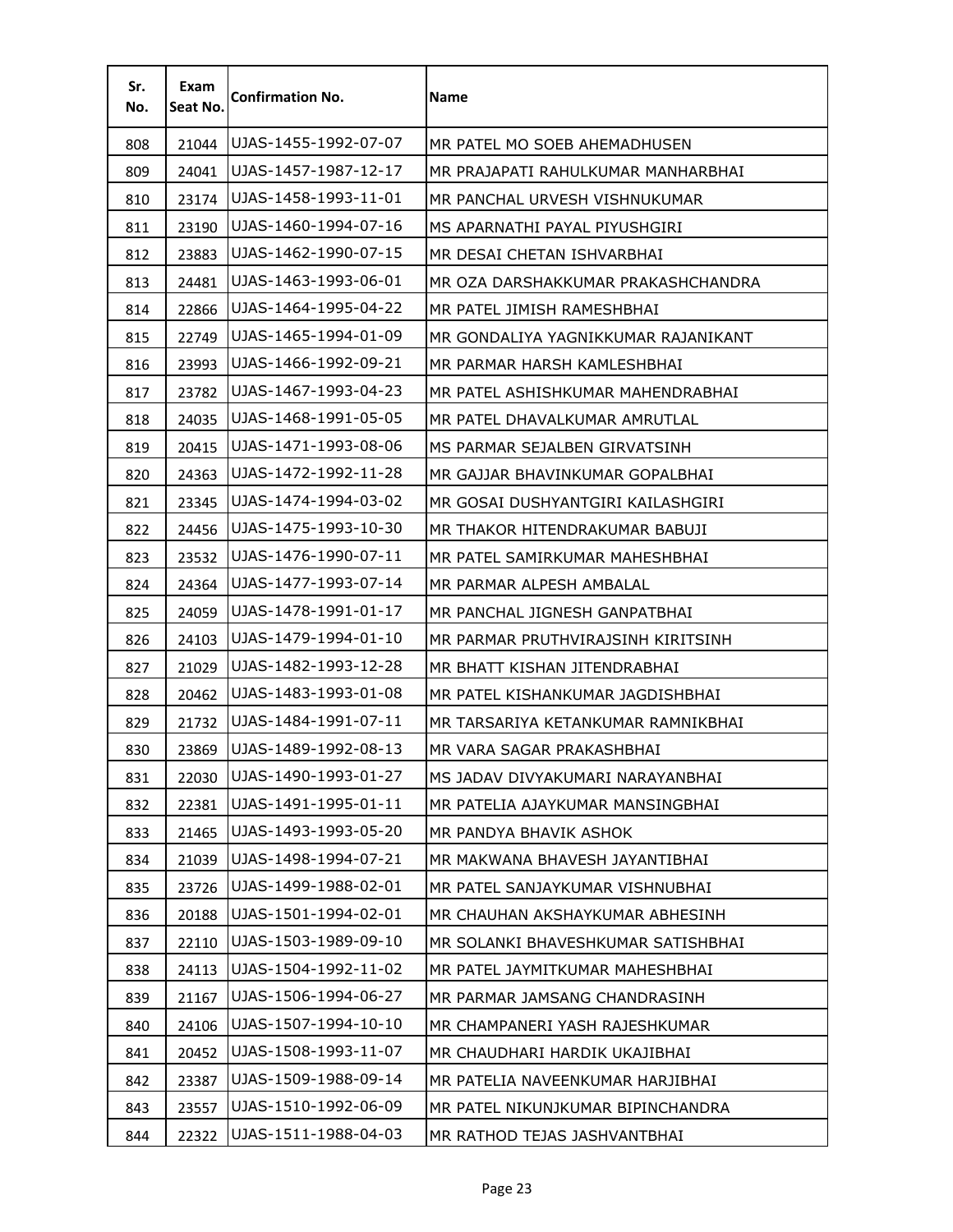| Sr. No. | Exam Seat No. | Confirmation No. | Name |
|---|---|---|---|
| 808 | 21044 | UJAS-1455-1992-07-07 | MR PATEL MO SOEB AHEMADHUSEN |
| 809 | 24041 | UJAS-1457-1987-12-17 | MR PRAJAPATI RAHULKUMAR MANHARBHAI |
| 810 | 23174 | UJAS-1458-1993-11-01 | MR PANCHAL URVESH VISHNUKUMAR |
| 811 | 23190 | UJAS-1460-1994-07-16 | MS APARNATHI PAYAL PIYUSHGIRI |
| 812 | 23883 | UJAS-1462-1990-07-15 | MR DESAI CHETAN ISHVARBHAI |
| 813 | 24481 | UJAS-1463-1993-06-01 | MR OZA DARSHAKKUMAR PRAKASHCHANDRA |
| 814 | 22866 | UJAS-1464-1995-04-22 | MR PATEL JIMISH RAMESHBHAI |
| 815 | 22749 | UJAS-1465-1994-01-09 | MR GONDALIYA YAGNIKKUMAR RAJANIKANT |
| 816 | 23993 | UJAS-1466-1992-09-21 | MR PARMAR HARSH KAMLESHBHAI |
| 817 | 23782 | UJAS-1467-1993-04-23 | MR PATEL ASHISHKUMAR MAHENDRABHAI |
| 818 | 24035 | UJAS-1468-1991-05-05 | MR PATEL DHAVALKUMAR AMRUTLAL |
| 819 | 20415 | UJAS-1471-1993-08-06 | MS PARMAR SEJALBEN GIRVATSINH |
| 820 | 24363 | UJAS-1472-1992-11-28 | MR GAJJAR BHAVINKUMAR GOPALBHAI |
| 821 | 23345 | UJAS-1474-1994-03-02 | MR GOSAI DUSHYANTGIRI KAILASHGIRI |
| 822 | 24456 | UJAS-1475-1993-10-30 | MR THAKOR HITENDRAKUMAR BABUJI |
| 823 | 23532 | UJAS-1476-1990-07-11 | MR PATEL SAMIRKUMAR MAHESHBHAI |
| 824 | 24364 | UJAS-1477-1993-07-14 | MR PARMAR ALPESH AMBALAL |
| 825 | 24059 | UJAS-1478-1991-01-17 | MR PANCHAL JIGNESH GANPATBHAI |
| 826 | 24103 | UJAS-1479-1994-01-10 | MR PARMAR PRUTHVIRAJSINH KIRITSINH |
| 827 | 21029 | UJAS-1482-1993-12-28 | MR BHATT KISHAN JITENDRABHAI |
| 828 | 20462 | UJAS-1483-1993-01-08 | MR PATEL KISHANKUMAR JAGDISHBHAI |
| 829 | 21732 | UJAS-1484-1991-07-11 | MR TARSARIYA KETANKUMAR RAMNIKBHAI |
| 830 | 23869 | UJAS-1489-1992-08-13 | MR VARA SAGAR PRAKASHBHAI |
| 831 | 22030 | UJAS-1490-1993-01-27 | MS JADAV DIVYAKUMARI NARAYANBHAI |
| 832 | 22381 | UJAS-1491-1995-01-11 | MR PATELIA AJAYKUMAR MANSINGBHAI |
| 833 | 21465 | UJAS-1493-1993-05-20 | MR PANDYA BHAVIK ASHOK |
| 834 | 21039 | UJAS-1498-1994-07-21 | MR MAKWANA BHAVESH JAYANTIBHAI |
| 835 | 23726 | UJAS-1499-1988-02-01 | MR PATEL SANJAYKUMAR VISHNUBHAI |
| 836 | 20188 | UJAS-1501-1994-02-01 | MR CHAUHAN AKSHAYKUMAR ABHESINH |
| 837 | 22110 | UJAS-1503-1989-09-10 | MR SOLANKI BHAVESHKUMAR SATISHBHAI |
| 838 | 24113 | UJAS-1504-1992-11-02 | MR PATEL JAYMITKUMAR MAHESHBHAI |
| 839 | 21167 | UJAS-1506-1994-06-27 | MR PARMAR JAMSANG CHANDRASINH |
| 840 | 24106 | UJAS-1507-1994-10-10 | MR CHAMPANERI YASH RAJESHKUMAR |
| 841 | 20452 | UJAS-1508-1993-11-07 | MR CHAUDHARI HARDIK UKAJIBHAI |
| 842 | 23387 | UJAS-1509-1988-09-14 | MR PATELIA NAVEENKUMAR HARJIBHAI |
| 843 | 23557 | UJAS-1510-1992-06-09 | MR PATEL NIKUNJKUMAR BIPINCHANDRA |
| 844 | 22322 | UJAS-1511-1988-04-03 | MR RATHOD TEJAS JASHVANTBHAI |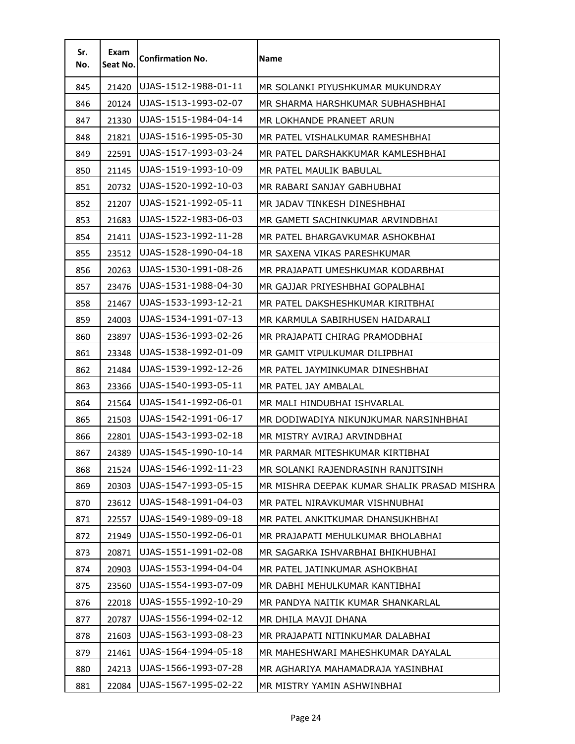| Sr. No. | Exam Seat No. | Confirmation No. | Name |
|---|---|---|---|
| 845 | 21420 | UJAS-1512-1988-01-11 | MR SOLANKI PIYUSHKUMAR MUKUNDRAY |
| 846 | 20124 | UJAS-1513-1993-02-07 | MR SHARMA HARSHKUMAR SUBHASHBHAI |
| 847 | 21330 | UJAS-1515-1984-04-14 | MR LOKHANDE PRANEET ARUN |
| 848 | 21821 | UJAS-1516-1995-05-30 | MR PATEL VISHALKUMAR RAMESHBHAI |
| 849 | 22591 | UJAS-1517-1993-03-24 | MR PATEL DARSHAKKUMAR KAMLESHBHAI |
| 850 | 21145 | UJAS-1519-1993-10-09 | MR PATEL MAULIK BABULAL |
| 851 | 20732 | UJAS-1520-1992-10-03 | MR RABARI SANJAY GABHUBHAI |
| 852 | 21207 | UJAS-1521-1992-05-11 | MR JADAV TINKESH DINESHBHAI |
| 853 | 21683 | UJAS-1522-1983-06-03 | MR GAMETI SACHINKUMAR ARVINDBHAI |
| 854 | 21411 | UJAS-1523-1992-11-28 | MR PATEL BHARGAVKUMAR ASHOKBHAI |
| 855 | 23512 | UJAS-1528-1990-04-18 | MR SAXENA VIKAS PARESHKUMAR |
| 856 | 20263 | UJAS-1530-1991-08-26 | MR PRAJAPATI UMESHKUMAR KODARBHAI |
| 857 | 23476 | UJAS-1531-1988-04-30 | MR GAJJAR PRIYESHBHAI GOPALBHAI |
| 858 | 21467 | UJAS-1533-1993-12-21 | MR PATEL DAKSHESHKUMAR KIRITBHAI |
| 859 | 24003 | UJAS-1534-1991-07-13 | MR KARMULA SABIRHUSEN HAIDARALI |
| 860 | 23897 | UJAS-1536-1993-02-26 | MR PRAJAPATI CHIRAG PRAMODBHAI |
| 861 | 23348 | UJAS-1538-1992-01-09 | MR GAMIT VIPULKUMAR DILIPBHAI |
| 862 | 21484 | UJAS-1539-1992-12-26 | MR PATEL JAYMINKUMAR DINESHBHAI |
| 863 | 23366 | UJAS-1540-1993-05-11 | MR PATEL JAY AMBALAL |
| 864 | 21564 | UJAS-1541-1992-06-01 | MR MALI HINDUBHAI ISHVARLAL |
| 865 | 21503 | UJAS-1542-1991-06-17 | MR DODIWADIYA NIKUNJKUMAR NARSINHBHAI |
| 866 | 22801 | UJAS-1543-1993-02-18 | MR MISTRY AVIRAJ ARVINDBHAI |
| 867 | 24389 | UJAS-1545-1990-10-14 | MR PARMAR MITESHKUMAR KIRTIBHAI |
| 868 | 21524 | UJAS-1546-1992-11-23 | MR SOLANKI RAJENDRASINH RANJITSINH |
| 869 | 20303 | UJAS-1547-1993-05-15 | MR MISHRA DEEPAK KUMAR SHALIK PRASAD MISHRA |
| 870 | 23612 | UJAS-1548-1991-04-03 | MR PATEL NIRAVKUMAR VISHNUBHAI |
| 871 | 22557 | UJAS-1549-1989-09-18 | MR PATEL ANKITKUMAR DHANSUKHBHAI |
| 872 | 21949 | UJAS-1550-1992-06-01 | MR PRAJAPATI MEHULKUMAR BHOLABHAI |
| 873 | 20871 | UJAS-1551-1991-02-08 | MR SAGARKA ISHVARBHAI BHIKHUBHAI |
| 874 | 20903 | UJAS-1553-1994-04-04 | MR PATEL JATINKUMAR ASHOKBHAI |
| 875 | 23560 | UJAS-1554-1993-07-09 | MR DABHI MEHULKUMAR KANTIBHAI |
| 876 | 22018 | UJAS-1555-1992-10-29 | MR PANDYA NAITIK KUMAR SHANKARLAL |
| 877 | 20787 | UJAS-1556-1994-02-12 | MR DHILA MAVJI DHANA |
| 878 | 21603 | UJAS-1563-1993-08-23 | MR PRAJAPATI NITINKUMAR DALABHAI |
| 879 | 21461 | UJAS-1564-1994-05-18 | MR MAHESHWARI MAHESHKUMAR DAYALAL |
| 880 | 24213 | UJAS-1566-1993-07-28 | MR AGHARIYA MAHAMADRAJA YASINBHAI |
| 881 | 22084 | UJAS-1567-1995-02-22 | MR MISTRY YAMIN ASHWINBHAI |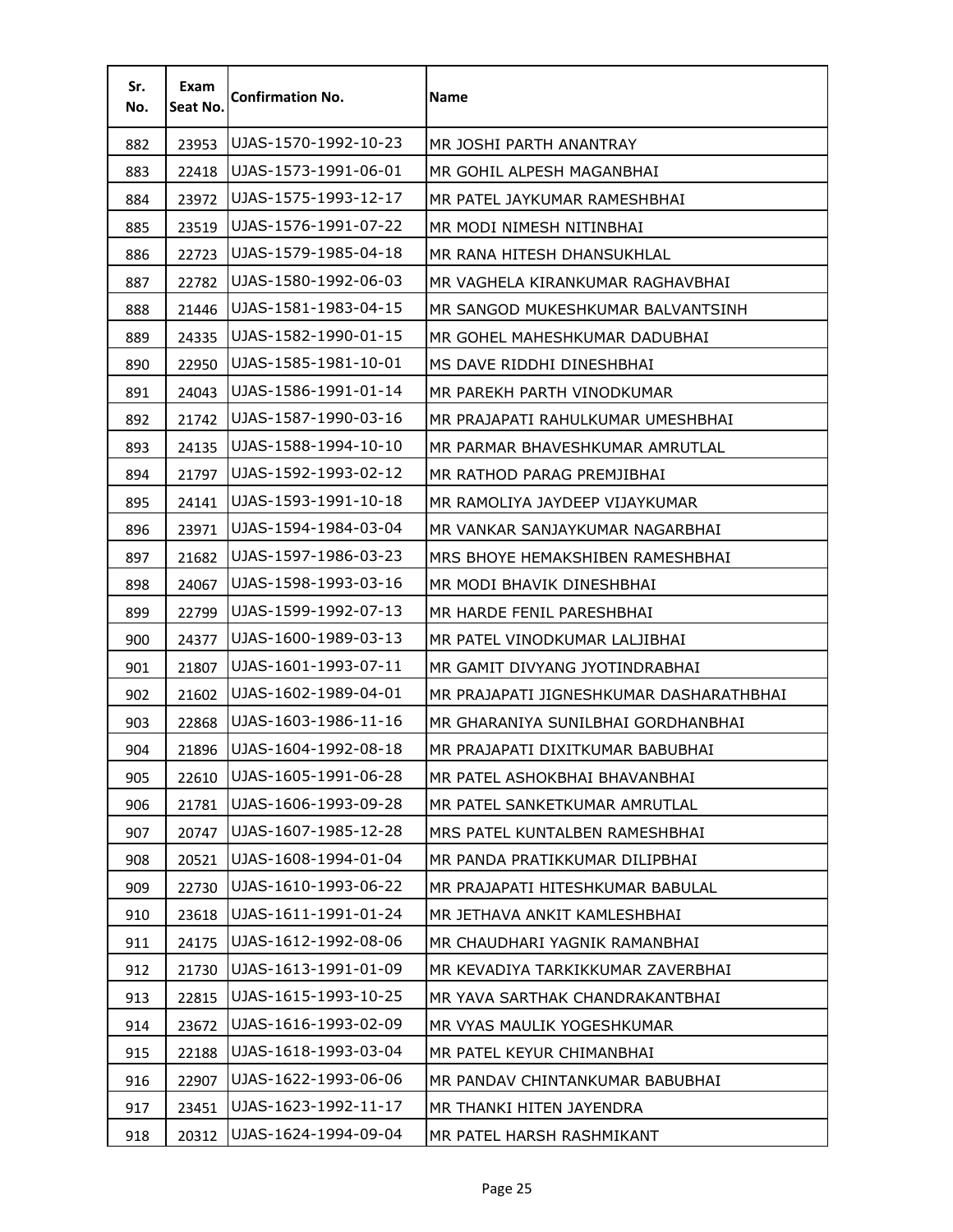| Sr. No. | Exam Seat No. | Confirmation No. | Name |
|---|---|---|---|
| 882 | 23953 | UJAS-1570-1992-10-23 | MR JOSHI PARTH ANANTRAY |
| 883 | 22418 | UJAS-1573-1991-06-01 | MR GOHIL ALPESH MAGANBHAI |
| 884 | 23972 | UJAS-1575-1993-12-17 | MR PATEL JAYKUMAR RAMESHBHAI |
| 885 | 23519 | UJAS-1576-1991-07-22 | MR MODI NIMESH NITINBHAI |
| 886 | 22723 | UJAS-1579-1985-04-18 | MR RANA HITESH DHANSUKHLAL |
| 887 | 22782 | UJAS-1580-1992-06-03 | MR VAGHELA KIRANKUMAR RAGHAVBHAI |
| 888 | 21446 | UJAS-1581-1983-04-15 | MR SANGOD MUKESHKUMAR BALVANTSINH |
| 889 | 24335 | UJAS-1582-1990-01-15 | MR GOHEL MAHESHKUMAR DADUBHAI |
| 890 | 22950 | UJAS-1585-1981-10-01 | MS DAVE RIDDHI DINESHBHAI |
| 891 | 24043 | UJAS-1586-1991-01-14 | MR PAREKH PARTH VINODKUMAR |
| 892 | 21742 | UJAS-1587-1990-03-16 | MR PRAJAPATI RAHULKUMAR UMESHBHAI |
| 893 | 24135 | UJAS-1588-1994-10-10 | MR PARMAR BHAVESHKUMAR AMRUTLAL |
| 894 | 21797 | UJAS-1592-1993-02-12 | MR RATHOD PARAG PREMJIBHAI |
| 895 | 24141 | UJAS-1593-1991-10-18 | MR RAMOLIYA JAYDEEP VIJAYKUMAR |
| 896 | 23971 | UJAS-1594-1984-03-04 | MR VANKAR SANJAYKUMAR NAGARBHAI |
| 897 | 21682 | UJAS-1597-1986-03-23 | MRS BHOYE HEMAKSHIBEN RAMESHBHAI |
| 898 | 24067 | UJAS-1598-1993-03-16 | MR MODI BHAVIK DINESHBHAI |
| 899 | 22799 | UJAS-1599-1992-07-13 | MR HARDE FENIL PARESHBHAI |
| 900 | 24377 | UJAS-1600-1989-03-13 | MR PATEL VINODKUMAR LALJIBHAI |
| 901 | 21807 | UJAS-1601-1993-07-11 | MR GAMIT DIVYANG JYOTINDRABHAI |
| 902 | 21602 | UJAS-1602-1989-04-01 | MR PRAJAPATI JIGNESHKUMAR DASHARATHBHAI |
| 903 | 22868 | UJAS-1603-1986-11-16 | MR GHARANIYA SUNILBHAI GORDHANBHAI |
| 904 | 21896 | UJAS-1604-1992-08-18 | MR PRAJAPATI DIXITKUMAR BABUBHAI |
| 905 | 22610 | UJAS-1605-1991-06-28 | MR PATEL ASHOKBHAI BHAVANBHAI |
| 906 | 21781 | UJAS-1606-1993-09-28 | MR PATEL SANKETKUMAR AMRUTLAL |
| 907 | 20747 | UJAS-1607-1985-12-28 | MRS PATEL KUNTALBEN RAMESHBHAI |
| 908 | 20521 | UJAS-1608-1994-01-04 | MR PANDA PRATIKKUMAR DILIPBHAI |
| 909 | 22730 | UJAS-1610-1993-06-22 | MR PRAJAPATI HITESHKUMAR BABULAL |
| 910 | 23618 | UJAS-1611-1991-01-24 | MR JETHAVA ANKIT KAMLESHBHAI |
| 911 | 24175 | UJAS-1612-1992-08-06 | MR CHAUDHARI YAGNIK RAMANBHAI |
| 912 | 21730 | UJAS-1613-1991-01-09 | MR KEVADIYA TARKIKKUMAR ZAVERBHAI |
| 913 | 22815 | UJAS-1615-1993-10-25 | MR YAVA SARTHAK CHANDRAKANTBHAI |
| 914 | 23672 | UJAS-1616-1993-02-09 | MR VYAS MAULIK YOGESHKUMAR |
| 915 | 22188 | UJAS-1618-1993-03-04 | MR PATEL KEYUR CHIMANBHAI |
| 916 | 22907 | UJAS-1622-1993-06-06 | MR PANDAV CHINTANKUMAR BABUBHAI |
| 917 | 23451 | UJAS-1623-1992-11-17 | MR THANKI HITEN JAYENDRA |
| 918 | 20312 | UJAS-1624-1994-09-04 | MR PATEL HARSH RASHMIKANT |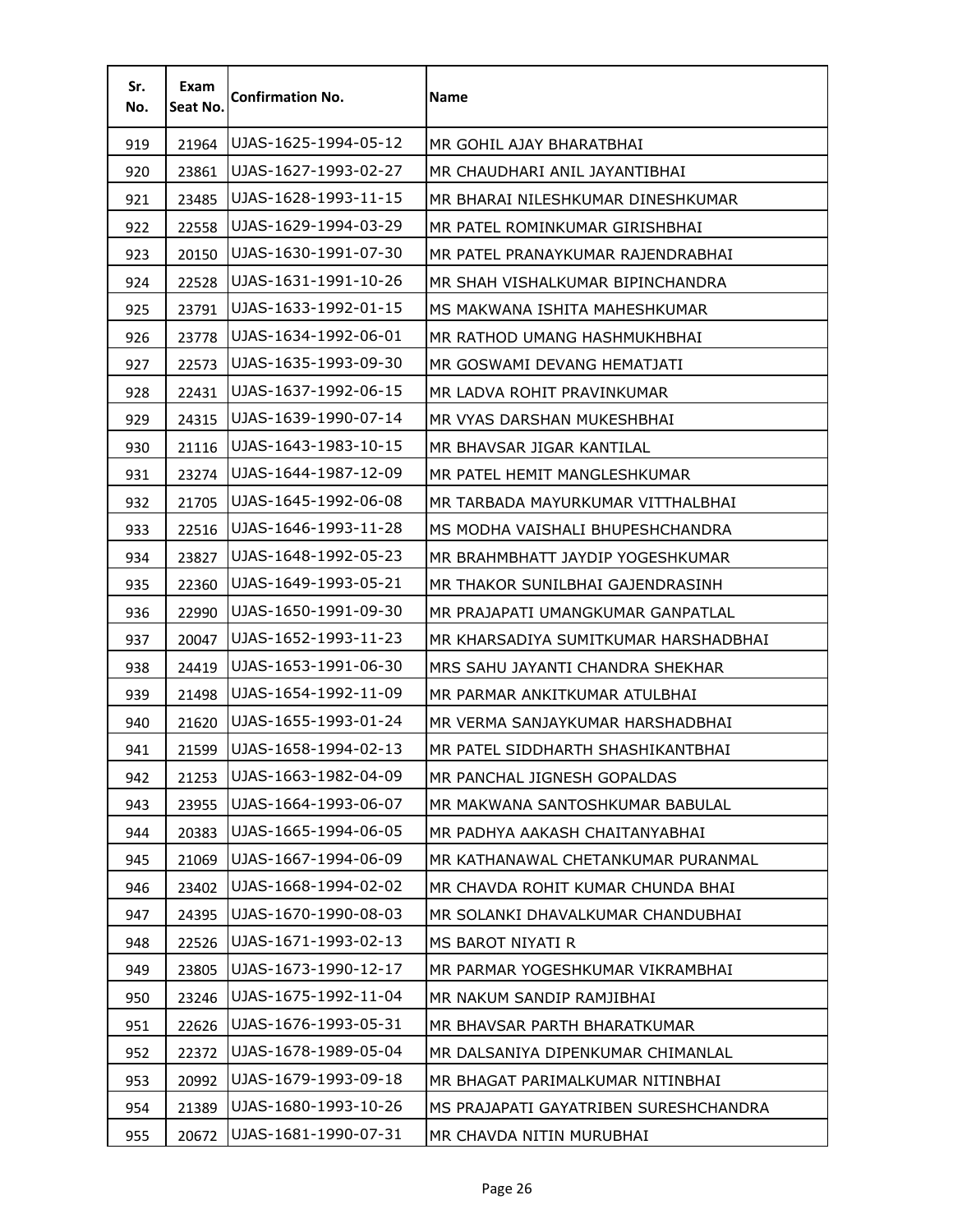| Sr. No. | Exam Seat No. | Confirmation No. | Name |
|---|---|---|---|
| 919 | 21964 | UJAS-1625-1994-05-12 | MR GOHIL AJAY BHARATBHAI |
| 920 | 23861 | UJAS-1627-1993-02-27 | MR CHAUDHARI ANIL JAYANTIBHAI |
| 921 | 23485 | UJAS-1628-1993-11-15 | MR BHARAI NILESHKUMAR DINESHKUMAR |
| 922 | 22558 | UJAS-1629-1994-03-29 | MR PATEL ROMINKUMAR GIRISHBHAI |
| 923 | 20150 | UJAS-1630-1991-07-30 | MR PATEL PRANAYKUMAR RAJENDRABHAI |
| 924 | 22528 | UJAS-1631-1991-10-26 | MR SHAH VISHALKUMAR BIPINCHANDRA |
| 925 | 23791 | UJAS-1633-1992-01-15 | MS MAKWANA ISHITA MAHESHKUMAR |
| 926 | 23778 | UJAS-1634-1992-06-01 | MR RATHOD UMANG HASHMUKHBHAI |
| 927 | 22573 | UJAS-1635-1993-09-30 | MR GOSWAMI DEVANG HEMATJATI |
| 928 | 22431 | UJAS-1637-1992-06-15 | MR LADVA ROHIT PRAVINKUMAR |
| 929 | 24315 | UJAS-1639-1990-07-14 | MR VYAS DARSHAN MUKESHBHAI |
| 930 | 21116 | UJAS-1643-1983-10-15 | MR BHAVSAR JIGAR KANTILAL |
| 931 | 23274 | UJAS-1644-1987-12-09 | MR PATEL HEMIT MANGLESHKUMAR |
| 932 | 21705 | UJAS-1645-1992-06-08 | MR TARBADA MAYURKUMAR VITTHALBHAI |
| 933 | 22516 | UJAS-1646-1993-11-28 | MS MODHA VAISHALI BHUPESHCHANDRA |
| 934 | 23827 | UJAS-1648-1992-05-23 | MR BRAHMBHATT JAYDIP YOGESHKUMAR |
| 935 | 22360 | UJAS-1649-1993-05-21 | MR THAKOR SUNILBHAI GAJENDRASINH |
| 936 | 22990 | UJAS-1650-1991-09-30 | MR PRAJAPATI UMANGKUMAR GANPATLAL |
| 937 | 20047 | UJAS-1652-1993-11-23 | MR KHARSADIYA SUMITKUMAR HARSHADBHAI |
| 938 | 24419 | UJAS-1653-1991-06-30 | MRS SAHU JAYANTI CHANDRA SHEKHAR |
| 939 | 21498 | UJAS-1654-1992-11-09 | MR PARMAR ANKITKUMAR ATULBHAI |
| 940 | 21620 | UJAS-1655-1993-01-24 | MR VERMA SANJAYKUMAR HARSHADBHAI |
| 941 | 21599 | UJAS-1658-1994-02-13 | MR PATEL SIDDHARTH SHASHIKANTBHAI |
| 942 | 21253 | UJAS-1663-1982-04-09 | MR PANCHAL JIGNESH GOPALDAS |
| 943 | 23955 | UJAS-1664-1993-06-07 | MR MAKWANA SANTOSHKUMAR BABULAL |
| 944 | 20383 | UJAS-1665-1994-06-05 | MR PADHYA AAKASH CHAITANYABHAI |
| 945 | 21069 | UJAS-1667-1994-06-09 | MR KATHANAWAL CHETANKUMAR PURANMAL |
| 946 | 23402 | UJAS-1668-1994-02-02 | MR CHAVDA ROHIT KUMAR CHUNDA BHAI |
| 947 | 24395 | UJAS-1670-1990-08-03 | MR SOLANKI DHAVALKUMAR CHANDUBHAI |
| 948 | 22526 | UJAS-1671-1993-02-13 | MS BAROT NIYATI R |
| 949 | 23805 | UJAS-1673-1990-12-17 | MR PARMAR YOGESHKUMAR VIKRAMBHAI |
| 950 | 23246 | UJAS-1675-1992-11-04 | MR NAKUM SANDIP RAMJIBHAI |
| 951 | 22626 | UJAS-1676-1993-05-31 | MR BHAVSAR PARTH BHARATKUMAR |
| 952 | 22372 | UJAS-1678-1989-05-04 | MR DALSANIYA DIPENKUMAR CHIMANLAL |
| 953 | 20992 | UJAS-1679-1993-09-18 | MR BHAGAT PARIMALKUMAR NITINBHAI |
| 954 | 21389 | UJAS-1680-1993-10-26 | MS PRAJAPATI GAYATRIBEN SURESHCHANDRA |
| 955 | 20672 | UJAS-1681-1990-07-31 | MR CHAVDA NITIN MURUBHAI |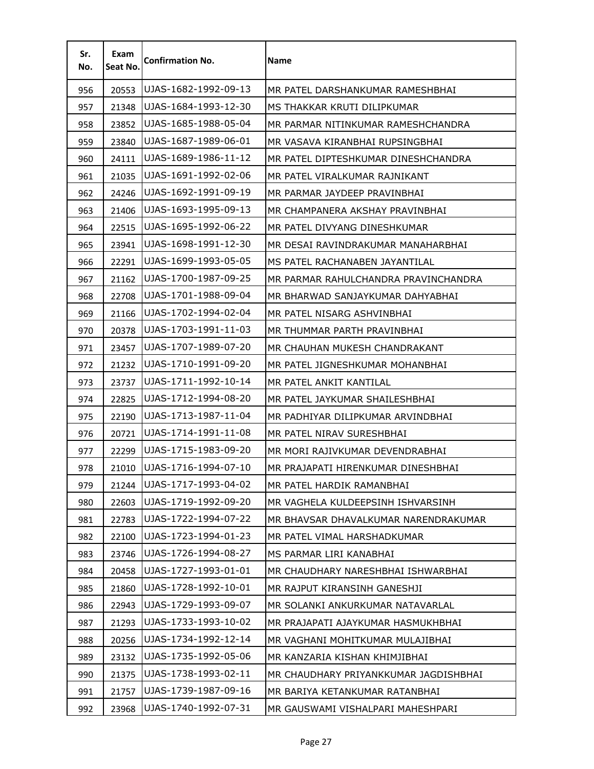| Sr. No. | Exam Seat No. | Confirmation No. | Name |
|---|---|---|---|
| 956 | 20553 | UJAS-1682-1992-09-13 | MR PATEL DARSHANKUMAR RAMESHBHAI |
| 957 | 21348 | UJAS-1684-1993-12-30 | MS THAKKAR KRUTI DILIPKUMAR |
| 958 | 23852 | UJAS-1685-1988-05-04 | MR PARMAR NITINKUMAR RAMESHCHANDRA |
| 959 | 23840 | UJAS-1687-1989-06-01 | MR VASAVA KIRANBHAI RUPSINGBHAI |
| 960 | 24111 | UJAS-1689-1986-11-12 | MR PATEL DIPTESHKUMAR DINESHCHANDRA |
| 961 | 21035 | UJAS-1691-1992-02-06 | MR PATEL VIRALKUMAR RAJNIKANT |
| 962 | 24246 | UJAS-1692-1991-09-19 | MR PARMAR JAYDEEP PRAVINBHAI |
| 963 | 21406 | UJAS-1693-1995-09-13 | MR CHAMPANERA AKSHAY PRAVINBHAI |
| 964 | 22515 | UJAS-1695-1992-06-22 | MR PATEL DIVYANG DINESHKUMAR |
| 965 | 23941 | UJAS-1698-1991-12-30 | MR DESAI RAVINDRAKUMAR MANAHARBHAI |
| 966 | 22291 | UJAS-1699-1993-05-05 | MS PATEL RACHANABEN JAYANTILAL |
| 967 | 21162 | UJAS-1700-1987-09-25 | MR PARMAR RAHULCHANDRA PRAVINCHANDRA |
| 968 | 22708 | UJAS-1701-1988-09-04 | MR BHARWAD SANJAYKUMAR DAHYABHAI |
| 969 | 21166 | UJAS-1702-1994-02-04 | MR PATEL NISARG ASHVINBHAI |
| 970 | 20378 | UJAS-1703-1991-11-03 | MR THUMMAR PARTH PRAVINBHAI |
| 971 | 23457 | UJAS-1707-1989-07-20 | MR CHAUHAN MUKESH CHANDRAKANT |
| 972 | 21232 | UJAS-1710-1991-09-20 | MR PATEL JIGNESHKUMAR MOHANBHAI |
| 973 | 23737 | UJAS-1711-1992-10-14 | MR PATEL ANKIT KANTILAL |
| 974 | 22825 | UJAS-1712-1994-08-20 | MR PATEL JAYKUMAR SHAILESHBHAI |
| 975 | 22190 | UJAS-1713-1987-11-04 | MR PADHIYAR DILIPKUMAR ARVINDBHAI |
| 976 | 20721 | UJAS-1714-1991-11-08 | MR PATEL NIRAV SURESHBHAI |
| 977 | 22299 | UJAS-1715-1983-09-20 | MR MORI RAJIVKUMAR DEVENDRABHAI |
| 978 | 21010 | UJAS-1716-1994-07-10 | MR PRAJAPATI HIRENKUMAR DINESHBHAI |
| 979 | 21244 | UJAS-1717-1993-04-02 | MR PATEL HARDIK RAMANBHAI |
| 980 | 22603 | UJAS-1719-1992-09-20 | MR VAGHELA KULDEEPSINH ISHVARSINH |
| 981 | 22783 | UJAS-1722-1994-07-22 | MR BHAVSAR DHAVALKUMAR NARENDRAKUMAR |
| 982 | 22100 | UJAS-1723-1994-01-23 | MR PATEL VIMAL HARSHADKUMAR |
| 983 | 23746 | UJAS-1726-1994-08-27 | MS PARMAR LIRI KANABHAI |
| 984 | 20458 | UJAS-1727-1993-01-01 | MR CHAUDHARY NARESHBHAI ISHWARBHAI |
| 985 | 21860 | UJAS-1728-1992-10-01 | MR RAJPUT KIRANSINH GANESHJI |
| 986 | 22943 | UJAS-1729-1993-09-07 | MR SOLANKI ANKURKUMAR NATAVARLAL |
| 987 | 21293 | UJAS-1733-1993-10-02 | MR PRAJAPATI AJAYKUMAR HASMUKHBHAI |
| 988 | 20256 | UJAS-1734-1992-12-14 | MR VAGHANI MOHITKUMAR MULAJIBHAI |
| 989 | 23132 | UJAS-1735-1992-05-06 | MR KANZARIA KISHAN KHIMJIBHAI |
| 990 | 21375 | UJAS-1738-1993-02-11 | MR CHAUDHARY PRIYANKKUMAR JAGDISHBHAI |
| 991 | 21757 | UJAS-1739-1987-09-16 | MR BARIYA KETANKUMAR RATANBHAI |
| 992 | 23968 | UJAS-1740-1992-07-31 | MR GAUSWAMI VISHALPARI MAHESHPARI |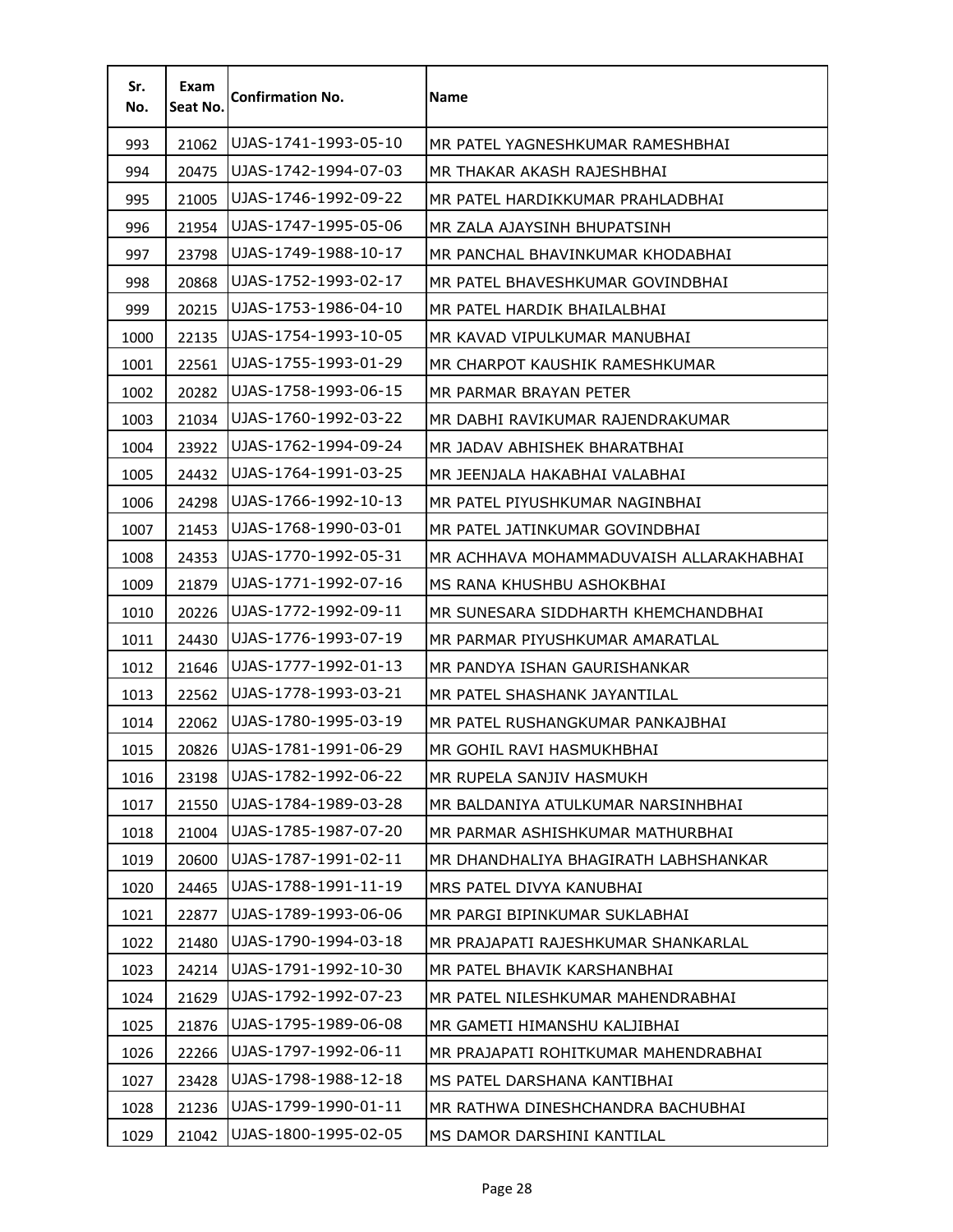| Sr. No. | Exam Seat No. | Confirmation No. | Name |
|---|---|---|---|
| 993 | 21062 | UJAS-1741-1993-05-10 | MR PATEL YAGNESHKUMAR RAMESHBHAI |
| 994 | 20475 | UJAS-1742-1994-07-03 | MR THAKAR AKASH RAJESHBHAI |
| 995 | 21005 | UJAS-1746-1992-09-22 | MR PATEL HARDIKKUMAR PRAHLADBHAI |
| 996 | 21954 | UJAS-1747-1995-05-06 | MR ZALA AJAYSINH BHUPATSINH |
| 997 | 23798 | UJAS-1749-1988-10-17 | MR PANCHAL BHAVINKUMAR KHODABHAI |
| 998 | 20868 | UJAS-1752-1993-02-17 | MR PATEL BHAVESHKUMAR GOVINDBHAI |
| 999 | 20215 | UJAS-1753-1986-04-10 | MR PATEL HARDIK BHAILALBHAI |
| 1000 | 22135 | UJAS-1754-1993-10-05 | MR KAVAD VIPULKUMAR MANUBHAI |
| 1001 | 22561 | UJAS-1755-1993-01-29 | MR CHARPOT KAUSHIK RAMESHKUMAR |
| 1002 | 20282 | UJAS-1758-1993-06-15 | MR PARMAR BRAYAN PETER |
| 1003 | 21034 | UJAS-1760-1992-03-22 | MR DABHI RAVIKUMAR RAJENDRAKUMAR |
| 1004 | 23922 | UJAS-1762-1994-09-24 | MR JADAV ABHISHEK BHARATBHAI |
| 1005 | 24432 | UJAS-1764-1991-03-25 | MR JEENJALA HAKABHAI VALABHAI |
| 1006 | 24298 | UJAS-1766-1992-10-13 | MR PATEL PIYUSHKUMAR NAGINBHAI |
| 1007 | 21453 | UJAS-1768-1990-03-01 | MR PATEL JATINKUMAR GOVINDBHAI |
| 1008 | 24353 | UJAS-1770-1992-05-31 | MR ACHHAVA MOHAMMADUVAISH ALLARAKHABHAI |
| 1009 | 21879 | UJAS-1771-1992-07-16 | MS RANA KHUSHBU ASHOKBHAI |
| 1010 | 20226 | UJAS-1772-1992-09-11 | MR SUNESARA SIDDHARTH KHEMCHANDBHAI |
| 1011 | 24430 | UJAS-1776-1993-07-19 | MR PARMAR PIYUSHKUMAR AMARATLAL |
| 1012 | 21646 | UJAS-1777-1992-01-13 | MR PANDYA ISHAN GAURISHANKAR |
| 1013 | 22562 | UJAS-1778-1993-03-21 | MR PATEL SHASHANK JAYANTILAL |
| 1014 | 22062 | UJAS-1780-1995-03-19 | MR PATEL RUSHANGKUMAR PANKAJBHAI |
| 1015 | 20826 | UJAS-1781-1991-06-29 | MR GOHIL RAVI HASMUKHBHAI |
| 1016 | 23198 | UJAS-1782-1992-06-22 | MR RUPELA SANJIV HASMUKH |
| 1017 | 21550 | UJAS-1784-1989-03-28 | MR BALDANIYA ATULKUMAR NARSINHBHAI |
| 1018 | 21004 | UJAS-1785-1987-07-20 | MR PARMAR ASHISHKUMAR MATHURBHAI |
| 1019 | 20600 | UJAS-1787-1991-02-11 | MR DHANDHALIYA BHAGIRATH LABHSHANKAR |
| 1020 | 24465 | UJAS-1788-1991-11-19 | MRS PATEL DIVYA KANUBHAI |
| 1021 | 22877 | UJAS-1789-1993-06-06 | MR PARGI BIPINKUMAR SUKLABHAI |
| 1022 | 21480 | UJAS-1790-1994-03-18 | MR PRAJAPATI RAJESHKUMAR SHANKARLAL |
| 1023 | 24214 | UJAS-1791-1992-10-30 | MR PATEL BHAVIK KARSHANBHAI |
| 1024 | 21629 | UJAS-1792-1992-07-23 | MR PATEL NILESHKUMAR MAHENDRABHAI |
| 1025 | 21876 | UJAS-1795-1989-06-08 | MR GAMETI HIMANSHU KALJIBHAI |
| 1026 | 22266 | UJAS-1797-1992-06-11 | MR PRAJAPATI ROHITKUMAR MAHENDRABHAI |
| 1027 | 23428 | UJAS-1798-1988-12-18 | MS PATEL DARSHANA KANTIBHAI |
| 1028 | 21236 | UJAS-1799-1990-01-11 | MR RATHWA DINESHCHANDRA BACHUBHAI |
| 1029 | 21042 | UJAS-1800-1995-02-05 | MS DAMOR DARSHINI KANTILAL |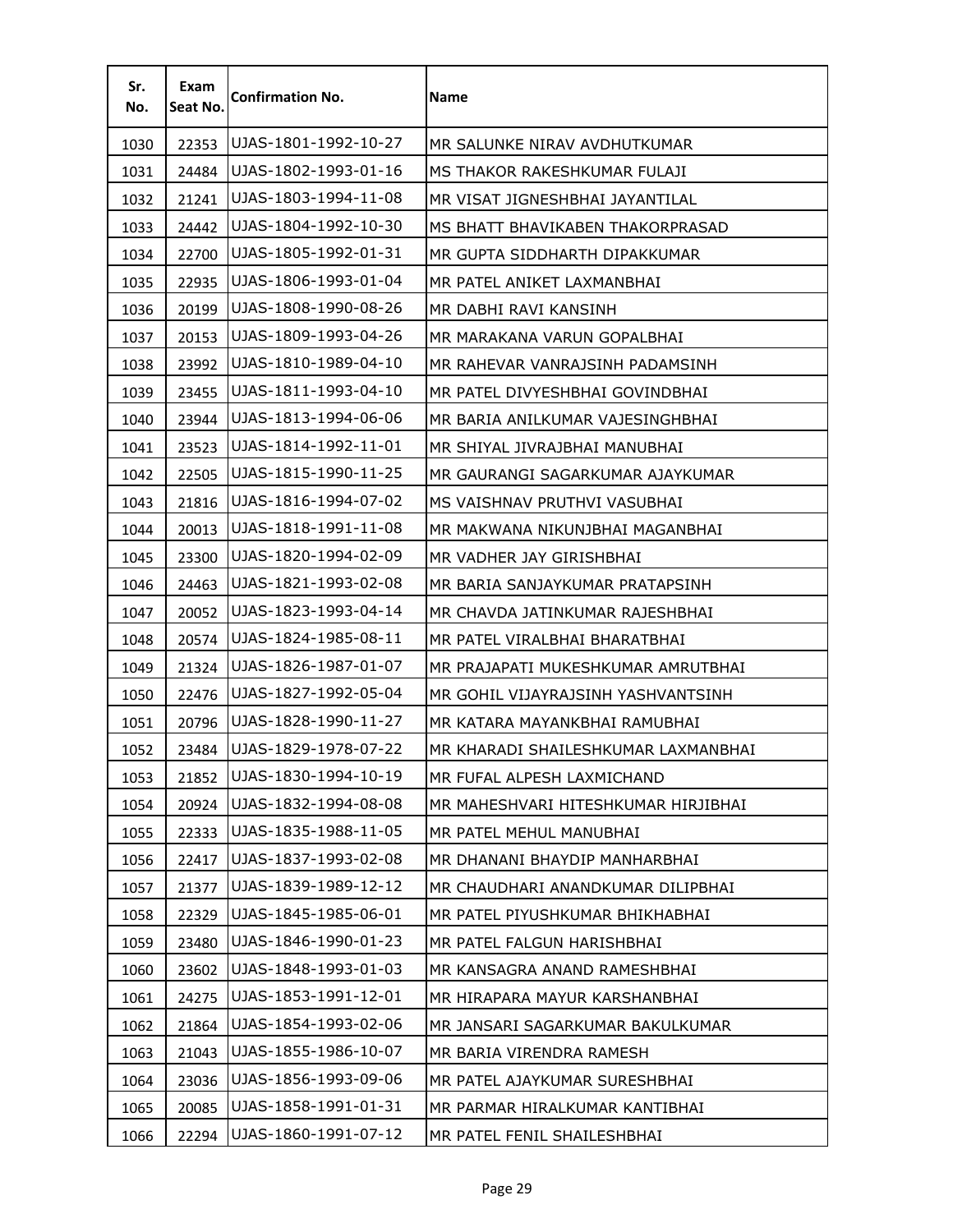| Sr. No. | Exam Seat No. | Confirmation No. | Name |
|---|---|---|---|
| 1030 | 22353 | UJAS-1801-1992-10-27 | MR SALUNKE NIRAV AVDHUTKUMAR |
| 1031 | 24484 | UJAS-1802-1993-01-16 | MS THAKOR RAKESHKUMAR FULAJI |
| 1032 | 21241 | UJAS-1803-1994-11-08 | MR VISAT JIGNESHBHAI JAYANTILAL |
| 1033 | 24442 | UJAS-1804-1992-10-30 | MS BHATT BHAVIKABEN THAKORPRASAD |
| 1034 | 22700 | UJAS-1805-1992-01-31 | MR GUPTA SIDDHARTH DIPAKKUMAR |
| 1035 | 22935 | UJAS-1806-1993-01-04 | MR PATEL ANIKET LAXMANBHAI |
| 1036 | 20199 | UJAS-1808-1990-08-26 | MR DABHI RAVI KANSINH |
| 1037 | 20153 | UJAS-1809-1993-04-26 | MR MARAKANA VARUN GOPALBHAI |
| 1038 | 23992 | UJAS-1810-1989-04-10 | MR RAHEVAR VANRAJSINH PADAMSINH |
| 1039 | 23455 | UJAS-1811-1993-04-10 | MR PATEL DIVYESHBHAI GOVINDBHAI |
| 1040 | 23944 | UJAS-1813-1994-06-06 | MR BARIA ANILKUMAR VAJESINGHBHAI |
| 1041 | 23523 | UJAS-1814-1992-11-01 | MR SHIYAL JIVRAJBHAI MANUBHAI |
| 1042 | 22505 | UJAS-1815-1990-11-25 | MR GAURANGI SAGARKUMAR AJAYKUMAR |
| 1043 | 21816 | UJAS-1816-1994-07-02 | MS VAISHNAV PRUTHVI VASUBHAI |
| 1044 | 20013 | UJAS-1818-1991-11-08 | MR MAKWANA NIKUNJBHAI MAGANBHAI |
| 1045 | 23300 | UJAS-1820-1994-02-09 | MR VADHER JAY GIRISHBHAI |
| 1046 | 24463 | UJAS-1821-1993-02-08 | MR BARIA SANJAYKUMAR PRATAPSINH |
| 1047 | 20052 | UJAS-1823-1993-04-14 | MR CHAVDA JATINKUMAR RAJESHBHAI |
| 1048 | 20574 | UJAS-1824-1985-08-11 | MR PATEL VIRALBHAI BHARATBHAI |
| 1049 | 21324 | UJAS-1826-1987-01-07 | MR PRAJAPATI MUKESHKUMAR AMRUTBHAI |
| 1050 | 22476 | UJAS-1827-1992-05-04 | MR GOHIL VIJAYRAJSINH YASHVANTSINH |
| 1051 | 20796 | UJAS-1828-1990-11-27 | MR KATARA MAYANKBHAI RAMUBHAI |
| 1052 | 23484 | UJAS-1829-1978-07-22 | MR KHARADI SHAILESHKUMAR LAXMANBHAI |
| 1053 | 21852 | UJAS-1830-1994-10-19 | MR FUFAL ALPESH LAXMICHAND |
| 1054 | 20924 | UJAS-1832-1994-08-08 | MR MAHESHVARI HITESHKUMAR HIRJIBHAI |
| 1055 | 22333 | UJAS-1835-1988-11-05 | MR PATEL MEHUL MANUBHAI |
| 1056 | 22417 | UJAS-1837-1993-02-08 | MR DHANANI BHAYDIP MANHARBHAI |
| 1057 | 21377 | UJAS-1839-1989-12-12 | MR CHAUDHARI ANANDKUMAR DILIPBHAI |
| 1058 | 22329 | UJAS-1845-1985-06-01 | MR PATEL PIYUSHKUMAR BHIKHABHAI |
| 1059 | 23480 | UJAS-1846-1990-01-23 | MR PATEL FALGUN HARISHBHAI |
| 1060 | 23602 | UJAS-1848-1993-01-03 | MR KANSAGRA ANAND RAMESHBHAI |
| 1061 | 24275 | UJAS-1853-1991-12-01 | MR HIRAPARA MAYUR KARSHANBHAI |
| 1062 | 21864 | UJAS-1854-1993-02-06 | MR JANSARI SAGARKUMAR BAKULKUMAR |
| 1063 | 21043 | UJAS-1855-1986-10-07 | MR BARIA VIRENDRA RAMESH |
| 1064 | 23036 | UJAS-1856-1993-09-06 | MR PATEL AJAYKUMAR SURESHBHAI |
| 1065 | 20085 | UJAS-1858-1991-01-31 | MR PARMAR HIRALKUMAR KANTIBHAI |
| 1066 | 22294 | UJAS-1860-1991-07-12 | MR PATEL FENIL SHAILESHBHAI |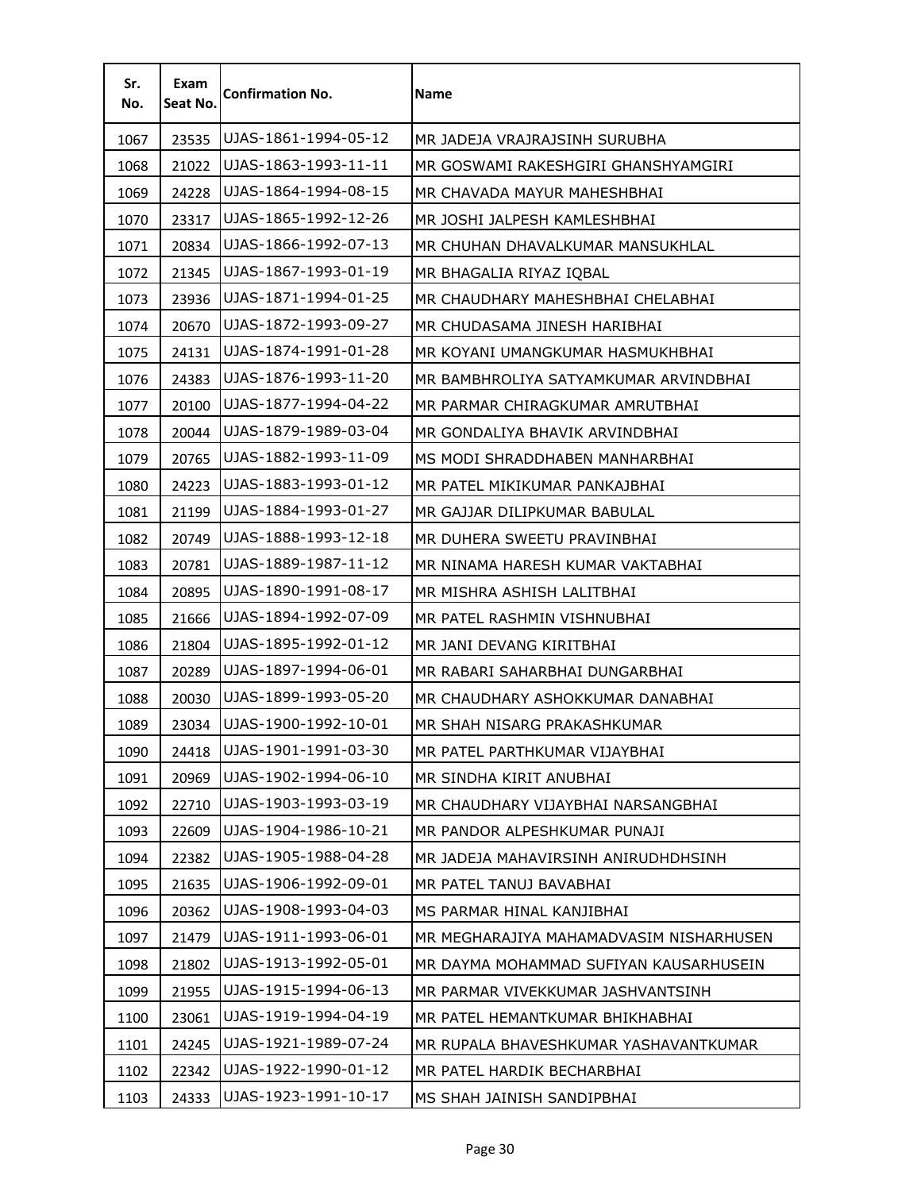| Sr. No. | Exam Seat No. | Confirmation No. | Name |
|---|---|---|---|
| 1067 | 23535 | UJAS-1861-1994-05-12 | MR JADEJA VRAJRAJSINH SURUBHA |
| 1068 | 21022 | UJAS-1863-1993-11-11 | MR GOSWAMI RAKESHGIRI GHANSHYAMGIRI |
| 1069 | 24228 | UJAS-1864-1994-08-15 | MR CHAVADA MAYUR MAHESHBHAI |
| 1070 | 23317 | UJAS-1865-1992-12-26 | MR JOSHI JALPESH KAMLESHBHAI |
| 1071 | 20834 | UJAS-1866-1992-07-13 | MR CHUHAN DHAVALKUMAR MANSUKHLAL |
| 1072 | 21345 | UJAS-1867-1993-01-19 | MR BHAGALIA RIYAZ IQBAL |
| 1073 | 23936 | UJAS-1871-1994-01-25 | MR CHAUDHARY MAHESHBHAI CHELABHAI |
| 1074 | 20670 | UJAS-1872-1993-09-27 | MR CHUDASAMA JINESH HARIBHAI |
| 1075 | 24131 | UJAS-1874-1991-01-28 | MR KOYANI UMANGKUMAR HASMUKHBHAI |
| 1076 | 24383 | UJAS-1876-1993-11-20 | MR BAMBHROLIYA SATYAMKUMAR ARVINDBHAI |
| 1077 | 20100 | UJAS-1877-1994-04-22 | MR PARMAR CHIRAGKUMAR AMRUTBHAI |
| 1078 | 20044 | UJAS-1879-1989-03-04 | MR GONDALIYA BHAVIK ARVINDBHAI |
| 1079 | 20765 | UJAS-1882-1993-11-09 | MS MODI SHRADDHABEN MANHARBHAI |
| 1080 | 24223 | UJAS-1883-1993-01-12 | MR PATEL MIKIKUMAR PANKAJBHAI |
| 1081 | 21199 | UJAS-1884-1993-01-27 | MR GAJJAR DILIPKUMAR BABULAL |
| 1082 | 20749 | UJAS-1888-1993-12-18 | MR DUHERA SWEETU PRAVINBHAI |
| 1083 | 20781 | UJAS-1889-1987-11-12 | MR NINAMA HARESH KUMAR VAKTABHAI |
| 1084 | 20895 | UJAS-1890-1991-08-17 | MR MISHRA ASHISH LALITBHAI |
| 1085 | 21666 | UJAS-1894-1992-07-09 | MR PATEL RASHMIN VISHNUBHAI |
| 1086 | 21804 | UJAS-1895-1992-01-12 | MR JANI DEVANG KIRITBHAI |
| 1087 | 20289 | UJAS-1897-1994-06-01 | MR RABARI SAHARBHAI DUNGARBHAI |
| 1088 | 20030 | UJAS-1899-1993-05-20 | MR CHAUDHARY ASHOKKUMAR DANABHAI |
| 1089 | 23034 | UJAS-1900-1992-10-01 | MR SHAH NISARG PRAKASHKUMAR |
| 1090 | 24418 | UJAS-1901-1991-03-30 | MR PATEL PARTHKUMAR VIJAYBHAI |
| 1091 | 20969 | UJAS-1902-1994-06-10 | MR SINDHA KIRIT ANUBHAI |
| 1092 | 22710 | UJAS-1903-1993-03-19 | MR CHAUDHARY VIJAYBHAI NARSANGBHAI |
| 1093 | 22609 | UJAS-1904-1986-10-21 | MR PANDOR ALPESHKUMAR PUNAJI |
| 1094 | 22382 | UJAS-1905-1988-04-28 | MR JADEJA MAHAVIRSINH ANIRUDHDHSINH |
| 1095 | 21635 | UJAS-1906-1992-09-01 | MR PATEL TANUJ BAVABHAI |
| 1096 | 20362 | UJAS-1908-1993-04-03 | MS PARMAR HINAL KANJIBHAI |
| 1097 | 21479 | UJAS-1911-1993-06-01 | MR MEGHARAJIYA MAHAMADVASIM NISHARHUSEN |
| 1098 | 21802 | UJAS-1913-1992-05-01 | MR DAYMA MOHAMMAD SUFIYAN KAUSARHUSEIN |
| 1099 | 21955 | UJAS-1915-1994-06-13 | MR PARMAR VIVEKKUMAR JASHVANTSINH |
| 1100 | 23061 | UJAS-1919-1994-04-19 | MR PATEL HEMANTKUMAR BHIKHABHAI |
| 1101 | 24245 | UJAS-1921-1989-07-24 | MR RUPALA BHAVESHKUMAR YASHAVANTKUMAR |
| 1102 | 22342 | UJAS-1922-1990-01-12 | MR PATEL HARDIK BECHARBHAI |
| 1103 | 24333 | UJAS-1923-1991-10-17 | MS SHAH JAINISH SANDIPBHAI |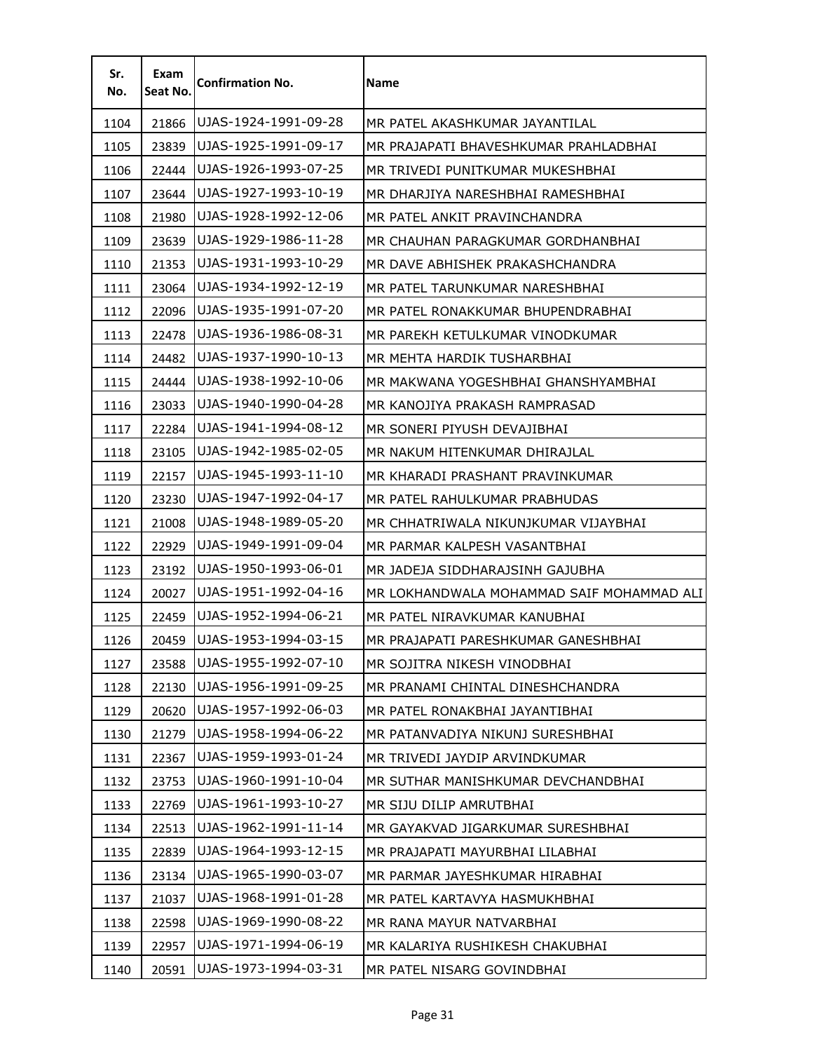| Sr. No. | Exam Seat No. | Confirmation No. | Name |
|---|---|---|---|
| 1104 | 21866 | UJAS-1924-1991-09-28 | MR PATEL AKASHKUMAR JAYANTILAL |
| 1105 | 23839 | UJAS-1925-1991-09-17 | MR PRAJAPATI BHAVESHKUMAR PRAHLADBHAI |
| 1106 | 22444 | UJAS-1926-1993-07-25 | MR TRIVEDI PUNITKUMAR MUKESHBHAI |
| 1107 | 23644 | UJAS-1927-1993-10-19 | MR DHARJIYA NARESHBHAI RAMESHBHAI |
| 1108 | 21980 | UJAS-1928-1992-12-06 | MR PATEL ANKIT PRAVINCHANDRA |
| 1109 | 23639 | UJAS-1929-1986-11-28 | MR CHAUHAN PARAGKUMAR GORDHANBHAI |
| 1110 | 21353 | UJAS-1931-1993-10-29 | MR DAVE ABHISHEK PRAKASHCHANDRA |
| 1111 | 23064 | UJAS-1934-1992-12-19 | MR PATEL TARUNKUMAR NARESHBHAI |
| 1112 | 22096 | UJAS-1935-1991-07-20 | MR PATEL RONAKKUMAR BHUPENDRABHAI |
| 1113 | 22478 | UJAS-1936-1986-08-31 | MR PAREKH KETULKUMAR VINODKUMAR |
| 1114 | 24482 | UJAS-1937-1990-10-13 | MR MEHTA HARDIK TUSHARBHAI |
| 1115 | 24444 | UJAS-1938-1992-10-06 | MR MAKWANA YOGESHBHAI GHANSHYAMBHAI |
| 1116 | 23033 | UJAS-1940-1990-04-28 | MR KANOJIYA PRAKASH RAMPRASAD |
| 1117 | 22284 | UJAS-1941-1994-08-12 | MR SONERI PIYUSH DEVAJIBHAI |
| 1118 | 23105 | UJAS-1942-1985-02-05 | MR NAKUM HITENKUMAR DHIRAJLAL |
| 1119 | 22157 | UJAS-1945-1993-11-10 | MR KHARADI PRASHANT PRAVINKUMAR |
| 1120 | 23230 | UJAS-1947-1992-04-17 | MR PATEL RAHULKUMAR PRABHUDAS |
| 1121 | 21008 | UJAS-1948-1989-05-20 | MR CHHATRIWALA NIKUNJKUMAR VIJAYBHAI |
| 1122 | 22929 | UJAS-1949-1991-09-04 | MR PARMAR KALPESH VASANTBHAI |
| 1123 | 23192 | UJAS-1950-1993-06-01 | MR JADEJA SIDDHARAJSINH GAJUBHA |
| 1124 | 20027 | UJAS-1951-1992-04-16 | MR LOKHANDWALA MOHAMMAD SAIF MOHAMMAD ALI |
| 1125 | 22459 | UJAS-1952-1994-06-21 | MR PATEL NIRAVKUMAR KANUBHAI |
| 1126 | 20459 | UJAS-1953-1994-03-15 | MR PRAJAPATI PARESHKUMAR GANESHBHAI |
| 1127 | 23588 | UJAS-1955-1992-07-10 | MR SOJITRA NIKESH VINODBHAI |
| 1128 | 22130 | UJAS-1956-1991-09-25 | MR PRANAMI CHINTAL DINESHCHANDRA |
| 1129 | 20620 | UJAS-1957-1992-06-03 | MR PATEL RONAKBHAI JAYANTIBHAI |
| 1130 | 21279 | UJAS-1958-1994-06-22 | MR PATANVADIYA NIKUNJ SURESHBHAI |
| 1131 | 22367 | UJAS-1959-1993-01-24 | MR TRIVEDI JAYDIP ARVINDKUMAR |
| 1132 | 23753 | UJAS-1960-1991-10-04 | MR SUTHAR MANISHKUMAR DEVCHANDBHAI |
| 1133 | 22769 | UJAS-1961-1993-10-27 | MR SIJU DILIP AMRUTBHAI |
| 1134 | 22513 | UJAS-1962-1991-11-14 | MR GAYAKVAD JIGARKUMAR SURESHBHAI |
| 1135 | 22839 | UJAS-1964-1993-12-15 | MR PRAJAPATI MAYURBHAI LILABHAI |
| 1136 | 23134 | UJAS-1965-1990-03-07 | MR PARMAR JAYESHKUMAR HIRABHAI |
| 1137 | 21037 | UJAS-1968-1991-01-28 | MR PATEL KARTAVYA HASMUKHBHAI |
| 1138 | 22598 | UJAS-1969-1990-08-22 | MR RANA MAYUR NATVARBHAI |
| 1139 | 22957 | UJAS-1971-1994-06-19 | MR KALARIYA RUSHIKESH CHAKUBHAI |
| 1140 | 20591 | UJAS-1973-1994-03-31 | MR PATEL NISARG GOVINDBHAI |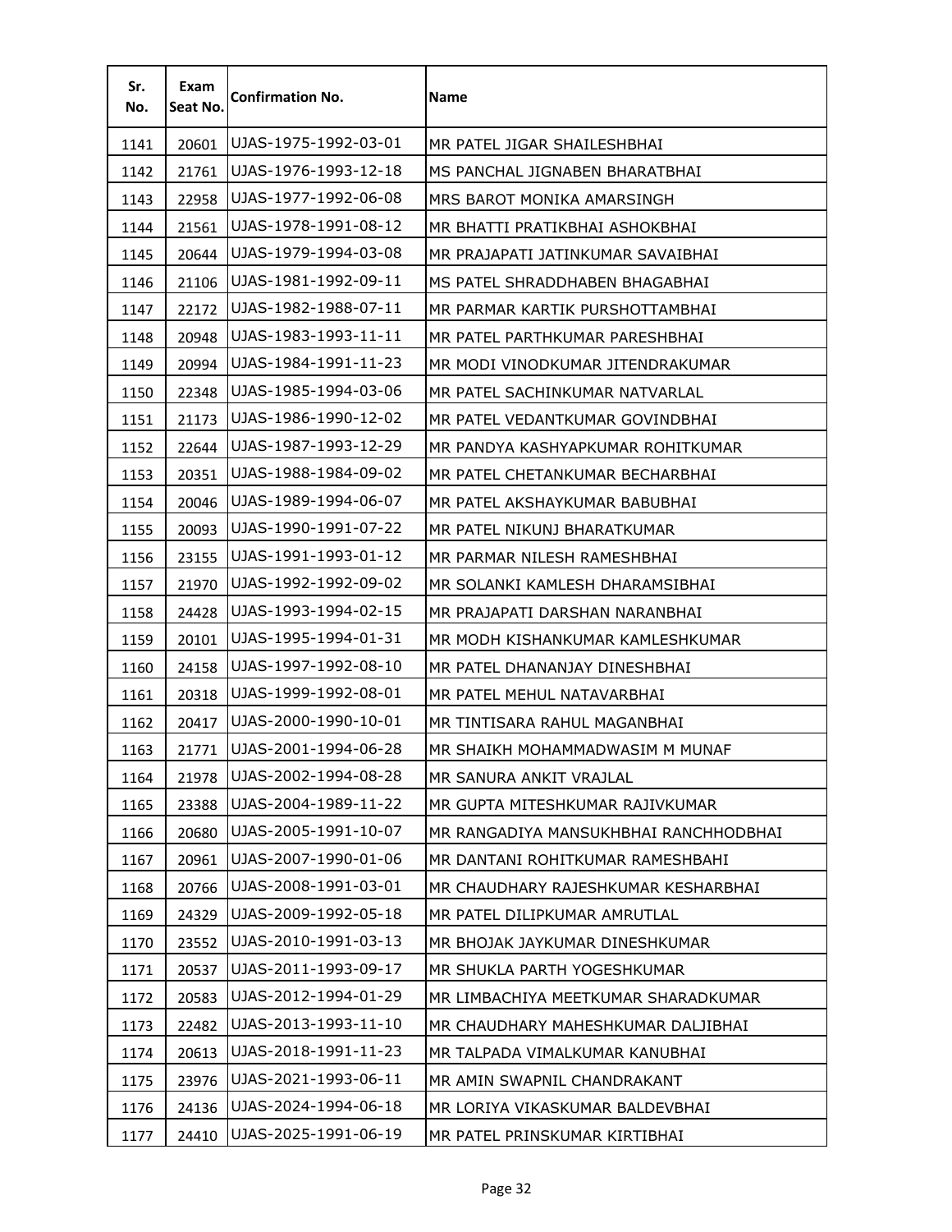| Sr. No. | Exam Seat No. | Confirmation No. | Name |
|---|---|---|---|
| 1141 | 20601 | UJAS-1975-1992-03-01 | MR PATEL JIGAR SHAILESHBHAI |
| 1142 | 21761 | UJAS-1976-1993-12-18 | MS PANCHAL JIGNABEN BHARATBHAI |
| 1143 | 22958 | UJAS-1977-1992-06-08 | MRS BAROT MONIKA AMARSINGH |
| 1144 | 21561 | UJAS-1978-1991-08-12 | MR BHATTI PRATIKBHAI ASHOKBHAI |
| 1145 | 20644 | UJAS-1979-1994-03-08 | MR PRAJAPATI JATINKUMAR SAVAIBHAI |
| 1146 | 21106 | UJAS-1981-1992-09-11 | MS PATEL SHRADDHABEN BHAGABHAI |
| 1147 | 22172 | UJAS-1982-1988-07-11 | MR PARMAR KARTIK PURSHOTTAMBHAI |
| 1148 | 20948 | UJAS-1983-1993-11-11 | MR PATEL PARTHKUMAR PARESHBHAI |
| 1149 | 20994 | UJAS-1984-1991-11-23 | MR MODI VINODKUMAR JITENDRAKUMAR |
| 1150 | 22348 | UJAS-1985-1994-03-06 | MR PATEL SACHINKUMAR NATVARLAL |
| 1151 | 21173 | UJAS-1986-1990-12-02 | MR PATEL VEDANTKUMAR GOVINDBHAI |
| 1152 | 22644 | UJAS-1987-1993-12-29 | MR PANDYA KASHYAPKUMAR ROHITKUMAR |
| 1153 | 20351 | UJAS-1988-1984-09-02 | MR PATEL CHETANKUMAR BECHARBHAI |
| 1154 | 20046 | UJAS-1989-1994-06-07 | MR PATEL AKSHAYKUMAR BABUBHAI |
| 1155 | 20093 | UJAS-1990-1991-07-22 | MR PATEL NIKUNJ BHARATKUMAR |
| 1156 | 23155 | UJAS-1991-1993-01-12 | MR PARMAR NILESH RAMESHBHAI |
| 1157 | 21970 | UJAS-1992-1992-09-02 | MR SOLANKI KAMLESH DHARAMSIBHAI |
| 1158 | 24428 | UJAS-1993-1994-02-15 | MR PRAJAPATI DARSHAN NARANBHAI |
| 1159 | 20101 | UJAS-1995-1994-01-31 | MR MODH KISHANKUMAR KAMLESHKUMAR |
| 1160 | 24158 | UJAS-1997-1992-08-10 | MR PATEL DHANANJAY DINESHBHAI |
| 1161 | 20318 | UJAS-1999-1992-08-01 | MR PATEL MEHUL NATAVARBHAI |
| 1162 | 20417 | UJAS-2000-1990-10-01 | MR TINTISARA RAHUL MAGANBHAI |
| 1163 | 21771 | UJAS-2001-1994-06-28 | MR SHAIKH MOHAMMADWASIM M MUNAF |
| 1164 | 21978 | UJAS-2002-1994-08-28 | MR SANURA ANKIT VRAJLAL |
| 1165 | 23388 | UJAS-2004-1989-11-22 | MR GUPTA MITESHKUMAR RAJIVKUMAR |
| 1166 | 20680 | UJAS-2005-1991-10-07 | MR RANGADIYA MANSUKHBHAI RANCHHODBHAI |
| 1167 | 20961 | UJAS-2007-1990-01-06 | MR DANTANI ROHITKUMAR RAMESHBAHI |
| 1168 | 20766 | UJAS-2008-1991-03-01 | MR CHAUDHARY RAJESHKUMAR KESHARBHAI |
| 1169 | 24329 | UJAS-2009-1992-05-18 | MR PATEL DILIPKUMAR AMRUTLAL |
| 1170 | 23552 | UJAS-2010-1991-03-13 | MR BHOJAK JAYKUMAR DINESHKUMAR |
| 1171 | 20537 | UJAS-2011-1993-09-17 | MR SHUKLA PARTH YOGESHKUMAR |
| 1172 | 20583 | UJAS-2012-1994-01-29 | MR LIMBACHIYA MEETKUMAR SHARADKUMAR |
| 1173 | 22482 | UJAS-2013-1993-11-10 | MR CHAUDHARY MAHESHKUMAR DALJIBHAI |
| 1174 | 20613 | UJAS-2018-1991-11-23 | MR TALPADA VIMALKUMAR KANUBHAI |
| 1175 | 23976 | UJAS-2021-1993-06-11 | MR AMIN SWAPNIL CHANDRAKANT |
| 1176 | 24136 | UJAS-2024-1994-06-18 | MR LORIYA VIKASKUMAR BALDEVBHAI |
| 1177 | 24410 | UJAS-2025-1991-06-19 | MR PATEL PRINSKUMAR KIRTIBHAI |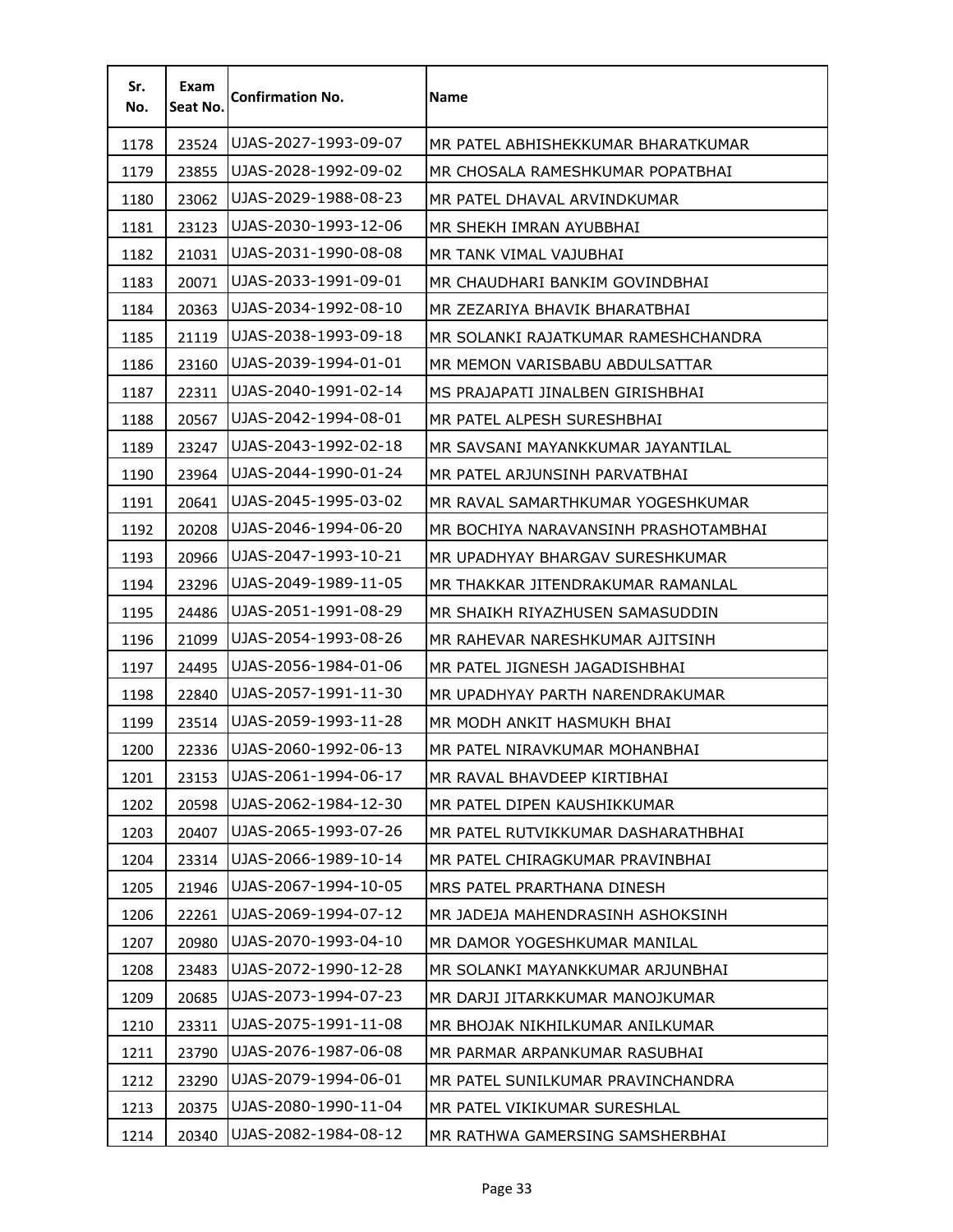| Sr. No. | Exam Seat No. | Confirmation No. | Name |
| --- | --- | --- | --- |
| 1178 | 23524 | UJAS-2027-1993-09-07 | MR PATEL ABHISHEKKUMAR BHARATKUMAR |
| 1179 | 23855 | UJAS-2028-1992-09-02 | MR CHOSALA RAMESHKUMAR POPATBHAI |
| 1180 | 23062 | UJAS-2029-1988-08-23 | MR PATEL DHAVAL ARVINDKUMAR |
| 1181 | 23123 | UJAS-2030-1993-12-06 | MR SHEKH IMRAN AYUBBHAI |
| 1182 | 21031 | UJAS-2031-1990-08-08 | MR TANK VIMAL VAJUBHAI |
| 1183 | 20071 | UJAS-2033-1991-09-01 | MR CHAUDHARI BANKIM GOVINDBHAI |
| 1184 | 20363 | UJAS-2034-1992-08-10 | MR ZEZARIYA BHAVIK BHARATBHAI |
| 1185 | 21119 | UJAS-2038-1993-09-18 | MR SOLANKI RAJATKUMAR RAMESHCHANDRA |
| 1186 | 23160 | UJAS-2039-1994-01-01 | MR MEMON VARISBABU ABDULSATTAR |
| 1187 | 22311 | UJAS-2040-1991-02-14 | MS PRAJAPATI JINALBEN GIRISHBHAI |
| 1188 | 20567 | UJAS-2042-1994-08-01 | MR PATEL ALPESH SURESHBHAI |
| 1189 | 23247 | UJAS-2043-1992-02-18 | MR SAVSANI MAYANKKUMAR JAYANTILAL |
| 1190 | 23964 | UJAS-2044-1990-01-24 | MR PATEL ARJUNSINH PARVATBHAI |
| 1191 | 20641 | UJAS-2045-1995-03-02 | MR RAVAL SAMARTHKUMAR YOGESHKUMAR |
| 1192 | 20208 | UJAS-2046-1994-06-20 | MR BOCHIYA NARAVANSINH PRASHOTAMBHAI |
| 1193 | 20966 | UJAS-2047-1993-10-21 | MR UPADHYAY BHARGAV SURESHKUMAR |
| 1194 | 23296 | UJAS-2049-1989-11-05 | MR THAKKAR JITENDRAKUMAR RAMANLAL |
| 1195 | 24486 | UJAS-2051-1991-08-29 | MR SHAIKH RIYAZHUSEN SAMASUDDIN |
| 1196 | 21099 | UJAS-2054-1993-08-26 | MR RAHEVAR NARESHKUMAR AJITSINH |
| 1197 | 24495 | UJAS-2056-1984-01-06 | MR PATEL JIGNESH JAGADISHBHAI |
| 1198 | 22840 | UJAS-2057-1991-11-30 | MR UPADHYAY PARTH NARENDRAKUMAR |
| 1199 | 23514 | UJAS-2059-1993-11-28 | MR MODH ANKIT HASMUKH BHAI |
| 1200 | 22336 | UJAS-2060-1992-06-13 | MR PATEL NIRAVKUMAR MOHANBHAI |
| 1201 | 23153 | UJAS-2061-1994-06-17 | MR RAVAL BHAVDEEP KIRTIBHAI |
| 1202 | 20598 | UJAS-2062-1984-12-30 | MR PATEL DIPEN KAUSHIKKUMAR |
| 1203 | 20407 | UJAS-2065-1993-07-26 | MR PATEL RUTVIKKUMAR DASHARATHBHAI |
| 1204 | 23314 | UJAS-2066-1989-10-14 | MR PATEL CHIRAGKUMAR PRAVINBHAI |
| 1205 | 21946 | UJAS-2067-1994-10-05 | MRS PATEL PRARTHANA DINESH |
| 1206 | 22261 | UJAS-2069-1994-07-12 | MR JADEJA MAHENDRASINH ASHOKSINH |
| 1207 | 20980 | UJAS-2070-1993-04-10 | MR DAMOR YOGESHKUMAR MANILAL |
| 1208 | 23483 | UJAS-2072-1990-12-28 | MR SOLANKI MAYANKKUMAR ARJUNBHAI |
| 1209 | 20685 | UJAS-2073-1994-07-23 | MR DARJI JITARKKUMAR MANOJKUMAR |
| 1210 | 23311 | UJAS-2075-1991-11-08 | MR BHOJAK NIKHILKUMAR ANILKUMAR |
| 1211 | 23790 | UJAS-2076-1987-06-08 | MR PARMAR ARPANKUMAR RASUBHAI |
| 1212 | 23290 | UJAS-2079-1994-06-01 | MR PATEL SUNILKUMAR PRAVINCHANDRA |
| 1213 | 20375 | UJAS-2080-1990-11-04 | MR PATEL VIKIKUMAR SURESHLAL |
| 1214 | 20340 | UJAS-2082-1984-08-12 | MR RATHWA GAMERSING SAMSHERBHAI |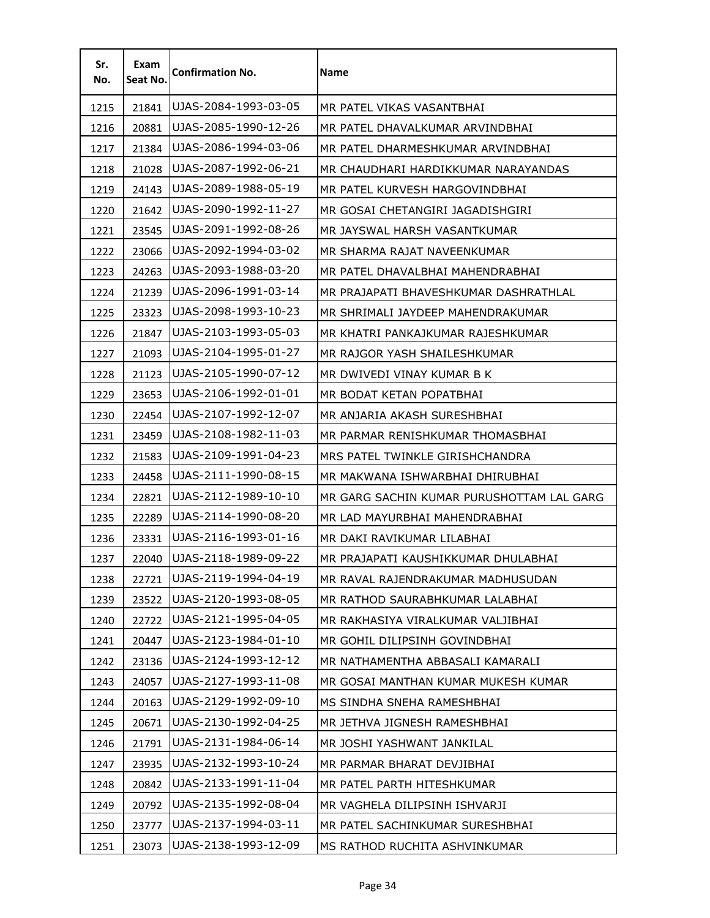| Sr. No. | Exam Seat No. | Confirmation No. | Name |
|---|---|---|---|
| 1215 | 21841 | UJAS-2084-1993-03-05 | MR PATEL VIKAS VASANTBHAI |
| 1216 | 20881 | UJAS-2085-1990-12-26 | MR PATEL DHAVALKUMAR ARVINDBHAI |
| 1217 | 21384 | UJAS-2086-1994-03-06 | MR PATEL DHARMESHKUMAR ARVINDBHAI |
| 1218 | 21028 | UJAS-2087-1992-06-21 | MR CHAUDHARI HARDIKKUMAR NARAYANDAS |
| 1219 | 24143 | UJAS-2089-1988-05-19 | MR PATEL KURVESH HARGOVINDBHAI |
| 1220 | 21642 | UJAS-2090-1992-11-27 | MR GOSAI CHETANGIRI JAGADISHGIRI |
| 1221 | 23545 | UJAS-2091-1992-08-26 | MR JAYSWAL HARSH VASANTKUMAR |
| 1222 | 23066 | UJAS-2092-1994-03-02 | MR SHARMA RAJAT NAVEENKUMAR |
| 1223 | 24263 | UJAS-2093-1988-03-20 | MR PATEL DHAVALBHAI MAHENDRABHAI |
| 1224 | 21239 | UJAS-2096-1991-03-14 | MR PRAJAPATI BHAVESHKUMAR DASHRATHLAL |
| 1225 | 23323 | UJAS-2098-1993-10-23 | MR SHRIMALI JAYDEEP MAHENDRAKUMAR |
| 1226 | 21847 | UJAS-2103-1993-05-03 | MR KHATRI PANKAJKUMAR RAJESHKUMAR |
| 1227 | 21093 | UJAS-2104-1995-01-27 | MR RAJGOR YASH SHAILESHKUMAR |
| 1228 | 21123 | UJAS-2105-1990-07-12 | MR DWIVEDI VINAY KUMAR B K |
| 1229 | 23653 | UJAS-2106-1992-01-01 | MR BODAT KETAN POPATBHAI |
| 1230 | 22454 | UJAS-2107-1992-12-07 | MR ANJARIA AKASH SURESHBHAI |
| 1231 | 23459 | UJAS-2108-1982-11-03 | MR PARMAR RENISHKUMAR THOMASBHAI |
| 1232 | 21583 | UJAS-2109-1991-04-23 | MRS PATEL TWINKLE GIRISHCHANDRA |
| 1233 | 24458 | UJAS-2111-1990-08-15 | MR MAKWANA ISHWARBHAI DHIRUBHAI |
| 1234 | 22821 | UJAS-2112-1989-10-10 | MR GARG SACHIN KUMAR PURUSHOTTAM LAL GARG |
| 1235 | 22289 | UJAS-2114-1990-08-20 | MR LAD MAYURBHAI MAHENDRABHAI |
| 1236 | 23331 | UJAS-2116-1993-01-16 | MR DAKI RAVIKUMAR LILABHAI |
| 1237 | 22040 | UJAS-2118-1989-09-22 | MR PRAJAPATI KAUSHIKKUMAR DHULABHAI |
| 1238 | 22721 | UJAS-2119-1994-04-19 | MR RAVAL RAJENDRAKUMAR MADHUSUDAN |
| 1239 | 23522 | UJAS-2120-1993-08-05 | MR RATHOD SAURABHKUMAR LALABHAI |
| 1240 | 22722 | UJAS-2121-1995-04-05 | MR RAKHASIYA VIRALKUMAR VALJIBHAI |
| 1241 | 20447 | UJAS-2123-1984-01-10 | MR GOHIL DILIPSINH GOVINDBHAI |
| 1242 | 23136 | UJAS-2124-1993-12-12 | MR NATHAMENTHA ABBASALI KAMARALI |
| 1243 | 24057 | UJAS-2127-1993-11-08 | MR GOSAI MANTHAN KUMAR MUKESH KUMAR |
| 1244 | 20163 | UJAS-2129-1992-09-10 | MS SINDHA SNEHA RAMESHBHAI |
| 1245 | 20671 | UJAS-2130-1992-04-25 | MR JETHVA JIGNESH RAMESHBHAI |
| 1246 | 21791 | UJAS-2131-1984-06-14 | MR JOSHI YASHWANT JANKILAL |
| 1247 | 23935 | UJAS-2132-1993-10-24 | MR PARMAR BHARAT DEVJIBHAI |
| 1248 | 20842 | UJAS-2133-1991-11-04 | MR PATEL PARTH HITESHKUMAR |
| 1249 | 20792 | UJAS-2135-1992-08-04 | MR VAGHELA DILIPSINH ISHVARJI |
| 1250 | 23777 | UJAS-2137-1994-03-11 | MR PATEL SACHINKUMAR SURESHBHAI |
| 1251 | 23073 | UJAS-2138-1993-12-09 | MS RATHOD RUCHITA ASHVINKUMAR |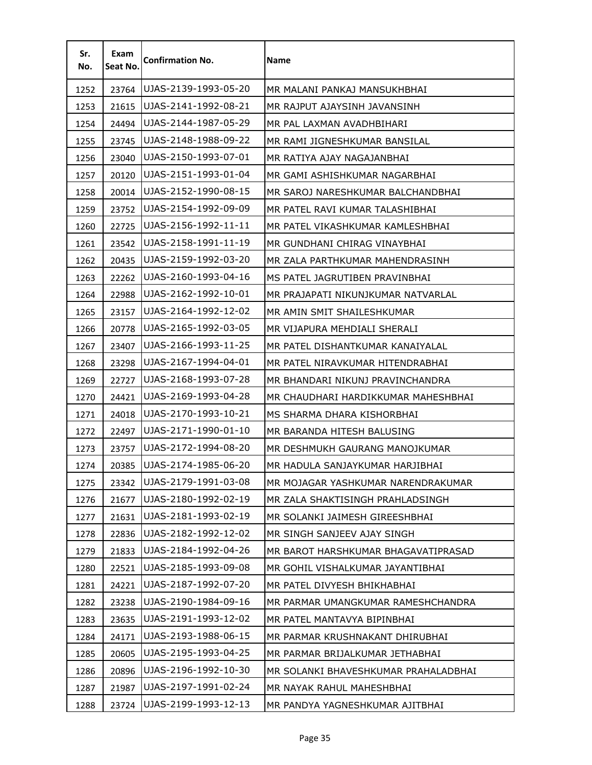| Sr. No. | Exam Seat No. | Confirmation No. | Name |
|---|---|---|---|
| 1252 | 23764 | UJAS-2139-1993-05-20 | MR MALANI PANKAJ MANSUKHBHAI |
| 1253 | 21615 | UJAS-2141-1992-08-21 | MR RAJPUT AJAYSINH JAVANSINH |
| 1254 | 24494 | UJAS-2144-1987-05-29 | MR PAL LAXMAN AVADHBIHARI |
| 1255 | 23745 | UJAS-2148-1988-09-22 | MR RAMI JIGNESHKUMAR BANSILAL |
| 1256 | 23040 | UJAS-2150-1993-07-01 | MR RATIYA AJAY NAGAJANBHAI |
| 1257 | 20120 | UJAS-2151-1993-01-04 | MR GAMI ASHISHKUMAR NAGARBHAI |
| 1258 | 20014 | UJAS-2152-1990-08-15 | MR SAROJ NARESHKUMAR BALCHANDBHAI |
| 1259 | 23752 | UJAS-2154-1992-09-09 | MR PATEL RAVI KUMAR TALASHIBHAI |
| 1260 | 22725 | UJAS-2156-1992-11-11 | MR PATEL VIKASHKUMAR KAMLESHBHAI |
| 1261 | 23542 | UJAS-2158-1991-11-19 | MR GUNDHANI CHIRAG VINAYBHAI |
| 1262 | 20435 | UJAS-2159-1992-03-20 | MR ZALA PARTHKUMAR MAHENDRASINH |
| 1263 | 22262 | UJAS-2160-1993-04-16 | MS PATEL JAGRUTIBEN PRAVINBHAI |
| 1264 | 22988 | UJAS-2162-1992-10-01 | MR PRAJAPATI NIKUNJKUMAR NATVARLAL |
| 1265 | 23157 | UJAS-2164-1992-12-02 | MR AMIN SMIT SHAILESHKUMAR |
| 1266 | 20778 | UJAS-2165-1992-03-05 | MR VIJAPURA MEHDIALI SHERALI |
| 1267 | 23407 | UJAS-2166-1993-11-25 | MR PATEL DISHANTKUMAR KANAIYALAL |
| 1268 | 23298 | UJAS-2167-1994-04-01 | MR PATEL NIRAVKUMAR HITENDRABHAI |
| 1269 | 22727 | UJAS-2168-1993-07-28 | MR BHANDARI NIKUNJ PRAVINCHANDRA |
| 1270 | 24421 | UJAS-2169-1993-04-28 | MR CHAUDHARI HARDIKKUMAR MAHESHBHAI |
| 1271 | 24018 | UJAS-2170-1993-10-21 | MS SHARMA DHARA KISHORBHAI |
| 1272 | 22497 | UJAS-2171-1990-01-10 | MR BARANDA HITESH BALUSING |
| 1273 | 23757 | UJAS-2172-1994-08-20 | MR DESHMUKH GAURANG MANOJKUMAR |
| 1274 | 20385 | UJAS-2174-1985-06-20 | MR HADULA SANJAYKUMAR HARJIBHAI |
| 1275 | 23342 | UJAS-2179-1991-03-08 | MR MOJAGAR YASHKUMAR NARENDRAKUMAR |
| 1276 | 21677 | UJAS-2180-1992-02-19 | MR ZALA SHAKTISINGH PRAHLADSINGH |
| 1277 | 21631 | UJAS-2181-1993-02-19 | MR SOLANKI JAIMESH GIREESHBHAI |
| 1278 | 22836 | UJAS-2182-1992-12-02 | MR SINGH SANJEEV AJAY SINGH |
| 1279 | 21833 | UJAS-2184-1992-04-26 | MR BAROT HARSHKUMAR BHAGAVATIPRASAD |
| 1280 | 22521 | UJAS-2185-1993-09-08 | MR GOHIL VISHALKUMAR JAYANTIBHAI |
| 1281 | 24221 | UJAS-2187-1992-07-20 | MR PATEL DIVYESH BHIKHABHAI |
| 1282 | 23238 | UJAS-2190-1984-09-16 | MR PARMAR UMANGKUMAR RAMESHCHANDRA |
| 1283 | 23635 | UJAS-2191-1993-12-02 | MR PATEL MANTAVYA BIPINBHAI |
| 1284 | 24171 | UJAS-2193-1988-06-15 | MR PARMAR KRUSHNAKANT DHIRUBHAI |
| 1285 | 20605 | UJAS-2195-1993-04-25 | MR PARMAR BRIJALKUMAR JETHABHAI |
| 1286 | 20896 | UJAS-2196-1992-10-30 | MR SOLANKI BHAVESHKUMAR PRAHALADBHAI |
| 1287 | 21987 | UJAS-2197-1991-02-24 | MR NAYAK RAHUL MAHESHBHAI |
| 1288 | 23724 | UJAS-2199-1993-12-13 | MR PANDYA YAGNESHKUMAR AJITBHAI |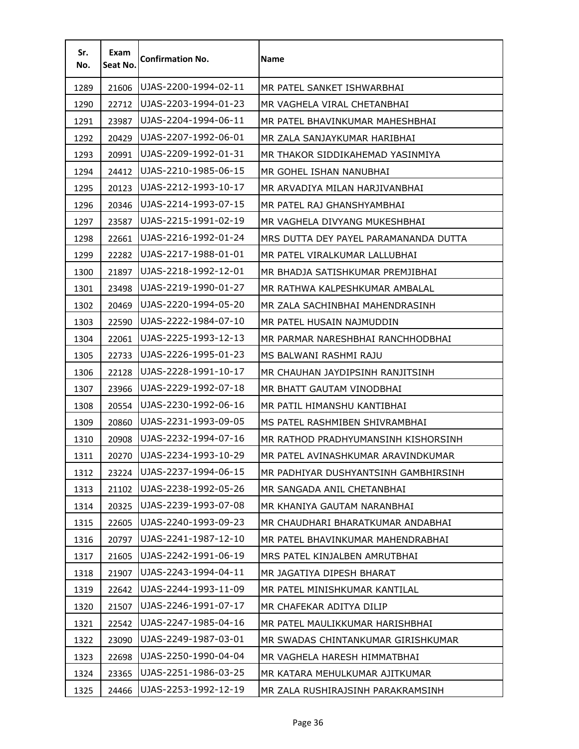| Sr. No. | Exam Seat No. | Confirmation No. | Name |
|---|---|---|---|
| 1289 | 21606 | UJAS-2200-1994-02-11 | MR PATEL SANKET ISHWARBHAI |
| 1290 | 22712 | UJAS-2203-1994-01-23 | MR VAGHELA VIRAL CHETANBHAI |
| 1291 | 23987 | UJAS-2204-1994-06-11 | MR PATEL BHAVINKUMAR MAHESHBHAI |
| 1292 | 20429 | UJAS-2207-1992-06-01 | MR ZALA SANJAYKUMAR HARIBHAI |
| 1293 | 20991 | UJAS-2209-1992-01-31 | MR THAKOR SIDDIKAHEMAD YASINMIYA |
| 1294 | 24412 | UJAS-2210-1985-06-15 | MR GOHEL ISHAN NANUBHAI |
| 1295 | 20123 | UJAS-2212-1993-10-17 | MR ARVADIYA MILAN HARJIVANBHAI |
| 1296 | 20346 | UJAS-2214-1993-07-15 | MR PATEL RAJ GHANSHYAMBHAI |
| 1297 | 23587 | UJAS-2215-1991-02-19 | MR VAGHELA DIVYANG MUKESHBHAI |
| 1298 | 22661 | UJAS-2216-1992-01-24 | MRS DUTTA DEY PAYEL PARAMANANDA DUTTA |
| 1299 | 22282 | UJAS-2217-1988-01-01 | MR PATEL VIRALKUMAR LALLUBHAI |
| 1300 | 21897 | UJAS-2218-1992-12-01 | MR BHADJA SATISHKUMAR PREMJIBHAI |
| 1301 | 23498 | UJAS-2219-1990-01-27 | MR RATHWA KALPESHKUMAR AMBALAL |
| 1302 | 20469 | UJAS-2220-1994-05-20 | MR ZALA SACHINBHAI MAHENDRASINH |
| 1303 | 22590 | UJAS-2222-1984-07-10 | MR PATEL HUSAIN NAJMUDDIN |
| 1304 | 22061 | UJAS-2225-1993-12-13 | MR PARMAR NARESHBHAI RANCHHODBHAI |
| 1305 | 22733 | UJAS-2226-1995-01-23 | MS BALWANI RASHMI RAJU |
| 1306 | 22128 | UJAS-2228-1991-10-17 | MR CHAUHAN JAYDIPSINH RANJITSINH |
| 1307 | 23966 | UJAS-2229-1992-07-18 | MR BHATT GAUTAM VINODBHAI |
| 1308 | 20554 | UJAS-2230-1992-06-16 | MR PATIL HIMANSHU KANTIBHAI |
| 1309 | 20860 | UJAS-2231-1993-09-05 | MS PATEL RASHMIBEN SHIVRAMBHAI |
| 1310 | 20908 | UJAS-2232-1994-07-16 | MR RATHOD PRADHYUMANSINH KISHORSINH |
| 1311 | 20270 | UJAS-2234-1993-10-29 | MR PATEL AVINASHKUMAR ARAVINDKUMAR |
| 1312 | 23224 | UJAS-2237-1994-06-15 | MR PADHIYAR DUSHYANTSINH GAMBHIRSINH |
| 1313 | 21102 | UJAS-2238-1992-05-26 | MR SANGADA ANIL CHETANBHAI |
| 1314 | 20325 | UJAS-2239-1993-07-08 | MR KHANIYA GAUTAM NARANBHAI |
| 1315 | 22605 | UJAS-2240-1993-09-23 | MR CHAUDHARI BHARATKUMAR ANDABHAI |
| 1316 | 20797 | UJAS-2241-1987-12-10 | MR PATEL BHAVINKUMAR MAHENDRABHAI |
| 1317 | 21605 | UJAS-2242-1991-06-19 | MRS PATEL KINJALBEN AMRUTBHAI |
| 1318 | 21907 | UJAS-2243-1994-04-11 | MR JAGATIYA DIPESH BHARAT |
| 1319 | 22642 | UJAS-2244-1993-11-09 | MR PATEL MINISHKUMAR KANTILAL |
| 1320 | 21507 | UJAS-2246-1991-07-17 | MR CHAFEKAR ADITYA DILIP |
| 1321 | 22542 | UJAS-2247-1985-04-16 | MR PATEL MAULIKKUMAR HARISHBHAI |
| 1322 | 23090 | UJAS-2249-1987-03-01 | MR SWADAS CHINTANKUMAR GIRISHKUMAR |
| 1323 | 22698 | UJAS-2250-1990-04-04 | MR VAGHELA HARESH HIMMATBHAI |
| 1324 | 23365 | UJAS-2251-1986-03-25 | MR KATARA MEHULKUMAR AJITKUMAR |
| 1325 | 24466 | UJAS-2253-1992-12-19 | MR ZALA RUSHIRAJSINH PARAKRAMSINH |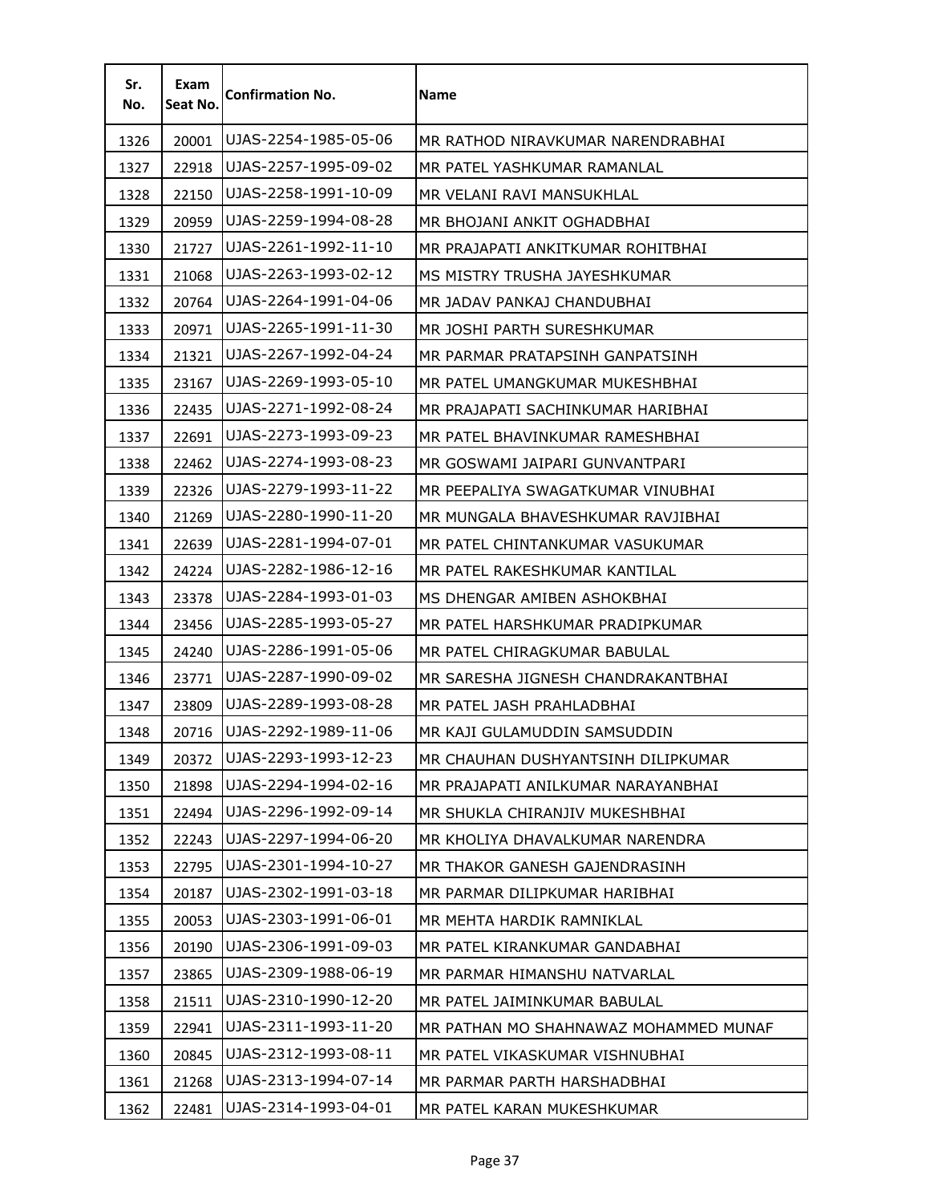| Sr. No. | Exam Seat No. | Confirmation No. | Name |
|---|---|---|---|
| 1326 | 20001 | UJAS-2254-1985-05-06 | MR RATHOD NIRAVKUMAR NARENDRABHAI |
| 1327 | 22918 | UJAS-2257-1995-09-02 | MR PATEL YASHKUMAR RAMANLAL |
| 1328 | 22150 | UJAS-2258-1991-10-09 | MR VELANI RAVI MANSUKHLAL |
| 1329 | 20959 | UJAS-2259-1994-08-28 | MR BHOJANI ANKIT OGHADBHAI |
| 1330 | 21727 | UJAS-2261-1992-11-10 | MR PRAJAPATI ANKITKUMAR ROHITBHAI |
| 1331 | 21068 | UJAS-2263-1993-02-12 | MS MISTRY TRUSHA JAYESHKUMAR |
| 1332 | 20764 | UJAS-2264-1991-04-06 | MR JADAV PANKAJ CHANDUBHAI |
| 1333 | 20971 | UJAS-2265-1991-11-30 | MR JOSHI PARTH SURESHKUMAR |
| 1334 | 21321 | UJAS-2267-1992-04-24 | MR PARMAR PRATAPSINH GANPATSINH |
| 1335 | 23167 | UJAS-2269-1993-05-10 | MR PATEL UMANGKUMAR MUKESHBHAI |
| 1336 | 22435 | UJAS-2271-1992-08-24 | MR PRAJAPATI SACHINKUMAR HARIBHAI |
| 1337 | 22691 | UJAS-2273-1993-09-23 | MR PATEL BHAVINKUMAR RAMESHBHAI |
| 1338 | 22462 | UJAS-2274-1993-08-23 | MR GOSWAMI JAIPARI GUNVANTPARI |
| 1339 | 22326 | UJAS-2279-1993-11-22 | MR PEEPALIYA SWAGATKUMAR VINUBHAI |
| 1340 | 21269 | UJAS-2280-1990-11-20 | MR MUNGALA BHAVESHKUMAR RAVJIBHAI |
| 1341 | 22639 | UJAS-2281-1994-07-01 | MR PATEL CHINTANKUMAR VASUKUMAR |
| 1342 | 24224 | UJAS-2282-1986-12-16 | MR PATEL RAKESHKUMAR KANTILAL |
| 1343 | 23378 | UJAS-2284-1993-01-03 | MS DHENGAR AMIBEN ASHOKBHAI |
| 1344 | 23456 | UJAS-2285-1993-05-27 | MR PATEL HARSHKUMAR PRADIPKUMAR |
| 1345 | 24240 | UJAS-2286-1991-05-06 | MR PATEL CHIRAGKUMAR BABULAL |
| 1346 | 23771 | UJAS-2287-1990-09-02 | MR SARESHA JIGNESH CHANDRAKANTBHAI |
| 1347 | 23809 | UJAS-2289-1993-08-28 | MR PATEL JASH PRAHLADBHAI |
| 1348 | 20716 | UJAS-2292-1989-11-06 | MR KAJI GULAMUDDIN SAMSUDDIN |
| 1349 | 20372 | UJAS-2293-1993-12-23 | MR CHAUHAN DUSHYANTSINH DILIPKUMAR |
| 1350 | 21898 | UJAS-2294-1994-02-16 | MR PRAJAPATI ANILKUMAR NARAYANBHAI |
| 1351 | 22494 | UJAS-2296-1992-09-14 | MR SHUKLA CHIRANJIV MUKESHBHAI |
| 1352 | 22243 | UJAS-2297-1994-06-20 | MR KHOLIYA DHAVALKUMAR NARENDRA |
| 1353 | 22795 | UJAS-2301-1994-10-27 | MR THAKOR GANESH GAJENDRASINH |
| 1354 | 20187 | UJAS-2302-1991-03-18 | MR PARMAR DILIPKUMAR HARIBHAI |
| 1355 | 20053 | UJAS-2303-1991-06-01 | MR MEHTA HARDIK RAMNIKLAL |
| 1356 | 20190 | UJAS-2306-1991-09-03 | MR PATEL KIRANKUMAR GANDABHAI |
| 1357 | 23865 | UJAS-2309-1988-06-19 | MR PARMAR HIMANSHU NATVARLAL |
| 1358 | 21511 | UJAS-2310-1990-12-20 | MR PATEL JAIMINKUMAR BABULAL |
| 1359 | 22941 | UJAS-2311-1993-11-20 | MR PATHAN MO SHAHNAWAZ MOHAMMED MUNAF |
| 1360 | 20845 | UJAS-2312-1993-08-11 | MR PATEL VIKASKUMAR VISHNUBHAI |
| 1361 | 21268 | UJAS-2313-1994-07-14 | MR PARMAR PARTH HARSHADBHAI |
| 1362 | 22481 | UJAS-2314-1993-04-01 | MR PATEL KARAN MUKESHKUMAR |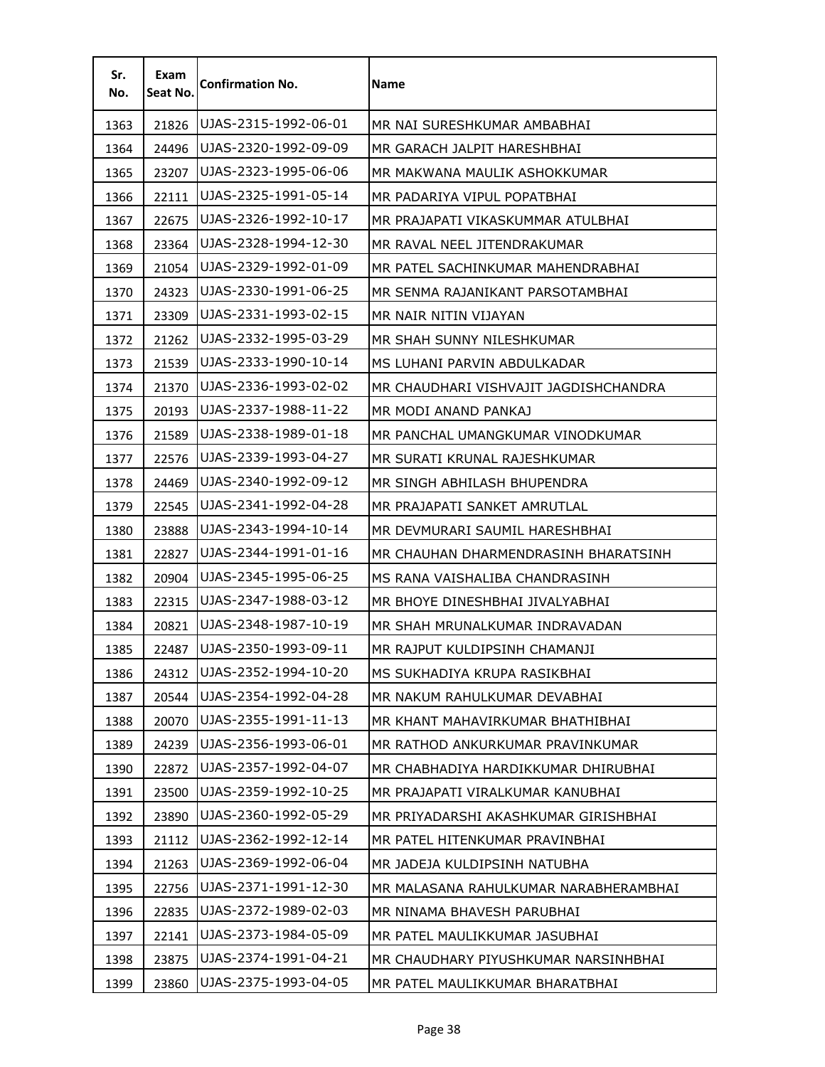| Sr. No. | Exam Seat No. | Confirmation No. | Name |
|---|---|---|---|
| 1363 | 21826 | UJAS-2315-1992-06-01 | MR NAI SURESHKUMAR AMBABHAI |
| 1364 | 24496 | UJAS-2320-1992-09-09 | MR GARACH JALPIT HARESHBHAI |
| 1365 | 23207 | UJAS-2323-1995-06-06 | MR MAKWANA MAULIK ASHOKKUMAR |
| 1366 | 22111 | UJAS-2325-1991-05-14 | MR PADARIYA VIPUL POPATBHAI |
| 1367 | 22675 | UJAS-2326-1992-10-17 | MR PRAJAPATI VIKASKUMMAR ATULBHAI |
| 1368 | 23364 | UJAS-2328-1994-12-30 | MR RAVAL NEEL JITENDRAKUMAR |
| 1369 | 21054 | UJAS-2329-1992-01-09 | MR PATEL SACHINKUMAR MAHENDRABHAI |
| 1370 | 24323 | UJAS-2330-1991-06-25 | MR SENMA RAJANIKANT PARSOTAMBHAI |
| 1371 | 23309 | UJAS-2331-1993-02-15 | MR NAIR NITIN VIJAYAN |
| 1372 | 21262 | UJAS-2332-1995-03-29 | MR SHAH SUNNY NILESHKUMAR |
| 1373 | 21539 | UJAS-2333-1990-10-14 | MS LUHANI PARVIN ABDULKADAR |
| 1374 | 21370 | UJAS-2336-1993-02-02 | MR CHAUDHARI VISHVAJIT JAGDISHCHANDRA |
| 1375 | 20193 | UJAS-2337-1988-11-22 | MR MODI ANAND PANKAJ |
| 1376 | 21589 | UJAS-2338-1989-01-18 | MR PANCHAL UMANGKUMAR VINODKUMAR |
| 1377 | 22576 | UJAS-2339-1993-04-27 | MR SURATI KRUNAL RAJESHKUMAR |
| 1378 | 24469 | UJAS-2340-1992-09-12 | MR SINGH ABHILASH BHUPENDRA |
| 1379 | 22545 | UJAS-2341-1992-04-28 | MR PRAJAPATI SANKET AMRUTLAL |
| 1380 | 23888 | UJAS-2343-1994-10-14 | MR DEVMURARI SAUMIL HARESHBHAI |
| 1381 | 22827 | UJAS-2344-1991-01-16 | MR CHAUHAN DHARMENDRASINH BHARATSINH |
| 1382 | 20904 | UJAS-2345-1995-06-25 | MS RANA VAISHALIBA CHANDRASINH |
| 1383 | 22315 | UJAS-2347-1988-03-12 | MR BHOYE DINESHBHAI JIVALYABHAI |
| 1384 | 20821 | UJAS-2348-1987-10-19 | MR SHAH MRUNALKUMAR INDRAVADAN |
| 1385 | 22487 | UJAS-2350-1993-09-11 | MR RAJPUT KULDIPSINH CHAMANJI |
| 1386 | 24312 | UJAS-2352-1994-10-20 | MS SUKHADIYA KRUPA RASIKBHAI |
| 1387 | 20544 | UJAS-2354-1992-04-28 | MR NAKUM RAHULKUMAR DEVABHAI |
| 1388 | 20070 | UJAS-2355-1991-11-13 | MR KHANT MAHAVIRKUMAR BHATHIBHAI |
| 1389 | 24239 | UJAS-2356-1993-06-01 | MR RATHOD ANKURKUMAR PRAVINKUMAR |
| 1390 | 22872 | UJAS-2357-1992-04-07 | MR CHABHADIYA HARDIKKUMAR DHIRUBHAI |
| 1391 | 23500 | UJAS-2359-1992-10-25 | MR PRAJAPATI VIRALKUMAR KANUBHAI |
| 1392 | 23890 | UJAS-2360-1992-05-29 | MR PRIYADARSHI AKASHKUMAR GIRISHBHAI |
| 1393 | 21112 | UJAS-2362-1992-12-14 | MR PATEL HITENKUMAR PRAVINBHAI |
| 1394 | 21263 | UJAS-2369-1992-06-04 | MR JADEJA KULDIPSINH NATUBHA |
| 1395 | 22756 | UJAS-2371-1991-12-30 | MR MALASANA RAHULKUMAR NARABHERAMBHAI |
| 1396 | 22835 | UJAS-2372-1989-02-03 | MR NINAMA BHAVESH PARUBHAI |
| 1397 | 22141 | UJAS-2373-1984-05-09 | MR PATEL MAULIKKUMAR JASUBHAI |
| 1398 | 23875 | UJAS-2374-1991-04-21 | MR CHAUDHARY PIYUSHKUMAR NARSINHBHAI |
| 1399 | 23860 | UJAS-2375-1993-04-05 | MR PATEL MAULIKKUMAR BHARATBHAI |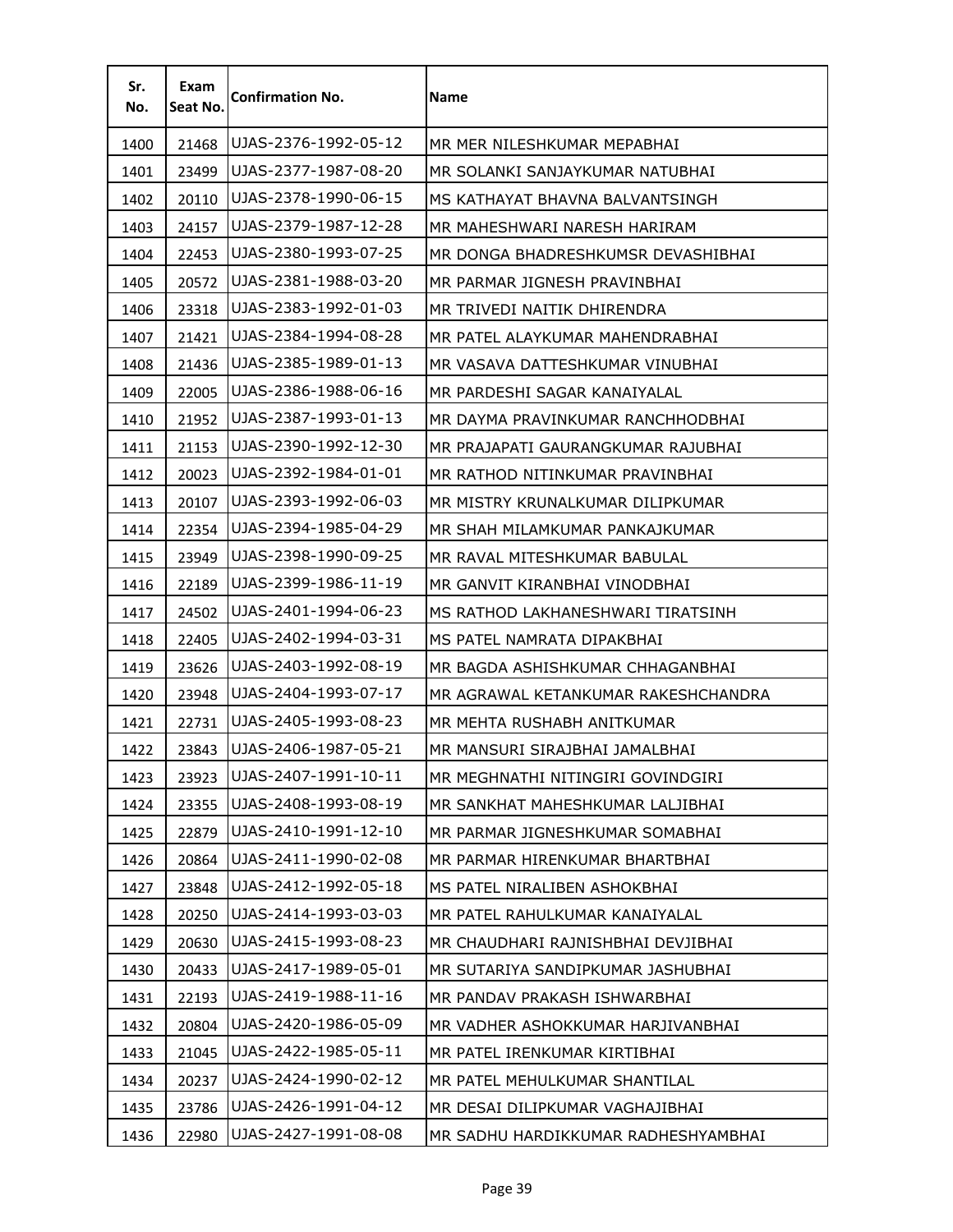| Sr. No. | Exam Seat No. | Confirmation No. | Name |
|---|---|---|---|
| 1400 | 21468 | UJAS-2376-1992-05-12 | MR MER NILESHKUMAR MEPABHAI |
| 1401 | 23499 | UJAS-2377-1987-08-20 | MR SOLANKI SANJAYKUMAR NATUBHAI |
| 1402 | 20110 | UJAS-2378-1990-06-15 | MS KATHAYAT BHAVNA BALVANTSINGH |
| 1403 | 24157 | UJAS-2379-1987-12-28 | MR MAHESHWARI NARESH HARIRAM |
| 1404 | 22453 | UJAS-2380-1993-07-25 | MR DONGA BHADRESHKUMSR DEVASHIBHAI |
| 1405 | 20572 | UJAS-2381-1988-03-20 | MR PARMAR JIGNESH PRAVINBHAI |
| 1406 | 23318 | UJAS-2383-1992-01-03 | MR TRIVEDI NAITIK DHIRENDRA |
| 1407 | 21421 | UJAS-2384-1994-08-28 | MR PATEL ALAYKUMAR MAHENDRABHAI |
| 1408 | 21436 | UJAS-2385-1989-01-13 | MR VASAVA DATTESHKUMAR VINUBHAI |
| 1409 | 22005 | UJAS-2386-1988-06-16 | MR PARDESHI SAGAR KANAIYALAL |
| 1410 | 21952 | UJAS-2387-1993-01-13 | MR DAYMA PRAVINKUMAR RANCHHODBHAI |
| 1411 | 21153 | UJAS-2390-1992-12-30 | MR PRAJAPATI GAURANGKUMAR RAJUBHAI |
| 1412 | 20023 | UJAS-2392-1984-01-01 | MR RATHOD NITINKUMAR PRAVINBHAI |
| 1413 | 20107 | UJAS-2393-1992-06-03 | MR MISTRY KRUNALKUMAR DILIPKUMAR |
| 1414 | 22354 | UJAS-2394-1985-04-29 | MR SHAH MILAMKUMAR PANKAJKUMAR |
| 1415 | 23949 | UJAS-2398-1990-09-25 | MR RAVAL MITESHKUMAR BABULAL |
| 1416 | 22189 | UJAS-2399-1986-11-19 | MR GANVIT KIRANBHAI VINODBHAI |
| 1417 | 24502 | UJAS-2401-1994-06-23 | MS RATHOD LAKHANESHWARI TIRATSINH |
| 1418 | 22405 | UJAS-2402-1994-03-31 | MS PATEL NAMRATA DIPAKBHAI |
| 1419 | 23626 | UJAS-2403-1992-08-19 | MR BAGDA ASHISHKUMAR CHHAGANBHAI |
| 1420 | 23948 | UJAS-2404-1993-07-17 | MR AGRAWAL KETANKUMAR RAKESHCHANDRA |
| 1421 | 22731 | UJAS-2405-1993-08-23 | MR MEHTA RUSHABH ANITKUMAR |
| 1422 | 23843 | UJAS-2406-1987-05-21 | MR MANSURI SIRAJBHAI JAMALBHAI |
| 1423 | 23923 | UJAS-2407-1991-10-11 | MR MEGHNATHI NITINGIRI GOVINDGIRI |
| 1424 | 23355 | UJAS-2408-1993-08-19 | MR SANKHAT MAHESHKUMAR LALJIBHAI |
| 1425 | 22879 | UJAS-2410-1991-12-10 | MR PARMAR JIGNESHKUMAR SOMABHAI |
| 1426 | 20864 | UJAS-2411-1990-02-08 | MR PARMAR HIRENKUMAR BHARTBHAI |
| 1427 | 23848 | UJAS-2412-1992-05-18 | MS PATEL NIRALIBEN ASHOKBHAI |
| 1428 | 20250 | UJAS-2414-1993-03-03 | MR PATEL RAHULKUMAR KANAIYALAL |
| 1429 | 20630 | UJAS-2415-1993-08-23 | MR CHAUDHARI RAJNISHBHAI DEVJIBHAI |
| 1430 | 20433 | UJAS-2417-1989-05-01 | MR SUTARIYA SANDIPKUMAR JASHUBHAI |
| 1431 | 22193 | UJAS-2419-1988-11-16 | MR PANDAV PRAKASH ISHWARBHAI |
| 1432 | 20804 | UJAS-2420-1986-05-09 | MR VADHER ASHOKKUMAR HARJIVANBHAI |
| 1433 | 21045 | UJAS-2422-1985-05-11 | MR PATEL IRENKUMAR KIRTIBHAI |
| 1434 | 20237 | UJAS-2424-1990-02-12 | MR PATEL MEHULKUMAR SHANTILAL |
| 1435 | 23786 | UJAS-2426-1991-04-12 | MR DESAI DILIPKUMAR VAGHAJIBHAI |
| 1436 | 22980 | UJAS-2427-1991-08-08 | MR SADHU HARDIKKUMAR RADHESHYAMBHAI |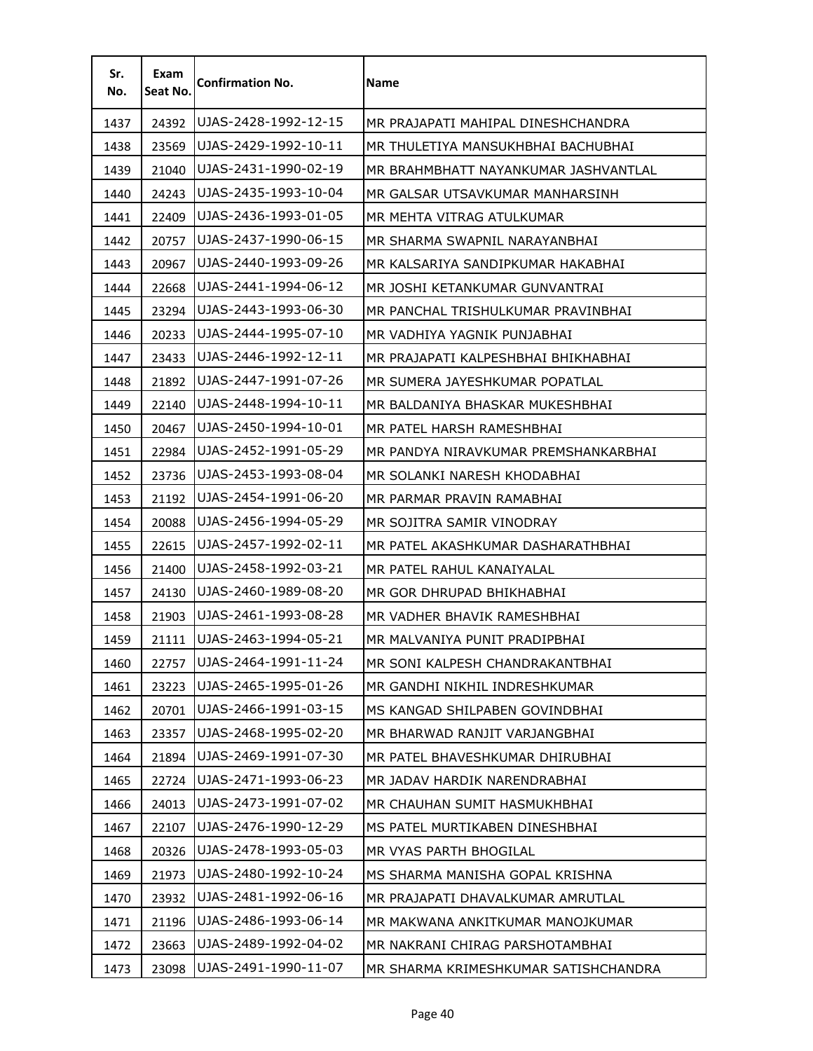| Sr. No. | Exam Seat No. | Confirmation No. | Name |
|---|---|---|---|
| 1437 | 24392 | UJAS-2428-1992-12-15 | MR PRAJAPATI MAHIPAL DINESHCHANDRA |
| 1438 | 23569 | UJAS-2429-1992-10-11 | MR THULETIYA MANSUKHBHAI BACHUBHAI |
| 1439 | 21040 | UJAS-2431-1990-02-19 | MR BRAHMBHATT NAYANKUMAR JASHVANTLAL |
| 1440 | 24243 | UJAS-2435-1993-10-04 | MR GALSAR UTSAVKUMAR MANHARSINH |
| 1441 | 22409 | UJAS-2436-1993-01-05 | MR MEHTA VITRAG ATULKUMAR |
| 1442 | 20757 | UJAS-2437-1990-06-15 | MR SHARMA SWAPNIL NARAYANBHAI |
| 1443 | 20967 | UJAS-2440-1993-09-26 | MR KALSARIYA SANDIPKUMAR HAKABHAI |
| 1444 | 22668 | UJAS-2441-1994-06-12 | MR JOSHI KETANKUMAR GUNVANTRAI |
| 1445 | 23294 | UJAS-2443-1993-06-30 | MR PANCHAL TRISHULKUMAR PRAVINBHAI |
| 1446 | 20233 | UJAS-2444-1995-07-10 | MR VADHIYA YAGNIK PUNJABHAI |
| 1447 | 23433 | UJAS-2446-1992-12-11 | MR PRAJAPATI KALPESHBHAI BHIKHABHAI |
| 1448 | 21892 | UJAS-2447-1991-07-26 | MR SUMERA JAYESHKUMAR POPATLAL |
| 1449 | 22140 | UJAS-2448-1994-10-11 | MR BALDANIYA BHASKAR MUKESHBHAI |
| 1450 | 20467 | UJAS-2450-1994-10-01 | MR PATEL HARSH RAMESHBHAI |
| 1451 | 22984 | UJAS-2452-1991-05-29 | MR PANDYA NIRAVKUMAR PREMSHANKARBHAI |
| 1452 | 23736 | UJAS-2453-1993-08-04 | MR SOLANKI NARESH KHODABHAI |
| 1453 | 21192 | UJAS-2454-1991-06-20 | MR PARMAR PRAVIN RAMABHAI |
| 1454 | 20088 | UJAS-2456-1994-05-29 | MR SOJITRA SAMIR VINODRAY |
| 1455 | 22615 | UJAS-2457-1992-02-11 | MR PATEL AKASHKUMAR DASHARATHBHAI |
| 1456 | 21400 | UJAS-2458-1992-03-21 | MR PATEL RAHUL KANAIYALAL |
| 1457 | 24130 | UJAS-2460-1989-08-20 | MR GOR DHRUPAD BHIKHABHAI |
| 1458 | 21903 | UJAS-2461-1993-08-28 | MR VADHER BHAVIK RAMESHBHAI |
| 1459 | 21111 | UJAS-2463-1994-05-21 | MR MALVANIYA PUNIT PRADIPBHAI |
| 1460 | 22757 | UJAS-2464-1991-11-24 | MR SONI KALPESH CHANDRAKANTBHAI |
| 1461 | 23223 | UJAS-2465-1995-01-26 | MR GANDHI NIKHIL INDRESHKUMAR |
| 1462 | 20701 | UJAS-2466-1991-03-15 | MS KANGAD SHILPABEN GOVINDBHAI |
| 1463 | 23357 | UJAS-2468-1995-02-20 | MR BHARWAD RANJIT VARJANGBHAI |
| 1464 | 21894 | UJAS-2469-1991-07-30 | MR PATEL BHAVESHKUMAR DHIRUBHAI |
| 1465 | 22724 | UJAS-2471-1993-06-23 | MR JADAV HARDIK NARENDRABHAI |
| 1466 | 24013 | UJAS-2473-1991-07-02 | MR CHAUHAN SUMIT HASMUKHBHAI |
| 1467 | 22107 | UJAS-2476-1990-12-29 | MS PATEL MURTIKABEN DINESHBHAI |
| 1468 | 20326 | UJAS-2478-1993-05-03 | MR VYAS PARTH BHOGILAL |
| 1469 | 21973 | UJAS-2480-1992-10-24 | MS SHARMA MANISHA GOPAL KRISHNA |
| 1470 | 23932 | UJAS-2481-1992-06-16 | MR PRAJAPATI DHAVALKUMAR AMRUTLAL |
| 1471 | 21196 | UJAS-2486-1993-06-14 | MR MAKWANA ANKITKUMAR MANOJKUMAR |
| 1472 | 23663 | UJAS-2489-1992-04-02 | MR NAKRANI CHIRAG PARSHOTAMBHAI |
| 1473 | 23098 | UJAS-2491-1990-11-07 | MR SHARMA KRIMESHKUMAR SATISHCHANDRA |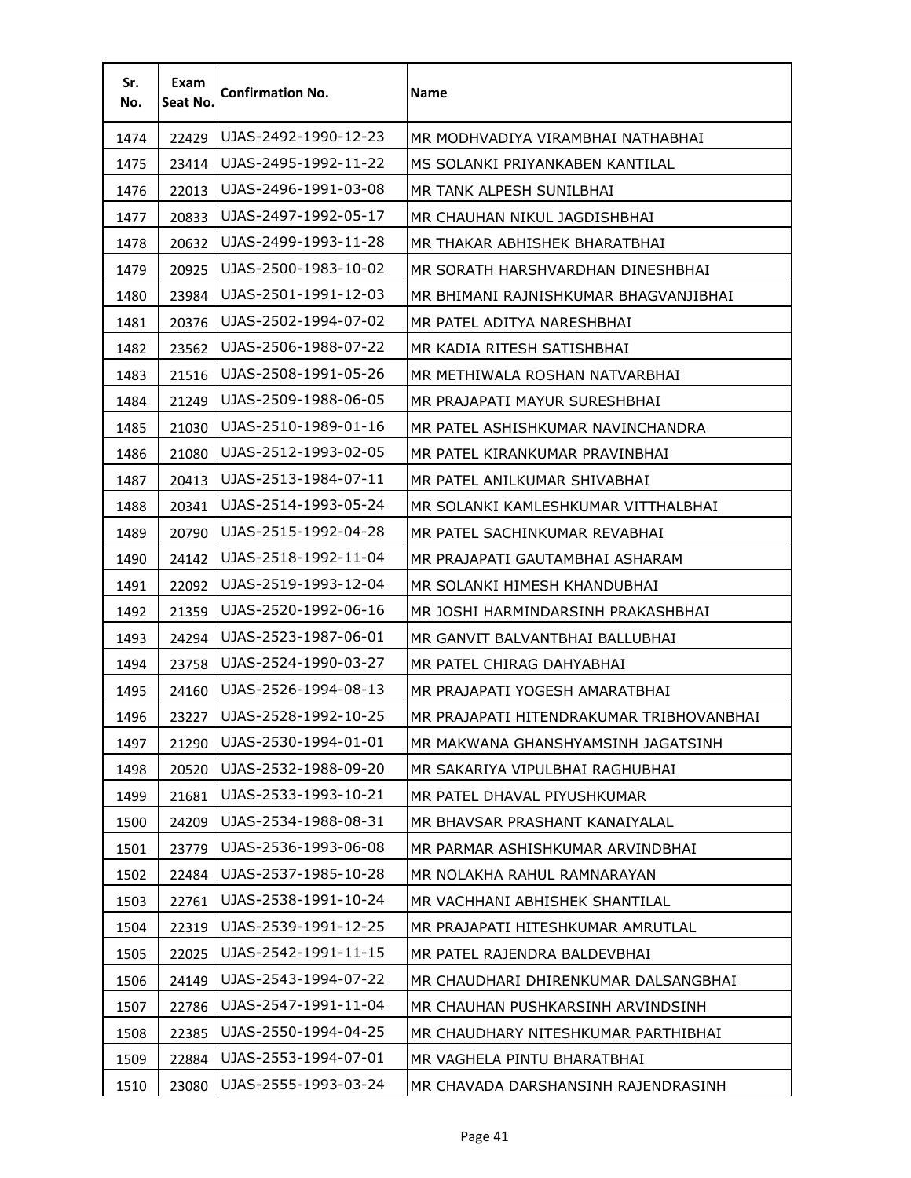| Sr. No. | Exam Seat No. | Confirmation No. | Name |
|---|---|---|---|
| 1474 | 22429 | UJAS-2492-1990-12-23 | MR MODHVADIYA VIRAMBHAI NATHABHAI |
| 1475 | 23414 | UJAS-2495-1992-11-22 | MS SOLANKI PRIYANKABEN KANTILAL |
| 1476 | 22013 | UJAS-2496-1991-03-08 | MR TANK ALPESH SUNILBHAI |
| 1477 | 20833 | UJAS-2497-1992-05-17 | MR CHAUHAN NIKUL JAGDISHBHAI |
| 1478 | 20632 | UJAS-2499-1993-11-28 | MR THAKAR ABHISHEK BHARATBHAI |
| 1479 | 20925 | UJAS-2500-1983-10-02 | MR SORATH HARSHVARDHAN DINESHBHAI |
| 1480 | 23984 | UJAS-2501-1991-12-03 | MR BHIMANI RAJNISHKUMAR BHAGVANJIBHAI |
| 1481 | 20376 | UJAS-2502-1994-07-02 | MR PATEL ADITYA NARESHBHAI |
| 1482 | 23562 | UJAS-2506-1988-07-22 | MR KADIA RITESH SATISHBHAI |
| 1483 | 21516 | UJAS-2508-1991-05-26 | MR METHIWALA ROSHAN NATVARBHAI |
| 1484 | 21249 | UJAS-2509-1988-06-05 | MR PRAJAPATI MAYUR SURESHBHAI |
| 1485 | 21030 | UJAS-2510-1989-01-16 | MR PATEL ASHISHKUMAR NAVINCHANDRA |
| 1486 | 21080 | UJAS-2512-1993-02-05 | MR PATEL KIRANKUMAR PRAVINBHAI |
| 1487 | 20413 | UJAS-2513-1984-07-11 | MR PATEL ANILKUMAR SHIVABHAI |
| 1488 | 20341 | UJAS-2514-1993-05-24 | MR SOLANKI KAMLESHKUMAR VITTHALBHAI |
| 1489 | 20790 | UJAS-2515-1992-04-28 | MR PATEL SACHINKUMAR REVABHAI |
| 1490 | 24142 | UJAS-2518-1992-11-04 | MR PRAJAPATI GAUTAMBHAI ASHARAM |
| 1491 | 22092 | UJAS-2519-1993-12-04 | MR SOLANKI HIMESH KHANDUBHAI |
| 1492 | 21359 | UJAS-2520-1992-06-16 | MR JOSHI HARMINDARSINH PRAKASHBHAI |
| 1493 | 24294 | UJAS-2523-1987-06-01 | MR GANVIT BALVANTBHAI BALLUBHAI |
| 1494 | 23758 | UJAS-2524-1990-03-27 | MR PATEL CHIRAG DAHYABHAI |
| 1495 | 24160 | UJAS-2526-1994-08-13 | MR PRAJAPATI YOGESH AMARATBHAI |
| 1496 | 23227 | UJAS-2528-1992-10-25 | MR PRAJAPATI HITENDRAKUMAR TRIBHOVANBHAI |
| 1497 | 21290 | UJAS-2530-1994-01-01 | MR MAKWANA GHANSHYAMSINH JAGATSINH |
| 1498 | 20520 | UJAS-2532-1988-09-20 | MR SAKARIYA VIPULBHAI RAGHUBHAI |
| 1499 | 21681 | UJAS-2533-1993-10-21 | MR PATEL DHAVAL PIYUSHKUMAR |
| 1500 | 24209 | UJAS-2534-1988-08-31 | MR BHAVSAR PRASHANT KANAIYALAL |
| 1501 | 23779 | UJAS-2536-1993-06-08 | MR PARMAR ASHISHKUMAR ARVINDBHAI |
| 1502 | 22484 | UJAS-2537-1985-10-28 | MR NOLAKHA RAHUL RAMNARAYAN |
| 1503 | 22761 | UJAS-2538-1991-10-24 | MR VACHHANI ABHISHEK SHANTILAL |
| 1504 | 22319 | UJAS-2539-1991-12-25 | MR PRAJAPATI HITESHKUMAR AMRUTLAL |
| 1505 | 22025 | UJAS-2542-1991-11-15 | MR PATEL RAJENDRA BALDEVBHAI |
| 1506 | 24149 | UJAS-2543-1994-07-22 | MR CHAUDHARI DHIRENKUMAR DALSANGBHAI |
| 1507 | 22786 | UJAS-2547-1991-11-04 | MR CHAUHAN PUSHKARSINH ARVINDSINH |
| 1508 | 22385 | UJAS-2550-1994-04-25 | MR CHAUDHARY NITESHKUMAR PARTHIBHAI |
| 1509 | 22884 | UJAS-2553-1994-07-01 | MR VAGHELA PINTU BHARATBHAI |
| 1510 | 23080 | UJAS-2555-1993-03-24 | MR CHAVADA DARSHANSINH RAJENDRASINH |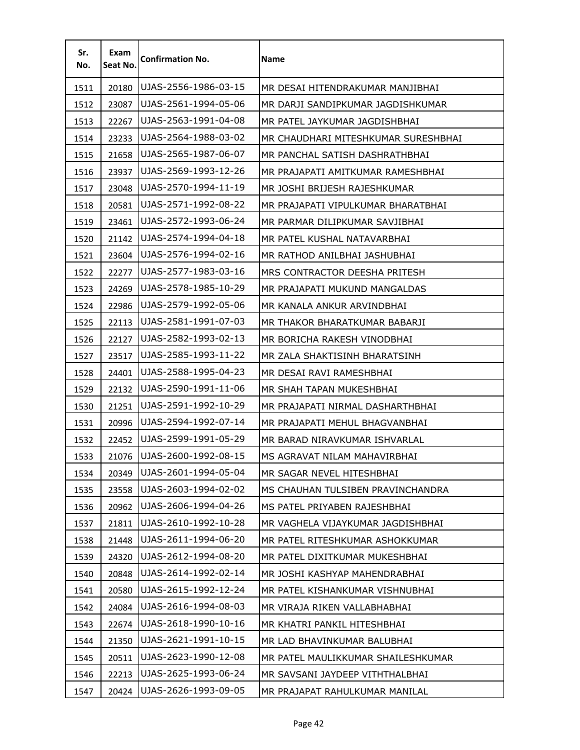| Sr. No. | Exam Seat No. | Confirmation No. | Name |
|---|---|---|---|
| 1511 | 20180 | UJAS-2556-1986-03-15 | MR DESAI HITENDRAKUMAR MANJIBHAI |
| 1512 | 23087 | UJAS-2561-1994-05-06 | MR DARJI SANDIPKUMAR JAGDISHKUMAR |
| 1513 | 22267 | UJAS-2563-1991-04-08 | MR PATEL JAYKUMAR JAGDISHBHAI |
| 1514 | 23233 | UJAS-2564-1988-03-02 | MR CHAUDHARI MITESHKUMAR SURESHBHAI |
| 1515 | 21658 | UJAS-2565-1987-06-07 | MR PANCHAL SATISH DASHRATHBHAI |
| 1516 | 23937 | UJAS-2569-1993-12-26 | MR PRAJAPATI AMITKUMAR RAMESHBHAI |
| 1517 | 23048 | UJAS-2570-1994-11-19 | MR JOSHI BRIJESH RAJESHKUMAR |
| 1518 | 20581 | UJAS-2571-1992-08-22 | MR PRAJAPATI VIPULKUMAR BHARATBHAI |
| 1519 | 23461 | UJAS-2572-1993-06-24 | MR PARMAR DILIPKUMAR SAVJIBHAI |
| 1520 | 21142 | UJAS-2574-1994-04-18 | MR PATEL KUSHAL NATAVARBHAI |
| 1521 | 23604 | UJAS-2576-1994-02-16 | MR RATHOD ANILBHAI JASHUBHAI |
| 1522 | 22277 | UJAS-2577-1983-03-16 | MRS CONTRACTOR DEESHA PRITESH |
| 1523 | 24269 | UJAS-2578-1985-10-29 | MR PRAJAPATI MUKUND MANGALDAS |
| 1524 | 22986 | UJAS-2579-1992-05-06 | MR KANALA ANKUR ARVINDBHAI |
| 1525 | 22113 | UJAS-2581-1991-07-03 | MR THAKOR BHARATKUMAR BABARJI |
| 1526 | 22127 | UJAS-2582-1993-02-13 | MR BORICHA RAKESH VINODBHAI |
| 1527 | 23517 | UJAS-2585-1993-11-22 | MR ZALA SHAKTISINH BHARATSINH |
| 1528 | 24401 | UJAS-2588-1995-04-23 | MR DESAI RAVI RAMESHBHAI |
| 1529 | 22132 | UJAS-2590-1991-11-06 | MR SHAH TAPAN MUKESHBHAI |
| 1530 | 21251 | UJAS-2591-1992-10-29 | MR PRAJAPATI NIRMAL DASHARTHBHAI |
| 1531 | 20996 | UJAS-2594-1992-07-14 | MR PRAJAPATI MEHUL BHAGVANBHAI |
| 1532 | 22452 | UJAS-2599-1991-05-29 | MR BARAD NIRAVKUMAR ISHVARLAL |
| 1533 | 21076 | UJAS-2600-1992-08-15 | MS AGRAVAT NILAM MAHAVIRBHAI |
| 1534 | 20349 | UJAS-2601-1994-05-04 | MR SAGAR NEVEL HITESHBHAI |
| 1535 | 23558 | UJAS-2603-1994-02-02 | MS CHAUHAN TULSIBEN PRAVINCHANDRA |
| 1536 | 20962 | UJAS-2606-1994-04-26 | MS PATEL PRIYABEN RAJESHBHAI |
| 1537 | 21811 | UJAS-2610-1992-10-28 | MR VAGHELA VIJAYKUMAR JAGDISHBHAI |
| 1538 | 21448 | UJAS-2611-1994-06-20 | MR PATEL RITESHKUMAR ASHOKKUMAR |
| 1539 | 24320 | UJAS-2612-1994-08-20 | MR PATEL DIXITKUMAR MUKESHBHAI |
| 1540 | 20848 | UJAS-2614-1992-02-14 | MR JOSHI KASHYAP MAHENDRABHAI |
| 1541 | 20580 | UJAS-2615-1992-12-24 | MR PATEL KISHANKUMAR VISHNUBHAI |
| 1542 | 24084 | UJAS-2616-1994-08-03 | MR VIRAJA RIKEN VALLABHABHAI |
| 1543 | 22674 | UJAS-2618-1990-10-16 | MR KHATRI PANKIL HITESHBHAI |
| 1544 | 21350 | UJAS-2621-1991-10-15 | MR LAD BHAVINKUMAR BALUBHAI |
| 1545 | 20511 | UJAS-2623-1990-12-08 | MR PATEL MAULIKKUMAR SHAILESHKUMAR |
| 1546 | 22213 | UJAS-2625-1993-06-24 | MR SAVSANI JAYDEEP VITHTHALBHAI |
| 1547 | 20424 | UJAS-2626-1993-09-05 | MR PRAJAPAT RAHULKUMAR MANILAL |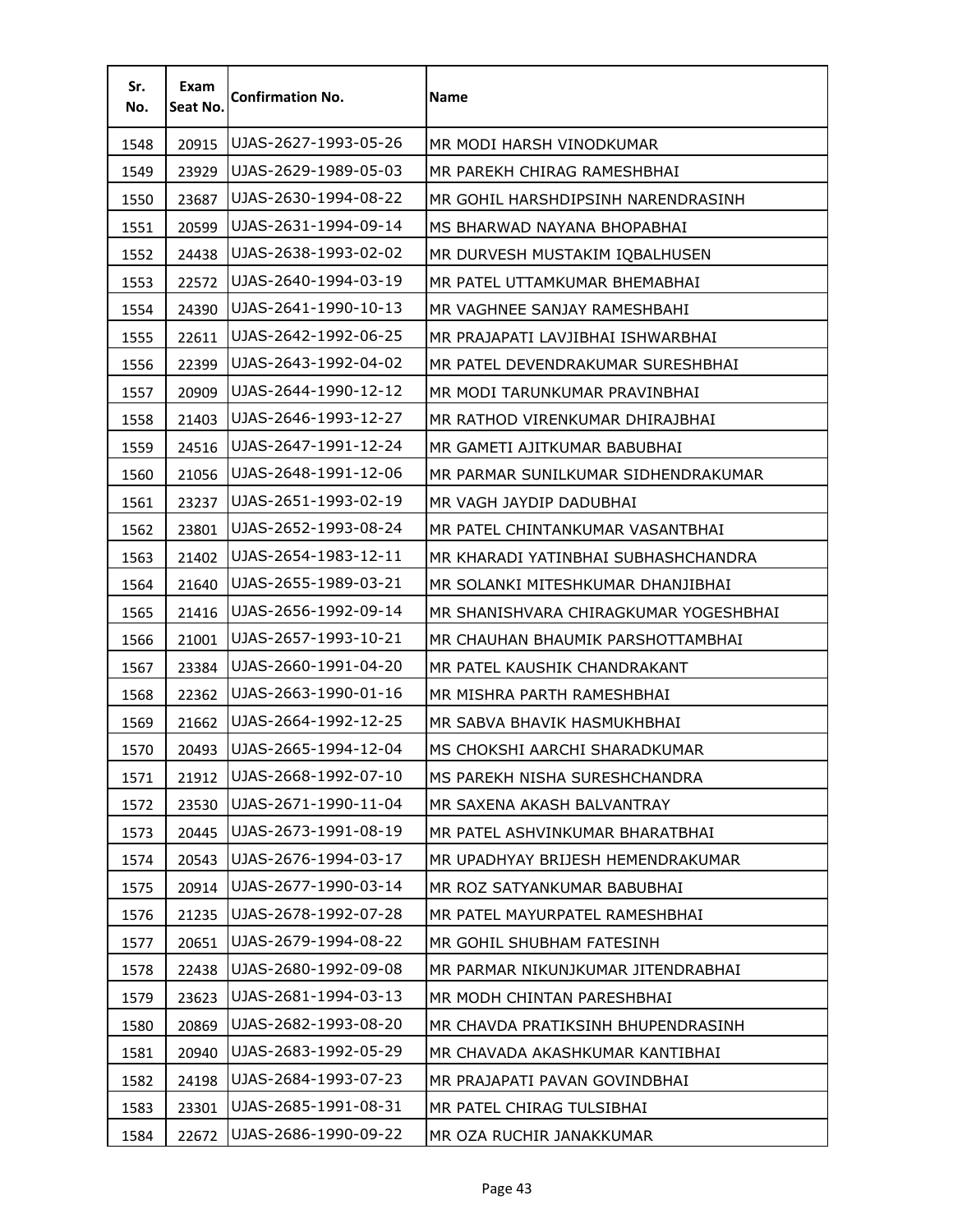| Sr. No. | Exam Seat No. | Confirmation No. | Name |
|---|---|---|---|
| 1548 | 20915 | UJAS-2627-1993-05-26 | MR MODI HARSH VINODKUMAR |
| 1549 | 23929 | UJAS-2629-1989-05-03 | MR PAREKH CHIRAG RAMESHBHAI |
| 1550 | 23687 | UJAS-2630-1994-08-22 | MR GOHIL HARSHDIPSINH NARENDRASINH |
| 1551 | 20599 | UJAS-2631-1994-09-14 | MS BHARWAD NAYANA BHOPABHAI |
| 1552 | 24438 | UJAS-2638-1993-02-02 | MR DURVESH MUSTAKIM IQBALHUSEN |
| 1553 | 22572 | UJAS-2640-1994-03-19 | MR PATEL UTTAMKUMAR BHEMABHAI |
| 1554 | 24390 | UJAS-2641-1990-10-13 | MR VAGHNEE SANJAY RAMESHBAHI |
| 1555 | 22611 | UJAS-2642-1992-06-25 | MR PRAJAPATI LAVJIBHAI ISHWARBHAI |
| 1556 | 22399 | UJAS-2643-1992-04-02 | MR PATEL DEVENDRAKUMAR SURESHBHAI |
| 1557 | 20909 | UJAS-2644-1990-12-12 | MR MODI TARUNKUMAR PRAVINBHAI |
| 1558 | 21403 | UJAS-2646-1993-12-27 | MR RATHOD VIRENKUMAR DHIRAJBHAI |
| 1559 | 24516 | UJAS-2647-1991-12-24 | MR GAMETI AJITKUMAR BABUBHAI |
| 1560 | 21056 | UJAS-2648-1991-12-06 | MR PARMAR SUNILKUMAR SIDHENDRAKUMAR |
| 1561 | 23237 | UJAS-2651-1993-02-19 | MR VAGH JAYDIP DADUBHAI |
| 1562 | 23801 | UJAS-2652-1993-08-24 | MR PATEL CHINTANKUMAR VASANTBHAI |
| 1563 | 21402 | UJAS-2654-1983-12-11 | MR KHARADI YATINBHAI SUBHASHCHANDRA |
| 1564 | 21640 | UJAS-2655-1989-03-21 | MR SOLANKI MITESHKUMAR DHANJIBHAI |
| 1565 | 21416 | UJAS-2656-1992-09-14 | MR SHANISHVARA CHIRAGKUMAR YOGESHBHAI |
| 1566 | 21001 | UJAS-2657-1993-10-21 | MR CHAUHAN BHAUMIK PARSHOTTAMBHAI |
| 1567 | 23384 | UJAS-2660-1991-04-20 | MR PATEL KAUSHIK CHANDRAKANT |
| 1568 | 22362 | UJAS-2663-1990-01-16 | MR MISHRA PARTH RAMESHBHAI |
| 1569 | 21662 | UJAS-2664-1992-12-25 | MR SABVA BHAVIK HASMUKHBHAI |
| 1570 | 20493 | UJAS-2665-1994-12-04 | MS CHOKSHI AARCHI SHARADKUMAR |
| 1571 | 21912 | UJAS-2668-1992-07-10 | MS PAREKH NISHA SURESHCHANDRA |
| 1572 | 23530 | UJAS-2671-1990-11-04 | MR SAXENA AKASH BALVANTRAY |
| 1573 | 20445 | UJAS-2673-1991-08-19 | MR PATEL ASHVINKUMAR BHARATBHAI |
| 1574 | 20543 | UJAS-2676-1994-03-17 | MR UPADHYAY BRIJESH HEMENDRAKUMAR |
| 1575 | 20914 | UJAS-2677-1990-03-14 | MR ROZ SATYANKUMAR BABUBHAI |
| 1576 | 21235 | UJAS-2678-1992-07-28 | MR PATEL MAYURPATEL RAMESHBHAI |
| 1577 | 20651 | UJAS-2679-1994-08-22 | MR GOHIL SHUBHAM FATESINH |
| 1578 | 22438 | UJAS-2680-1992-09-08 | MR PARMAR NIKUNJKUMAR JITENDRABHAI |
| 1579 | 23623 | UJAS-2681-1994-03-13 | MR MODH CHINTAN PARESHBHAI |
| 1580 | 20869 | UJAS-2682-1993-08-20 | MR CHAVDA PRATIKSINH BHUPENDRASINH |
| 1581 | 20940 | UJAS-2683-1992-05-29 | MR CHAVADA AKASHKUMAR KANTIBHAI |
| 1582 | 24198 | UJAS-2684-1993-07-23 | MR PRAJAPATI PAVAN GOVINDBHAI |
| 1583 | 23301 | UJAS-2685-1991-08-31 | MR PATEL CHIRAG TULSIBHAI |
| 1584 | 22672 | UJAS-2686-1990-09-22 | MR OZA RUCHIR JANAKKUMAR |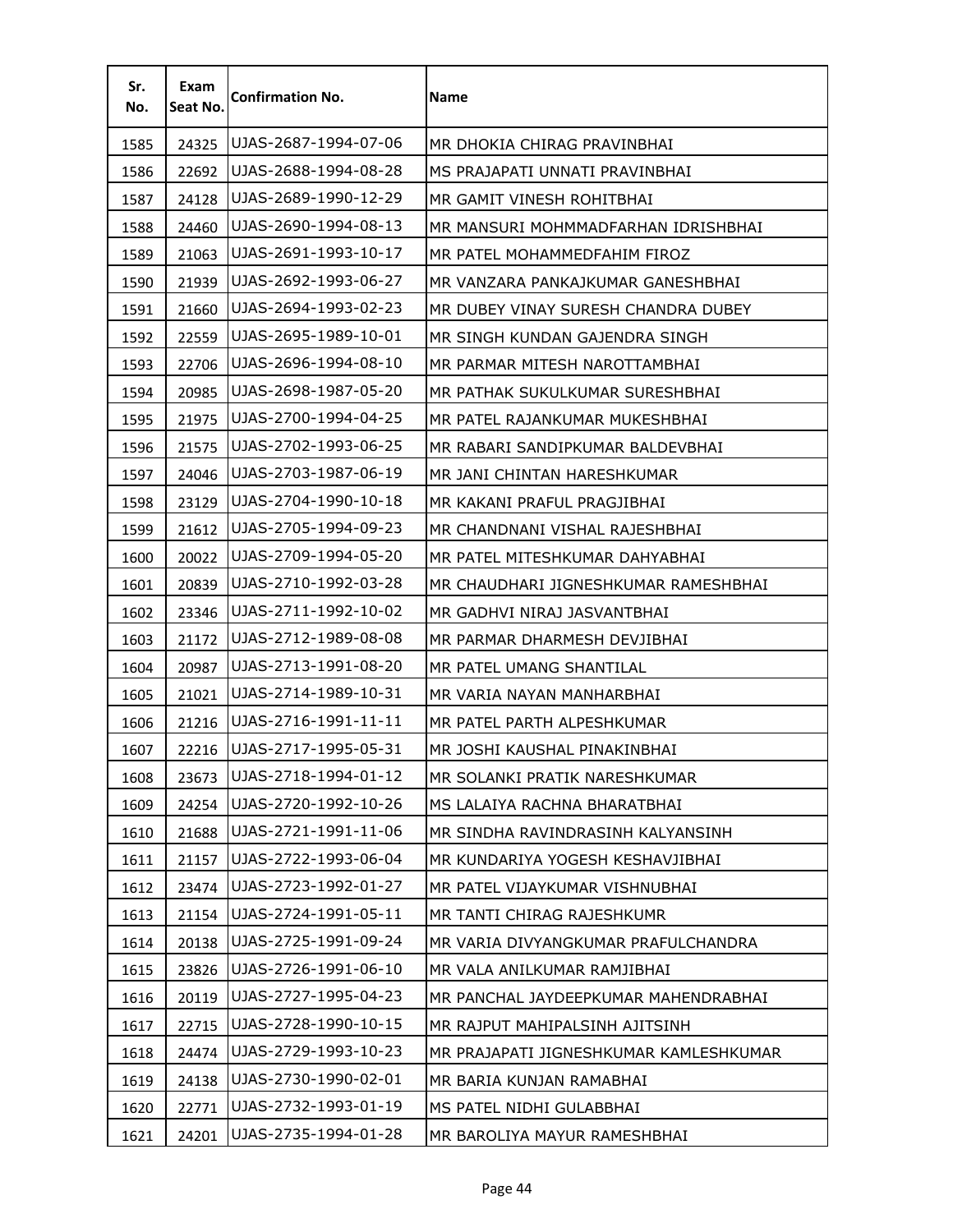| Sr. No. | Exam Seat No. | Confirmation No. | Name |
|---|---|---|---|
| 1585 | 24325 | UJAS-2687-1994-07-06 | MR DHOKIA CHIRAG PRAVINBHAI |
| 1586 | 22692 | UJAS-2688-1994-08-28 | MS PRAJAPATI UNNATI PRAVINBHAI |
| 1587 | 24128 | UJAS-2689-1990-12-29 | MR GAMIT VINESH ROHITBHAI |
| 1588 | 24460 | UJAS-2690-1994-08-13 | MR MANSURI MOHMMADFARHAN IDRISHBHAI |
| 1589 | 21063 | UJAS-2691-1993-10-17 | MR PATEL MOHAMMEDFAHIM FIROZ |
| 1590 | 21939 | UJAS-2692-1993-06-27 | MR VANZARA PANKAJKUMAR GANESHBHAI |
| 1591 | 21660 | UJAS-2694-1993-02-23 | MR DUBEY VINAY SURESH CHANDRA DUBEY |
| 1592 | 22559 | UJAS-2695-1989-10-01 | MR SINGH KUNDAN GAJENDRA SINGH |
| 1593 | 22706 | UJAS-2696-1994-08-10 | MR PARMAR MITESH NAROTTAMBHAI |
| 1594 | 20985 | UJAS-2698-1987-05-20 | MR PATHAK SUKULKUMAR SURESHBHAI |
| 1595 | 21975 | UJAS-2700-1994-04-25 | MR PATEL RAJANKUMAR MUKESHBHAI |
| 1596 | 21575 | UJAS-2702-1993-06-25 | MR RABARI SANDIPKUMAR BALDEVBHAI |
| 1597 | 24046 | UJAS-2703-1987-06-19 | MR JANI CHINTAN HARESHKUMAR |
| 1598 | 23129 | UJAS-2704-1990-10-18 | MR KAKANI PRAFUL PRAGJIBHAI |
| 1599 | 21612 | UJAS-2705-1994-09-23 | MR CHANDNANI VISHAL RAJESHBHAI |
| 1600 | 20022 | UJAS-2709-1994-05-20 | MR PATEL MITESHKUMAR DAHYABHAI |
| 1601 | 20839 | UJAS-2710-1992-03-28 | MR CHAUDHARI JIGNESHKUMAR RAMESHBHAI |
| 1602 | 23346 | UJAS-2711-1992-10-02 | MR GADHVI NIRAJ JASVANTBHAI |
| 1603 | 21172 | UJAS-2712-1989-08-08 | MR PARMAR DHARMESH DEVJIBHAI |
| 1604 | 20987 | UJAS-2713-1991-08-20 | MR PATEL UMANG SHANTILAL |
| 1605 | 21021 | UJAS-2714-1989-10-31 | MR VARIA NAYAN MANHARBHAI |
| 1606 | 21216 | UJAS-2716-1991-11-11 | MR PATEL PARTH ALPESHKUMAR |
| 1607 | 22216 | UJAS-2717-1995-05-31 | MR JOSHI KAUSHAL PINAKINBHAI |
| 1608 | 23673 | UJAS-2718-1994-01-12 | MR SOLANKI PRATIK NARESHKUMAR |
| 1609 | 24254 | UJAS-2720-1992-10-26 | MS LALAIYA RACHNA BHARATBHAI |
| 1610 | 21688 | UJAS-2721-1991-11-06 | MR SINDHA RAVINDRASINH KALYANSINH |
| 1611 | 21157 | UJAS-2722-1993-06-04 | MR KUNDARIYA YOGESH KESHAVJIBHAI |
| 1612 | 23474 | UJAS-2723-1992-01-27 | MR PATEL VIJAYKUMAR VISHNUBHAI |
| 1613 | 21154 | UJAS-2724-1991-05-11 | MR TANTI CHIRAG RAJESHKUMR |
| 1614 | 20138 | UJAS-2725-1991-09-24 | MR VARIA DIVYANGKUMAR PRAFULCHANDRA |
| 1615 | 23826 | UJAS-2726-1991-06-10 | MR VALA ANILKUMAR RAMJIBHAI |
| 1616 | 20119 | UJAS-2727-1995-04-23 | MR PANCHAL JAYDEEPKUMAR MAHENDRABHAI |
| 1617 | 22715 | UJAS-2728-1990-10-15 | MR RAJPUT MAHIPALSINH AJITSINH |
| 1618 | 24474 | UJAS-2729-1993-10-23 | MR PRAJAPATI JIGNESHKUMAR KAMLESHKUMAR |
| 1619 | 24138 | UJAS-2730-1990-02-01 | MR BARIA KUNJAN RAMABHAI |
| 1620 | 22771 | UJAS-2732-1993-01-19 | MS PATEL NIDHI GULABBHAI |
| 1621 | 24201 | UJAS-2735-1994-01-28 | MR BAROLIYA MAYUR RAMESHBHAI |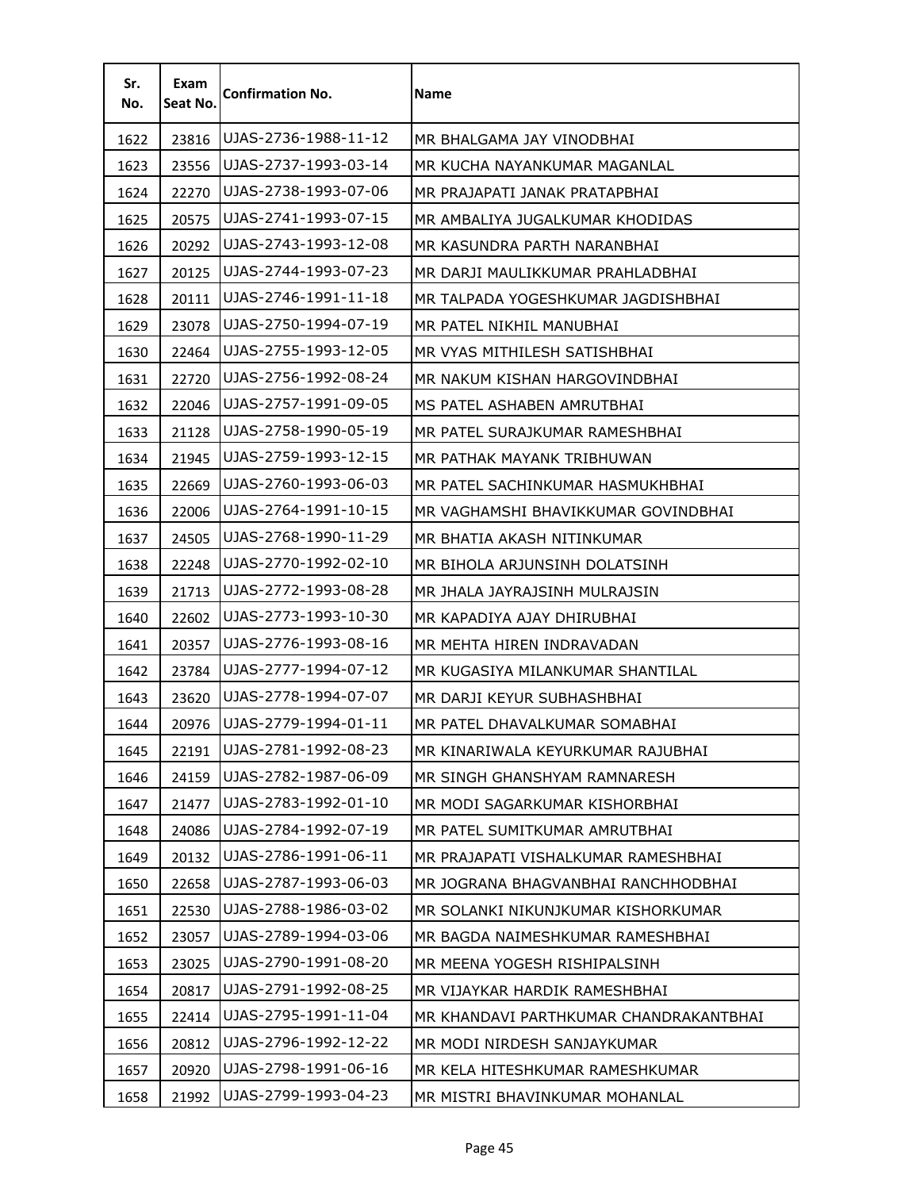| Sr. No. | Exam Seat No. | Confirmation No. | Name |
|---|---|---|---|
| 1622 | 23816 | UJAS-2736-1988-11-12 | MR BHALGAMA JAY VINODBHAI |
| 1623 | 23556 | UJAS-2737-1993-03-14 | MR KUCHA NAYANKUMAR MAGANLAL |
| 1624 | 22270 | UJAS-2738-1993-07-06 | MR PRAJAPATI JANAK PRATAPBHAI |
| 1625 | 20575 | UJAS-2741-1993-07-15 | MR AMBALIYA JUGALKUMAR KHODIDAS |
| 1626 | 20292 | UJAS-2743-1993-12-08 | MR KASUNDRA PARTH NARANBHAI |
| 1627 | 20125 | UJAS-2744-1993-07-23 | MR DARJI MAULIKKUMAR PRAHLADBHAI |
| 1628 | 20111 | UJAS-2746-1991-11-18 | MR TALPADA YOGESHKUMAR JAGDISHBHAI |
| 1629 | 23078 | UJAS-2750-1994-07-19 | MR PATEL NIKHIL MANUBHAI |
| 1630 | 22464 | UJAS-2755-1993-12-05 | MR VYAS MITHILESH SATISHBHAI |
| 1631 | 22720 | UJAS-2756-1992-08-24 | MR NAKUM KISHAN HARGOVINDBHAI |
| 1632 | 22046 | UJAS-2757-1991-09-05 | MS PATEL ASHABEN AMRUTBHAI |
| 1633 | 21128 | UJAS-2758-1990-05-19 | MR PATEL SURAJKUMAR RAMESHBHAI |
| 1634 | 21945 | UJAS-2759-1993-12-15 | MR PATHAK MAYANK TRIBHUWAN |
| 1635 | 22669 | UJAS-2760-1993-06-03 | MR PATEL SACHINKUMAR HASMUKHBHAI |
| 1636 | 22006 | UJAS-2764-1991-10-15 | MR VAGHAMSHI BHAVIKKUMAR GOVINDBHAI |
| 1637 | 24505 | UJAS-2768-1990-11-29 | MR BHATIA AKASH NITINKUMAR |
| 1638 | 22248 | UJAS-2770-1992-02-10 | MR BIHOLA ARJUNSINH DOLATSINH |
| 1639 | 21713 | UJAS-2772-1993-08-28 | MR JHALA JAYRAJSINH MULRAJSIN |
| 1640 | 22602 | UJAS-2773-1993-10-30 | MR KAPADIYA AJAY DHIRUBHAI |
| 1641 | 20357 | UJAS-2776-1993-08-16 | MR MEHTA HIREN INDRAVADAN |
| 1642 | 23784 | UJAS-2777-1994-07-12 | MR KUGASIYA MILANKUMAR SHANTILAL |
| 1643 | 23620 | UJAS-2778-1994-07-07 | MR DARJI KEYUR SUBHASHBHAI |
| 1644 | 20976 | UJAS-2779-1994-01-11 | MR PATEL DHAVALKUMAR SOMABHAI |
| 1645 | 22191 | UJAS-2781-1992-08-23 | MR KINARIWALA KEYURKUMAR RAJUBHAI |
| 1646 | 24159 | UJAS-2782-1987-06-09 | MR SINGH GHANSHYAM RAMNARESH |
| 1647 | 21477 | UJAS-2783-1992-01-10 | MR MODI SAGARKUMAR KISHORBHAI |
| 1648 | 24086 | UJAS-2784-1992-07-19 | MR PATEL SUMITKUMAR AMRUTBHAI |
| 1649 | 20132 | UJAS-2786-1991-06-11 | MR PRAJAPATI VISHALKUMAR RAMESHBHAI |
| 1650 | 22658 | UJAS-2787-1993-06-03 | MR JOGRANA BHAGVANBHAI RANCHHODBHAI |
| 1651 | 22530 | UJAS-2788-1986-03-02 | MR SOLANKI NIKUNJKUMAR KISHORKUMAR |
| 1652 | 23057 | UJAS-2789-1994-03-06 | MR BAGDA NAIMESHKUMAR RAMESHBHAI |
| 1653 | 23025 | UJAS-2790-1991-08-20 | MR MEENA YOGESH RISHIPALSINH |
| 1654 | 20817 | UJAS-2791-1992-08-25 | MR VIJAYKAR HARDIK RAMESHBHAI |
| 1655 | 22414 | UJAS-2795-1991-11-04 | MR KHANDAVI PARTHKUMAR CHANDRAKANTBHAI |
| 1656 | 20812 | UJAS-2796-1992-12-22 | MR MODI NIRDESH SANJAYKUMAR |
| 1657 | 20920 | UJAS-2798-1991-06-16 | MR KELA HITESHKUMAR RAMESHKUMAR |
| 1658 | 21992 | UJAS-2799-1993-04-23 | MR MISTRI BHAVINKUMAR MOHANLAL |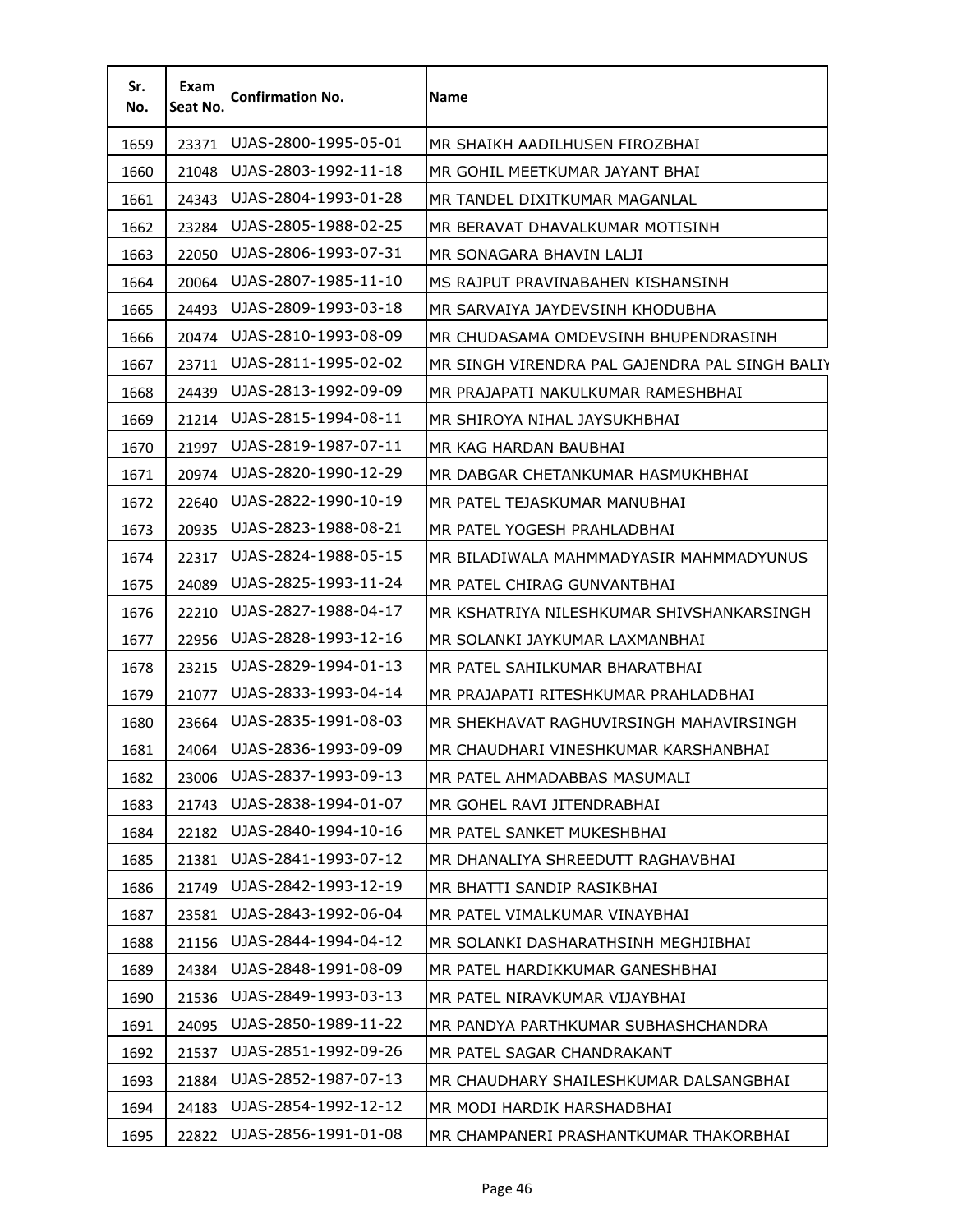| Sr. No. | Exam Seat No. | Confirmation No. | Name |
|---|---|---|---|
| 1659 | 23371 | UJAS-2800-1995-05-01 | MR SHAIKH AADILHUSEN FIROZBHAI |
| 1660 | 21048 | UJAS-2803-1992-11-18 | MR GOHIL MEETKUMAR JAYANT BHAI |
| 1661 | 24343 | UJAS-2804-1993-01-28 | MR TANDEL DIXITKUMAR MAGANLAL |
| 1662 | 23284 | UJAS-2805-1988-02-25 | MR BERAVAT DHAVALKUMAR MOTISINH |
| 1663 | 22050 | UJAS-2806-1993-07-31 | MR SONAGARA BHAVIN LALJI |
| 1664 | 20064 | UJAS-2807-1985-11-10 | MS RAJPUT PRAVINABAHEN KISHANSINH |
| 1665 | 24493 | UJAS-2809-1993-03-18 | MR SARVAIYA JAYDEVSINH KHODUBHA |
| 1666 | 20474 | UJAS-2810-1993-08-09 | MR CHUDASAMA OMDEVSINH BHUPENDRASINH |
| 1667 | 23711 | UJAS-2811-1995-02-02 | MR SINGH VIRENDRA PAL GAJENDRA PAL SINGH BALIY |
| 1668 | 24439 | UJAS-2813-1992-09-09 | MR PRAJAPATI NAKULKUMAR RAMESHBHAI |
| 1669 | 21214 | UJAS-2815-1994-08-11 | MR SHIROYA NIHAL JAYSUKHBHAI |
| 1670 | 21997 | UJAS-2819-1987-07-11 | MR KAG HARDAN BAUBHAI |
| 1671 | 20974 | UJAS-2820-1990-12-29 | MR DABGAR CHETANKUMAR HASMUKHBHAI |
| 1672 | 22640 | UJAS-2822-1990-10-19 | MR PATEL TEJASKUMAR MANUBHAI |
| 1673 | 20935 | UJAS-2823-1988-08-21 | MR PATEL YOGESH PRAHLADBHAI |
| 1674 | 22317 | UJAS-2824-1988-05-15 | MR BILADIWALA MAHMMADYASIR MAHMMADYUNUS |
| 1675 | 24089 | UJAS-2825-1993-11-24 | MR PATEL CHIRAG GUNVANTBHAI |
| 1676 | 22210 | UJAS-2827-1988-04-17 | MR KSHATRIYA NILESHKUMAR SHIVSHANKARSINGH |
| 1677 | 22956 | UJAS-2828-1993-12-16 | MR SOLANKI JAYKUMAR LAXMANBHAI |
| 1678 | 23215 | UJAS-2829-1994-01-13 | MR PATEL SAHILKUMAR BHARATBHAI |
| 1679 | 21077 | UJAS-2833-1993-04-14 | MR PRAJAPATI RITESHKUMAR PRAHLADBHAI |
| 1680 | 23664 | UJAS-2835-1991-08-03 | MR SHEKHAVAT RAGHUVIRSINGH MAHAVIRSINGH |
| 1681 | 24064 | UJAS-2836-1993-09-09 | MR CHAUDHARI VINESHKUMAR KARSHANBHAI |
| 1682 | 23006 | UJAS-2837-1993-09-13 | MR PATEL AHMADABBAS MASUMALI |
| 1683 | 21743 | UJAS-2838-1994-01-07 | MR GOHEL RAVI JITENDRABHAI |
| 1684 | 22182 | UJAS-2840-1994-10-16 | MR PATEL SANKET MUKESHBHAI |
| 1685 | 21381 | UJAS-2841-1993-07-12 | MR DHANALIYA SHREEDUTT RAGHAVBHAI |
| 1686 | 21749 | UJAS-2842-1993-12-19 | MR BHATTI SANDIP RASIKBHAI |
| 1687 | 23581 | UJAS-2843-1992-06-04 | MR PATEL VIMALKUMAR VINAYBHAI |
| 1688 | 21156 | UJAS-2844-1994-04-12 | MR SOLANKI DASHARATHSINH MEGHJIBHAI |
| 1689 | 24384 | UJAS-2848-1991-08-09 | MR PATEL HARDIKKUMAR GANESHBHAI |
| 1690 | 21536 | UJAS-2849-1993-03-13 | MR PATEL NIRAVKUMAR VIJAYBHAI |
| 1691 | 24095 | UJAS-2850-1989-11-22 | MR PANDYA PARTHKUMAR SUBHASHCHANDRA |
| 1692 | 21537 | UJAS-2851-1992-09-26 | MR PATEL SAGAR CHANDRAKANT |
| 1693 | 21884 | UJAS-2852-1987-07-13 | MR CHAUDHARY SHAILESHKUMAR DALSANGBHAI |
| 1694 | 24183 | UJAS-2854-1992-12-12 | MR MODI HARDIK HARSHADBHAI |
| 1695 | 22822 | UJAS-2856-1991-01-08 | MR CHAMPANERI PRASHANTKUMAR THAKORBHAI |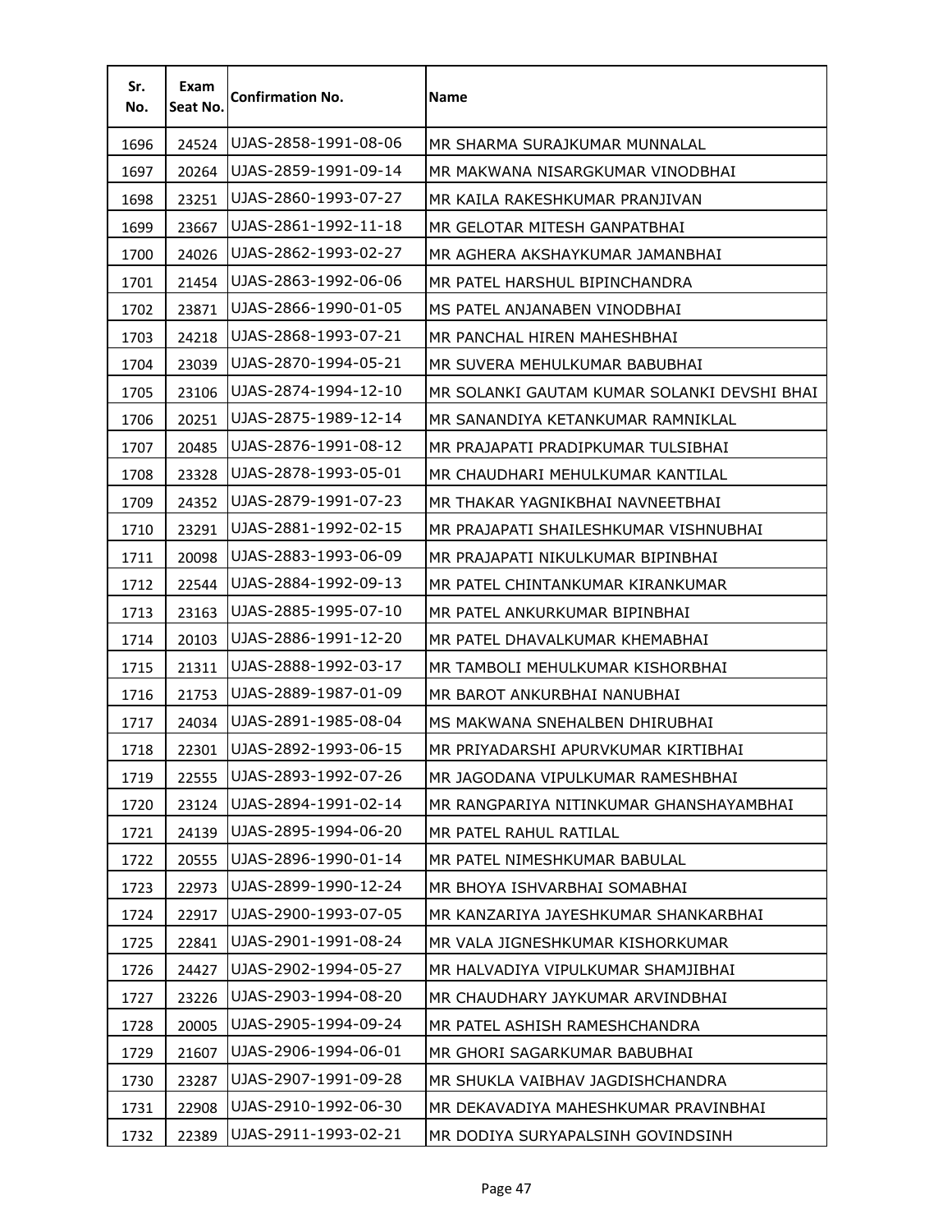| Sr. No. | Exam Seat No. | Confirmation No. | Name |
|---|---|---|---|
| 1696 | 24524 | UJAS-2858-1991-08-06 | MR SHARMA SURAJKUMAR MUNNALAL |
| 1697 | 20264 | UJAS-2859-1991-09-14 | MR MAKWANA NISARGKUMAR VINODBHAI |
| 1698 | 23251 | UJAS-2860-1993-07-27 | MR KAILA RAKESHKUMAR PRANJIVAN |
| 1699 | 23667 | UJAS-2861-1992-11-18 | MR GELOTAR MITESH GANPATBHAI |
| 1700 | 24026 | UJAS-2862-1993-02-27 | MR AGHERA AKSHAYKUMAR JAMANBHAI |
| 1701 | 21454 | UJAS-2863-1992-06-06 | MR PATEL HARSHUL BIPINCHANDRA |
| 1702 | 23871 | UJAS-2866-1990-01-05 | MS PATEL ANJANABEN VINODBHAI |
| 1703 | 24218 | UJAS-2868-1993-07-21 | MR PANCHAL HIREN MAHESHBHAI |
| 1704 | 23039 | UJAS-2870-1994-05-21 | MR SUVERA MEHULKUMAR BABUBHAI |
| 1705 | 23106 | UJAS-2874-1994-12-10 | MR SOLANKI GAUTAM KUMAR SOLANKI DEVSHI BHAI |
| 1706 | 20251 | UJAS-2875-1989-12-14 | MR SANANDIYA KETANKUMAR RAMNIKLAL |
| 1707 | 20485 | UJAS-2876-1991-08-12 | MR PRAJAPATI PRADIPKUMAR TULSIBHAI |
| 1708 | 23328 | UJAS-2878-1993-05-01 | MR CHAUDHARI MEHULKUMAR KANTILAL |
| 1709 | 24352 | UJAS-2879-1991-07-23 | MR THAKAR YAGNIKBHAI NAVNEETBHAI |
| 1710 | 23291 | UJAS-2881-1992-02-15 | MR PRAJAPATI SHAILESHKUMAR VISHNUBHAI |
| 1711 | 20098 | UJAS-2883-1993-06-09 | MR PRAJAPATI NIKULKUMAR BIPINBHAI |
| 1712 | 22544 | UJAS-2884-1992-09-13 | MR PATEL CHINTANKUMAR KIRANKUMAR |
| 1713 | 23163 | UJAS-2885-1995-07-10 | MR PATEL ANKURKUMAR BIPINBHAI |
| 1714 | 20103 | UJAS-2886-1991-12-20 | MR PATEL DHAVALKUMAR KHEMABHAI |
| 1715 | 21311 | UJAS-2888-1992-03-17 | MR TAMBOLI MEHULKUMAR KISHORBHAI |
| 1716 | 21753 | UJAS-2889-1987-01-09 | MR BAROT ANKURBHAI NANUBHAI |
| 1717 | 24034 | UJAS-2891-1985-08-04 | MS MAKWANA SNEHALBEN DHIRUBHAI |
| 1718 | 22301 | UJAS-2892-1993-06-15 | MR PRIYADARSHI APURVKUMAR KIRTIBHAI |
| 1719 | 22555 | UJAS-2893-1992-07-26 | MR JAGODANA VIPULKUMAR RAMESHBHAI |
| 1720 | 23124 | UJAS-2894-1991-02-14 | MR RANGPARIYA NITINKUMAR GHANSHAYAMBHAI |
| 1721 | 24139 | UJAS-2895-1994-06-20 | MR PATEL RAHUL RATILAL |
| 1722 | 20555 | UJAS-2896-1990-01-14 | MR PATEL NIMESHKUMAR BABULAL |
| 1723 | 22973 | UJAS-2899-1990-12-24 | MR BHOYA ISHVARBHAI SOMABHAI |
| 1724 | 22917 | UJAS-2900-1993-07-05 | MR KANZARIYA JAYESHKUMAR SHANKARBHAI |
| 1725 | 22841 | UJAS-2901-1991-08-24 | MR VALA JIGNESHKUMAR KISHORKUMAR |
| 1726 | 24427 | UJAS-2902-1994-05-27 | MR HALVADIYA VIPULKUMAR SHAMJIBHAI |
| 1727 | 23226 | UJAS-2903-1994-08-20 | MR CHAUDHARY JAYKUMAR ARVINDBHAI |
| 1728 | 20005 | UJAS-2905-1994-09-24 | MR PATEL ASHISH RAMESHCHANDRA |
| 1729 | 21607 | UJAS-2906-1994-06-01 | MR GHORI SAGARKUMAR BABUBHAI |
| 1730 | 23287 | UJAS-2907-1991-09-28 | MR SHUKLA VAIBHAV JAGDISHCHANDRA |
| 1731 | 22908 | UJAS-2910-1992-06-30 | MR DEKAVADIYA MAHESHKUMAR PRAVINBHAI |
| 1732 | 22389 | UJAS-2911-1993-02-21 | MR DODIYA SURYAPALSINH GOVINDSINH |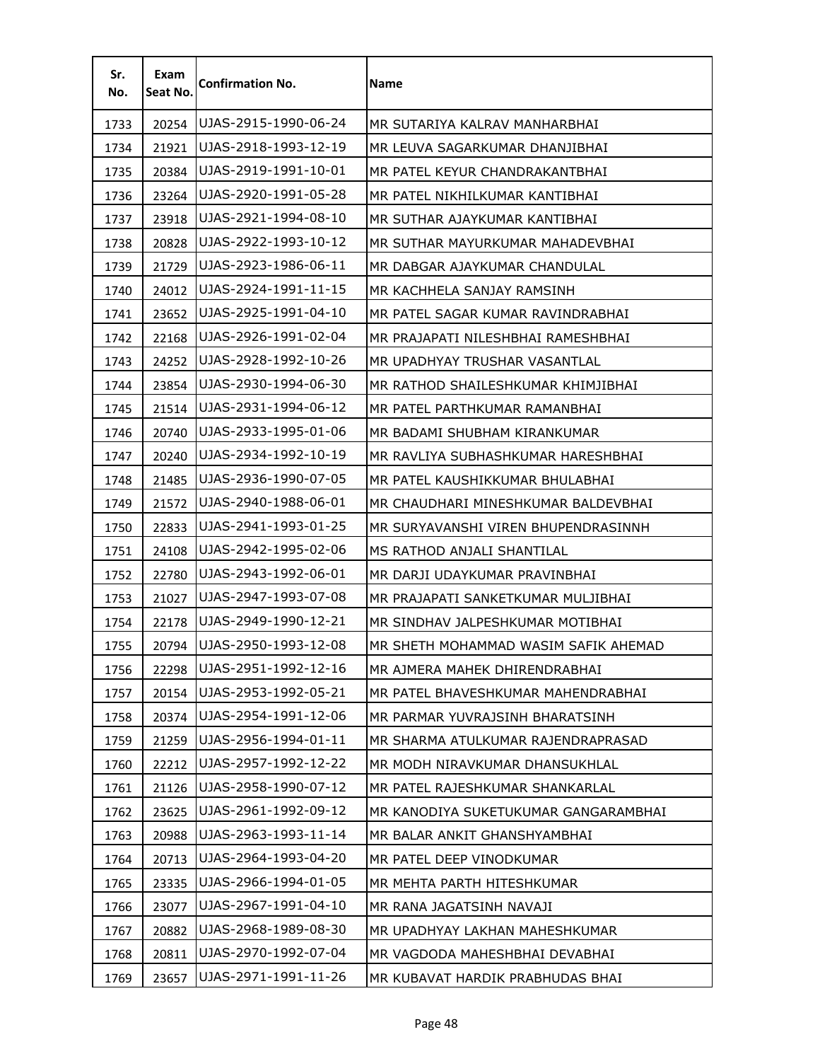| Sr. No. | Exam Seat No. | Confirmation No. | Name |
|---|---|---|---|
| 1733 | 20254 | UJAS-2915-1990-06-24 | MR SUTARIYA KALRAV MANHARBHAI |
| 1734 | 21921 | UJAS-2918-1993-12-19 | MR LEUVA SAGARKUMAR DHANJIBHAI |
| 1735 | 20384 | UJAS-2919-1991-10-01 | MR PATEL KEYUR CHANDRAKANTBHAI |
| 1736 | 23264 | UJAS-2920-1991-05-28 | MR PATEL NIKHILKUMAR KANTIBHAI |
| 1737 | 23918 | UJAS-2921-1994-08-10 | MR SUTHAR AJAYKUMAR KANTIBHAI |
| 1738 | 20828 | UJAS-2922-1993-10-12 | MR SUTHAR MAYURKUMAR MAHADEVBHAI |
| 1739 | 21729 | UJAS-2923-1986-06-11 | MR DABGAR AJAYKUMAR CHANDULAL |
| 1740 | 24012 | UJAS-2924-1991-11-15 | MR KACHHELA SANJAY RAMSINH |
| 1741 | 23652 | UJAS-2925-1991-04-10 | MR PATEL SAGAR KUMAR RAVINDRABHAI |
| 1742 | 22168 | UJAS-2926-1991-02-04 | MR PRAJAPATI NILESHBHAI RAMESHBHAI |
| 1743 | 24252 | UJAS-2928-1992-10-26 | MR UPADHYAY TRUSHAR VASANTLAL |
| 1744 | 23854 | UJAS-2930-1994-06-30 | MR RATHOD SHAILESHKUMAR KHIMJIBHAI |
| 1745 | 21514 | UJAS-2931-1994-06-12 | MR PATEL PARTHKUMAR RAMANBHAI |
| 1746 | 20740 | UJAS-2933-1995-01-06 | MR BADAMI SHUBHAM KIRANKUMAR |
| 1747 | 20240 | UJAS-2934-1992-10-19 | MR RAVLIYA SUBHASHKUMAR HARESHBHAI |
| 1748 | 21485 | UJAS-2936-1990-07-05 | MR PATEL KAUSHIKKUMAR BHULABHAI |
| 1749 | 21572 | UJAS-2940-1988-06-01 | MR CHAUDHARI MINESHKUMAR BALDEVBHAI |
| 1750 | 22833 | UJAS-2941-1993-01-25 | MR SURYAVANSHI VIREN BHUPENDRASINNH |
| 1751 | 24108 | UJAS-2942-1995-02-06 | MS RATHOD ANJALI SHANTILAL |
| 1752 | 22780 | UJAS-2943-1992-06-01 | MR DARJI UDAYKUMAR PRAVINBHAI |
| 1753 | 21027 | UJAS-2947-1993-07-08 | MR PRAJAPATI SANKETKUMAR MULJIBHAI |
| 1754 | 22178 | UJAS-2949-1990-12-21 | MR SINDHAV JALPESHKUMAR MOTIBHAI |
| 1755 | 20794 | UJAS-2950-1993-12-08 | MR SHETH MOHAMMAD WASIM SAFIK AHEMAD |
| 1756 | 22298 | UJAS-2951-1992-12-16 | MR AJMERA MAHEK DHIRENDRABHAI |
| 1757 | 20154 | UJAS-2953-1992-05-21 | MR PATEL BHAVESHKUMAR MAHENDRABHAI |
| 1758 | 20374 | UJAS-2954-1991-12-06 | MR PARMAR YUVRAJSINH BHARATSINH |
| 1759 | 21259 | UJAS-2956-1994-01-11 | MR SHARMA ATULKUMAR RAJENDRAPRASAD |
| 1760 | 22212 | UJAS-2957-1992-12-22 | MR MODH NIRAVKUMAR DHANSUKHLAL |
| 1761 | 21126 | UJAS-2958-1990-07-12 | MR PATEL RAJESHKUMAR SHANKARLAL |
| 1762 | 23625 | UJAS-2961-1992-09-12 | MR KANODIYA SUKETUKUMAR GANGARAMBHAI |
| 1763 | 20988 | UJAS-2963-1993-11-14 | MR BALAR ANKIT GHANSHYAMBHAI |
| 1764 | 20713 | UJAS-2964-1993-04-20 | MR PATEL DEEP VINODKUMAR |
| 1765 | 23335 | UJAS-2966-1994-01-05 | MR MEHTA PARTH HITESHKUMAR |
| 1766 | 23077 | UJAS-2967-1991-04-10 | MR RANA JAGATSINH NAVAJI |
| 1767 | 20882 | UJAS-2968-1989-08-30 | MR UPADHYAY LAKHAN MAHESHKUMAR |
| 1768 | 20811 | UJAS-2970-1992-07-04 | MR VAGDODA MAHESHBHAI DEVABHAI |
| 1769 | 23657 | UJAS-2971-1991-11-26 | MR KUBAVAT HARDIK PRABHUDAS BHAI |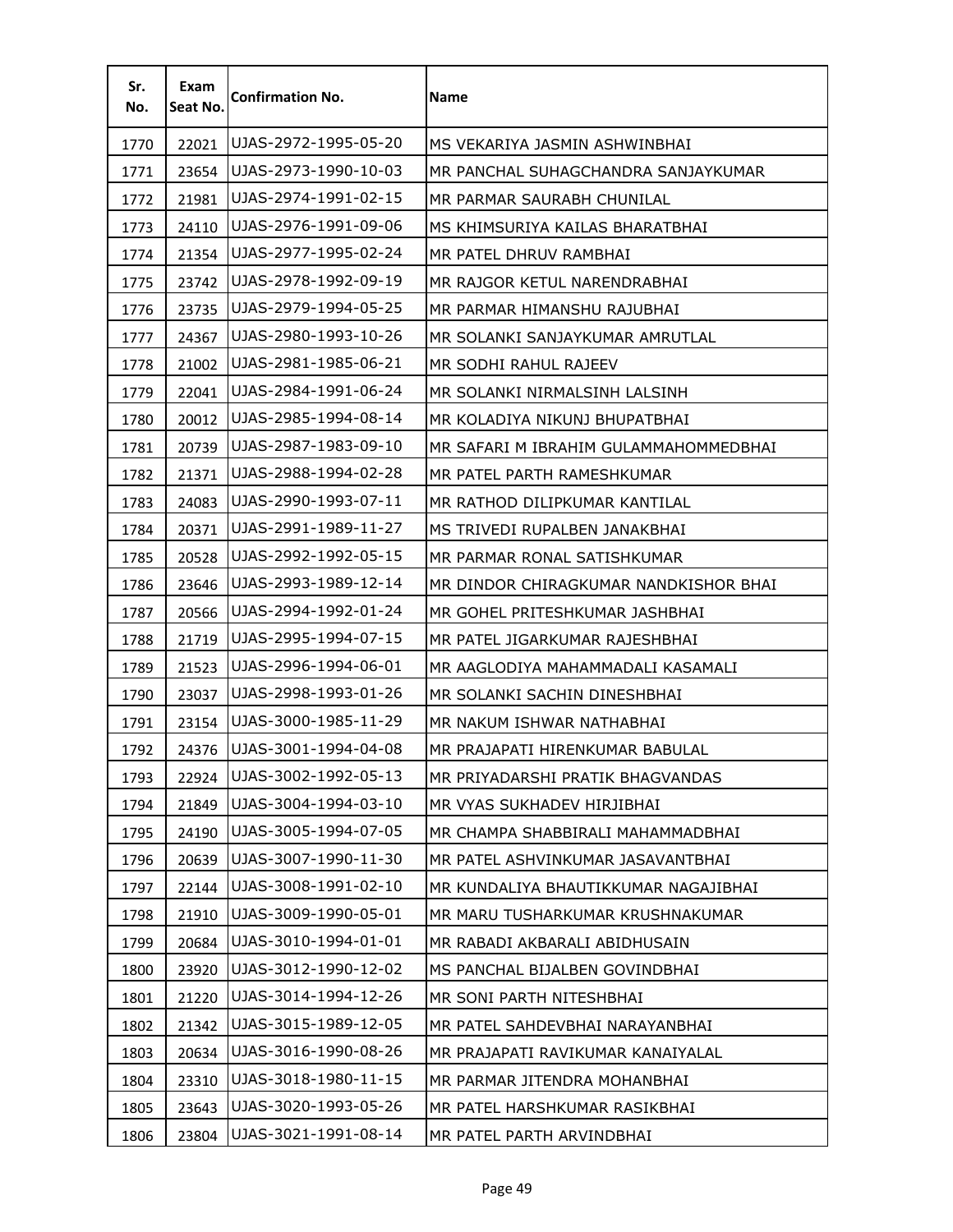| Sr. No. | Exam Seat No. | Confirmation No. | Name |
|---|---|---|---|
| 1770 | 22021 | UJAS-2972-1995-05-20 | MS VEKARIYA JASMIN ASHWINBHAI |
| 1771 | 23654 | UJAS-2973-1990-10-03 | MR PANCHAL SUHAGCHANDRA SANJAYKUMAR |
| 1772 | 21981 | UJAS-2974-1991-02-15 | MR PARMAR SAURABH CHUNILAL |
| 1773 | 24110 | UJAS-2976-1991-09-06 | MS KHIMSURIYA KAILAS BHARATBHAI |
| 1774 | 21354 | UJAS-2977-1995-02-24 | MR PATEL DHRUV RAMBHAI |
| 1775 | 23742 | UJAS-2978-1992-09-19 | MR RAJGOR KETUL NARENDRABHAI |
| 1776 | 23735 | UJAS-2979-1994-05-25 | MR PARMAR HIMANSHU RAJUBHAI |
| 1777 | 24367 | UJAS-2980-1993-10-26 | MR SOLANKI SANJAYKUMAR AMRUTLAL |
| 1778 | 21002 | UJAS-2981-1985-06-21 | MR SODHI RAHUL RAJEEV |
| 1779 | 22041 | UJAS-2984-1991-06-24 | MR SOLANKI NIRMALSINH LALSINH |
| 1780 | 20012 | UJAS-2985-1994-08-14 | MR KOLADIYA NIKUNJ BHUPATBHAI |
| 1781 | 20739 | UJAS-2987-1983-09-10 | MR SAFARI M IBRAHIM GULAMMAHOMMEDBHAI |
| 1782 | 21371 | UJAS-2988-1994-02-28 | MR PATEL PARTH RAMESHKUMAR |
| 1783 | 24083 | UJAS-2990-1993-07-11 | MR RATHOD DILIPKUMAR KANTILAL |
| 1784 | 20371 | UJAS-2991-1989-11-27 | MS TRIVEDI RUPALBEN JANAKBHAI |
| 1785 | 20528 | UJAS-2992-1992-05-15 | MR PARMAR RONAL SATISHKUMAR |
| 1786 | 23646 | UJAS-2993-1989-12-14 | MR DINDOR CHIRAGKUMAR NANDKISHOR BHAI |
| 1787 | 20566 | UJAS-2994-1992-01-24 | MR GOHEL PRITESHKUMAR JASHBHAI |
| 1788 | 21719 | UJAS-2995-1994-07-15 | MR PATEL JIGARKUMAR RAJESHBHAI |
| 1789 | 21523 | UJAS-2996-1994-06-01 | MR AAGLODIYA MAHAMMADALI KASAMALI |
| 1790 | 23037 | UJAS-2998-1993-01-26 | MR SOLANKI SACHIN DINESHBHAI |
| 1791 | 23154 | UJAS-3000-1985-11-29 | MR NAKUM ISHWAR NATHABHAI |
| 1792 | 24376 | UJAS-3001-1994-04-08 | MR PRAJAPATI HIRENKUMAR BABULAL |
| 1793 | 22924 | UJAS-3002-1992-05-13 | MR PRIYADARSHI PRATIK BHAGVANDAS |
| 1794 | 21849 | UJAS-3004-1994-03-10 | MR VYAS SUKHADEV HIRJIBHAI |
| 1795 | 24190 | UJAS-3005-1994-07-05 | MR CHAMPA SHABBIRALI MAHAMMADBHAI |
| 1796 | 20639 | UJAS-3007-1990-11-30 | MR PATEL ASHVINKUMAR JASAVANTBHAI |
| 1797 | 22144 | UJAS-3008-1991-02-10 | MR KUNDALIYA BHAUTIKKUMAR NAGAJIBHAI |
| 1798 | 21910 | UJAS-3009-1990-05-01 | MR MARU TUSHARKUMAR KRUSHNAKUMAR |
| 1799 | 20684 | UJAS-3010-1994-01-01 | MR RABADI AKBARALI ABIDHUSAIN |
| 1800 | 23920 | UJAS-3012-1990-12-02 | MS PANCHAL BIJALBEN GOVINDBHAI |
| 1801 | 21220 | UJAS-3014-1994-12-26 | MR SONI PARTH NITESHBHAI |
| 1802 | 21342 | UJAS-3015-1989-12-05 | MR PATEL SAHDEVBHAI NARAYANBHAI |
| 1803 | 20634 | UJAS-3016-1990-08-26 | MR PRAJAPATI RAVIKUMAR KANAIYALAL |
| 1804 | 23310 | UJAS-3018-1980-11-15 | MR PARMAR JITENDRA MOHANBHAI |
| 1805 | 23643 | UJAS-3020-1993-05-26 | MR PATEL HARSHKUMAR RASIKBHAI |
| 1806 | 23804 | UJAS-3021-1991-08-14 | MR PATEL PARTH ARVINDBHAI |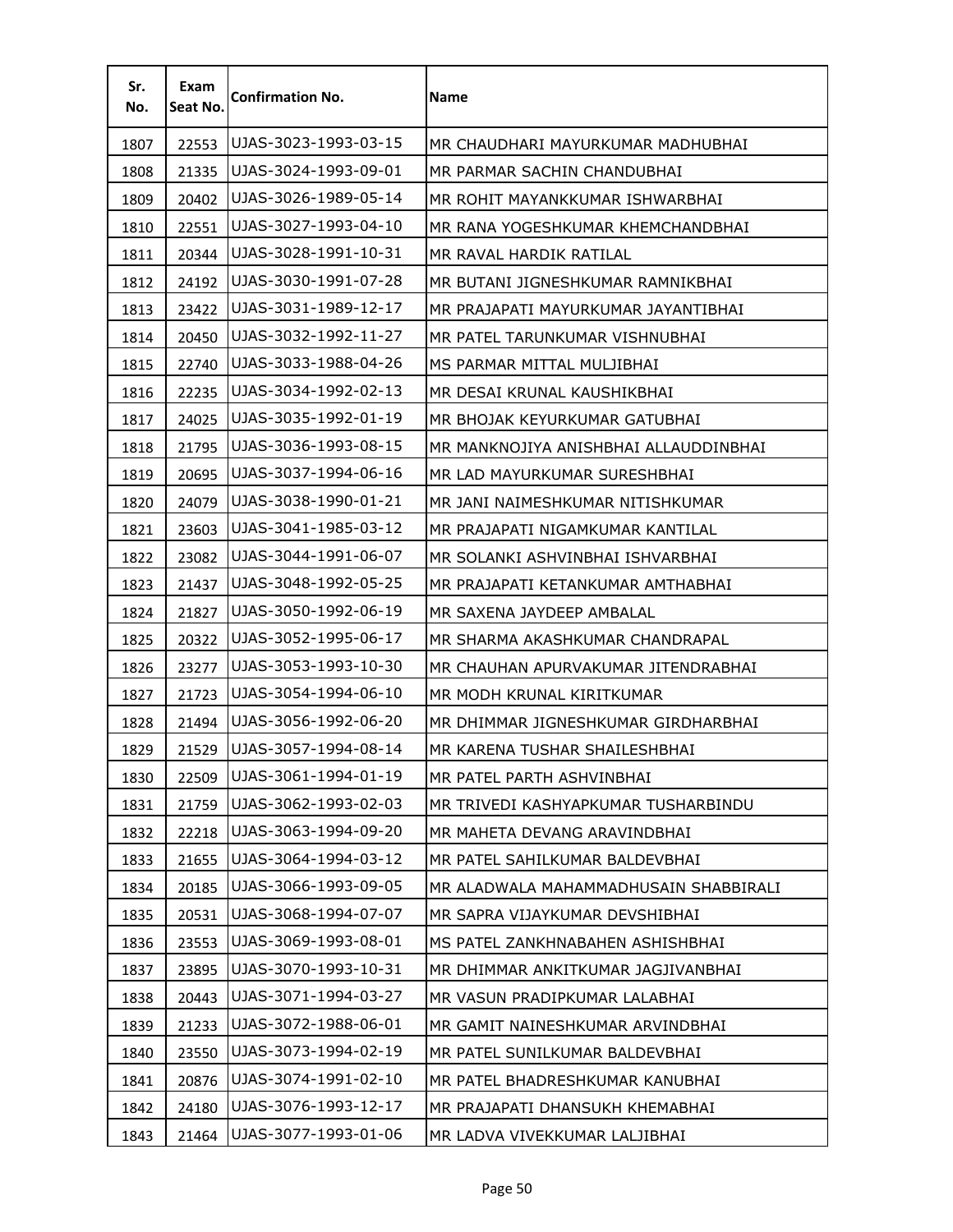| Sr. No. | Exam Seat No. | Confirmation No. | Name |
|---|---|---|---|
| 1807 | 22553 | UJAS-3023-1993-03-15 | MR CHAUDHARI MAYURKUMAR MADHUBHAI |
| 1808 | 21335 | UJAS-3024-1993-09-01 | MR PARMAR SACHIN CHANDUBHAI |
| 1809 | 20402 | UJAS-3026-1989-05-14 | MR ROHIT MAYANKKUMAR ISHWARBHAI |
| 1810 | 22551 | UJAS-3027-1993-04-10 | MR RANA YOGESHKUMAR KHEMCHANDBHAI |
| 1811 | 20344 | UJAS-3028-1991-10-31 | MR RAVAL HARDIK RATILAL |
| 1812 | 24192 | UJAS-3030-1991-07-28 | MR BUTANI JIGNESHKUMAR RAMNIKBHAI |
| 1813 | 23422 | UJAS-3031-1989-12-17 | MR PRAJAPATI MAYURKUMAR JAYANTIBHAI |
| 1814 | 20450 | UJAS-3032-1992-11-27 | MR PATEL TARUNKUMAR VISHNUBHAI |
| 1815 | 22740 | UJAS-3033-1988-04-26 | MS PARMAR MITTAL MULJIBHAI |
| 1816 | 22235 | UJAS-3034-1992-02-13 | MR DESAI KRUNAL KAUSHIKBHAI |
| 1817 | 24025 | UJAS-3035-1992-01-19 | MR BHOJAK KEYURKUMAR GATUBHAI |
| 1818 | 21795 | UJAS-3036-1993-08-15 | MR MANKNOJIYA ANISHBHAI ALLAUDDINBHAI |
| 1819 | 20695 | UJAS-3037-1994-06-16 | MR LAD MAYURKUMAR SURESHBHAI |
| 1820 | 24079 | UJAS-3038-1990-01-21 | MR JANI NAIMESHKUMAR NITISHKUMAR |
| 1821 | 23603 | UJAS-3041-1985-03-12 | MR PRAJAPATI NIGAMKUMAR KANTILAL |
| 1822 | 23082 | UJAS-3044-1991-06-07 | MR SOLANKI ASHVINBHAI ISHVARBHAI |
| 1823 | 21437 | UJAS-3048-1992-05-25 | MR PRAJAPATI KETANKUMAR AMTHABHAI |
| 1824 | 21827 | UJAS-3050-1992-06-19 | MR SAXENA JAYDEEP AMBALAL |
| 1825 | 20322 | UJAS-3052-1995-06-17 | MR SHARMA AKASHKUMAR CHANDRAPAL |
| 1826 | 23277 | UJAS-3053-1993-10-30 | MR CHAUHAN APURVAKUMAR JITENDRABHAI |
| 1827 | 21723 | UJAS-3054-1994-06-10 | MR MODH KRUNAL KIRITKUMAR |
| 1828 | 21494 | UJAS-3056-1992-06-20 | MR DHIMMAR JIGNESHKUMAR GIRDHARBHAI |
| 1829 | 21529 | UJAS-3057-1994-08-14 | MR KARENA TUSHAR SHAILESHBHAI |
| 1830 | 22509 | UJAS-3061-1994-01-19 | MR PATEL PARTH ASHVINBHAI |
| 1831 | 21759 | UJAS-3062-1993-02-03 | MR TRIVEDI KASHYAPKUMAR TUSHARBINDU |
| 1832 | 22218 | UJAS-3063-1994-09-20 | MR MAHETA DEVANG ARAVINDBHAI |
| 1833 | 21655 | UJAS-3064-1994-03-12 | MR PATEL SAHILKUMAR BALDEVBHAI |
| 1834 | 20185 | UJAS-3066-1993-09-05 | MR ALADWALA MAHAMMADHUSAIN SHABBIRALI |
| 1835 | 20531 | UJAS-3068-1994-07-07 | MR SAPRA VIJAYKUMAR DEVSHIBHAI |
| 1836 | 23553 | UJAS-3069-1993-08-01 | MS PATEL ZANKHNABAHEN ASHISHBHAI |
| 1837 | 23895 | UJAS-3070-1993-10-31 | MR DHIMMAR ANKITKUMAR JAGJIVANBHAI |
| 1838 | 20443 | UJAS-3071-1994-03-27 | MR VASUN PRADIPKUMAR LALABHAI |
| 1839 | 21233 | UJAS-3072-1988-06-01 | MR GAMIT NAINESHKUMAR ARVINDBHAI |
| 1840 | 23550 | UJAS-3073-1994-02-19 | MR PATEL SUNILKUMAR BALDEVBHAI |
| 1841 | 20876 | UJAS-3074-1991-02-10 | MR PATEL BHADRESHKUMAR KANUBHAI |
| 1842 | 24180 | UJAS-3076-1993-12-17 | MR PRAJAPATI DHANSUKH KHEMABHAI |
| 1843 | 21464 | UJAS-3077-1993-01-06 | MR LADVA VIVEKKUMAR LALJIBHAI |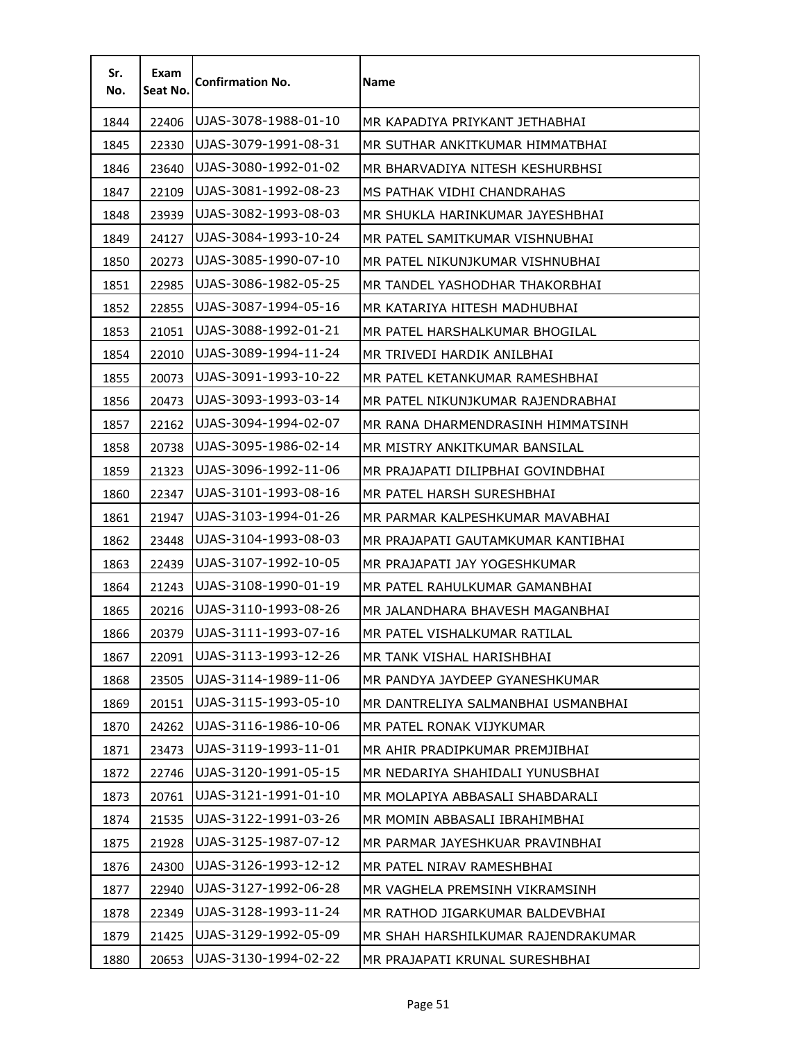| Sr. No. | Exam Seat No. | Confirmation No. | Name |
|---|---|---|---|
| 1844 | 22406 | UJAS-3078-1988-01-10 | MR KAPADIYA PRIYKANT JETHABHAI |
| 1845 | 22330 | UJAS-3079-1991-08-31 | MR SUTHAR ANKITKUMAR HIMMATBHAI |
| 1846 | 23640 | UJAS-3080-1992-01-02 | MR BHARVADIYA NITESH KESHURBHSI |
| 1847 | 22109 | UJAS-3081-1992-08-23 | MS PATHAK VIDHI CHANDRAHAS |
| 1848 | 23939 | UJAS-3082-1993-08-03 | MR SHUKLA HARINKUMAR JAYESHBHAI |
| 1849 | 24127 | UJAS-3084-1993-10-24 | MR PATEL SAMITKUMAR VISHNUBHAI |
| 1850 | 20273 | UJAS-3085-1990-07-10 | MR PATEL NIKUNJKUMAR VISHNUBHAI |
| 1851 | 22985 | UJAS-3086-1982-05-25 | MR TANDEL YASHODHAR THAKORBHAI |
| 1852 | 22855 | UJAS-3087-1994-05-16 | MR KATARIYA HITESH MADHUBHAI |
| 1853 | 21051 | UJAS-3088-1992-01-21 | MR PATEL HARSHALKUMAR BHOGILAL |
| 1854 | 22010 | UJAS-3089-1994-11-24 | MR TRIVEDI HARDIK ANILBHAI |
| 1855 | 20073 | UJAS-3091-1993-10-22 | MR PATEL KETANKUMAR RAMESHBHAI |
| 1856 | 20473 | UJAS-3093-1993-03-14 | MR PATEL NIKUNJKUMAR RAJENDRABHAI |
| 1857 | 22162 | UJAS-3094-1994-02-07 | MR RANA DHARMENDRASINH HIMMATSINH |
| 1858 | 20738 | UJAS-3095-1986-02-14 | MR MISTRY ANKITKUMAR BANSILAL |
| 1859 | 21323 | UJAS-3096-1992-11-06 | MR PRAJAPATI DILIPBHAI GOVINDBHAI |
| 1860 | 22347 | UJAS-3101-1993-08-16 | MR PATEL HARSH SURESHBHAI |
| 1861 | 21947 | UJAS-3103-1994-01-26 | MR PARMAR KALPESHKUMAR MAVABHAI |
| 1862 | 23448 | UJAS-3104-1993-08-03 | MR PRAJAPATI GAUTAMKUMAR KANTIBHAI |
| 1863 | 22439 | UJAS-3107-1992-10-05 | MR PRAJAPATI JAY YOGESHKUMAR |
| 1864 | 21243 | UJAS-3108-1990-01-19 | MR PATEL RAHULKUMAR GAMANBHAI |
| 1865 | 20216 | UJAS-3110-1993-08-26 | MR JALANDHARA BHAVESH MAGANBHAI |
| 1866 | 20379 | UJAS-3111-1993-07-16 | MR PATEL VISHALKUMAR RATILAL |
| 1867 | 22091 | UJAS-3113-1993-12-26 | MR TANK VISHAL HARISHBHAI |
| 1868 | 23505 | UJAS-3114-1989-11-06 | MR PANDYA JAYDEEP GYANESHKUMAR |
| 1869 | 20151 | UJAS-3115-1993-05-10 | MR DANTRELIYA SALMANBHAI USMANBHAI |
| 1870 | 24262 | UJAS-3116-1986-10-06 | MR PATEL RONAK VIJYKUMAR |
| 1871 | 23473 | UJAS-3119-1993-11-01 | MR AHIR PRADIPKUMAR PREMJIBHAI |
| 1872 | 22746 | UJAS-3120-1991-05-15 | MR NEDARIYA SHAHIDALI YUNUSBHAI |
| 1873 | 20761 | UJAS-3121-1991-01-10 | MR MOLAPIYA ABBASALI SHABDARALI |
| 1874 | 21535 | UJAS-3122-1991-03-26 | MR MOMIN ABBASALI IBRAHIMBHAI |
| 1875 | 21928 | UJAS-3125-1987-07-12 | MR PARMAR JAYESHKUAR PRAVINBHAI |
| 1876 | 24300 | UJAS-3126-1993-12-12 | MR PATEL NIRAV RAMESHBHAI |
| 1877 | 22940 | UJAS-3127-1992-06-28 | MR VAGHELA PREMSINH VIKRAMSINH |
| 1878 | 22349 | UJAS-3128-1993-11-24 | MR RATHOD JIGARKUMAR BALDEVBHAI |
| 1879 | 21425 | UJAS-3129-1992-05-09 | MR SHAH HARSHILKUMAR RAJENDRAKUMAR |
| 1880 | 20653 | UJAS-3130-1994-02-22 | MR PRAJAPATI KRUNAL SURESHBHAI |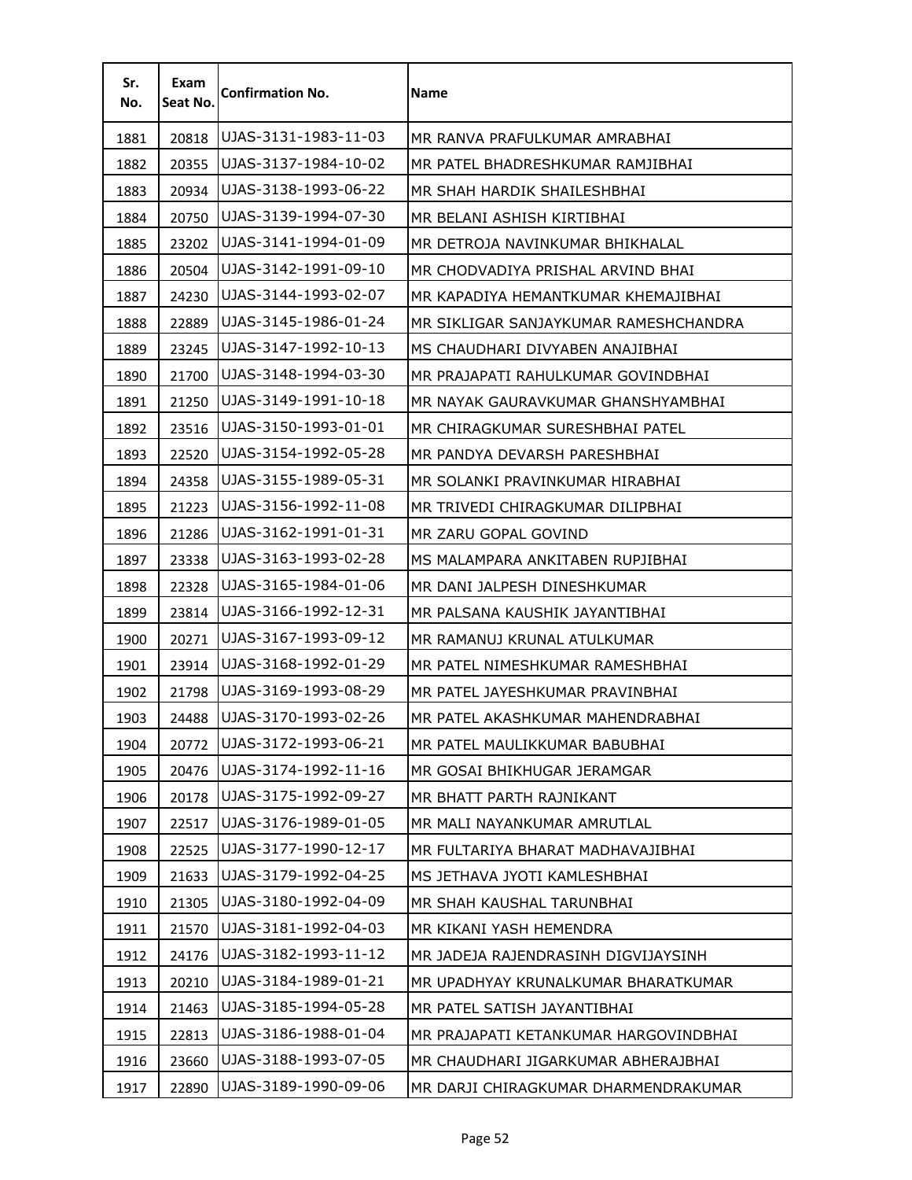| Sr. No. | Exam Seat No. | Confirmation No. | Name |
|---|---|---|---|
| 1881 | 20818 | UJAS-3131-1983-11-03 | MR RANVA PRAFULKUMAR AMRABHAI |
| 1882 | 20355 | UJAS-3137-1984-10-02 | MR PATEL BHADRESHKUMAR RAMJIBHAI |
| 1883 | 20934 | UJAS-3138-1993-06-22 | MR SHAH HARDIK SHAILESHBHAI |
| 1884 | 20750 | UJAS-3139-1994-07-30 | MR BELANI ASHISH KIRTIBHAI |
| 1885 | 23202 | UJAS-3141-1994-01-09 | MR DETROJA NAVINKUMAR BHIKHALAL |
| 1886 | 20504 | UJAS-3142-1991-09-10 | MR CHODVADIYA PRISHAL ARVIND BHAI |
| 1887 | 24230 | UJAS-3144-1993-02-07 | MR KAPADIYA HEMANTKUMAR KHEMAJIBHAI |
| 1888 | 22889 | UJAS-3145-1986-01-24 | MR SIKLIGAR SANJAYKUMAR RAMESHCHANDRA |
| 1889 | 23245 | UJAS-3147-1992-10-13 | MS CHAUDHARI DIVYABEN ANAJIBHAI |
| 1890 | 21700 | UJAS-3148-1994-03-30 | MR PRAJAPATI RAHULKUMAR GOVINDBHAI |
| 1891 | 21250 | UJAS-3149-1991-10-18 | MR NAYAK GAURAVKUMAR GHANSHYAMBHAI |
| 1892 | 23516 | UJAS-3150-1993-01-01 | MR CHIRAGKUMAR SURESHBHAI PATEL |
| 1893 | 22520 | UJAS-3154-1992-05-28 | MR PANDYA DEVARSH PARESHBHAI |
| 1894 | 24358 | UJAS-3155-1989-05-31 | MR SOLANKI PRAVINKUMAR HIRABHAI |
| 1895 | 21223 | UJAS-3156-1992-11-08 | MR TRIVEDI CHIRAGKUMAR DILIPBHAI |
| 1896 | 21286 | UJAS-3162-1991-01-31 | MR ZARU GOPAL GOVIND |
| 1897 | 23338 | UJAS-3163-1993-02-28 | MS MALAMPARA ANKITABEN RUPJIBHAI |
| 1898 | 22328 | UJAS-3165-1984-01-06 | MR DANI JALPESH DINESHKUMAR |
| 1899 | 23814 | UJAS-3166-1992-12-31 | MR PALSANA KAUSHIK JAYANTIBHAI |
| 1900 | 20271 | UJAS-3167-1993-09-12 | MR RAMANUJ KRUNAL ATULKUMAR |
| 1901 | 23914 | UJAS-3168-1992-01-29 | MR PATEL NIMESHKUMAR RAMESHBHAI |
| 1902 | 21798 | UJAS-3169-1993-08-29 | MR PATEL JAYESHKUMAR PRAVINBHAI |
| 1903 | 24488 | UJAS-3170-1993-02-26 | MR PATEL AKASHKUMAR MAHENDRABHAI |
| 1904 | 20772 | UJAS-3172-1993-06-21 | MR PATEL MAULIKKUMAR BABUBHAI |
| 1905 | 20476 | UJAS-3174-1992-11-16 | MR GOSAI BHIKHUGAR JERAMGAR |
| 1906 | 20178 | UJAS-3175-1992-09-27 | MR BHATT PARTH RAJNIKANT |
| 1907 | 22517 | UJAS-3176-1989-01-05 | MR MALI NAYANKUMAR AMRUTLAL |
| 1908 | 22525 | UJAS-3177-1990-12-17 | MR FULTARIYA BHARAT MADHAVAJIBHAI |
| 1909 | 21633 | UJAS-3179-1992-04-25 | MS JETHAVA JYOTI KAMLESHBHAI |
| 1910 | 21305 | UJAS-3180-1992-04-09 | MR SHAH KAUSHAL TARUNBHAI |
| 1911 | 21570 | UJAS-3181-1992-04-03 | MR KIKANI YASH HEMENDRA |
| 1912 | 24176 | UJAS-3182-1993-11-12 | MR JADEJA RAJENDRASINH DIGVIJAYSINH |
| 1913 | 20210 | UJAS-3184-1989-01-21 | MR UPADHYAY KRUNALKUMAR BHARATKUMAR |
| 1914 | 21463 | UJAS-3185-1994-05-28 | MR PATEL SATISH JAYANTIBHAI |
| 1915 | 22813 | UJAS-3186-1988-01-04 | MR PRAJAPATI KETANKUMAR HARGOVINDBHAI |
| 1916 | 23660 | UJAS-3188-1993-07-05 | MR CHAUDHARI JIGARKUMAR ABHERAJBHAI |
| 1917 | 22890 | UJAS-3189-1990-09-06 | MR DARJI CHIRAGKUMAR DHARMENDRAKUMAR |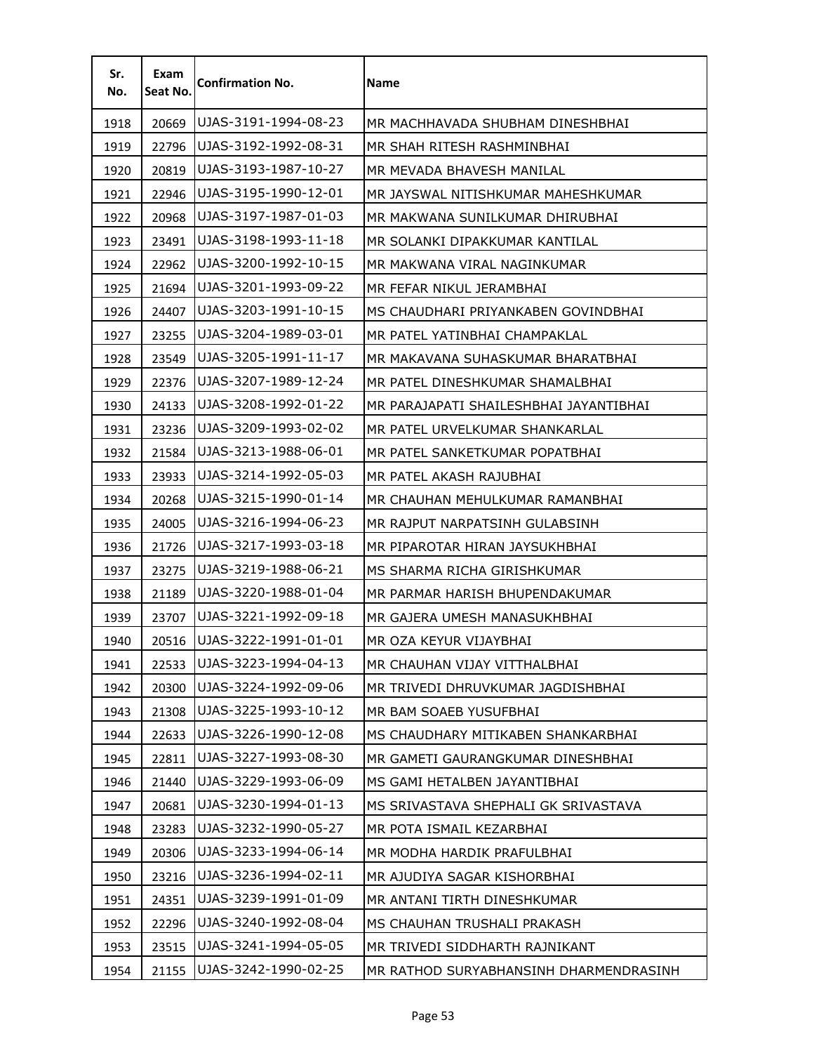| Sr. No. | Exam Seat No. | Confirmation No. | Name |
|---|---|---|---|
| 1918 | 20669 | UJAS-3191-1994-08-23 | MR MACHHAVADA SHUBHAM DINESHBHAI |
| 1919 | 22796 | UJAS-3192-1992-08-31 | MR SHAH RITESH RASHMINBHAI |
| 1920 | 20819 | UJAS-3193-1987-10-27 | MR MEVADA BHAVESH MANILAL |
| 1921 | 22946 | UJAS-3195-1990-12-01 | MR JAYSWAL NITISHKUMAR MAHESHKUMAR |
| 1922 | 20968 | UJAS-3197-1987-01-03 | MR MAKWANA SUNILKUMAR DHIRUBHAI |
| 1923 | 23491 | UJAS-3198-1993-11-18 | MR SOLANKI DIPAKKUMAR KANTILAL |
| 1924 | 22962 | UJAS-3200-1992-10-15 | MR MAKWANA VIRAL NAGINKUMAR |
| 1925 | 21694 | UJAS-3201-1993-09-22 | MR FEFAR NIKUL JERAMBHAI |
| 1926 | 24407 | UJAS-3203-1991-10-15 | MS CHAUDHARI PRIYANKABEN GOVINDBHAI |
| 1927 | 23255 | UJAS-3204-1989-03-01 | MR PATEL YATINBHAI CHAMPAKLAL |
| 1928 | 23549 | UJAS-3205-1991-11-17 | MR MAKAVANA SUHASKUMAR BHARATBHAI |
| 1929 | 22376 | UJAS-3207-1989-12-24 | MR PATEL DINESHKUMAR SHAMALBHAI |
| 1930 | 24133 | UJAS-3208-1992-01-22 | MR PARAJAPATI SHAILESHBHAI JAYANTIBHAI |
| 1931 | 23236 | UJAS-3209-1993-02-02 | MR PATEL URVELKUMAR SHANKARLAL |
| 1932 | 21584 | UJAS-3213-1988-06-01 | MR PATEL SANKETKUMAR POPATBHAI |
| 1933 | 23933 | UJAS-3214-1992-05-03 | MR PATEL AKASH RAJUBHAI |
| 1934 | 20268 | UJAS-3215-1990-01-14 | MR CHAUHAN MEHULKUMAR RAMANBHAI |
| 1935 | 24005 | UJAS-3216-1994-06-23 | MR RAJPUT NARPATSINH GULABSINH |
| 1936 | 21726 | UJAS-3217-1993-03-18 | MR PIPAROTAR HIRAN JAYSUKHBHAI |
| 1937 | 23275 | UJAS-3219-1988-06-21 | MS SHARMA RICHA GIRISHKUMAR |
| 1938 | 21189 | UJAS-3220-1988-01-04 | MR PARMAR HARISH BHUPENDAKUMAR |
| 1939 | 23707 | UJAS-3221-1992-09-18 | MR GAJERA UMESH MANASUKHBHAI |
| 1940 | 20516 | UJAS-3222-1991-01-01 | MR OZA KEYUR VIJAYBHAI |
| 1941 | 22533 | UJAS-3223-1994-04-13 | MR CHAUHAN VIJAY VITTHALBHAI |
| 1942 | 20300 | UJAS-3224-1992-09-06 | MR TRIVEDI DHRUVKUMAR JAGDISHBHAI |
| 1943 | 21308 | UJAS-3225-1993-10-12 | MR BAM SOAEB YUSUFBHAI |
| 1944 | 22633 | UJAS-3226-1990-12-08 | MS CHAUDHARY MITIKABEN SHANKARBHAI |
| 1945 | 22811 | UJAS-3227-1993-08-30 | MR GAMETI GAURANGKUMAR DINESHBHAI |
| 1946 | 21440 | UJAS-3229-1993-06-09 | MS GAMI HETALBEN JAYANTIBHAI |
| 1947 | 20681 | UJAS-3230-1994-01-13 | MS SRIVASTAVA SHEPHALI GK SRIVASTAVA |
| 1948 | 23283 | UJAS-3232-1990-05-27 | MR POTA ISMAIL KEZARBHAI |
| 1949 | 20306 | UJAS-3233-1994-06-14 | MR MODHA HARDIK PRAFULBHAI |
| 1950 | 23216 | UJAS-3236-1994-02-11 | MR AJUDIYA SAGAR KISHORBHAI |
| 1951 | 24351 | UJAS-3239-1991-01-09 | MR ANTANI TIRTH DINESHKUMAR |
| 1952 | 22296 | UJAS-3240-1992-08-04 | MS CHAUHAN TRUSHALI PRAKASH |
| 1953 | 23515 | UJAS-3241-1994-05-05 | MR TRIVEDI SIDDHARTH RAJNIKANT |
| 1954 | 21155 | UJAS-3242-1990-02-25 | MR RATHOD SURYABHANSINH DHARMENDRASINH |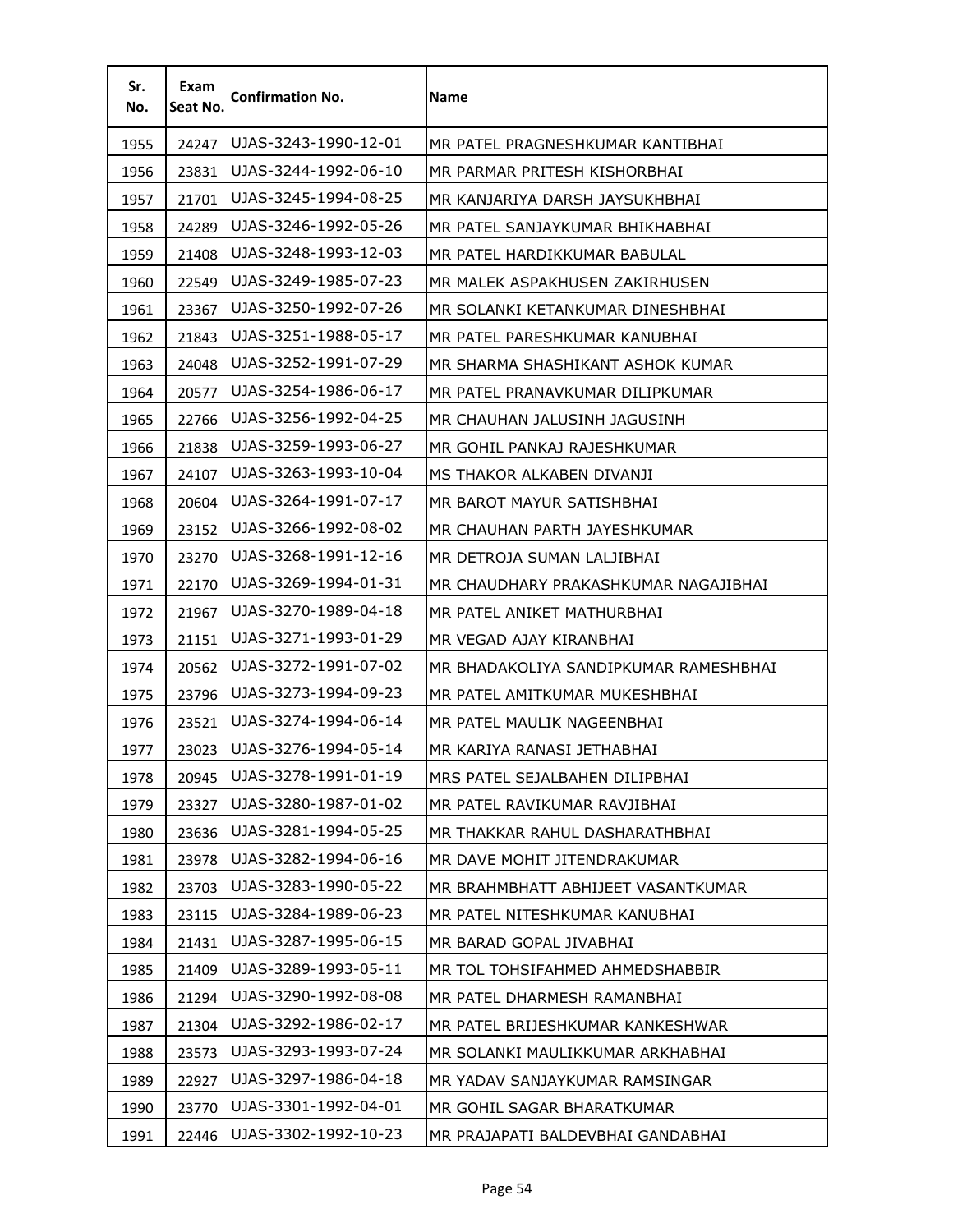| Sr. No. | Exam Seat No. | Confirmation No. | Name |
|---|---|---|---|
| 1955 | 24247 | UJAS-3243-1990-12-01 | MR PATEL PRAGNESHKUMAR KANTIBHAI |
| 1956 | 23831 | UJAS-3244-1992-06-10 | MR PARMAR PRITESH KISHORBHAI |
| 1957 | 21701 | UJAS-3245-1994-08-25 | MR KANJARIYA DARSH JAYSUKHBHAI |
| 1958 | 24289 | UJAS-3246-1992-05-26 | MR PATEL SANJAYKUMAR BHIKHABHAI |
| 1959 | 21408 | UJAS-3248-1993-12-03 | MR PATEL HARDIKKUMAR BABULAL |
| 1960 | 22549 | UJAS-3249-1985-07-23 | MR MALEK ASPAKHUSEN ZAKIRHUSEN |
| 1961 | 23367 | UJAS-3250-1992-07-26 | MR SOLANKI KETANKUMAR DINESHBHAI |
| 1962 | 21843 | UJAS-3251-1988-05-17 | MR PATEL PARESHKUMAR KANUBHAI |
| 1963 | 24048 | UJAS-3252-1991-07-29 | MR SHARMA SHASHIKANT ASHOK KUMAR |
| 1964 | 20577 | UJAS-3254-1986-06-17 | MR PATEL PRANAVKUMAR DILIPKUMAR |
| 1965 | 22766 | UJAS-3256-1992-04-25 | MR CHAUHAN JALUSINH JAGUSINH |
| 1966 | 21838 | UJAS-3259-1993-06-27 | MR GOHIL PANKAJ RAJESHKUMAR |
| 1967 | 24107 | UJAS-3263-1993-10-04 | MS THAKOR ALKABEN DIVANJI |
| 1968 | 20604 | UJAS-3264-1991-07-17 | MR BAROT MAYUR SATISHBHAI |
| 1969 | 23152 | UJAS-3266-1992-08-02 | MR CHAUHAN PARTH JAYESHKUMAR |
| 1970 | 23270 | UJAS-3268-1991-12-16 | MR DETROJA SUMAN LALJIBHAI |
| 1971 | 22170 | UJAS-3269-1994-01-31 | MR CHAUDHARY PRAKASHKUMAR NAGAJIBHAI |
| 1972 | 21967 | UJAS-3270-1989-04-18 | MR PATEL ANIKET MATHURBHAI |
| 1973 | 21151 | UJAS-3271-1993-01-29 | MR VEGAD AJAY KIRANBHAI |
| 1974 | 20562 | UJAS-3272-1991-07-02 | MR BHADAKOLIYA SANDIPKUMAR RAMESHBHAI |
| 1975 | 23796 | UJAS-3273-1994-09-23 | MR PATEL AMITKUMAR MUKESHBHAI |
| 1976 | 23521 | UJAS-3274-1994-06-14 | MR PATEL MAULIK NAGEENBHAI |
| 1977 | 23023 | UJAS-3276-1994-05-14 | MR KARIYA RANASI JETHABHAI |
| 1978 | 20945 | UJAS-3278-1991-01-19 | MRS PATEL SEJALBAHEN DILIPBHAI |
| 1979 | 23327 | UJAS-3280-1987-01-02 | MR PATEL RAVIKUMAR RAVJIBHAI |
| 1980 | 23636 | UJAS-3281-1994-05-25 | MR THAKKAR RAHUL DASHARATHBHAI |
| 1981 | 23978 | UJAS-3282-1994-06-16 | MR DAVE MOHIT JITENDRAKUMAR |
| 1982 | 23703 | UJAS-3283-1990-05-22 | MR BRAHMBHATT ABHIJEET VASANTKUMAR |
| 1983 | 23115 | UJAS-3284-1989-06-23 | MR PATEL NITESHKUMAR KANUBHAI |
| 1984 | 21431 | UJAS-3287-1995-06-15 | MR BARAD GOPAL JIVABHAI |
| 1985 | 21409 | UJAS-3289-1993-05-11 | MR TOL TOHSIFAHMED AHMEDSHABBIR |
| 1986 | 21294 | UJAS-3290-1992-08-08 | MR PATEL DHARMESH RAMANBHAI |
| 1987 | 21304 | UJAS-3292-1986-02-17 | MR PATEL BRIJESHKUMAR KANKESHWAR |
| 1988 | 23573 | UJAS-3293-1993-07-24 | MR SOLANKI MAULIKKUMAR ARKHABHAI |
| 1989 | 22927 | UJAS-3297-1986-04-18 | MR YADAV SANJAYKUMAR RAMSINGAR |
| 1990 | 23770 | UJAS-3301-1992-04-01 | MR GOHIL SAGAR BHARATKUMAR |
| 1991 | 22446 | UJAS-3302-1992-10-23 | MR PRAJAPATI BALDEVBHAI GANDABHAI |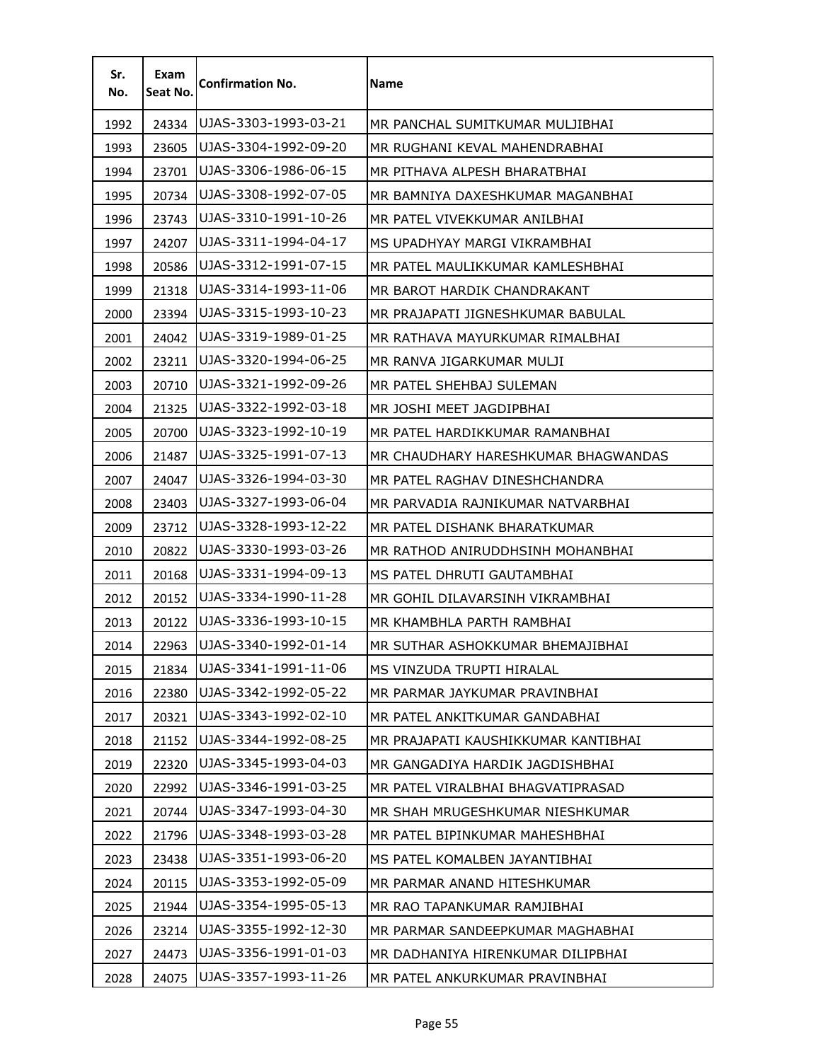| Sr. No. | Exam Seat No. | Confirmation No. | Name |
|---|---|---|---|
| 1992 | 24334 | UJAS-3303-1993-03-21 | MR PANCHAL SUMITKUMAR MULJIBHAI |
| 1993 | 23605 | UJAS-3304-1992-09-20 | MR RUGHANI KEVAL MAHENDRABHAI |
| 1994 | 23701 | UJAS-3306-1986-06-15 | MR PITHAVA ALPESH BHARATBHAI |
| 1995 | 20734 | UJAS-3308-1992-07-05 | MR BAMNIYA DAXESHKUMAR MAGANBHAI |
| 1996 | 23743 | UJAS-3310-1991-10-26 | MR PATEL VIVEKKUMAR ANILBHAI |
| 1997 | 24207 | UJAS-3311-1994-04-17 | MS UPADHYAY MARGI VIKRAMBHAI |
| 1998 | 20586 | UJAS-3312-1991-07-15 | MR PATEL MAULIKKUMAR KAMLESHBHAI |
| 1999 | 21318 | UJAS-3314-1993-11-06 | MR BAROT HARDIK CHANDRAKANT |
| 2000 | 23394 | UJAS-3315-1993-10-23 | MR PRAJAPATI JIGNESHKUMAR BABULAL |
| 2001 | 24042 | UJAS-3319-1989-01-25 | MR RATHAVA MAYURKUMAR RIMALBHAI |
| 2002 | 23211 | UJAS-3320-1994-06-25 | MR RANVA JIGARKUMAR MULJI |
| 2003 | 20710 | UJAS-3321-1992-09-26 | MR PATEL SHEHBAJ SULEMAN |
| 2004 | 21325 | UJAS-3322-1992-03-18 | MR JOSHI MEET JAGDIPBHAI |
| 2005 | 20700 | UJAS-3323-1992-10-19 | MR PATEL HARDIKKUMAR RAMANBHAI |
| 2006 | 21487 | UJAS-3325-1991-07-13 | MR CHAUDHARY HARESHKUMAR BHAGWANDAS |
| 2007 | 24047 | UJAS-3326-1994-03-30 | MR PATEL RAGHAV DINESHCHANDRA |
| 2008 | 23403 | UJAS-3327-1993-06-04 | MR PARVADIA RAJNIKUMAR NATVARBHAI |
| 2009 | 23712 | UJAS-3328-1993-12-22 | MR PATEL DISHANK BHARATKUMAR |
| 2010 | 20822 | UJAS-3330-1993-03-26 | MR RATHOD ANIRUDDHSINH MOHANBHAI |
| 2011 | 20168 | UJAS-3331-1994-09-13 | MS PATEL DHRUTI GAUTAMBHAI |
| 2012 | 20152 | UJAS-3334-1990-11-28 | MR GOHIL DILAVARSINH VIKRAMBHAI |
| 2013 | 20122 | UJAS-3336-1993-10-15 | MR KHAMBHLA PARTH RAMBHAI |
| 2014 | 22963 | UJAS-3340-1992-01-14 | MR SUTHAR ASHOKKUMAR BHEMAJIBHAI |
| 2015 | 21834 | UJAS-3341-1991-11-06 | MS VINZUDA TRUPTI HIRALAL |
| 2016 | 22380 | UJAS-3342-1992-05-22 | MR PARMAR JAYKUMAR PRAVINBHAI |
| 2017 | 20321 | UJAS-3343-1992-02-10 | MR PATEL ANKITKUMAR GANDABHAI |
| 2018 | 21152 | UJAS-3344-1992-08-25 | MR PRAJAPATI KAUSHIKKUMAR KANTIBHAI |
| 2019 | 22320 | UJAS-3345-1993-04-03 | MR GANGADIYA HARDIK JAGDISHBHAI |
| 2020 | 22992 | UJAS-3346-1991-03-25 | MR PATEL VIRALBHAI BHAGVATIPRASAD |
| 2021 | 20744 | UJAS-3347-1993-04-30 | MR SHAH MRUGESHKUMAR NIESHKUMAR |
| 2022 | 21796 | UJAS-3348-1993-03-28 | MR PATEL BIPINKUMAR MAHESHBHAI |
| 2023 | 23438 | UJAS-3351-1993-06-20 | MS PATEL KOMALBEN JAYANTIBHAI |
| 2024 | 20115 | UJAS-3353-1992-05-09 | MR PARMAR ANAND HITESHKUMAR |
| 2025 | 21944 | UJAS-3354-1995-05-13 | MR RAO TAPANKUMAR RAMJIBHAI |
| 2026 | 23214 | UJAS-3355-1992-12-30 | MR PARMAR SANDEEPKUMAR MAGHABHAI |
| 2027 | 24473 | UJAS-3356-1991-01-03 | MR DADHANIYA HIRENKUMAR DILIPBHAI |
| 2028 | 24075 | UJAS-3357-1993-11-26 | MR PATEL ANKURKUMAR PRAVINBHAI |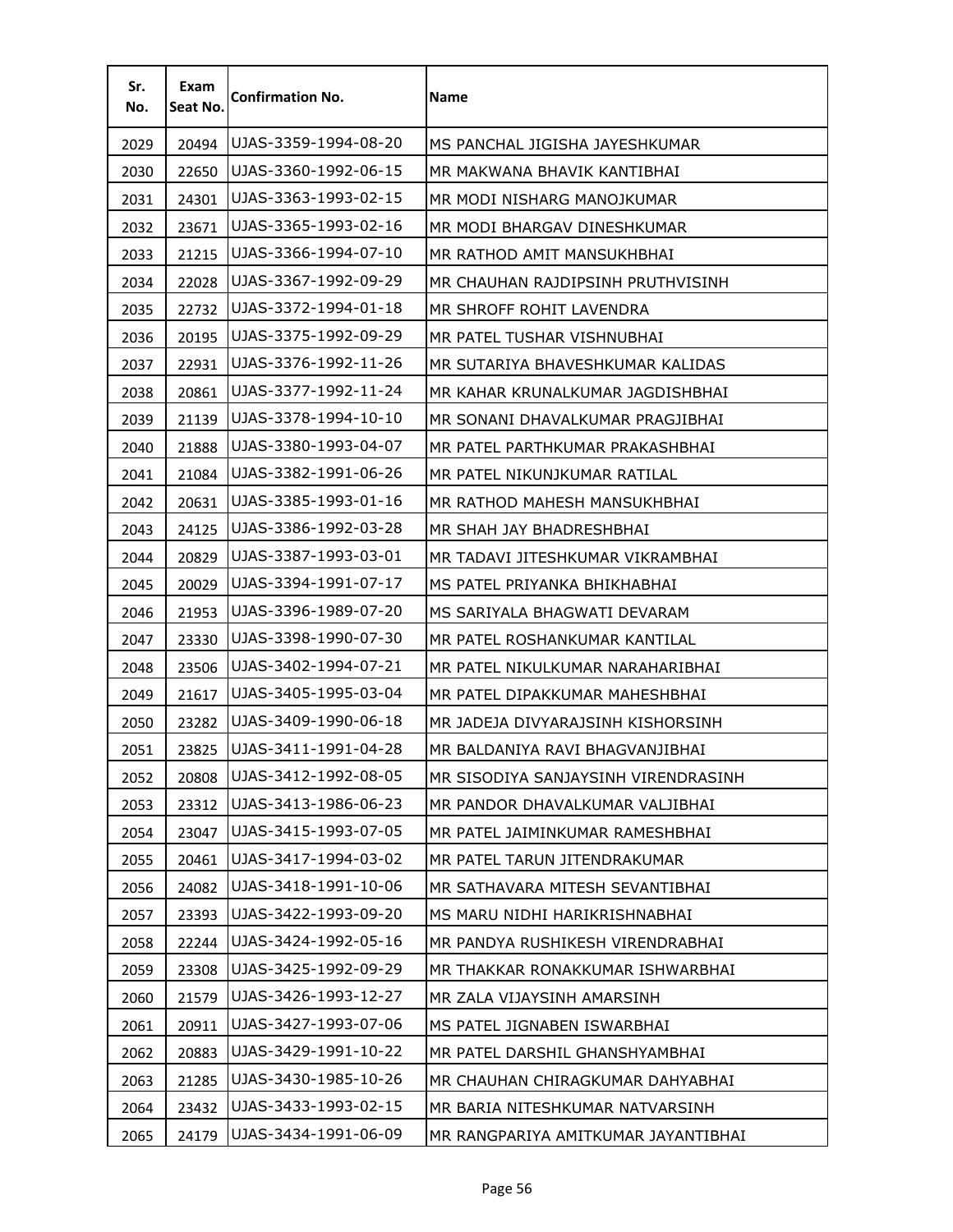| Sr. No. | Exam Seat No. | Confirmation No. | Name |
|---|---|---|---|
| 2029 | 20494 | UJAS-3359-1994-08-20 | MS PANCHAL JIGISHA JAYESHKUMAR |
| 2030 | 22650 | UJAS-3360-1992-06-15 | MR MAKWANA BHAVIK KANTIBHAI |
| 2031 | 24301 | UJAS-3363-1993-02-15 | MR MODI NISHARG MANOJKUMAR |
| 2032 | 23671 | UJAS-3365-1993-02-16 | MR MODI BHARGAV DINESHKUMAR |
| 2033 | 21215 | UJAS-3366-1994-07-10 | MR RATHOD AMIT MANSUKHBHAI |
| 2034 | 22028 | UJAS-3367-1992-09-29 | MR CHAUHAN RAJDIPSINH PRUTHVISINH |
| 2035 | 22732 | UJAS-3372-1994-01-18 | MR SHROFF ROHIT LAVENDRA |
| 2036 | 20195 | UJAS-3375-1992-09-29 | MR PATEL TUSHAR VISHNUBHAI |
| 2037 | 22931 | UJAS-3376-1992-11-26 | MR SUTARIYA BHAVESHKUMAR KALIDAS |
| 2038 | 20861 | UJAS-3377-1992-11-24 | MR KAHAR KRUNALKUMAR JAGDISHBHAI |
| 2039 | 21139 | UJAS-3378-1994-10-10 | MR SONANI DHAVALKUMAR PRAGJIBHAI |
| 2040 | 21888 | UJAS-3380-1993-04-07 | MR PATEL PARTHKUMAR PRAKASHBHAI |
| 2041 | 21084 | UJAS-3382-1991-06-26 | MR PATEL NIKUNJKUMAR RATILAL |
| 2042 | 20631 | UJAS-3385-1993-01-16 | MR RATHOD MAHESH MANSUKHBHAI |
| 2043 | 24125 | UJAS-3386-1992-03-28 | MR SHAH JAY BHADRESHBHAI |
| 2044 | 20829 | UJAS-3387-1993-03-01 | MR TADAVI JITESHKUMAR VIKRAMBHAI |
| 2045 | 20029 | UJAS-3394-1991-07-17 | MS PATEL PRIYANKA BHIKHABHAI |
| 2046 | 21953 | UJAS-3396-1989-07-20 | MS SARIYALA BHAGWATI DEVARAM |
| 2047 | 23330 | UJAS-3398-1990-07-30 | MR PATEL ROSHANKUMAR KANTILAL |
| 2048 | 23506 | UJAS-3402-1994-07-21 | MR PATEL NIKULKUMAR NARAHARIBHAI |
| 2049 | 21617 | UJAS-3405-1995-03-04 | MR PATEL DIPAKKUMAR MAHESHBHAI |
| 2050 | 23282 | UJAS-3409-1990-06-18 | MR JADEJA DIVYARAJSINH KISHORSINH |
| 2051 | 23825 | UJAS-3411-1991-04-28 | MR BALDANIYA RAVI BHAGVANJIBHAI |
| 2052 | 20808 | UJAS-3412-1992-08-05 | MR SISODIYA SANJAYSINH VIRENDRASINH |
| 2053 | 23312 | UJAS-3413-1986-06-23 | MR PANDOR DHAVALKUMAR VALJIBHAI |
| 2054 | 23047 | UJAS-3415-1993-07-05 | MR PATEL JAIMINKUMAR RAMESHBHAI |
| 2055 | 20461 | UJAS-3417-1994-03-02 | MR PATEL TARUN JITENDRAKUMAR |
| 2056 | 24082 | UJAS-3418-1991-10-06 | MR SATHAVARA MITESH SEVANTIBHAI |
| 2057 | 23393 | UJAS-3422-1993-09-20 | MS MARU NIDHI HARIKRISHNABHAI |
| 2058 | 22244 | UJAS-3424-1992-05-16 | MR PANDYA RUSHIKESH VIRENDRABHAI |
| 2059 | 23308 | UJAS-3425-1992-09-29 | MR THAKKAR RONAKKUMAR ISHWARBHAI |
| 2060 | 21579 | UJAS-3426-1993-12-27 | MR ZALA VIJAYSINH AMARSINH |
| 2061 | 20911 | UJAS-3427-1993-07-06 | MS PATEL JIGNABEN ISWARBHAI |
| 2062 | 20883 | UJAS-3429-1991-10-22 | MR PATEL DARSHIL GHANSHYAMBHAI |
| 2063 | 21285 | UJAS-3430-1985-10-26 | MR CHAUHAN CHIRAGKUMAR DAHYABHAI |
| 2064 | 23432 | UJAS-3433-1993-02-15 | MR BARIA NITESHKUMAR NATVARSINH |
| 2065 | 24179 | UJAS-3434-1991-06-09 | MR RANGPARIYA AMITKUMAR JAYANTIBHAI |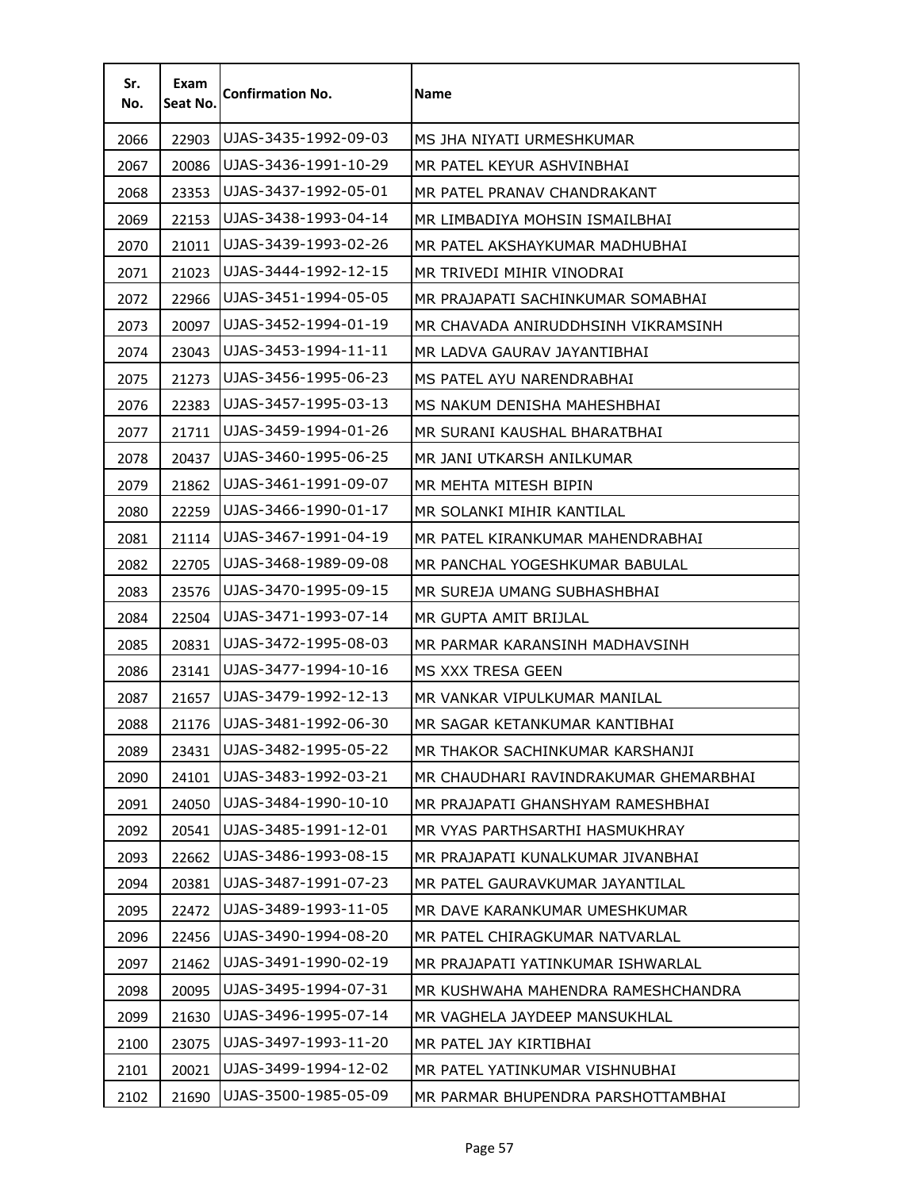| Sr. No. | Exam Seat No. | Confirmation No. | Name |
|---|---|---|---|
| 2066 | 22903 | UJAS-3435-1992-09-03 | MS JHA NIYATI URMESHKUMAR |
| 2067 | 20086 | UJAS-3436-1991-10-29 | MR PATEL KEYUR ASHVINBHAI |
| 2068 | 23353 | UJAS-3437-1992-05-01 | MR PATEL PRANAV CHANDRAKANT |
| 2069 | 22153 | UJAS-3438-1993-04-14 | MR LIMBADIYA MOHSIN ISMAILBHAI |
| 2070 | 21011 | UJAS-3439-1993-02-26 | MR PATEL AKSHAYKUMAR MADHUBHAI |
| 2071 | 21023 | UJAS-3444-1992-12-15 | MR TRIVEDI MIHIR VINODRAI |
| 2072 | 22966 | UJAS-3451-1994-05-05 | MR PRAJAPATI SACHINKUMAR SOMABHAI |
| 2073 | 20097 | UJAS-3452-1994-01-19 | MR CHAVADA ANIRUDDHSINH VIKRAMSINH |
| 2074 | 23043 | UJAS-3453-1994-11-11 | MR LADVA GAURAV JAYANTIBHAI |
| 2075 | 21273 | UJAS-3456-1995-06-23 | MS PATEL AYU NARENDRABHAI |
| 2076 | 22383 | UJAS-3457-1995-03-13 | MS NAKUM DENISHA MAHESHBHAI |
| 2077 | 21711 | UJAS-3459-1994-01-26 | MR SURANI KAUSHAL BHARATBHAI |
| 2078 | 20437 | UJAS-3460-1995-06-25 | MR JANI UTKARSH ANILKUMAR |
| 2079 | 21862 | UJAS-3461-1991-09-07 | MR MEHTA MITESH BIPIN |
| 2080 | 22259 | UJAS-3466-1990-01-17 | MR SOLANKI MIHIR KANTILAL |
| 2081 | 21114 | UJAS-3467-1991-04-19 | MR PATEL KIRANKUMAR MAHENDRABHAI |
| 2082 | 22705 | UJAS-3468-1989-09-08 | MR PANCHAL YOGESHKUMAR BABULAL |
| 2083 | 23576 | UJAS-3470-1995-09-15 | MR SUREJA UMANG SUBHASHBHAI |
| 2084 | 22504 | UJAS-3471-1993-07-14 | MR GUPTA AMIT BRIJLAL |
| 2085 | 20831 | UJAS-3472-1995-08-03 | MR PARMAR KARANSINH MADHAVSINH |
| 2086 | 23141 | UJAS-3477-1994-10-16 | MS XXX TRESA GEEN |
| 2087 | 21657 | UJAS-3479-1992-12-13 | MR VANKAR VIPULKUMAR MANILAL |
| 2088 | 21176 | UJAS-3481-1992-06-30 | MR SAGAR KETANKUMAR KANTIBHAI |
| 2089 | 23431 | UJAS-3482-1995-05-22 | MR THAKOR SACHINKUMAR KARSHANJI |
| 2090 | 24101 | UJAS-3483-1992-03-21 | MR CHAUDHARI RAVINDRAKUMAR GHEMARBHAI |
| 2091 | 24050 | UJAS-3484-1990-10-10 | MR PRAJAPATI GHANSHYAM RAMESHBHAI |
| 2092 | 20541 | UJAS-3485-1991-12-01 | MR VYAS PARTHSARTHI HASMUKHRAY |
| 2093 | 22662 | UJAS-3486-1993-08-15 | MR PRAJAPATI KUNALKUMAR JIVANBHAI |
| 2094 | 20381 | UJAS-3487-1991-07-23 | MR PATEL GAURAVKUMAR JAYANTILAL |
| 2095 | 22472 | UJAS-3489-1993-11-05 | MR DAVE KARANKUMAR UMESHKUMAR |
| 2096 | 22456 | UJAS-3490-1994-08-20 | MR PATEL CHIRAGKUMAR NATVARLAL |
| 2097 | 21462 | UJAS-3491-1990-02-19 | MR PRAJAPATI YATINKUMAR ISHWARLAL |
| 2098 | 20095 | UJAS-3495-1994-07-31 | MR KUSHWAHA MAHENDRA RAMESHCHANDRA |
| 2099 | 21630 | UJAS-3496-1995-07-14 | MR VAGHELA JAYDEEP MANSUKHLAL |
| 2100 | 23075 | UJAS-3497-1993-11-20 | MR PATEL JAY KIRTIBHAI |
| 2101 | 20021 | UJAS-3499-1994-12-02 | MR PATEL YATINKUMAR VISHNUBHAI |
| 2102 | 21690 | UJAS-3500-1985-05-09 | MR PARMAR BHUPENDRA PARSHOTTAMBHAI |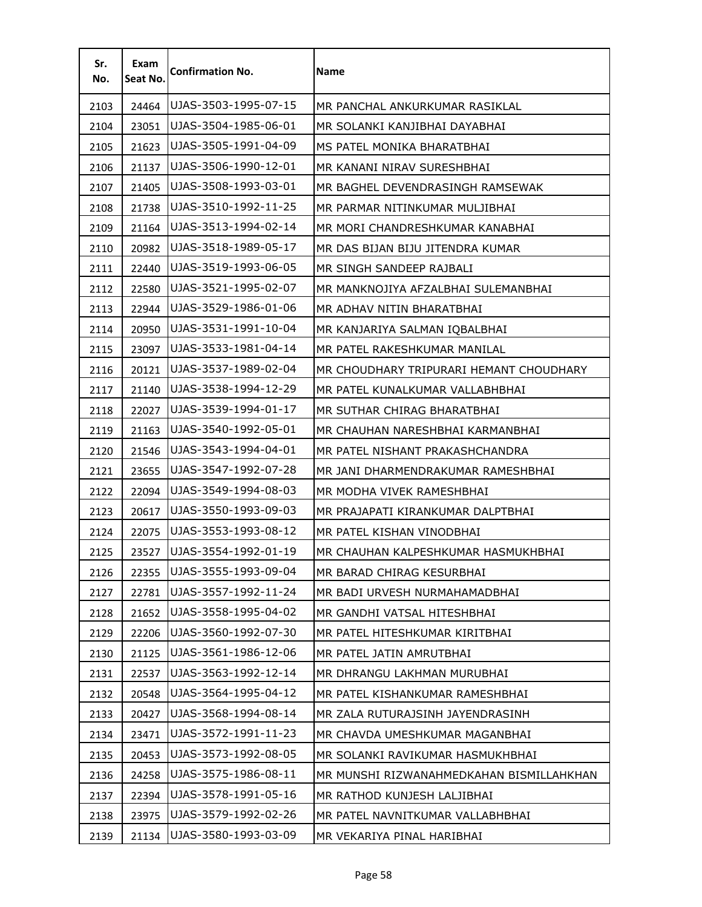| Sr. No. | Exam Seat No. | Confirmation No. | Name |
|---|---|---|---|
| 2103 | 24464 | UJAS-3503-1995-07-15 | MR PANCHAL ANKURKUMAR RASIKLAL |
| 2104 | 23051 | UJAS-3504-1985-06-01 | MR SOLANKI KANJIBHAI DAYABHAI |
| 2105 | 21623 | UJAS-3505-1991-04-09 | MS PATEL MONIKA BHARATBHAI |
| 2106 | 21137 | UJAS-3506-1990-12-01 | MR KANANI NIRAV SURESHBHAI |
| 2107 | 21405 | UJAS-3508-1993-03-01 | MR BAGHEL DEVENDRASINGH RAMSEWAK |
| 2108 | 21738 | UJAS-3510-1992-11-25 | MR PARMAR NITINKUMAR MULJIBHAI |
| 2109 | 21164 | UJAS-3513-1994-02-14 | MR MORI CHANDRESHKUMAR KANABHAI |
| 2110 | 20982 | UJAS-3518-1989-05-17 | MR DAS BIJAN BIJU JITENDRA KUMAR |
| 2111 | 22440 | UJAS-3519-1993-06-05 | MR SINGH SANDEEP RAJBALI |
| 2112 | 22580 | UJAS-3521-1995-02-07 | MR MANKNOJIYA AFZALBHAI SULEMANBHAI |
| 2113 | 22944 | UJAS-3529-1986-01-06 | MR ADHAV NITIN BHARATBHAI |
| 2114 | 20950 | UJAS-3531-1991-10-04 | MR KANJARIYA SALMAN IQBALBHAI |
| 2115 | 23097 | UJAS-3533-1981-04-14 | MR PATEL RAKESHKUMAR MANILAL |
| 2116 | 20121 | UJAS-3537-1989-02-04 | MR CHOUDHARY TRIPURARI HEMANT CHOUDHARY |
| 2117 | 21140 | UJAS-3538-1994-12-29 | MR PATEL KUNALKUMAR VALLABHBHAI |
| 2118 | 22027 | UJAS-3539-1994-01-17 | MR SUTHAR CHIRAG BHARATBHAI |
| 2119 | 21163 | UJAS-3540-1992-05-01 | MR CHAUHAN NARESHBHAI KARMANBHAI |
| 2120 | 21546 | UJAS-3543-1994-04-01 | MR PATEL NISHANT PRAKASHCHANDRA |
| 2121 | 23655 | UJAS-3547-1992-07-28 | MR JANI DHARMENDRAKUMAR RAMESHBHAI |
| 2122 | 22094 | UJAS-3549-1994-08-03 | MR MODHA VIVEK RAMESHBHAI |
| 2123 | 20617 | UJAS-3550-1993-09-03 | MR PRAJAPATI KIRANKUMAR DALPTBHAI |
| 2124 | 22075 | UJAS-3553-1993-08-12 | MR PATEL KISHAN VINODBHAI |
| 2125 | 23527 | UJAS-3554-1992-01-19 | MR CHAUHAN KALPESHKUMAR HASMUKHBHAI |
| 2126 | 22355 | UJAS-3555-1993-09-04 | MR BARAD CHIRAG KESURBHAI |
| 2127 | 22781 | UJAS-3557-1992-11-24 | MR BADI URVESH NURMAHAMADBHAI |
| 2128 | 21652 | UJAS-3558-1995-04-02 | MR GANDHI VATSAL HITESHBHAI |
| 2129 | 22206 | UJAS-3560-1992-07-30 | MR PATEL HITESHKUMAR KIRITBHAI |
| 2130 | 21125 | UJAS-3561-1986-12-06 | MR PATEL JATIN AMRUTBHAI |
| 2131 | 22537 | UJAS-3563-1992-12-14 | MR DHRANGU LAKHMAN MURUBHAI |
| 2132 | 20548 | UJAS-3564-1995-04-12 | MR PATEL KISHANKUMAR RAMESHBHAI |
| 2133 | 20427 | UJAS-3568-1994-08-14 | MR ZALA RUTURAJSINH JAYENDRASINH |
| 2134 | 23471 | UJAS-3572-1991-11-23 | MR CHAVDA UMESHKUMAR MAGANBHAI |
| 2135 | 20453 | UJAS-3573-1992-08-05 | MR SOLANKI RAVIKUMAR HASMUKHBHAI |
| 2136 | 24258 | UJAS-3575-1986-08-11 | MR MUNSHI RIZWANAHMEDKAHAN BISMILLAHKHAN |
| 2137 | 22394 | UJAS-3578-1991-05-16 | MR RATHOD KUNJESH LALJIBHAI |
| 2138 | 23975 | UJAS-3579-1992-02-26 | MR PATEL NAVNITKUMAR VALLABHBHAI |
| 2139 | 21134 | UJAS-3580-1993-03-09 | MR VEKARIYA PINAL HARIBHAI |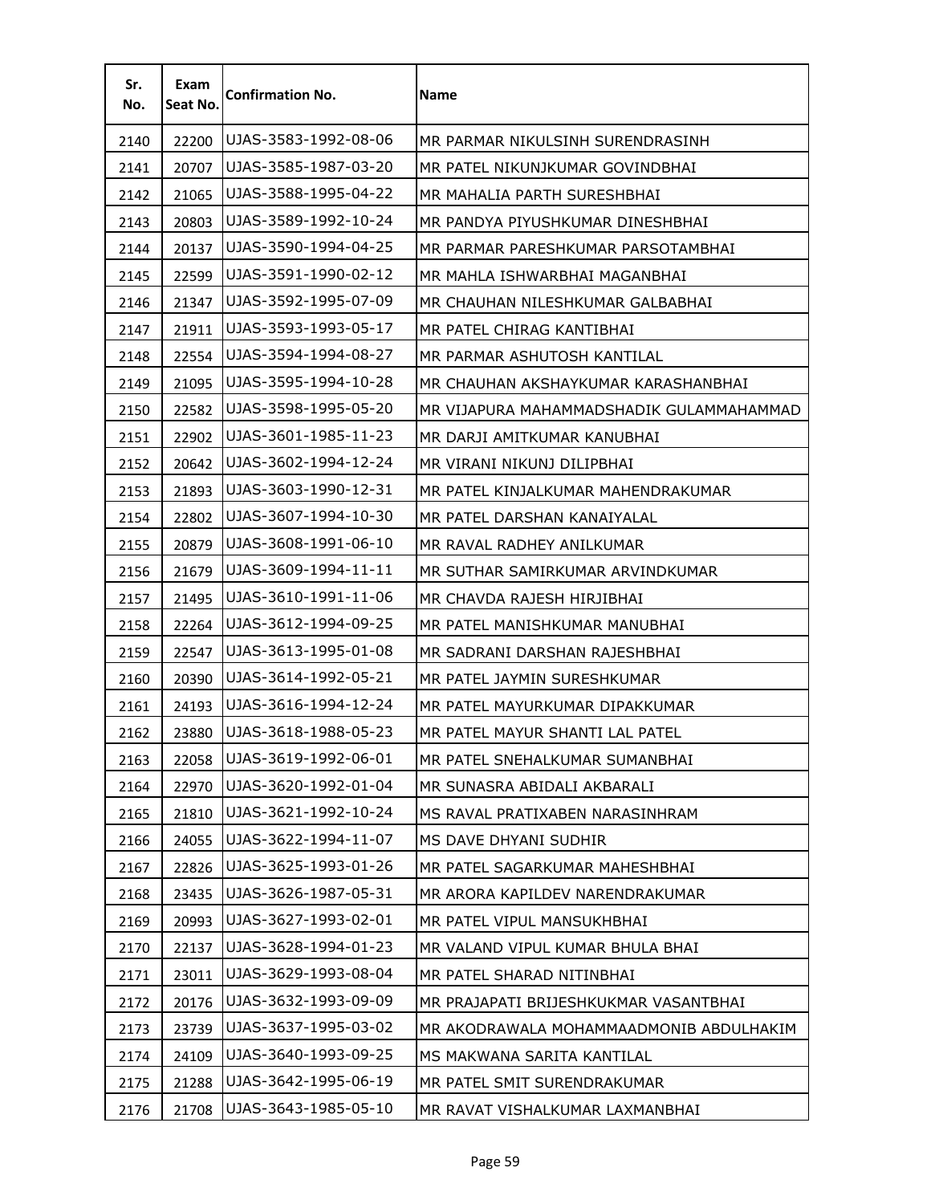| Sr. No. | Exam Seat No. | Confirmation No. | Name |
|---|---|---|---|
| 2140 | 22200 | UJAS-3583-1992-08-06 | MR PARMAR NIKULSINH SURENDRASINH |
| 2141 | 20707 | UJAS-3585-1987-03-20 | MR PATEL NIKUNJKUMAR GOVINDBHAI |
| 2142 | 21065 | UJAS-3588-1995-04-22 | MR MAHALIA PARTH SURESHBHAI |
| 2143 | 20803 | UJAS-3589-1992-10-24 | MR PANDYA PIYUSHKUMAR DINESHBHAI |
| 2144 | 20137 | UJAS-3590-1994-04-25 | MR PARMAR PARESHKUMAR PARSOTAMBHAI |
| 2145 | 22599 | UJAS-3591-1990-02-12 | MR MAHLA ISHWARBHAI MAGANBHAI |
| 2146 | 21347 | UJAS-3592-1995-07-09 | MR CHAUHAN NILESHKUMAR GALBABHAI |
| 2147 | 21911 | UJAS-3593-1993-05-17 | MR PATEL CHIRAG KANTIBHAI |
| 2148 | 22554 | UJAS-3594-1994-08-27 | MR PARMAR ASHUTOSH KANTILAL |
| 2149 | 21095 | UJAS-3595-1994-10-28 | MR CHAUHAN AKSHAYKUMAR KARASHANBHAI |
| 2150 | 22582 | UJAS-3598-1995-05-20 | MR VIJAPURA MAHAMMADSHADIK GULAMMAHAMMAD |
| 2151 | 22902 | UJAS-3601-1985-11-23 | MR DARJI AMITKUMAR KANUBHAI |
| 2152 | 20642 | UJAS-3602-1994-12-24 | MR VIRANI NIKUNJ DILIPBHAI |
| 2153 | 21893 | UJAS-3603-1990-12-31 | MR PATEL KINJALKUMAR MAHENDRAKUMAR |
| 2154 | 22802 | UJAS-3607-1994-10-30 | MR PATEL DARSHAN KANAIYALAL |
| 2155 | 20879 | UJAS-3608-1991-06-10 | MR RAVAL RADHEY ANILKUMAR |
| 2156 | 21679 | UJAS-3609-1994-11-11 | MR SUTHAR SAMIRKUMAR ARVINDKUMAR |
| 2157 | 21495 | UJAS-3610-1991-11-06 | MR CHAVDA RAJESH HIRJIBHAI |
| 2158 | 22264 | UJAS-3612-1994-09-25 | MR PATEL MANISHKUMAR MANUBHAI |
| 2159 | 22547 | UJAS-3613-1995-01-08 | MR SADRANI DARSHAN RAJESHBHAI |
| 2160 | 20390 | UJAS-3614-1992-05-21 | MR PATEL JAYMIN SURESHKUMAR |
| 2161 | 24193 | UJAS-3616-1994-12-24 | MR PATEL MAYURKUMAR DIPAKKUMAR |
| 2162 | 23880 | UJAS-3618-1988-05-23 | MR PATEL MAYUR SHANTI LAL PATEL |
| 2163 | 22058 | UJAS-3619-1992-06-01 | MR PATEL SNEHALKUMAR SUMANBHAI |
| 2164 | 22970 | UJAS-3620-1992-01-04 | MR SUNASRA ABIDALI AKBARALI |
| 2165 | 21810 | UJAS-3621-1992-10-24 | MS RAVAL PRATIXABEN NARASINHRAM |
| 2166 | 24055 | UJAS-3622-1994-11-07 | MS DAVE DHYANI SUDHIR |
| 2167 | 22826 | UJAS-3625-1993-01-26 | MR PATEL SAGARKUMAR MAHESHBHAI |
| 2168 | 23435 | UJAS-3626-1987-05-31 | MR ARORA KAPILDEV NARENDRAKUMAR |
| 2169 | 20993 | UJAS-3627-1993-02-01 | MR PATEL VIPUL MANSUKHBHAI |
| 2170 | 22137 | UJAS-3628-1994-01-23 | MR VALAND VIPUL KUMAR BHULA BHAI |
| 2171 | 23011 | UJAS-3629-1993-08-04 | MR PATEL SHARAD NITINBHAI |
| 2172 | 20176 | UJAS-3632-1993-09-09 | MR PRAJAPATI BRIJESHKUKMAR VASANTBHAI |
| 2173 | 23739 | UJAS-3637-1995-03-02 | MR AKODRAWALA MOHAMMAADMONIB ABDULHAKIM |
| 2174 | 24109 | UJAS-3640-1993-09-25 | MS MAKWANA SARITA KANTILAL |
| 2175 | 21288 | UJAS-3642-1995-06-19 | MR PATEL SMIT SURENDRAKUMAR |
| 2176 | 21708 | UJAS-3643-1985-05-10 | MR RAVAT VISHALKUMAR LAXMANBHAI |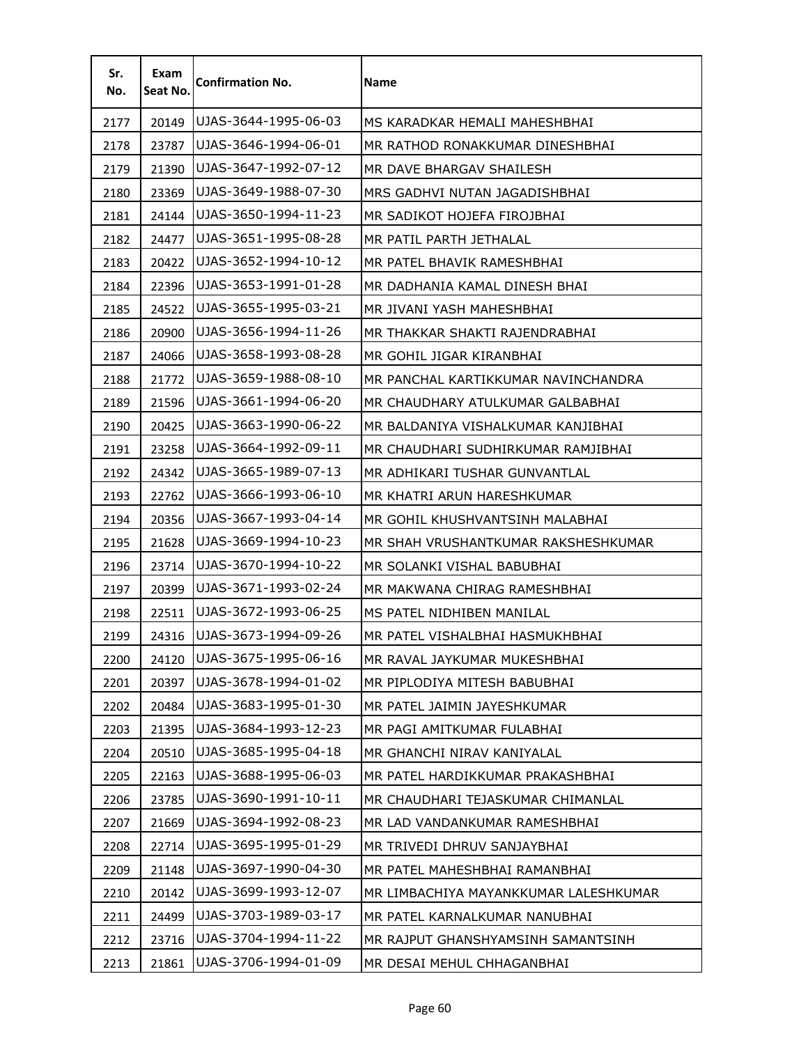| Sr. No. | Exam Seat No. | Confirmation No. | Name |
|---|---|---|---|
| 2177 | 20149 | UJAS-3644-1995-06-03 | MS KARADKAR HEMALI MAHESHBHAI |
| 2178 | 23787 | UJAS-3646-1994-06-01 | MR RATHOD RONAKKUMAR DINESHBHAI |
| 2179 | 21390 | UJAS-3647-1992-07-12 | MR DAVE BHARGAV SHAILESH |
| 2180 | 23369 | UJAS-3649-1988-07-30 | MRS GADHVI NUTAN JAGADISHBHAI |
| 2181 | 24144 | UJAS-3650-1994-11-23 | MR SADIKOT HOJEFA FIROJBHAI |
| 2182 | 24477 | UJAS-3651-1995-08-28 | MR PATIL PARTH JETHALAL |
| 2183 | 20422 | UJAS-3652-1994-10-12 | MR PATEL BHAVIK RAMESHBHAI |
| 2184 | 22396 | UJAS-3653-1991-01-28 | MR DADHANIA KAMAL DINESH BHAI |
| 2185 | 24522 | UJAS-3655-1995-03-21 | MR JIVANI YASH MAHESHBHAI |
| 2186 | 20900 | UJAS-3656-1994-11-26 | MR THAKKAR SHAKTI RAJENDRABHAI |
| 2187 | 24066 | UJAS-3658-1993-08-28 | MR GOHIL JIGAR KIRANBHAI |
| 2188 | 21772 | UJAS-3659-1988-08-10 | MR PANCHAL KARTIKKUMAR NAVINCHANDRA |
| 2189 | 21596 | UJAS-3661-1994-06-20 | MR CHAUDHARY ATULKUMAR GALBABHAI |
| 2190 | 20425 | UJAS-3663-1990-06-22 | MR BALDANIYA VISHALKUMAR KANJIBHAI |
| 2191 | 23258 | UJAS-3664-1992-09-11 | MR CHAUDHARI SUDHIRKUMAR RAMJIBHAI |
| 2192 | 24342 | UJAS-3665-1989-07-13 | MR ADHIKARI TUSHAR GUNVANTLAL |
| 2193 | 22762 | UJAS-3666-1993-06-10 | MR KHATRI ARUN HARESHKUMAR |
| 2194 | 20356 | UJAS-3667-1993-04-14 | MR GOHIL KHUSHVANTSINH MALABHAI |
| 2195 | 21628 | UJAS-3669-1994-10-23 | MR SHAH VRUSHANTKUMAR RAKSHESHKUMAR |
| 2196 | 23714 | UJAS-3670-1994-10-22 | MR SOLANKI VISHAL BABUBHAI |
| 2197 | 20399 | UJAS-3671-1993-02-24 | MR MAKWANA CHIRAG RAMESHBHAI |
| 2198 | 22511 | UJAS-3672-1993-06-25 | MS PATEL NIDHIBEN MANILAL |
| 2199 | 24316 | UJAS-3673-1994-09-26 | MR PATEL VISHALBHAI HASMUKHBHAI |
| 2200 | 24120 | UJAS-3675-1995-06-16 | MR RAVAL JAYKUMAR MUKESHBHAI |
| 2201 | 20397 | UJAS-3678-1994-01-02 | MR PIPLODIYA MITESH BABUBHAI |
| 2202 | 20484 | UJAS-3683-1995-01-30 | MR PATEL JAIMIN JAYESHKUMAR |
| 2203 | 21395 | UJAS-3684-1993-12-23 | MR PAGI AMITKUMAR FULABHAI |
| 2204 | 20510 | UJAS-3685-1995-04-18 | MR GHANCHI NIRAV KANIYALAL |
| 2205 | 22163 | UJAS-3688-1995-06-03 | MR PATEL HARDIKKUMAR PRAKASHBHAI |
| 2206 | 23785 | UJAS-3690-1991-10-11 | MR CHAUDHARI TEJASKUMAR CHIMANLAL |
| 2207 | 21669 | UJAS-3694-1992-08-23 | MR LAD VANDANKUMAR RAMESHBHAI |
| 2208 | 22714 | UJAS-3695-1995-01-29 | MR TRIVEDI DHRUV SANJAYBHAI |
| 2209 | 21148 | UJAS-3697-1990-04-30 | MR PATEL MAHESHBHAI RAMANBHAI |
| 2210 | 20142 | UJAS-3699-1993-12-07 | MR LIMBACHIYA MAYANKKUMAR LALESHKUMAR |
| 2211 | 24499 | UJAS-3703-1989-03-17 | MR PATEL KARNALKUMAR NANUBHAI |
| 2212 | 23716 | UJAS-3704-1994-11-22 | MR RAJPUT GHANSHYAMSINH SAMANTSINH |
| 2213 | 21861 | UJAS-3706-1994-01-09 | MR DESAI MEHUL CHHAGANBHAI |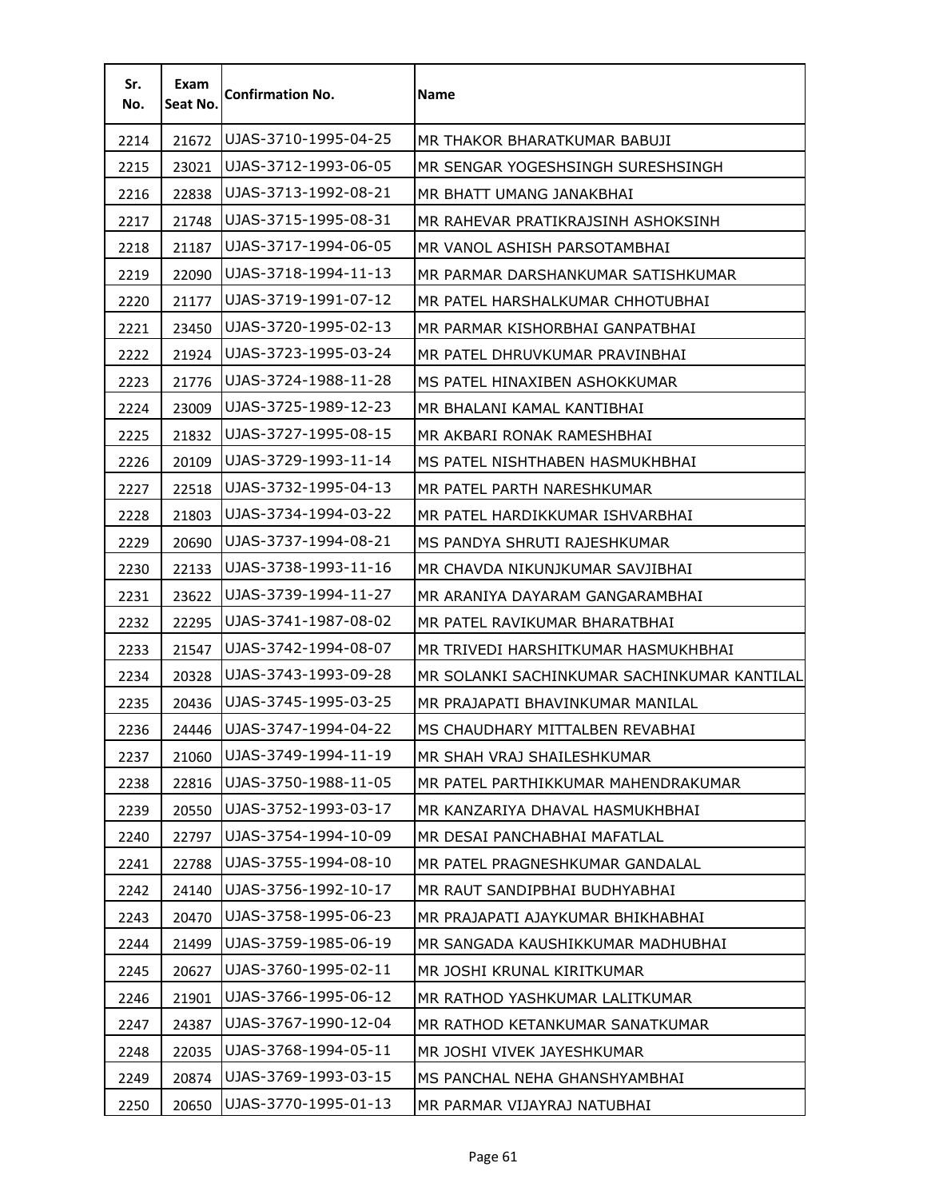| Sr. No. | Exam Seat No. | Confirmation No. | Name |
|---|---|---|---|
| 2214 | 21672 | UJAS-3710-1995-04-25 | MR THAKOR BHARATKUMAR BABUJI |
| 2215 | 23021 | UJAS-3712-1993-06-05 | MR SENGAR YOGESHSINGH SURESHSINGH |
| 2216 | 22838 | UJAS-3713-1992-08-21 | MR BHATT UMANG JANAKBHAI |
| 2217 | 21748 | UJAS-3715-1995-08-31 | MR RAHEVAR PRATIKRAJSINH ASHOKSINH |
| 2218 | 21187 | UJAS-3717-1994-06-05 | MR VANOL ASHISH PARSOTAMBHAI |
| 2219 | 22090 | UJAS-3718-1994-11-13 | MR PARMAR DARSHANKUMAR SATISHKUMAR |
| 2220 | 21177 | UJAS-3719-1991-07-12 | MR PATEL HARSHALKUMAR CHHOTUBHAI |
| 2221 | 23450 | UJAS-3720-1995-02-13 | MR PARMAR KISHORBHAI GANPATBHAI |
| 2222 | 21924 | UJAS-3723-1995-03-24 | MR PATEL DHRUVKUMAR PRAVINBHAI |
| 2223 | 21776 | UJAS-3724-1988-11-28 | MS PATEL HINAXIBEN ASHOKKUMAR |
| 2224 | 23009 | UJAS-3725-1989-12-23 | MR BHALANI KAMAL KANTIBHAI |
| 2225 | 21832 | UJAS-3727-1995-08-15 | MR AKBARI RONAK RAMESHBHAI |
| 2226 | 20109 | UJAS-3729-1993-11-14 | MS PATEL NISHTHABEN HASMUKHBHAI |
| 2227 | 22518 | UJAS-3732-1995-04-13 | MR PATEL PARTH NARESHKUMAR |
| 2228 | 21803 | UJAS-3734-1994-03-22 | MR PATEL HARDIKKUMAR ISHVARBHAI |
| 2229 | 20690 | UJAS-3737-1994-08-21 | MS PANDYA SHRUTI RAJESHKUMAR |
| 2230 | 22133 | UJAS-3738-1993-11-16 | MR CHAVDA NIKUNJKUMAR SAVJIBHAI |
| 2231 | 23622 | UJAS-3739-1994-11-27 | MR ARANIYA DAYARAM GANGARAMBHAI |
| 2232 | 22295 | UJAS-3741-1987-08-02 | MR PATEL RAVIKUMAR BHARATBHAI |
| 2233 | 21547 | UJAS-3742-1994-08-07 | MR TRIVEDI HARSHITKUMAR HASMUKHBHAI |
| 2234 | 20328 | UJAS-3743-1993-09-28 | MR SOLANKI SACHINKUMAR SACHINKUMAR KANTILAL |
| 2235 | 20436 | UJAS-3745-1995-03-25 | MR PRAJAPATI BHAVINKUMAR MANILAL |
| 2236 | 24446 | UJAS-3747-1994-04-22 | MS CHAUDHARY MITTALBEN REVABHAI |
| 2237 | 21060 | UJAS-3749-1994-11-19 | MR SHAH VRAJ SHAILESHKUMAR |
| 2238 | 22816 | UJAS-3750-1988-11-05 | MR PATEL PARTHIKKUMAR MAHENDRAKUMAR |
| 2239 | 20550 | UJAS-3752-1993-03-17 | MR KANZARIYA DHAVAL HASMUKHBHAI |
| 2240 | 22797 | UJAS-3754-1994-10-09 | MR DESAI PANCHABHAI MAFATLAL |
| 2241 | 22788 | UJAS-3755-1994-08-10 | MR PATEL PRAGNESHKUMAR GANDALAL |
| 2242 | 24140 | UJAS-3756-1992-10-17 | MR RAUT SANDIPBHAI BUDHYABHAI |
| 2243 | 20470 | UJAS-3758-1995-06-23 | MR PRAJAPATI AJAYKUMAR BHIKHABHAI |
| 2244 | 21499 | UJAS-3759-1985-06-19 | MR SANGADA KAUSHIKKUMAR MADHUBHAI |
| 2245 | 20627 | UJAS-3760-1995-02-11 | MR JOSHI KRUNAL KIRITKUMAR |
| 2246 | 21901 | UJAS-3766-1995-06-12 | MR RATHOD YASHKUMAR LALITKUMAR |
| 2247 | 24387 | UJAS-3767-1990-12-04 | MR RATHOD KETANKUMAR SANATKUMAR |
| 2248 | 22035 | UJAS-3768-1994-05-11 | MR JOSHI VIVEK JAYESHKUMAR |
| 2249 | 20874 | UJAS-3769-1993-03-15 | MS PANCHAL NEHA GHANSHYAMBHAI |
| 2250 | 20650 | UJAS-3770-1995-01-13 | MR PARMAR VIJAYRAJ NATUBHAI |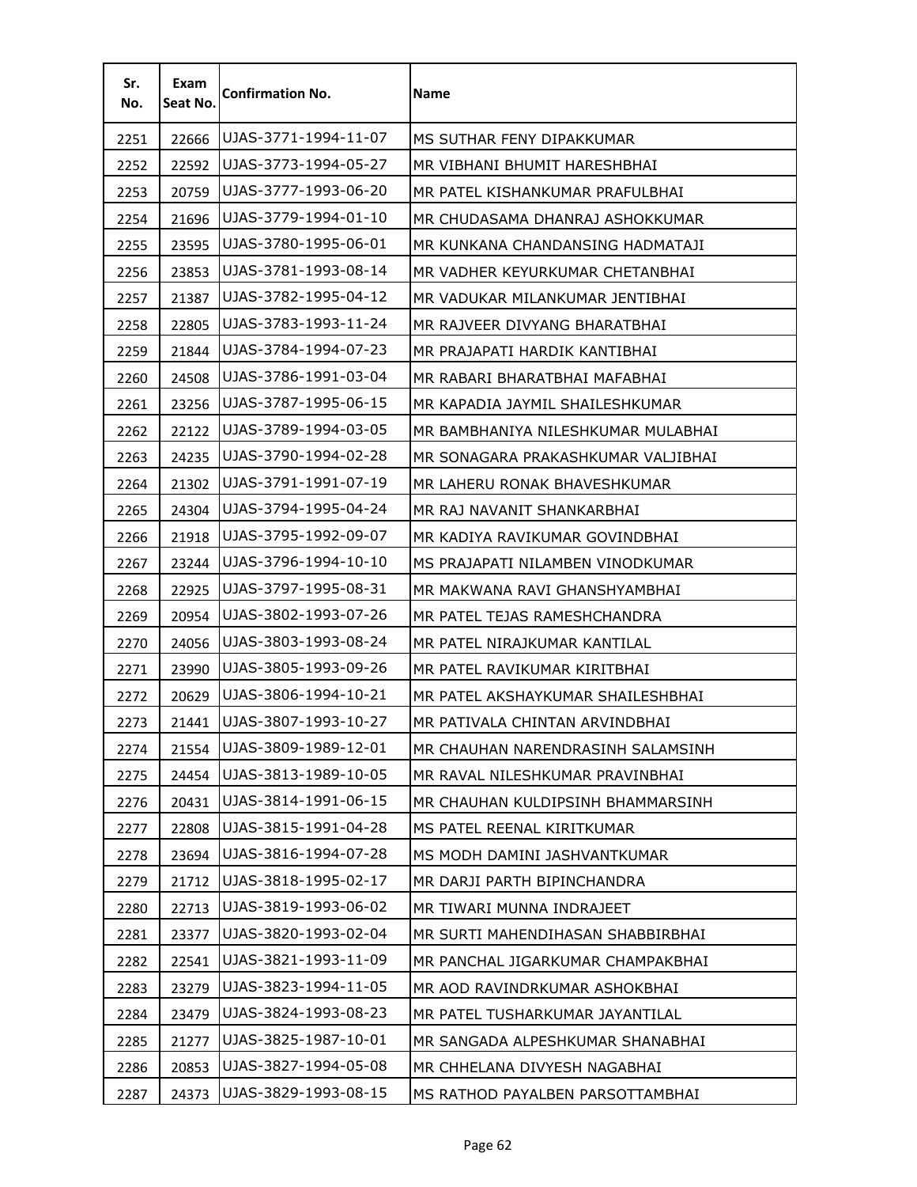| Sr. No. | Exam Seat No. | Confirmation No. | Name |
|---|---|---|---|
| 2251 | 22666 | UJAS-3771-1994-11-07 | MS SUTHAR FENY DIPAKKUMAR |
| 2252 | 22592 | UJAS-3773-1994-05-27 | MR VIBHANI BHUMIT HARESHBHAI |
| 2253 | 20759 | UJAS-3777-1993-06-20 | MR PATEL KISHANKUMAR PRAFULBHAI |
| 2254 | 21696 | UJAS-3779-1994-01-10 | MR CHUDASAMA DHANRAJ ASHOKKUMAR |
| 2255 | 23595 | UJAS-3780-1995-06-01 | MR KUNKANA CHANDANSING HADMATAJI |
| 2256 | 23853 | UJAS-3781-1993-08-14 | MR VADHER KEYURKUMAR CHETANBHAI |
| 2257 | 21387 | UJAS-3782-1995-04-12 | MR VADUKAR MILANKUMAR JENTIBHAI |
| 2258 | 22805 | UJAS-3783-1993-11-24 | MR RAJVEER DIVYANG BHARATBHAI |
| 2259 | 21844 | UJAS-3784-1994-07-23 | MR PRAJAPATI HARDIK KANTIBHAI |
| 2260 | 24508 | UJAS-3786-1991-03-04 | MR RABARI BHARATBHAI MAFABHAI |
| 2261 | 23256 | UJAS-3787-1995-06-15 | MR KAPADIA JAYMIL SHAILESHKUMAR |
| 2262 | 22122 | UJAS-3789-1994-03-05 | MR BAMBHANIYA NILESHKUMAR MULABHAI |
| 2263 | 24235 | UJAS-3790-1994-02-28 | MR SONAGARA PRAKASHKUMAR VALJIBHAI |
| 2264 | 21302 | UJAS-3791-1991-07-19 | MR LAHERU RONAK BHAVESHKUMAR |
| 2265 | 24304 | UJAS-3794-1995-04-24 | MR RAJ NAVANIT SHANKARBHAI |
| 2266 | 21918 | UJAS-3795-1992-09-07 | MR KADIYA RAVIKUMAR GOVINDBHAI |
| 2267 | 23244 | UJAS-3796-1994-10-10 | MS PRAJAPATI NILAMBEN VINODKUMAR |
| 2268 | 22925 | UJAS-3797-1995-08-31 | MR MAKWANA RAVI GHANSHYAMBHAI |
| 2269 | 20954 | UJAS-3802-1993-07-26 | MR PATEL TEJAS RAMESHCHANDRA |
| 2270 | 24056 | UJAS-3803-1993-08-24 | MR PATEL NIRAJKUMAR KANTILAL |
| 2271 | 23990 | UJAS-3805-1993-09-26 | MR PATEL RAVIKUMAR KIRITBHAI |
| 2272 | 20629 | UJAS-3806-1994-10-21 | MR PATEL AKSHAYKUMAR SHAILESHBHAI |
| 2273 | 21441 | UJAS-3807-1993-10-27 | MR PATIVALA CHINTAN ARVINDBHAI |
| 2274 | 21554 | UJAS-3809-1989-12-01 | MR CHAUHAN NARENDRASINH SALAMSINH |
| 2275 | 24454 | UJAS-3813-1989-10-05 | MR RAVAL NILESHKUMAR PRAVINBHAI |
| 2276 | 20431 | UJAS-3814-1991-06-15 | MR CHAUHAN KULDIPSINH BHAMMARSINH |
| 2277 | 22808 | UJAS-3815-1991-04-28 | MS PATEL REENAL KIRITKUMAR |
| 2278 | 23694 | UJAS-3816-1994-07-28 | MS MODH DAMINI JASHVANTKUMAR |
| 2279 | 21712 | UJAS-3818-1995-02-17 | MR DARJI PARTH BIPINCHANDRA |
| 2280 | 22713 | UJAS-3819-1993-06-02 | MR TIWARI MUNNA INDRAJEET |
| 2281 | 23377 | UJAS-3820-1993-02-04 | MR SURTI MAHENDIHASAN SHABBIRBHAI |
| 2282 | 22541 | UJAS-3821-1993-11-09 | MR PANCHAL JIGARKUMAR CHAMPAKBHAI |
| 2283 | 23279 | UJAS-3823-1994-11-05 | MR AOD RAVINDRKUMAR ASHOKBHAI |
| 2284 | 23479 | UJAS-3824-1993-08-23 | MR PATEL TUSHARKUMAR JAYANTILAL |
| 2285 | 21277 | UJAS-3825-1987-10-01 | MR SANGADA ALPESHKUMAR SHANABHAI |
| 2286 | 20853 | UJAS-3827-1994-05-08 | MR CHHELANA DIVYESH NAGABHAI |
| 2287 | 24373 | UJAS-3829-1993-08-15 | MS RATHOD PAYALBEN PARSOTTAMBHAI |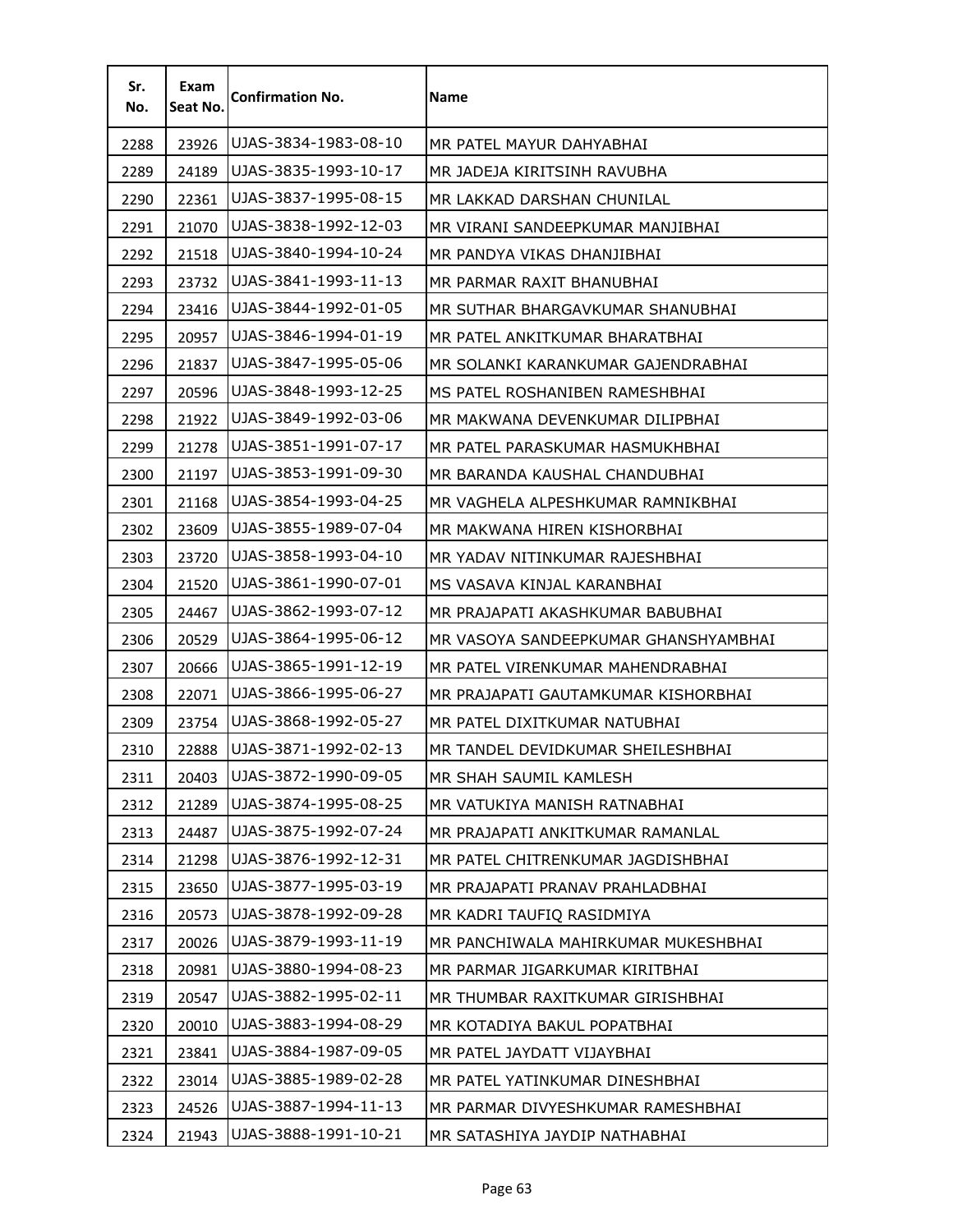| Sr. No. | Exam Seat No. | Confirmation No. | Name |
|---|---|---|---|
| 2288 | 23926 | UJAS-3834-1983-08-10 | MR PATEL MAYUR DAHYABHAI |
| 2289 | 24189 | UJAS-3835-1993-10-17 | MR JADEJA KIRITSINH RAVUBHA |
| 2290 | 22361 | UJAS-3837-1995-08-15 | MR LAKKAD DARSHAN CHUNILAL |
| 2291 | 21070 | UJAS-3838-1992-12-03 | MR VIRANI SANDEEPKUMAR MANJIBHAI |
| 2292 | 21518 | UJAS-3840-1994-10-24 | MR PANDYA VIKAS DHANJIBHAI |
| 2293 | 23732 | UJAS-3841-1993-11-13 | MR PARMAR RAXIT BHANUBHAI |
| 2294 | 23416 | UJAS-3844-1992-01-05 | MR SUTHAR BHARGAVKUMAR SHANUBHAI |
| 2295 | 20957 | UJAS-3846-1994-01-19 | MR PATEL ANKITKUMAR BHARATBHAI |
| 2296 | 21837 | UJAS-3847-1995-05-06 | MR SOLANKI KARANKUMAR GAJENDRABHAI |
| 2297 | 20596 | UJAS-3848-1993-12-25 | MS PATEL ROSHANIBEN RAMESHBHAI |
| 2298 | 21922 | UJAS-3849-1992-03-06 | MR MAKWANA DEVENKUMAR DILIPBHAI |
| 2299 | 21278 | UJAS-3851-1991-07-17 | MR PATEL PARASKUMAR HASMUKHBHAI |
| 2300 | 21197 | UJAS-3853-1991-09-30 | MR BARANDA KAUSHAL CHANDUBHAI |
| 2301 | 21168 | UJAS-3854-1993-04-25 | MR VAGHELA ALPESHKUMAR RAMNIKBHAI |
| 2302 | 23609 | UJAS-3855-1989-07-04 | MR MAKWANA HIREN KISHORBHAI |
| 2303 | 23720 | UJAS-3858-1993-04-10 | MR YADAV NITINKUMAR RAJESHBHAI |
| 2304 | 21520 | UJAS-3861-1990-07-01 | MS VASAVA KINJAL KARANBHAI |
| 2305 | 24467 | UJAS-3862-1993-07-12 | MR PRAJAPATI AKASHKUMAR BABUBHAI |
| 2306 | 20529 | UJAS-3864-1995-06-12 | MR VASOYA SANDEEPKUMAR GHANSHYAMBHAI |
| 2307 | 20666 | UJAS-3865-1991-12-19 | MR PATEL VIRENKUMAR MAHENDRABHAI |
| 2308 | 22071 | UJAS-3866-1995-06-27 | MR PRAJAPATI GAUTAMKUMAR KISHORBHAI |
| 2309 | 23754 | UJAS-3868-1992-05-27 | MR PATEL DIXITKUMAR NATUBHAI |
| 2310 | 22888 | UJAS-3871-1992-02-13 | MR TANDEL DEVIDKUMAR SHEILESHBHAI |
| 2311 | 20403 | UJAS-3872-1990-09-05 | MR SHAH SAUMIL KAMLESH |
| 2312 | 21289 | UJAS-3874-1995-08-25 | MR VATUKIYA MANISH RATNABHAI |
| 2313 | 24487 | UJAS-3875-1992-07-24 | MR PRAJAPATI ANKITKUMAR RAMANLAL |
| 2314 | 21298 | UJAS-3876-1992-12-31 | MR PATEL CHITRENKUMAR JAGDISHBHAI |
| 2315 | 23650 | UJAS-3877-1995-03-19 | MR PRAJAPATI PRANAV PRAHLADBHAI |
| 2316 | 20573 | UJAS-3878-1992-09-28 | MR KADRI TAUFIQ RASIDMIYA |
| 2317 | 20026 | UJAS-3879-1993-11-19 | MR PANCHIWALA MAHIRKUMAR MUKESHBHAI |
| 2318 | 20981 | UJAS-3880-1994-08-23 | MR PARMAR JIGARKUMAR KIRITBHAI |
| 2319 | 20547 | UJAS-3882-1995-02-11 | MR THUMBAR RAXITKUMAR GIRISHBHAI |
| 2320 | 20010 | UJAS-3883-1994-08-29 | MR KOTADIYA BAKUL POPATBHAI |
| 2321 | 23841 | UJAS-3884-1987-09-05 | MR PATEL JAYDATT VIJAYBHAI |
| 2322 | 23014 | UJAS-3885-1989-02-28 | MR PATEL YATINKUMAR DINESHBHAI |
| 2323 | 24526 | UJAS-3887-1994-11-13 | MR PARMAR DIVYESHKUMAR RAMESHBHAI |
| 2324 | 21943 | UJAS-3888-1991-10-21 | MR SATASHIYA JAYDIP NATHABHAI |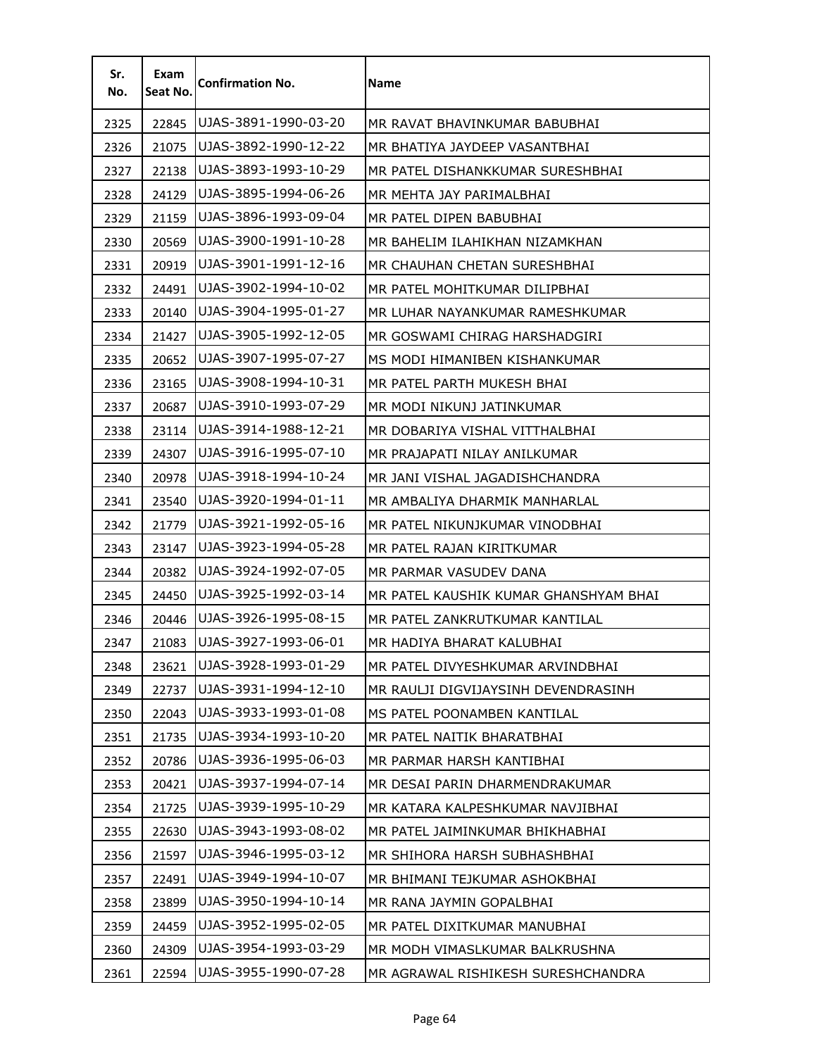| Sr. No. | Exam Seat No. | Confirmation No. | Name |
|---|---|---|---|
| 2325 | 22845 | UJAS-3891-1990-03-20 | MR RAVAT BHAVINKUMAR BABUBHAI |
| 2326 | 21075 | UJAS-3892-1990-12-22 | MR BHATIYA JAYDEEP VASANTBHAI |
| 2327 | 22138 | UJAS-3893-1993-10-29 | MR PATEL DISHANKKUMAR SURESHBHAI |
| 2328 | 24129 | UJAS-3895-1994-06-26 | MR MEHTA JAY PARIMALBHAI |
| 2329 | 21159 | UJAS-3896-1993-09-04 | MR PATEL DIPEN BABUBHAI |
| 2330 | 20569 | UJAS-3900-1991-10-28 | MR BAHELIM ILAHIKHAN NIZAMKHAN |
| 2331 | 20919 | UJAS-3901-1991-12-16 | MR CHAUHAN CHETAN SURESHBHAI |
| 2332 | 24491 | UJAS-3902-1994-10-02 | MR PATEL MOHITKUMAR DILIPBHAI |
| 2333 | 20140 | UJAS-3904-1995-01-27 | MR LUHAR NAYANKUMAR RAMESHKUMAR |
| 2334 | 21427 | UJAS-3905-1992-12-05 | MR GOSWAMI CHIRAG HARSHADGIRI |
| 2335 | 20652 | UJAS-3907-1995-07-27 | MS MODI HIMANIBEN KISHANKUMAR |
| 2336 | 23165 | UJAS-3908-1994-10-31 | MR PATEL PARTH MUKESH BHAI |
| 2337 | 20687 | UJAS-3910-1993-07-29 | MR MODI NIKUNJ JATINKUMAR |
| 2338 | 23114 | UJAS-3914-1988-12-21 | MR DOBARIYA VISHAL VITTHALBHAI |
| 2339 | 24307 | UJAS-3916-1995-07-10 | MR PRAJAPATI NILAY ANILKUMAR |
| 2340 | 20978 | UJAS-3918-1994-10-24 | MR JANI VISHAL JAGADISHCHANDRA |
| 2341 | 23540 | UJAS-3920-1994-01-11 | MR AMBALIYA DHARMIK MANHARLAL |
| 2342 | 21779 | UJAS-3921-1992-05-16 | MR PATEL NIKUNJKUMAR VINODBHAI |
| 2343 | 23147 | UJAS-3923-1994-05-28 | MR PATEL RAJAN KIRITKUMAR |
| 2344 | 20382 | UJAS-3924-1992-07-05 | MR PARMAR VASUDEV DANA |
| 2345 | 24450 | UJAS-3925-1992-03-14 | MR PATEL KAUSHIK KUMAR GHANSHYAM BHAI |
| 2346 | 20446 | UJAS-3926-1995-08-15 | MR PATEL ZANKRUTKUMAR KANTILAL |
| 2347 | 21083 | UJAS-3927-1993-06-01 | MR HADIYA BHARAT KALUBHAI |
| 2348 | 23621 | UJAS-3928-1993-01-29 | MR PATEL DIVYESHKUMAR ARVINDBHAI |
| 2349 | 22737 | UJAS-3931-1994-12-10 | MR RAULJI DIGVIJAYSINH DEVENDRASINH |
| 2350 | 22043 | UJAS-3933-1993-01-08 | MS PATEL POONAMBEN KANTILAL |
| 2351 | 21735 | UJAS-3934-1993-10-20 | MR PATEL NAITIK BHARATBHAI |
| 2352 | 20786 | UJAS-3936-1995-06-03 | MR PARMAR HARSH KANTIBHAI |
| 2353 | 20421 | UJAS-3937-1994-07-14 | MR DESAI PARIN DHARMENDRAKUMAR |
| 2354 | 21725 | UJAS-3939-1995-10-29 | MR KATARA KALPESHKUMAR NAVJIBHAI |
| 2355 | 22630 | UJAS-3943-1993-08-02 | MR PATEL JAIMINKUMAR BHIKHABHAI |
| 2356 | 21597 | UJAS-3946-1995-03-12 | MR SHIHORA HARSH SUBHASHBHAI |
| 2357 | 22491 | UJAS-3949-1994-10-07 | MR BHIMANI TEJKUMAR ASHOKBHAI |
| 2358 | 23899 | UJAS-3950-1994-10-14 | MR RANA JAYMIN GOPALBHAI |
| 2359 | 24459 | UJAS-3952-1995-02-05 | MR PATEL DIXITKUMAR MANUBHAI |
| 2360 | 24309 | UJAS-3954-1993-03-29 | MR MODH VIMASLKUMAR BALKRUSHNA |
| 2361 | 22594 | UJAS-3955-1990-07-28 | MR AGRAWAL RISHIKESH SURESHCHANDRA |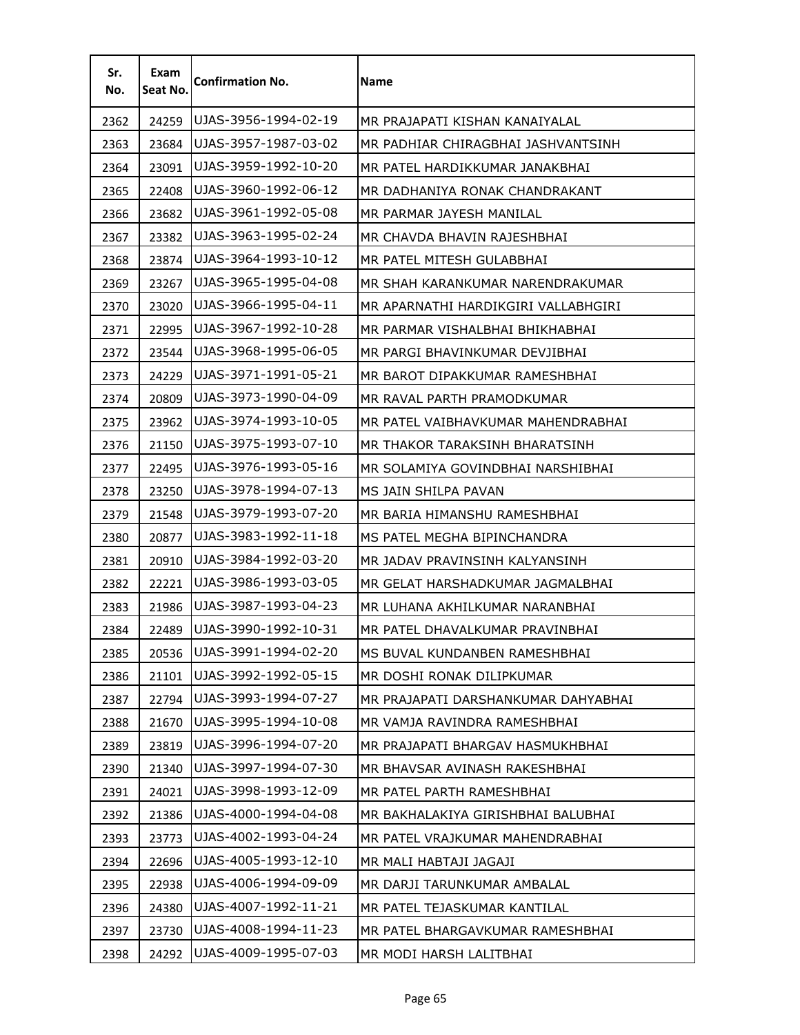| Sr. No. | Exam Seat No. | Confirmation No. | Name |
|---|---|---|---|
| 2362 | 24259 | UJAS-3956-1994-02-19 | MR PRAJAPATI KISHAN KANAIYALAL |
| 2363 | 23684 | UJAS-3957-1987-03-02 | MR PADHIAR CHIRAGBHAI JASHVANTSINH |
| 2364 | 23091 | UJAS-3959-1992-10-20 | MR PATEL HARDIKKUMAR JANAKBHAI |
| 2365 | 22408 | UJAS-3960-1992-06-12 | MR DADHANIYA RONAK CHANDRAKANT |
| 2366 | 23682 | UJAS-3961-1992-05-08 | MR PARMAR JAYESH MANILAL |
| 2367 | 23382 | UJAS-3963-1995-02-24 | MR CHAVDA BHAVIN RAJESHBHAI |
| 2368 | 23874 | UJAS-3964-1993-10-12 | MR PATEL MITESH GULABBHAI |
| 2369 | 23267 | UJAS-3965-1995-04-08 | MR SHAH KARANKUMAR NARENDRAKUMAR |
| 2370 | 23020 | UJAS-3966-1995-04-11 | MR APARNATHI HARDIKGIRI VALLABHGIRI |
| 2371 | 22995 | UJAS-3967-1992-10-28 | MR PARMAR VISHALBHAI BHIKHABHAI |
| 2372 | 23544 | UJAS-3968-1995-06-05 | MR PARGI BHAVINKUMAR DEVJIBHAI |
| 2373 | 24229 | UJAS-3971-1991-05-21 | MR BAROT DIPAKKUMAR RAMESHBHAI |
| 2374 | 20809 | UJAS-3973-1990-04-09 | MR RAVAL PARTH PRAMODKUMAR |
| 2375 | 23962 | UJAS-3974-1993-10-05 | MR PATEL VAIBHAVKUMAR MAHENDRABHAI |
| 2376 | 21150 | UJAS-3975-1993-07-10 | MR THAKOR TARAKSINH BHARATSINH |
| 2377 | 22495 | UJAS-3976-1993-05-16 | MR SOLAMIYA GOVINDBHAI NARSHIBHAI |
| 2378 | 23250 | UJAS-3978-1994-07-13 | MS JAIN SHILPA PAVAN |
| 2379 | 21548 | UJAS-3979-1993-07-20 | MR BARIA HIMANSHU RAMESHBHAI |
| 2380 | 20877 | UJAS-3983-1992-11-18 | MS PATEL MEGHA BIPINCHANDRA |
| 2381 | 20910 | UJAS-3984-1992-03-20 | MR JADAV PRAVINSINH KALYANSINH |
| 2382 | 22221 | UJAS-3986-1993-03-05 | MR GELAT HARSHADKUMAR JAGMALBHAI |
| 2383 | 21986 | UJAS-3987-1993-04-23 | MR LUHANA AKHILKUMAR NARANBHAI |
| 2384 | 22489 | UJAS-3990-1992-10-31 | MR PATEL DHAVALKUMAR PRAVINBHAI |
| 2385 | 20536 | UJAS-3991-1994-02-20 | MS BUVAL KUNDANBEN RAMESHBHAI |
| 2386 | 21101 | UJAS-3992-1992-05-15 | MR DOSHI RONAK DILIPKUMAR |
| 2387 | 22794 | UJAS-3993-1994-07-27 | MR PRAJAPATI DARSHANKUMAR DAHYABHAI |
| 2388 | 21670 | UJAS-3995-1994-10-08 | MR VAMJA RAVINDRA RAMESHBHAI |
| 2389 | 23819 | UJAS-3996-1994-07-20 | MR PRAJAPATI BHARGAV HASMUKHBHAI |
| 2390 | 21340 | UJAS-3997-1994-07-30 | MR BHAVSAR AVINASH RAKESHBHAI |
| 2391 | 24021 | UJAS-3998-1993-12-09 | MR PATEL PARTH RAMESHBHAI |
| 2392 | 21386 | UJAS-4000-1994-04-08 | MR BAKHALAKIYA GIRISHBHAI BALUBHAI |
| 2393 | 23773 | UJAS-4002-1993-04-24 | MR PATEL VRAJKUMAR MAHENDRABHAI |
| 2394 | 22696 | UJAS-4005-1993-12-10 | MR MALI HABTAJI JAGAJI |
| 2395 | 22938 | UJAS-4006-1994-09-09 | MR DARJI TARUNKUMAR AMBALAL |
| 2396 | 24380 | UJAS-4007-1992-11-21 | MR PATEL TEJASKUMAR KANTILAL |
| 2397 | 23730 | UJAS-4008-1994-11-23 | MR PATEL BHARGAVKUMAR RAMESHBHAI |
| 2398 | 24292 | UJAS-4009-1995-07-03 | MR MODI HARSH LALITBHAI |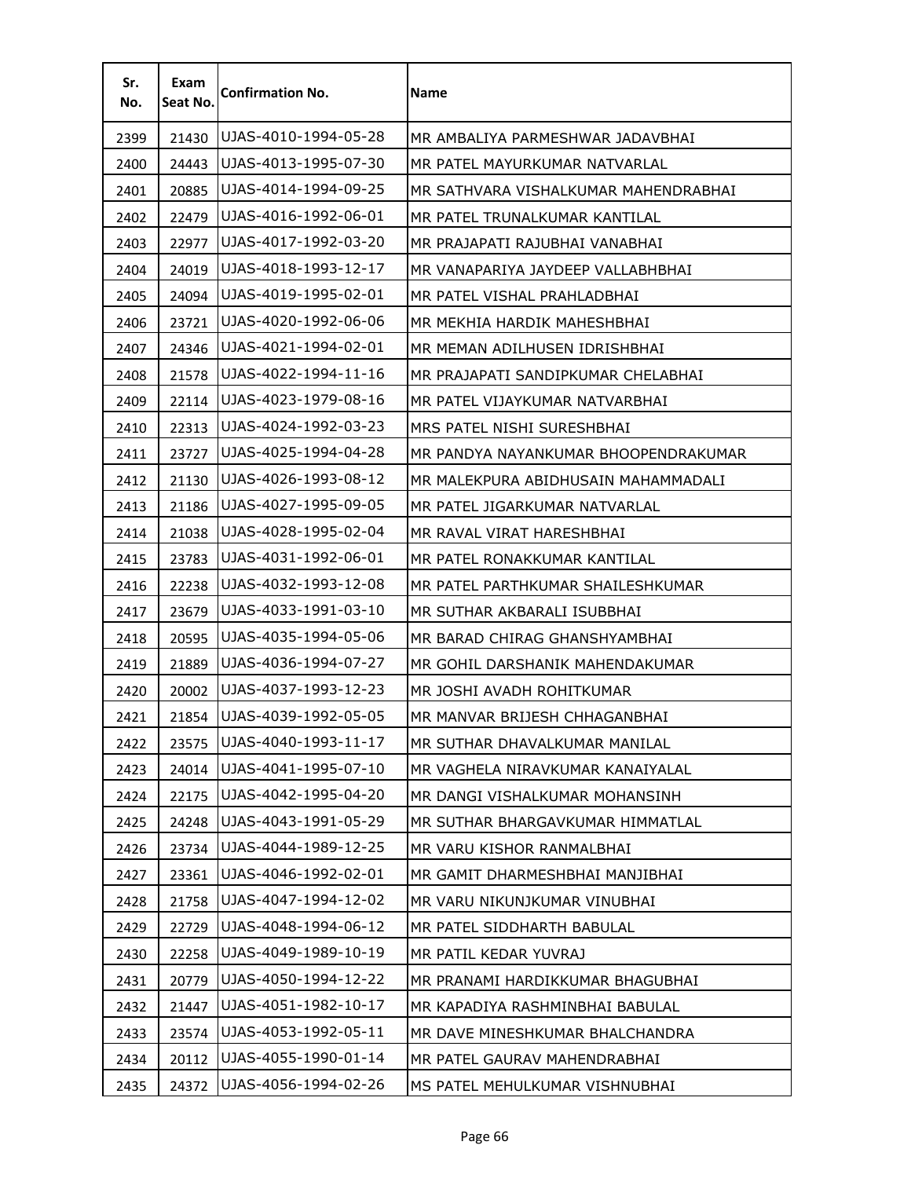| Sr. No. | Exam Seat No. | Confirmation No. | Name |
|---|---|---|---|
| 2399 | 21430 | UJAS-4010-1994-05-28 | MR AMBALIYA PARMESHWAR JADAVBHAI |
| 2400 | 24443 | UJAS-4013-1995-07-30 | MR PATEL MAYURKUMAR NATVARLAL |
| 2401 | 20885 | UJAS-4014-1994-09-25 | MR SATHVARA VISHALKUMAR MAHENDRABHAI |
| 2402 | 22479 | UJAS-4016-1992-06-01 | MR PATEL TRUNALKUMAR KANTILAL |
| 2403 | 22977 | UJAS-4017-1992-03-20 | MR PRAJAPATI RAJUBHAI VANABHAI |
| 2404 | 24019 | UJAS-4018-1993-12-17 | MR VANAPARIYA JAYDEEP VALLABHBHAI |
| 2405 | 24094 | UJAS-4019-1995-02-01 | MR PATEL VISHAL PRAHLADBHAI |
| 2406 | 23721 | UJAS-4020-1992-06-06 | MR MEKHIA HARDIK MAHESHBHAI |
| 2407 | 24346 | UJAS-4021-1994-02-01 | MR MEMAN ADILHUSEN IDRISHBHAI |
| 2408 | 21578 | UJAS-4022-1994-11-16 | MR PRAJAPATI SANDIPKUMAR CHELABHAI |
| 2409 | 22114 | UJAS-4023-1979-08-16 | MR PATEL VIJAYKUMAR NATVARBHAI |
| 2410 | 22313 | UJAS-4024-1992-03-23 | MRS PATEL NISHI SURESHBHAI |
| 2411 | 23727 | UJAS-4025-1994-04-28 | MR PANDYA NAYANKUMAR BHOOPENDRAKUMAR |
| 2412 | 21130 | UJAS-4026-1993-08-12 | MR MALEKPURA ABIDHUSAIN MAHAMMADALI |
| 2413 | 21186 | UJAS-4027-1995-09-05 | MR PATEL JIGARKUMAR NATVARLAL |
| 2414 | 21038 | UJAS-4028-1995-02-04 | MR RAVAL VIRAT HARESHBHAI |
| 2415 | 23783 | UJAS-4031-1992-06-01 | MR PATEL RONAKKUMAR KANTILAL |
| 2416 | 22238 | UJAS-4032-1993-12-08 | MR PATEL PARTHKUMAR SHAILESHKUMAR |
| 2417 | 23679 | UJAS-4033-1991-03-10 | MR SUTHAR AKBARALI ISUBBHAI |
| 2418 | 20595 | UJAS-4035-1994-05-06 | MR BARAD CHIRAG GHANSHYAMBHAI |
| 2419 | 21889 | UJAS-4036-1994-07-27 | MR GOHIL DARSHANIK MAHENDAKUMAR |
| 2420 | 20002 | UJAS-4037-1993-12-23 | MR JOSHI AVADH ROHITKUMAR |
| 2421 | 21854 | UJAS-4039-1992-05-05 | MR MANVAR BRIJESH CHHAGANBHAI |
| 2422 | 23575 | UJAS-4040-1993-11-17 | MR SUTHAR DHAVALKUMAR MANILAL |
| 2423 | 24014 | UJAS-4041-1995-07-10 | MR VAGHELA NIRAVKUMAR KANAIYALAL |
| 2424 | 22175 | UJAS-4042-1995-04-20 | MR DANGI VISHALKUMAR MOHANSINH |
| 2425 | 24248 | UJAS-4043-1991-05-29 | MR SUTHAR BHARGAVKUMAR HIMMATLAL |
| 2426 | 23734 | UJAS-4044-1989-12-25 | MR VARU KISHOR RANMALBHAI |
| 2427 | 23361 | UJAS-4046-1992-02-01 | MR GAMIT DHARMESHBHAI MANJIBHAI |
| 2428 | 21758 | UJAS-4047-1994-12-02 | MR VARU NIKUNJKUMAR VINUBHAI |
| 2429 | 22729 | UJAS-4048-1994-06-12 | MR PATEL SIDDHARTH BABULAL |
| 2430 | 22258 | UJAS-4049-1989-10-19 | MR PATIL KEDAR YUVRAJ |
| 2431 | 20779 | UJAS-4050-1994-12-22 | MR PRANAMI HARDIKKUMAR BHAGUBHAI |
| 2432 | 21447 | UJAS-4051-1982-10-17 | MR KAPADIYA RASHMINBHAI BABULAL |
| 2433 | 23574 | UJAS-4053-1992-05-11 | MR DAVE MINESHKUMAR BHALCHANDRA |
| 2434 | 20112 | UJAS-4055-1990-01-14 | MR PATEL GAURAV MAHENDRABHAI |
| 2435 | 24372 | UJAS-4056-1994-02-26 | MS PATEL MEHULKUMAR VISHNUBHAI |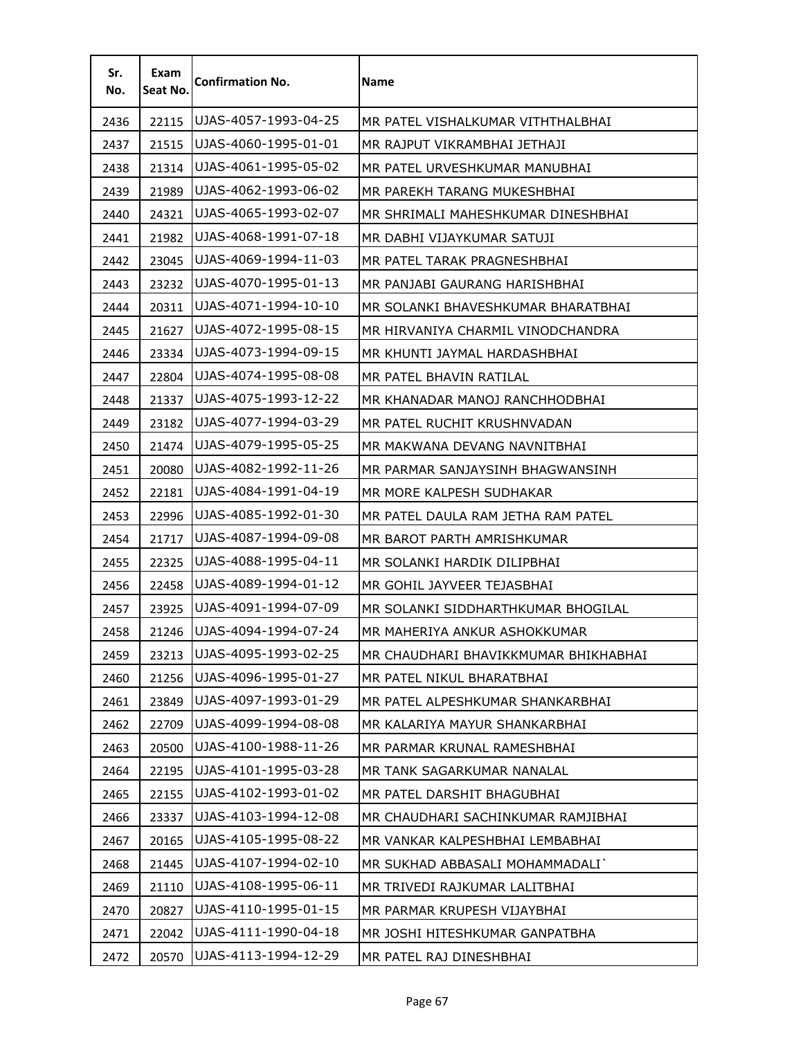| Sr. No. | Exam Seat No. | Confirmation No. | Name |
|---|---|---|---|
| 2436 | 22115 | UJAS-4057-1993-04-25 | MR PATEL VISHALKUMAR VITHTHALBHAI |
| 2437 | 21515 | UJAS-4060-1995-01-01 | MR RAJPUT VIKRAMBHAI JETHAJI |
| 2438 | 21314 | UJAS-4061-1995-05-02 | MR PATEL URVESHKUMAR MANUBHAI |
| 2439 | 21989 | UJAS-4062-1993-06-02 | MR PAREKH TARANG MUKESHBHAI |
| 2440 | 24321 | UJAS-4065-1993-02-07 | MR SHRIMALI MAHESHKUMAR DINESHBHAI |
| 2441 | 21982 | UJAS-4068-1991-07-18 | MR DABHI VIJAYKUMAR SATUJI |
| 2442 | 23045 | UJAS-4069-1994-11-03 | MR PATEL TARAK PRAGNESHBHAI |
| 2443 | 23232 | UJAS-4070-1995-01-13 | MR PANJABI GAURANG HARISHBHAI |
| 2444 | 20311 | UJAS-4071-1994-10-10 | MR SOLANKI BHAVESHKUMAR BHARATBHAI |
| 2445 | 21627 | UJAS-4072-1995-08-15 | MR HIRVANIYA CHARMIL VINODCHANDRA |
| 2446 | 23334 | UJAS-4073-1994-09-15 | MR KHUNTI JAYMAL HARDASHBHAI |
| 2447 | 22804 | UJAS-4074-1995-08-08 | MR PATEL BHAVIN RATILAL |
| 2448 | 21337 | UJAS-4075-1993-12-22 | MR KHANADAR MANOJ RANCHHODBHAI |
| 2449 | 23182 | UJAS-4077-1994-03-29 | MR PATEL RUCHIT KRUSHNVADAN |
| 2450 | 21474 | UJAS-4079-1995-05-25 | MR MAKWANA DEVANG NAVNITBHAI |
| 2451 | 20080 | UJAS-4082-1992-11-26 | MR PARMAR SANJAYSINH BHAGWANSINH |
| 2452 | 22181 | UJAS-4084-1991-04-19 | MR MORE KALPESH SUDHAKAR |
| 2453 | 22996 | UJAS-4085-1992-01-30 | MR PATEL DAULA RAM JETHA RAM PATEL |
| 2454 | 21717 | UJAS-4087-1994-09-08 | MR BAROT PARTH AMRISHKUMAR |
| 2455 | 22325 | UJAS-4088-1995-04-11 | MR SOLANKI HARDIK DILIPBHAI |
| 2456 | 22458 | UJAS-4089-1994-01-12 | MR GOHIL JAYVEER TEJASBHAI |
| 2457 | 23925 | UJAS-4091-1994-07-09 | MR SOLANKI SIDDHARTHKUMAR BHOGILAL |
| 2458 | 21246 | UJAS-4094-1994-07-24 | MR MAHERIYA ANKUR ASHOKKUMAR |
| 2459 | 23213 | UJAS-4095-1993-02-25 | MR CHAUDHARI BHAVIKKMUMAR BHIKHABHAI |
| 2460 | 21256 | UJAS-4096-1995-01-27 | MR PATEL NIKUL BHARATBHAI |
| 2461 | 23849 | UJAS-4097-1993-01-29 | MR PATEL ALPESHKUMAR SHANKARBHAI |
| 2462 | 22709 | UJAS-4099-1994-08-08 | MR KALARIYA MAYUR SHANKARBHAI |
| 2463 | 20500 | UJAS-4100-1988-11-26 | MR PARMAR KRUNAL RAMESHBHAI |
| 2464 | 22195 | UJAS-4101-1995-03-28 | MR TANK SAGARKUMAR NANALAL |
| 2465 | 22155 | UJAS-4102-1993-01-02 | MR PATEL DARSHIT BHAGUBHAI |
| 2466 | 23337 | UJAS-4103-1994-12-08 | MR CHAUDHARI SACHINKUMAR RAMJIBHAI |
| 2467 | 20165 | UJAS-4105-1995-08-22 | MR VANKAR KALPESHBHAI LEMBABHAI |
| 2468 | 21445 | UJAS-4107-1994-02-10 | MR SUKHAD ABBASALI MOHAMMADALI` |
| 2469 | 21110 | UJAS-4108-1995-06-11 | MR TRIVEDI RAJKUMAR LALITBHAI |
| 2470 | 20827 | UJAS-4110-1995-01-15 | MR PARMAR KRUPESH VIJAYBHAI |
| 2471 | 22042 | UJAS-4111-1990-04-18 | MR JOSHI HITESHKUMAR GANPATBHA |
| 2472 | 20570 | UJAS-4113-1994-12-29 | MR PATEL RAJ DINESHBHAI |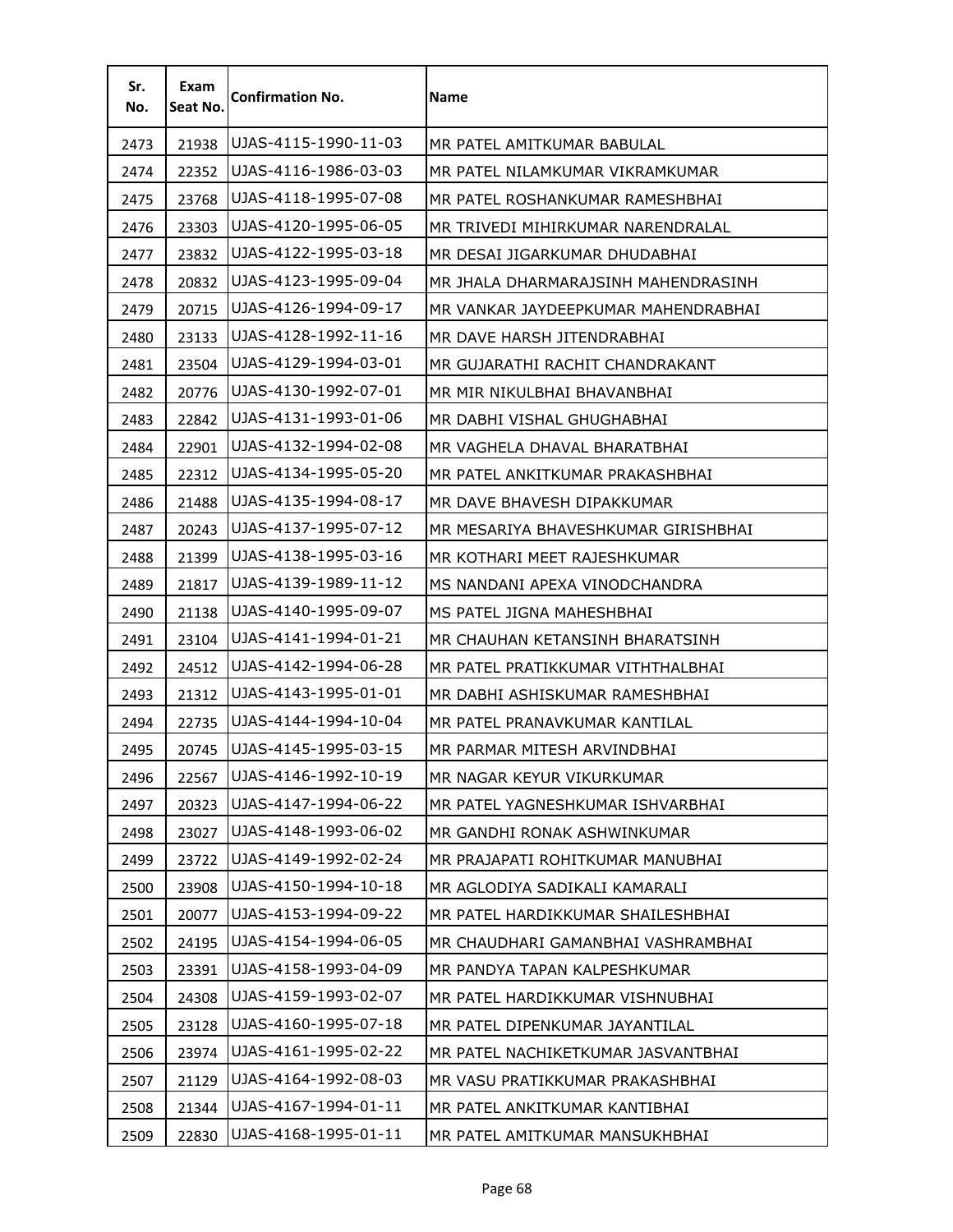| Sr. No. | Exam Seat No. | Confirmation No. | Name |
|---|---|---|---|
| 2473 | 21938 | UJAS-4115-1990-11-03 | MR PATEL AMITKUMAR BABULAL |
| 2474 | 22352 | UJAS-4116-1986-03-03 | MR PATEL NILAMKUMAR VIKRAMKUMAR |
| 2475 | 23768 | UJAS-4118-1995-07-08 | MR PATEL ROSHANKUMAR RAMESHBHAI |
| 2476 | 23303 | UJAS-4120-1995-06-05 | MR TRIVEDI MIHIRKUMAR NARENDRALAL |
| 2477 | 23832 | UJAS-4122-1995-03-18 | MR DESAI JIGARKUMAR DHUDABHAI |
| 2478 | 20832 | UJAS-4123-1995-09-04 | MR JHALA DHARMARAJSINH MAHENDRASINH |
| 2479 | 20715 | UJAS-4126-1994-09-17 | MR VANKAR JAYDEEPKUMAR MAHENDRABHAI |
| 2480 | 23133 | UJAS-4128-1992-11-16 | MR DAVE HARSH JITENDRABHAI |
| 2481 | 23504 | UJAS-4129-1994-03-01 | MR GUJARATHI RACHIT CHANDRAKANT |
| 2482 | 20776 | UJAS-4130-1992-07-01 | MR MIR NIKULBHAI BHAVANBHAI |
| 2483 | 22842 | UJAS-4131-1993-01-06 | MR DABHI VISHAL GHUGHABHAI |
| 2484 | 22901 | UJAS-4132-1994-02-08 | MR VAGHELA DHAVAL BHARATBHAI |
| 2485 | 22312 | UJAS-4134-1995-05-20 | MR PATEL ANKITKUMAR PRAKASHBHAI |
| 2486 | 21488 | UJAS-4135-1994-08-17 | MR DAVE BHAVESH DIPAKKUMAR |
| 2487 | 20243 | UJAS-4137-1995-07-12 | MR MESARIYA BHAVESHKUMAR GIRISHBHAI |
| 2488 | 21399 | UJAS-4138-1995-03-16 | MR KOTHARI MEET RAJESHKUMAR |
| 2489 | 21817 | UJAS-4139-1989-11-12 | MS NANDANI APEXA VINODCHANDRA |
| 2490 | 21138 | UJAS-4140-1995-09-07 | MS PATEL JIGNA MAHESHBHAI |
| 2491 | 23104 | UJAS-4141-1994-01-21 | MR CHAUHAN KETANSINH BHARATSINH |
| 2492 | 24512 | UJAS-4142-1994-06-28 | MR PATEL PRATIKKUMAR VITHTHALBHAI |
| 2493 | 21312 | UJAS-4143-1995-01-01 | MR DABHI ASHISKUMAR RAMESHBHAI |
| 2494 | 22735 | UJAS-4144-1994-10-04 | MR PATEL PRANAVKUMAR KANTILAL |
| 2495 | 20745 | UJAS-4145-1995-03-15 | MR PARMAR MITESH ARVINDBHAI |
| 2496 | 22567 | UJAS-4146-1992-10-19 | MR NAGAR KEYUR VIKURKUMAR |
| 2497 | 20323 | UJAS-4147-1994-06-22 | MR PATEL YAGNESHKUMAR ISHVARBHAI |
| 2498 | 23027 | UJAS-4148-1993-06-02 | MR GANDHI RONAK ASHWINKUMAR |
| 2499 | 23722 | UJAS-4149-1992-02-24 | MR PRAJAPATI ROHITKUMAR MANUBHAI |
| 2500 | 23908 | UJAS-4150-1994-10-18 | MR AGLODIYA SADIKALI KAMARALI |
| 2501 | 20077 | UJAS-4153-1994-09-22 | MR PATEL HARDIKKUMAR SHAILESHBHAI |
| 2502 | 24195 | UJAS-4154-1994-06-05 | MR CHAUDHARI GAMANBHAI VASHRAMBHAI |
| 2503 | 23391 | UJAS-4158-1993-04-09 | MR PANDYA TAPAN KALPESHKUMAR |
| 2504 | 24308 | UJAS-4159-1993-02-07 | MR PATEL HARDIKKUMAR VISHNUBHAI |
| 2505 | 23128 | UJAS-4160-1995-07-18 | MR PATEL DIPENKUMAR JAYANTILAL |
| 2506 | 23974 | UJAS-4161-1995-02-22 | MR PATEL NACHIKETKUMAR JASVANTBHAI |
| 2507 | 21129 | UJAS-4164-1992-08-03 | MR VASU PRATIKKUMAR PRAKASHBHAI |
| 2508 | 21344 | UJAS-4167-1994-01-11 | MR PATEL ANKITKUMAR KANTIBHAI |
| 2509 | 22830 | UJAS-4168-1995-01-11 | MR PATEL AMITKUMAR MANSUKHBHAI |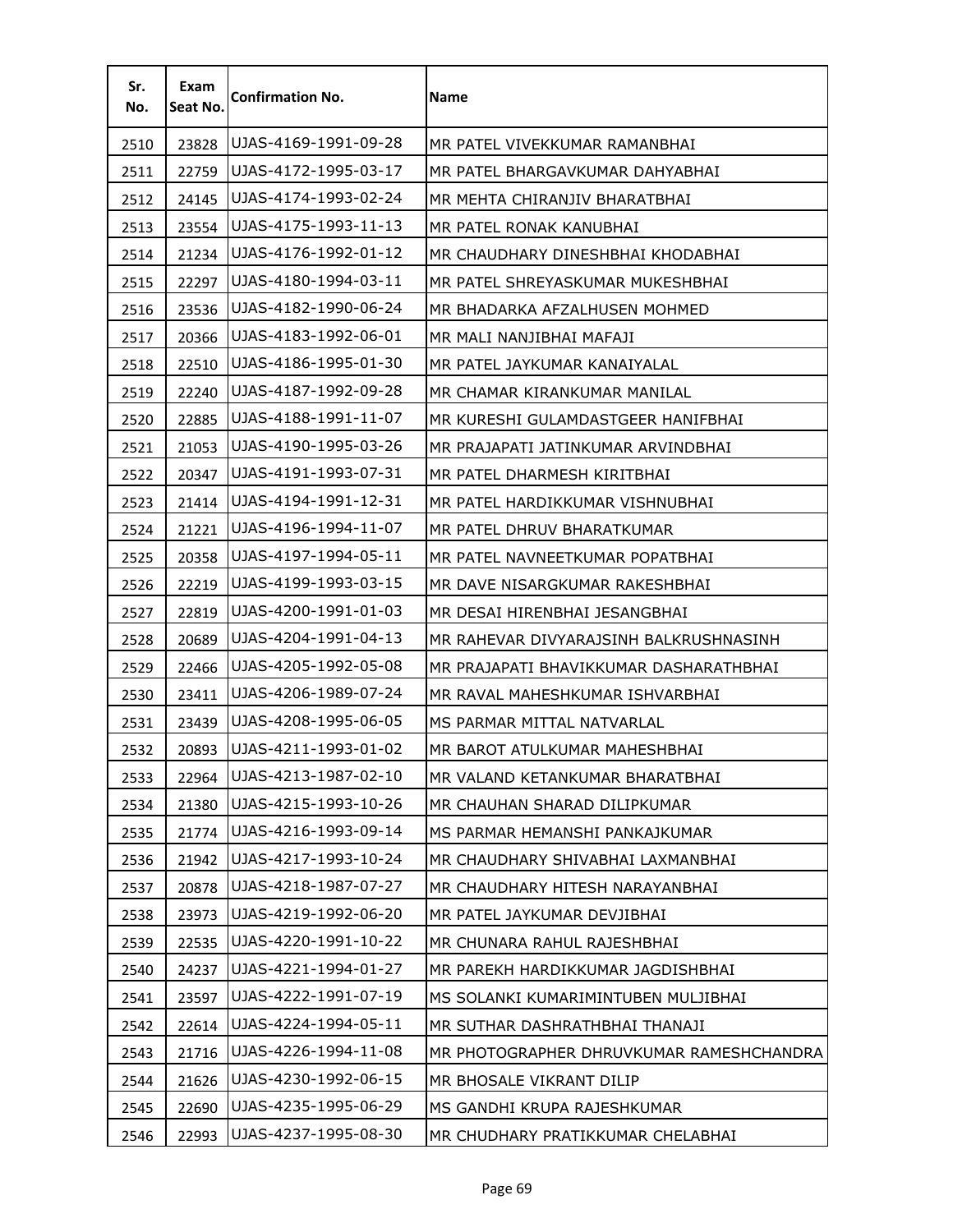| Sr. No. | Exam Seat No. | Confirmation No. | Name |
|---|---|---|---|
| 2510 | 23828 | UJAS-4169-1991-09-28 | MR PATEL VIVEKKUMAR RAMANBHAI |
| 2511 | 22759 | UJAS-4172-1995-03-17 | MR PATEL BHARGAVKUMAR DAHYABHAI |
| 2512 | 24145 | UJAS-4174-1993-02-24 | MR MEHTA CHIRANJIV BHARATBHAI |
| 2513 | 23554 | UJAS-4175-1993-11-13 | MR PATEL RONAK KANUBHAI |
| 2514 | 21234 | UJAS-4176-1992-01-12 | MR CHAUDHARY DINESHBHAI KHODABHAI |
| 2515 | 22297 | UJAS-4180-1994-03-11 | MR PATEL SHREYASKUMAR MUKESHBHAI |
| 2516 | 23536 | UJAS-4182-1990-06-24 | MR BHADARKA AFZALHUSEN MOHMED |
| 2517 | 20366 | UJAS-4183-1992-06-01 | MR MALI NANJIBHAI MAFAJI |
| 2518 | 22510 | UJAS-4186-1995-01-30 | MR PATEL JAYKUMAR KANAIYALAL |
| 2519 | 22240 | UJAS-4187-1992-09-28 | MR CHAMAR KIRANKUMAR MANILAL |
| 2520 | 22885 | UJAS-4188-1991-11-07 | MR KURESHI GULAMDASTGEER HANIFBHAI |
| 2521 | 21053 | UJAS-4190-1995-03-26 | MR PRAJAPATI JATINKUMAR ARVINDBHAI |
| 2522 | 20347 | UJAS-4191-1993-07-31 | MR PATEL DHARMESH KIRITBHAI |
| 2523 | 21414 | UJAS-4194-1991-12-31 | MR PATEL HARDIKKUMAR VISHNUBHAI |
| 2524 | 21221 | UJAS-4196-1994-11-07 | MR PATEL DHRUV BHARATKUMAR |
| 2525 | 20358 | UJAS-4197-1994-05-11 | MR PATEL NAVNEETKUMAR POPATBHAI |
| 2526 | 22219 | UJAS-4199-1993-03-15 | MR DAVE NISARGKUMAR RAKESHBHAI |
| 2527 | 22819 | UJAS-4200-1991-01-03 | MR DESAI HIRENBHAI JESANGBHAI |
| 2528 | 20689 | UJAS-4204-1991-04-13 | MR RAHEVAR DIVYARAJSINH BALKRUSHNASINH |
| 2529 | 22466 | UJAS-4205-1992-05-08 | MR PRAJAPATI BHAVIKKUMAR DASHARATHBHAI |
| 2530 | 23411 | UJAS-4206-1989-07-24 | MR RAVAL MAHESHKUMAR ISHVARBHAI |
| 2531 | 23439 | UJAS-4208-1995-06-05 | MS PARMAR MITTAL NATVARLAL |
| 2532 | 20893 | UJAS-4211-1993-01-02 | MR BAROT ATULKUMAR MAHESHBHAI |
| 2533 | 22964 | UJAS-4213-1987-02-10 | MR VALAND KETANKUMAR BHARATBHAI |
| 2534 | 21380 | UJAS-4215-1993-10-26 | MR CHAUHAN SHARAD DILIPKUMAR |
| 2535 | 21774 | UJAS-4216-1993-09-14 | MS PARMAR HEMANSHI PANKAJKUMAR |
| 2536 | 21942 | UJAS-4217-1993-10-24 | MR CHAUDHARY SHIVABHAI LAXMANBHAI |
| 2537 | 20878 | UJAS-4218-1987-07-27 | MR CHAUDHARY HITESH NARAYANBHAI |
| 2538 | 23973 | UJAS-4219-1992-06-20 | MR PATEL JAYKUMAR DEVJIBHAI |
| 2539 | 22535 | UJAS-4220-1991-10-22 | MR CHUNARA RAHUL RAJESHBHAI |
| 2540 | 24237 | UJAS-4221-1994-01-27 | MR PAREKH HARDIKKUMAR JAGDISHBHAI |
| 2541 | 23597 | UJAS-4222-1991-07-19 | MS SOLANKI KUMARIMINTUBEN MULJIBHAI |
| 2542 | 22614 | UJAS-4224-1994-05-11 | MR SUTHAR DASHRATHBHAI THANAJI |
| 2543 | 21716 | UJAS-4226-1994-11-08 | MR PHOTOGRAPHER DHRUVKUMAR RAMESHCHANDRA |
| 2544 | 21626 | UJAS-4230-1992-06-15 | MR BHOSALE VIKRANT DILIP |
| 2545 | 22690 | UJAS-4235-1995-06-29 | MS GANDHI KRUPA RAJESHKUMAR |
| 2546 | 22993 | UJAS-4237-1995-08-30 | MR CHUDHARY PRATIKKUMAR CHELABHAI |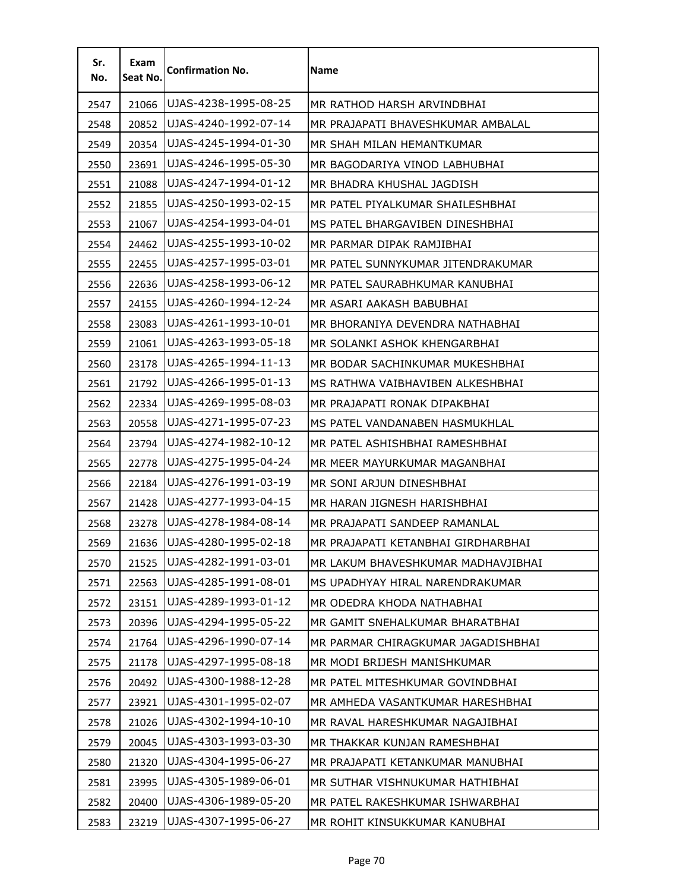| Sr. No. | Exam Seat No. | Confirmation No. | Name |
|---|---|---|---|
| 2547 | 21066 | UJAS-4238-1995-08-25 | MR RATHOD HARSH ARVINDBHAI |
| 2548 | 20852 | UJAS-4240-1992-07-14 | MR PRAJAPATI BHAVESHKUMAR AMBALAL |
| 2549 | 20354 | UJAS-4245-1994-01-30 | MR SHAH MILAN HEMANTKUMAR |
| 2550 | 23691 | UJAS-4246-1995-05-30 | MR BAGODARIYA VINOD LABHUBHAI |
| 2551 | 21088 | UJAS-4247-1994-01-12 | MR BHADRA KHUSHAL JAGDISH |
| 2552 | 21855 | UJAS-4250-1993-02-15 | MR PATEL PIYALKUMAR SHAILESHBHAI |
| 2553 | 21067 | UJAS-4254-1993-04-01 | MS PATEL BHARGAVIBEN DINESHBHAI |
| 2554 | 24462 | UJAS-4255-1993-10-02 | MR PARMAR DIPAK RAMJIBHAI |
| 2555 | 22455 | UJAS-4257-1995-03-01 | MR PATEL SUNNYKUMAR JITENDRAKUMAR |
| 2556 | 22636 | UJAS-4258-1993-06-12 | MR PATEL SAURABHKUMAR KANUBHAI |
| 2557 | 24155 | UJAS-4260-1994-12-24 | MR ASARI AAKASH BABUBHAI |
| 2558 | 23083 | UJAS-4261-1993-10-01 | MR BHORANIYA DEVENDRA NATHABHAI |
| 2559 | 21061 | UJAS-4263-1993-05-18 | MR SOLANKI ASHOK KHENGARBHAI |
| 2560 | 23178 | UJAS-4265-1994-11-13 | MR BODAR SACHINKUMAR MUKESHBHAI |
| 2561 | 21792 | UJAS-4266-1995-01-13 | MS RATHWA VAIBHAVIBEN ALKESHBHAI |
| 2562 | 22334 | UJAS-4269-1995-08-03 | MR PRAJAPATI RONAK DIPAKBHAI |
| 2563 | 20558 | UJAS-4271-1995-07-23 | MS PATEL VANDANABEN HASMUKHLAL |
| 2564 | 23794 | UJAS-4274-1982-10-12 | MR PATEL ASHISHBHAI RAMESHBHAI |
| 2565 | 22778 | UJAS-4275-1995-04-24 | MR MEER MAYURKUMAR MAGANBHAI |
| 2566 | 22184 | UJAS-4276-1991-03-19 | MR SONI ARJUN DINESHBHAI |
| 2567 | 21428 | UJAS-4277-1993-04-15 | MR HARAN JIGNESH HARISHBHAI |
| 2568 | 23278 | UJAS-4278-1984-08-14 | MR PRAJAPATI SANDEEP RAMANLAL |
| 2569 | 21636 | UJAS-4280-1995-02-18 | MR PRAJAPATI KETANBHAI GIRDHARBHAI |
| 2570 | 21525 | UJAS-4282-1991-03-01 | MR LAKUM BHAVESHKUMAR MADHAVJIBHAI |
| 2571 | 22563 | UJAS-4285-1991-08-01 | MS UPADHYAY HIRAL NARENDRAKUMAR |
| 2572 | 23151 | UJAS-4289-1993-01-12 | MR ODEDRA KHODA NATHABHAI |
| 2573 | 20396 | UJAS-4294-1995-05-22 | MR GAMIT SNEHALKUMAR BHARATBHAI |
| 2574 | 21764 | UJAS-4296-1990-07-14 | MR PARMAR CHIRAGKUMAR JAGADISHBHAI |
| 2575 | 21178 | UJAS-4297-1995-08-18 | MR MODI BRIJESH MANISHKUMAR |
| 2576 | 20492 | UJAS-4300-1988-12-28 | MR PATEL MITESHKUMAR GOVINDBHAI |
| 2577 | 23921 | UJAS-4301-1995-02-07 | MR AMHEDA VASANTKUMAR HARESHBHAI |
| 2578 | 21026 | UJAS-4302-1994-10-10 | MR RAVAL HARESHKUMAR NAGAJIBHAI |
| 2579 | 20045 | UJAS-4303-1993-03-30 | MR THAKKAR KUNJAN RAMESHBHAI |
| 2580 | 21320 | UJAS-4304-1995-06-27 | MR PRAJAPATI KETANKUMAR MANUBHAI |
| 2581 | 23995 | UJAS-4305-1989-06-01 | MR SUTHAR VISHNUKUMAR HATHIBHAI |
| 2582 | 20400 | UJAS-4306-1989-05-20 | MR PATEL RAKESHKUMAR ISHWARBHAI |
| 2583 | 23219 | UJAS-4307-1995-06-27 | MR ROHIT KINSUKKUMAR KANUBHAI |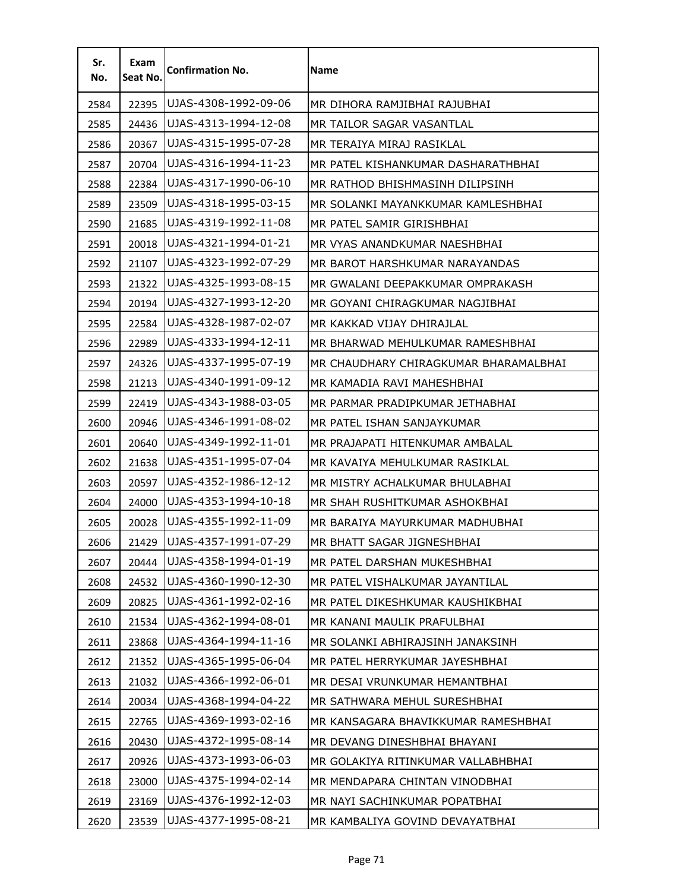| Sr. No. | Exam Seat No. | Confirmation No. | Name |
|---|---|---|---|
| 2584 | 22395 | UJAS-4308-1992-09-06 | MR DIHORA RAMJIBHAI RAJUBHAI |
| 2585 | 24436 | UJAS-4313-1994-12-08 | MR TAILOR SAGAR VASANTLAL |
| 2586 | 20367 | UJAS-4315-1995-07-28 | MR TERAIYA MIRAJ RASIKLAL |
| 2587 | 20704 | UJAS-4316-1994-11-23 | MR PATEL KISHANKUMAR DASHARATHBHAI |
| 2588 | 22384 | UJAS-4317-1990-06-10 | MR RATHOD BHISHMASINH DILIPSINH |
| 2589 | 23509 | UJAS-4318-1995-03-15 | MR SOLANKI MAYANKKUMAR KAMLESHBHAI |
| 2590 | 21685 | UJAS-4319-1992-11-08 | MR PATEL SAMIR GIRISHBHAI |
| 2591 | 20018 | UJAS-4321-1994-01-21 | MR VYAS ANANDKUMAR NAESHBHAI |
| 2592 | 21107 | UJAS-4323-1992-07-29 | MR BAROT HARSHKUMAR NARAYANDAS |
| 2593 | 21322 | UJAS-4325-1993-08-15 | MR GWALANI DEEPAKKUMAR OMPRAKASH |
| 2594 | 20194 | UJAS-4327-1993-12-20 | MR GOYANI CHIRAGKUMAR NAGJIBHAI |
| 2595 | 22584 | UJAS-4328-1987-02-07 | MR KAKKAD VIJAY DHIRAJLAL |
| 2596 | 22989 | UJAS-4333-1994-12-11 | MR BHARWAD MEHULKUMAR RAMESHBHAI |
| 2597 | 24326 | UJAS-4337-1995-07-19 | MR CHAUDHARY CHIRAGKUMAR BHARAMALBHAI |
| 2598 | 21213 | UJAS-4340-1991-09-12 | MR KAMADIA RAVI MAHESHBHAI |
| 2599 | 22419 | UJAS-4343-1988-03-05 | MR PARMAR PRADIPKUMAR JETHABHAI |
| 2600 | 20946 | UJAS-4346-1991-08-02 | MR PATEL ISHAN SANJAYKUMAR |
| 2601 | 20640 | UJAS-4349-1992-11-01 | MR PRAJAPATI HITENKUMAR AMBALAL |
| 2602 | 21638 | UJAS-4351-1995-07-04 | MR KAVAIYA MEHULKUMAR RASIKLAL |
| 2603 | 20597 | UJAS-4352-1986-12-12 | MR MISTRY ACHALKUMAR BHULABHAI |
| 2604 | 24000 | UJAS-4353-1994-10-18 | MR SHAH RUSHITKUMAR ASHOKBHAI |
| 2605 | 20028 | UJAS-4355-1992-11-09 | MR BARAIYA MAYURKUMAR MADHUBHAI |
| 2606 | 21429 | UJAS-4357-1991-07-29 | MR BHATT SAGAR JIGNESHBHAI |
| 2607 | 20444 | UJAS-4358-1994-01-19 | MR PATEL DARSHAN MUKESHBHAI |
| 2608 | 24532 | UJAS-4360-1990-12-30 | MR PATEL VISHALKUMAR JAYANTILAL |
| 2609 | 20825 | UJAS-4361-1992-02-16 | MR PATEL DIKESHKUMAR KAUSHIKBHAI |
| 2610 | 21534 | UJAS-4362-1994-08-01 | MR KANANI MAULIK PRAFULBHAI |
| 2611 | 23868 | UJAS-4364-1994-11-16 | MR SOLANKI ABHIRAJSINH JANAKSINH |
| 2612 | 21352 | UJAS-4365-1995-06-04 | MR PATEL HERRYKUMAR JAYESHBHAI |
| 2613 | 21032 | UJAS-4366-1992-06-01 | MR DESAI VRUNKUMAR HEMANTBHAI |
| 2614 | 20034 | UJAS-4368-1994-04-22 | MR SATHWARA MEHUL SURESHBHAI |
| 2615 | 22765 | UJAS-4369-1993-02-16 | MR KANSAGARA BHAVIKKUMAR RAMESHBHAI |
| 2616 | 20430 | UJAS-4372-1995-08-14 | MR DEVANG DINESHBHAI BHAYANI |
| 2617 | 20926 | UJAS-4373-1993-06-03 | MR GOLAKIYA RITINKUMAR VALLABHBHAI |
| 2618 | 23000 | UJAS-4375-1994-02-14 | MR MENDAPARA CHINTAN VINODBHAI |
| 2619 | 23169 | UJAS-4376-1992-12-03 | MR NAYI SACHINKUMAR POPATBHAI |
| 2620 | 23539 | UJAS-4377-1995-08-21 | MR KAMBALIYA GOVIND DEVAYATBHAI |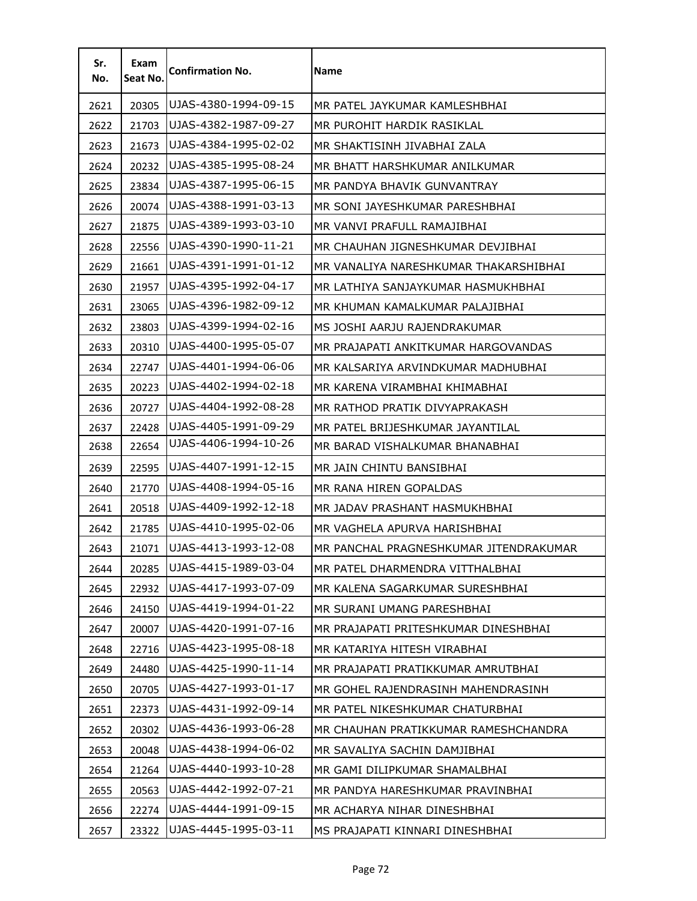| Sr. No. | Exam Seat No. | Confirmation No. | Name |
|---|---|---|---|
| 2621 | 20305 | UJAS-4380-1994-09-15 | MR PATEL JAYKUMAR KAMLESHBHAI |
| 2622 | 21703 | UJAS-4382-1987-09-27 | MR PUROHIT HARDIK RASIKLAL |
| 2623 | 21673 | UJAS-4384-1995-02-02 | MR SHAKTISINH JIVABHAI ZALA |
| 2624 | 20232 | UJAS-4385-1995-08-24 | MR BHATT HARSHKUMAR ANILKUMAR |
| 2625 | 23834 | UJAS-4387-1995-06-15 | MR PANDYA BHAVIK GUNVANTRAY |
| 2626 | 20074 | UJAS-4388-1991-03-13 | MR SONI JAYESHKUMAR PARESHBHAI |
| 2627 | 21875 | UJAS-4389-1993-03-10 | MR VANVI PRAFULL RAMAJIBHAI |
| 2628 | 22556 | UJAS-4390-1990-11-21 | MR CHAUHAN JIGNESHKUMAR DEVJIBHAI |
| 2629 | 21661 | UJAS-4391-1991-01-12 | MR VANALIYA NARESHKUMAR THAKARSHIBHAI |
| 2630 | 21957 | UJAS-4395-1992-04-17 | MR LATHIYA SANJAYKUMAR HASMUKHBHAI |
| 2631 | 23065 | UJAS-4396-1982-09-12 | MR KHUMAN KAMALKUMAR PALAJIBHAI |
| 2632 | 23803 | UJAS-4399-1994-02-16 | MS JOSHI AARJU RAJENDRAKUMAR |
| 2633 | 20310 | UJAS-4400-1995-05-07 | MR PRAJAPATI ANKITKUMAR HARGOVANDAS |
| 2634 | 22747 | UJAS-4401-1994-06-06 | MR KALSARIYA ARVINDKUMAR MADHUBHAI |
| 2635 | 20223 | UJAS-4402-1994-02-18 | MR KARENA VIRAMBHAI KHIMABHAI |
| 2636 | 20727 | UJAS-4404-1992-08-28 | MR RATHOD PRATIK DIVYAPRAKASH |
| 2637 | 22428 | UJAS-4405-1991-09-29 | MR PATEL BRIJESHKUMAR JAYANTILAL |
| 2638 | 22654 | UJAS-4406-1994-10-26 | MR BARAD VISHALKUMAR BHANABHAI |
| 2639 | 22595 | UJAS-4407-1991-12-15 | MR JAIN CHINTU BANSIBHAI |
| 2640 | 21770 | UJAS-4408-1994-05-16 | MR RANA HIREN GOPALDAS |
| 2641 | 20518 | UJAS-4409-1992-12-18 | MR JADAV PRASHANT HASMUKHBHAI |
| 2642 | 21785 | UJAS-4410-1995-02-06 | MR VAGHELA APURVA HARISHBHAI |
| 2643 | 21071 | UJAS-4413-1993-12-08 | MR PANCHAL PRAGNESHKUMAR JITENDRAKUMAR |
| 2644 | 20285 | UJAS-4415-1989-03-04 | MR PATEL DHARMENDRA VITTHALBHAI |
| 2645 | 22932 | UJAS-4417-1993-07-09 | MR KALENA SAGARKUMAR SURESHBHAI |
| 2646 | 24150 | UJAS-4419-1994-01-22 | MR SURANI UMANG PARESHBHAI |
| 2647 | 20007 | UJAS-4420-1991-07-16 | MR PRAJAPATI PRITESHKUMAR DINESHBHAI |
| 2648 | 22716 | UJAS-4423-1995-08-18 | MR KATARIYA HITESH VIRABHAI |
| 2649 | 24480 | UJAS-4425-1990-11-14 | MR PRAJAPATI PRATIKKUMAR AMRUTBHAI |
| 2650 | 20705 | UJAS-4427-1993-01-17 | MR GOHEL RAJENDRASINH MAHENDRASINH |
| 2651 | 22373 | UJAS-4431-1992-09-14 | MR PATEL NIKESHKUMAR CHATURBHAI |
| 2652 | 20302 | UJAS-4436-1993-06-28 | MR CHAUHAN PRATIKKUMAR RAMESHCHANDRA |
| 2653 | 20048 | UJAS-4438-1994-06-02 | MR SAVALIYA SACHIN DAMJIBHAI |
| 2654 | 21264 | UJAS-4440-1993-10-28 | MR GAMI DILIPKUMAR SHAMALBHAI |
| 2655 | 20563 | UJAS-4442-1992-07-21 | MR PANDYA HARESHKUMAR PRAVINBHAI |
| 2656 | 22274 | UJAS-4444-1991-09-15 | MR ACHARYA NIHAR DINESHBHAI |
| 2657 | 23322 | UJAS-4445-1995-03-11 | MS PRAJAPATI KINNARI DINESHBHAI |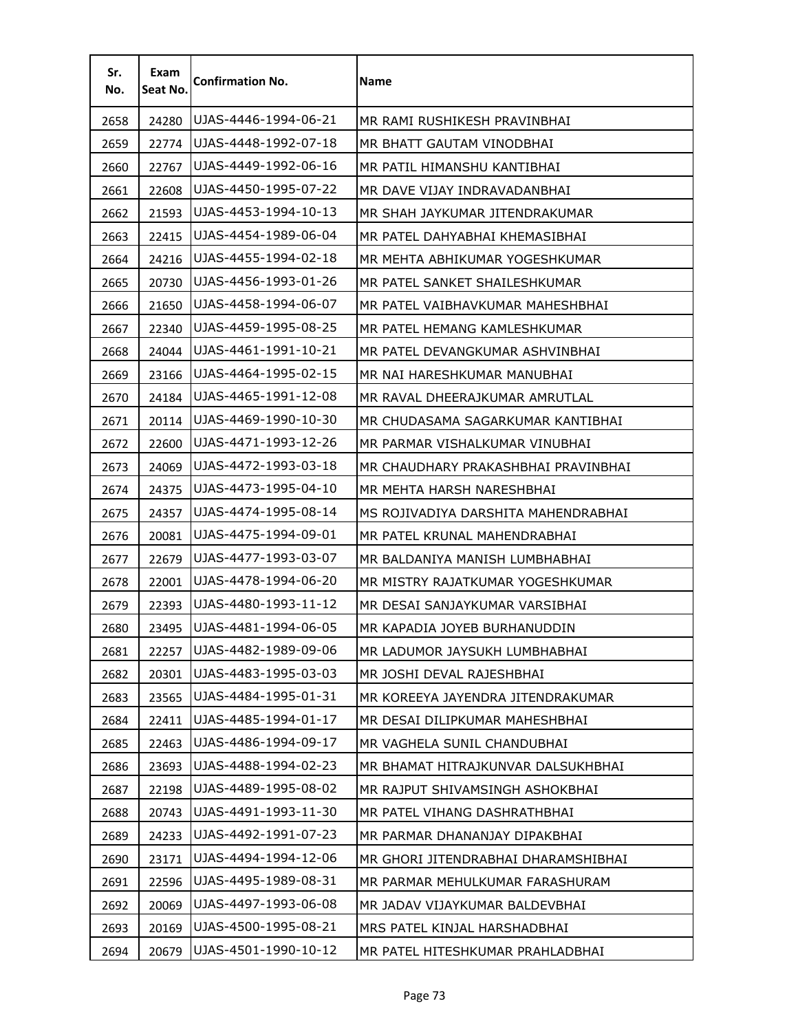| Sr. No. | Exam Seat No. | Confirmation No. | Name |
|---|---|---|---|
| 2658 | 24280 | UJAS-4446-1994-06-21 | MR RAMI RUSHIKESH PRAVINBHAI |
| 2659 | 22774 | UJAS-4448-1992-07-18 | MR BHATT GAUTAM VINODBHAI |
| 2660 | 22767 | UJAS-4449-1992-06-16 | MR PATIL HIMANSHU KANTIBHAI |
| 2661 | 22608 | UJAS-4450-1995-07-22 | MR DAVE VIJAY INDRAVADANBHAI |
| 2662 | 21593 | UJAS-4453-1994-10-13 | MR SHAH JAYKUMAR JITENDRAKUMAR |
| 2663 | 22415 | UJAS-4454-1989-06-04 | MR PATEL DAHYABHAI KHEMASIBHAI |
| 2664 | 24216 | UJAS-4455-1994-02-18 | MR MEHTA ABHIKUMAR YOGESHKUMAR |
| 2665 | 20730 | UJAS-4456-1993-01-26 | MR PATEL SANKET SHAILESHKUMAR |
| 2666 | 21650 | UJAS-4458-1994-06-07 | MR PATEL VAIBHAVKUMAR MAHESHBHAI |
| 2667 | 22340 | UJAS-4459-1995-08-25 | MR PATEL HEMANG KAMLESHKUMAR |
| 2668 | 24044 | UJAS-4461-1991-10-21 | MR PATEL DEVANGKUMAR ASHVINBHAI |
| 2669 | 23166 | UJAS-4464-1995-02-15 | MR NAI HARESHKUMAR MANUBHAI |
| 2670 | 24184 | UJAS-4465-1991-12-08 | MR RAVAL DHEERAJKUMAR AMRUTLAL |
| 2671 | 20114 | UJAS-4469-1990-10-30 | MR CHUDASAMA SAGARKUMAR KANTIBHAI |
| 2672 | 22600 | UJAS-4471-1993-12-26 | MR PARMAR VISHALKUMAR VINUBHAI |
| 2673 | 24069 | UJAS-4472-1993-03-18 | MR CHAUDHARY PRAKASHBHAI PRAVINBHAI |
| 2674 | 24375 | UJAS-4473-1995-04-10 | MR MEHTA HARSH NARESHBHAI |
| 2675 | 24357 | UJAS-4474-1995-08-14 | MS ROJIVADIYA DARSHITA MAHENDRABHAI |
| 2676 | 20081 | UJAS-4475-1994-09-01 | MR PATEL KRUNAL MAHENDRABHAI |
| 2677 | 22679 | UJAS-4477-1993-03-07 | MR BALDANIYA MANISH LUMBHABHAI |
| 2678 | 22001 | UJAS-4478-1994-06-20 | MR MISTRY RAJATKUMAR YOGESHKUMAR |
| 2679 | 22393 | UJAS-4480-1993-11-12 | MR DESAI SANJAYKUMAR VARSIBHAI |
| 2680 | 23495 | UJAS-4481-1994-06-05 | MR KAPADIA JOYEB BURHANUDDIN |
| 2681 | 22257 | UJAS-4482-1989-09-06 | MR LADUMOR JAYSUKH LUMBHABHAI |
| 2682 | 20301 | UJAS-4483-1995-03-03 | MR JOSHI DEVAL RAJESHBHAI |
| 2683 | 23565 | UJAS-4484-1995-01-31 | MR KOREEYA JAYENDRA JITENDRAKUMAR |
| 2684 | 22411 | UJAS-4485-1994-01-17 | MR DESAI DILIPKUMAR MAHESHBHAI |
| 2685 | 22463 | UJAS-4486-1994-09-17 | MR VAGHELA SUNIL CHANDUBHAI |
| 2686 | 23693 | UJAS-4488-1994-02-23 | MR BHAMAT HITRAJKUNVAR DALSUKHBHAI |
| 2687 | 22198 | UJAS-4489-1995-08-02 | MR RAJPUT SHIVAMSINGH ASHOKBHAI |
| 2688 | 20743 | UJAS-4491-1993-11-30 | MR PATEL VIHANG DASHRATHBHAI |
| 2689 | 24233 | UJAS-4492-1991-07-23 | MR PARMAR DHANANJAY DIPAKBHAI |
| 2690 | 23171 | UJAS-4494-1994-12-06 | MR GHORI JITENDRABHAI DHARAMSHIBHAI |
| 2691 | 22596 | UJAS-4495-1989-08-31 | MR PARMAR MEHULKUMAR FARASHURAM |
| 2692 | 20069 | UJAS-4497-1993-06-08 | MR JADAV VIJAYKUMAR BALDEVBHAI |
| 2693 | 20169 | UJAS-4500-1995-08-21 | MRS PATEL KINJAL HARSHADBHAI |
| 2694 | 20679 | UJAS-4501-1990-10-12 | MR PATEL HITESHKUMAR PRAHLADBHAI |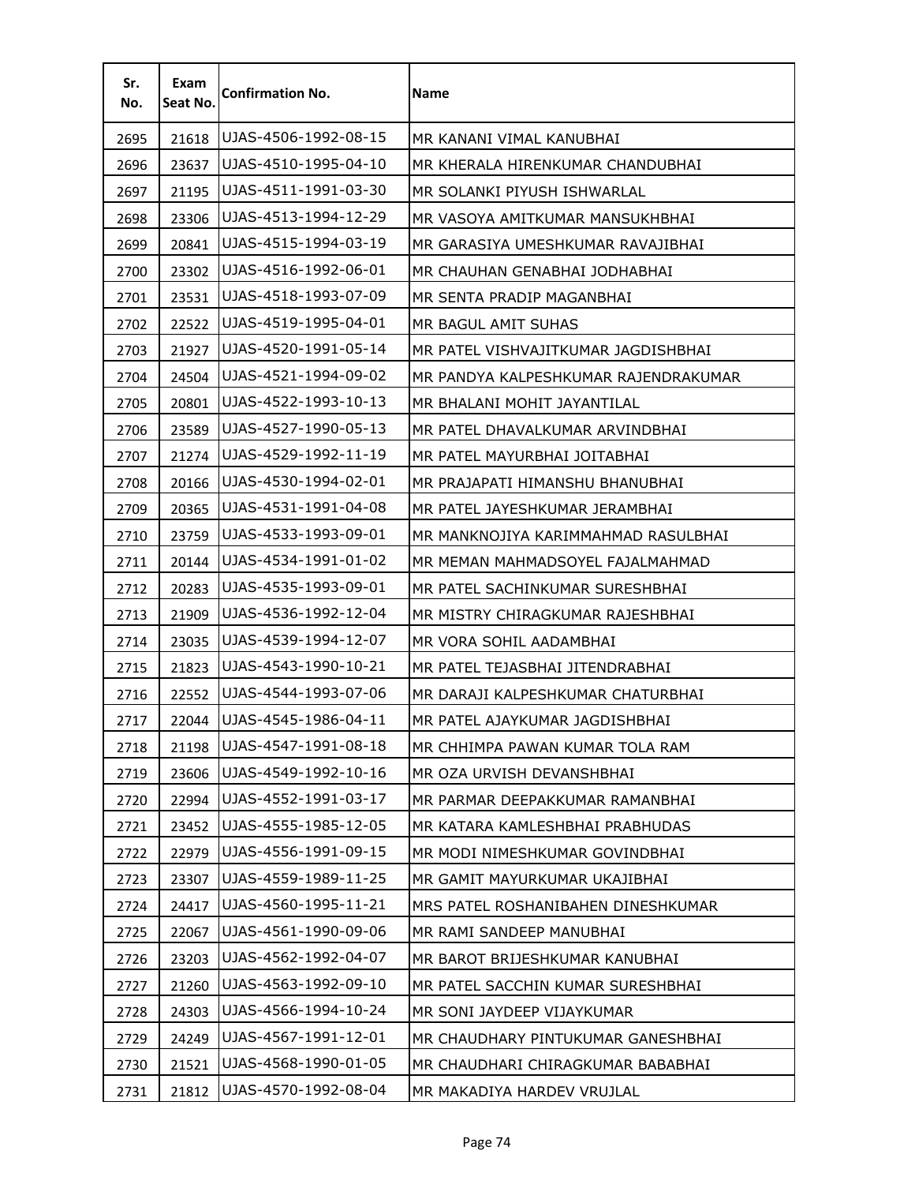| Sr. No. | Exam Seat No. | Confirmation No. | Name |
|---|---|---|---|
| 2695 | 21618 | UJAS-4506-1992-08-15 | MR KANANI VIMAL KANUBHAI |
| 2696 | 23637 | UJAS-4510-1995-04-10 | MR KHERALA HIRENKUMAR CHANDUBHAI |
| 2697 | 21195 | UJAS-4511-1991-03-30 | MR SOLANKI PIYUSH ISHWARLAL |
| 2698 | 23306 | UJAS-4513-1994-12-29 | MR VASOYA AMITKUMAR MANSUKHBHAI |
| 2699 | 20841 | UJAS-4515-1994-03-19 | MR GARASIYA UMESHKUMAR RAVAJIBHAI |
| 2700 | 23302 | UJAS-4516-1992-06-01 | MR CHAUHAN GENABHAI JODHABHAI |
| 2701 | 23531 | UJAS-4518-1993-07-09 | MR SENTA PRADIP MAGANBHAI |
| 2702 | 22522 | UJAS-4519-1995-04-01 | MR BAGUL AMIT SUHAS |
| 2703 | 21927 | UJAS-4520-1991-05-14 | MR PATEL VISHVAJITKUMAR JAGDISHBHAI |
| 2704 | 24504 | UJAS-4521-1994-09-02 | MR PANDYA KALPESHKUMAR RAJENDRAKUMAR |
| 2705 | 20801 | UJAS-4522-1993-10-13 | MR BHALANI MOHIT JAYANTILAL |
| 2706 | 23589 | UJAS-4527-1990-05-13 | MR PATEL DHAVALKUMAR ARVINDBHAI |
| 2707 | 21274 | UJAS-4529-1992-11-19 | MR PATEL MAYURBHAI JOITABHAI |
| 2708 | 20166 | UJAS-4530-1994-02-01 | MR PRAJAPATI HIMANSHU BHANUBHAI |
| 2709 | 20365 | UJAS-4531-1991-04-08 | MR PATEL JAYESHKUMAR JERAMBHAI |
| 2710 | 23759 | UJAS-4533-1993-09-01 | MR MANKNOJIYA KARIMMAHMAD RASULBHAI |
| 2711 | 20144 | UJAS-4534-1991-01-02 | MR MEMAN MAHMADSOYEL FAJALMAHMAD |
| 2712 | 20283 | UJAS-4535-1993-09-01 | MR PATEL SACHINKUMAR SURESHBHAI |
| 2713 | 21909 | UJAS-4536-1992-12-04 | MR MISTRY CHIRAGKUMAR RAJESHBHAI |
| 2714 | 23035 | UJAS-4539-1994-12-07 | MR VORA SOHIL AADAMBHAI |
| 2715 | 21823 | UJAS-4543-1990-10-21 | MR PATEL TEJASBHAI JITENDRABHAI |
| 2716 | 22552 | UJAS-4544-1993-07-06 | MR DARAJI KALPESHKUMAR CHATURBHAI |
| 2717 | 22044 | UJAS-4545-1986-04-11 | MR PATEL AJAYKUMAR JAGDISHBHAI |
| 2718 | 21198 | UJAS-4547-1991-08-18 | MR CHHIMPA PAWAN KUMAR TOLA RAM |
| 2719 | 23606 | UJAS-4549-1992-10-16 | MR OZA URVISH DEVANSHBHAI |
| 2720 | 22994 | UJAS-4552-1991-03-17 | MR PARMAR DEEPAKKUMAR RAMANBHAI |
| 2721 | 23452 | UJAS-4555-1985-12-05 | MR KATARA KAMLESHBHAI PRABHUDAS |
| 2722 | 22979 | UJAS-4556-1991-09-15 | MR MODI NIMESHKUMAR GOVINDBHAI |
| 2723 | 23307 | UJAS-4559-1989-11-25 | MR GAMIT MAYURKUMAR UKAJIBHAI |
| 2724 | 24417 | UJAS-4560-1995-11-21 | MRS PATEL ROSHANIBAHEN DINESHKUMAR |
| 2725 | 22067 | UJAS-4561-1990-09-06 | MR RAMI SANDEEP MANUBHAI |
| 2726 | 23203 | UJAS-4562-1992-04-07 | MR BAROT BRIJESHKUMAR KANUBHAI |
| 2727 | 21260 | UJAS-4563-1992-09-10 | MR PATEL SACCHIN KUMAR SURESHBHAI |
| 2728 | 24303 | UJAS-4566-1994-10-24 | MR SONI JAYDEEP VIJAYKUMAR |
| 2729 | 24249 | UJAS-4567-1991-12-01 | MR CHAUDHARY PINTUKUMAR GANESHBHAI |
| 2730 | 21521 | UJAS-4568-1990-01-05 | MR CHAUDHARI CHIRAGKUMAR BABABHAI |
| 2731 | 21812 | UJAS-4570-1992-08-04 | MR MAKADIYA HARDEV VRUJLAL |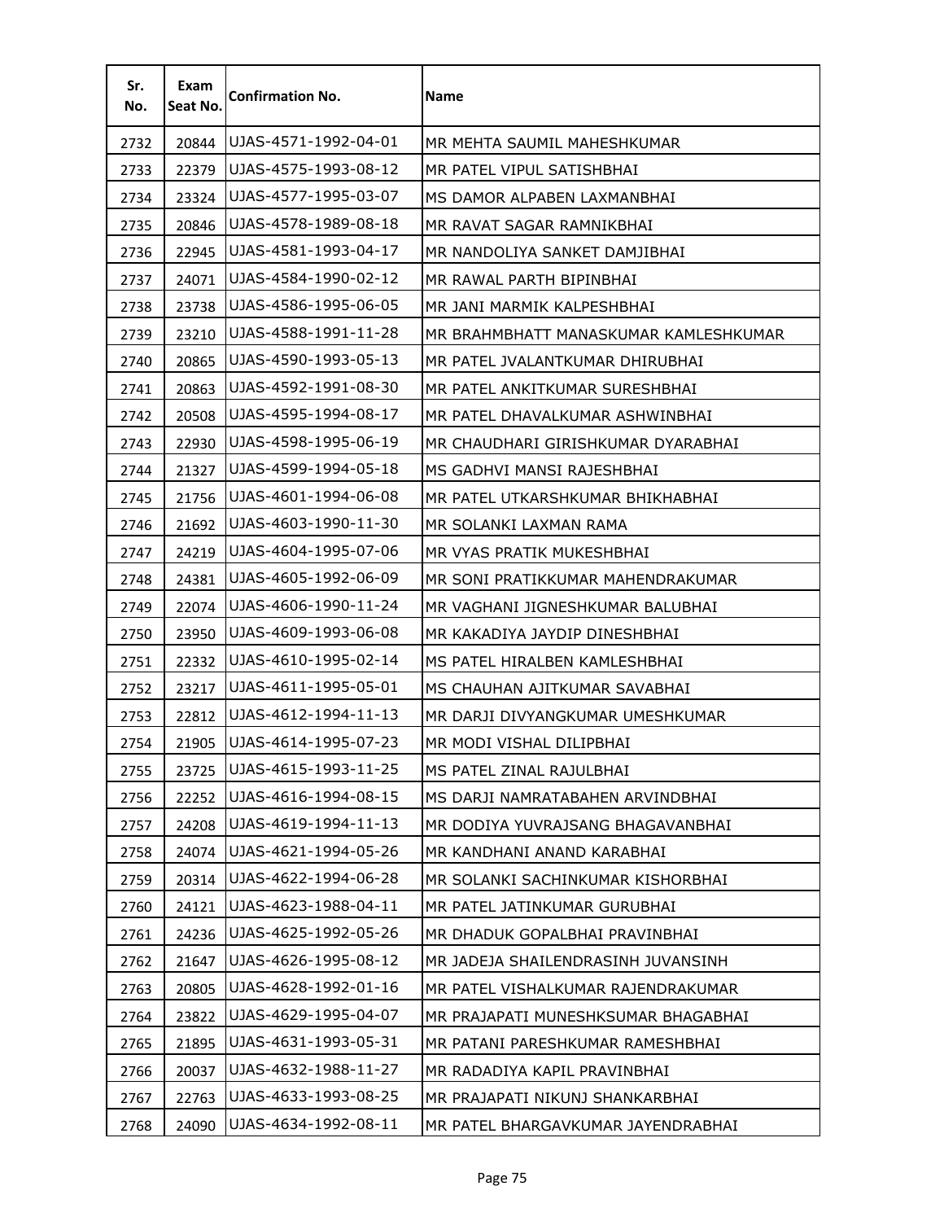| Sr. No. | Exam Seat No. | Confirmation No. | Name |
|---|---|---|---|
| 2732 | 20844 | UJAS-4571-1992-04-01 | MR MEHTA SAUMIL MAHESHKUMAR |
| 2733 | 22379 | UJAS-4575-1993-08-12 | MR PATEL VIPUL SATISHBHAI |
| 2734 | 23324 | UJAS-4577-1995-03-07 | MS DAMOR ALPABEN LAXMANBHAI |
| 2735 | 20846 | UJAS-4578-1989-08-18 | MR RAVAT SAGAR RAMNIKBHAI |
| 2736 | 22945 | UJAS-4581-1993-04-17 | MR NANDOLIYA SANKET DAMJIBHAI |
| 2737 | 24071 | UJAS-4584-1990-02-12 | MR RAWAL PARTH BIPINBHAI |
| 2738 | 23738 | UJAS-4586-1995-06-05 | MR JANI MARMIK KALPESHBHAI |
| 2739 | 23210 | UJAS-4588-1991-11-28 | MR BRAHMBHATT MANASKUMAR KAMLESHKUMAR |
| 2740 | 20865 | UJAS-4590-1993-05-13 | MR PATEL JVALANTKUMAR DHIRUBHAI |
| 2741 | 20863 | UJAS-4592-1991-08-30 | MR PATEL ANKITKUMAR SURESHBHAI |
| 2742 | 20508 | UJAS-4595-1994-08-17 | MR PATEL DHAVALKUMAR ASHWINBHAI |
| 2743 | 22930 | UJAS-4598-1995-06-19 | MR CHAUDHARI GIRISHKUMAR DYARABHAI |
| 2744 | 21327 | UJAS-4599-1994-05-18 | MS GADHVI MANSI RAJESHBHAI |
| 2745 | 21756 | UJAS-4601-1994-06-08 | MR PATEL UTKARSHKUMAR BHIKHABHAI |
| 2746 | 21692 | UJAS-4603-1990-11-30 | MR SOLANKI LAXMAN RAMA |
| 2747 | 24219 | UJAS-4604-1995-07-06 | MR VYAS PRATIK MUKESHBHAI |
| 2748 | 24381 | UJAS-4605-1992-06-09 | MR SONI PRATIKKUMAR MAHENDRAKUMAR |
| 2749 | 22074 | UJAS-4606-1990-11-24 | MR VAGHANI JIGNESHKUMAR BALUBHAI |
| 2750 | 23950 | UJAS-4609-1993-06-08 | MR KAKADIYA JAYDIP DINESHBHAI |
| 2751 | 22332 | UJAS-4610-1995-02-14 | MS PATEL HIRALBEN KAMLESHBHAI |
| 2752 | 23217 | UJAS-4611-1995-05-01 | MS CHAUHAN AJITKUMAR SAVABHAI |
| 2753 | 22812 | UJAS-4612-1994-11-13 | MR DARJI DIVYANGKUMAR UMESHKUMAR |
| 2754 | 21905 | UJAS-4614-1995-07-23 | MR MODI VISHAL DILIPBHAI |
| 2755 | 23725 | UJAS-4615-1993-11-25 | MS PATEL ZINAL RAJULBHAI |
| 2756 | 22252 | UJAS-4616-1994-08-15 | MS DARJI NAMRATABAHEN ARVINDBHAI |
| 2757 | 24208 | UJAS-4619-1994-11-13 | MR DODIYA YUVRAJSANG BHAGAVANBHAI |
| 2758 | 24074 | UJAS-4621-1994-05-26 | MR KANDHANI ANAND KARABHAI |
| 2759 | 20314 | UJAS-4622-1994-06-28 | MR SOLANKI SACHINKUMAR KISHORBHAI |
| 2760 | 24121 | UJAS-4623-1988-04-11 | MR PATEL JATINKUMAR GURUBHAI |
| 2761 | 24236 | UJAS-4625-1992-05-26 | MR DHADUK GOPALBHAI PRAVINBHAI |
| 2762 | 21647 | UJAS-4626-1995-08-12 | MR JADEJA SHAILENDRASINH JUVANSINH |
| 2763 | 20805 | UJAS-4628-1992-01-16 | MR PATEL VISHALKUMAR RAJENDRAKUMAR |
| 2764 | 23822 | UJAS-4629-1995-04-07 | MR PRAJAPATI MUNESHKSUMAR BHAGABHAI |
| 2765 | 21895 | UJAS-4631-1993-05-31 | MR PATANI PARESHKUMAR RAMESHBHAI |
| 2766 | 20037 | UJAS-4632-1988-11-27 | MR RADADIYA KAPIL PRAVINBHAI |
| 2767 | 22763 | UJAS-4633-1993-08-25 | MR PRAJAPATI NIKUNJ SHANKARBHAI |
| 2768 | 24090 | UJAS-4634-1992-08-11 | MR PATEL BHARGAVKUMAR JAYENDRABHAI |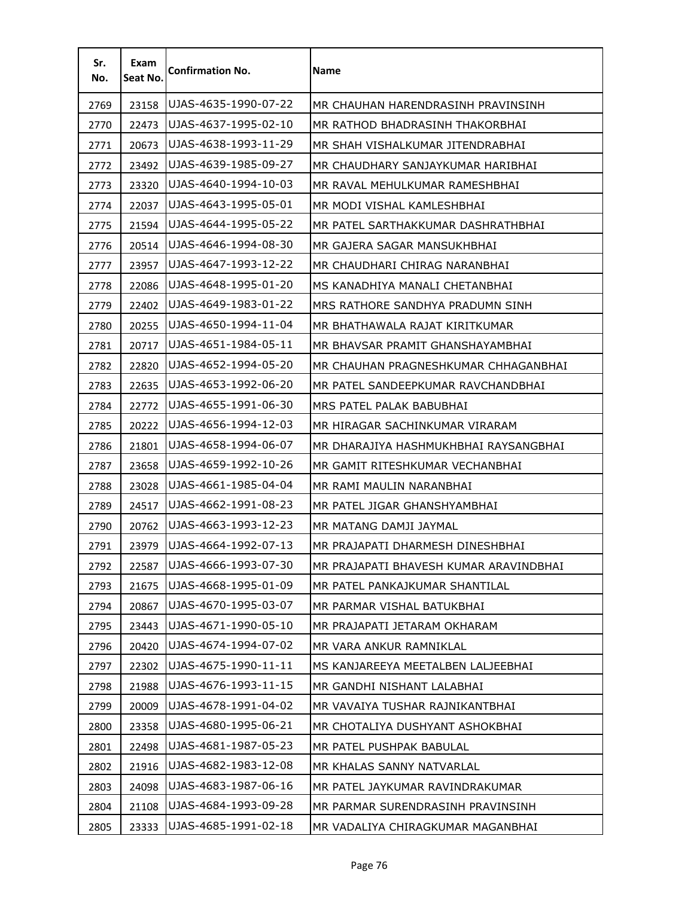| Sr. No. | Exam Seat No. | Confirmation No. | Name |
|---|---|---|---|
| 2769 | 23158 | UJAS-4635-1990-07-22 | MR CHAUHAN HARENDRASINH PRAVINSINH |
| 2770 | 22473 | UJAS-4637-1995-02-10 | MR RATHOD BHADRASINH THAKORBHAI |
| 2771 | 20673 | UJAS-4638-1993-11-29 | MR SHAH VISHALKUMAR JITENDRABHAI |
| 2772 | 23492 | UJAS-4639-1985-09-27 | MR CHAUDHARY SANJAYKUMAR HARIBHAI |
| 2773 | 23320 | UJAS-4640-1994-10-03 | MR RAVAL MEHULKUMAR RAMESHBHAI |
| 2774 | 22037 | UJAS-4643-1995-05-01 | MR MODI VISHAL KAMLESHBHAI |
| 2775 | 21594 | UJAS-4644-1995-05-22 | MR PATEL SARTHAKKUMAR DASHRATHBHAI |
| 2776 | 20514 | UJAS-4646-1994-08-30 | MR GAJERA SAGAR MANSUKHBHAI |
| 2777 | 23957 | UJAS-4647-1993-12-22 | MR CHAUDHARI CHIRAG NARANBHAI |
| 2778 | 22086 | UJAS-4648-1995-01-20 | MS KANADHIYA MANALI CHETANBHAI |
| 2779 | 22402 | UJAS-4649-1983-01-22 | MRS RATHORE SANDHYA PRADUMN SINH |
| 2780 | 20255 | UJAS-4650-1994-11-04 | MR BHATHAWALA RAJAT KIRITKUMAR |
| 2781 | 20717 | UJAS-4651-1984-05-11 | MR BHAVSAR PRAMIT GHANSHAYAMBHAI |
| 2782 | 22820 | UJAS-4652-1994-05-20 | MR CHAUHAN PRAGNESHKUMAR CHHAGANBHAI |
| 2783 | 22635 | UJAS-4653-1992-06-20 | MR PATEL SANDEEPKUMAR RAVCHANDBHAI |
| 2784 | 22772 | UJAS-4655-1991-06-30 | MRS PATEL PALAK BABUBHAI |
| 2785 | 20222 | UJAS-4656-1994-12-03 | MR HIRAGAR SACHINKUMAR VIRARAM |
| 2786 | 21801 | UJAS-4658-1994-06-07 | MR DHARAJIYA HASHMUKHBHAI RAYSANGBHAI |
| 2787 | 23658 | UJAS-4659-1992-10-26 | MR GAMIT RITESHKUMAR VECHANBHAI |
| 2788 | 23028 | UJAS-4661-1985-04-04 | MR RAMI MAULIN NARANBHAI |
| 2789 | 24517 | UJAS-4662-1991-08-23 | MR PATEL JIGAR GHANSHYAMBHAI |
| 2790 | 20762 | UJAS-4663-1993-12-23 | MR MATANG DAMJI JAYMAL |
| 2791 | 23979 | UJAS-4664-1992-07-13 | MR PRAJAPATI DHARMESH DINESHBHAI |
| 2792 | 22587 | UJAS-4666-1993-07-30 | MR PRAJAPATI BHAVESH KUMAR ARAVINDBHAI |
| 2793 | 21675 | UJAS-4668-1995-01-09 | MR PATEL PANKAJKUMAR SHANTILAL |
| 2794 | 20867 | UJAS-4670-1995-03-07 | MR PARMAR VISHAL BATUKBHAI |
| 2795 | 23443 | UJAS-4671-1990-05-10 | MR PRAJAPATI JETARAM OKHARAM |
| 2796 | 20420 | UJAS-4674-1994-07-02 | MR VARA ANKUR RAMNIKLAL |
| 2797 | 22302 | UJAS-4675-1990-11-11 | MS KANJAREEYA MEETALBEN LALJEEBHAI |
| 2798 | 21988 | UJAS-4676-1993-11-15 | MR GANDHI NISHANT LALABHAI |
| 2799 | 20009 | UJAS-4678-1991-04-02 | MR VAVAIYA TUSHAR RAJNIKANTBHAI |
| 2800 | 23358 | UJAS-4680-1995-06-21 | MR CHOTALIYA DUSHYANT ASHOKBHAI |
| 2801 | 22498 | UJAS-4681-1987-05-23 | MR PATEL PUSHPAK BABULAL |
| 2802 | 21916 | UJAS-4682-1983-12-08 | MR KHALAS SANNY NATVARLAL |
| 2803 | 24098 | UJAS-4683-1987-06-16 | MR PATEL JAYKUMAR RAVINDRAKUMAR |
| 2804 | 21108 | UJAS-4684-1993-09-28 | MR PARMAR SURENDRASINH PRAVINSINH |
| 2805 | 23333 | UJAS-4685-1991-02-18 | MR VADALIYA CHIRAGKUMAR MAGANBHAI |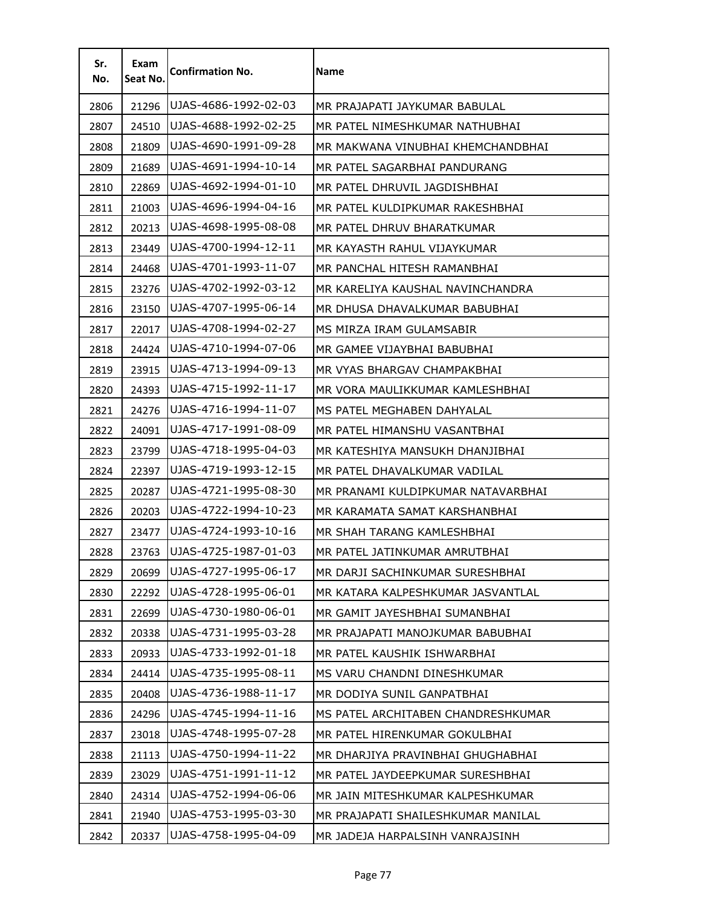| Sr. No. | Exam Seat No. | Confirmation No. | Name |
| --- | --- | --- | --- |
| 2806 | 21296 | UJAS-4686-1992-02-03 | MR PRAJAPATI JAYKUMAR BABULAL |
| 2807 | 24510 | UJAS-4688-1992-02-25 | MR PATEL NIMESHKUMAR NATHUBHAI |
| 2808 | 21809 | UJAS-4690-1991-09-28 | MR MAKWANA VINUBHAI KHEMCHANDBHAI |
| 2809 | 21689 | UJAS-4691-1994-10-14 | MR PATEL SAGARBHAI PANDURANG |
| 2810 | 22869 | UJAS-4692-1994-01-10 | MR PATEL DHRUVIL JAGDISHBHAI |
| 2811 | 21003 | UJAS-4696-1994-04-16 | MR PATEL KULDIPKUMAR RAKESHBHAI |
| 2812 | 20213 | UJAS-4698-1995-08-08 | MR PATEL DHRUV BHARATKUMAR |
| 2813 | 23449 | UJAS-4700-1994-12-11 | MR KAYASTH RAHUL VIJAYKUMAR |
| 2814 | 24468 | UJAS-4701-1993-11-07 | MR PANCHAL HITESH RAMANBHAI |
| 2815 | 23276 | UJAS-4702-1992-03-12 | MR KARELIYA KAUSHAL NAVINCHANDRA |
| 2816 | 23150 | UJAS-4707-1995-06-14 | MR DHUSA DHAVALKUMAR BABUBHAI |
| 2817 | 22017 | UJAS-4708-1994-02-27 | MS MIRZA IRAM GULAMSABIR |
| 2818 | 24424 | UJAS-4710-1994-07-06 | MR GAMEE VIJAYBHAI BABUBHAI |
| 2819 | 23915 | UJAS-4713-1994-09-13 | MR VYAS BHARGAV CHAMPAKBHAI |
| 2820 | 24393 | UJAS-4715-1992-11-17 | MR VORA MAULIKKUMAR KAMLESHBHAI |
| 2821 | 24276 | UJAS-4716-1994-11-07 | MS PATEL MEGHABEN DAHYALAL |
| 2822 | 24091 | UJAS-4717-1991-08-09 | MR PATEL HIMANSHU VASANTBHAI |
| 2823 | 23799 | UJAS-4718-1995-04-03 | MR KATESHIYA MANSUKH DHANJIBHAI |
| 2824 | 22397 | UJAS-4719-1993-12-15 | MR PATEL DHAVALKUMAR VADILAL |
| 2825 | 20287 | UJAS-4721-1995-08-30 | MR PRANAMI KULDIPKUMAR NATAVARBHAI |
| 2826 | 20203 | UJAS-4722-1994-10-23 | MR KARAMATA SAMAT KARSHANBHAI |
| 2827 | 23477 | UJAS-4724-1993-10-16 | MR SHAH TARANG KAMLESHBHAI |
| 2828 | 23763 | UJAS-4725-1987-01-03 | MR PATEL JATINKUMAR AMRUTBHAI |
| 2829 | 20699 | UJAS-4727-1995-06-17 | MR DARJI SACHINKUMAR SURESHBHAI |
| 2830 | 22292 | UJAS-4728-1995-06-01 | MR KATARA KALPESHKUMAR JASVANTLAL |
| 2831 | 22699 | UJAS-4730-1980-06-01 | MR GAMIT JAYESHBHAI SUMANBHAI |
| 2832 | 20338 | UJAS-4731-1995-03-28 | MR PRAJAPATI MANOJKUMAR BABUBHAI |
| 2833 | 20933 | UJAS-4733-1992-01-18 | MR PATEL KAUSHIK ISHWARBHAI |
| 2834 | 24414 | UJAS-4735-1995-08-11 | MS VARU CHANDNI DINESHKUMAR |
| 2835 | 20408 | UJAS-4736-1988-11-17 | MR DODIYA SUNIL GANPATBHAI |
| 2836 | 24296 | UJAS-4745-1994-11-16 | MS PATEL ARCHITABEN CHANDRESHKUMAR |
| 2837 | 23018 | UJAS-4748-1995-07-28 | MR PATEL HIRENKUMAR GOKULBHAI |
| 2838 | 21113 | UJAS-4750-1994-11-22 | MR DHARJIYA PRAVINBHAI GHUGHABHAI |
| 2839 | 23029 | UJAS-4751-1991-11-12 | MR PATEL JAYDEEPKUMAR SURESHBHAI |
| 2840 | 24314 | UJAS-4752-1994-06-06 | MR JAIN MITESHKUMAR KALPESHKUMAR |
| 2841 | 21940 | UJAS-4753-1995-03-30 | MR PRAJAPATI SHAILESHKUMAR MANILAL |
| 2842 | 20337 | UJAS-4758-1995-04-09 | MR JADEJA HARPALSINH VANRAJSINH |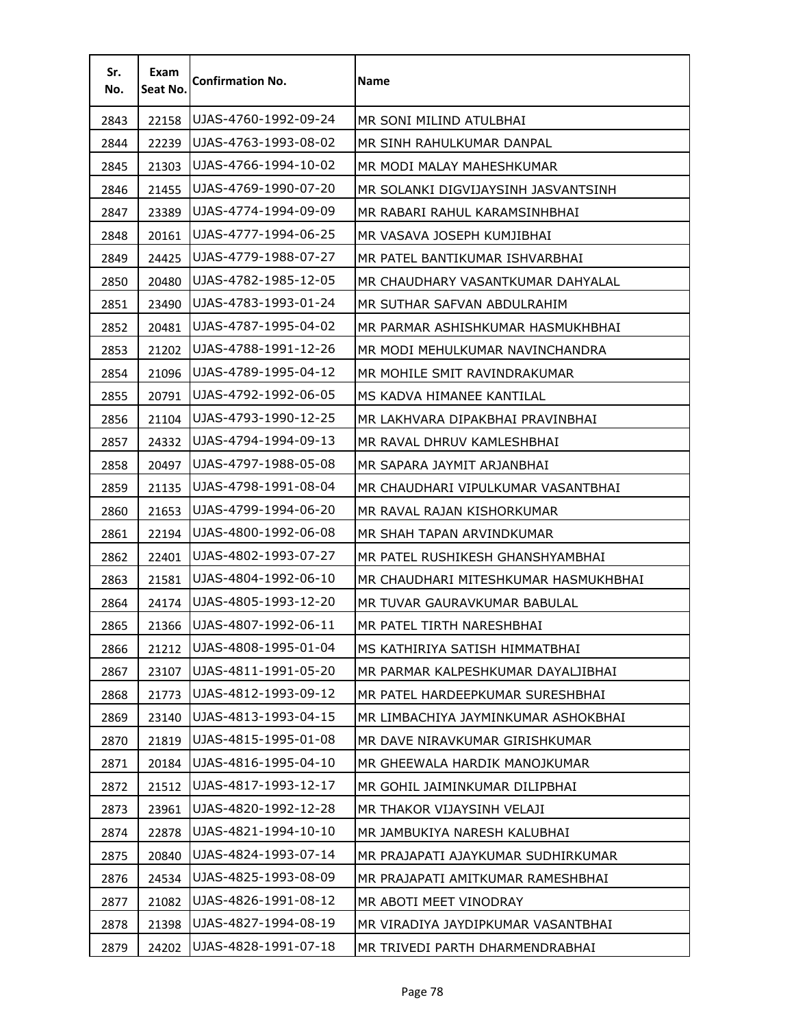| Sr. No. | Exam Seat No. | Confirmation No. | Name |
|---|---|---|---|
| 2843 | 22158 | UJAS-4760-1992-09-24 | MR SONI MILIND ATULBHAI |
| 2844 | 22239 | UJAS-4763-1993-08-02 | MR SINH RAHULKUMAR DANPAL |
| 2845 | 21303 | UJAS-4766-1994-10-02 | MR MODI MALAY MAHESHKUMAR |
| 2846 | 21455 | UJAS-4769-1990-07-20 | MR SOLANKI DIGVIJAYSINH JASVANTSINH |
| 2847 | 23389 | UJAS-4774-1994-09-09 | MR RABARI RAHUL KARAMSINHBHAI |
| 2848 | 20161 | UJAS-4777-1994-06-25 | MR VASAVA JOSEPH KUMJIBHAI |
| 2849 | 24425 | UJAS-4779-1988-07-27 | MR PATEL BANTIKUMAR ISHVARBHAI |
| 2850 | 20480 | UJAS-4782-1985-12-05 | MR CHAUDHARY VASANTKUMAR DAHYALAL |
| 2851 | 23490 | UJAS-4783-1993-01-24 | MR SUTHAR SAFVAN ABDULRAHIM |
| 2852 | 20481 | UJAS-4787-1995-04-02 | MR PARMAR ASHISHKUMAR HASMUKHBHAI |
| 2853 | 21202 | UJAS-4788-1991-12-26 | MR MODI MEHULKUMAR NAVINCHANDRA |
| 2854 | 21096 | UJAS-4789-1995-04-12 | MR MOHILE SMIT RAVINDRAKUMAR |
| 2855 | 20791 | UJAS-4792-1992-06-05 | MS KADVA HIMANEE KANTILAL |
| 2856 | 21104 | UJAS-4793-1990-12-25 | MR LAKHVARA DIPAKBHAI PRAVINBHAI |
| 2857 | 24332 | UJAS-4794-1994-09-13 | MR RAVAL DHRUV KAMLESHBHAI |
| 2858 | 20497 | UJAS-4797-1988-05-08 | MR SAPARA JAYMIT ARJANBHAI |
| 2859 | 21135 | UJAS-4798-1991-08-04 | MR CHAUDHARI VIPULKUMAR VASANTBHAI |
| 2860 | 21653 | UJAS-4799-1994-06-20 | MR RAVAL RAJAN KISHORKUMAR |
| 2861 | 22194 | UJAS-4800-1992-06-08 | MR SHAH TAPAN ARVINDKUMAR |
| 2862 | 22401 | UJAS-4802-1993-07-27 | MR PATEL RUSHIKESH GHANSHYAMBHAI |
| 2863 | 21581 | UJAS-4804-1992-06-10 | MR CHAUDHARI MITESHKUMAR HASMUKHBHAI |
| 2864 | 24174 | UJAS-4805-1993-12-20 | MR TUVAR GAURAVKUMAR BABULAL |
| 2865 | 21366 | UJAS-4807-1992-06-11 | MR PATEL TIRTH NARESHBHAI |
| 2866 | 21212 | UJAS-4808-1995-01-04 | MS KATHIRIYA SATISH HIMMATBHAI |
| 2867 | 23107 | UJAS-4811-1991-05-20 | MR PARMAR KALPESHKUMAR DAYALJIBHAI |
| 2868 | 21773 | UJAS-4812-1993-09-12 | MR PATEL HARDEEPKUMAR SURESHBHAI |
| 2869 | 23140 | UJAS-4813-1993-04-15 | MR LIMBACHIYA JAYMINKUMAR ASHOKBHAI |
| 2870 | 21819 | UJAS-4815-1995-01-08 | MR DAVE NIRAVKUMAR GIRISHKUMAR |
| 2871 | 20184 | UJAS-4816-1995-04-10 | MR GHEEWALA HARDIK MANOJKUMAR |
| 2872 | 21512 | UJAS-4817-1993-12-17 | MR GOHIL JAIMINKUMAR DILIPBHAI |
| 2873 | 23961 | UJAS-4820-1992-12-28 | MR THAKOR VIJAYSINH VELAJI |
| 2874 | 22878 | UJAS-4821-1994-10-10 | MR JAMBUKIYA NARESH KALUBHAI |
| 2875 | 20840 | UJAS-4824-1993-07-14 | MR PRAJAPATI AJAYKUMAR SUDHIRKUMAR |
| 2876 | 24534 | UJAS-4825-1993-08-09 | MR PRAJAPATI AMITKUMAR RAMESHBHAI |
| 2877 | 21082 | UJAS-4826-1991-08-12 | MR ABOTI MEET VINODRAY |
| 2878 | 21398 | UJAS-4827-1994-08-19 | MR VIRADIYA JAYDIPKUMAR VASANTBHAI |
| 2879 | 24202 | UJAS-4828-1991-07-18 | MR TRIVEDI PARTH DHARMENDRABHAI |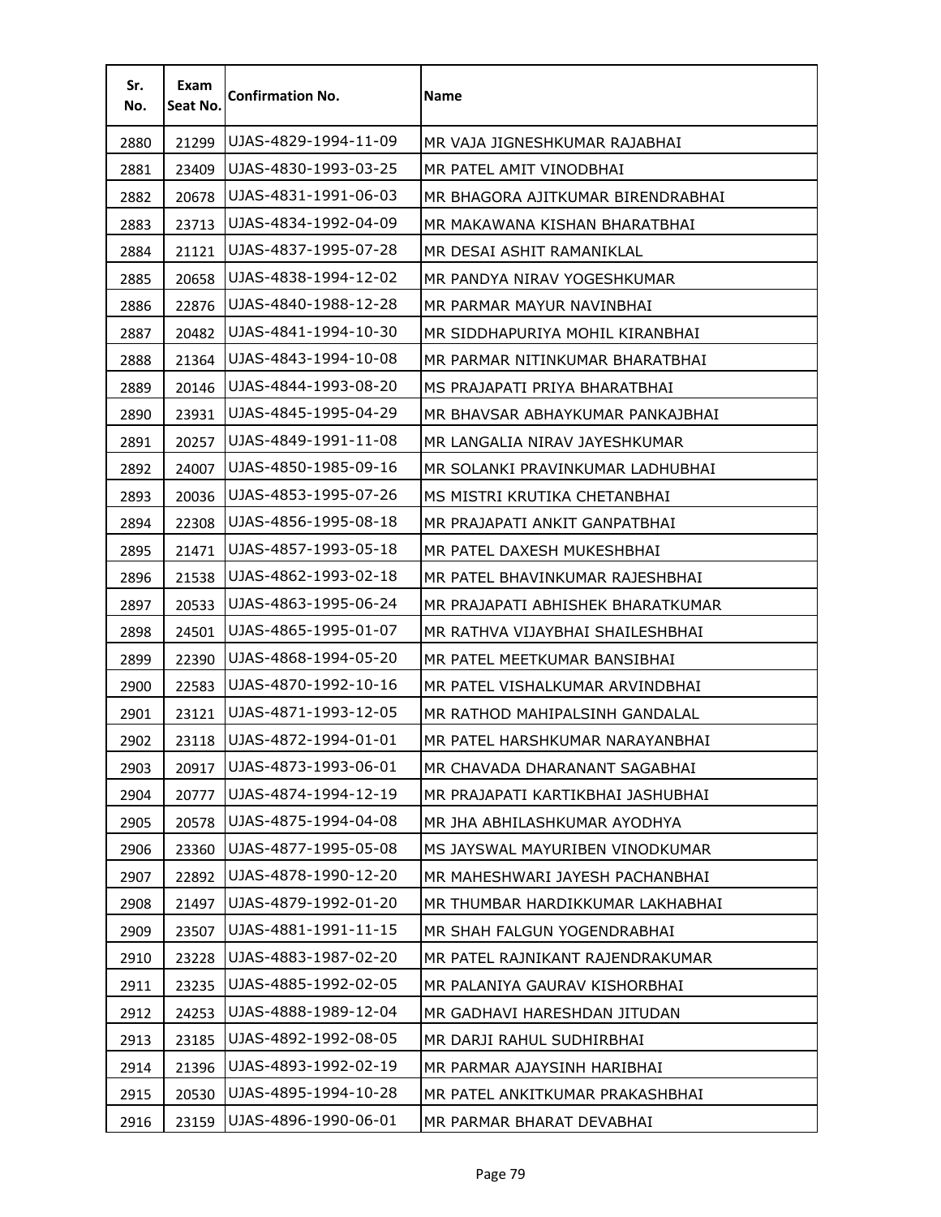| Sr. No. | Exam Seat No. | Confirmation No. | Name |
|---|---|---|---|
| 2880 | 21299 | UJAS-4829-1994-11-09 | MR VAJA JIGNESHKUMAR RAJABHAI |
| 2881 | 23409 | UJAS-4830-1993-03-25 | MR PATEL AMIT VINODBHAI |
| 2882 | 20678 | UJAS-4831-1991-06-03 | MR BHAGORA AJITKUMAR BIRENDRABHAI |
| 2883 | 23713 | UJAS-4834-1992-04-09 | MR MAKAWANA KISHAN BHARATBHAI |
| 2884 | 21121 | UJAS-4837-1995-07-28 | MR DESAI ASHIT RAMANIKLAL |
| 2885 | 20658 | UJAS-4838-1994-12-02 | MR PANDYA NIRAV YOGESHKUMAR |
| 2886 | 22876 | UJAS-4840-1988-12-28 | MR PARMAR MAYUR NAVINBHAI |
| 2887 | 20482 | UJAS-4841-1994-10-30 | MR SIDDHAPURIYA MOHIL KIRANBHAI |
| 2888 | 21364 | UJAS-4843-1994-10-08 | MR PARMAR NITINKUMAR BHARATBHAI |
| 2889 | 20146 | UJAS-4844-1993-08-20 | MS PRAJAPATI PRIYA BHARATBHAI |
| 2890 | 23931 | UJAS-4845-1995-04-29 | MR BHAVSAR ABHAYKUMAR PANKAJBHAI |
| 2891 | 20257 | UJAS-4849-1991-11-08 | MR LANGALIA NIRAV JAYESHKUMAR |
| 2892 | 24007 | UJAS-4850-1985-09-16 | MR SOLANKI PRAVINKUMAR LADHUBHAI |
| 2893 | 20036 | UJAS-4853-1995-07-26 | MS MISTRI KRUTIKA CHETANBHAI |
| 2894 | 22308 | UJAS-4856-1995-08-18 | MR PRAJAPATI ANKIT GANPATBHAI |
| 2895 | 21471 | UJAS-4857-1993-05-18 | MR PATEL DAXESH MUKESHBHAI |
| 2896 | 21538 | UJAS-4862-1993-02-18 | MR PATEL BHAVINKUMAR RAJESHBHAI |
| 2897 | 20533 | UJAS-4863-1995-06-24 | MR PRAJAPATI ABHISHEK BHARATKUMAR |
| 2898 | 24501 | UJAS-4865-1995-01-07 | MR RATHVA VIJAYBHAI SHAILESHBHAI |
| 2899 | 22390 | UJAS-4868-1994-05-20 | MR PATEL MEETKUMAR BANSIBHAI |
| 2900 | 22583 | UJAS-4870-1992-10-16 | MR PATEL VISHALKUMAR ARVINDBHAI |
| 2901 | 23121 | UJAS-4871-1993-12-05 | MR RATHOD MAHIPALSINH GANDALAL |
| 2902 | 23118 | UJAS-4872-1994-01-01 | MR PATEL HARSHKUMAR NARAYANBHAI |
| 2903 | 20917 | UJAS-4873-1993-06-01 | MR CHAVADA DHARANANT SAGABHAI |
| 2904 | 20777 | UJAS-4874-1994-12-19 | MR PRAJAPATI KARTIKBHAI JASHUBHAI |
| 2905 | 20578 | UJAS-4875-1994-04-08 | MR JHA ABHILASHKUMAR AYODHYA |
| 2906 | 23360 | UJAS-4877-1995-05-08 | MS JAYSWAL MAYURIBEN VINODKUMAR |
| 2907 | 22892 | UJAS-4878-1990-12-20 | MR MAHESHWARI JAYESH PACHANBHAI |
| 2908 | 21497 | UJAS-4879-1992-01-20 | MR THUMBAR HARDIKKUMAR LAKHABHAI |
| 2909 | 23507 | UJAS-4881-1991-11-15 | MR SHAH FALGUN YOGENDRABHAI |
| 2910 | 23228 | UJAS-4883-1987-02-20 | MR PATEL RAJNIKANT RAJENDRAKUMAR |
| 2911 | 23235 | UJAS-4885-1992-02-05 | MR PALANIYA GAURAV KISHORBHAI |
| 2912 | 24253 | UJAS-4888-1989-12-04 | MR GADHAVI HARESHDAN JITUDAN |
| 2913 | 23185 | UJAS-4892-1992-08-05 | MR DARJI RAHUL SUDHIRBHAI |
| 2914 | 21396 | UJAS-4893-1992-02-19 | MR PARMAR AJAYSINH HARIBHAI |
| 2915 | 20530 | UJAS-4895-1994-10-28 | MR PATEL ANKITKUMAR PRAKASHBHAI |
| 2916 | 23159 | UJAS-4896-1990-06-01 | MR PARMAR BHARAT DEVABHAI |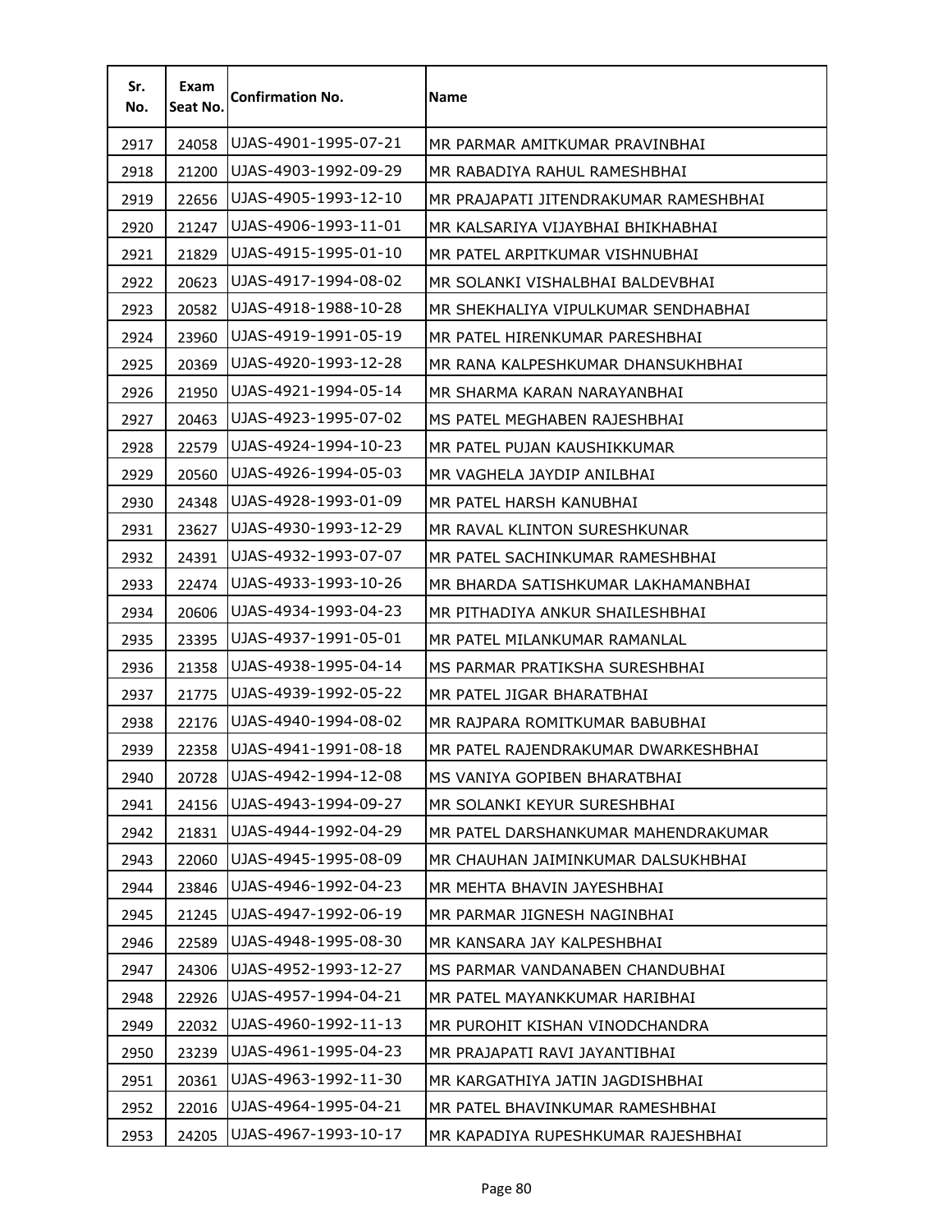| Sr. No. | Exam Seat No. | Confirmation No. | Name |
|---|---|---|---|
| 2917 | 24058 | UJAS-4901-1995-07-21 | MR PARMAR AMITKUMAR PRAVINBHAI |
| 2918 | 21200 | UJAS-4903-1992-09-29 | MR RABADIYA RAHUL RAMESHBHAI |
| 2919 | 22656 | UJAS-4905-1993-12-10 | MR PRAJAPATI JITENDRAKUMAR RAMESHBHAI |
| 2920 | 21247 | UJAS-4906-1993-11-01 | MR KALSARIYA VIJAYBHAI BHIKHABHAI |
| 2921 | 21829 | UJAS-4915-1995-01-10 | MR PATEL ARPITKUMAR VISHNUBHAI |
| 2922 | 20623 | UJAS-4917-1994-08-02 | MR SOLANKI VISHALBHAI BALDEVBHAI |
| 2923 | 20582 | UJAS-4918-1988-10-28 | MR SHEKHALIYA VIPULKUMAR SENDHABHAI |
| 2924 | 23960 | UJAS-4919-1991-05-19 | MR PATEL HIRENKUMAR PARESHBHAI |
| 2925 | 20369 | UJAS-4920-1993-12-28 | MR RANA KALPESHKUMAR DHANSUKHBHAI |
| 2926 | 21950 | UJAS-4921-1994-05-14 | MR SHARMA KARAN NARAYANBHAI |
| 2927 | 20463 | UJAS-4923-1995-07-02 | MS PATEL MEGHABEN RAJESHBHAI |
| 2928 | 22579 | UJAS-4924-1994-10-23 | MR PATEL PUJAN KAUSHIKKUMAR |
| 2929 | 20560 | UJAS-4926-1994-05-03 | MR VAGHELA JAYDIP ANILBHAI |
| 2930 | 24348 | UJAS-4928-1993-01-09 | MR PATEL HARSH KANUBHAI |
| 2931 | 23627 | UJAS-4930-1993-12-29 | MR RAVAL KLINTON SURESHKUNAR |
| 2932 | 24391 | UJAS-4932-1993-07-07 | MR PATEL SACHINKUMAR RAMESHBHAI |
| 2933 | 22474 | UJAS-4933-1993-10-26 | MR BHARDA SATISHKUMAR LAKHAMANBHAI |
| 2934 | 20606 | UJAS-4934-1993-04-23 | MR PITHADIYA ANKUR SHAILESHBHAI |
| 2935 | 23395 | UJAS-4937-1991-05-01 | MR PATEL MILANKUMAR RAMANLAL |
| 2936 | 21358 | UJAS-4938-1995-04-14 | MS PARMAR PRATIKSHA SURESHBHAI |
| 2937 | 21775 | UJAS-4939-1992-05-22 | MR PATEL JIGAR BHARATBHAI |
| 2938 | 22176 | UJAS-4940-1994-08-02 | MR RAJPARA ROMITKUMAR BABUBHAI |
| 2939 | 22358 | UJAS-4941-1991-08-18 | MR PATEL RAJENDRAKUMAR DWARKESHBHAI |
| 2940 | 20728 | UJAS-4942-1994-12-08 | MS VANIYA GOPIBEN BHARATBHAI |
| 2941 | 24156 | UJAS-4943-1994-09-27 | MR SOLANKI KEYUR SURESHBHAI |
| 2942 | 21831 | UJAS-4944-1992-04-29 | MR PATEL DARSHANKUMAR MAHENDRAKUMAR |
| 2943 | 22060 | UJAS-4945-1995-08-09 | MR CHAUHAN JAIMINKUMAR DALSUKHBHAI |
| 2944 | 23846 | UJAS-4946-1992-04-23 | MR MEHTA BHAVIN JAYESHBHAI |
| 2945 | 21245 | UJAS-4947-1992-06-19 | MR PARMAR JIGNESH NAGINBHAI |
| 2946 | 22589 | UJAS-4948-1995-08-30 | MR KANSARA JAY KALPESHBHAI |
| 2947 | 24306 | UJAS-4952-1993-12-27 | MS PARMAR VANDANABEN CHANDUBHAI |
| 2948 | 22926 | UJAS-4957-1994-04-21 | MR PATEL MAYANKKUMAR HARIBHAI |
| 2949 | 22032 | UJAS-4960-1992-11-13 | MR PUROHIT KISHAN VINODCHANDRA |
| 2950 | 23239 | UJAS-4961-1995-04-23 | MR PRAJAPATI RAVI JAYANTIBHAI |
| 2951 | 20361 | UJAS-4963-1992-11-30 | MR KARGATHIYA JATIN JAGDISHBHAI |
| 2952 | 22016 | UJAS-4964-1995-04-21 | MR PATEL BHAVINKUMAR RAMESHBHAI |
| 2953 | 24205 | UJAS-4967-1993-10-17 | MR KAPADIYA RUPESHKUMAR RAJESHBHAI |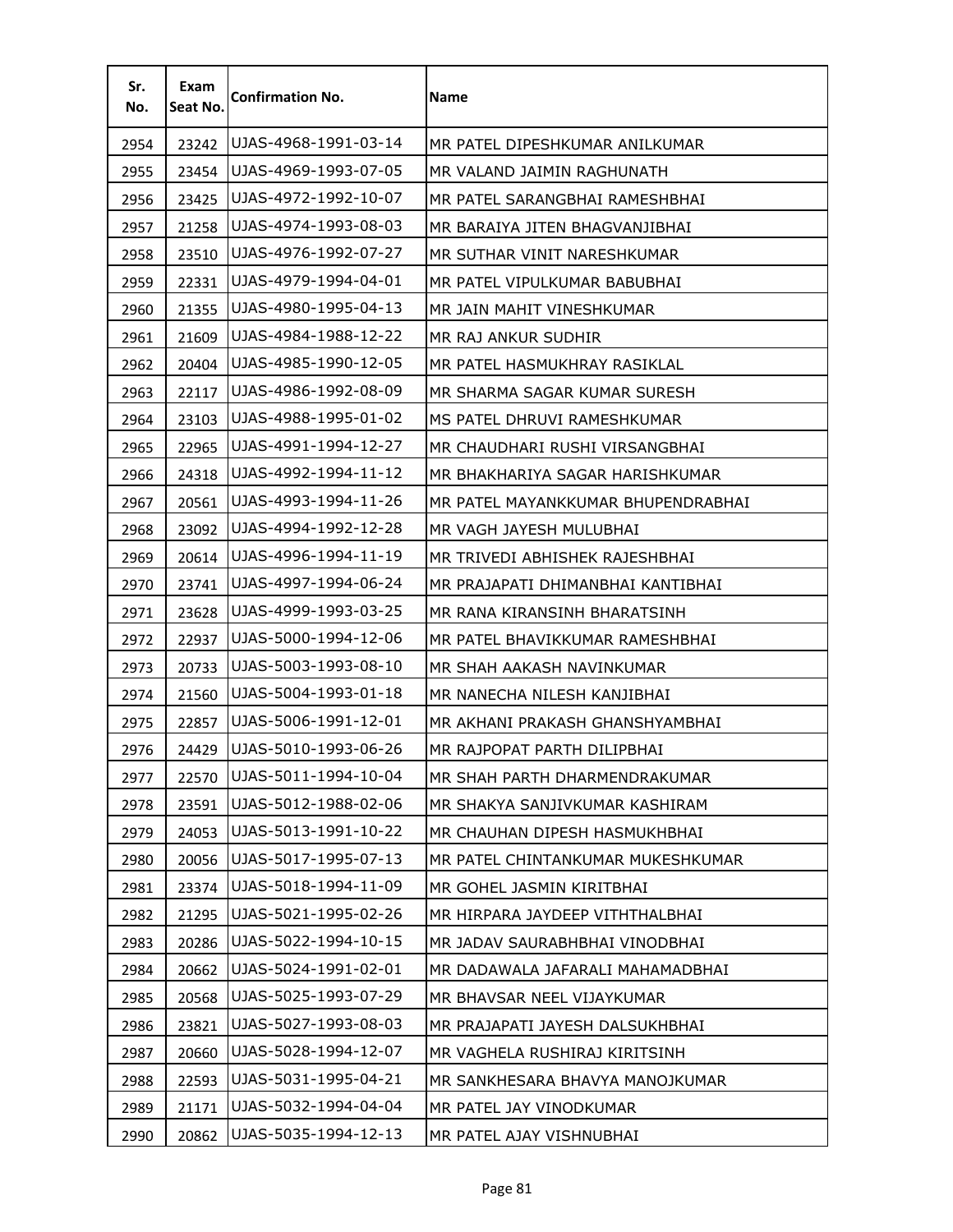| Sr. No. | Exam Seat No. | Confirmation No. | Name |
|---|---|---|---|
| 2954 | 23242 | UJAS-4968-1991-03-14 | MR PATEL DIPESHKUMAR ANILKUMAR |
| 2955 | 23454 | UJAS-4969-1993-07-05 | MR VALAND JAIMIN RAGHUNATH |
| 2956 | 23425 | UJAS-4972-1992-10-07 | MR PATEL SARANGBHAI RAMESHBHAI |
| 2957 | 21258 | UJAS-4974-1993-08-03 | MR BARAIYA JITEN BHAGVANJIBHAI |
| 2958 | 23510 | UJAS-4976-1992-07-27 | MR SUTHAR VINIT NARESHKUMAR |
| 2959 | 22331 | UJAS-4979-1994-04-01 | MR PATEL VIPULKUMAR BABUBHAI |
| 2960 | 21355 | UJAS-4980-1995-04-13 | MR JAIN MAHIT VINESHKUMAR |
| 2961 | 21609 | UJAS-4984-1988-12-22 | MR RAJ ANKUR SUDHIR |
| 2962 | 20404 | UJAS-4985-1990-12-05 | MR PATEL HASMUKHRAY RASIKLAL |
| 2963 | 22117 | UJAS-4986-1992-08-09 | MR SHARMA SAGAR KUMAR SURESH |
| 2964 | 23103 | UJAS-4988-1995-01-02 | MS PATEL DHRUVI RAMESHKUMAR |
| 2965 | 22965 | UJAS-4991-1994-12-27 | MR CHAUDHARI RUSHI VIRSANGBHAI |
| 2966 | 24318 | UJAS-4992-1994-11-12 | MR BHAKHARIYA SAGAR HARISHKUMAR |
| 2967 | 20561 | UJAS-4993-1994-11-26 | MR PATEL MAYANKKUMAR BHUPENDRABHAI |
| 2968 | 23092 | UJAS-4994-1992-12-28 | MR VAGH JAYESH MULUBHAI |
| 2969 | 20614 | UJAS-4996-1994-11-19 | MR TRIVEDI ABHISHEK RAJESHBHAI |
| 2970 | 23741 | UJAS-4997-1994-06-24 | MR PRAJAPATI DHIMANBHAI KANTIBHAI |
| 2971 | 23628 | UJAS-4999-1993-03-25 | MR RANA KIRANSINH BHARATSINH |
| 2972 | 22937 | UJAS-5000-1994-12-06 | MR PATEL BHAVIKKUMAR RAMESHBHAI |
| 2973 | 20733 | UJAS-5003-1993-08-10 | MR SHAH AAKASH NAVINKUMAR |
| 2974 | 21560 | UJAS-5004-1993-01-18 | MR NANECHA NILESH KANJIBHAI |
| 2975 | 22857 | UJAS-5006-1991-12-01 | MR AKHANI PRAKASH GHANSHYAMBHAI |
| 2976 | 24429 | UJAS-5010-1993-06-26 | MR RAJPOPAT PARTH DILIPBHAI |
| 2977 | 22570 | UJAS-5011-1994-10-04 | MR SHAH PARTH DHARMENDRAKUMAR |
| 2978 | 23591 | UJAS-5012-1988-02-06 | MR SHAKYA SANJIVKUMAR KASHIRAM |
| 2979 | 24053 | UJAS-5013-1991-10-22 | MR CHAUHAN DIPESH HASMUKHBHAI |
| 2980 | 20056 | UJAS-5017-1995-07-13 | MR PATEL CHINTANKUMAR MUKESHKUMAR |
| 2981 | 23374 | UJAS-5018-1994-11-09 | MR GOHEL JASMIN KIRITBHAI |
| 2982 | 21295 | UJAS-5021-1995-02-26 | MR HIRPARA JAYDEEP VITHTHALBHAI |
| 2983 | 20286 | UJAS-5022-1994-10-15 | MR JADAV SAURABHBHAI VINODBHAI |
| 2984 | 20662 | UJAS-5024-1991-02-01 | MR DADAWALA JAFARALI MAHAMADBHAI |
| 2985 | 20568 | UJAS-5025-1993-07-29 | MR BHAVSAR NEEL VIJAYKUMAR |
| 2986 | 23821 | UJAS-5027-1993-08-03 | MR PRAJAPATI JAYESH DALSUKHBHAI |
| 2987 | 20660 | UJAS-5028-1994-12-07 | MR VAGHELA RUSHIRAJ KIRITSINH |
| 2988 | 22593 | UJAS-5031-1995-04-21 | MR SANKHESARA BHAVYA MANOJKUMAR |
| 2989 | 21171 | UJAS-5032-1994-04-04 | MR PATEL JAY VINODKUMAR |
| 2990 | 20862 | UJAS-5035-1994-12-13 | MR PATEL AJAY VISHNUBHAI |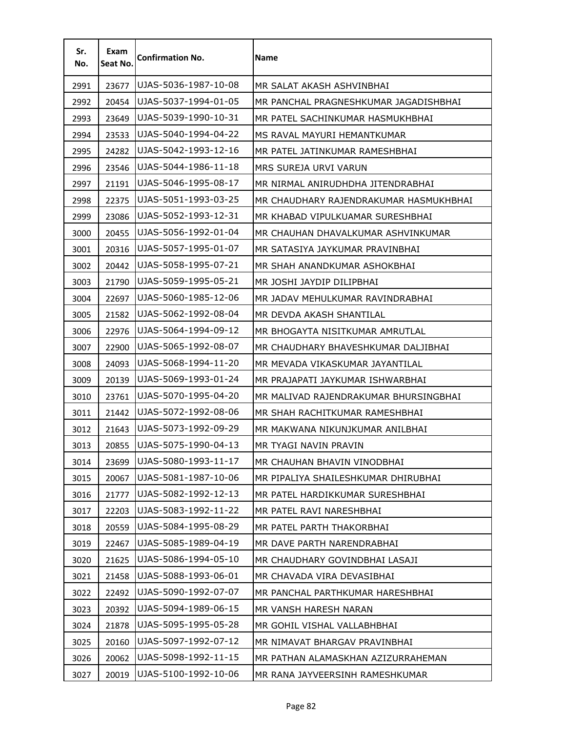| Sr. No. | Exam Seat No. | Confirmation No. | Name |
|---|---|---|---|
| 2991 | 23677 | UJAS-5036-1987-10-08 | MR SALAT AKASH ASHVINBHAI |
| 2992 | 20454 | UJAS-5037-1994-01-05 | MR PANCHAL PRAGNESHKUMAR JAGADISHBHAI |
| 2993 | 23649 | UJAS-5039-1990-10-31 | MR PATEL SACHINKUMAR HASMUKHBHAI |
| 2994 | 23533 | UJAS-5040-1994-04-22 | MS RAVAL MAYURI HEMANTKUMAR |
| 2995 | 24282 | UJAS-5042-1993-12-16 | MR PATEL JATINKUMAR RAMESHBHAI |
| 2996 | 23546 | UJAS-5044-1986-11-18 | MRS SUREJA URVI VARUN |
| 2997 | 21191 | UJAS-5046-1995-08-17 | MR NIRMAL ANIRUDHDHA JITENDRABHAI |
| 2998 | 22375 | UJAS-5051-1993-03-25 | MR CHAUDHARY RAJENDRAKUMAR HASMUKHBHAI |
| 2999 | 23086 | UJAS-5052-1993-12-31 | MR KHABAD VIPULKUAMAR SURESHBHAI |
| 3000 | 20455 | UJAS-5056-1992-01-04 | MR CHAUHAN DHAVALKUMAR ASHVINKUMAR |
| 3001 | 20316 | UJAS-5057-1995-01-07 | MR SATASIYA JAYKUMAR PRAVINBHAI |
| 3002 | 20442 | UJAS-5058-1995-07-21 | MR SHAH ANANDKUMAR ASHOKBHAI |
| 3003 | 21790 | UJAS-5059-1995-05-21 | MR JOSHI JAYDIP DILIPBHAI |
| 3004 | 22697 | UJAS-5060-1985-12-06 | MR JADAV MEHULKUMAR RAVINDRABHAI |
| 3005 | 21582 | UJAS-5062-1992-08-04 | MR DEVDA AKASH SHANTILAL |
| 3006 | 22976 | UJAS-5064-1994-09-12 | MR BHOGAYTA NISITKUMAR AMRUTLAL |
| 3007 | 22900 | UJAS-5065-1992-08-07 | MR CHAUDHARY BHAVESHKUMAR DALJIBHAI |
| 3008 | 24093 | UJAS-5068-1994-11-20 | MR MEVADA VIKASKUMAR JAYANTILAL |
| 3009 | 20139 | UJAS-5069-1993-01-24 | MR PRAJAPATI JAYKUMAR ISHWARBHAI |
| 3010 | 23761 | UJAS-5070-1995-04-20 | MR MALIVAD RAJENDRAKUMAR BHURSINGBHAI |
| 3011 | 21442 | UJAS-5072-1992-08-06 | MR SHAH RACHITKUMAR RAMESHBHAI |
| 3012 | 21643 | UJAS-5073-1992-09-29 | MR MAKWANA NIKUNJKUMAR ANILBHAI |
| 3013 | 20855 | UJAS-5075-1990-04-13 | MR TYAGI NAVIN PRAVIN |
| 3014 | 23699 | UJAS-5080-1993-11-17 | MR CHAUHAN BHAVIN VINODBHAI |
| 3015 | 20067 | UJAS-5081-1987-10-06 | MR PIPALIYA SHAILESHKUMAR DHIRUBHAI |
| 3016 | 21777 | UJAS-5082-1992-12-13 | MR PATEL HARDIKKUMAR SURESHBHAI |
| 3017 | 22203 | UJAS-5083-1992-11-22 | MR PATEL RAVI NARESHBHAI |
| 3018 | 20559 | UJAS-5084-1995-08-29 | MR PATEL PARTH THAKORBHAI |
| 3019 | 22467 | UJAS-5085-1989-04-19 | MR DAVE PARTH NARENDRABHAI |
| 3020 | 21625 | UJAS-5086-1994-05-10 | MR CHAUDHARY GOVINDBHAI LASAJI |
| 3021 | 21458 | UJAS-5088-1993-06-01 | MR CHAVADA VIRA DEVASIBHAI |
| 3022 | 22492 | UJAS-5090-1992-07-07 | MR PANCHAL PARTHKUMAR HARESHBHAI |
| 3023 | 20392 | UJAS-5094-1989-06-15 | MR VANSH HARESH NARAN |
| 3024 | 21878 | UJAS-5095-1995-05-28 | MR GOHIL VISHAL VALLABHBHAI |
| 3025 | 20160 | UJAS-5097-1992-07-12 | MR NIMAVAT BHARGAV PRAVINBHAI |
| 3026 | 20062 | UJAS-5098-1992-11-15 | MR PATHAN ALAMASKHAN AZIZURRAHEMAN |
| 3027 | 20019 | UJAS-5100-1992-10-06 | MR RANA JAYVEERSINH RAMESHKUMAR |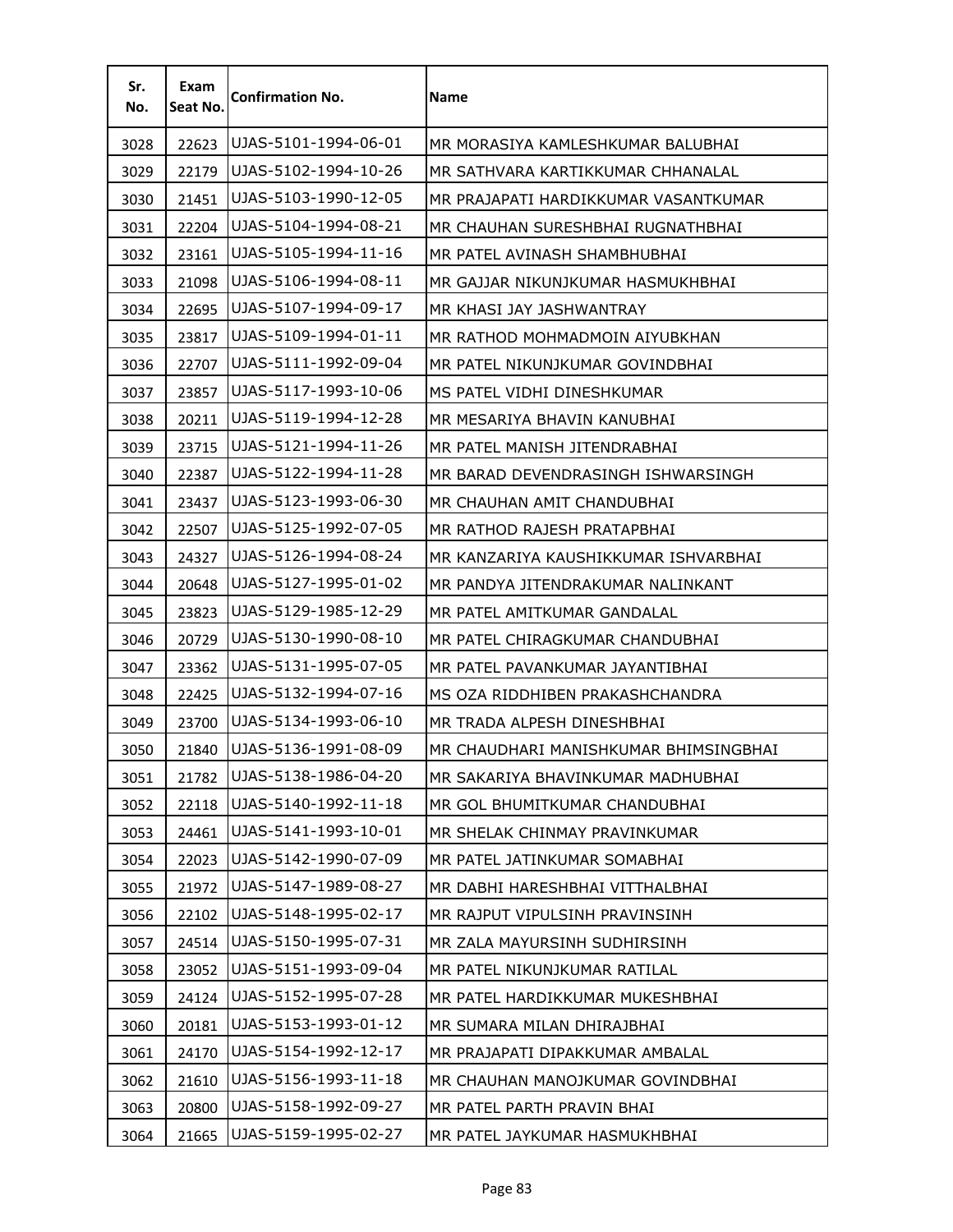| Sr. No. | Exam Seat No. | Confirmation No. | Name |
|---|---|---|---|
| 3028 | 22623 | UJAS-5101-1994-06-01 | MR MORASIYA KAMLESHKUMAR BALUBHAI |
| 3029 | 22179 | UJAS-5102-1994-10-26 | MR SATHVARA KARTIKKUMAR CHHANALAL |
| 3030 | 21451 | UJAS-5103-1990-12-05 | MR PRAJAPATI HARDIKKUMAR VASANTKUMAR |
| 3031 | 22204 | UJAS-5104-1994-08-21 | MR CHAUHAN SURESHBHAI RUGNATHBHAI |
| 3032 | 23161 | UJAS-5105-1994-11-16 | MR PATEL AVINASH SHAMBHUBHAI |
| 3033 | 21098 | UJAS-5106-1994-08-11 | MR GAJJAR NIKUNJKUMAR HASMUKHBHAI |
| 3034 | 22695 | UJAS-5107-1994-09-17 | MR KHASI JAY JASHWANTRAY |
| 3035 | 23817 | UJAS-5109-1994-01-11 | MR RATHOD MOHMADMOIN AIYUBKHAN |
| 3036 | 22707 | UJAS-5111-1992-09-04 | MR PATEL NIKUNJKUMAR GOVINDBHAI |
| 3037 | 23857 | UJAS-5117-1993-10-06 | MS PATEL VIDHI DINESHKUMAR |
| 3038 | 20211 | UJAS-5119-1994-12-28 | MR MESARIYA BHAVIN KANUBHAI |
| 3039 | 23715 | UJAS-5121-1994-11-26 | MR PATEL MANISH JITENDRABHAI |
| 3040 | 22387 | UJAS-5122-1994-11-28 | MR BARAD DEVENDRASINGH ISHWARSINGH |
| 3041 | 23437 | UJAS-5123-1993-06-30 | MR CHAUHAN AMIT CHANDUBHAI |
| 3042 | 22507 | UJAS-5125-1992-07-05 | MR RATHOD RAJESH PRATAPBHAI |
| 3043 | 24327 | UJAS-5126-1994-08-24 | MR KANZARIYA KAUSHIKKUMAR ISHVARBHAI |
| 3044 | 20648 | UJAS-5127-1995-01-02 | MR PANDYA JITENDRAKUMAR NALINKANT |
| 3045 | 23823 | UJAS-5129-1985-12-29 | MR PATEL AMITKUMAR GANDALAL |
| 3046 | 20729 | UJAS-5130-1990-08-10 | MR PATEL CHIRAGKUMAR CHANDUBHAI |
| 3047 | 23362 | UJAS-5131-1995-07-05 | MR PATEL PAVANKUMAR JAYANTIBHAI |
| 3048 | 22425 | UJAS-5132-1994-07-16 | MS OZA RIDDHIBEN PRAKASHCHANDRA |
| 3049 | 23700 | UJAS-5134-1993-06-10 | MR TRADA ALPESH DINESHBHAI |
| 3050 | 21840 | UJAS-5136-1991-08-09 | MR CHAUDHARI MANISHKUMAR BHIMSINGBHAI |
| 3051 | 21782 | UJAS-5138-1986-04-20 | MR SAKARIYA BHAVINKUMAR MADHUBHAI |
| 3052 | 22118 | UJAS-5140-1992-11-18 | MR GOL BHUMITKUMAR CHANDUBHAI |
| 3053 | 24461 | UJAS-5141-1993-10-01 | MR SHELAK CHINMAY PRAVINKUMAR |
| 3054 | 22023 | UJAS-5142-1990-07-09 | MR PATEL JATINKUMAR SOMABHAI |
| 3055 | 21972 | UJAS-5147-1989-08-27 | MR DABHI HARESHBHAI VITTHALBHAI |
| 3056 | 22102 | UJAS-5148-1995-02-17 | MR RAJPUT VIPULSINH PRAVINSINH |
| 3057 | 24514 | UJAS-5150-1995-07-31 | MR ZALA MAYURSINH SUDHIRSINH |
| 3058 | 23052 | UJAS-5151-1993-09-04 | MR PATEL NIKUNJKUMAR RATILAL |
| 3059 | 24124 | UJAS-5152-1995-07-28 | MR PATEL HARDIKKUMAR MUKESHBHAI |
| 3060 | 20181 | UJAS-5153-1993-01-12 | MR SUMARA MILAN DHIRAJBHAI |
| 3061 | 24170 | UJAS-5154-1992-12-17 | MR PRAJAPATI DIPAKKUMAR AMBALAL |
| 3062 | 21610 | UJAS-5156-1993-11-18 | MR CHAUHAN MANOJKUMAR GOVINDBHAI |
| 3063 | 20800 | UJAS-5158-1992-09-27 | MR PATEL PARTH PRAVIN BHAI |
| 3064 | 21665 | UJAS-5159-1995-02-27 | MR PATEL JAYKUMAR HASMUKHBHAI |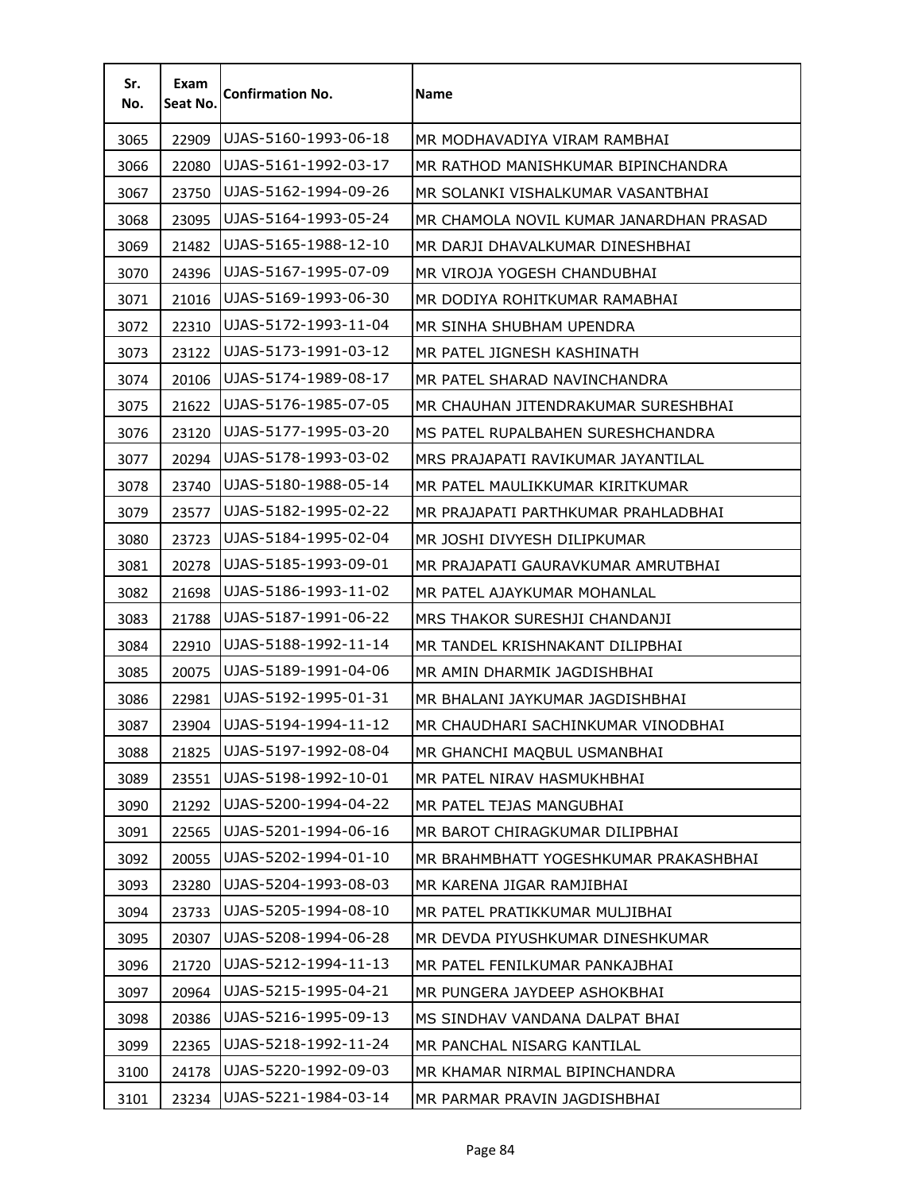| Sr. No. | Exam Seat No. | Confirmation No. | Name |
|---|---|---|---|
| 3065 | 22909 | UJAS-5160-1993-06-18 | MR MODHAVADIYA VIRAM RAMBHAI |
| 3066 | 22080 | UJAS-5161-1992-03-17 | MR RATHOD MANISHKUMAR BIPINCHANDRA |
| 3067 | 23750 | UJAS-5162-1994-09-26 | MR SOLANKI VISHALKUMAR VASANTBHAI |
| 3068 | 23095 | UJAS-5164-1993-05-24 | MR CHAMOLA NOVIL KUMAR JANARDHAN PRASAD |
| 3069 | 21482 | UJAS-5165-1988-12-10 | MR DARJI DHAVALKUMAR DINESHBHAI |
| 3070 | 24396 | UJAS-5167-1995-07-09 | MR VIROJA YOGESH CHANDUBHAI |
| 3071 | 21016 | UJAS-5169-1993-06-30 | MR DODIYA ROHITKUMAR RAMABHAI |
| 3072 | 22310 | UJAS-5172-1993-11-04 | MR SINHA SHUBHAM UPENDRA |
| 3073 | 23122 | UJAS-5173-1991-03-12 | MR PATEL JIGNESH KASHINATH |
| 3074 | 20106 | UJAS-5174-1989-08-17 | MR PATEL SHARAD NAVINCHANDRA |
| 3075 | 21622 | UJAS-5176-1985-07-05 | MR CHAUHAN JITENDRAKUMAR SURESHBHAI |
| 3076 | 23120 | UJAS-5177-1995-03-20 | MS PATEL RUPALBAHEN SURESHCHANDRA |
| 3077 | 20294 | UJAS-5178-1993-03-02 | MRS PRAJAPATI RAVIKUMAR JAYANTILAL |
| 3078 | 23740 | UJAS-5180-1988-05-14 | MR PATEL MAULIKKUMAR KIRITKUMAR |
| 3079 | 23577 | UJAS-5182-1995-02-22 | MR PRAJAPATI PARTHKUMAR PRAHLADBHAI |
| 3080 | 23723 | UJAS-5184-1995-02-04 | MR JOSHI DIVYESH DILIPKUMAR |
| 3081 | 20278 | UJAS-5185-1993-09-01 | MR PRAJAPATI GAURAVKUMAR AMRUTBHAI |
| 3082 | 21698 | UJAS-5186-1993-11-02 | MR PATEL AJAYKUMAR MOHANLAL |
| 3083 | 21788 | UJAS-5187-1991-06-22 | MRS THAKOR SURESHJI CHANDANJI |
| 3084 | 22910 | UJAS-5188-1992-11-14 | MR TANDEL KRISHNAKANT DILIPBHAI |
| 3085 | 20075 | UJAS-5189-1991-04-06 | MR AMIN DHARMIK JAGDISHBHAI |
| 3086 | 22981 | UJAS-5192-1995-01-31 | MR BHALANI JAYKUMAR JAGDISHBHAI |
| 3087 | 23904 | UJAS-5194-1994-11-12 | MR CHAUDHARI SACHINKUMAR VINODBHAI |
| 3088 | 21825 | UJAS-5197-1992-08-04 | MR GHANCHI MAQBUL USMANBHAI |
| 3089 | 23551 | UJAS-5198-1992-10-01 | MR PATEL NIRAV HASMUKHBHAI |
| 3090 | 21292 | UJAS-5200-1994-04-22 | MR PATEL TEJAS MANGUBHAI |
| 3091 | 22565 | UJAS-5201-1994-06-16 | MR BAROT CHIRAGKUMAR DILIPBHAI |
| 3092 | 20055 | UJAS-5202-1994-01-10 | MR BRAHMBHATT YOGESHKUMAR PRAKASHBHAI |
| 3093 | 23280 | UJAS-5204-1993-08-03 | MR KARENA JIGAR RAMJIBHAI |
| 3094 | 23733 | UJAS-5205-1994-08-10 | MR PATEL PRATIKKUMAR MULJIBHAI |
| 3095 | 20307 | UJAS-5208-1994-06-28 | MR DEVDA PIYUSHKUMAR DINESHKUMAR |
| 3096 | 21720 | UJAS-5212-1994-11-13 | MR PATEL FENILKUMAR PANKAJBHAI |
| 3097 | 20964 | UJAS-5215-1995-04-21 | MR PUNGERA JAYDEEP ASHOKBHAI |
| 3098 | 20386 | UJAS-5216-1995-09-13 | MS SINDHAV VANDANA DALPAT BHAI |
| 3099 | 22365 | UJAS-5218-1992-11-24 | MR PANCHAL NISARG KANTILAL |
| 3100 | 24178 | UJAS-5220-1992-09-03 | MR KHAMAR NIRMAL BIPINCHANDRA |
| 3101 | 23234 | UJAS-5221-1984-03-14 | MR PARMAR PRAVIN JAGDISHBHAI |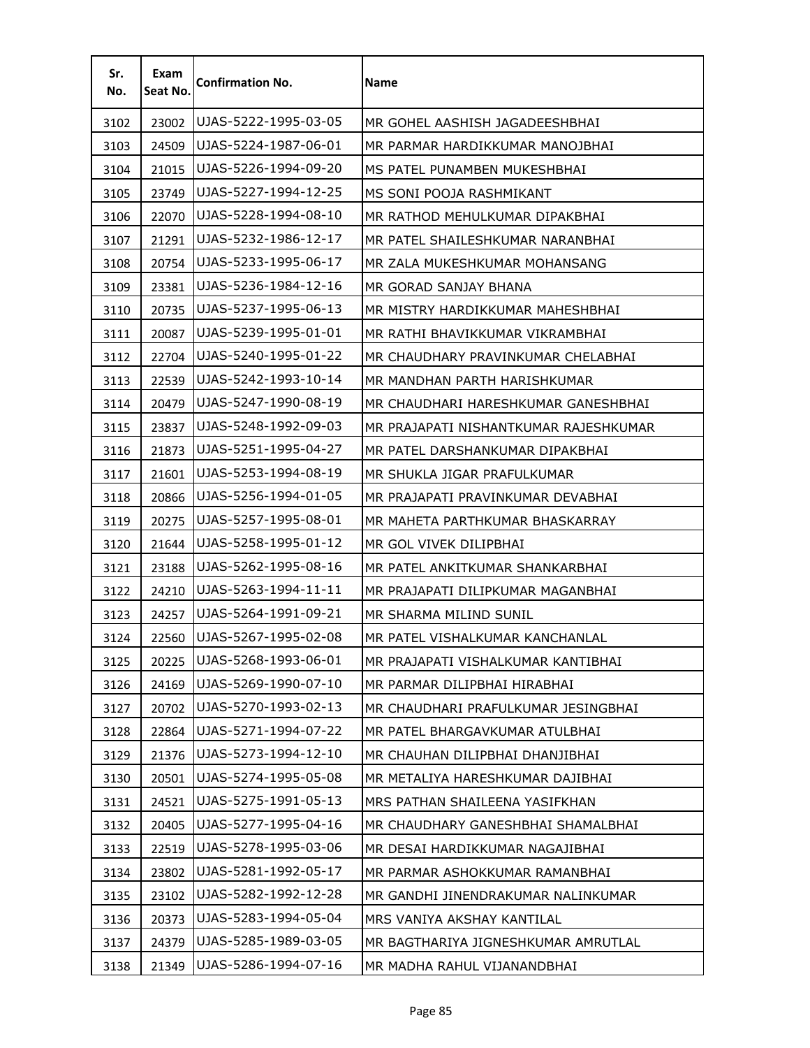| Sr. No. | Exam Seat No. | Confirmation No. | Name |
|---|---|---|---|
| 3102 | 23002 | UJAS-5222-1995-03-05 | MR GOHEL AASHISH JAGADEESHBHAI |
| 3103 | 24509 | UJAS-5224-1987-06-01 | MR PARMAR HARDIKKUMAR MANOJBHAI |
| 3104 | 21015 | UJAS-5226-1994-09-20 | MS PATEL PUNAMBEN MUKESHBHAI |
| 3105 | 23749 | UJAS-5227-1994-12-25 | MS SONI POOJA RASHMIKANT |
| 3106 | 22070 | UJAS-5228-1994-08-10 | MR RATHOD MEHULKUMAR DIPAKBHAI |
| 3107 | 21291 | UJAS-5232-1986-12-17 | MR PATEL SHAILESHKUMAR NARANBHAI |
| 3108 | 20754 | UJAS-5233-1995-06-17 | MR ZALA MUKESHKUMAR MOHANSANG |
| 3109 | 23381 | UJAS-5236-1984-12-16 | MR GORAD SANJAY BHANA |
| 3110 | 20735 | UJAS-5237-1995-06-13 | MR MISTRY HARDIKKUMAR MAHESHBHAI |
| 3111 | 20087 | UJAS-5239-1995-01-01 | MR RATHI BHAVIKKUMAR VIKRAMBHAI |
| 3112 | 22704 | UJAS-5240-1995-01-22 | MR CHAUDHARY PRAVINKUMAR CHELABHAI |
| 3113 | 22539 | UJAS-5242-1993-10-14 | MR MANDHAN PARTH HARISHKUMAR |
| 3114 | 20479 | UJAS-5247-1990-08-19 | MR CHAUDHARI HARESHKUMAR GANESHBHAI |
| 3115 | 23837 | UJAS-5248-1992-09-03 | MR PRAJAPATI NISHANTKUMAR RAJESHKUMAR |
| 3116 | 21873 | UJAS-5251-1995-04-27 | MR PATEL DARSHANKUMAR DIPAKBHAI |
| 3117 | 21601 | UJAS-5253-1994-08-19 | MR SHUKLA JIGAR PRAFULKUMAR |
| 3118 | 20866 | UJAS-5256-1994-01-05 | MR PRAJAPATI PRAVINKUMAR DEVABHAI |
| 3119 | 20275 | UJAS-5257-1995-08-01 | MR MAHETA PARTHKUMAR BHASKARRAY |
| 3120 | 21644 | UJAS-5258-1995-01-12 | MR GOL VIVEK DILIPBHAI |
| 3121 | 23188 | UJAS-5262-1995-08-16 | MR PATEL ANKITKUMAR SHANKARBHAI |
| 3122 | 24210 | UJAS-5263-1994-11-11 | MR PRAJAPATI DILIPKUMAR MAGANBHAI |
| 3123 | 24257 | UJAS-5264-1991-09-21 | MR SHARMA MILIND SUNIL |
| 3124 | 22560 | UJAS-5267-1995-02-08 | MR PATEL VISHALKUMAR KANCHANLAL |
| 3125 | 20225 | UJAS-5268-1993-06-01 | MR PRAJAPATI VISHALKUMAR KANTIBHAI |
| 3126 | 24169 | UJAS-5269-1990-07-10 | MR PARMAR DILIPBHAI HIRABHAI |
| 3127 | 20702 | UJAS-5270-1993-02-13 | MR CHAUDHARI PRAFULKUMAR JESINGBHAI |
| 3128 | 22864 | UJAS-5271-1994-07-22 | MR PATEL BHARGAVKUMAR ATULBHAI |
| 3129 | 21376 | UJAS-5273-1994-12-10 | MR CHAUHAN DILIPBHAI DHANJIBHAI |
| 3130 | 20501 | UJAS-5274-1995-05-08 | MR METALIYA HARESHKUMAR DAJIBHAI |
| 3131 | 24521 | UJAS-5275-1991-05-13 | MRS PATHAN SHAILEENA YASIFKHAN |
| 3132 | 20405 | UJAS-5277-1995-04-16 | MR CHAUDHARY GANESHBHAI SHAMALBHAI |
| 3133 | 22519 | UJAS-5278-1995-03-06 | MR DESAI HARDIKKUMAR NAGAJIBHAI |
| 3134 | 23802 | UJAS-5281-1992-05-17 | MR PARMAR ASHOKKUMAR RAMANBHAI |
| 3135 | 23102 | UJAS-5282-1992-12-28 | MR GANDHI JINENDRAKUMAR NALINKUMAR |
| 3136 | 20373 | UJAS-5283-1994-05-04 | MRS VANIYA AKSHAY KANTILAL |
| 3137 | 24379 | UJAS-5285-1989-03-05 | MR BAGTHARIYA JIGNESHKUMAR AMRUTLAL |
| 3138 | 21349 | UJAS-5286-1994-07-16 | MR MADHA RAHUL VIJANANDBHAI |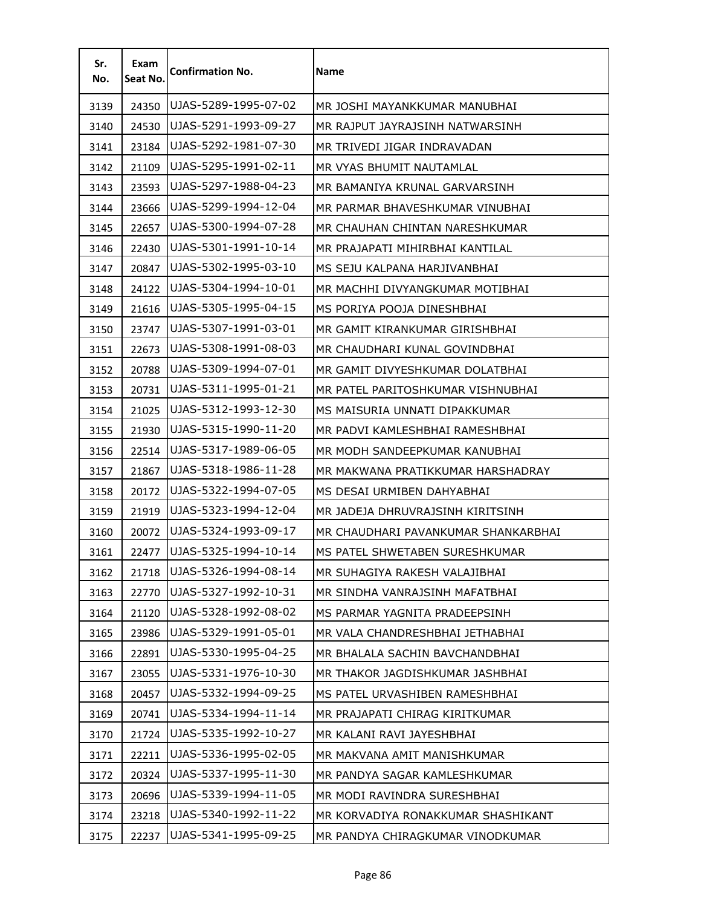| Sr. No. | Exam Seat No. | Confirmation No. | Name |
|---|---|---|---|
| 3139 | 24350 | UJAS-5289-1995-07-02 | MR JOSHI MAYANKKUMAR MANUBHAI |
| 3140 | 24530 | UJAS-5291-1993-09-27 | MR RAJPUT JAYRAJSINH NATWARSINH |
| 3141 | 23184 | UJAS-5292-1981-07-30 | MR TRIVEDI JIGAR INDRAVADAN |
| 3142 | 21109 | UJAS-5295-1991-02-11 | MR VYAS BHUMIT NAUTAMLAL |
| 3143 | 23593 | UJAS-5297-1988-04-23 | MR BAMANIYA KRUNAL GARVARSINH |
| 3144 | 23666 | UJAS-5299-1994-12-04 | MR PARMAR BHAVESHKUMAR VINUBHAI |
| 3145 | 22657 | UJAS-5300-1994-07-28 | MR CHAUHAN CHINTAN NARESHKUMAR |
| 3146 | 22430 | UJAS-5301-1991-10-14 | MR PRAJAPATI MIHIRBHAI KANTILAL |
| 3147 | 20847 | UJAS-5302-1995-03-10 | MS SEJU KALPANA HARJIVANBHAI |
| 3148 | 24122 | UJAS-5304-1994-10-01 | MR MACHHI DIVYANGKUMAR MOTIBHAI |
| 3149 | 21616 | UJAS-5305-1995-04-15 | MS PORIYA POOJA DINESHBHAI |
| 3150 | 23747 | UJAS-5307-1991-03-01 | MR GAMIT KIRANKUMAR GIRISHBHAI |
| 3151 | 22673 | UJAS-5308-1991-08-03 | MR CHAUDHARI KUNAL GOVINDBHAI |
| 3152 | 20788 | UJAS-5309-1994-07-01 | MR GAMIT DIVYESHKUMAR DOLATBHAI |
| 3153 | 20731 | UJAS-5311-1995-01-21 | MR PATEL PARITOSHKUMAR VISHNUBHAI |
| 3154 | 21025 | UJAS-5312-1993-12-30 | MS MAISURIA UNNATI DIPAKKUMAR |
| 3155 | 21930 | UJAS-5315-1990-11-20 | MR PADVI KAMLESHBHAI RAMESHBHAI |
| 3156 | 22514 | UJAS-5317-1989-06-05 | MR MODH SANDEEPKUMAR KANUBHAI |
| 3157 | 21867 | UJAS-5318-1986-11-28 | MR MAKWANA PRATIKKUMAR HARSHADRAY |
| 3158 | 20172 | UJAS-5322-1994-07-05 | MS DESAI URMIBEN DAHYABHAI |
| 3159 | 21919 | UJAS-5323-1994-12-04 | MR JADEJA DHRUVRAJSINH KIRITSINH |
| 3160 | 20072 | UJAS-5324-1993-09-17 | MR CHAUDHARI PAVANKUMAR SHANKARBHAI |
| 3161 | 22477 | UJAS-5325-1994-10-14 | MS PATEL SHWETABEN SURESHKUMAR |
| 3162 | 21718 | UJAS-5326-1994-08-14 | MR SUHAGIYA RAKESH VALAJIBHAI |
| 3163 | 22770 | UJAS-5327-1992-10-31 | MR SINDHA VANRAJSINH MAFATBHAI |
| 3164 | 21120 | UJAS-5328-1992-08-02 | MS PARMAR YAGNITA PRADEEPSINH |
| 3165 | 23986 | UJAS-5329-1991-05-01 | MR VALA CHANDRESHBHAI JETHABHAI |
| 3166 | 22891 | UJAS-5330-1995-04-25 | MR BHALALA SACHIN BAVCHANDBHAI |
| 3167 | 23055 | UJAS-5331-1976-10-30 | MR THAKOR JAGDISHKUMAR JASHBHAI |
| 3168 | 20457 | UJAS-5332-1994-09-25 | MS PATEL URVASHIBEN RAMESHBHAI |
| 3169 | 20741 | UJAS-5334-1994-11-14 | MR PRAJAPATI CHIRAG KIRITKUMAR |
| 3170 | 21724 | UJAS-5335-1992-10-27 | MR KALANI RAVI JAYESHBHAI |
| 3171 | 22211 | UJAS-5336-1995-02-05 | MR MAKVANA AMIT MANISHKUMAR |
| 3172 | 20324 | UJAS-5337-1995-11-30 | MR PANDYA SAGAR KAMLESHKUMAR |
| 3173 | 20696 | UJAS-5339-1994-11-05 | MR MODI RAVINDRA SURESHBHAI |
| 3174 | 23218 | UJAS-5340-1992-11-22 | MR KORVADIYA RONAKKUMAR SHASHIKANT |
| 3175 | 22237 | UJAS-5341-1995-09-25 | MR PANDYA CHIRAGKUMAR VINODKUMAR |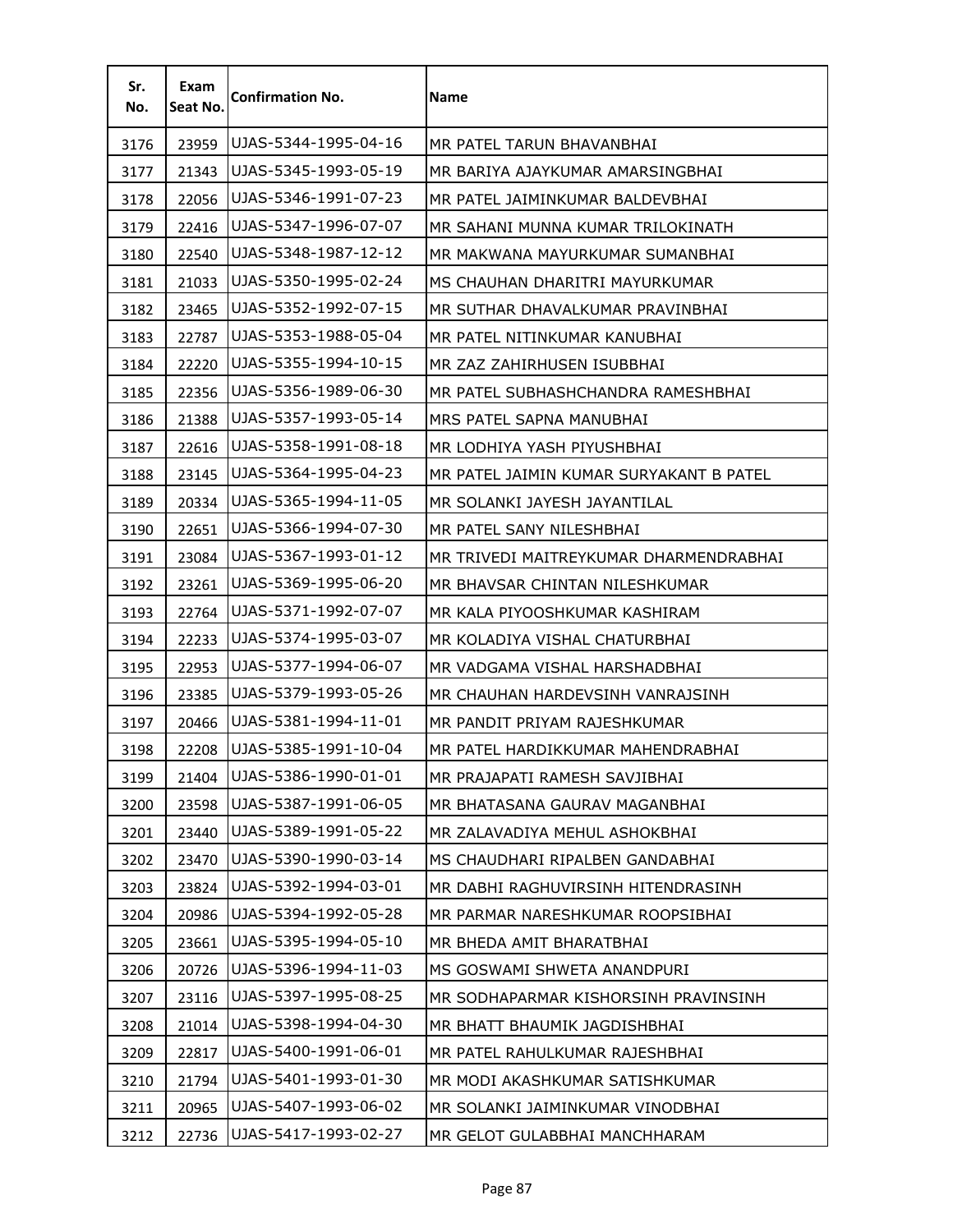| Sr. No. | Exam Seat No. | Confirmation No. | Name |
|---|---|---|---|
| 3176 | 23959 | UJAS-5344-1995-04-16 | MR PATEL TARUN BHAVANBHAI |
| 3177 | 21343 | UJAS-5345-1993-05-19 | MR BARIYA AJAYKUMAR AMARSINGBHAI |
| 3178 | 22056 | UJAS-5346-1991-07-23 | MR PATEL JAIMINKUMAR BALDEVBHAI |
| 3179 | 22416 | UJAS-5347-1996-07-07 | MR SAHANI MUNNA KUMAR TRILOKINATH |
| 3180 | 22540 | UJAS-5348-1987-12-12 | MR MAKWANA MAYURKUMAR SUMANBHAI |
| 3181 | 21033 | UJAS-5350-1995-02-24 | MS CHAUHAN DHARITRI MAYURKUMAR |
| 3182 | 23465 | UJAS-5352-1992-07-15 | MR SUTHAR DHAVALKUMAR PRAVINBHAI |
| 3183 | 22787 | UJAS-5353-1988-05-04 | MR PATEL NITINKUMAR KANUBHAI |
| 3184 | 22220 | UJAS-5355-1994-10-15 | MR ZAZ ZAHIRHUSEN ISUBBHAI |
| 3185 | 22356 | UJAS-5356-1989-06-30 | MR PATEL SUBHASHCHANDRA RAMESHBHAI |
| 3186 | 21388 | UJAS-5357-1993-05-14 | MRS PATEL SAPNA MANUBHAI |
| 3187 | 22616 | UJAS-5358-1991-08-18 | MR LODHIYA YASH PIYUSHBHAI |
| 3188 | 23145 | UJAS-5364-1995-04-23 | MR PATEL JAIMIN KUMAR SURYAKANT B PATEL |
| 3189 | 20334 | UJAS-5365-1994-11-05 | MR SOLANKI JAYESH JAYANTILAL |
| 3190 | 22651 | UJAS-5366-1994-07-30 | MR PATEL SANY NILESHBHAI |
| 3191 | 23084 | UJAS-5367-1993-01-12 | MR TRIVEDI MAITREYKUMAR DHARMENDRABHAI |
| 3192 | 23261 | UJAS-5369-1995-06-20 | MR BHAVSAR CHINTAN NILESHKUMAR |
| 3193 | 22764 | UJAS-5371-1992-07-07 | MR KALA PIYOOSHKUMAR KASHIRAM |
| 3194 | 22233 | UJAS-5374-1995-03-07 | MR KOLADIYA VISHAL CHATURBHAI |
| 3195 | 22953 | UJAS-5377-1994-06-07 | MR VADGAMA VISHAL HARSHADBHAI |
| 3196 | 23385 | UJAS-5379-1993-05-26 | MR CHAUHAN HARDEVSINH VANRAJSINH |
| 3197 | 20466 | UJAS-5381-1994-11-01 | MR PANDIT PRIYAM RAJESHKUMAR |
| 3198 | 22208 | UJAS-5385-1991-10-04 | MR PATEL HARDIKKUMAR MAHENDRABHAI |
| 3199 | 21404 | UJAS-5386-1990-01-01 | MR PRAJAPATI RAMESH SAVJIBHAI |
| 3200 | 23598 | UJAS-5387-1991-06-05 | MR BHATASANA GAURAV MAGANBHAI |
| 3201 | 23440 | UJAS-5389-1991-05-22 | MR ZALAVADIYA MEHUL ASHOKBHAI |
| 3202 | 23470 | UJAS-5390-1990-03-14 | MS CHAUDHARI RIPALBEN GANDABHAI |
| 3203 | 23824 | UJAS-5392-1994-03-01 | MR DABHI RAGHUVIRSINH HITENDRASINH |
| 3204 | 20986 | UJAS-5394-1992-05-28 | MR PARMAR NARESHKUMAR ROOPSIBHAI |
| 3205 | 23661 | UJAS-5395-1994-05-10 | MR BHEDA AMIT BHARATBHAI |
| 3206 | 20726 | UJAS-5396-1994-11-03 | MS GOSWAMI SHWETA ANANDPURI |
| 3207 | 23116 | UJAS-5397-1995-08-25 | MR SODHAPARMAR KISHORSINH PRAVINSINH |
| 3208 | 21014 | UJAS-5398-1994-04-30 | MR BHATT BHAUMIK JAGDISHBHAI |
| 3209 | 22817 | UJAS-5400-1991-06-01 | MR PATEL RAHULKUMAR RAJESHBHAI |
| 3210 | 21794 | UJAS-5401-1993-01-30 | MR MODI AKASHKUMAR SATISHKUMAR |
| 3211 | 20965 | UJAS-5407-1993-06-02 | MR SOLANKI JAIMINKUMAR VINODBHAI |
| 3212 | 22736 | UJAS-5417-1993-02-27 | MR GELOT GULABBHAI MANCHHARAM |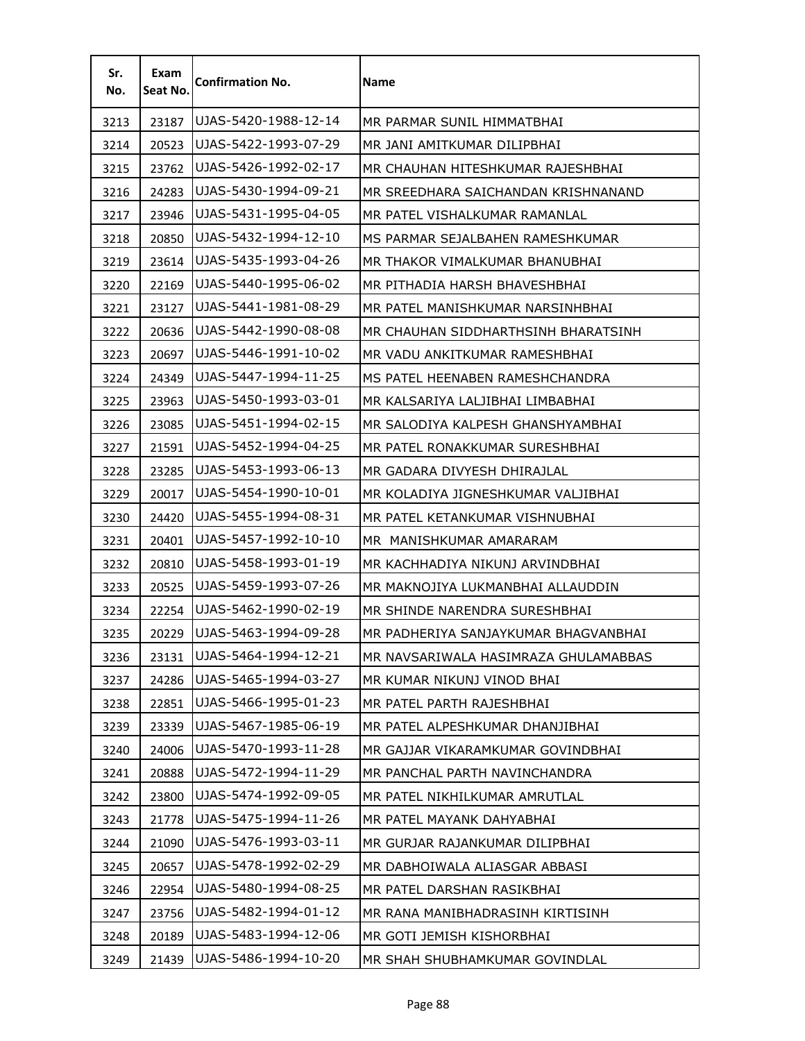| Sr. No. | Exam Seat No. | Confirmation No. | Name |
|---|---|---|---|
| 3213 | 23187 | UJAS-5420-1988-12-14 | MR PARMAR SUNIL HIMMATBHAI |
| 3214 | 20523 | UJAS-5422-1993-07-29 | MR JANI AMITKUMAR DILIPBHAI |
| 3215 | 23762 | UJAS-5426-1992-02-17 | MR CHAUHAN HITESHKUMAR RAJESHBHAI |
| 3216 | 24283 | UJAS-5430-1994-09-21 | MR SREEDHARA SAICHANDAN KRISHNANAND |
| 3217 | 23946 | UJAS-5431-1995-04-05 | MR PATEL VISHALKUMAR RAMANLAL |
| 3218 | 20850 | UJAS-5432-1994-12-10 | MS PARMAR SEJALBAHEN RAMESHKUMAR |
| 3219 | 23614 | UJAS-5435-1993-04-26 | MR THAKOR VIMALKUMAR BHANUBHAI |
| 3220 | 22169 | UJAS-5440-1995-06-02 | MR PITHADIA HARSH BHAVESHBHAI |
| 3221 | 23127 | UJAS-5441-1981-08-29 | MR PATEL MANISHKUMAR NARSINHBHAI |
| 3222 | 20636 | UJAS-5442-1990-08-08 | MR CHAUHAN SIDDHARTHSINH BHARATSINH |
| 3223 | 20697 | UJAS-5446-1991-10-02 | MR VADU ANKITKUMAR RAMESHBHAI |
| 3224 | 24349 | UJAS-5447-1994-11-25 | MS PATEL HEENABEN RAMESHCHANDRA |
| 3225 | 23963 | UJAS-5450-1993-03-01 | MR KALSARIYA LALJIBHAI LIMBABHAI |
| 3226 | 23085 | UJAS-5451-1994-02-15 | MR SALODIYA KALPESH GHANSHYAMBHAI |
| 3227 | 21591 | UJAS-5452-1994-04-25 | MR PATEL RONAKKUMAR SURESHBHAI |
| 3228 | 23285 | UJAS-5453-1993-06-13 | MR GADARA DIVYESH DHIRAJLAL |
| 3229 | 20017 | UJAS-5454-1990-10-01 | MR KOLADIYA JIGNESHKUMAR VALJIBHAI |
| 3230 | 24420 | UJAS-5455-1994-08-31 | MR PATEL KETANKUMAR VISHNUBHAI |
| 3231 | 20401 | UJAS-5457-1992-10-10 | MR MANISHKUMAR AMARARAM |
| 3232 | 20810 | UJAS-5458-1993-01-19 | MR KACHHADIYA NIKUNJ ARVINDBHAI |
| 3233 | 20525 | UJAS-5459-1993-07-26 | MR MAKNOJIYA LUKMANBHAI ALLAUDDIN |
| 3234 | 22254 | UJAS-5462-1990-02-19 | MR SHINDE NARENDRA SURESHBHAI |
| 3235 | 20229 | UJAS-5463-1994-09-28 | MR PADHERIYA SANJAYKUMAR BHAGVANBHAI |
| 3236 | 23131 | UJAS-5464-1994-12-21 | MR NAVSARIWALA HASIMRAZA GHULAMABBAS |
| 3237 | 24286 | UJAS-5465-1994-03-27 | MR KUMAR NIKUNJ VINOD BHAI |
| 3238 | 22851 | UJAS-5466-1995-01-23 | MR PATEL PARTH RAJESHBHAI |
| 3239 | 23339 | UJAS-5467-1985-06-19 | MR PATEL ALPESHKUMAR DHANJIBHAI |
| 3240 | 24006 | UJAS-5470-1993-11-28 | MR GAJJAR VIKARAMKUMAR GOVINDBHAI |
| 3241 | 20888 | UJAS-5472-1994-11-29 | MR PANCHAL PARTH NAVINCHANDRA |
| 3242 | 23800 | UJAS-5474-1992-09-05 | MR PATEL NIKHILKUMAR AMRUTLAL |
| 3243 | 21778 | UJAS-5475-1994-11-26 | MR PATEL MAYANK DAHYABHAI |
| 3244 | 21090 | UJAS-5476-1993-03-11 | MR GURJAR RAJANKUMAR DILIPBHAI |
| 3245 | 20657 | UJAS-5478-1992-02-29 | MR DABHOIWALA ALIASGAR ABBASI |
| 3246 | 22954 | UJAS-5480-1994-08-25 | MR PATEL DARSHAN RASIKBHAI |
| 3247 | 23756 | UJAS-5482-1994-01-12 | MR RANA MANIBHADRASINH KIRTISINH |
| 3248 | 20189 | UJAS-5483-1994-12-06 | MR GOTI JEMISH KISHORBHAI |
| 3249 | 21439 | UJAS-5486-1994-10-20 | MR SHAH SHUBHAMKUMAR GOVINDLAL |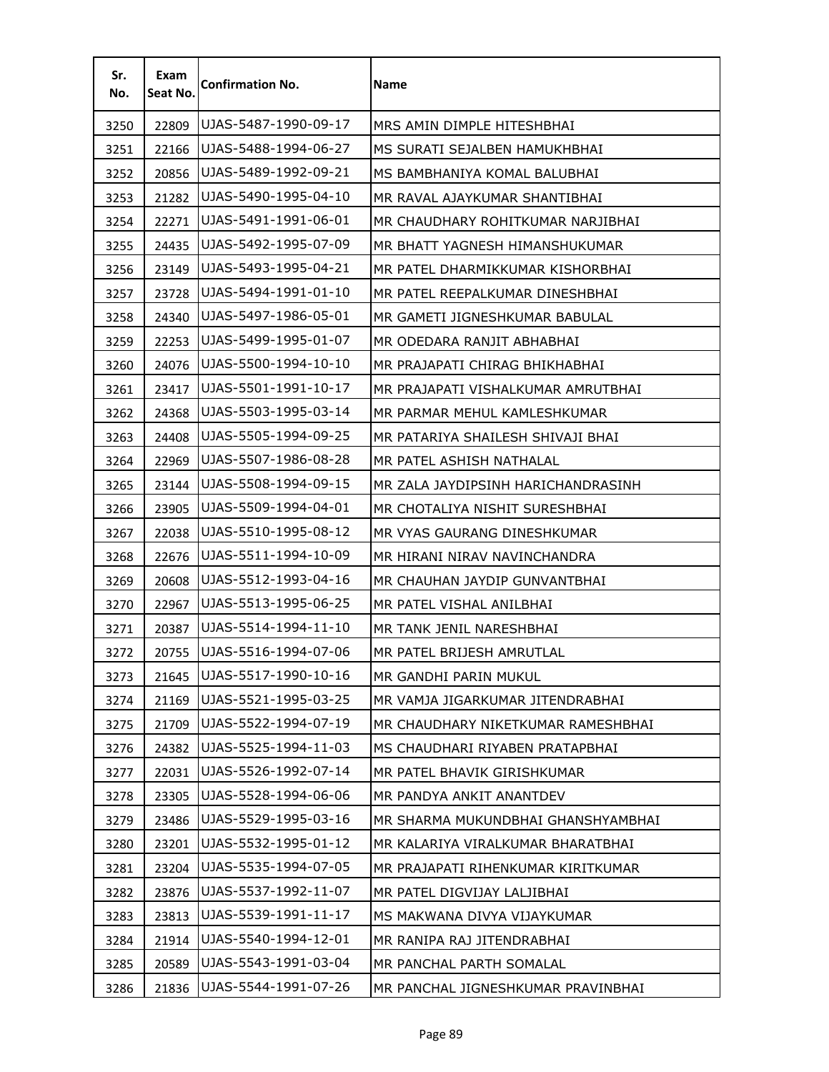| Sr. No. | Exam Seat No. | Confirmation No. | Name |
|---|---|---|---|
| 3250 | 22809 | UJAS-5487-1990-09-17 | MRS AMIN DIMPLE HITESHBHAI |
| 3251 | 22166 | UJAS-5488-1994-06-27 | MS SURATI SEJALBEN HAMUKHBHAI |
| 3252 | 20856 | UJAS-5489-1992-09-21 | MS BAMBHANIYA KOMAL BALUBHAI |
| 3253 | 21282 | UJAS-5490-1995-04-10 | MR RAVAL AJAYKUMAR SHANTIBHAI |
| 3254 | 22271 | UJAS-5491-1991-06-01 | MR CHAUDHARY ROHITKUMAR NARJIBHAI |
| 3255 | 24435 | UJAS-5492-1995-07-09 | MR BHATT YAGNESH HIMANSHUKUMAR |
| 3256 | 23149 | UJAS-5493-1995-04-21 | MR PATEL DHARMIKKUMAR KISHORBHAI |
| 3257 | 23728 | UJAS-5494-1991-01-10 | MR PATEL REEPALKUMAR DINESHBHAI |
| 3258 | 24340 | UJAS-5497-1986-05-01 | MR GAMETI JIGNESHKUMAR BABULAL |
| 3259 | 22253 | UJAS-5499-1995-01-07 | MR ODEDARA RANJIT ABHABHAI |
| 3260 | 24076 | UJAS-5500-1994-10-10 | MR PRAJAPATI CHIRAG BHIKHABHAI |
| 3261 | 23417 | UJAS-5501-1991-10-17 | MR PRAJAPATI VISHALKUMAR AMRUTBHAI |
| 3262 | 24368 | UJAS-5503-1995-03-14 | MR PARMAR MEHUL KAMLESHKUMAR |
| 3263 | 24408 | UJAS-5505-1994-09-25 | MR PATARIYA SHAILESH SHIVAJI BHAI |
| 3264 | 22969 | UJAS-5507-1986-08-28 | MR PATEL ASHISH NATHALAL |
| 3265 | 23144 | UJAS-5508-1994-09-15 | MR ZALA JAYDIPSINH HARICHANDRASINH |
| 3266 | 23905 | UJAS-5509-1994-04-01 | MR CHOTALIYA NISHIT SURESHBHAI |
| 3267 | 22038 | UJAS-5510-1995-08-12 | MR VYAS GAURANG DINESHKUMAR |
| 3268 | 22676 | UJAS-5511-1994-10-09 | MR HIRANI NIRAV NAVINCHANDRA |
| 3269 | 20608 | UJAS-5512-1993-04-16 | MR CHAUHAN JAYDIP GUNVANTBHAI |
| 3270 | 22967 | UJAS-5513-1995-06-25 | MR PATEL VISHAL ANILBHAI |
| 3271 | 20387 | UJAS-5514-1994-11-10 | MR TANK JENIL NARESHBHAI |
| 3272 | 20755 | UJAS-5516-1994-07-06 | MR PATEL BRIJESH AMRUTLAL |
| 3273 | 21645 | UJAS-5517-1990-10-16 | MR GANDHI PARIN MUKUL |
| 3274 | 21169 | UJAS-5521-1995-03-25 | MR VAMJA JIGARKUMAR JITENDRABHAI |
| 3275 | 21709 | UJAS-5522-1994-07-19 | MR CHAUDHARY NIKETKUMAR RAMESHBHAI |
| 3276 | 24382 | UJAS-5525-1994-11-03 | MS CHAUDHARI RIYABEN PRATAPBHAI |
| 3277 | 22031 | UJAS-5526-1992-07-14 | MR PATEL BHAVIK GIRISHKUMAR |
| 3278 | 23305 | UJAS-5528-1994-06-06 | MR PANDYA ANKIT ANANTDEV |
| 3279 | 23486 | UJAS-5529-1995-03-16 | MR SHARMA MUKUNDBHAI GHANSHYAMBHAI |
| 3280 | 23201 | UJAS-5532-1995-01-12 | MR KALARIYA VIRALKUMAR BHARATBHAI |
| 3281 | 23204 | UJAS-5535-1994-07-05 | MR PRAJAPATI RIHENKUMAR KIRITKUMAR |
| 3282 | 23876 | UJAS-5537-1992-11-07 | MR PATEL DIGVIJAY LALJIBHAI |
| 3283 | 23813 | UJAS-5539-1991-11-17 | MS MAKWANA DIVYA VIJAYKUMAR |
| 3284 | 21914 | UJAS-5540-1994-12-01 | MR RANIPA RAJ JITENDRABHAI |
| 3285 | 20589 | UJAS-5543-1991-03-04 | MR PANCHAL PARTH SOMALAL |
| 3286 | 21836 | UJAS-5544-1991-07-26 | MR PANCHAL JIGNESHKUMAR PRAVINBHAI |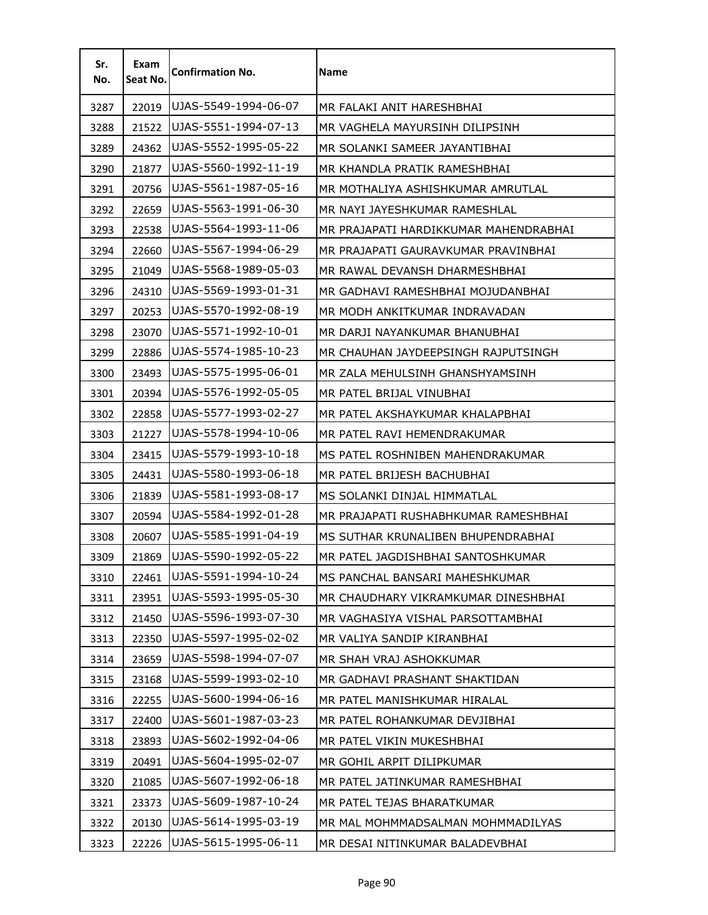| Sr. No. | Exam Seat No. | Confirmation No. | Name |
|---|---|---|---|
| 3287 | 22019 | UJAS-5549-1994-06-07 | MR FALAKI ANIT HARESHBHAI |
| 3288 | 21522 | UJAS-5551-1994-07-13 | MR VAGHELA MAYURSINH DILIPSINH |
| 3289 | 24362 | UJAS-5552-1995-05-22 | MR SOLANKI SAMEER JAYANTIBHAI |
| 3290 | 21877 | UJAS-5560-1992-11-19 | MR KHANDLA PRATIK RAMESHBHAI |
| 3291 | 20756 | UJAS-5561-1987-05-16 | MR MOTHALIYA ASHISHKUMAR AMRUTLAL |
| 3292 | 22659 | UJAS-5563-1991-06-30 | MR NAYI JAYESHKUMAR RAMESHLAL |
| 3293 | 22538 | UJAS-5564-1993-11-06 | MR PRAJAPATI HARDIKKUMAR MAHENDRABHAI |
| 3294 | 22660 | UJAS-5567-1994-06-29 | MR PRAJAPATI GAURAVKUMAR PRAVINBHAI |
| 3295 | 21049 | UJAS-5568-1989-05-03 | MR RAWAL DEVANSH DHARMESHBHAI |
| 3296 | 24310 | UJAS-5569-1993-01-31 | MR GADHAVI RAMESHBHAI MOJUDANBHAI |
| 3297 | 20253 | UJAS-5570-1992-08-19 | MR MODH ANKITKUMAR INDRAVADAN |
| 3298 | 23070 | UJAS-5571-1992-10-01 | MR DARJI NAYANKUMAR BHANUBHAI |
| 3299 | 22886 | UJAS-5574-1985-10-23 | MR CHAUHAN JAYDEEPSINGH RAJPUTSINGH |
| 3300 | 23493 | UJAS-5575-1995-06-01 | MR ZALA MEHULSINH GHANSHYAMSINH |
| 3301 | 20394 | UJAS-5576-1992-05-05 | MR PATEL BRIJAL VINUBHAI |
| 3302 | 22858 | UJAS-5577-1993-02-27 | MR PATEL AKSHAYKUMAR KHALAPBHAI |
| 3303 | 21227 | UJAS-5578-1994-10-06 | MR PATEL RAVI HEMENDRAKUMAR |
| 3304 | 23415 | UJAS-5579-1993-10-18 | MS PATEL ROSHNIBEN MAHENDRAKUMAR |
| 3305 | 24431 | UJAS-5580-1993-06-18 | MR PATEL BRIJESH BACHUBHAI |
| 3306 | 21839 | UJAS-5581-1993-08-17 | MS SOLANKI DINJAL HIMMATLAL |
| 3307 | 20594 | UJAS-5584-1992-01-28 | MR PRAJAPATI RUSHABHKUMAR RAMESHBHAI |
| 3308 | 20607 | UJAS-5585-1991-04-19 | MS SUTHAR KRUNALIBEN BHUPENDRABHAI |
| 3309 | 21869 | UJAS-5590-1992-05-22 | MR PATEL JAGDISHBHAI SANTOSHKUMAR |
| 3310 | 22461 | UJAS-5591-1994-10-24 | MS PANCHAL BANSARI MAHESHKUMAR |
| 3311 | 23951 | UJAS-5593-1995-05-30 | MR CHAUDHARY VIKRAMKUMAR DINESHBHAI |
| 3312 | 21450 | UJAS-5596-1993-07-30 | MR VAGHASIYA VISHAL PARSOTTAMBHAI |
| 3313 | 22350 | UJAS-5597-1995-02-02 | MR VALIYA SANDIP KIRANBHAI |
| 3314 | 23659 | UJAS-5598-1994-07-07 | MR SHAH VRAJ ASHOKKUMAR |
| 3315 | 23168 | UJAS-5599-1993-02-10 | MR GADHAVI PRASHANT SHAKTIDAN |
| 3316 | 22255 | UJAS-5600-1994-06-16 | MR PATEL MANISHKUMAR HIRALAL |
| 3317 | 22400 | UJAS-5601-1987-03-23 | MR PATEL ROHANKUMAR DEVJIBHAI |
| 3318 | 23893 | UJAS-5602-1992-04-06 | MR PATEL VIKIN MUKESHBHAI |
| 3319 | 20491 | UJAS-5604-1995-02-07 | MR GOHIL ARPIT DILIPKUMAR |
| 3320 | 21085 | UJAS-5607-1992-06-18 | MR PATEL JATINKUMAR RAMESHBHAI |
| 3321 | 23373 | UJAS-5609-1987-10-24 | MR PATEL TEJAS BHARATKUMAR |
| 3322 | 20130 | UJAS-5614-1995-03-19 | MR MAL MOHMMADSALMAN MOHMMADILYAS |
| 3323 | 22226 | UJAS-5615-1995-06-11 | MR DESAI NITINKUMAR BALADEVBHAI |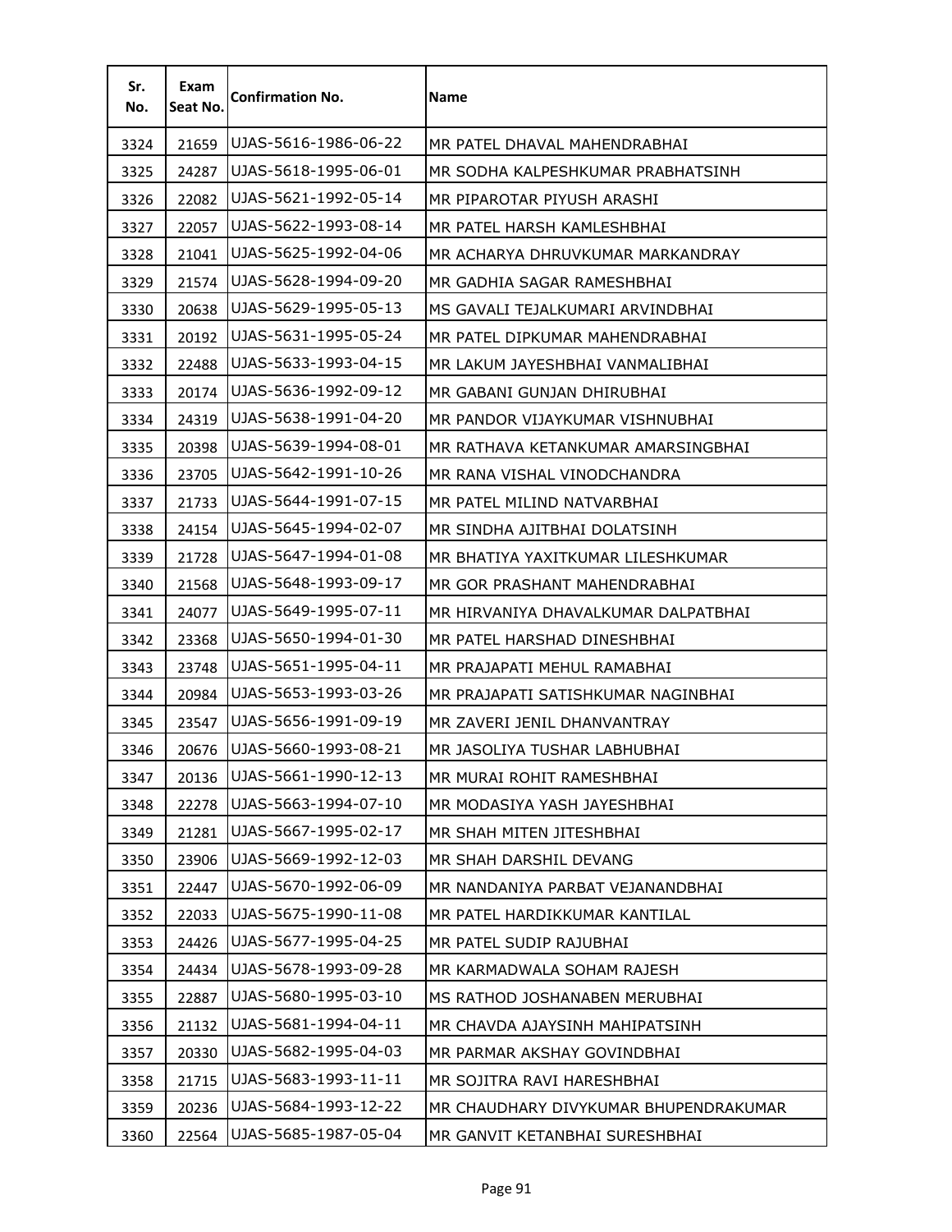| Sr. No. | Exam Seat No. | Confirmation No. | Name |
|---|---|---|---|
| 3324 | 21659 | UJAS-5616-1986-06-22 | MR PATEL DHAVAL MAHENDRABHAI |
| 3325 | 24287 | UJAS-5618-1995-06-01 | MR SODHA KALPESHKUMAR PRABHATSINH |
| 3326 | 22082 | UJAS-5621-1992-05-14 | MR PIPAROTAR PIYUSH ARASHI |
| 3327 | 22057 | UJAS-5622-1993-08-14 | MR PATEL HARSH KAMLESHBHAI |
| 3328 | 21041 | UJAS-5625-1992-04-06 | MR ACHARYA DHRUVKUMAR MARKANDRAY |
| 3329 | 21574 | UJAS-5628-1994-09-20 | MR GADHIA SAGAR RAMESHBHAI |
| 3330 | 20638 | UJAS-5629-1995-05-13 | MS GAVALI TEJALKUMARI ARVINDBHAI |
| 3331 | 20192 | UJAS-5631-1995-05-24 | MR PATEL DIPKUMAR MAHENDRABHAI |
| 3332 | 22488 | UJAS-5633-1993-04-15 | MR LAKUM JAYESHBHAI VANMALIBHAI |
| 3333 | 20174 | UJAS-5636-1992-09-12 | MR GABANI GUNJAN DHIRUBHAI |
| 3334 | 24319 | UJAS-5638-1991-04-20 | MR PANDOR VIJAYKUMAR VISHNUBHAI |
| 3335 | 20398 | UJAS-5639-1994-08-01 | MR RATHAVA KETANKUMAR AMARSINGBHAI |
| 3336 | 23705 | UJAS-5642-1991-10-26 | MR RANA VISHAL VINODCHANDRA |
| 3337 | 21733 | UJAS-5644-1991-07-15 | MR PATEL MILIND NATVARBHAI |
| 3338 | 24154 | UJAS-5645-1994-02-07 | MR SINDHA AJITBHAI DOLATSINH |
| 3339 | 21728 | UJAS-5647-1994-01-08 | MR BHATIYA YAXITKUMAR LILESHKUMAR |
| 3340 | 21568 | UJAS-5648-1993-09-17 | MR GOR PRASHANT MAHENDRABHAI |
| 3341 | 24077 | UJAS-5649-1995-07-11 | MR HIRVANIYA DHAVALKUMAR DALPATBHAI |
| 3342 | 23368 | UJAS-5650-1994-01-30 | MR PATEL HARSHAD DINESHBHAI |
| 3343 | 23748 | UJAS-5651-1995-04-11 | MR PRAJAPATI MEHUL RAMABHAI |
| 3344 | 20984 | UJAS-5653-1993-03-26 | MR PRAJAPATI SATISHKUMAR NAGINBHAI |
| 3345 | 23547 | UJAS-5656-1991-09-19 | MR ZAVERI JENIL DHANVANTRAY |
| 3346 | 20676 | UJAS-5660-1993-08-21 | MR JASOLIYA TUSHAR LABHUBHAI |
| 3347 | 20136 | UJAS-5661-1990-12-13 | MR MURAI ROHIT RAMESHBHAI |
| 3348 | 22278 | UJAS-5663-1994-07-10 | MR MODASIYA YASH JAYESHBHAI |
| 3349 | 21281 | UJAS-5667-1995-02-17 | MR SHAH MITEN JITESHBHAI |
| 3350 | 23906 | UJAS-5669-1992-12-03 | MR SHAH DARSHIL DEVANG |
| 3351 | 22447 | UJAS-5670-1992-06-09 | MR NANDANIYA PARBAT VEJANANDBHAI |
| 3352 | 22033 | UJAS-5675-1990-11-08 | MR PATEL HARDIKKUMAR KANTILAL |
| 3353 | 24426 | UJAS-5677-1995-04-25 | MR PATEL SUDIP RAJUBHAI |
| 3354 | 24434 | UJAS-5678-1993-09-28 | MR KARMADWALA SOHAM RAJESH |
| 3355 | 22887 | UJAS-5680-1995-03-10 | MS RATHOD JOSHANABEN MERUBHAI |
| 3356 | 21132 | UJAS-5681-1994-04-11 | MR CHAVDA AJAYSINH MAHIPATSINH |
| 3357 | 20330 | UJAS-5682-1995-04-03 | MR PARMAR AKSHAY GOVINDBHAI |
| 3358 | 21715 | UJAS-5683-1993-11-11 | MR SOJITRA RAVI HARESHBHAI |
| 3359 | 20236 | UJAS-5684-1993-12-22 | MR CHAUDHARY DIVYKUMAR BHUPENDRAKUMAR |
| 3360 | 22564 | UJAS-5685-1987-05-04 | MR GANVIT KETANBHAI SURESHBHAI |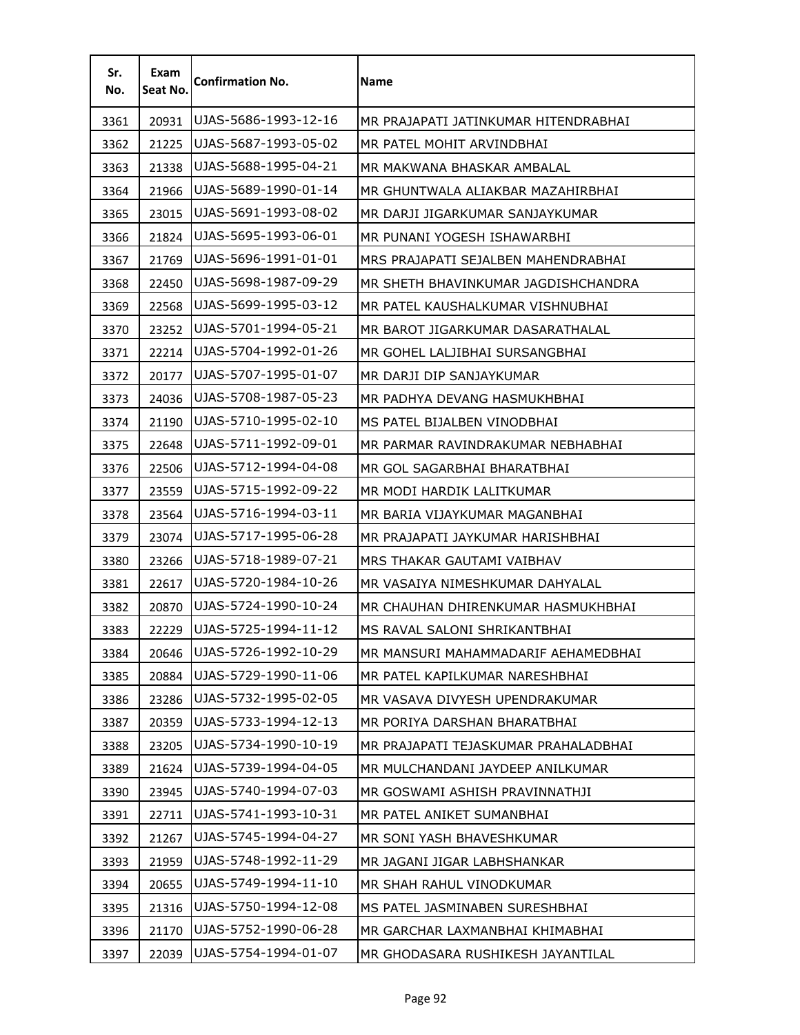| Sr. No. | Exam Seat No. | Confirmation No. | Name |
|---|---|---|---|
| 3361 | 20931 | UJAS-5686-1993-12-16 | MR PRAJAPATI JATINKUMAR HITENDRABHAI |
| 3362 | 21225 | UJAS-5687-1993-05-02 | MR PATEL MOHIT ARVINDBHAI |
| 3363 | 21338 | UJAS-5688-1995-04-21 | MR MAKWANA BHASKAR AMBALAL |
| 3364 | 21966 | UJAS-5689-1990-01-14 | MR GHUNTWALA ALIAKBAR MAZAHIRBHAI |
| 3365 | 23015 | UJAS-5691-1993-08-02 | MR DARJI JIGARKUMAR SANJAYKUMAR |
| 3366 | 21824 | UJAS-5695-1993-06-01 | MR PUNANI YOGESH ISHAWARBHI |
| 3367 | 21769 | UJAS-5696-1991-01-01 | MRS PRAJAPATI SEJALBEN MAHENDRABHAI |
| 3368 | 22450 | UJAS-5698-1987-09-29 | MR SHETH BHAVINKUMAR JAGDISHCHANDRA |
| 3369 | 22568 | UJAS-5699-1995-03-12 | MR PATEL KAUSHALKUMAR VISHNUBHAI |
| 3370 | 23252 | UJAS-5701-1994-05-21 | MR BAROT JIGARKUMAR DASARATHALAL |
| 3371 | 22214 | UJAS-5704-1992-01-26 | MR GOHEL LALJIBHAI SURSANGBHAI |
| 3372 | 20177 | UJAS-5707-1995-01-07 | MR DARJI DIP SANJAYKUMAR |
| 3373 | 24036 | UJAS-5708-1987-05-23 | MR PADHYA DEVANG HASMUKHBHAI |
| 3374 | 21190 | UJAS-5710-1995-02-10 | MS PATEL BIJALBEN VINODBHAI |
| 3375 | 22648 | UJAS-5711-1992-09-01 | MR PARMAR RAVINDRAKUMAR NEBHABHAI |
| 3376 | 22506 | UJAS-5712-1994-04-08 | MR GOL SAGARBHAI BHARATBHAI |
| 3377 | 23559 | UJAS-5715-1992-09-22 | MR MODI HARDIK LALITKUMAR |
| 3378 | 23564 | UJAS-5716-1994-03-11 | MR BARIA VIJAYKUMAR MAGANBHAI |
| 3379 | 23074 | UJAS-5717-1995-06-28 | MR PRAJAPATI JAYKUMAR HARISHBHAI |
| 3380 | 23266 | UJAS-5718-1989-07-21 | MRS THAKAR GAUTAMI VAIBHAV |
| 3381 | 22617 | UJAS-5720-1984-10-26 | MR VASAIYA NIMESHKUMAR DAHYALAL |
| 3382 | 20870 | UJAS-5724-1990-10-24 | MR CHAUHAN DHIRENKUMAR HASMUKHBHAI |
| 3383 | 22229 | UJAS-5725-1994-11-12 | MS RAVAL SALONI SHRIKANTBHAI |
| 3384 | 20646 | UJAS-5726-1992-10-29 | MR MANSURI MAHAMMADARIF AEHAMEDBHAI |
| 3385 | 20884 | UJAS-5729-1990-11-06 | MR PATEL KAPILKUMAR NARESHBHAI |
| 3386 | 23286 | UJAS-5732-1995-02-05 | MR VASAVA DIVYESH UPENDRAKUMAR |
| 3387 | 20359 | UJAS-5733-1994-12-13 | MR PORIYA DARSHAN BHARATBHAI |
| 3388 | 23205 | UJAS-5734-1990-10-19 | MR PRAJAPATI TEJASKUMAR PRAHALADBHAI |
| 3389 | 21624 | UJAS-5739-1994-04-05 | MR MULCHANDANI JAYDEEP ANILKUMAR |
| 3390 | 23945 | UJAS-5740-1994-07-03 | MR GOSWAMI ASHISH PRAVINNATHJI |
| 3391 | 22711 | UJAS-5741-1993-10-31 | MR PATEL ANIKET SUMANBHAI |
| 3392 | 21267 | UJAS-5745-1994-04-27 | MR SONI YASH BHAVESHKUMAR |
| 3393 | 21959 | UJAS-5748-1992-11-29 | MR JAGANI JIGAR LABHSHANKAR |
| 3394 | 20655 | UJAS-5749-1994-11-10 | MR SHAH RAHUL VINODKUMAR |
| 3395 | 21316 | UJAS-5750-1994-12-08 | MS PATEL JASMINABEN SURESHBHAI |
| 3396 | 21170 | UJAS-5752-1990-06-28 | MR GARCHAR LAXMANBHAI KHIMABHAI |
| 3397 | 22039 | UJAS-5754-1994-01-07 | MR GHODASARA RUSHIKESH JAYANTILAL |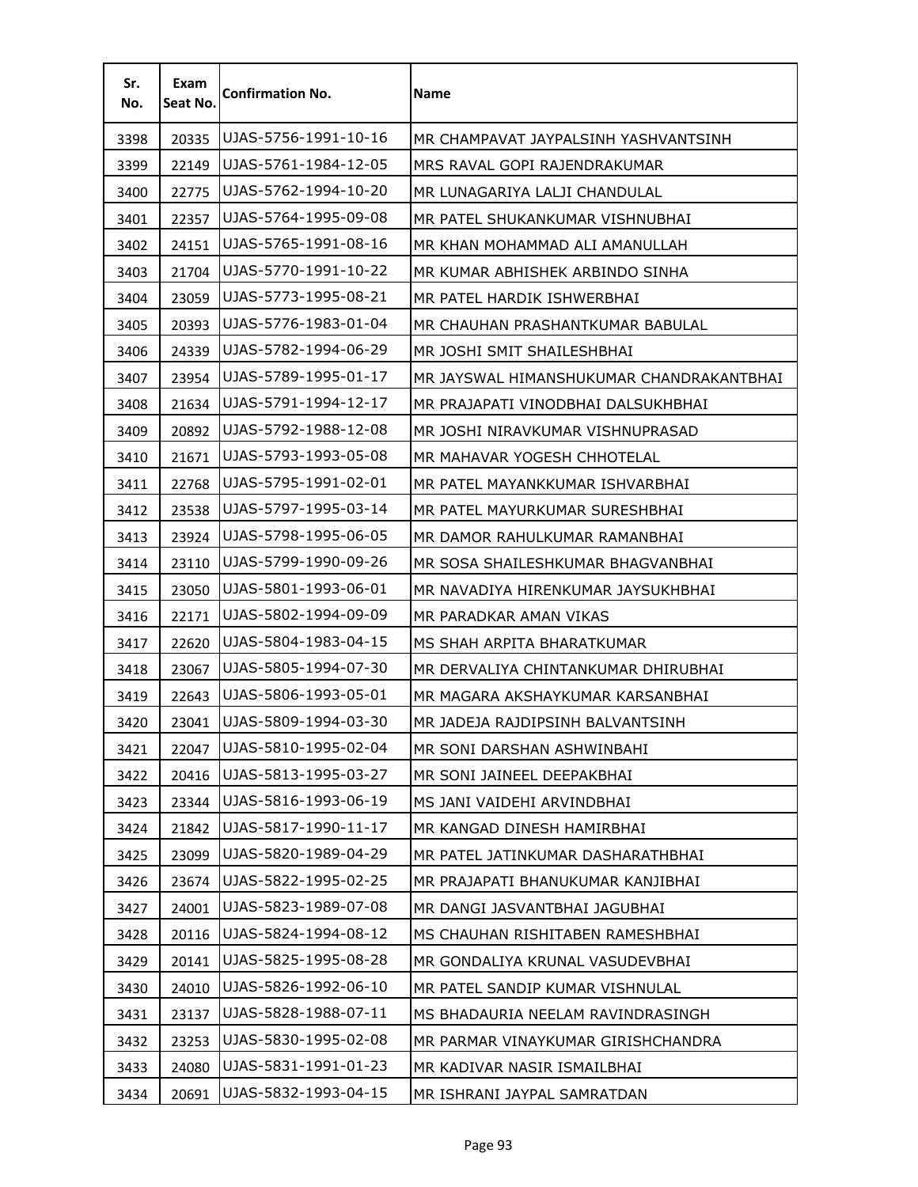| Sr. No. | Exam Seat No. | Confirmation No. | Name |
|---|---|---|---|
| 3398 | 20335 | UJAS-5756-1991-10-16 | MR CHAMPAVAT JAYPALSINH YASHVANTSINH |
| 3399 | 22149 | UJAS-5761-1984-12-05 | MRS RAVAL GOPI RAJENDRAKUMAR |
| 3400 | 22775 | UJAS-5762-1994-10-20 | MR LUNAGARIYA LALJI CHANDULAL |
| 3401 | 22357 | UJAS-5764-1995-09-08 | MR PATEL SHUKANKUMAR VISHNUBHAI |
| 3402 | 24151 | UJAS-5765-1991-08-16 | MR KHAN MOHAMMAD ALI AMANULLAH |
| 3403 | 21704 | UJAS-5770-1991-10-22 | MR KUMAR ABHISHEK ARBINDO SINHA |
| 3404 | 23059 | UJAS-5773-1995-08-21 | MR PATEL HARDIK ISHWERBHAI |
| 3405 | 20393 | UJAS-5776-1983-01-04 | MR CHAUHAN PRASHANTKUMAR BABULAL |
| 3406 | 24339 | UJAS-5782-1994-06-29 | MR JOSHI SMIT SHAILESHBHAI |
| 3407 | 23954 | UJAS-5789-1995-01-17 | MR JAYSWAL HIMANSHUKUMAR CHANDRAKANTBHAI |
| 3408 | 21634 | UJAS-5791-1994-12-17 | MR PRAJAPATI VINODBHAI DALSUKHBHAI |
| 3409 | 20892 | UJAS-5792-1988-12-08 | MR JOSHI NIRAVKUMAR VISHNUPRASAD |
| 3410 | 21671 | UJAS-5793-1993-05-08 | MR MAHAVAR YOGESH CHHOTELAL |
| 3411 | 22768 | UJAS-5795-1991-02-01 | MR PATEL MAYANKKUMAR ISHVARBHAI |
| 3412 | 23538 | UJAS-5797-1995-03-14 | MR PATEL MAYURKUMAR SURESHBHAI |
| 3413 | 23924 | UJAS-5798-1995-06-05 | MR DAMOR RAHULKUMAR RAMANBHAI |
| 3414 | 23110 | UJAS-5799-1990-09-26 | MR SOSA SHAILESHKUMAR BHAGVANBHAI |
| 3415 | 23050 | UJAS-5801-1993-06-01 | MR NAVADIYA HIRENKUMAR JAYSUKHBHAI |
| 3416 | 22171 | UJAS-5802-1994-09-09 | MR PARADKAR AMAN VIKAS |
| 3417 | 22620 | UJAS-5804-1983-04-15 | MS SHAH ARPITA BHARATKUMAR |
| 3418 | 23067 | UJAS-5805-1994-07-30 | MR DERVALIYA CHINTANKUMAR DHIRUBHAI |
| 3419 | 22643 | UJAS-5806-1993-05-01 | MR MAGARA AKSHAYKUMAR KARSANBHAI |
| 3420 | 23041 | UJAS-5809-1994-03-30 | MR JADEJA RAJDIPSINH BALVANTSINH |
| 3421 | 22047 | UJAS-5810-1995-02-04 | MR SONI DARSHAN ASHWINBAHI |
| 3422 | 20416 | UJAS-5813-1995-03-27 | MR SONI JAINEEL DEEPAKBHAI |
| 3423 | 23344 | UJAS-5816-1993-06-19 | MS JANI VAIDEHI ARVINDBHAI |
| 3424 | 21842 | UJAS-5817-1990-11-17 | MR KANGAD DINESH HAMIRBHAI |
| 3425 | 23099 | UJAS-5820-1989-04-29 | MR PATEL JATINKUMAR DASHARATHBHAI |
| 3426 | 23674 | UJAS-5822-1995-02-25 | MR PRAJAPATI BHANUKUMAR KANJIBHAI |
| 3427 | 24001 | UJAS-5823-1989-07-08 | MR DANGI JASVANTBHAI JAGUBHAI |
| 3428 | 20116 | UJAS-5824-1994-08-12 | MS CHAUHAN RISHITABEN RAMESHBHAI |
| 3429 | 20141 | UJAS-5825-1995-08-28 | MR GONDALIYA KRUNAL VASUDEVBHAI |
| 3430 | 24010 | UJAS-5826-1992-06-10 | MR PATEL SANDIP KUMAR VISHNULAL |
| 3431 | 23137 | UJAS-5828-1988-07-11 | MS BHADAURIA NEELAM RAVINDRASINGH |
| 3432 | 23253 | UJAS-5830-1995-02-08 | MR PARMAR VINAYKUMAR GIRISHCHANDRA |
| 3433 | 24080 | UJAS-5831-1991-01-23 | MR KADIVAR NASIR ISMAILBHAI |
| 3434 | 20691 | UJAS-5832-1993-04-15 | MR ISHRANI JAYPAL SAMRATDAN |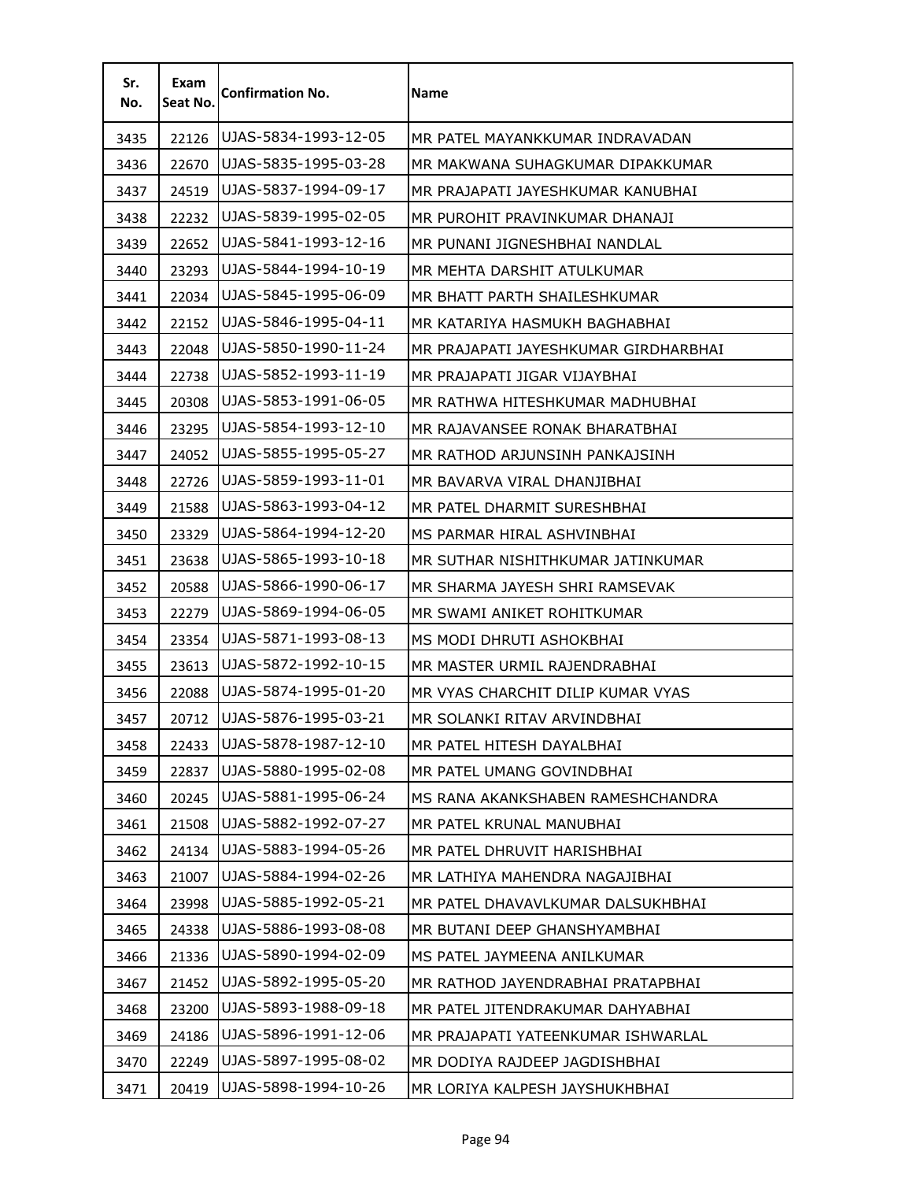| Sr. No. | Exam Seat No. | Confirmation No. | Name |
|---|---|---|---|
| 3435 | 22126 | UJAS-5834-1993-12-05 | MR PATEL MAYANKKUMAR INDRAVADAN |
| 3436 | 22670 | UJAS-5835-1995-03-28 | MR MAKWANA SUHAGKUMAR DIPAKKUMAR |
| 3437 | 24519 | UJAS-5837-1994-09-17 | MR PRAJAPATI JAYESHKUMAR KANUBHAI |
| 3438 | 22232 | UJAS-5839-1995-02-05 | MR PUROHIT PRAVINKUMAR DHANAJI |
| 3439 | 22652 | UJAS-5841-1993-12-16 | MR PUNANI JIGNESHBHAI NANDLAL |
| 3440 | 23293 | UJAS-5844-1994-10-19 | MR MEHTA DARSHIT ATULKUMAR |
| 3441 | 22034 | UJAS-5845-1995-06-09 | MR BHATT PARTH SHAILESHKUMAR |
| 3442 | 22152 | UJAS-5846-1995-04-11 | MR KATARIYA HASMUKH BAGHABHAI |
| 3443 | 22048 | UJAS-5850-1990-11-24 | MR PRAJAPATI JAYESHKUMAR GIRDHARBHAI |
| 3444 | 22738 | UJAS-5852-1993-11-19 | MR PRAJAPATI JIGAR VIJAYBHAI |
| 3445 | 20308 | UJAS-5853-1991-06-05 | MR RATHWA HITESHKUMAR MADHUBHAI |
| 3446 | 23295 | UJAS-5854-1993-12-10 | MR RAJAVANSEE RONAK BHARATBHAI |
| 3447 | 24052 | UJAS-5855-1995-05-27 | MR RATHOD ARJUNSINH PANKAJSINH |
| 3448 | 22726 | UJAS-5859-1993-11-01 | MR BAVARVA VIRAL DHANJIBHAI |
| 3449 | 21588 | UJAS-5863-1993-04-12 | MR PATEL DHARMIT SURESHBHAI |
| 3450 | 23329 | UJAS-5864-1994-12-20 | MS PARMAR HIRAL ASHVINBHAI |
| 3451 | 23638 | UJAS-5865-1993-10-18 | MR SUTHAR NISHITHKUMAR JATINKUMAR |
| 3452 | 20588 | UJAS-5866-1990-06-17 | MR SHARMA JAYESH SHRI RAMSEVAK |
| 3453 | 22279 | UJAS-5869-1994-06-05 | MR SWAMI ANIKET ROHITKUMAR |
| 3454 | 23354 | UJAS-5871-1993-08-13 | MS MODI DHRUTI ASHOKBHAI |
| 3455 | 23613 | UJAS-5872-1992-10-15 | MR MASTER URMIL RAJENDRABHAI |
| 3456 | 22088 | UJAS-5874-1995-01-20 | MR VYAS CHARCHIT DILIP KUMAR VYAS |
| 3457 | 20712 | UJAS-5876-1995-03-21 | MR SOLANKI RITAV ARVINDBHAI |
| 3458 | 22433 | UJAS-5878-1987-12-10 | MR PATEL HITESH DAYALBHAI |
| 3459 | 22837 | UJAS-5880-1995-02-08 | MR PATEL UMANG GOVINDBHAI |
| 3460 | 20245 | UJAS-5881-1995-06-24 | MS RANA AKANKSHABEN RAMESHCHANDRA |
| 3461 | 21508 | UJAS-5882-1992-07-27 | MR PATEL KRUNAL MANUBHAI |
| 3462 | 24134 | UJAS-5883-1994-05-26 | MR PATEL DHRUVIT HARISHBHAI |
| 3463 | 21007 | UJAS-5884-1994-02-26 | MR LATHIYA MAHENDRA NAGAJIBHAI |
| 3464 | 23998 | UJAS-5885-1992-05-21 | MR PATEL DHAVAVLKUMAR DALSUKHBHAI |
| 3465 | 24338 | UJAS-5886-1993-08-08 | MR BUTANI DEEP GHANSHYAMBHAI |
| 3466 | 21336 | UJAS-5890-1994-02-09 | MS PATEL JAYMEENA ANILKUMAR |
| 3467 | 21452 | UJAS-5892-1995-05-20 | MR RATHOD JAYENDRABHAI PRATAPBHAI |
| 3468 | 23200 | UJAS-5893-1988-09-18 | MR PATEL JITENDRAKUMAR DAHYABHAI |
| 3469 | 24186 | UJAS-5896-1991-12-06 | MR PRAJAPATI YATEENKUMAR ISHWARLAL |
| 3470 | 22249 | UJAS-5897-1995-08-02 | MR DODIYA RAJDEEP JAGDISHBHAI |
| 3471 | 20419 | UJAS-5898-1994-10-26 | MR LORIYA KALPESH JAYSHUKHBHAI |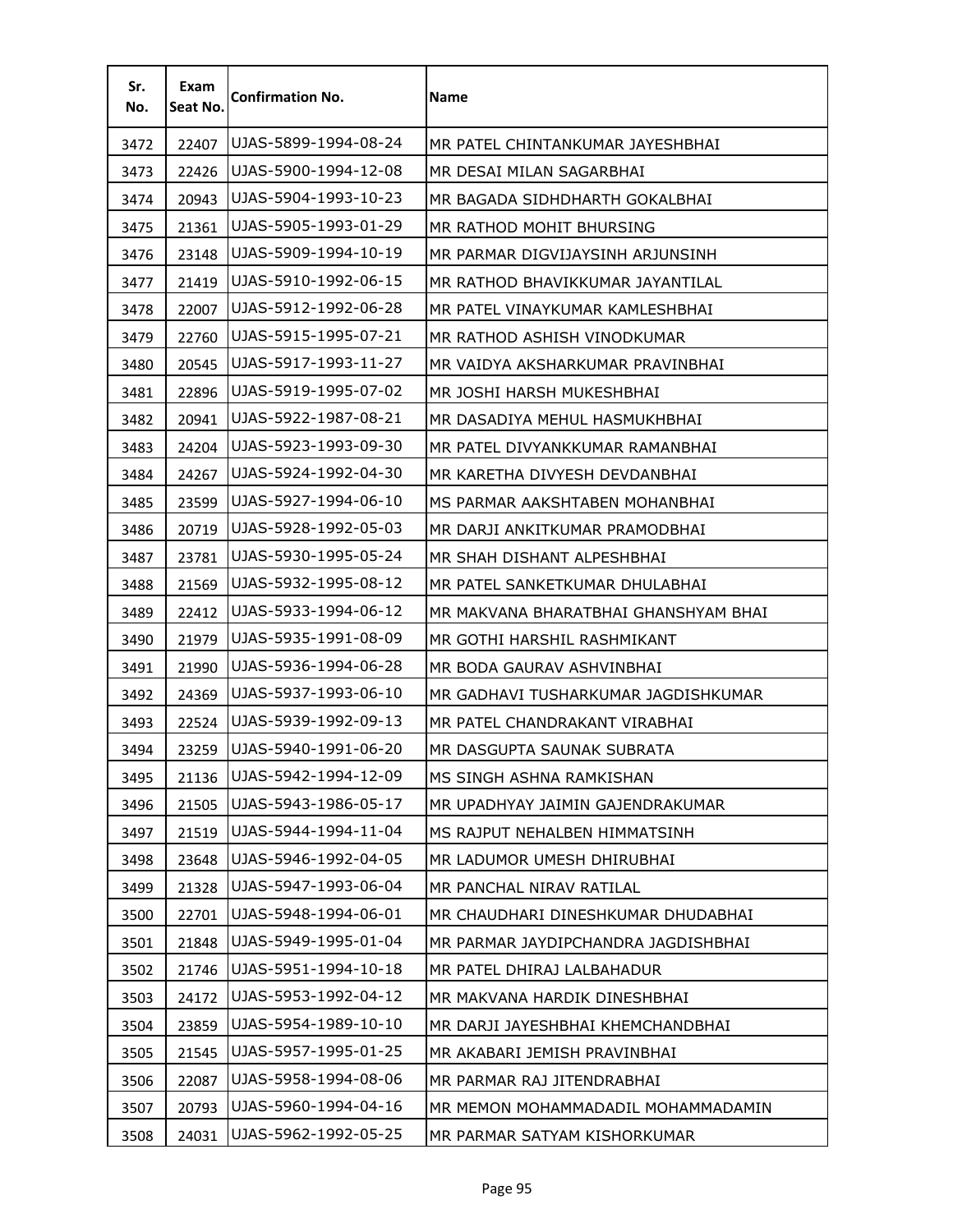| Sr. No. | Exam Seat No. | Confirmation No. | Name |
|---|---|---|---|
| 3472 | 22407 | UJAS-5899-1994-08-24 | MR PATEL CHINTANKUMAR JAYESHBHAI |
| 3473 | 22426 | UJAS-5900-1994-12-08 | MR DESAI MILAN SAGARBHAI |
| 3474 | 20943 | UJAS-5904-1993-10-23 | MR BAGADA SIDHDHARTH GOKALBHAI |
| 3475 | 21361 | UJAS-5905-1993-01-29 | MR RATHOD MOHIT BHURSING |
| 3476 | 23148 | UJAS-5909-1994-10-19 | MR PARMAR DIGVIJAYSINH ARJUNSINH |
| 3477 | 21419 | UJAS-5910-1992-06-15 | MR RATHOD BHAVIKKUMAR JAYANTILAL |
| 3478 | 22007 | UJAS-5912-1992-06-28 | MR PATEL VINAYKUMAR KAMLESHBHAI |
| 3479 | 22760 | UJAS-5915-1995-07-21 | MR RATHOD ASHISH VINODKUMAR |
| 3480 | 20545 | UJAS-5917-1993-11-27 | MR VAIDYA AKSHARKUMAR PRAVINBHAI |
| 3481 | 22896 | UJAS-5919-1995-07-02 | MR JOSHI HARSH MUKESHBHAI |
| 3482 | 20941 | UJAS-5922-1987-08-21 | MR DASADIYA MEHUL HASMUKHBHAI |
| 3483 | 24204 | UJAS-5923-1993-09-30 | MR PATEL DIVYANKKUMAR RAMANBHAI |
| 3484 | 24267 | UJAS-5924-1992-04-30 | MR KARETHA DIVYESH DEVDANBHAI |
| 3485 | 23599 | UJAS-5927-1994-06-10 | MS PARMAR AAKSHTABEN MOHANBHAI |
| 3486 | 20719 | UJAS-5928-1992-05-03 | MR DARJI ANKITKUMAR PRAMODBHAI |
| 3487 | 23781 | UJAS-5930-1995-05-24 | MR SHAH DISHANT ALPESHBHAI |
| 3488 | 21569 | UJAS-5932-1995-08-12 | MR PATEL SANKETKUMAR DHULABHAI |
| 3489 | 22412 | UJAS-5933-1994-06-12 | MR MAKVANA BHARATBHAI GHANSHYAM BHAI |
| 3490 | 21979 | UJAS-5935-1991-08-09 | MR GOTHI HARSHIL RASHMIKANT |
| 3491 | 21990 | UJAS-5936-1994-06-28 | MR BODA GAURAV ASHVINBHAI |
| 3492 | 24369 | UJAS-5937-1993-06-10 | MR GADHAVI TUSHARKUMAR JAGDISHKUMAR |
| 3493 | 22524 | UJAS-5939-1992-09-13 | MR PATEL CHANDRAKANT VIRABHAI |
| 3494 | 23259 | UJAS-5940-1991-06-20 | MR DASGUPTA SAUNAK SUBRATA |
| 3495 | 21136 | UJAS-5942-1994-12-09 | MS SINGH ASHNA RAMKISHAN |
| 3496 | 21505 | UJAS-5943-1986-05-17 | MR UPADHYAY JAIMIN GAJENDRAKUMAR |
| 3497 | 21519 | UJAS-5944-1994-11-04 | MS RAJPUT NEHALBEN HIMMATSINH |
| 3498 | 23648 | UJAS-5946-1992-04-05 | MR LADUMOR UMESH DHIRUBHAI |
| 3499 | 21328 | UJAS-5947-1993-06-04 | MR PANCHAL NIRAV RATILAL |
| 3500 | 22701 | UJAS-5948-1994-06-01 | MR CHAUDHARI DINESHKUMAR DHUDABHAI |
| 3501 | 21848 | UJAS-5949-1995-01-04 | MR PARMAR JAYDIPCHANDRA JAGDISHBHAI |
| 3502 | 21746 | UJAS-5951-1994-10-18 | MR PATEL DHIRAJ LALBAHADUR |
| 3503 | 24172 | UJAS-5953-1992-04-12 | MR MAKVANA HARDIK DINESHBHAI |
| 3504 | 23859 | UJAS-5954-1989-10-10 | MR DARJI JAYESHBHAI KHEMCHANDBHAI |
| 3505 | 21545 | UJAS-5957-1995-01-25 | MR AKABARI JEMISH PRAVINBHAI |
| 3506 | 22087 | UJAS-5958-1994-08-06 | MR PARMAR RAJ JITENDRABHAI |
| 3507 | 20793 | UJAS-5960-1994-04-16 | MR MEMON MOHAMMADADIL MOHAMMADAMIN |
| 3508 | 24031 | UJAS-5962-1992-05-25 | MR PARMAR SATYAM KISHORKUMAR |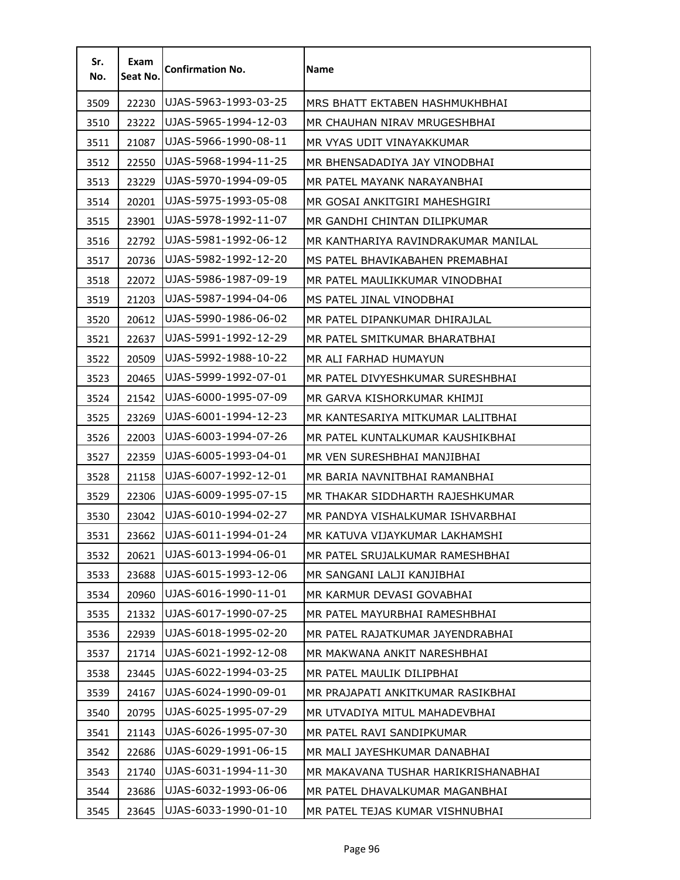| Sr. No. | Exam Seat No. | Confirmation No. | Name |
|---|---|---|---|
| 3509 | 22230 | UJAS-5963-1993-03-25 | MRS BHATT EKTABEN HASHMUKHBHAI |
| 3510 | 23222 | UJAS-5965-1994-12-03 | MR CHAUHAN NIRAV MRUGESHBHAI |
| 3511 | 21087 | UJAS-5966-1990-08-11 | MR VYAS UDIT VINAYAKKUMAR |
| 3512 | 22550 | UJAS-5968-1994-11-25 | MR BHENSADADIYA JAY VINODBHAI |
| 3513 | 23229 | UJAS-5970-1994-09-05 | MR PATEL MAYANK NARAYANBHAI |
| 3514 | 20201 | UJAS-5975-1993-05-08 | MR GOSAI ANKITGIRI MAHESHGIRI |
| 3515 | 23901 | UJAS-5978-1992-11-07 | MR GANDHI CHINTAN DILIPKUMAR |
| 3516 | 22792 | UJAS-5981-1992-06-12 | MR KANTHARIYA RAVINDRAKUMAR MANILAL |
| 3517 | 20736 | UJAS-5982-1992-12-20 | MS PATEL BHAVIKABAHEN PREMABHAI |
| 3518 | 22072 | UJAS-5986-1987-09-19 | MR PATEL MAULIKKUMAR VINODBHAI |
| 3519 | 21203 | UJAS-5987-1994-04-06 | MS PATEL JINAL VINODBHAI |
| 3520 | 20612 | UJAS-5990-1986-06-02 | MR PATEL DIPANKUMAR DHIRAJLAL |
| 3521 | 22637 | UJAS-5991-1992-12-29 | MR PATEL SMITKUMAR BHARATBHAI |
| 3522 | 20509 | UJAS-5992-1988-10-22 | MR ALI FARHAD HUMAYUN |
| 3523 | 20465 | UJAS-5999-1992-07-01 | MR PATEL DIVYESHKUMAR SURESHBHAI |
| 3524 | 21542 | UJAS-6000-1995-07-09 | MR GARVA KISHORKUMAR KHIMJI |
| 3525 | 23269 | UJAS-6001-1994-12-23 | MR KANTESARIYA MITKUMAR LALITBHAI |
| 3526 | 22003 | UJAS-6003-1994-07-26 | MR PATEL KUNTALKUMAR KAUSHIKBHAI |
| 3527 | 22359 | UJAS-6005-1993-04-01 | MR VEN SURESHBHAI MANJIBHAI |
| 3528 | 21158 | UJAS-6007-1992-12-01 | MR BARIA NAVNITBHAI RAMANBHAI |
| 3529 | 22306 | UJAS-6009-1995-07-15 | MR THAKAR SIDDHARTH RAJESHKUMAR |
| 3530 | 23042 | UJAS-6010-1994-02-27 | MR PANDYA VISHALKUMAR ISHVARBHAI |
| 3531 | 23662 | UJAS-6011-1994-01-24 | MR KATUVA VIJAYKUMAR LAKHAMSHI |
| 3532 | 20621 | UJAS-6013-1994-06-01 | MR PATEL SRUJALKUMAR RAMESHBHAI |
| 3533 | 23688 | UJAS-6015-1993-12-06 | MR SANGANI LALJI KANJIBHAI |
| 3534 | 20960 | UJAS-6016-1990-11-01 | MR KARMUR DEVASI GOVABHAI |
| 3535 | 21332 | UJAS-6017-1990-07-25 | MR PATEL MAYURBHAI RAMESHBHAI |
| 3536 | 22939 | UJAS-6018-1995-02-20 | MR PATEL RAJATKUMAR JAYENDRABHAI |
| 3537 | 21714 | UJAS-6021-1992-12-08 | MR MAKWANA ANKIT NARESHBHAI |
| 3538 | 23445 | UJAS-6022-1994-03-25 | MR PATEL MAULIK DILIPBHAI |
| 3539 | 24167 | UJAS-6024-1990-09-01 | MR PRAJAPATI ANKITKUMAR RASIKBHAI |
| 3540 | 20795 | UJAS-6025-1995-07-29 | MR UTVADIYA MITUL MAHADEVBHAI |
| 3541 | 21143 | UJAS-6026-1995-07-30 | MR PATEL RAVI SANDIPKUMAR |
| 3542 | 22686 | UJAS-6029-1991-06-15 | MR MALI JAYESHKUMAR DANABHAI |
| 3543 | 21740 | UJAS-6031-1994-11-30 | MR MAKAVANA TUSHAR HARIKRISHANABHAI |
| 3544 | 23686 | UJAS-6032-1993-06-06 | MR PATEL DHAVALKUMAR MAGANBHAI |
| 3545 | 23645 | UJAS-6033-1990-01-10 | MR PATEL TEJAS KUMAR VISHNUBHAI |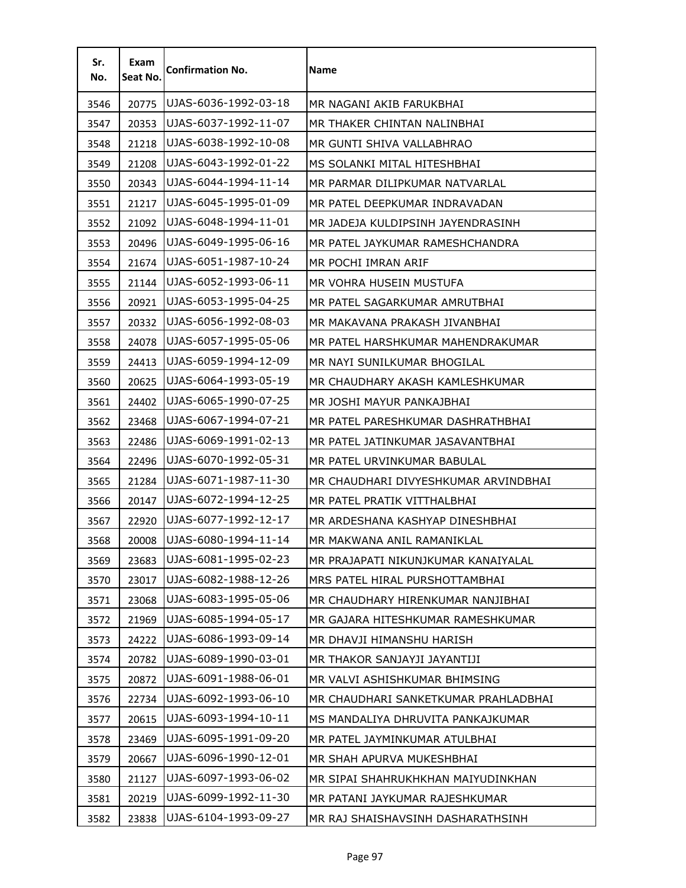| Sr. No. | Exam Seat No. | Confirmation No. | Name |
|---|---|---|---|
| 3546 | 20775 | UJAS-6036-1992-03-18 | MR NAGANI AKIB FARUKBHAI |
| 3547 | 20353 | UJAS-6037-1992-11-07 | MR THAKER CHINTAN NALINBHAI |
| 3548 | 21218 | UJAS-6038-1992-10-08 | MR GUNTI SHIVA VALLABHRAO |
| 3549 | 21208 | UJAS-6043-1992-01-22 | MS SOLANKI MITAL HITESHBHAI |
| 3550 | 20343 | UJAS-6044-1994-11-14 | MR PARMAR DILIPKUMAR NATVARLAL |
| 3551 | 21217 | UJAS-6045-1995-01-09 | MR PATEL DEEPKUMAR INDRAVADAN |
| 3552 | 21092 | UJAS-6048-1994-11-01 | MR JADEJA KULDIPSINH JAYENDRASINH |
| 3553 | 20496 | UJAS-6049-1995-06-16 | MR PATEL JAYKUMAR RAMESHCHANDRA |
| 3554 | 21674 | UJAS-6051-1987-10-24 | MR POCHI IMRAN ARIF |
| 3555 | 21144 | UJAS-6052-1993-06-11 | MR VOHRA HUSEIN MUSTUFA |
| 3556 | 20921 | UJAS-6053-1995-04-25 | MR PATEL SAGARKUMAR AMRUTBHAI |
| 3557 | 20332 | UJAS-6056-1992-08-03 | MR MAKAVANA PRAKASH JIVANBHAI |
| 3558 | 24078 | UJAS-6057-1995-05-06 | MR PATEL HARSHKUMAR MAHENDRAKUMAR |
| 3559 | 24413 | UJAS-6059-1994-12-09 | MR NAYI SUNILKUMAR BHOGILAL |
| 3560 | 20625 | UJAS-6064-1993-05-19 | MR CHAUDHARY AKASH KAMLESHKUMAR |
| 3561 | 24402 | UJAS-6065-1990-07-25 | MR JOSHI MAYUR PANKAJBHAI |
| 3562 | 23468 | UJAS-6067-1994-07-21 | MR PATEL PARESHKUMAR DASHRATHBHAI |
| 3563 | 22486 | UJAS-6069-1991-02-13 | MR PATEL JATINKUMAR JASAVANTBHAI |
| 3564 | 22496 | UJAS-6070-1992-05-31 | MR PATEL URVINKUMAR BABULAL |
| 3565 | 21284 | UJAS-6071-1987-11-30 | MR CHAUDHARI DIVYESHKUMAR ARVINDBHAI |
| 3566 | 20147 | UJAS-6072-1994-12-25 | MR PATEL PRATIK VITTHALBHAI |
| 3567 | 22920 | UJAS-6077-1992-12-17 | MR ARDESHANA KASHYAP DINESHBHAI |
| 3568 | 20008 | UJAS-6080-1994-11-14 | MR MAKWANA ANIL RAMANIKLAL |
| 3569 | 23683 | UJAS-6081-1995-02-23 | MR PRAJAPATI NIKUNJKUMAR KANAIYALAL |
| 3570 | 23017 | UJAS-6082-1988-12-26 | MRS PATEL HIRAL PURSHOTTAMBHAI |
| 3571 | 23068 | UJAS-6083-1995-05-06 | MR CHAUDHARY HIRENKUMAR NANJIBHAI |
| 3572 | 21969 | UJAS-6085-1994-05-17 | MR GAJARA HITESHKUMAR RAMESHKUMAR |
| 3573 | 24222 | UJAS-6086-1993-09-14 | MR DHAVJI HIMANSHU HARISH |
| 3574 | 20782 | UJAS-6089-1990-03-01 | MR THAKOR SANJAYJI JAYANTIJI |
| 3575 | 20872 | UJAS-6091-1988-06-01 | MR VALVI ASHISHKUMAR BHIMSING |
| 3576 | 22734 | UJAS-6092-1993-06-10 | MR CHAUDHARI SANKETKUMAR PRAHLADBHAI |
| 3577 | 20615 | UJAS-6093-1994-10-11 | MS MANDALIYA DHRUVITA PANKAJKUMAR |
| 3578 | 23469 | UJAS-6095-1991-09-20 | MR PATEL JAYMINKUMAR ATULBHAI |
| 3579 | 20667 | UJAS-6096-1990-12-01 | MR SHAH APURVA MUKESHBHAI |
| 3580 | 21127 | UJAS-6097-1993-06-02 | MR SIPAI SHAHRUKHKHAN MAIYUDINKHAN |
| 3581 | 20219 | UJAS-6099-1992-11-30 | MR PATANI JAYKUMAR RAJESHKUMAR |
| 3582 | 23838 | UJAS-6104-1993-09-27 | MR RAJ SHAISHAVSINH DASHARATHSINH |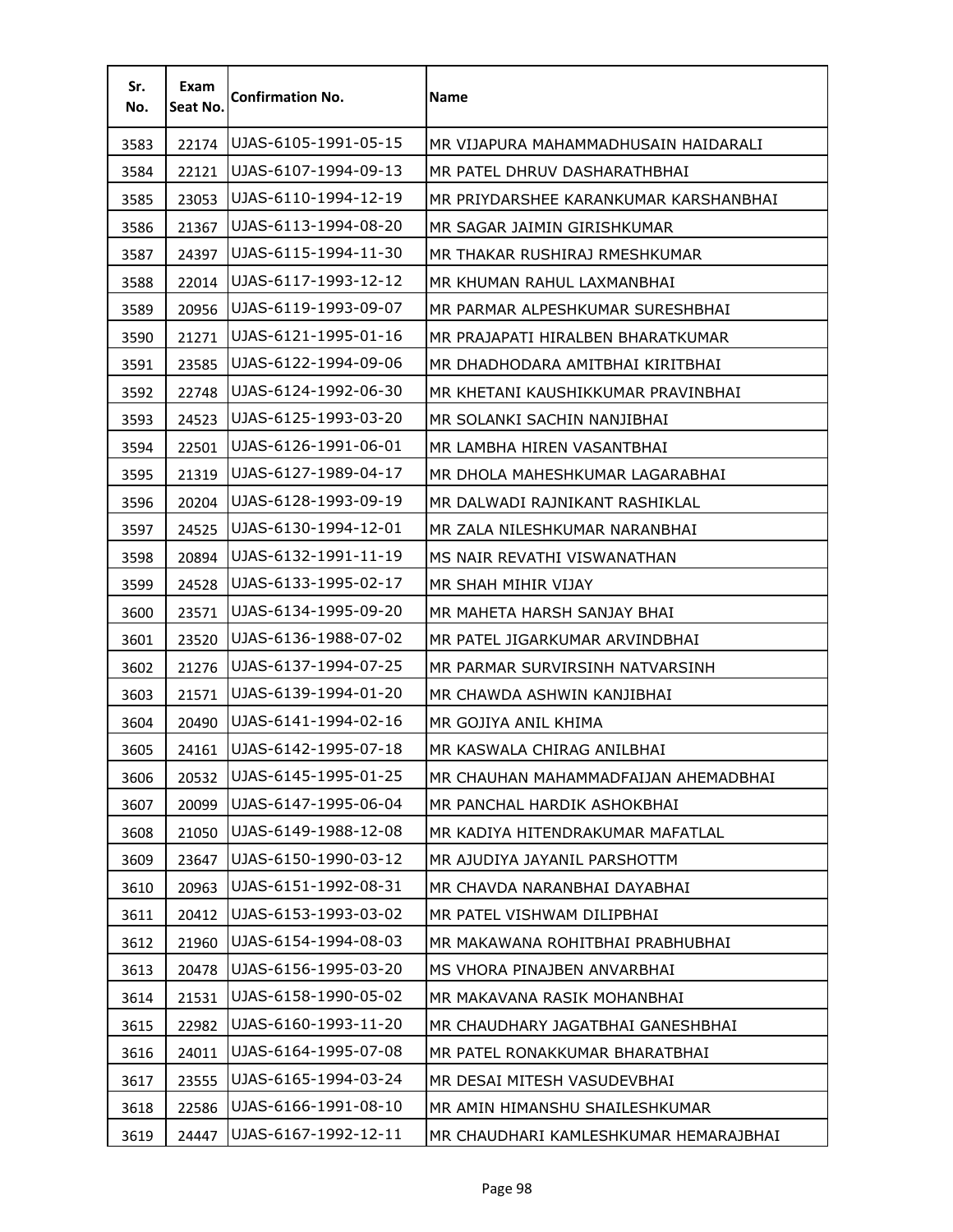| Sr. No. | Exam Seat No. | Confirmation No. | Name |
|---|---|---|---|
| 3583 | 22174 | UJAS-6105-1991-05-15 | MR VIJAPURA MAHAMMADHUSAIN HAIDARALI |
| 3584 | 22121 | UJAS-6107-1994-09-13 | MR PATEL DHRUV DASHARATHBHAI |
| 3585 | 23053 | UJAS-6110-1994-12-19 | MR PRIYDARSHEE KARANKUMAR KARSHANBHAI |
| 3586 | 21367 | UJAS-6113-1994-08-20 | MR SAGAR JAIMIN GIRISHKUMAR |
| 3587 | 24397 | UJAS-6115-1994-11-30 | MR THAKAR RUSHIRAJ RMESHKUMAR |
| 3588 | 22014 | UJAS-6117-1993-12-12 | MR KHUMAN RAHUL LAXMANBHAI |
| 3589 | 20956 | UJAS-6119-1993-09-07 | MR PARMAR ALPESHKUMAR SURESHBHAI |
| 3590 | 21271 | UJAS-6121-1995-01-16 | MR PRAJAPATI HIRALBEN BHARATKUMAR |
| 3591 | 23585 | UJAS-6122-1994-09-06 | MR DHADHODARA AMITBHAI KIRITBHAI |
| 3592 | 22748 | UJAS-6124-1992-06-30 | MR KHETANI KAUSHIKKUMAR PRAVINBHAI |
| 3593 | 24523 | UJAS-6125-1993-03-20 | MR SOLANKI SACHIN NANJIBHAI |
| 3594 | 22501 | UJAS-6126-1991-06-01 | MR LAMBHA HIREN VASANTBHAI |
| 3595 | 21319 | UJAS-6127-1989-04-17 | MR DHOLA MAHESHKUMAR LAGARABHAI |
| 3596 | 20204 | UJAS-6128-1993-09-19 | MR DALWADI RAJNIKANT RASHIKLAL |
| 3597 | 24525 | UJAS-6130-1994-12-01 | MR ZALA NILESHKUMAR NARANBHAI |
| 3598 | 20894 | UJAS-6132-1991-11-19 | MS NAIR REVATHI VISWANATHAN |
| 3599 | 24528 | UJAS-6133-1995-02-17 | MR SHAH MIHIR VIJAY |
| 3600 | 23571 | UJAS-6134-1995-09-20 | MR MAHETA HARSH SANJAY BHAI |
| 3601 | 23520 | UJAS-6136-1988-07-02 | MR PATEL JIGARKUMAR ARVINDBHAI |
| 3602 | 21276 | UJAS-6137-1994-07-25 | MR PARMAR SURVIRSINH NATVARSINH |
| 3603 | 21571 | UJAS-6139-1994-01-20 | MR CHAWDA ASHWIN KANJIBHAI |
| 3604 | 20490 | UJAS-6141-1994-02-16 | MR GOJIYA ANIL KHIMA |
| 3605 | 24161 | UJAS-6142-1995-07-18 | MR KASWALA CHIRAG ANILBHAI |
| 3606 | 20532 | UJAS-6145-1995-01-25 | MR CHAUHAN MAHAMMADFAIJAN AHEMADBHAI |
| 3607 | 20099 | UJAS-6147-1995-06-04 | MR PANCHAL HARDIK ASHOKBHAI |
| 3608 | 21050 | UJAS-6149-1988-12-08 | MR KADIYA HITENDRAKUMAR MAFATLAL |
| 3609 | 23647 | UJAS-6150-1990-03-12 | MR AJUDIYA JAYANIL PARSHOTTM |
| 3610 | 20963 | UJAS-6151-1992-08-31 | MR CHAVDA NARANBHAI DAYABHAI |
| 3611 | 20412 | UJAS-6153-1993-03-02 | MR PATEL VISHWAM DILIPBHAI |
| 3612 | 21960 | UJAS-6154-1994-08-03 | MR MAKAWANA ROHITBHAI PRABHUBHAI |
| 3613 | 20478 | UJAS-6156-1995-03-20 | MS VHORA PINAJBEN ANVARBHAI |
| 3614 | 21531 | UJAS-6158-1990-05-02 | MR MAKAVANA RASIK MOHANBHAI |
| 3615 | 22982 | UJAS-6160-1993-11-20 | MR CHAUDHARY JAGATBHAI GANESHBHAI |
| 3616 | 24011 | UJAS-6164-1995-07-08 | MR PATEL RONAKKUMAR BHARATBHAI |
| 3617 | 23555 | UJAS-6165-1994-03-24 | MR DESAI MITESH VASUDEVBHAI |
| 3618 | 22586 | UJAS-6166-1991-08-10 | MR AMIN HIMANSHU SHAILESHKUMAR |
| 3619 | 24447 | UJAS-6167-1992-12-11 | MR CHAUDHARI KAMLESHKUMAR HEMARAJBHAI |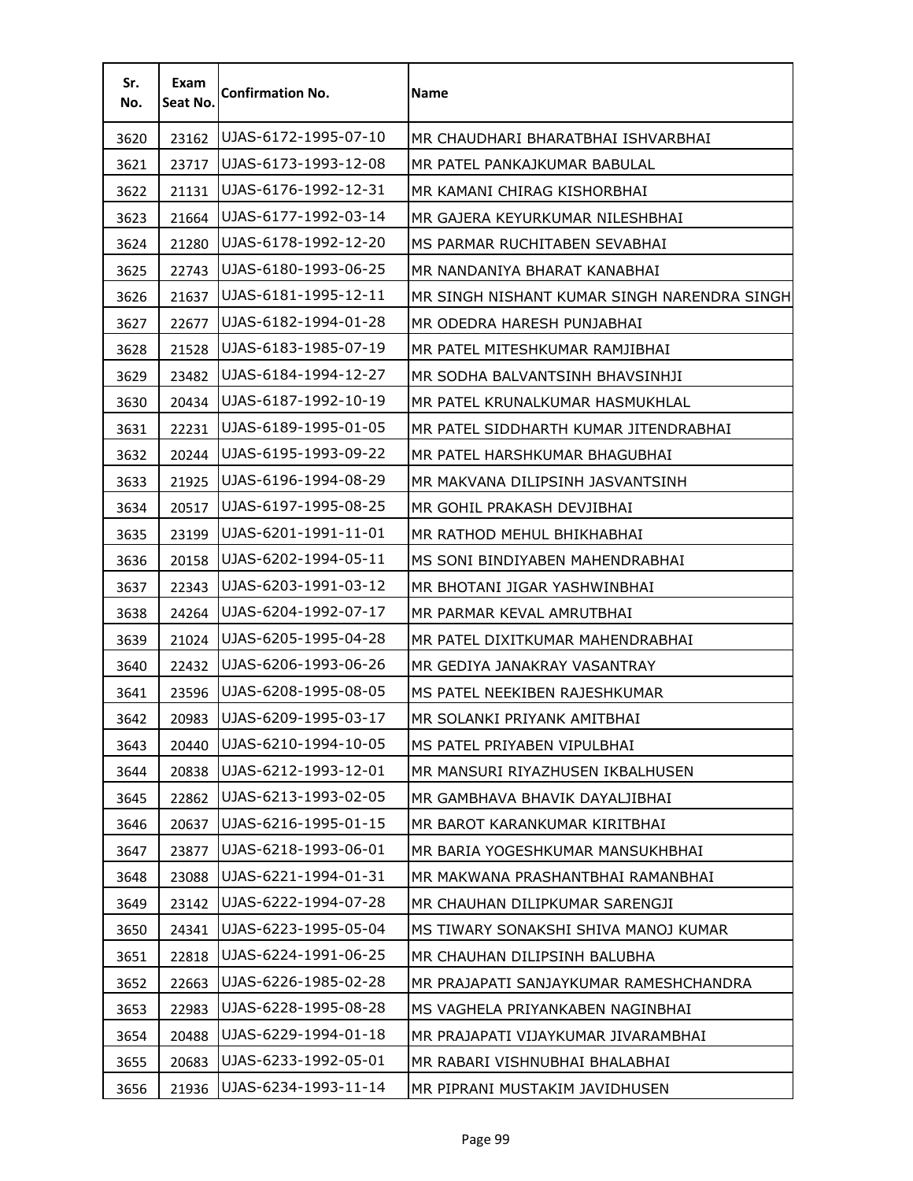| Sr. No. | Exam Seat No. | Confirmation No. | Name |
|---|---|---|---|
| 3620 | 23162 | UJAS-6172-1995-07-10 | MR CHAUDHARI BHARATBHAI ISHVARBHAI |
| 3621 | 23717 | UJAS-6173-1993-12-08 | MR PATEL PANKAJKUMAR BABULAL |
| 3622 | 21131 | UJAS-6176-1992-12-31 | MR KAMANI CHIRAG KISHORBHAI |
| 3623 | 21664 | UJAS-6177-1992-03-14 | MR GAJERA KEYURKUMAR NILESHBHAI |
| 3624 | 21280 | UJAS-6178-1992-12-20 | MS PARMAR RUCHITABEN SEVABHAI |
| 3625 | 22743 | UJAS-6180-1993-06-25 | MR NANDANIYA BHARAT KANABHAI |
| 3626 | 21637 | UJAS-6181-1995-12-11 | MR SINGH NISHANT KUMAR SINGH NARENDRA SINGH |
| 3627 | 22677 | UJAS-6182-1994-01-28 | MR ODEDRA HARESH PUNJABHAI |
| 3628 | 21528 | UJAS-6183-1985-07-19 | MR PATEL MITESHKUMAR RAMJIBHAI |
| 3629 | 23482 | UJAS-6184-1994-12-27 | MR SODHA BALVANTSINH BHAVSINHJI |
| 3630 | 20434 | UJAS-6187-1992-10-19 | MR PATEL KRUNALKUMAR HASMUKHLAL |
| 3631 | 22231 | UJAS-6189-1995-01-05 | MR PATEL SIDDHARTH KUMAR JITENDRABHAI |
| 3632 | 20244 | UJAS-6195-1993-09-22 | MR PATEL HARSHKUMAR BHAGUBHAI |
| 3633 | 21925 | UJAS-6196-1994-08-29 | MR MAKVANA DILIPSINH JASVANTSINH |
| 3634 | 20517 | UJAS-6197-1995-08-25 | MR GOHIL PRAKASH DEVJIBHAI |
| 3635 | 23199 | UJAS-6201-1991-11-01 | MR RATHOD MEHUL BHIKHABHAI |
| 3636 | 20158 | UJAS-6202-1994-05-11 | MS SONI BINDIYABEN MAHENDRABHAI |
| 3637 | 22343 | UJAS-6203-1991-03-12 | MR BHOTANI JIGAR YASHWINBHAI |
| 3638 | 24264 | UJAS-6204-1992-07-17 | MR PARMAR KEVAL AMRUTBHAI |
| 3639 | 21024 | UJAS-6205-1995-04-28 | MR PATEL DIXITKUMAR MAHENDRABHAI |
| 3640 | 22432 | UJAS-6206-1993-06-26 | MR GEDIYA JANAKRAY VASANTRAY |
| 3641 | 23596 | UJAS-6208-1995-08-05 | MS PATEL NEEKIBEN RAJESHKUMAR |
| 3642 | 20983 | UJAS-6209-1995-03-17 | MR SOLANKI PRIYANK AMITBHAI |
| 3643 | 20440 | UJAS-6210-1994-10-05 | MS PATEL PRIYABEN VIPULBHAI |
| 3644 | 20838 | UJAS-6212-1993-12-01 | MR MANSURI RIYAZHUSEN IKBALHUSEN |
| 3645 | 22862 | UJAS-6213-1993-02-05 | MR GAMBHAVA BHAVIK DAYALJIBHAI |
| 3646 | 20637 | UJAS-6216-1995-01-15 | MR BAROT KARANKUMAR KIRITBHAI |
| 3647 | 23877 | UJAS-6218-1993-06-01 | MR BARIA YOGESHKUMAR MANSUKHBHAI |
| 3648 | 23088 | UJAS-6221-1994-01-31 | MR MAKWANA PRASHANTBHAI RAMANBHAI |
| 3649 | 23142 | UJAS-6222-1994-07-28 | MR CHAUHAN DILIPKUMAR SARENGJI |
| 3650 | 24341 | UJAS-6223-1995-05-04 | MS TIWARY SONAKSHI SHIVA MANOJ KUMAR |
| 3651 | 22818 | UJAS-6224-1991-06-25 | MR CHAUHAN DILIPSINH BALUBHA |
| 3652 | 22663 | UJAS-6226-1985-02-28 | MR PRAJAPATI SANJAYKUMAR RAMESHCHANDRA |
| 3653 | 22983 | UJAS-6228-1995-08-28 | MS VAGHELA PRIYANKABEN NAGINBHAI |
| 3654 | 20488 | UJAS-6229-1994-01-18 | MR PRAJAPATI VIJAYKUMAR JIVARAMBHAI |
| 3655 | 20683 | UJAS-6233-1992-05-01 | MR RABARI VISHNUBHAI BHALABHAI |
| 3656 | 21936 | UJAS-6234-1993-11-14 | MR PIPRANI MUSTAKIM JAVIDHUSEN |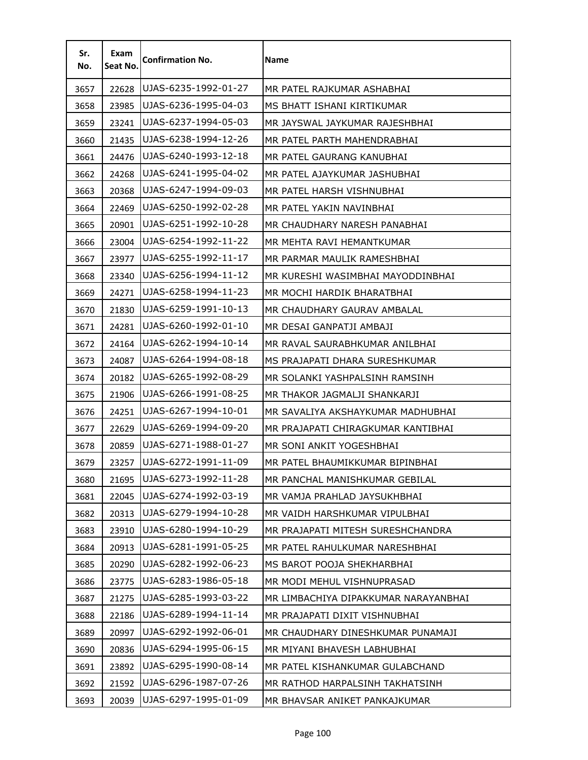| Sr. No. | Exam Seat No. | Confirmation No. | Name |
|---|---|---|---|
| 3657 | 22628 | UJAS-6235-1992-01-27 | MR PATEL RAJKUMAR ASHABHAI |
| 3658 | 23985 | UJAS-6236-1995-04-03 | MS BHATT ISHANI KIRTIKUMAR |
| 3659 | 23241 | UJAS-6237-1994-05-03 | MR JAYSWAL JAYKUMAR RAJESHBHAI |
| 3660 | 21435 | UJAS-6238-1994-12-26 | MR PATEL PARTH MAHENDRABHAI |
| 3661 | 24476 | UJAS-6240-1993-12-18 | MR PATEL GAURANG KANUBHAI |
| 3662 | 24268 | UJAS-6241-1995-04-02 | MR PATEL AJAYKUMAR JASHUBHAI |
| 3663 | 20368 | UJAS-6247-1994-09-03 | MR PATEL HARSH VISHNUBHAI |
| 3664 | 22469 | UJAS-6250-1992-02-28 | MR PATEL YAKIN NAVINBHAI |
| 3665 | 20901 | UJAS-6251-1992-10-28 | MR CHAUDHARY NARESH PANABHAI |
| 3666 | 23004 | UJAS-6254-1992-11-22 | MR MEHTA RAVI HEMANTKUMAR |
| 3667 | 23977 | UJAS-6255-1992-11-17 | MR PARMAR MAULIK RAMESHBHAI |
| 3668 | 23340 | UJAS-6256-1994-11-12 | MR KURESHI WASIMBHAI MAYODDINBHAI |
| 3669 | 24271 | UJAS-6258-1994-11-23 | MR MOCHI HARDIK BHARATBHAI |
| 3670 | 21830 | UJAS-6259-1991-10-13 | MR CHAUDHARY GAURAV AMBALAL |
| 3671 | 24281 | UJAS-6260-1992-01-10 | MR DESAI GANPATJI AMBAJI |
| 3672 | 24164 | UJAS-6262-1994-10-14 | MR RAVAL SAURABHKUMAR ANILBHAI |
| 3673 | 24087 | UJAS-6264-1994-08-18 | MS PRAJAPATI DHARA SURESHKUMAR |
| 3674 | 20182 | UJAS-6265-1992-08-29 | MR SOLANKI YASHPALSINH RAMSINH |
| 3675 | 21906 | UJAS-6266-1991-08-25 | MR THAKOR JAGMALJI SHANKARJI |
| 3676 | 24251 | UJAS-6267-1994-10-01 | MR SAVALIYA AKSHAYKUMAR MADHUBHAI |
| 3677 | 22629 | UJAS-6269-1994-09-20 | MR PRAJAPATI CHIRAGKUMAR KANTIBHAI |
| 3678 | 20859 | UJAS-6271-1988-01-27 | MR SONI ANKIT YOGESHBHAI |
| 3679 | 23257 | UJAS-6272-1991-11-09 | MR PATEL BHAUMIKKUMAR BIPINBHAI |
| 3680 | 21695 | UJAS-6273-1992-11-28 | MR PANCHAL MANISHKUMAR GEBILAL |
| 3681 | 22045 | UJAS-6274-1992-03-19 | MR VAMJA PRAHLAD JAYSUKHBHAI |
| 3682 | 20313 | UJAS-6279-1994-10-28 | MR VAIDH HARSHKUMAR VIPULBHAI |
| 3683 | 23910 | UJAS-6280-1994-10-29 | MR PRAJAPATI MITESH SURESHCHANDRA |
| 3684 | 20913 | UJAS-6281-1991-05-25 | MR PATEL RAHULKUMAR NARESHBHAI |
| 3685 | 20290 | UJAS-6282-1992-06-23 | MS BAROT POOJA SHEKHARBHAI |
| 3686 | 23775 | UJAS-6283-1986-05-18 | MR MODI MEHUL VISHNUPRASAD |
| 3687 | 21275 | UJAS-6285-1993-03-22 | MR LIMBACHIYA DIPAKKUMAR NARAYANBHAI |
| 3688 | 22186 | UJAS-6289-1994-11-14 | MR PRAJAPATI DIXIT VISHNUBHAI |
| 3689 | 20997 | UJAS-6292-1992-06-01 | MR CHAUDHARY DINESHKUMAR PUNAMAJI |
| 3690 | 20836 | UJAS-6294-1995-06-15 | MR MIYANI BHAVESH LABHUBHAI |
| 3691 | 23892 | UJAS-6295-1990-08-14 | MR PATEL KISHANKUMAR GULABCHAND |
| 3692 | 21592 | UJAS-6296-1987-07-26 | MR RATHOD HARPALSINH TAKHATSINH |
| 3693 | 20039 | UJAS-6297-1995-01-09 | MR BHAVSAR ANIKET PANKAJKUMAR |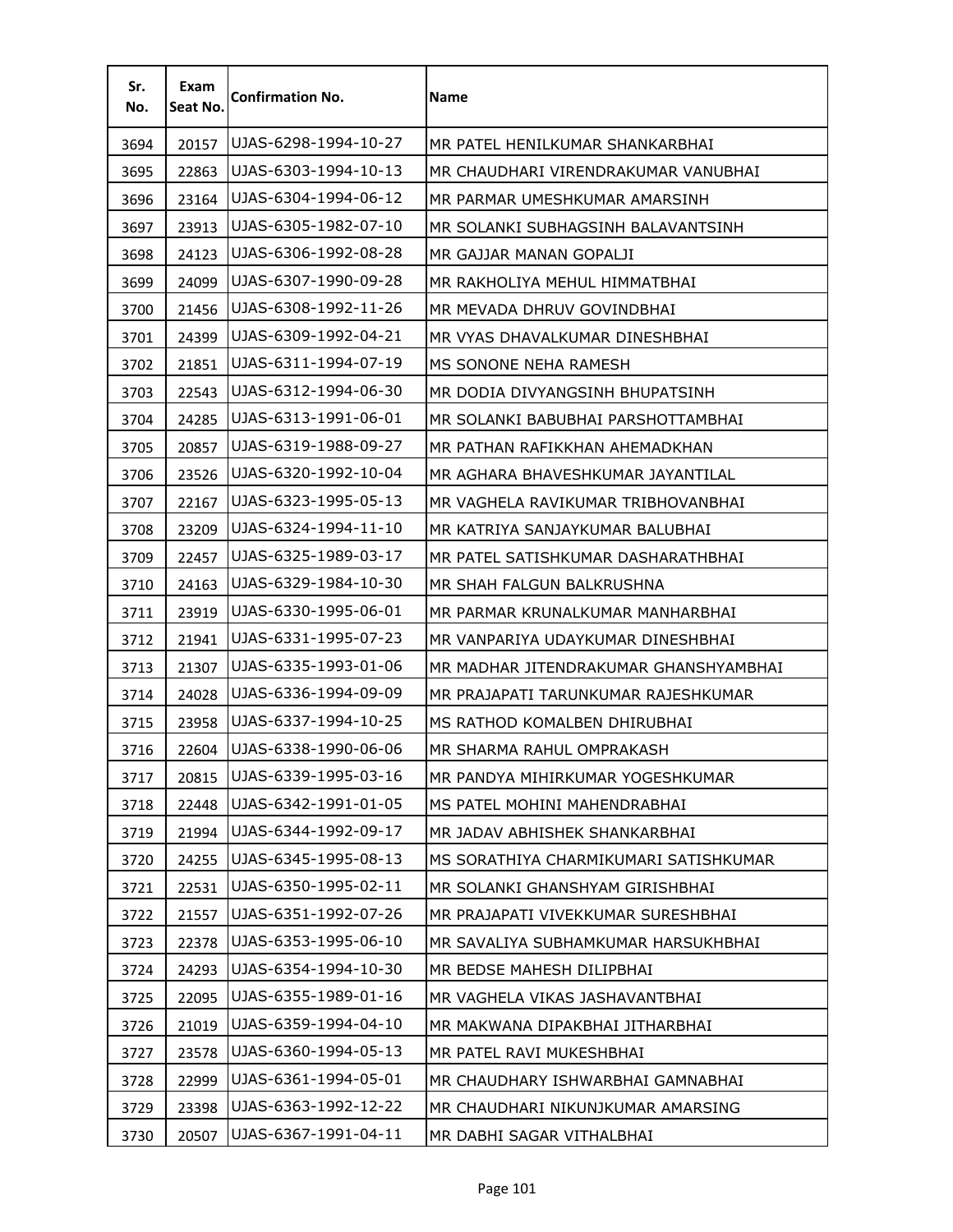| Sr. No. | Exam Seat No. | Confirmation No. | Name |
|---|---|---|---|
| 3694 | 20157 | UJAS-6298-1994-10-27 | MR PATEL HENILKUMAR SHANKARBHAI |
| 3695 | 22863 | UJAS-6303-1994-10-13 | MR CHAUDHARI VIRENDRAKUMAR VANUBHAI |
| 3696 | 23164 | UJAS-6304-1994-06-12 | MR PARMAR UMESHKUMAR AMARSINH |
| 3697 | 23913 | UJAS-6305-1982-07-10 | MR SOLANKI SUBHAGSINH BALAVANTSINH |
| 3698 | 24123 | UJAS-6306-1992-08-28 | MR GAJJAR MANAN GOPALJI |
| 3699 | 24099 | UJAS-6307-1990-09-28 | MR RAKHOLIYA MEHUL HIMMATBHAI |
| 3700 | 21456 | UJAS-6308-1992-11-26 | MR MEVADA DHRUV GOVINDBHAI |
| 3701 | 24399 | UJAS-6309-1992-04-21 | MR VYAS DHAVALKUMAR DINESHBHAI |
| 3702 | 21851 | UJAS-6311-1994-07-19 | MS SONONE NEHA RAMESH |
| 3703 | 22543 | UJAS-6312-1994-06-30 | MR DODIA DIVYANGSINH BHUPATSINH |
| 3704 | 24285 | UJAS-6313-1991-06-01 | MR SOLANKI BABUBHAI PARSHOTTAMBHAI |
| 3705 | 20857 | UJAS-6319-1988-09-27 | MR PATHAN RAFIKKHAN AHEMADKHAN |
| 3706 | 23526 | UJAS-6320-1992-10-04 | MR AGHARA BHAVESHKUMAR JAYANTILAL |
| 3707 | 22167 | UJAS-6323-1995-05-13 | MR VAGHELA RAVIKUMAR TRIBHOVANBHAI |
| 3708 | 23209 | UJAS-6324-1994-11-10 | MR KATRIYA SANJAYKUMAR BALUBHAI |
| 3709 | 22457 | UJAS-6325-1989-03-17 | MR PATEL SATISHKUMAR DASHARATHBHAI |
| 3710 | 24163 | UJAS-6329-1984-10-30 | MR SHAH FALGUN BALKRUSHNA |
| 3711 | 23919 | UJAS-6330-1995-06-01 | MR PARMAR KRUNALKUMAR MANHARBHAI |
| 3712 | 21941 | UJAS-6331-1995-07-23 | MR VANPARIYA UDAYKUMAR DINESHBHAI |
| 3713 | 21307 | UJAS-6335-1993-01-06 | MR MADHAR JITENDRAKUMAR GHANSHYAMBHAI |
| 3714 | 24028 | UJAS-6336-1994-09-09 | MR PRAJAPATI TARUNKUMAR RAJESHKUMAR |
| 3715 | 23958 | UJAS-6337-1994-10-25 | MS RATHOD KOMALBEN DHIRUBHAI |
| 3716 | 22604 | UJAS-6338-1990-06-06 | MR SHARMA RAHUL OMPRAKASH |
| 3717 | 20815 | UJAS-6339-1995-03-16 | MR PANDYA MIHIRKUMAR YOGESHKUMAR |
| 3718 | 22448 | UJAS-6342-1991-01-05 | MS PATEL MOHINI MAHENDRABHAI |
| 3719 | 21994 | UJAS-6344-1992-09-17 | MR JADAV ABHISHEK SHANKARBHAI |
| 3720 | 24255 | UJAS-6345-1995-08-13 | MS SORATHIYA CHARMIKUMARI SATISHKUMAR |
| 3721 | 22531 | UJAS-6350-1995-02-11 | MR SOLANKI GHANSHYAM GIRISHBHAI |
| 3722 | 21557 | UJAS-6351-1992-07-26 | MR PRAJAPATI VIVEKKUMAR SURESHBHAI |
| 3723 | 22378 | UJAS-6353-1995-06-10 | MR SAVALIYA SUBHAMKUMAR HARSUKHBHAI |
| 3724 | 24293 | UJAS-6354-1994-10-30 | MR BEDSE MAHESH DILIPBHAI |
| 3725 | 22095 | UJAS-6355-1989-01-16 | MR VAGHELA VIKAS JASHAVANTBHAI |
| 3726 | 21019 | UJAS-6359-1994-04-10 | MR MAKWANA DIPAKBHAI JITHARBHAI |
| 3727 | 23578 | UJAS-6360-1994-05-13 | MR PATEL RAVI MUKESHBHAI |
| 3728 | 22999 | UJAS-6361-1994-05-01 | MR CHAUDHARY ISHWARBHAI GAMNABHAI |
| 3729 | 23398 | UJAS-6363-1992-12-22 | MR CHAUDHARI NIKUNJKUMAR AMARSING |
| 3730 | 20507 | UJAS-6367-1991-04-11 | MR DABHI SAGAR VITHALBHAI |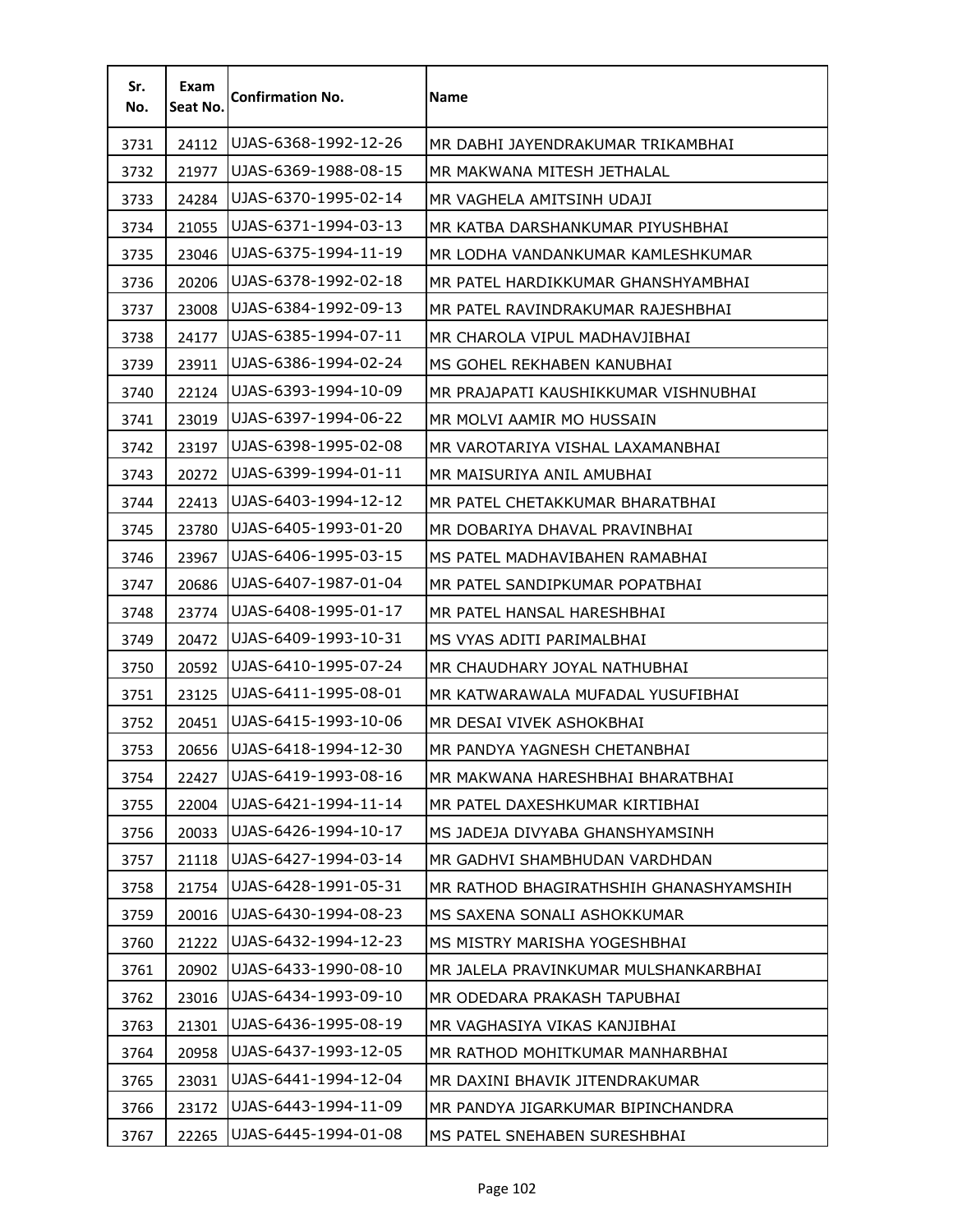| Sr. No. | Exam Seat No. | Confirmation No. | Name |
|---|---|---|---|
| 3731 | 24112 | UJAS-6368-1992-12-26 | MR DABHI JAYENDRAKUMAR TRIKAMBHAI |
| 3732 | 21977 | UJAS-6369-1988-08-15 | MR MAKWANA MITESH JETHALAL |
| 3733 | 24284 | UJAS-6370-1995-02-14 | MR VAGHELA AMITSINH UDAJI |
| 3734 | 21055 | UJAS-6371-1994-03-13 | MR KATBA DARSHANKUMAR PIYUSHBHAI |
| 3735 | 23046 | UJAS-6375-1994-11-19 | MR LODHA VANDANKUMAR KAMLESHKUMAR |
| 3736 | 20206 | UJAS-6378-1992-02-18 | MR PATEL HARDIKKUMAR GHANSHYAMBHAI |
| 3737 | 23008 | UJAS-6384-1992-09-13 | MR PATEL RAVINDRAKUMAR RAJESHBHAI |
| 3738 | 24177 | UJAS-6385-1994-07-11 | MR CHAROLA VIPUL MADHAVJIBHAI |
| 3739 | 23911 | UJAS-6386-1994-02-24 | MS GOHEL REKHABEN KANUBHAI |
| 3740 | 22124 | UJAS-6393-1994-10-09 | MR PRAJAPATI KAUSHIKKUMAR VISHNUBHAI |
| 3741 | 23019 | UJAS-6397-1994-06-22 | MR MOLVI AAMIR MO HUSSAIN |
| 3742 | 23197 | UJAS-6398-1995-02-08 | MR VAROTARIYA VISHAL LAXAMANBHAI |
| 3743 | 20272 | UJAS-6399-1994-01-11 | MR MAISURIYA ANIL AMUBHAI |
| 3744 | 22413 | UJAS-6403-1994-12-12 | MR PATEL CHETAKKUMAR BHARATBHAI |
| 3745 | 23780 | UJAS-6405-1993-01-20 | MR DOBARIYA DHAVAL PRAVINBHAI |
| 3746 | 23967 | UJAS-6406-1995-03-15 | MS PATEL MADHAVIBAHEN RAMABHAI |
| 3747 | 20686 | UJAS-6407-1987-01-04 | MR PATEL SANDIPKUMAR POPATBHAI |
| 3748 | 23774 | UJAS-6408-1995-01-17 | MR PATEL HANSAL HARESHBHAI |
| 3749 | 20472 | UJAS-6409-1993-10-31 | MS VYAS ADITI PARIMALBHAI |
| 3750 | 20592 | UJAS-6410-1995-07-24 | MR CHAUDHARY JOYAL NATHUBHAI |
| 3751 | 23125 | UJAS-6411-1995-08-01 | MR KATWARAWALA MUFADAL YUSUFIBHAI |
| 3752 | 20451 | UJAS-6415-1993-10-06 | MR DESAI VIVEK ASHOKBHAI |
| 3753 | 20656 | UJAS-6418-1994-12-30 | MR PANDYA YAGNESH CHETANBHAI |
| 3754 | 22427 | UJAS-6419-1993-08-16 | MR MAKWANA HARESHBHAI BHARATBHAI |
| 3755 | 22004 | UJAS-6421-1994-11-14 | MR PATEL DAXESHKUMAR KIRTIBHAI |
| 3756 | 20033 | UJAS-6426-1994-10-17 | MS JADEJA DIVYABA GHANSHYAMSINH |
| 3757 | 21118 | UJAS-6427-1994-03-14 | MR GADHVI SHAMBHUDAN VARDHDAN |
| 3758 | 21754 | UJAS-6428-1991-05-31 | MR RATHOD BHAGIRATHSHIH GHANASHYAMSHIH |
| 3759 | 20016 | UJAS-6430-1994-08-23 | MS SAXENA SONALI ASHOKKUMAR |
| 3760 | 21222 | UJAS-6432-1994-12-23 | MS MISTRY MARISHA YOGESHBHAI |
| 3761 | 20902 | UJAS-6433-1990-08-10 | MR JALELA PRAVINKUMAR MULSHANKARBHAI |
| 3762 | 23016 | UJAS-6434-1993-09-10 | MR ODEDARA PRAKASH TAPUBHAI |
| 3763 | 21301 | UJAS-6436-1995-08-19 | MR VAGHASIYA VIKAS KANJIBHAI |
| 3764 | 20958 | UJAS-6437-1993-12-05 | MR RATHOD MOHITKUMAR MANHARBHAI |
| 3765 | 23031 | UJAS-6441-1994-12-04 | MR DAXINI BHAVIK JITENDRAKUMAR |
| 3766 | 23172 | UJAS-6443-1994-11-09 | MR PANDYA JIGARKUMAR BIPINCHANDRA |
| 3767 | 22265 | UJAS-6445-1994-01-08 | MS PATEL SNEHABEN SURESHBHAI |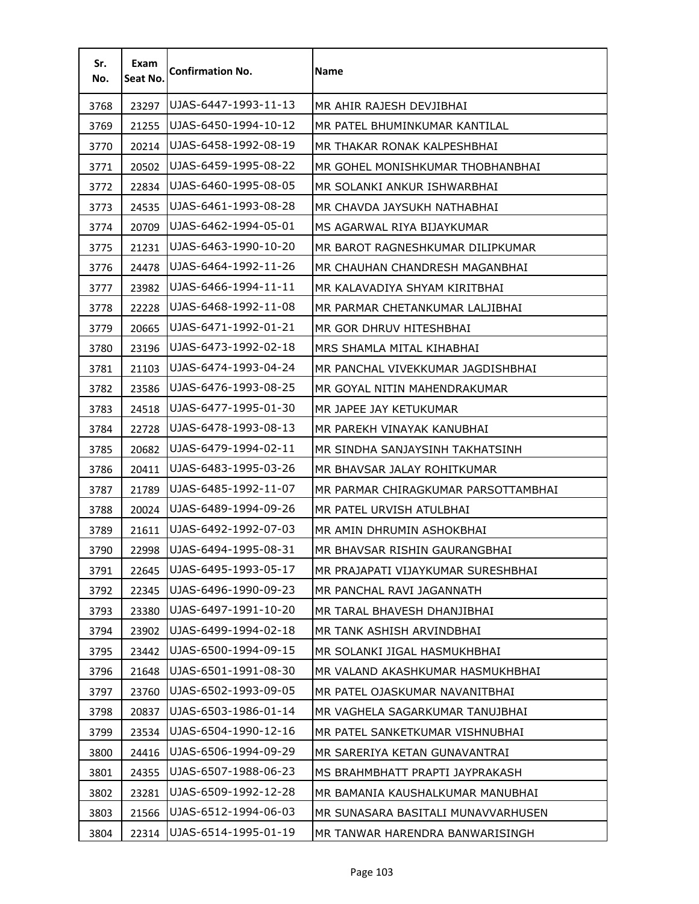| Sr. No. | Exam Seat No. | Confirmation No. | Name |
|---|---|---|---|
| 3768 | 23297 | UJAS-6447-1993-11-13 | MR AHIR RAJESH DEVJIBHAI |
| 3769 | 21255 | UJAS-6450-1994-10-12 | MR PATEL BHUMINKUMAR KANTILAL |
| 3770 | 20214 | UJAS-6458-1992-08-19 | MR THAKAR RONAK KALPESHBHAI |
| 3771 | 20502 | UJAS-6459-1995-08-22 | MR GOHEL MONISHKUMAR THOBHANBHAI |
| 3772 | 22834 | UJAS-6460-1995-08-05 | MR SOLANKI ANKUR ISHWARBHAI |
| 3773 | 24535 | UJAS-6461-1993-08-28 | MR CHAVDA JAYSUKH NATHABHAI |
| 3774 | 20709 | UJAS-6462-1994-05-01 | MS AGARWAL RIYA BIJAYKUMAR |
| 3775 | 21231 | UJAS-6463-1990-10-20 | MR BAROT RAGNESHKUMAR DILIPKUMAR |
| 3776 | 24478 | UJAS-6464-1992-11-26 | MR CHAUHAN CHANDRESH MAGANBHAI |
| 3777 | 23982 | UJAS-6466-1994-11-11 | MR KALAVADIYA SHYAM KIRITBHAI |
| 3778 | 22228 | UJAS-6468-1992-11-08 | MR PARMAR CHETANKUMAR LALJIBHAI |
| 3779 | 20665 | UJAS-6471-1992-01-21 | MR GOR DHRUV HITESHBHAI |
| 3780 | 23196 | UJAS-6473-1992-02-18 | MRS SHAMLA MITAL KIHABHAI |
| 3781 | 21103 | UJAS-6474-1993-04-24 | MR PANCHAL VIVEKKUMAR JAGDISHBHAI |
| 3782 | 23586 | UJAS-6476-1993-08-25 | MR GOYAL NITIN MAHENDRAKUMAR |
| 3783 | 24518 | UJAS-6477-1995-01-30 | MR JAPEE JAY KETUKUMAR |
| 3784 | 22728 | UJAS-6478-1993-08-13 | MR PAREKH VINAYAK KANUBHAI |
| 3785 | 20682 | UJAS-6479-1994-02-11 | MR SINDHA SANJAYSINH TAKHATSINH |
| 3786 | 20411 | UJAS-6483-1995-03-26 | MR BHAVSAR JALAY ROHITKUMAR |
| 3787 | 21789 | UJAS-6485-1992-11-07 | MR PARMAR CHIRAGKUMAR PARSOTTAMBHAI |
| 3788 | 20024 | UJAS-6489-1994-09-26 | MR PATEL URVISH ATULBHAI |
| 3789 | 21611 | UJAS-6492-1992-07-03 | MR AMIN DHRUMIN ASHOKBHAI |
| 3790 | 22998 | UJAS-6494-1995-08-31 | MR BHAVSAR RISHIN GAURANGBHAI |
| 3791 | 22645 | UJAS-6495-1993-05-17 | MR PRAJAPATI VIJAYKUMAR SURESHBHAI |
| 3792 | 22345 | UJAS-6496-1990-09-23 | MR PANCHAL RAVI JAGANNATH |
| 3793 | 23380 | UJAS-6497-1991-10-20 | MR TARAL BHAVESH DHANJIBHAI |
| 3794 | 23902 | UJAS-6499-1994-02-18 | MR TANK ASHISH ARVINDBHAI |
| 3795 | 23442 | UJAS-6500-1994-09-15 | MR SOLANKI JIGAL HASMUKHBHAI |
| 3796 | 21648 | UJAS-6501-1991-08-30 | MR VALAND AKASHKUMAR HASMUKHBHAI |
| 3797 | 23760 | UJAS-6502-1993-09-05 | MR PATEL OJASKUMAR NAVANITBHAI |
| 3798 | 20837 | UJAS-6503-1986-01-14 | MR VAGHELA SAGARKUMAR TANUJBHAI |
| 3799 | 23534 | UJAS-6504-1990-12-16 | MR PATEL SANKETKUMAR VISHNUBHAI |
| 3800 | 24416 | UJAS-6506-1994-09-29 | MR SARERIYA KETAN GUNAVANTRAI |
| 3801 | 24355 | UJAS-6507-1988-06-23 | MS BRAHMBHATT PRAPTI JAYPRAKASH |
| 3802 | 23281 | UJAS-6509-1992-12-28 | MR BAMANIA KAUSHALKUMAR MANUBHAI |
| 3803 | 21566 | UJAS-6512-1994-06-03 | MR SUNASARA BASITALI MUNAVVARHUSEN |
| 3804 | 22314 | UJAS-6514-1995-01-19 | MR TANWAR HARENDRA BANWARISINGH |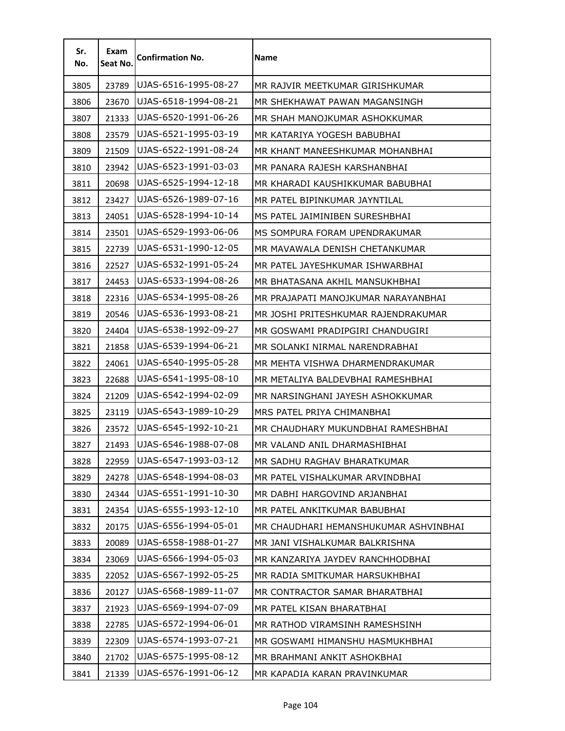| Sr. No. | Exam Seat No. | Confirmation No. | Name |
|---|---|---|---|
| 3805 | 23789 | UJAS-6516-1995-08-27 | MR RAJVIR MEETKUMAR GIRISHKUMAR |
| 3806 | 23670 | UJAS-6518-1994-08-21 | MR SHEKHAWAT PAWAN MAGANSINGH |
| 3807 | 21333 | UJAS-6520-1991-06-26 | MR SHAH MANOJKUMAR ASHOKKUMAR |
| 3808 | 23579 | UJAS-6521-1995-03-19 | MR KATARIYA YOGESH BABUBHAI |
| 3809 | 21509 | UJAS-6522-1991-08-24 | MR KHANT MANEESHKUMAR MOHANBHAI |
| 3810 | 23942 | UJAS-6523-1991-03-03 | MR PANARA RAJESH KARSHANBHAI |
| 3811 | 20698 | UJAS-6525-1994-12-18 | MR KHARADI KAUSHIKKUMAR BABUBHAI |
| 3812 | 23427 | UJAS-6526-1989-07-16 | MR PATEL BIPINKUMAR JAYNTILAL |
| 3813 | 24051 | UJAS-6528-1994-10-14 | MS PATEL JAIMINIBEN SURESHBHAI |
| 3814 | 23501 | UJAS-6529-1993-06-06 | MS SOMPURA FORAM UPENDRAKUMAR |
| 3815 | 22739 | UJAS-6531-1990-12-05 | MR MAVAWALA DENISH CHETANKUMAR |
| 3816 | 22527 | UJAS-6532-1991-05-24 | MR PATEL JAYESHKUMAR ISHWARBHAI |
| 3817 | 24453 | UJAS-6533-1994-08-26 | MR BHATASANA AKHIL MANSUKHBHAI |
| 3818 | 22316 | UJAS-6534-1995-08-26 | MR PRAJAPATI MANOJKUMAR NARAYANBHAI |
| 3819 | 20546 | UJAS-6536-1993-08-21 | MR JOSHI PRITESHKUMAR RAJENDRAKUMAR |
| 3820 | 24404 | UJAS-6538-1992-09-27 | MR GOSWAMI PRADIPGIRI CHANDUGIRI |
| 3821 | 21858 | UJAS-6539-1994-06-21 | MR SOLANKI NIRMAL NARENDRABHAI |
| 3822 | 24061 | UJAS-6540-1995-05-28 | MR MEHTA VISHWA DHARMENDRAKUMAR |
| 3823 | 22688 | UJAS-6541-1995-08-10 | MR METALIYA BALDEVBHAI RAMESHBHAI |
| 3824 | 21209 | UJAS-6542-1994-02-09 | MR NARSINGHANI JAYESH ASHOKKUMAR |
| 3825 | 23119 | UJAS-6543-1989-10-29 | MRS PATEL PRIYA CHIMANBHAI |
| 3826 | 23572 | UJAS-6545-1992-10-21 | MR CHAUDHARY MUKUNDBHAI RAMESHBHAI |
| 3827 | 21493 | UJAS-6546-1988-07-08 | MR VALAND ANIL DHARMASHIBHAI |
| 3828 | 22959 | UJAS-6547-1993-03-12 | MR SADHU RAGHAV BHARATKUMAR |
| 3829 | 24278 | UJAS-6548-1994-08-03 | MR PATEL VISHALKUMAR ARVINDBHAI |
| 3830 | 24344 | UJAS-6551-1991-10-30 | MR DABHI HARGOVIND ARJANBHAI |
| 3831 | 24354 | UJAS-6555-1993-12-10 | MR PATEL ANKITKUMAR BABUBHAI |
| 3832 | 20175 | UJAS-6556-1994-05-01 | MR CHAUDHARI HEMANSHUKUMAR ASHVINBHAI |
| 3833 | 20089 | UJAS-6558-1988-01-27 | MR JANI VISHALKUMAR BALKRISHNA |
| 3834 | 23069 | UJAS-6566-1994-05-03 | MR KANZARIYA JAYDEV RANCHHODBHAI |
| 3835 | 22052 | UJAS-6567-1992-05-25 | MR RADIA SMITKUMAR HARSUKHBHAI |
| 3836 | 20127 | UJAS-6568-1989-11-07 | MR CONTRACTOR SAMAR BHARATBHAI |
| 3837 | 21923 | UJAS-6569-1994-07-09 | MR PATEL KISAN BHARATBHAI |
| 3838 | 22785 | UJAS-6572-1994-06-01 | MR RATHOD VIRAMSINH RAMESHSINH |
| 3839 | 22309 | UJAS-6574-1993-07-21 | MR GOSWAMI HIMANSHU HASMUKHBHAI |
| 3840 | 21702 | UJAS-6575-1995-08-12 | MR BRAHMANI ANKIT ASHOKBHAI |
| 3841 | 21339 | UJAS-6576-1991-06-12 | MR KAPADIA KARAN PRAVINKUMAR |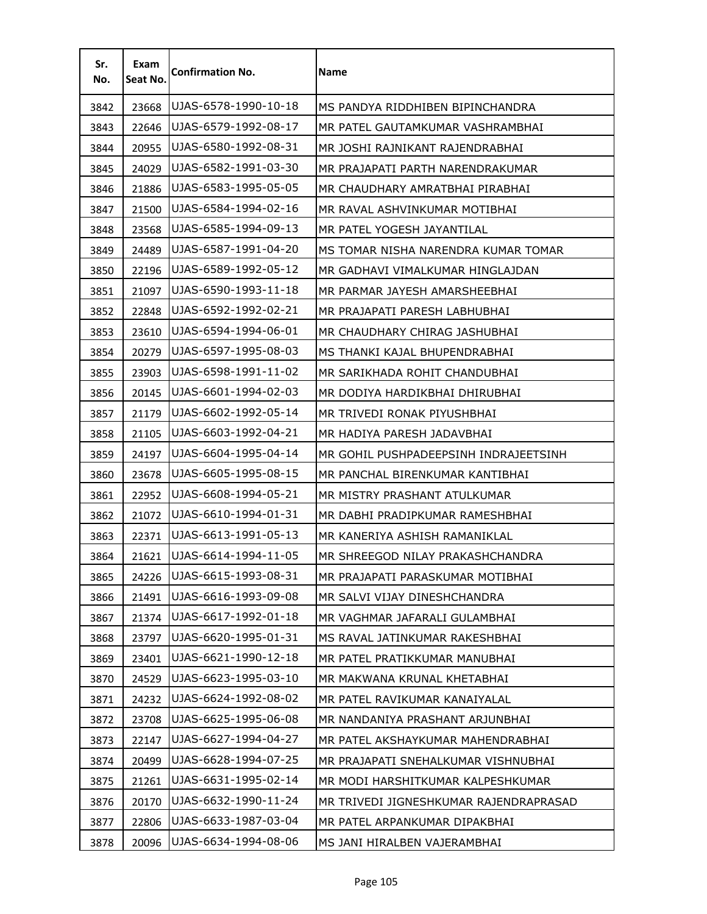| Sr. No. | Exam Seat No. | Confirmation No. | Name |
|---|---|---|---|
| 3842 | 23668 | UJAS-6578-1990-10-18 | MS PANDYA RIDDHIBEN BIPINCHANDRA |
| 3843 | 22646 | UJAS-6579-1992-08-17 | MR PATEL GAUTAMKUMAR VASHRAMBHAI |
| 3844 | 20955 | UJAS-6580-1992-08-31 | MR JOSHI RAJNIKANT RAJENDRABHAI |
| 3845 | 24029 | UJAS-6582-1991-03-30 | MR PRAJAPATI PARTH NARENDRAKUMAR |
| 3846 | 21886 | UJAS-6583-1995-05-05 | MR CHAUDHARY AMRATBHAI PIRABHAI |
| 3847 | 21500 | UJAS-6584-1994-02-16 | MR RAVAL ASHVINKUMAR MOTIBHAI |
| 3848 | 23568 | UJAS-6585-1994-09-13 | MR PATEL YOGESH JAYANTILAL |
| 3849 | 24489 | UJAS-6587-1991-04-20 | MS TOMAR NISHA NARENDRA KUMAR TOMAR |
| 3850 | 22196 | UJAS-6589-1992-05-12 | MR GADHAVI VIMALKUMAR HINGLAJDAN |
| 3851 | 21097 | UJAS-6590-1993-11-18 | MR PARMAR JAYESH AMARSHEEBHAI |
| 3852 | 22848 | UJAS-6592-1992-02-21 | MR PRAJAPATI PARESH LABHUBHAI |
| 3853 | 23610 | UJAS-6594-1994-06-01 | MR CHAUDHARY CHIRAG JASHUBHAI |
| 3854 | 20279 | UJAS-6597-1995-08-03 | MS THANKI KAJAL BHUPENDRABHAI |
| 3855 | 23903 | UJAS-6598-1991-11-02 | MR SARIKHADA ROHIT CHANDUBHAI |
| 3856 | 20145 | UJAS-6601-1994-02-03 | MR DODIYA HARDIKBHAI DHIRUBHAI |
| 3857 | 21179 | UJAS-6602-1992-05-14 | MR TRIVEDI RONAK PIYUSHBHAI |
| 3858 | 21105 | UJAS-6603-1992-04-21 | MR HADIYA PARESH JADAVBHAI |
| 3859 | 24197 | UJAS-6604-1995-04-14 | MR GOHIL PUSHPADEEPSINH INDRAJEETSINH |
| 3860 | 23678 | UJAS-6605-1995-08-15 | MR PANCHAL BIRENKUMAR KANTIBHAI |
| 3861 | 22952 | UJAS-6608-1994-05-21 | MR MISTRY PRASHANT ATULKUMAR |
| 3862 | 21072 | UJAS-6610-1994-01-31 | MR DABHI PRADIPKUMAR RAMESHBHAI |
| 3863 | 22371 | UJAS-6613-1991-05-13 | MR KANERIYA ASHISH RAMANIKLAL |
| 3864 | 21621 | UJAS-6614-1994-11-05 | MR SHREEGOD NILAY PRAKASHCHANDRA |
| 3865 | 24226 | UJAS-6615-1993-08-31 | MR PRAJAPATI PARASKUMAR MOTIBHAI |
| 3866 | 21491 | UJAS-6616-1993-09-08 | MR SALVI VIJAY DINESHCHANDRA |
| 3867 | 21374 | UJAS-6617-1992-01-18 | MR VAGHMAR JAFARALI GULAMBHAI |
| 3868 | 23797 | UJAS-6620-1995-01-31 | MS RAVAL JATINKUMAR RAKESHBHAI |
| 3869 | 23401 | UJAS-6621-1990-12-18 | MR PATEL PRATIKKUMAR MANUBHAI |
| 3870 | 24529 | UJAS-6623-1995-03-10 | MR MAKWANA KRUNAL KHETABHAI |
| 3871 | 24232 | UJAS-6624-1992-08-02 | MR PATEL RAVIKUMAR KANAIYALAL |
| 3872 | 23708 | UJAS-6625-1995-06-08 | MR NANDANIYA PRASHANT ARJUNBHAI |
| 3873 | 22147 | UJAS-6627-1994-04-27 | MR PATEL AKSHAYKUMAR MAHENDRABHAI |
| 3874 | 20499 | UJAS-6628-1994-07-25 | MR PRAJAPATI SNEHALKUMAR VISHNUBHAI |
| 3875 | 21261 | UJAS-6631-1995-02-14 | MR MODI HARSHITKUMAR KALPESHKUMAR |
| 3876 | 20170 | UJAS-6632-1990-11-24 | MR TRIVEDI JIGNESHKUMAR RAJENDRAPRASAD |
| 3877 | 22806 | UJAS-6633-1987-03-04 | MR PATEL ARPANKUMAR DIPAKBHAI |
| 3878 | 20096 | UJAS-6634-1994-08-06 | MS JANI HIRALBEN VAJERAMBHAI |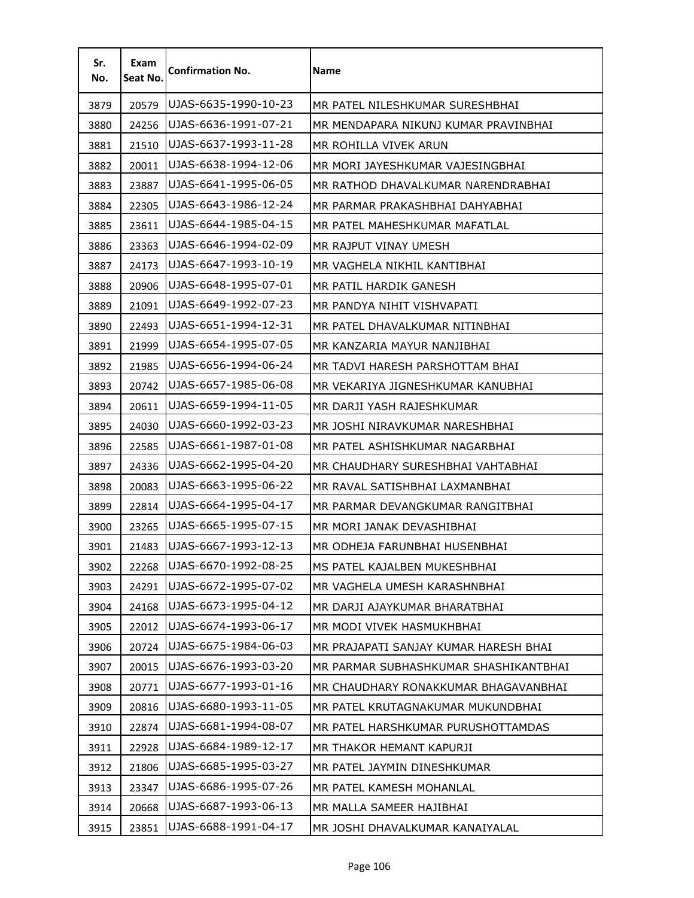| Sr. No. | Exam Seat No. | Confirmation No. | Name |
|---|---|---|---|
| 3879 | 20579 | UJAS-6635-1990-10-23 | MR PATEL NILESHKUMAR SURESHBHAI |
| 3880 | 24256 | UJAS-6636-1991-07-21 | MR MENDAPARA NIKUNJ KUMAR PRAVINBHAI |
| 3881 | 21510 | UJAS-6637-1993-11-28 | MR ROHILLA VIVEK ARUN |
| 3882 | 20011 | UJAS-6638-1994-12-06 | MR MORI JAYESHKUMAR VAJESINGBHAI |
| 3883 | 23887 | UJAS-6641-1995-06-05 | MR RATHOD DHAVALKUMAR NARENDRABHAI |
| 3884 | 22305 | UJAS-6643-1986-12-24 | MR PARMAR PRAKASHBHAI DAHYABHAI |
| 3885 | 23611 | UJAS-6644-1985-04-15 | MR PATEL MAHESHKUMAR MAFATLAL |
| 3886 | 23363 | UJAS-6646-1994-02-09 | MR RAJPUT VINAY UMESH |
| 3887 | 24173 | UJAS-6647-1993-10-19 | MR VAGHELA NIKHIL KANTIBHAI |
| 3888 | 20906 | UJAS-6648-1995-07-01 | MR PATIL HARDIK GANESH |
| 3889 | 21091 | UJAS-6649-1992-07-23 | MR PANDYA NIHIT VISHVAPATI |
| 3890 | 22493 | UJAS-6651-1994-12-31 | MR PATEL DHAVALKUMAR NITINBHAI |
| 3891 | 21999 | UJAS-6654-1995-07-05 | MR KANZARIA MAYUR NANJIBHAI |
| 3892 | 21985 | UJAS-6656-1994-06-24 | MR TADVI HARESH PARSHOTTAM BHAI |
| 3893 | 20742 | UJAS-6657-1985-06-08 | MR VEKARIYA JIGNESHKUMAR KANUBHAI |
| 3894 | 20611 | UJAS-6659-1994-11-05 | MR DARJI YASH RAJESHKUMAR |
| 3895 | 24030 | UJAS-6660-1992-03-23 | MR JOSHI NIRAVKUMAR NARESHBHAI |
| 3896 | 22585 | UJAS-6661-1987-01-08 | MR PATEL ASHISHKUMAR NAGARBHAI |
| 3897 | 24336 | UJAS-6662-1995-04-20 | MR CHAUDHARY SURESHBHAI VAHTABHAI |
| 3898 | 20083 | UJAS-6663-1995-06-22 | MR RAVAL SATISHBHAI LAXMANBHAI |
| 3899 | 22814 | UJAS-6664-1995-04-17 | MR PARMAR DEVANGKUMAR RANGITBHAI |
| 3900 | 23265 | UJAS-6665-1995-07-15 | MR MORI JANAK DEVASHIBHAI |
| 3901 | 21483 | UJAS-6667-1993-12-13 | MR ODHEJA FARUNBHAI HUSENBHAI |
| 3902 | 22268 | UJAS-6670-1992-08-25 | MS PATEL KAJALBEN MUKESHBHAI |
| 3903 | 24291 | UJAS-6672-1995-07-02 | MR VAGHELA UMESH KARASHNBHAI |
| 3904 | 24168 | UJAS-6673-1995-04-12 | MR DARJI AJAYKUMAR BHARATBHAI |
| 3905 | 22012 | UJAS-6674-1993-06-17 | MR MODI VIVEK HASMUKHBHAI |
| 3906 | 20724 | UJAS-6675-1984-06-03 | MR PRAJAPATI SANJAY KUMAR HARESH BHAI |
| 3907 | 20015 | UJAS-6676-1993-03-20 | MR PARMAR SUBHASHKUMAR SHASHIKANTBHAI |
| 3908 | 20771 | UJAS-6677-1993-01-16 | MR CHAUDHARY RONAKKUMAR BHAGAVANBHAI |
| 3909 | 20816 | UJAS-6680-1993-11-05 | MR PATEL KRUTAGNAKUMAR MUKUNDBHAI |
| 3910 | 22874 | UJAS-6681-1994-08-07 | MR PATEL HARSHKUMAR PURUSHOTTAMDAS |
| 3911 | 22928 | UJAS-6684-1989-12-17 | MR THAKOR HEMANT KAPURJI |
| 3912 | 21806 | UJAS-6685-1995-03-27 | MR PATEL JAYMIN DINESHKUMAR |
| 3913 | 23347 | UJAS-6686-1995-07-26 | MR PATEL KAMESH MOHANLAL |
| 3914 | 20668 | UJAS-6687-1993-06-13 | MR MALLA SAMEER HAJIBHAI |
| 3915 | 23851 | UJAS-6688-1991-04-17 | MR JOSHI DHAVALKUMAR KANAIYALAL |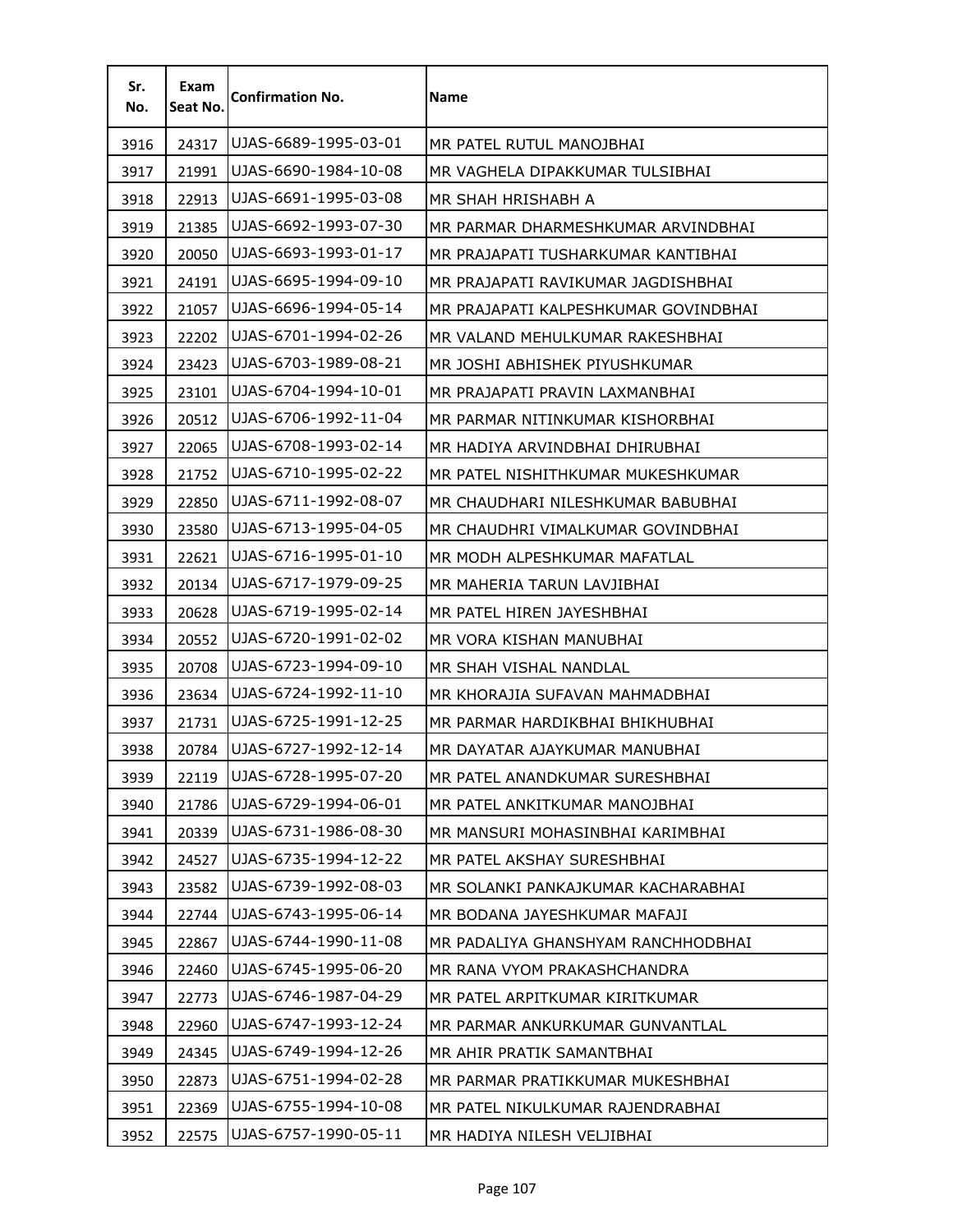| Sr. No. | Exam Seat No. | Confirmation No. | Name |
|---|---|---|---|
| 3916 | 24317 | UJAS-6689-1995-03-01 | MR PATEL RUTUL MANOJBHAI |
| 3917 | 21991 | UJAS-6690-1984-10-08 | MR VAGHELA DIPAKKUMAR TULSIBHAI |
| 3918 | 22913 | UJAS-6691-1995-03-08 | MR SHAH HRISHABH A |
| 3919 | 21385 | UJAS-6692-1993-07-30 | MR PARMAR DHARMESHKUMAR ARVINDBHAI |
| 3920 | 20050 | UJAS-6693-1993-01-17 | MR PRAJAPATI TUSHARKUMAR KANTIBHAI |
| 3921 | 24191 | UJAS-6695-1994-09-10 | MR PRAJAPATI RAVIKUMAR JAGDISHBHAI |
| 3922 | 21057 | UJAS-6696-1994-05-14 | MR PRAJAPATI KALPESHKUMAR GOVINDBHAI |
| 3923 | 22202 | UJAS-6701-1994-02-26 | MR VALAND MEHULKUMAR RAKESHBHAI |
| 3924 | 23423 | UJAS-6703-1989-08-21 | MR JOSHI ABHISHEK PIYUSHKUMAR |
| 3925 | 23101 | UJAS-6704-1994-10-01 | MR PRAJAPATI PRAVIN LAXMANBHAI |
| 3926 | 20512 | UJAS-6706-1992-11-04 | MR PARMAR NITINKUMAR KISHORBHAI |
| 3927 | 22065 | UJAS-6708-1993-02-14 | MR HADIYA ARVINDBHAI DHIRUBHAI |
| 3928 | 21752 | UJAS-6710-1995-02-22 | MR PATEL NISHITHKUMAR MUKESHKUMAR |
| 3929 | 22850 | UJAS-6711-1992-08-07 | MR CHAUDHARI NILESHKUMAR BABUBHAI |
| 3930 | 23580 | UJAS-6713-1995-04-05 | MR CHAUDHRI VIMALKUMAR GOVINDBHAI |
| 3931 | 22621 | UJAS-6716-1995-01-10 | MR MODH ALPESHKUMAR MAFATLAL |
| 3932 | 20134 | UJAS-6717-1979-09-25 | MR MAHERIA TARUN LAVJIBHAI |
| 3933 | 20628 | UJAS-6719-1995-02-14 | MR PATEL HIREN JAYESHBHAI |
| 3934 | 20552 | UJAS-6720-1991-02-02 | MR VORA KISHAN MANUBHAI |
| 3935 | 20708 | UJAS-6723-1994-09-10 | MR SHAH VISHAL NANDLAL |
| 3936 | 23634 | UJAS-6724-1992-11-10 | MR KHORAJIA SUFAVAN MAHMADBHAI |
| 3937 | 21731 | UJAS-6725-1991-12-25 | MR PARMAR HARDIKBHAI BHIKHUBHAI |
| 3938 | 20784 | UJAS-6727-1992-12-14 | MR DAYATAR AJAYKUMAR MANUBHAI |
| 3939 | 22119 | UJAS-6728-1995-07-20 | MR PATEL ANANDKUMAR SURESHBHAI |
| 3940 | 21786 | UJAS-6729-1994-06-01 | MR PATEL ANKITKUMAR MANOJBHAI |
| 3941 | 20339 | UJAS-6731-1986-08-30 | MR MANSURI MOHASINBHAI KARIMBHAI |
| 3942 | 24527 | UJAS-6735-1994-12-22 | MR PATEL AKSHAY SURESHBHAI |
| 3943 | 23582 | UJAS-6739-1992-08-03 | MR SOLANKI PANKAJKUMAR KACHARABHAI |
| 3944 | 22744 | UJAS-6743-1995-06-14 | MR BODANA JAYESHKUMAR MAFAJI |
| 3945 | 22867 | UJAS-6744-1990-11-08 | MR PADALIYA GHANSHYAM RANCHHODBHAI |
| 3946 | 22460 | UJAS-6745-1995-06-20 | MR RANA VYOM PRAKASHCHANDRA |
| 3947 | 22773 | UJAS-6746-1987-04-29 | MR PATEL ARPITKUMAR KIRITKUMAR |
| 3948 | 22960 | UJAS-6747-1993-12-24 | MR PARMAR ANKURKUMAR GUNVANTLAL |
| 3949 | 24345 | UJAS-6749-1994-12-26 | MR AHIR PRATIK SAMANTBHAI |
| 3950 | 22873 | UJAS-6751-1994-02-28 | MR PARMAR PRATIKKUMAR MUKESHBHAI |
| 3951 | 22369 | UJAS-6755-1994-10-08 | MR PATEL NIKULKUMAR RAJENDRABHAI |
| 3952 | 22575 | UJAS-6757-1990-05-11 | MR HADIYA NILESH VELJIBHAI |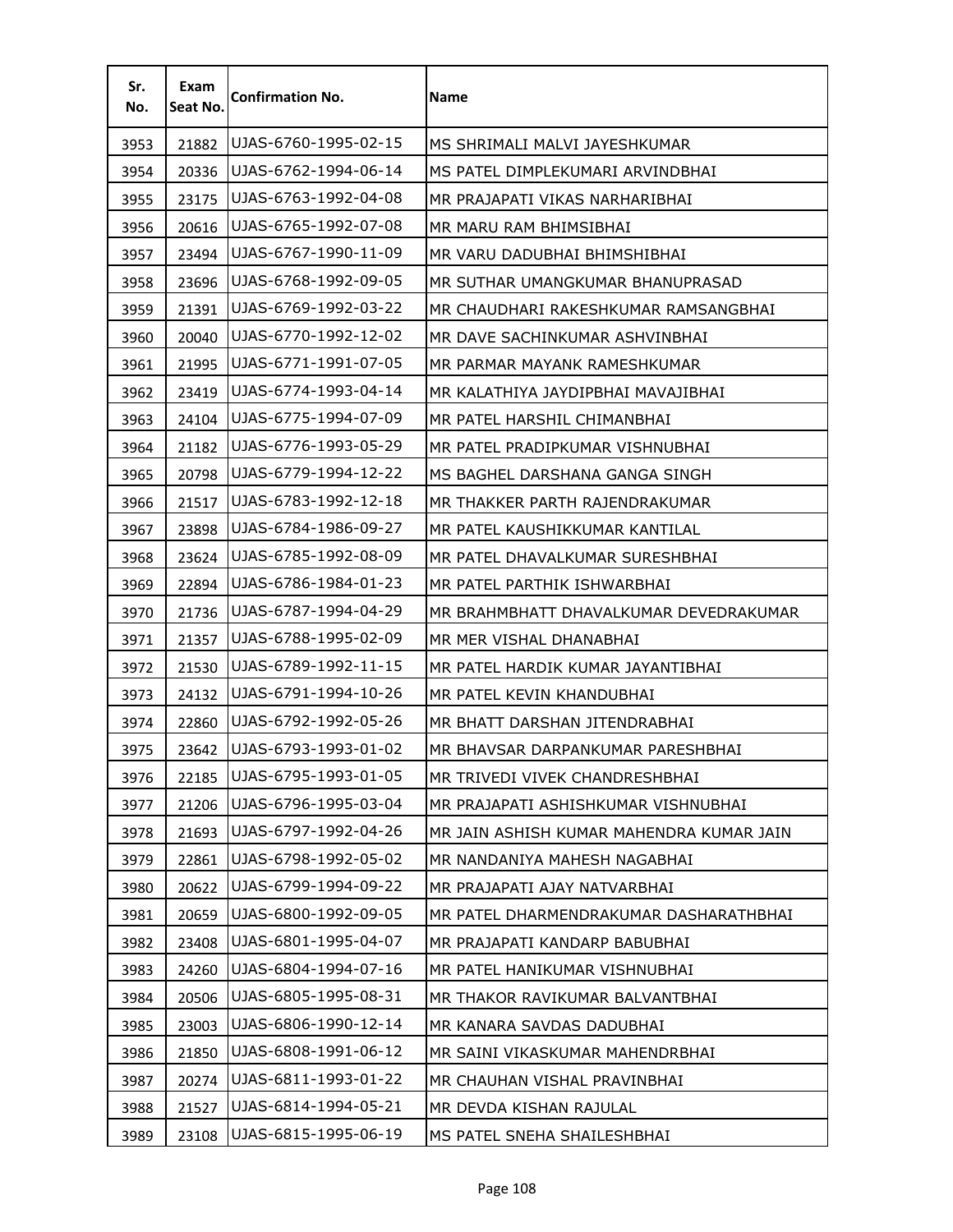| Sr. No. | Exam Seat No. | Confirmation No. | Name |
|---|---|---|---|
| 3953 | 21882 | UJAS-6760-1995-02-15 | MS SHRIMALI MALVI JAYESHKUMAR |
| 3954 | 20336 | UJAS-6762-1994-06-14 | MS PATEL DIMPLEKUMARI ARVINDBHAI |
| 3955 | 23175 | UJAS-6763-1992-04-08 | MR PRAJAPATI VIKAS NARHARIBHAI |
| 3956 | 20616 | UJAS-6765-1992-07-08 | MR MARU RAM BHIMSIBHAI |
| 3957 | 23494 | UJAS-6767-1990-11-09 | MR VARU DADUBHAI BHIMSHIBHAI |
| 3958 | 23696 | UJAS-6768-1992-09-05 | MR SUTHAR UMANGKUMAR BHANUPRASAD |
| 3959 | 21391 | UJAS-6769-1992-03-22 | MR CHAUDHARI RAKESHKUMAR RAMSANGBHAI |
| 3960 | 20040 | UJAS-6770-1992-12-02 | MR DAVE SACHINKUMAR ASHVINBHAI |
| 3961 | 21995 | UJAS-6771-1991-07-05 | MR PARMAR MAYANK RAMESHKUMAR |
| 3962 | 23419 | UJAS-6774-1993-04-14 | MR KALATHIYA JAYDIPBHAI MAVAJIBHAI |
| 3963 | 24104 | UJAS-6775-1994-07-09 | MR PATEL HARSHIL CHIMANBHAI |
| 3964 | 21182 | UJAS-6776-1993-05-29 | MR PATEL PRADIPKUMAR VISHNUBHAI |
| 3965 | 20798 | UJAS-6779-1994-12-22 | MS BAGHEL DARSHANA GANGA SINGH |
| 3966 | 21517 | UJAS-6783-1992-12-18 | MR THAKKER PARTH RAJENDRAKUMAR |
| 3967 | 23898 | UJAS-6784-1986-09-27 | MR PATEL KAUSHIKKUMAR KANTILAL |
| 3968 | 23624 | UJAS-6785-1992-08-09 | MR PATEL DHAVALKUMAR SURESHBHAI |
| 3969 | 22894 | UJAS-6786-1984-01-23 | MR PATEL PARTHIK ISHWARBHAI |
| 3970 | 21736 | UJAS-6787-1994-04-29 | MR BRAHMBHATT DHAVALKUMAR DEVEDRAKUMAR |
| 3971 | 21357 | UJAS-6788-1995-02-09 | MR MER VISHAL DHANABHAI |
| 3972 | 21530 | UJAS-6789-1992-11-15 | MR PATEL HARDIK KUMAR JAYANTIBHAI |
| 3973 | 24132 | UJAS-6791-1994-10-26 | MR PATEL KEVIN KHANDUBHAI |
| 3974 | 22860 | UJAS-6792-1992-05-26 | MR BHATT DARSHAN JITENDRABHAI |
| 3975 | 23642 | UJAS-6793-1993-01-02 | MR BHAVSAR DARPANKUMAR PARESHBHAI |
| 3976 | 22185 | UJAS-6795-1993-01-05 | MR TRIVEDI VIVEK CHANDRESHBHAI |
| 3977 | 21206 | UJAS-6796-1995-03-04 | MR PRAJAPATI ASHISHKUMAR VISHNUBHAI |
| 3978 | 21693 | UJAS-6797-1992-04-26 | MR JAIN ASHISH KUMAR MAHENDRA KUMAR JAIN |
| 3979 | 22861 | UJAS-6798-1992-05-02 | MR NANDANIYA MAHESH NAGABHAI |
| 3980 | 20622 | UJAS-6799-1994-09-22 | MR PRAJAPATI AJAY NATVARBHAI |
| 3981 | 20659 | UJAS-6800-1992-09-05 | MR PATEL DHARMENDRAKUMAR DASHARATHBHAI |
| 3982 | 23408 | UJAS-6801-1995-04-07 | MR PRAJAPATI KANDARP BABUBHAI |
| 3983 | 24260 | UJAS-6804-1994-07-16 | MR PATEL HANIKUMAR VISHNUBHAI |
| 3984 | 20506 | UJAS-6805-1995-08-31 | MR THAKOR RAVIKUMAR BALVANTBHAI |
| 3985 | 23003 | UJAS-6806-1990-12-14 | MR KANARA SAVDAS DADUBHAI |
| 3986 | 21850 | UJAS-6808-1991-06-12 | MR SAINI VIKASKUMAR MAHENDRBHAI |
| 3987 | 20274 | UJAS-6811-1993-01-22 | MR CHAUHAN VISHAL PRAVINBHAI |
| 3988 | 21527 | UJAS-6814-1994-05-21 | MR DEVDA KISHAN RAJULAL |
| 3989 | 23108 | UJAS-6815-1995-06-19 | MS PATEL SNEHA SHAILESHBHAI |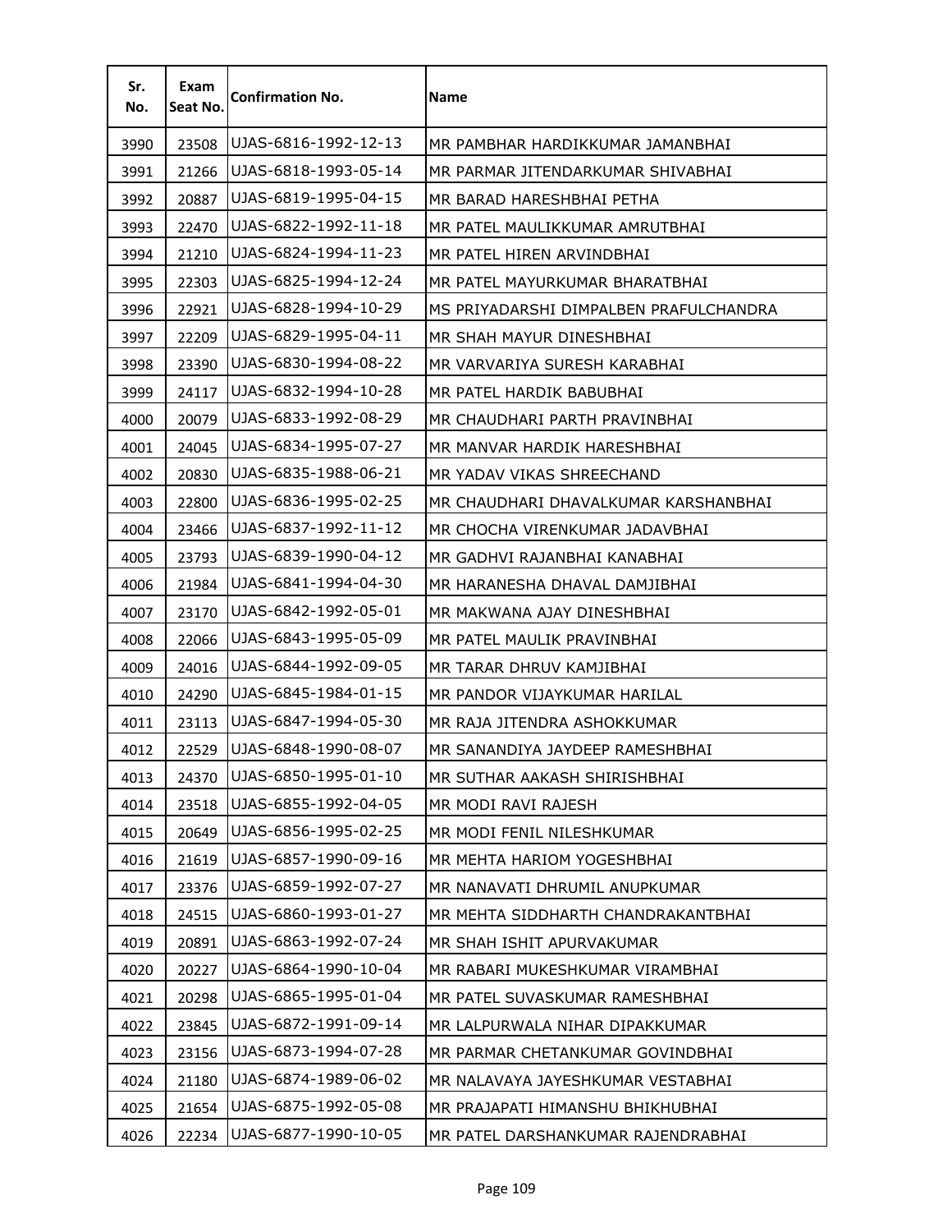| Sr. No. | Exam Seat No. | Confirmation No. | Name |
|---|---|---|---|
| 3990 | 23508 | UJAS-6816-1992-12-13 | MR PAMBHAR HARDIKKUMAR JAMANBHAI |
| 3991 | 21266 | UJAS-6818-1993-05-14 | MR PARMAR JITENDARKUMAR SHIVABHAI |
| 3992 | 20887 | UJAS-6819-1995-04-15 | MR BARAD HARESHBHAI PETHA |
| 3993 | 22470 | UJAS-6822-1992-11-18 | MR PATEL MAULIKKUMAR AMRUTBHAI |
| 3994 | 21210 | UJAS-6824-1994-11-23 | MR PATEL HIREN ARVINDBHAI |
| 3995 | 22303 | UJAS-6825-1994-12-24 | MR PATEL MAYURKUMAR BHARATBHAI |
| 3996 | 22921 | UJAS-6828-1994-10-29 | MS PRIYADARSHI DIMPALBEN PRAFULCHANDRA |
| 3997 | 22209 | UJAS-6829-1995-04-11 | MR SHAH MAYUR DINESHBHAI |
| 3998 | 23390 | UJAS-6830-1994-08-22 | MR VARVARIYA SURESH KARABHAI |
| 3999 | 24117 | UJAS-6832-1994-10-28 | MR PATEL HARDIK BABUBHAI |
| 4000 | 20079 | UJAS-6833-1992-08-29 | MR CHAUDHARI PARTH PRAVINBHAI |
| 4001 | 24045 | UJAS-6834-1995-07-27 | MR MANVAR HARDIK HARESHBHAI |
| 4002 | 20830 | UJAS-6835-1988-06-21 | MR YADAV VIKAS SHREECHAND |
| 4003 | 22800 | UJAS-6836-1995-02-25 | MR CHAUDHARI DHAVALKUMAR KARSHANBHAI |
| 4004 | 23466 | UJAS-6837-1992-11-12 | MR CHOCHA VIRENKUMAR JADAVBHAI |
| 4005 | 23793 | UJAS-6839-1990-04-12 | MR GADHVI RAJANBHAI KANABHAI |
| 4006 | 21984 | UJAS-6841-1994-04-30 | MR HARANESHA DHAVAL DAMJIBHAI |
| 4007 | 23170 | UJAS-6842-1992-05-01 | MR MAKWANA AJAY DINESHBHAI |
| 4008 | 22066 | UJAS-6843-1995-05-09 | MR PATEL MAULIK PRAVINBHAI |
| 4009 | 24016 | UJAS-6844-1992-09-05 | MR TARAR DHRUV KAMJIBHAI |
| 4010 | 24290 | UJAS-6845-1984-01-15 | MR PANDOR VIJAYKUMAR HARILAL |
| 4011 | 23113 | UJAS-6847-1994-05-30 | MR RAJA JITENDRA ASHOKKUMAR |
| 4012 | 22529 | UJAS-6848-1990-08-07 | MR SANANDIYA JAYDEEP RAMESHBHAI |
| 4013 | 24370 | UJAS-6850-1995-01-10 | MR SUTHAR AAKASH SHIRISHBHAI |
| 4014 | 23518 | UJAS-6855-1992-04-05 | MR MODI RAVI RAJESH |
| 4015 | 20649 | UJAS-6856-1995-02-25 | MR MODI FENIL NILESHKUMAR |
| 4016 | 21619 | UJAS-6857-1990-09-16 | MR MEHTA HARIOM YOGESHBHAI |
| 4017 | 23376 | UJAS-6859-1992-07-27 | MR NANAVATI DHRUMIL ANUPKUMAR |
| 4018 | 24515 | UJAS-6860-1993-01-27 | MR MEHTA SIDDHARTH CHANDRAKANTBHAI |
| 4019 | 20891 | UJAS-6863-1992-07-24 | MR SHAH ISHIT APURVAKUMAR |
| 4020 | 20227 | UJAS-6864-1990-10-04 | MR RABARI MUKESHKUMAR VIRAMBHAI |
| 4021 | 20298 | UJAS-6865-1995-01-04 | MR PATEL SUVASKUMAR RAMESHBHAI |
| 4022 | 23845 | UJAS-6872-1991-09-14 | MR LALPURWALA NIHAR DIPAKKUMAR |
| 4023 | 23156 | UJAS-6873-1994-07-28 | MR PARMAR CHETANKUMAR GOVINDBHAI |
| 4024 | 21180 | UJAS-6874-1989-06-02 | MR NALAVAYA JAYESHKUMAR VESTABHAI |
| 4025 | 21654 | UJAS-6875-1992-05-08 | MR PRAJAPATI HIMANSHU BHIKHUBHAI |
| 4026 | 22234 | UJAS-6877-1990-10-05 | MR PATEL DARSHANKUMAR RAJENDRABHAI |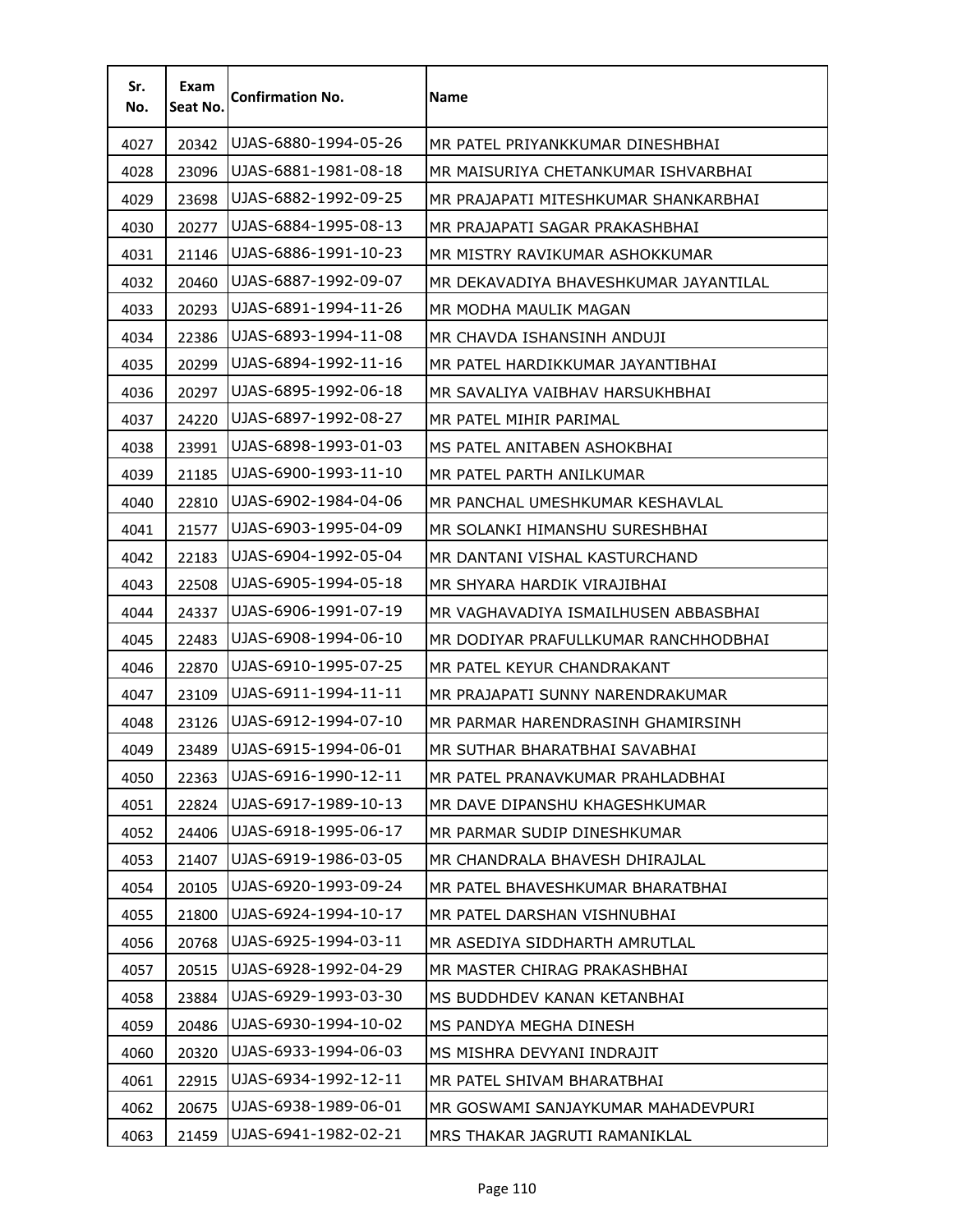| Sr. No. | Exam Seat No. | Confirmation No. | Name |
|---|---|---|---|
| 4027 | 20342 | UJAS-6880-1994-05-26 | MR PATEL PRIYANKKUMAR DINESHBHAI |
| 4028 | 23096 | UJAS-6881-1981-08-18 | MR MAISURIYA CHETANKUMAR ISHVARBHAI |
| 4029 | 23698 | UJAS-6882-1992-09-25 | MR PRAJAPATI MITESHKUMAR SHANKARBHAI |
| 4030 | 20277 | UJAS-6884-1995-08-13 | MR PRAJAPATI SAGAR PRAKASHBHAI |
| 4031 | 21146 | UJAS-6886-1991-10-23 | MR MISTRY RAVIKUMAR ASHOKKUMAR |
| 4032 | 20460 | UJAS-6887-1992-09-07 | MR DEKAVADIYA BHAVESHKUMAR JAYANTILAL |
| 4033 | 20293 | UJAS-6891-1994-11-26 | MR MODHA MAULIK MAGAN |
| 4034 | 22386 | UJAS-6893-1994-11-08 | MR CHAVDA ISHANSINH ANDUJI |
| 4035 | 20299 | UJAS-6894-1992-11-16 | MR PATEL HARDIKKUMAR JAYANTIBHAI |
| 4036 | 20297 | UJAS-6895-1992-06-18 | MR SAVALIYA VAIBHAV HARSUKHBHAI |
| 4037 | 24220 | UJAS-6897-1992-08-27 | MR PATEL MIHIR PARIMAL |
| 4038 | 23991 | UJAS-6898-1993-01-03 | MS PATEL ANITABEN ASHOKBHAI |
| 4039 | 21185 | UJAS-6900-1993-11-10 | MR PATEL PARTH ANILKUMAR |
| 4040 | 22810 | UJAS-6902-1984-04-06 | MR PANCHAL UMESHKUMAR KESHAVLAL |
| 4041 | 21577 | UJAS-6903-1995-04-09 | MR SOLANKI HIMANSHU SURESHBHAI |
| 4042 | 22183 | UJAS-6904-1992-05-04 | MR DANTANI VISHAL KASTURCHAND |
| 4043 | 22508 | UJAS-6905-1994-05-18 | MR SHYARA HARDIK VIRAJIBHAI |
| 4044 | 24337 | UJAS-6906-1991-07-19 | MR VAGHAVADIYA ISMAILHUSEN ABBASBHAI |
| 4045 | 22483 | UJAS-6908-1994-06-10 | MR DODIYAR PRAFULLKUMAR RANCHHODBHAI |
| 4046 | 22870 | UJAS-6910-1995-07-25 | MR PATEL KEYUR CHANDRAKANT |
| 4047 | 23109 | UJAS-6911-1994-11-11 | MR PRAJAPATI SUNNY NARENDRAKUMAR |
| 4048 | 23126 | UJAS-6912-1994-07-10 | MR PARMAR HARENDRASINH GHAMIRSINH |
| 4049 | 23489 | UJAS-6915-1994-06-01 | MR SUTHAR BHARATBHAI SAVABHAI |
| 4050 | 22363 | UJAS-6916-1990-12-11 | MR PATEL PRANAVKUMAR PRAHLADBHAI |
| 4051 | 22824 | UJAS-6917-1989-10-13 | MR DAVE DIPANSHU KHAGESHKUMAR |
| 4052 | 24406 | UJAS-6918-1995-06-17 | MR PARMAR SUDIP DINESHKUMAR |
| 4053 | 21407 | UJAS-6919-1986-03-05 | MR CHANDRALA BHAVESH DHIRAJLAL |
| 4054 | 20105 | UJAS-6920-1993-09-24 | MR PATEL BHAVESHKUMAR BHARATBHAI |
| 4055 | 21800 | UJAS-6924-1994-10-17 | MR PATEL DARSHAN VISHNUBHAI |
| 4056 | 20768 | UJAS-6925-1994-03-11 | MR ASEDIYA SIDDHARTH AMRUTLAL |
| 4057 | 20515 | UJAS-6928-1992-04-29 | MR MASTER CHIRAG PRAKASHBHAI |
| 4058 | 23884 | UJAS-6929-1993-03-30 | MS BUDDHDEV KANAN KETANBHAI |
| 4059 | 20486 | UJAS-6930-1994-10-02 | MS PANDYA MEGHA DINESH |
| 4060 | 20320 | UJAS-6933-1994-06-03 | MS MISHRA DEVYANI INDRAJIT |
| 4061 | 22915 | UJAS-6934-1992-12-11 | MR PATEL SHIVAM BHARATBHAI |
| 4062 | 20675 | UJAS-6938-1989-06-01 | MR GOSWAMI SANJAYKUMAR MAHADEVPURI |
| 4063 | 21459 | UJAS-6941-1982-02-21 | MRS THAKAR JAGRUTI RAMANIKLAL |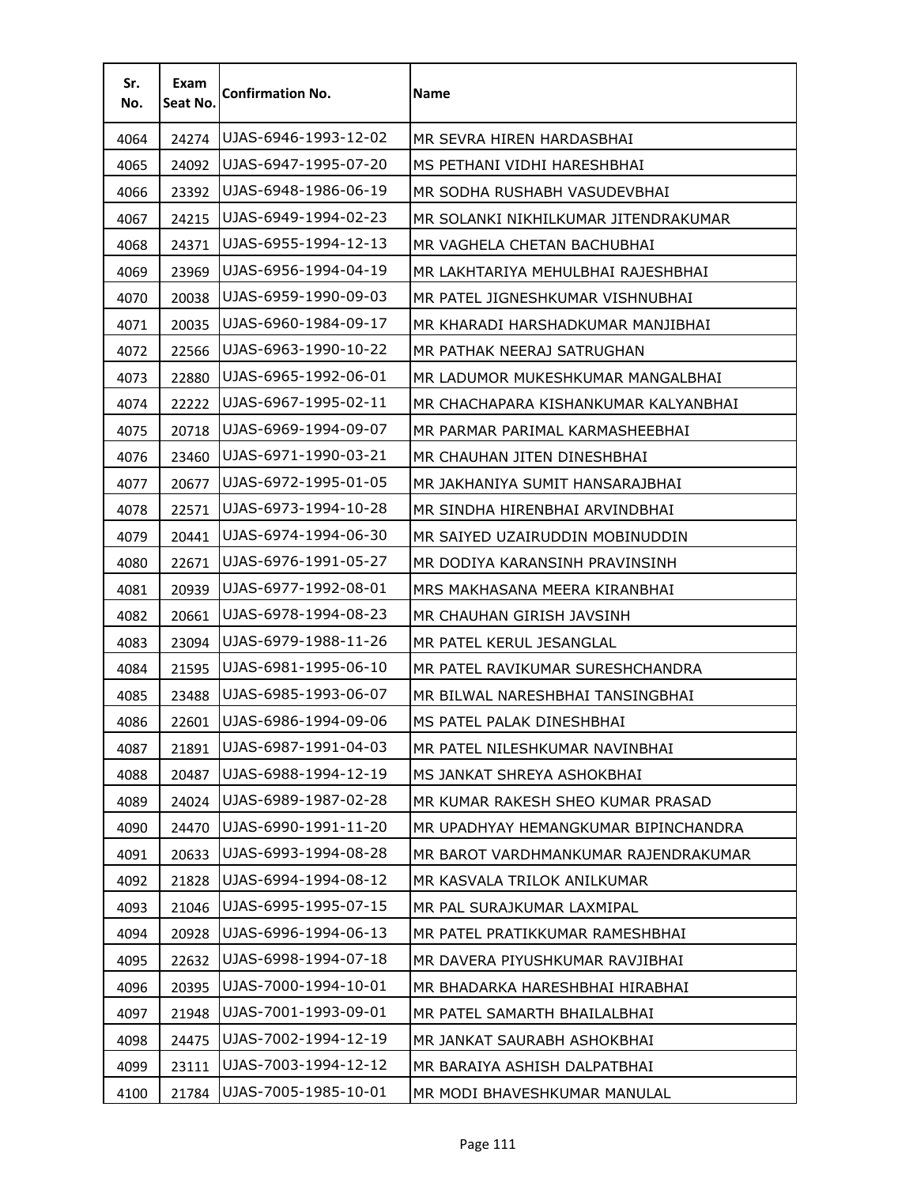| Sr. No. | Exam Seat No. | Confirmation No. | Name |
|---|---|---|---|
| 4064 | 24274 | UJAS-6946-1993-12-02 | MR SEVRA HIREN HARDASBHAI |
| 4065 | 24092 | UJAS-6947-1995-07-20 | MS PETHANI VIDHI HARESHBHAI |
| 4066 | 23392 | UJAS-6948-1986-06-19 | MR SODHA RUSHABH VASUDEVBHAI |
| 4067 | 24215 | UJAS-6949-1994-02-23 | MR SOLANKI NIKHILKUMAR JITENDRAKUMAR |
| 4068 | 24371 | UJAS-6955-1994-12-13 | MR VAGHELA CHETAN BACHUBHAI |
| 4069 | 23969 | UJAS-6956-1994-04-19 | MR LAKHTARIYA MEHULBHAI RAJESHBHAI |
| 4070 | 20038 | UJAS-6959-1990-09-03 | MR PATEL JIGNESHKUMAR VISHNUBHAI |
| 4071 | 20035 | UJAS-6960-1984-09-17 | MR KHARADI HARSHADKUMAR MANJIBHAI |
| 4072 | 22566 | UJAS-6963-1990-10-22 | MR PATHAK NEERAJ SATRUGHAN |
| 4073 | 22880 | UJAS-6965-1992-06-01 | MR LADUMOR MUKESHKUMAR MANGALBHAI |
| 4074 | 22222 | UJAS-6967-1995-02-11 | MR CHACHAPARA KISHANKUMAR KALYANBHAI |
| 4075 | 20718 | UJAS-6969-1994-09-07 | MR PARMAR PARIMAL KARMASHEEBHAI |
| 4076 | 23460 | UJAS-6971-1990-03-21 | MR CHAUHAN JITEN DINESHBHAI |
| 4077 | 20677 | UJAS-6972-1995-01-05 | MR JAKHANIYA SUMIT HANSARAJBHAI |
| 4078 | 22571 | UJAS-6973-1994-10-28 | MR SINDHA HIRENBHAI ARVINDBHAI |
| 4079 | 20441 | UJAS-6974-1994-06-30 | MR SAIYED UZAIRUDDIN MOBINUDDIN |
| 4080 | 22671 | UJAS-6976-1991-05-27 | MR DODIYA KARANSINH PRAVINSINH |
| 4081 | 20939 | UJAS-6977-1992-08-01 | MRS MAKHASANA MEERA KIRANBHAI |
| 4082 | 20661 | UJAS-6978-1994-08-23 | MR CHAUHAN GIRISH JAVSINH |
| 4083 | 23094 | UJAS-6979-1988-11-26 | MR PATEL KERUL JESANGLAL |
| 4084 | 21595 | UJAS-6981-1995-06-10 | MR PATEL RAVIKUMAR SURESHCHANDRA |
| 4085 | 23488 | UJAS-6985-1993-06-07 | MR BILWAL NARESHBHAI TANSINGBHAI |
| 4086 | 22601 | UJAS-6986-1994-09-06 | MS PATEL PALAK DINESHBHAI |
| 4087 | 21891 | UJAS-6987-1991-04-03 | MR PATEL NILESHKUMAR NAVINBHAI |
| 4088 | 20487 | UJAS-6988-1994-12-19 | MS JANKAT SHREYA ASHOKBHAI |
| 4089 | 24024 | UJAS-6989-1987-02-28 | MR KUMAR RAKESH SHEO KUMAR PRASAD |
| 4090 | 24470 | UJAS-6990-1991-11-20 | MR UPADHYAY HEMANGKUMAR BIPINCHANDRA |
| 4091 | 20633 | UJAS-6993-1994-08-28 | MR BAROT VARDHMANKUMAR RAJENDRAKUMAR |
| 4092 | 21828 | UJAS-6994-1994-08-12 | MR KASVALA TRILOK ANILKUMAR |
| 4093 | 21046 | UJAS-6995-1995-07-15 | MR PAL SURAJKUMAR LAXMIPAL |
| 4094 | 20928 | UJAS-6996-1994-06-13 | MR PATEL PRATIKKUMAR RAMESHBHAI |
| 4095 | 22632 | UJAS-6998-1994-07-18 | MR DAVERA PIYUSHKUMAR RAVJIBHAI |
| 4096 | 20395 | UJAS-7000-1994-10-01 | MR BHADARKA HARESHBHAI HIRABHAI |
| 4097 | 21948 | UJAS-7001-1993-09-01 | MR PATEL SAMARTH BHAILALBHAI |
| 4098 | 24475 | UJAS-7002-1994-12-19 | MR JANKAT SAURABH ASHOKBHAI |
| 4099 | 23111 | UJAS-7003-1994-12-12 | MR BARAIYA ASHISH DALPATBHAI |
| 4100 | 21784 | UJAS-7005-1985-10-01 | MR MODI BHAVESHKUMAR MANULAL |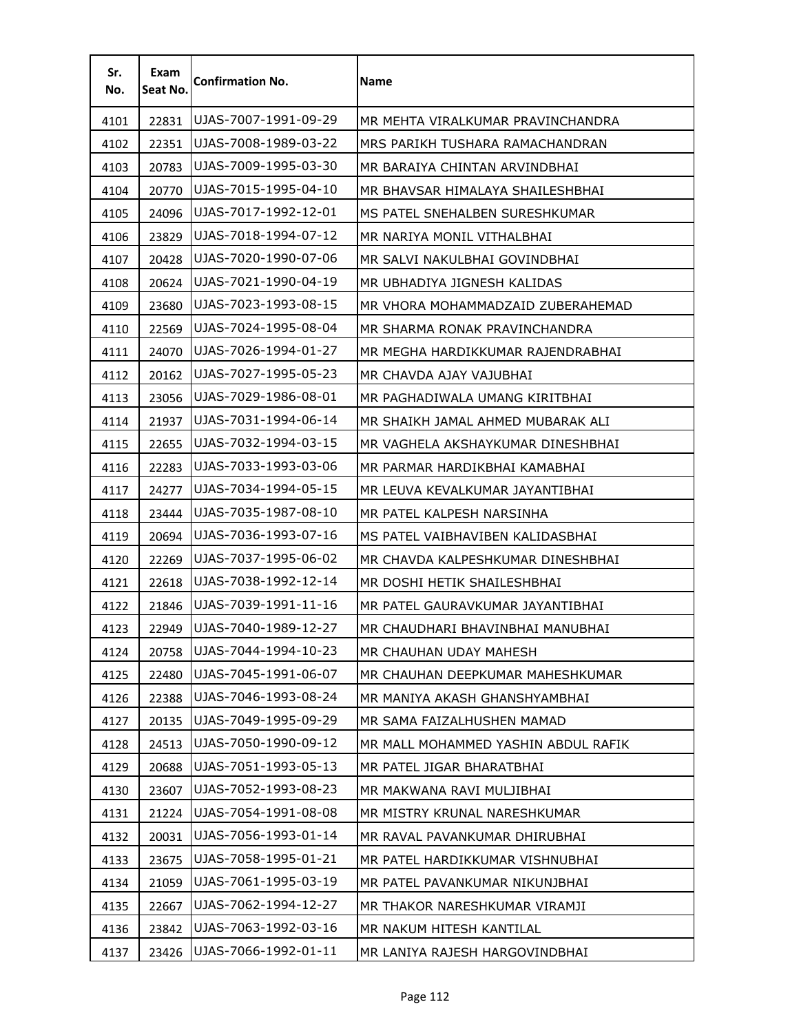| Sr. No. | Exam Seat No. | Confirmation No. | Name |
|---|---|---|---|
| 4101 | 22831 | UJAS-7007-1991-09-29 | MR MEHTA VIRALKUMAR PRAVINCHANDRA |
| 4102 | 22351 | UJAS-7008-1989-03-22 | MRS PARIKH TUSHARA RAMACHANDRAN |
| 4103 | 20783 | UJAS-7009-1995-03-30 | MR BARAIYA CHINTAN ARVINDBHAI |
| 4104 | 20770 | UJAS-7015-1995-04-10 | MR BHAVSAR HIMALAYA SHAILESHBHAI |
| 4105 | 24096 | UJAS-7017-1992-12-01 | MS PATEL SNEHALBEN SURESHKUMAR |
| 4106 | 23829 | UJAS-7018-1994-07-12 | MR NARIYA MONIL VITHALBHAI |
| 4107 | 20428 | UJAS-7020-1990-07-06 | MR SALVI NAKULBHAI GOVINDBHAI |
| 4108 | 20624 | UJAS-7021-1990-04-19 | MR UBHADIYA JIGNESH KALIDAS |
| 4109 | 23680 | UJAS-7023-1993-08-15 | MR VHORA MOHAMMADZAID ZUBERAHEMAD |
| 4110 | 22569 | UJAS-7024-1995-08-04 | MR SHARMA RONAK PRAVINCHANDRA |
| 4111 | 24070 | UJAS-7026-1994-01-27 | MR MEGHA HARDIKKUMAR RAJENDRABHAI |
| 4112 | 20162 | UJAS-7027-1995-05-23 | MR CHAVDA AJAY VAJUBHAI |
| 4113 | 23056 | UJAS-7029-1986-08-01 | MR PAGHADIWALA UMANG KIRITBHAI |
| 4114 | 21937 | UJAS-7031-1994-06-14 | MR SHAIKH JAMAL AHMED MUBARAK ALI |
| 4115 | 22655 | UJAS-7032-1994-03-15 | MR VAGHELA AKSHAYKUMAR DINESHBHAI |
| 4116 | 22283 | UJAS-7033-1993-03-06 | MR PARMAR HARDIKBHAI KAMABHAI |
| 4117 | 24277 | UJAS-7034-1994-05-15 | MR LEUVA KEVALKUMAR JAYANTIBHAI |
| 4118 | 23444 | UJAS-7035-1987-08-10 | MR PATEL KALPESH NARSINHA |
| 4119 | 20694 | UJAS-7036-1993-07-16 | MS PATEL VAIBHAVIBEN KALIDASBHAI |
| 4120 | 22269 | UJAS-7037-1995-06-02 | MR CHAVDA KALPESHKUMAR DINESHBHAI |
| 4121 | 22618 | UJAS-7038-1992-12-14 | MR DOSHI HETIK SHAILESHBHAI |
| 4122 | 21846 | UJAS-7039-1991-11-16 | MR PATEL GAURAVKUMAR JAYANTIBHAI |
| 4123 | 22949 | UJAS-7040-1989-12-27 | MR CHAUDHARI BHAVINBHAI MANUBHAI |
| 4124 | 20758 | UJAS-7044-1994-10-23 | MR CHAUHAN UDAY MAHESH |
| 4125 | 22480 | UJAS-7045-1991-06-07 | MR CHAUHAN DEEPKUMAR MAHESHKUMAR |
| 4126 | 22388 | UJAS-7046-1993-08-24 | MR MANIYA AKASH GHANSHYAMBHAI |
| 4127 | 20135 | UJAS-7049-1995-09-29 | MR SAMA FAIZALHUSHEN MAMAD |
| 4128 | 24513 | UJAS-7050-1990-09-12 | MR MALL MOHAMMED YASHIN ABDUL RAFIK |
| 4129 | 20688 | UJAS-7051-1993-05-13 | MR PATEL JIGAR BHARATBHAI |
| 4130 | 23607 | UJAS-7052-1993-08-23 | MR MAKWANA RAVI MULJIBHAI |
| 4131 | 21224 | UJAS-7054-1991-08-08 | MR MISTRY KRUNAL NARESHKUMAR |
| 4132 | 20031 | UJAS-7056-1993-01-14 | MR RAVAL PAVANKUMAR DHIRUBHAI |
| 4133 | 23675 | UJAS-7058-1995-01-21 | MR PATEL HARDIKKUMAR VISHNUBHAI |
| 4134 | 21059 | UJAS-7061-1995-03-19 | MR PATEL PAVANKUMAR NIKUNJBHAI |
| 4135 | 22667 | UJAS-7062-1994-12-27 | MR THAKOR NARESHKUMAR VIRAMJI |
| 4136 | 23842 | UJAS-7063-1992-03-16 | MR NAKUM HITESH KANTILAL |
| 4137 | 23426 | UJAS-7066-1992-01-11 | MR LANIYA RAJESH HARGOVINDBHAI |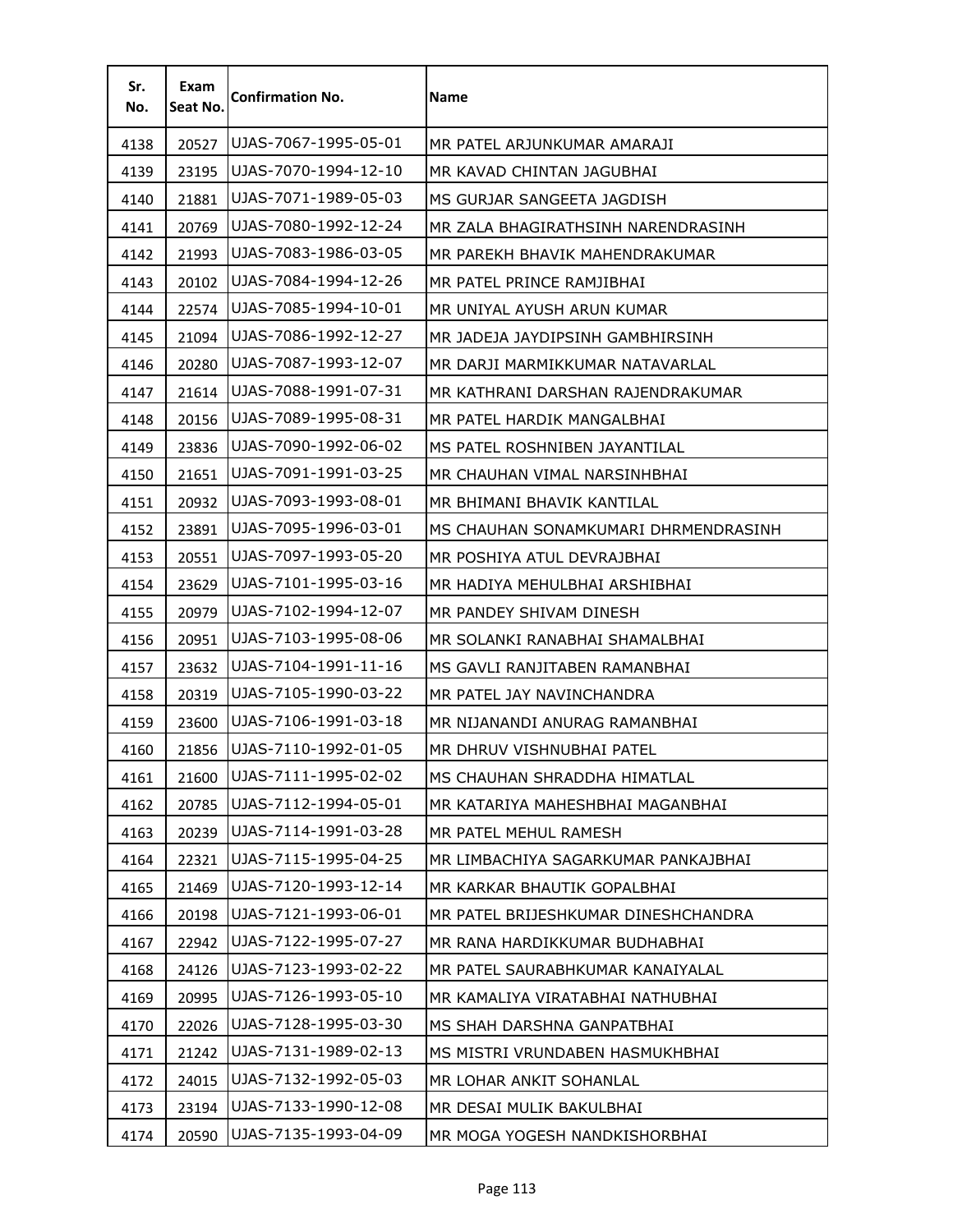| Sr. No. | Exam Seat No. | Confirmation No. | Name |
|---|---|---|---|
| 4138 | 20527 | UJAS-7067-1995-05-01 | MR PATEL ARJUNKUMAR AMARAJI |
| 4139 | 23195 | UJAS-7070-1994-12-10 | MR KAVAD CHINTAN JAGUBHAI |
| 4140 | 21881 | UJAS-7071-1989-05-03 | MS GURJAR SANGEETA JAGDISH |
| 4141 | 20769 | UJAS-7080-1992-12-24 | MR ZALA BHAGIRATHSINH NARENDRASINH |
| 4142 | 21993 | UJAS-7083-1986-03-05 | MR PAREKH BHAVIK MAHENDRAKUMAR |
| 4143 | 20102 | UJAS-7084-1994-12-26 | MR PATEL PRINCE RAMJIBHAI |
| 4144 | 22574 | UJAS-7085-1994-10-01 | MR UNIYAL AYUSH ARUN KUMAR |
| 4145 | 21094 | UJAS-7086-1992-12-27 | MR JADEJA JAYDIPSINH GAMBHIRSINH |
| 4146 | 20280 | UJAS-7087-1993-12-07 | MR DARJI MARMIKKUMAR NATAVARLAL |
| 4147 | 21614 | UJAS-7088-1991-07-31 | MR KATHRANI DARSHAN RAJENDRAKUMAR |
| 4148 | 20156 | UJAS-7089-1995-08-31 | MR PATEL HARDIK MANGALBHAI |
| 4149 | 23836 | UJAS-7090-1992-06-02 | MS PATEL ROSHNIBEN JAYANTILAL |
| 4150 | 21651 | UJAS-7091-1991-03-25 | MR CHAUHAN VIMAL NARSINHBHAI |
| 4151 | 20932 | UJAS-7093-1993-08-01 | MR BHIMANI BHAVIK KANTILAL |
| 4152 | 23891 | UJAS-7095-1996-03-01 | MS CHAUHAN SONAMKUMARI DHRMENDRASINH |
| 4153 | 20551 | UJAS-7097-1993-05-20 | MR POSHIYA ATUL DEVRAJBHAI |
| 4154 | 23629 | UJAS-7101-1995-03-16 | MR HADIYA MEHULBHAI ARSHIBHAI |
| 4155 | 20979 | UJAS-7102-1994-12-07 | MR PANDEY SHIVAM DINESH |
| 4156 | 20951 | UJAS-7103-1995-08-06 | MR SOLANKI RANABHAI SHAMALBHAI |
| 4157 | 23632 | UJAS-7104-1991-11-16 | MS GAVLI RANJITABEN RAMANBHAI |
| 4158 | 20319 | UJAS-7105-1990-03-22 | MR PATEL JAY NAVINCHANDRA |
| 4159 | 23600 | UJAS-7106-1991-03-18 | MR NIJANANDI ANURAG RAMANBHAI |
| 4160 | 21856 | UJAS-7110-1992-01-05 | MR DHRUV VISHNUBHAI PATEL |
| 4161 | 21600 | UJAS-7111-1995-02-02 | MS CHAUHAN SHRADDHA HIMATLAL |
| 4162 | 20785 | UJAS-7112-1994-05-01 | MR KATARIYA MAHESHBHAI MAGANBHAI |
| 4163 | 20239 | UJAS-7114-1991-03-28 | MR PATEL MEHUL RAMESH |
| 4164 | 22321 | UJAS-7115-1995-04-25 | MR LIMBACHIYA SAGARKUMAR PANKAJBHAI |
| 4165 | 21469 | UJAS-7120-1993-12-14 | MR KARKAR BHAUTIK GOPALBHAI |
| 4166 | 20198 | UJAS-7121-1993-06-01 | MR PATEL BRIJESHKUMAR DINESHCHANDRA |
| 4167 | 22942 | UJAS-7122-1995-07-27 | MR RANA HARDIKKUMAR BUDHABHAI |
| 4168 | 24126 | UJAS-7123-1993-02-22 | MR PATEL SAURABHKUMAR KANAIYALAL |
| 4169 | 20995 | UJAS-7126-1993-05-10 | MR KAMALIYA VIRATABHAI NATHUBHAI |
| 4170 | 22026 | UJAS-7128-1995-03-30 | MS SHAH DARSHNA GANPATBHAI |
| 4171 | 21242 | UJAS-7131-1989-02-13 | MS MISTRI VRUNDABEN HASMUKHBHAI |
| 4172 | 24015 | UJAS-7132-1992-05-03 | MR LOHAR ANKIT SOHANLAL |
| 4173 | 23194 | UJAS-7133-1990-12-08 | MR DESAI MULIK BAKULBHAI |
| 4174 | 20590 | UJAS-7135-1993-04-09 | MR MOGA YOGESH NANDKISHORBHAI |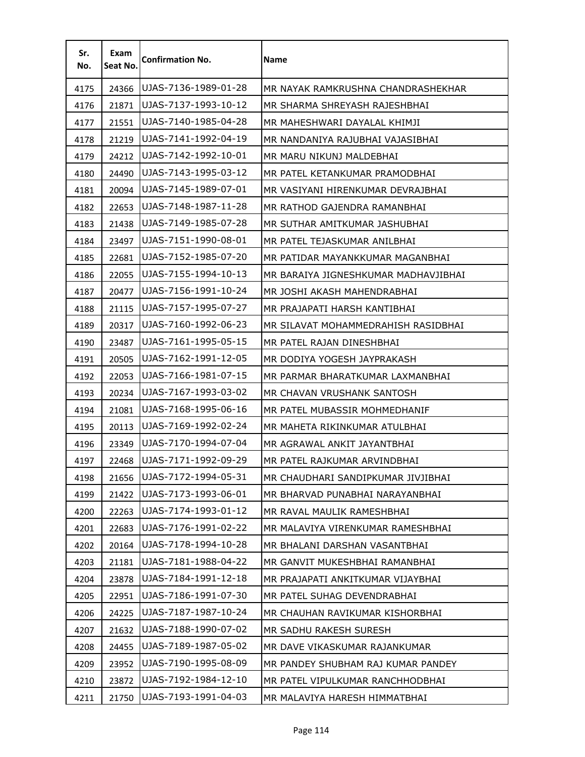| Sr. No. | Exam Seat No. | Confirmation No. | Name |
|---|---|---|---|
| 4175 | 24366 | UJAS-7136-1989-01-28 | MR NAYAK RAMKRUSHNA CHANDRASHEKHAR |
| 4176 | 21871 | UJAS-7137-1993-10-12 | MR SHARMA SHREYASH RAJESHBHAI |
| 4177 | 21551 | UJAS-7140-1985-04-28 | MR MAHESHWARI DAYALAL KHIMJI |
| 4178 | 21219 | UJAS-7141-1992-04-19 | MR NANDANIYA RAJUBHAI VAJASIBHAI |
| 4179 | 24212 | UJAS-7142-1992-10-01 | MR MARU NIKUNJ MALDEBHAI |
| 4180 | 24490 | UJAS-7143-1995-03-12 | MR PATEL KETANKUMAR PRAMODBHAI |
| 4181 | 20094 | UJAS-7145-1989-07-01 | MR VASIYANI HIRENKUMAR DEVRAJBHAI |
| 4182 | 22653 | UJAS-7148-1987-11-28 | MR RATHOD GAJENDRA RAMANBHAI |
| 4183 | 21438 | UJAS-7149-1985-07-28 | MR SUTHAR AMITKUMAR JASHUBHAI |
| 4184 | 23497 | UJAS-7151-1990-08-01 | MR PATEL TEJASKUMAR ANILBHAI |
| 4185 | 22681 | UJAS-7152-1985-07-20 | MR PATIDAR MAYANKKUMAR MAGANBHAI |
| 4186 | 22055 | UJAS-7155-1994-10-13 | MR BARAIYA JIGNESHKUMAR MADHAVJIBHAI |
| 4187 | 20477 | UJAS-7156-1991-10-24 | MR JOSHI AKASH MAHENDRABHAI |
| 4188 | 21115 | UJAS-7157-1995-07-27 | MR PRAJAPATI HARSH KANTIBHAI |
| 4189 | 20317 | UJAS-7160-1992-06-23 | MR SILAVAT MOHAMMEDRAHISH RASIDBHAI |
| 4190 | 23487 | UJAS-7161-1995-05-15 | MR PATEL RAJAN DINESHBHAI |
| 4191 | 20505 | UJAS-7162-1991-12-05 | MR DODIYA YOGESH JAYPRAKASH |
| 4192 | 22053 | UJAS-7166-1981-07-15 | MR PARMAR BHARATKUMAR LAXMANBHAI |
| 4193 | 20234 | UJAS-7167-1993-03-02 | MR CHAVAN VRUSHANK SANTOSH |
| 4194 | 21081 | UJAS-7168-1995-06-16 | MR PATEL MUBASSIR MOHMEDHANIF |
| 4195 | 20113 | UJAS-7169-1992-02-24 | MR MAHETA RIKINKUMAR ATULBHAI |
| 4196 | 23349 | UJAS-7170-1994-07-04 | MR AGRAWAL ANKIT JAYANTBHAI |
| 4197 | 22468 | UJAS-7171-1992-09-29 | MR PATEL RAJKUMAR ARVINDBHAI |
| 4198 | 21656 | UJAS-7172-1994-05-31 | MR CHAUDHARI SANDIPKUMAR JIVJIBHAI |
| 4199 | 21422 | UJAS-7173-1993-06-01 | MR BHARVAD PUNABHAI NARAYANBHAI |
| 4200 | 22263 | UJAS-7174-1993-01-12 | MR RAVAL MAULIK RAMESHBHAI |
| 4201 | 22683 | UJAS-7176-1991-02-22 | MR MALAVIYA VIRENKUMAR RAMESHBHAI |
| 4202 | 20164 | UJAS-7178-1994-10-28 | MR BHALANI DARSHAN VASANTBHAI |
| 4203 | 21181 | UJAS-7181-1988-04-22 | MR GANVIT MUKESHBHAI RAMANBHAI |
| 4204 | 23878 | UJAS-7184-1991-12-18 | MR PRAJAPATI ANKITKUMAR VIJAYBHAI |
| 4205 | 22951 | UJAS-7186-1991-07-30 | MR PATEL SUHAG DEVENDRABHAI |
| 4206 | 24225 | UJAS-7187-1987-10-24 | MR CHAUHAN RAVIKUMAR KISHORBHAI |
| 4207 | 21632 | UJAS-7188-1990-07-02 | MR SADHU RAKESH SURESH |
| 4208 | 24455 | UJAS-7189-1987-05-02 | MR DAVE VIKASKUMAR RAJANKUMAR |
| 4209 | 23952 | UJAS-7190-1995-08-09 | MR PANDEY SHUBHAM RAJ KUMAR PANDEY |
| 4210 | 23872 | UJAS-7192-1984-12-10 | MR PATEL VIPULKUMAR RANCHHODBHAI |
| 4211 | 21750 | UJAS-7193-1991-04-03 | MR MALAVIYA HARESH HIMMATBHAI |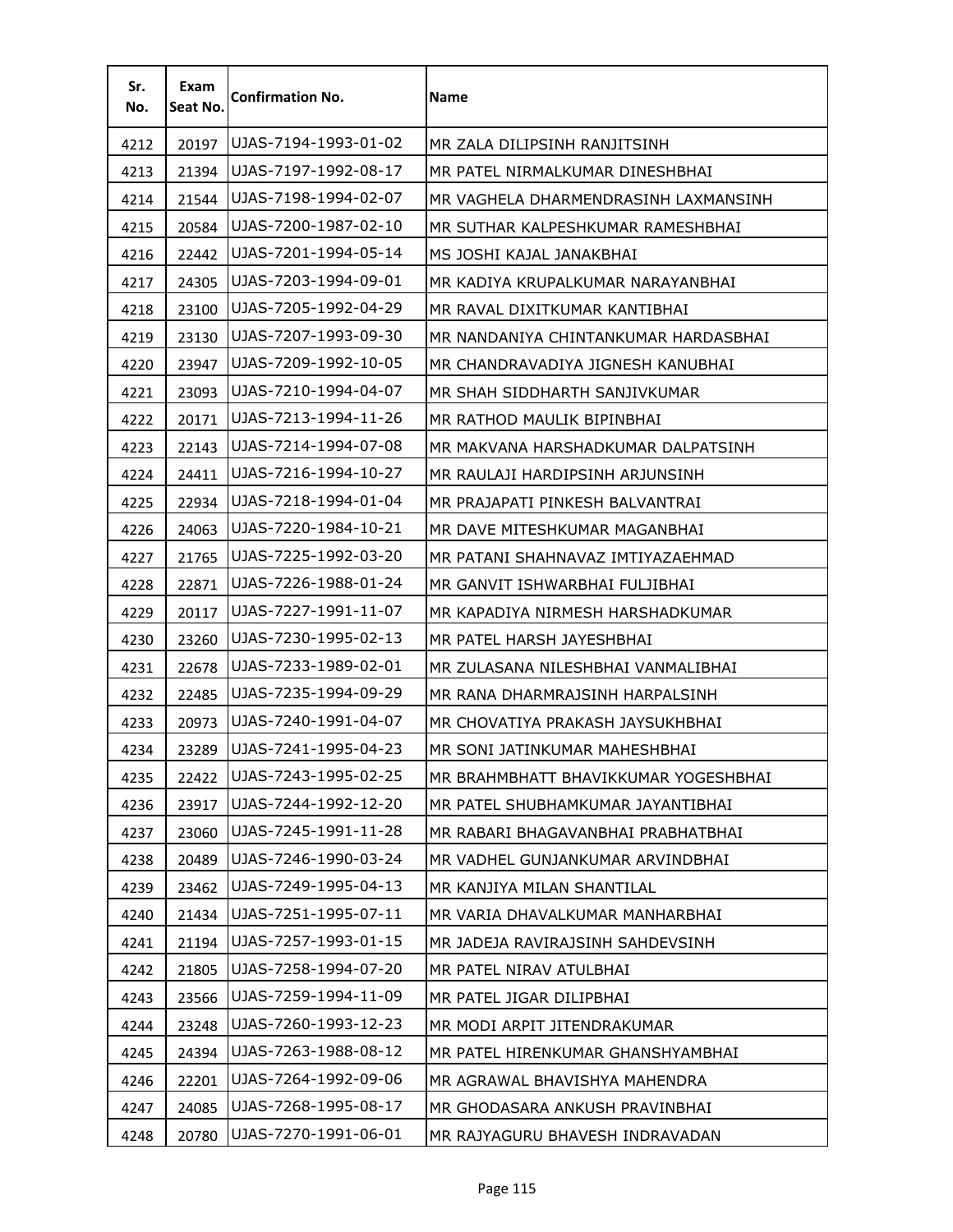| Sr. No. | Exam Seat No. | Confirmation No. | Name |
|---|---|---|---|
| 4212 | 20197 | UJAS-7194-1993-01-02 | MR ZALA DILIPSINH RANJITSINH |
| 4213 | 21394 | UJAS-7197-1992-08-17 | MR PATEL NIRMALKUMAR DINESHBHAI |
| 4214 | 21544 | UJAS-7198-1994-02-07 | MR VAGHELA DHARMENDRASINH LAXMANSINH |
| 4215 | 20584 | UJAS-7200-1987-02-10 | MR SUTHAR KALPESHKUMAR RAMESHBHAI |
| 4216 | 22442 | UJAS-7201-1994-05-14 | MS JOSHI KAJAL JANAKBHAI |
| 4217 | 24305 | UJAS-7203-1994-09-01 | MR KADIYA KRUPALKUMAR NARAYANBHAI |
| 4218 | 23100 | UJAS-7205-1992-04-29 | MR RAVAL DIXITKUMAR KANTIBHAI |
| 4219 | 23130 | UJAS-7207-1993-09-30 | MR NANDANIYA CHINTANKUMAR HARDASBHAI |
| 4220 | 23947 | UJAS-7209-1992-10-05 | MR CHANDRAVADIYA JIGNESH KANUBHAI |
| 4221 | 23093 | UJAS-7210-1994-04-07 | MR SHAH SIDDHARTH SANJIVKUMAR |
| 4222 | 20171 | UJAS-7213-1994-11-26 | MR RATHOD MAULIK BIPINBHAI |
| 4223 | 22143 | UJAS-7214-1994-07-08 | MR MAKVANA HARSHADKUMAR DALPATSINH |
| 4224 | 24411 | UJAS-7216-1994-10-27 | MR RAULAJI HARDIPSINH ARJUNSINH |
| 4225 | 22934 | UJAS-7218-1994-01-04 | MR PRAJAPATI PINKESH BALVANTRAI |
| 4226 | 24063 | UJAS-7220-1984-10-21 | MR DAVE MITESHKUMAR MAGANBHAI |
| 4227 | 21765 | UJAS-7225-1992-03-20 | MR PATANI SHAHNAVAZ IMTIYAZAEHMAD |
| 4228 | 22871 | UJAS-7226-1988-01-24 | MR GANVIT ISHWARBHAI FULJIBHAI |
| 4229 | 20117 | UJAS-7227-1991-11-07 | MR KAPADIYA NIRMESH HARSHADKUMAR |
| 4230 | 23260 | UJAS-7230-1995-02-13 | MR PATEL HARSH JAYESHBHAI |
| 4231 | 22678 | UJAS-7233-1989-02-01 | MR ZULASANA NILESHBHAI VANMALIBHAI |
| 4232 | 22485 | UJAS-7235-1994-09-29 | MR RANA DHARMRAJSINH HARPALSINH |
| 4233 | 20973 | UJAS-7240-1991-04-07 | MR CHOVATIYA PRAKASH JAYSUKHBHAI |
| 4234 | 23289 | UJAS-7241-1995-04-23 | MR SONI JATINKUMAR MAHESHBHAI |
| 4235 | 22422 | UJAS-7243-1995-02-25 | MR BRAHMBHATT BHAVIKKUMAR YOGESHBHAI |
| 4236 | 23917 | UJAS-7244-1992-12-20 | MR PATEL SHUBHAMKUMAR JAYANTIBHAI |
| 4237 | 23060 | UJAS-7245-1991-11-28 | MR RABARI BHAGAVANBHAI PRABHATBHAI |
| 4238 | 20489 | UJAS-7246-1990-03-24 | MR VADHEL GUNJANKUMAR ARVINDBHAI |
| 4239 | 23462 | UJAS-7249-1995-04-13 | MR KANJIYA MILAN SHANTILAL |
| 4240 | 21434 | UJAS-7251-1995-07-11 | MR VARIA DHAVALKUMAR MANHARBHAI |
| 4241 | 21194 | UJAS-7257-1993-01-15 | MR JADEJA RAVIRAJSINH SAHDEVSINH |
| 4242 | 21805 | UJAS-7258-1994-07-20 | MR PATEL NIRAV ATULBHAI |
| 4243 | 23566 | UJAS-7259-1994-11-09 | MR PATEL JIGAR DILIPBHAI |
| 4244 | 23248 | UJAS-7260-1993-12-23 | MR MODI ARPIT JITENDRAKUMAR |
| 4245 | 24394 | UJAS-7263-1988-08-12 | MR PATEL HIRENKUMAR GHANSHYAMBHAI |
| 4246 | 22201 | UJAS-7264-1992-09-06 | MR AGRAWAL BHAVISHYA MAHENDRA |
| 4247 | 24085 | UJAS-7268-1995-08-17 | MR GHODASARA ANKUSH PRAVINBHAI |
| 4248 | 20780 | UJAS-7270-1991-06-01 | MR RAJYAGURU BHAVESH INDRAVADAN |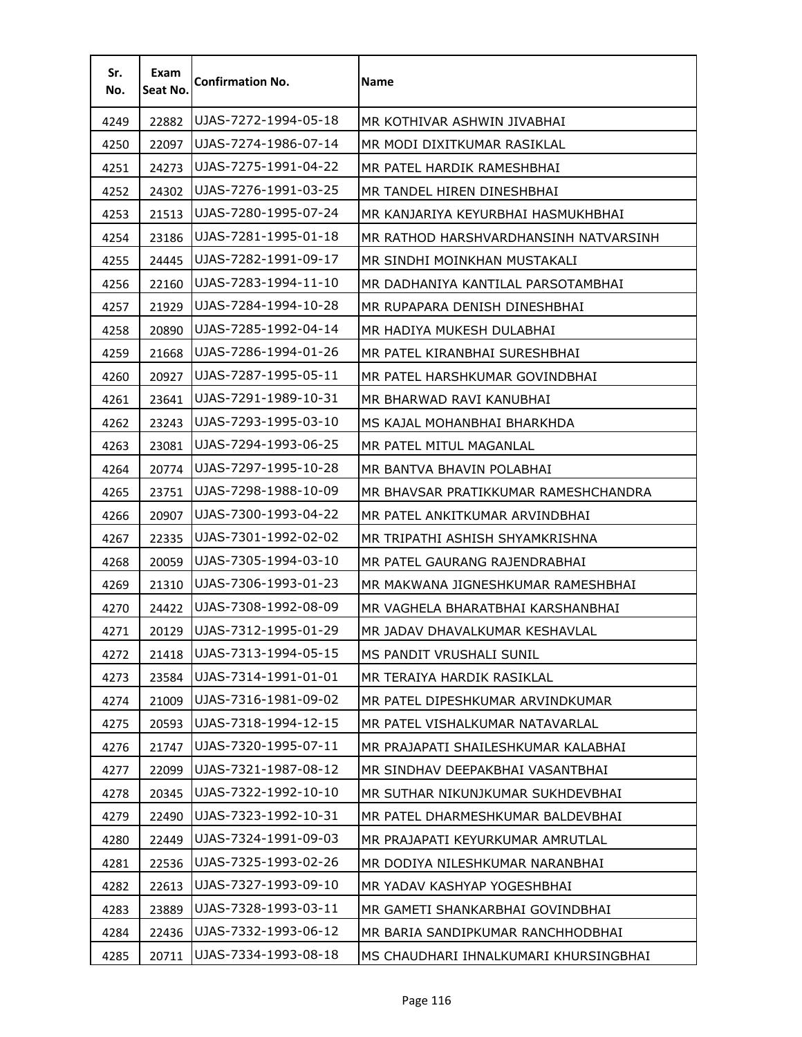| Sr. No. | Exam Seat No. | Confirmation No. | Name |
|---|---|---|---|
| 4249 | 22882 | UJAS-7272-1994-05-18 | MR KOTHIVAR ASHWIN JIVABHAI |
| 4250 | 22097 | UJAS-7274-1986-07-14 | MR MODI DIXITKUMAR RASIKLAL |
| 4251 | 24273 | UJAS-7275-1991-04-22 | MR PATEL HARDIK RAMESHBHAI |
| 4252 | 24302 | UJAS-7276-1991-03-25 | MR TANDEL HIREN DINESHBHAI |
| 4253 | 21513 | UJAS-7280-1995-07-24 | MR KANJARIYA KEYURBHAI HASMUKHBHAI |
| 4254 | 23186 | UJAS-7281-1995-01-18 | MR RATHOD HARSHVARDHANSINH NATVARSINH |
| 4255 | 24445 | UJAS-7282-1991-09-17 | MR SINDHI MOINKHAN MUSTAKALI |
| 4256 | 22160 | UJAS-7283-1994-11-10 | MR DADHANIYA KANTILAL PARSOTAMBHAI |
| 4257 | 21929 | UJAS-7284-1994-10-28 | MR RUPAPARA DENISH DINESHBHAI |
| 4258 | 20890 | UJAS-7285-1992-04-14 | MR HADIYA MUKESH DULABHAI |
| 4259 | 21668 | UJAS-7286-1994-01-26 | MR PATEL KIRANBHAI SURESHBHAI |
| 4260 | 20927 | UJAS-7287-1995-05-11 | MR PATEL HARSHKUMAR GOVINDBHAI |
| 4261 | 23641 | UJAS-7291-1989-10-31 | MR BHARWAD RAVI KANUBHAI |
| 4262 | 23243 | UJAS-7293-1995-03-10 | MS KAJAL MOHANBHAI BHARKHDA |
| 4263 | 23081 | UJAS-7294-1993-06-25 | MR PATEL MITUL MAGANLAL |
| 4264 | 20774 | UJAS-7297-1995-10-28 | MR BANTVA BHAVIN POLABHAI |
| 4265 | 23751 | UJAS-7298-1988-10-09 | MR BHAVSAR PRATIKKUMAR RAMESHCHANDRA |
| 4266 | 20907 | UJAS-7300-1993-04-22 | MR PATEL ANKITKUMAR ARVINDBHAI |
| 4267 | 22335 | UJAS-7301-1992-02-02 | MR TRIPATHI ASHISH SHYAMKRISHNA |
| 4268 | 20059 | UJAS-7305-1994-03-10 | MR PATEL GAURANG RAJENDRABHAI |
| 4269 | 21310 | UJAS-7306-1993-01-23 | MR MAKWANA JIGNESHKUMAR RAMESHBHAI |
| 4270 | 24422 | UJAS-7308-1992-08-09 | MR VAGHELA BHARATBHAI KARSHANBHAI |
| 4271 | 20129 | UJAS-7312-1995-01-29 | MR JADAV DHAVALKUMAR KESHAVLAL |
| 4272 | 21418 | UJAS-7313-1994-05-15 | MS PANDIT VRUSHALI SUNIL |
| 4273 | 23584 | UJAS-7314-1991-01-01 | MR TERAIYA HARDIK RASIKLAL |
| 4274 | 21009 | UJAS-7316-1981-09-02 | MR PATEL DIPESHKUMAR ARVINDKUMAR |
| 4275 | 20593 | UJAS-7318-1994-12-15 | MR PATEL VISHALKUMAR NATAVARLAL |
| 4276 | 21747 | UJAS-7320-1995-07-11 | MR PRAJAPATI SHAILESHKUMAR KALABHAI |
| 4277 | 22099 | UJAS-7321-1987-08-12 | MR SINDHAV DEEPAKBHAI VASANTBHAI |
| 4278 | 20345 | UJAS-7322-1992-10-10 | MR SUTHAR NIKUNJKUMAR SUKHDEVBHAI |
| 4279 | 22490 | UJAS-7323-1992-10-31 | MR PATEL DHARMESHKUMAR BALDEVBHAI |
| 4280 | 22449 | UJAS-7324-1991-09-03 | MR PRAJAPATI KEYURKUMAR AMRUTLAL |
| 4281 | 22536 | UJAS-7325-1993-02-26 | MR DODIYA NILESHKUMAR NARANBHAI |
| 4282 | 22613 | UJAS-7327-1993-09-10 | MR YADAV KASHYAP YOGESHBHAI |
| 4283 | 23889 | UJAS-7328-1993-03-11 | MR GAMETI SHANKARBHAI GOVINDBHAI |
| 4284 | 22436 | UJAS-7332-1993-06-12 | MR BARIA SANDIPKUMAR RANCHHODBHAI |
| 4285 | 20711 | UJAS-7334-1993-08-18 | MS CHAUDHARI IHNALKUMARI KHURSINGBHAI |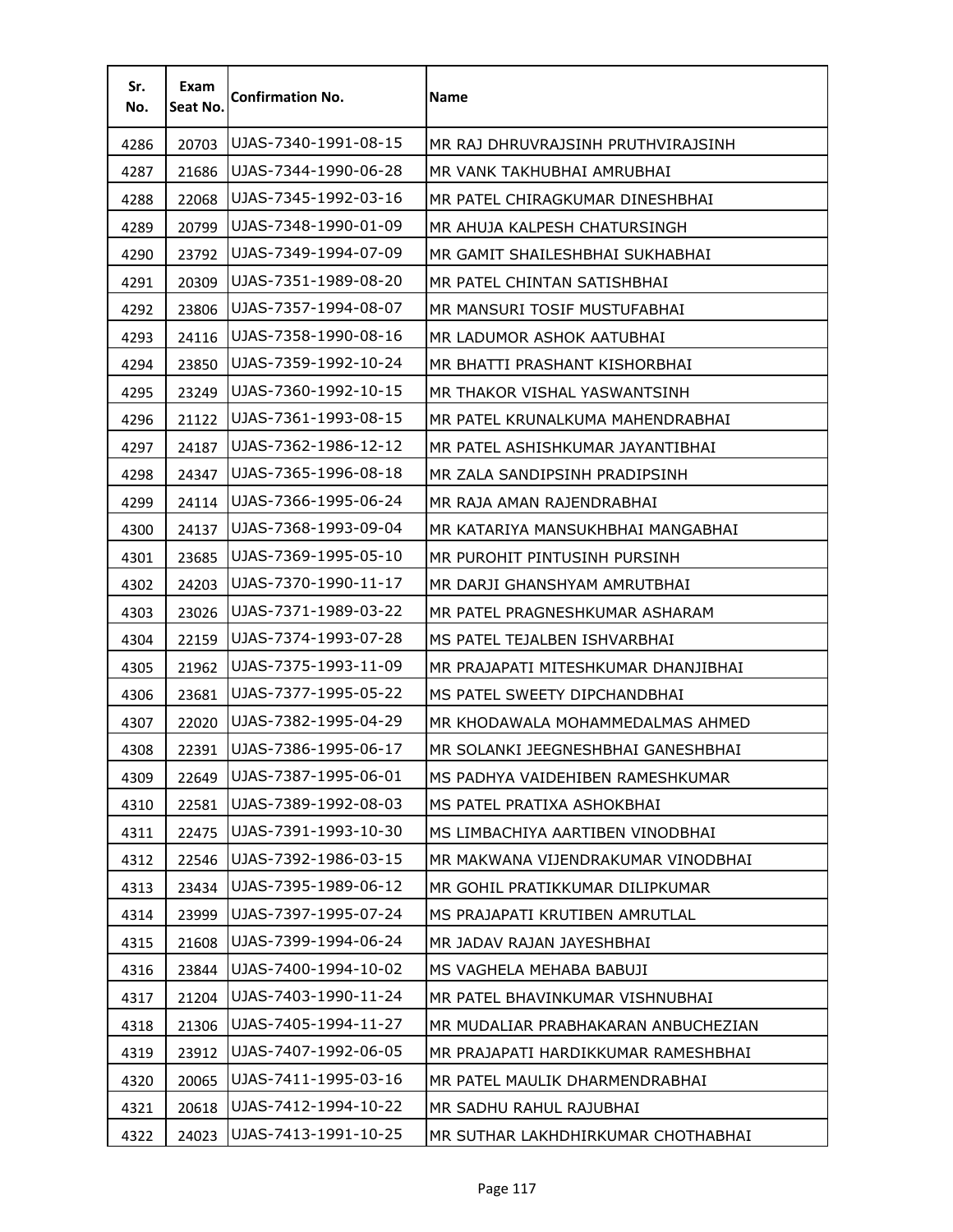| Sr. No. | Exam Seat No. | Confirmation No. | Name |
|---|---|---|---|
| 4286 | 20703 | UJAS-7340-1991-08-15 | MR RAJ DHRUVRAJSINH PRUTHVIRAJSINH |
| 4287 | 21686 | UJAS-7344-1990-06-28 | MR VANK TAKHUBHAI AMRUBHAI |
| 4288 | 22068 | UJAS-7345-1992-03-16 | MR PATEL CHIRAGKUMAR DINESHBHAI |
| 4289 | 20799 | UJAS-7348-1990-01-09 | MR AHUJA KALPESH CHATURSINGH |
| 4290 | 23792 | UJAS-7349-1994-07-09 | MR GAMIT SHAILESHBHAI SUKHABHAI |
| 4291 | 20309 | UJAS-7351-1989-08-20 | MR PATEL CHINTAN SATISHBHAI |
| 4292 | 23806 | UJAS-7357-1994-08-07 | MR MANSURI TOSIF MUSTUFABHAI |
| 4293 | 24116 | UJAS-7358-1990-08-16 | MR LADUMOR ASHOK AATUBHAI |
| 4294 | 23850 | UJAS-7359-1992-10-24 | MR BHATTI PRASHANT KISHORBHAI |
| 4295 | 23249 | UJAS-7360-1992-10-15 | MR THAKOR VISHAL YASWANTSINH |
| 4296 | 21122 | UJAS-7361-1993-08-15 | MR PATEL KRUNALKUMA MAHENDRABHAI |
| 4297 | 24187 | UJAS-7362-1986-12-12 | MR PATEL ASHISHKUMAR JAYANTIBHAI |
| 4298 | 24347 | UJAS-7365-1996-08-18 | MR ZALA SANDIPSINH PRADIPSINH |
| 4299 | 24114 | UJAS-7366-1995-06-24 | MR RAJA AMAN RAJENDRABHAI |
| 4300 | 24137 | UJAS-7368-1993-09-04 | MR KATARIYA MANSUKHBHAI MANGABHAI |
| 4301 | 23685 | UJAS-7369-1995-05-10 | MR PUROHIT PINTUSINH PURSINH |
| 4302 | 24203 | UJAS-7370-1990-11-17 | MR DARJI GHANSHYAM AMRUTBHAI |
| 4303 | 23026 | UJAS-7371-1989-03-22 | MR PATEL PRAGNESHKUMAR ASHARAM |
| 4304 | 22159 | UJAS-7374-1993-07-28 | MS PATEL TEJALBEN ISHVARBHAI |
| 4305 | 21962 | UJAS-7375-1993-11-09 | MR PRAJAPATI MITESHKUMAR DHANJIBHAI |
| 4306 | 23681 | UJAS-7377-1995-05-22 | MS PATEL SWEETY DIPCHANDBHAI |
| 4307 | 22020 | UJAS-7382-1995-04-29 | MR KHODAWALA MOHAMMEDALMAS AHMED |
| 4308 | 22391 | UJAS-7386-1995-06-17 | MR SOLANKI JEEGNESHBHAI GANESHBHAI |
| 4309 | 22649 | UJAS-7387-1995-06-01 | MS PADHYA VAIDEHIBEN RAMESHKUMAR |
| 4310 | 22581 | UJAS-7389-1992-08-03 | MS PATEL PRATIXA ASHOKBHAI |
| 4311 | 22475 | UJAS-7391-1993-10-30 | MS LIMBACHIYA AARTIBEN VINODBHAI |
| 4312 | 22546 | UJAS-7392-1986-03-15 | MR MAKWANA VIJENDRAKUMAR VINODBHAI |
| 4313 | 23434 | UJAS-7395-1989-06-12 | MR GOHIL PRATIKKUMAR DILIPKUMAR |
| 4314 | 23999 | UJAS-7397-1995-07-24 | MS PRAJAPATI KRUTIBEN AMRUTLAL |
| 4315 | 21608 | UJAS-7399-1994-06-24 | MR JADAV RAJAN JAYESHBHAI |
| 4316 | 23844 | UJAS-7400-1994-10-02 | MS VAGHELA MEHABA BABUJI |
| 4317 | 21204 | UJAS-7403-1990-11-24 | MR PATEL BHAVINKUMAR VISHNUBHAI |
| 4318 | 21306 | UJAS-7405-1994-11-27 | MR MUDALIAR PRABHAKARAN ANBUCHEZIAN |
| 4319 | 23912 | UJAS-7407-1992-06-05 | MR PRAJAPATI HARDIKKUMAR RAMESHBHAI |
| 4320 | 20065 | UJAS-7411-1995-03-16 | MR PATEL MAULIK DHARMENDRABHAI |
| 4321 | 20618 | UJAS-7412-1994-10-22 | MR SADHU RAHUL RAJUBHAI |
| 4322 | 24023 | UJAS-7413-1991-10-25 | MR SUTHAR LAKHDHIRKUMAR CHOTHABHAI |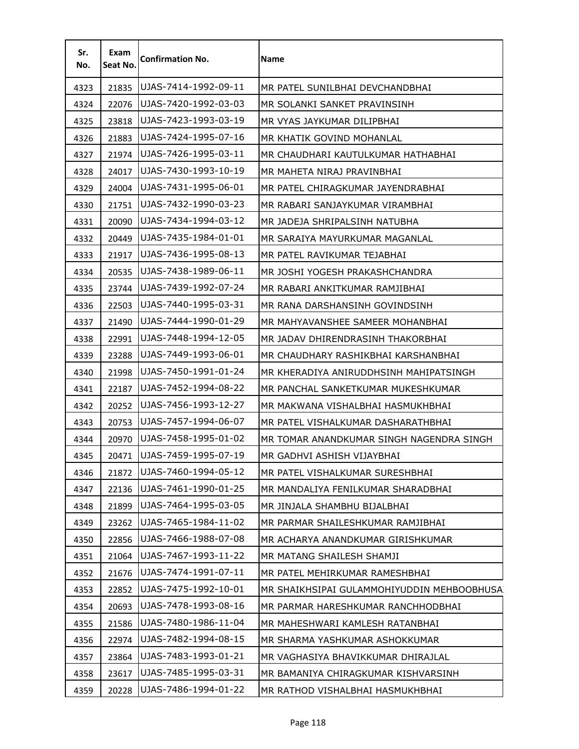| Sr. No. | Exam Seat No. | Confirmation No. | Name |
|---|---|---|---|
| 4323 | 21835 | UJAS-7414-1992-09-11 | MR PATEL SUNILBHAI DEVCHANDBHAI |
| 4324 | 22076 | UJAS-7420-1992-03-03 | MR SOLANKI SANKET PRAVINSINH |
| 4325 | 23818 | UJAS-7423-1993-03-19 | MR VYAS JAYKUMAR DILIPBHAI |
| 4326 | 21883 | UJAS-7424-1995-07-16 | MR KHATIK GOVIND MOHANLAL |
| 4327 | 21974 | UJAS-7426-1995-03-11 | MR CHAUDHARI KAUTULKUMAR HATHABHAI |
| 4328 | 24017 | UJAS-7430-1993-10-19 | MR MAHETA NIRAJ PRAVINBHAI |
| 4329 | 24004 | UJAS-7431-1995-06-01 | MR PATEL CHIRAGKUMAR JAYENDRABHAI |
| 4330 | 21751 | UJAS-7432-1990-03-23 | MR RABARI SANJAYKUMAR VIRAMBHAI |
| 4331 | 20090 | UJAS-7434-1994-03-12 | MR JADEJA SHRIPALSINH NATUBHA |
| 4332 | 20449 | UJAS-7435-1984-01-01 | MR SARAIYA MAYURKUMAR MAGANLAL |
| 4333 | 21917 | UJAS-7436-1995-08-13 | MR PATEL RAVIKUMAR TEJABHAI |
| 4334 | 20535 | UJAS-7438-1989-06-11 | MR JOSHI YOGESH PRAKASHCHANDRA |
| 4335 | 23744 | UJAS-7439-1992-07-24 | MR RABARI ANKITKUMAR RAMJIBHAI |
| 4336 | 22503 | UJAS-7440-1995-03-31 | MR RANA DARSHANSINH GOVINDSINH |
| 4337 | 21490 | UJAS-7444-1990-01-29 | MR MAHYAVANSHEE SAMEER MOHANBHAI |
| 4338 | 22991 | UJAS-7448-1994-12-05 | MR JADAV DHIRENDRASINH THAKORBHAI |
| 4339 | 23288 | UJAS-7449-1993-06-01 | MR CHAUDHARY RASHIKBHAI KARSHANBHAI |
| 4340 | 21998 | UJAS-7450-1991-01-24 | MR KHERADIYA ANIRUDDHSINH MAHIPATSINGH |
| 4341 | 22187 | UJAS-7452-1994-08-22 | MR PANCHAL SANKETKUMAR MUKESHKUMAR |
| 4342 | 20252 | UJAS-7456-1993-12-27 | MR MAKWANA VISHALBHAI HASMUKHBHAI |
| 4343 | 20753 | UJAS-7457-1994-06-07 | MR PATEL VISHALKUMAR DASHARATHBHAI |
| 4344 | 20970 | UJAS-7458-1995-01-02 | MR TOMAR ANANDKUMAR SINGH NAGENDRA SINGH |
| 4345 | 20471 | UJAS-7459-1995-07-19 | MR GADHVI ASHISH VIJAYBHAI |
| 4346 | 21872 | UJAS-7460-1994-05-12 | MR PATEL VISHALKUMAR SURESHBHAI |
| 4347 | 22136 | UJAS-7461-1990-01-25 | MR MANDALIYA FENILKUMAR SHARADBHAI |
| 4348 | 21899 | UJAS-7464-1995-03-05 | MR JINJALA SHAMBHU BIJALBHAI |
| 4349 | 23262 | UJAS-7465-1984-11-02 | MR PARMAR SHAILESHKUMAR RAMJIBHAI |
| 4350 | 22856 | UJAS-7466-1988-07-08 | MR ACHARYA ANANDKUMAR GIRISHKUMAR |
| 4351 | 21064 | UJAS-7467-1993-11-22 | MR MATANG SHAILESH SHAMJI |
| 4352 | 21676 | UJAS-7474-1991-07-11 | MR PATEL MEHIRKUMAR RAMESHBHAI |
| 4353 | 22852 | UJAS-7475-1992-10-01 | MR SHAIKHSIPAI GULAMMOHIYUDDIN MEHBOOBHUSA |
| 4354 | 20693 | UJAS-7478-1993-08-16 | MR PARMAR HARESHKUMAR RANCHHODBHAI |
| 4355 | 21586 | UJAS-7480-1986-11-04 | MR MAHESHWARI KAMLESH RATANBHAI |
| 4356 | 22974 | UJAS-7482-1994-08-15 | MR SHARMA YASHKUMAR ASHOKKUMAR |
| 4357 | 23864 | UJAS-7483-1993-01-21 | MR VAGHASIYA BHAVIKKUMAR DHIRAJLAL |
| 4358 | 23617 | UJAS-7485-1995-03-31 | MR BAMANIYA CHIRAGKUMAR KISHVARSINH |
| 4359 | 20228 | UJAS-7486-1994-01-22 | MR RATHOD VISHALBHAI HASMUKHBHAI |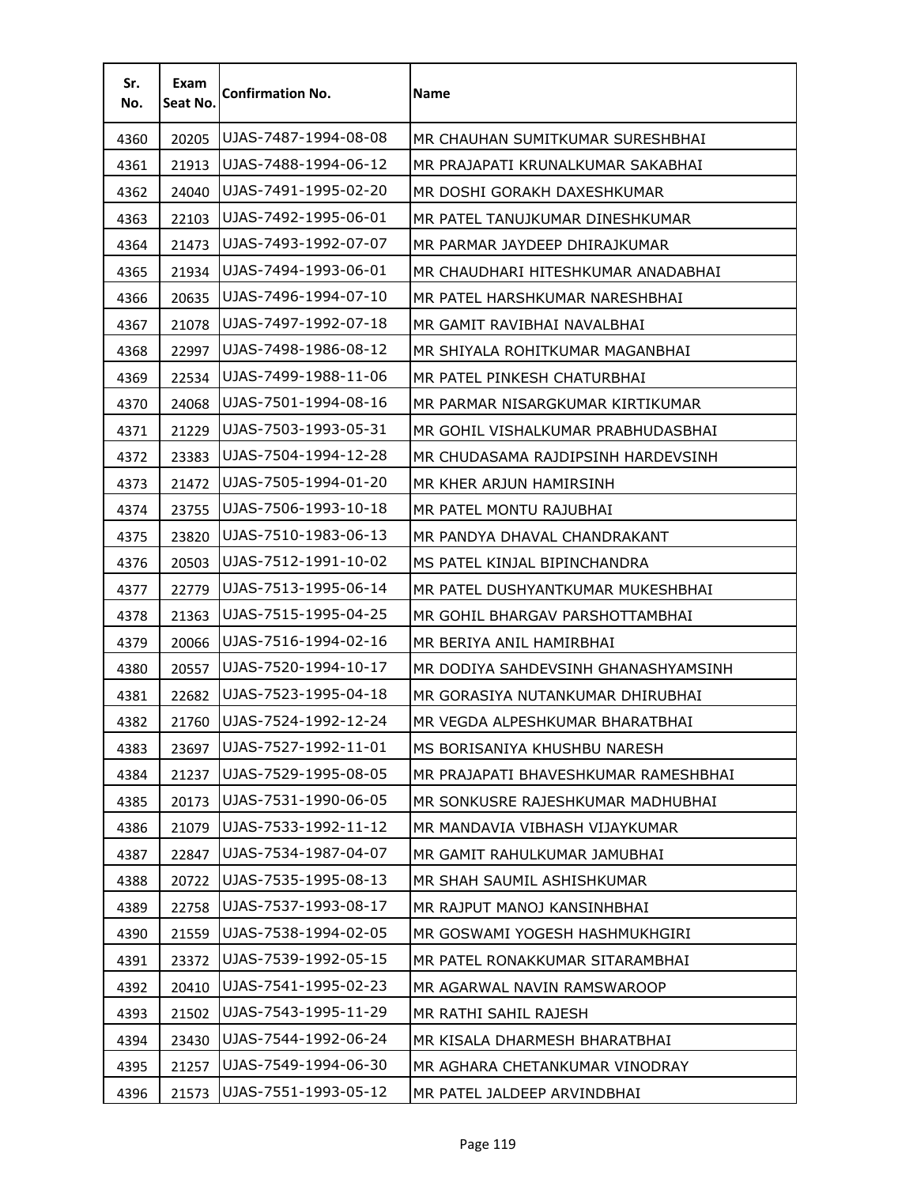| Sr. No. | Exam Seat No. | Confirmation No. | Name |
|---|---|---|---|
| 4360 | 20205 | UJAS-7487-1994-08-08 | MR CHAUHAN SUMITKUMAR SURESHBHAI |
| 4361 | 21913 | UJAS-7488-1994-06-12 | MR PRAJAPATI KRUNALKUMAR SAKABHAI |
| 4362 | 24040 | UJAS-7491-1995-02-20 | MR DOSHI GORAKH DAXESHKUMAR |
| 4363 | 22103 | UJAS-7492-1995-06-01 | MR PATEL TANUJKUMAR DINESHKUMAR |
| 4364 | 21473 | UJAS-7493-1992-07-07 | MR PARMAR JAYDEEP DHIRAJKUMAR |
| 4365 | 21934 | UJAS-7494-1993-06-01 | MR CHAUDHARI HITESHKUMAR ANADABHAI |
| 4366 | 20635 | UJAS-7496-1994-07-10 | MR PATEL HARSHKUMAR NARESHBHAI |
| 4367 | 21078 | UJAS-7497-1992-07-18 | MR GAMIT RAVIBHAI NAVALBHAI |
| 4368 | 22997 | UJAS-7498-1986-08-12 | MR SHIYALA ROHITKUMAR MAGANBHAI |
| 4369 | 22534 | UJAS-7499-1988-11-06 | MR PATEL PINKESH CHATURBHAI |
| 4370 | 24068 | UJAS-7501-1994-08-16 | MR PARMAR NISARGKUMAR KIRTIKUMAR |
| 4371 | 21229 | UJAS-7503-1993-05-31 | MR GOHIL VISHALKUMAR PRABHUDASBHAI |
| 4372 | 23383 | UJAS-7504-1994-12-28 | MR CHUDASAMA RAJDIPSINH HARDEVSINH |
| 4373 | 21472 | UJAS-7505-1994-01-20 | MR KHER ARJUN HAMIRSINH |
| 4374 | 23755 | UJAS-7506-1993-10-18 | MR PATEL MONTU RAJUBHAI |
| 4375 | 23820 | UJAS-7510-1983-06-13 | MR PANDYA DHAVAL CHANDRAKANT |
| 4376 | 20503 | UJAS-7512-1991-10-02 | MS PATEL KINJAL BIPINCHANDRA |
| 4377 | 22779 | UJAS-7513-1995-06-14 | MR PATEL DUSHYANTKUMAR MUKESHBHAI |
| 4378 | 21363 | UJAS-7515-1995-04-25 | MR GOHIL BHARGAV PARSHOTTAMBHAI |
| 4379 | 20066 | UJAS-7516-1994-02-16 | MR BERIYA ANIL HAMIRBHAI |
| 4380 | 20557 | UJAS-7520-1994-10-17 | MR DODIYA SAHDEVSINH GHANASHYAMSINH |
| 4381 | 22682 | UJAS-7523-1995-04-18 | MR GORASIYA NUTANKUMAR DHIRUBHAI |
| 4382 | 21760 | UJAS-7524-1992-12-24 | MR VEGDA ALPESHKUMAR BHARATBHAI |
| 4383 | 23697 | UJAS-7527-1992-11-01 | MS BORISANIYA KHUSHBU NARESH |
| 4384 | 21237 | UJAS-7529-1995-08-05 | MR PRAJAPATI BHAVESHKUMAR RAMESHBHAI |
| 4385 | 20173 | UJAS-7531-1990-06-05 | MR SONKUSRE RAJESHKUMAR MADHUBHAI |
| 4386 | 21079 | UJAS-7533-1992-11-12 | MR MANDAVIA VIBHASH VIJAYKUMAR |
| 4387 | 22847 | UJAS-7534-1987-04-07 | MR GAMIT RAHULKUMAR JAMUBHAI |
| 4388 | 20722 | UJAS-7535-1995-08-13 | MR SHAH SAUMIL ASHISHKUMAR |
| 4389 | 22758 | UJAS-7537-1993-08-17 | MR RAJPUT MANOJ KANSINHBHAI |
| 4390 | 21559 | UJAS-7538-1994-02-05 | MR GOSWAMI YOGESH HASHMUKHGIRI |
| 4391 | 23372 | UJAS-7539-1992-05-15 | MR PATEL RONAKKUMAR SITARAMBHAI |
| 4392 | 20410 | UJAS-7541-1995-02-23 | MR AGARWAL NAVIN RAMSWAROOP |
| 4393 | 21502 | UJAS-7543-1995-11-29 | MR RATHI SAHIL RAJESH |
| 4394 | 23430 | UJAS-7544-1992-06-24 | MR KISALA DHARMESH BHARATBHAI |
| 4395 | 21257 | UJAS-7549-1994-06-30 | MR AGHARA CHETANKUMAR VINODRAY |
| 4396 | 21573 | UJAS-7551-1993-05-12 | MR PATEL JALDEEP ARVINDBHAI |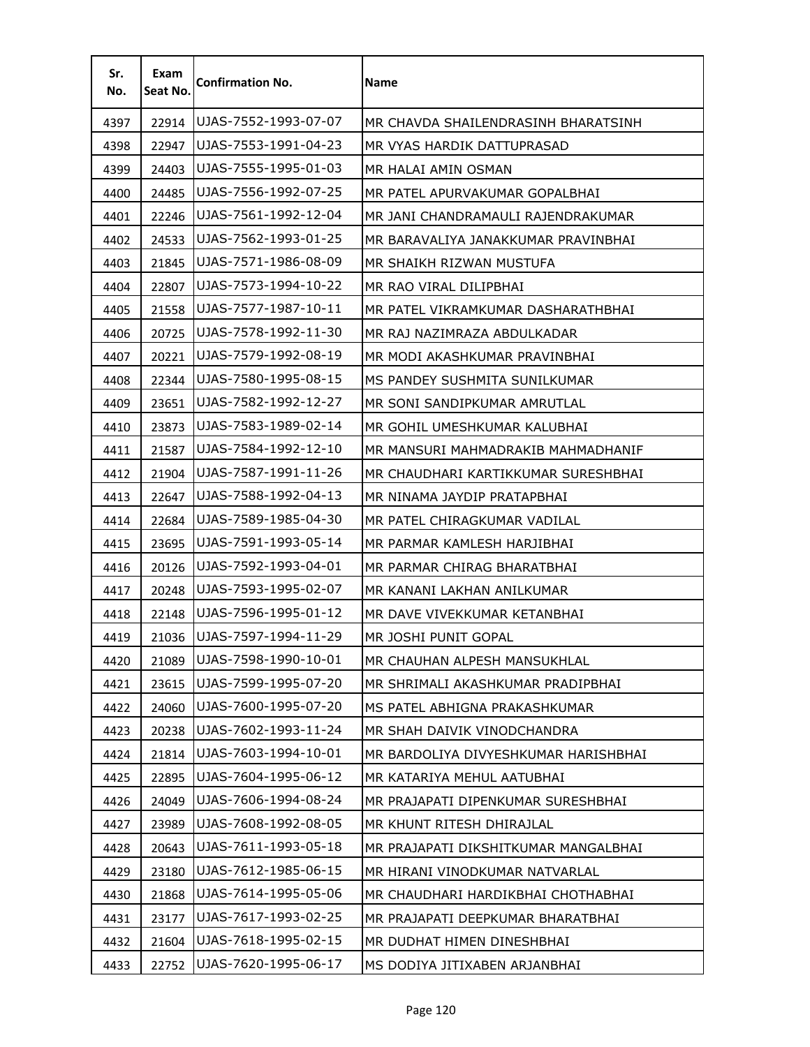| Sr. No. | Exam Seat No. | Confirmation No. | Name |
|---|---|---|---|
| 4397 | 22914 | UJAS-7552-1993-07-07 | MR CHAVDA SHAILENDRASINH BHARATSINH |
| 4398 | 22947 | UJAS-7553-1991-04-23 | MR VYAS HARDIK DATTUPRASAD |
| 4399 | 24403 | UJAS-7555-1995-01-03 | MR HALAI AMIN OSMAN |
| 4400 | 24485 | UJAS-7556-1992-07-25 | MR PATEL APURVAKUMAR GOPALBHAI |
| 4401 | 22246 | UJAS-7561-1992-12-04 | MR JANI CHANDRAMAULI RAJENDRAKUMAR |
| 4402 | 24533 | UJAS-7562-1993-01-25 | MR BARAVALIYA JANAKKUMAR PRAVINBHAI |
| 4403 | 21845 | UJAS-7571-1986-08-09 | MR SHAIKH RIZWAN MUSTUFA |
| 4404 | 22807 | UJAS-7573-1994-10-22 | MR RAO VIRAL DILIPBHAI |
| 4405 | 21558 | UJAS-7577-1987-10-11 | MR PATEL VIKRAMKUMAR DASHARATHBHAI |
| 4406 | 20725 | UJAS-7578-1992-11-30 | MR RAJ NAZIMRAZA ABDULKADAR |
| 4407 | 20221 | UJAS-7579-1992-08-19 | MR MODI AKASHKUMAR PRAVINBHAI |
| 4408 | 22344 | UJAS-7580-1995-08-15 | MS PANDEY SUSHMITA SUNILKUMAR |
| 4409 | 23651 | UJAS-7582-1992-12-27 | MR SONI SANDIPKUMAR AMRUTLAL |
| 4410 | 23873 | UJAS-7583-1989-02-14 | MR GOHIL UMESHKUMAR KALUBHAI |
| 4411 | 21587 | UJAS-7584-1992-12-10 | MR MANSURI MAHMADRAKIB MAHMADHANIF |
| 4412 | 21904 | UJAS-7587-1991-11-26 | MR CHAUDHARI KARTIKKUMAR SURESHBHAI |
| 4413 | 22647 | UJAS-7588-1992-04-13 | MR NINAMA JAYDIP PRATAPBHAI |
| 4414 | 22684 | UJAS-7589-1985-04-30 | MR PATEL CHIRAGKUMAR VADILAL |
| 4415 | 23695 | UJAS-7591-1993-05-14 | MR PARMAR KAMLESH HARJIBHAI |
| 4416 | 20126 | UJAS-7592-1993-04-01 | MR PARMAR CHIRAG BHARATBHAI |
| 4417 | 20248 | UJAS-7593-1995-02-07 | MR KANANI LAKHAN ANILKUMAR |
| 4418 | 22148 | UJAS-7596-1995-01-12 | MR DAVE VIVEKKUMAR KETANBHAI |
| 4419 | 21036 | UJAS-7597-1994-11-29 | MR JOSHI PUNIT GOPAL |
| 4420 | 21089 | UJAS-7598-1990-10-01 | MR CHAUHAN ALPESH MANSUKHLAL |
| 4421 | 23615 | UJAS-7599-1995-07-20 | MR SHRIMALI AKASHKUMAR PRADIPBHAI |
| 4422 | 24060 | UJAS-7600-1995-07-20 | MS PATEL ABHIGNA PRAKASHKUMAR |
| 4423 | 20238 | UJAS-7602-1993-11-24 | MR SHAH DAIVIK VINODCHANDRA |
| 4424 | 21814 | UJAS-7603-1994-10-01 | MR BARDOLIYA DIVYESHKUMAR HARISHBHAI |
| 4425 | 22895 | UJAS-7604-1995-06-12 | MR KATARIYA MEHUL AATUBHAI |
| 4426 | 24049 | UJAS-7606-1994-08-24 | MR PRAJAPATI DIPENKUMAR SURESHBHAI |
| 4427 | 23989 | UJAS-7608-1992-08-05 | MR KHUNT RITESH DHIRAJLAL |
| 4428 | 20643 | UJAS-7611-1993-05-18 | MR PRAJAPATI DIKSHITKUMAR MANGALBHAI |
| 4429 | 23180 | UJAS-7612-1985-06-15 | MR HIRANI VINODKUMAR NATVARLAL |
| 4430 | 21868 | UJAS-7614-1995-05-06 | MR CHAUDHARI HARDIKBHAI CHOTHABHAI |
| 4431 | 23177 | UJAS-7617-1993-02-25 | MR PRAJAPATI DEEPKUMAR BHARATBHAI |
| 4432 | 21604 | UJAS-7618-1995-02-15 | MR DUDHAT HIMEN DINESHBHAI |
| 4433 | 22752 | UJAS-7620-1995-06-17 | MS DODIYA JITIXABEN ARJANBHAI |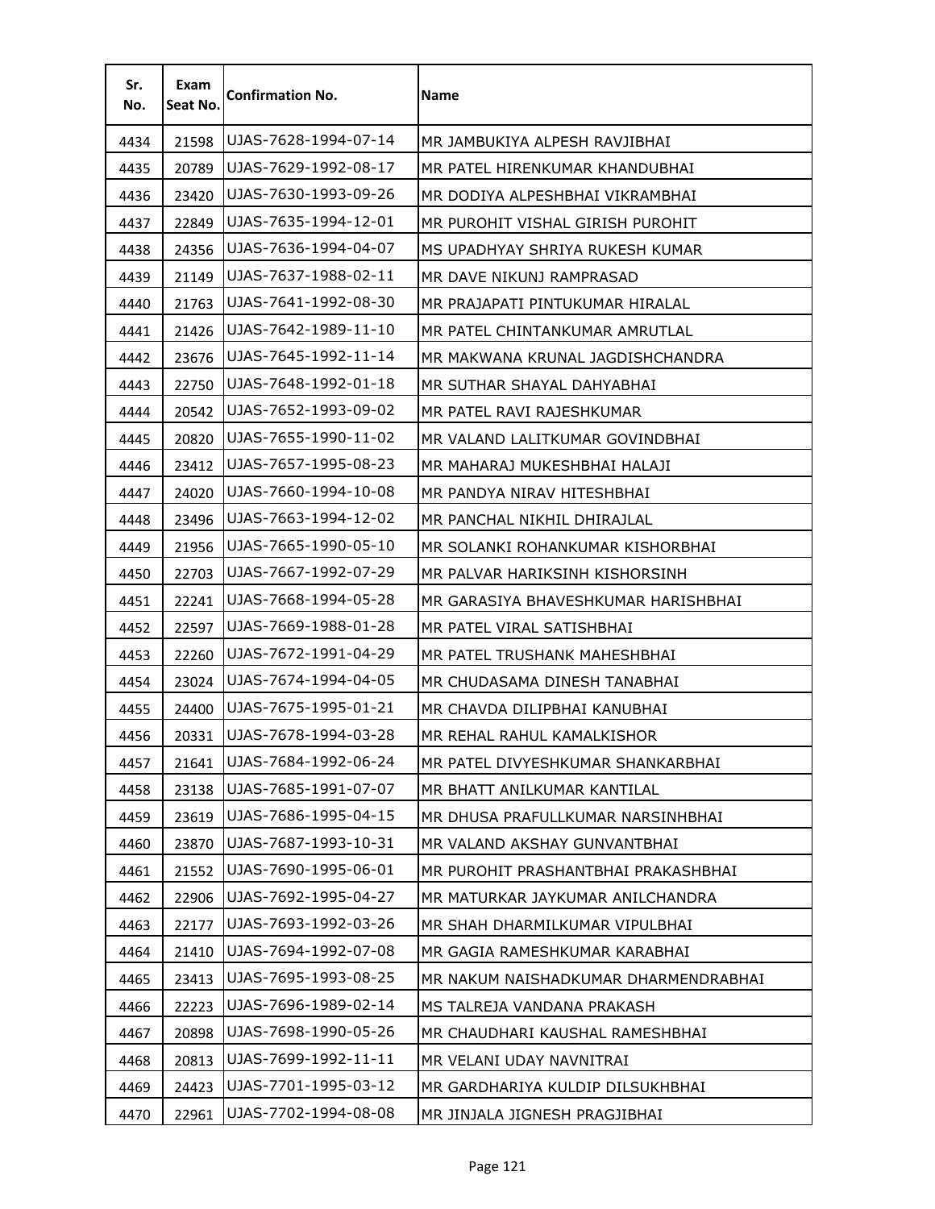| Sr. No. | Exam Seat No. | Confirmation No. | Name |
|---|---|---|---|
| 4434 | 21598 | UJAS-7628-1994-07-14 | MR JAMBUKIYA ALPESH RAVJIBHAI |
| 4435 | 20789 | UJAS-7629-1992-08-17 | MR PATEL HIRENKUMAR KHANDUBHAI |
| 4436 | 23420 | UJAS-7630-1993-09-26 | MR DODIYA ALPESHBHAI VIKRAMBHAI |
| 4437 | 22849 | UJAS-7635-1994-12-01 | MR PUROHIT VISHAL GIRISH PUROHIT |
| 4438 | 24356 | UJAS-7636-1994-04-07 | MS UPADHYAY SHRIYA RUKESH KUMAR |
| 4439 | 21149 | UJAS-7637-1988-02-11 | MR DAVE NIKUNJ RAMPRASAD |
| 4440 | 21763 | UJAS-7641-1992-08-30 | MR PRAJAPATI PINTUKUMAR HIRALAL |
| 4441 | 21426 | UJAS-7642-1989-11-10 | MR PATEL CHINTANKUMAR AMRUTLAL |
| 4442 | 23676 | UJAS-7645-1992-11-14 | MR MAKWANA KRUNAL JAGDISHCHANDRA |
| 4443 | 22750 | UJAS-7648-1992-01-18 | MR SUTHAR SHAYAL DAHYABHAI |
| 4444 | 20542 | UJAS-7652-1993-09-02 | MR PATEL RAVI RAJESHKUMAR |
| 4445 | 20820 | UJAS-7655-1990-11-02 | MR VALAND LALITKUMAR GOVINDBHAI |
| 4446 | 23412 | UJAS-7657-1995-08-23 | MR MAHARAJ MUKESHBHAI HALAJI |
| 4447 | 24020 | UJAS-7660-1994-10-08 | MR PANDYA NIRAV HITESHBHAI |
| 4448 | 23496 | UJAS-7663-1994-12-02 | MR PANCHAL NIKHIL DHIRAJLAL |
| 4449 | 21956 | UJAS-7665-1990-05-10 | MR SOLANKI ROHANKUMAR KISHORBHAI |
| 4450 | 22703 | UJAS-7667-1992-07-29 | MR PALVAR HARIKSINH KISHORSINH |
| 4451 | 22241 | UJAS-7668-1994-05-28 | MR GARASIYA BHAVESHKUMAR HARISHBHAI |
| 4452 | 22597 | UJAS-7669-1988-01-28 | MR PATEL VIRAL SATISHBHAI |
| 4453 | 22260 | UJAS-7672-1991-04-29 | MR PATEL TRUSHANK MAHESHBHAI |
| 4454 | 23024 | UJAS-7674-1994-04-05 | MR CHUDASAMA DINESH TANABHAI |
| 4455 | 24400 | UJAS-7675-1995-01-21 | MR CHAVDA DILIPBHAI KANUBHAI |
| 4456 | 20331 | UJAS-7678-1994-03-28 | MR REHAL RAHUL KAMALKISHOR |
| 4457 | 21641 | UJAS-7684-1992-06-24 | MR PATEL DIVYESHKUMAR SHANKARBHAI |
| 4458 | 23138 | UJAS-7685-1991-07-07 | MR BHATT ANILKUMAR KANTILAL |
| 4459 | 23619 | UJAS-7686-1995-04-15 | MR DHUSA PRAFULLKUMAR NARSINHBHAI |
| 4460 | 23870 | UJAS-7687-1993-10-31 | MR VALAND AKSHAY GUNVANTBHAI |
| 4461 | 21552 | UJAS-7690-1995-06-01 | MR PUROHIT PRASHANTBHAI PRAKASHBHAI |
| 4462 | 22906 | UJAS-7692-1995-04-27 | MR MATURKAR JAYKUMAR ANILCHANDRA |
| 4463 | 22177 | UJAS-7693-1992-03-26 | MR SHAH DHARMILKUMAR VIPULBHAI |
| 4464 | 21410 | UJAS-7694-1992-07-08 | MR GAGIA RAMESHKUMAR KARABHAI |
| 4465 | 23413 | UJAS-7695-1993-08-25 | MR NAKUM NAISHADKUMAR DHARMENDRABHAI |
| 4466 | 22223 | UJAS-7696-1989-02-14 | MS TALREJA VANDANA PRAKASH |
| 4467 | 20898 | UJAS-7698-1990-05-26 | MR CHAUDHARI KAUSHAL RAMESHBHAI |
| 4468 | 20813 | UJAS-7699-1992-11-11 | MR VELANI UDAY NAVNITRAI |
| 4469 | 24423 | UJAS-7701-1995-03-12 | MR GARDHARIYA KULDIP DILSUKHBHAI |
| 4470 | 22961 | UJAS-7702-1994-08-08 | MR JINJALA JIGNESH PRAGJIBHAI |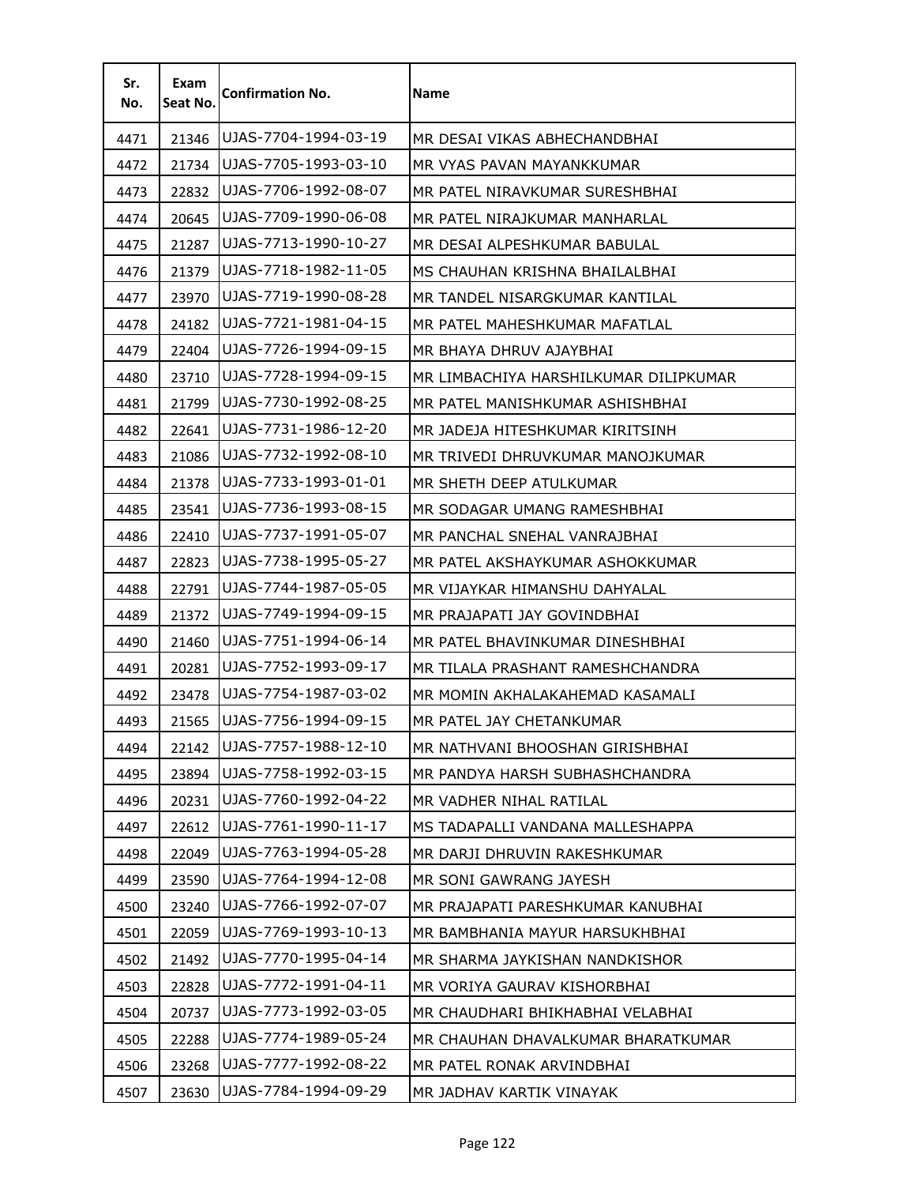| Sr. No. | Exam Seat No. | Confirmation No. | Name |
|---|---|---|---|
| 4471 | 21346 | UJAS-7704-1994-03-19 | MR DESAI VIKAS ABHECHANDBHAI |
| 4472 | 21734 | UJAS-7705-1993-03-10 | MR VYAS PAVAN MAYANKKUMAR |
| 4473 | 22832 | UJAS-7706-1992-08-07 | MR PATEL NIRAVKUMAR SURESHBHAI |
| 4474 | 20645 | UJAS-7709-1990-06-08 | MR PATEL NIRAJKUMAR MANHARLAL |
| 4475 | 21287 | UJAS-7713-1990-10-27 | MR DESAI ALPESHKUMAR BABULAL |
| 4476 | 21379 | UJAS-7718-1982-11-05 | MS CHAUHAN KRISHNA BHAILALBHAI |
| 4477 | 23970 | UJAS-7719-1990-08-28 | MR TANDEL NISARGKUMAR KANTILAL |
| 4478 | 24182 | UJAS-7721-1981-04-15 | MR PATEL MAHESHKUMAR MAFATLAL |
| 4479 | 22404 | UJAS-7726-1994-09-15 | MR BHAYA DHRUV AJAYBHAI |
| 4480 | 23710 | UJAS-7728-1994-09-15 | MR LIMBACHIYA HARSHILKUMAR DILIPKUMAR |
| 4481 | 21799 | UJAS-7730-1992-08-25 | MR PATEL MANISHKUMAR ASHISHBHAI |
| 4482 | 22641 | UJAS-7731-1986-12-20 | MR JADEJA HITESHKUMAR KIRITSINH |
| 4483 | 21086 | UJAS-7732-1992-08-10 | MR TRIVEDI DHRUVKUMAR MANOJKUMAR |
| 4484 | 21378 | UJAS-7733-1993-01-01 | MR SHETH DEEP ATULKUMAR |
| 4485 | 23541 | UJAS-7736-1993-08-15 | MR SODAGAR UMANG RAMESHBHAI |
| 4486 | 22410 | UJAS-7737-1991-05-07 | MR PANCHAL SNEHAL VANRAJBHAI |
| 4487 | 22823 | UJAS-7738-1995-05-27 | MR PATEL AKSHAYKUMAR ASHOKKUMAR |
| 4488 | 22791 | UJAS-7744-1987-05-05 | MR VIJAYKAR HIMANSHU DAHYALAL |
| 4489 | 21372 | UJAS-7749-1994-09-15 | MR PRAJAPATI JAY GOVINDBHAI |
| 4490 | 21460 | UJAS-7751-1994-06-14 | MR PATEL BHAVINKUMAR DINESHBHAI |
| 4491 | 20281 | UJAS-7752-1993-09-17 | MR TILALA PRASHANT RAMESHCHANDRA |
| 4492 | 23478 | UJAS-7754-1987-03-02 | MR MOMIN AKHALAKAHEMAD KASAMALI |
| 4493 | 21565 | UJAS-7756-1994-09-15 | MR PATEL JAY CHETANKUMAR |
| 4494 | 22142 | UJAS-7757-1988-12-10 | MR NATHVANI BHOOSHAN GIRISHBHAI |
| 4495 | 23894 | UJAS-7758-1992-03-15 | MR PANDYA HARSH SUBHASHCHANDRA |
| 4496 | 20231 | UJAS-7760-1992-04-22 | MR VADHER NIHAL RATILAL |
| 4497 | 22612 | UJAS-7761-1990-11-17 | MS TADAPALLI VANDANA MALLESHAPPA |
| 4498 | 22049 | UJAS-7763-1994-05-28 | MR DARJI DHRUVIN RAKESHKUMAR |
| 4499 | 23590 | UJAS-7764-1994-12-08 | MR SONI GAWRANG JAYESH |
| 4500 | 23240 | UJAS-7766-1992-07-07 | MR PRAJAPATI PARESHKUMAR KANUBHAI |
| 4501 | 22059 | UJAS-7769-1993-10-13 | MR BAMBHANIA MAYUR HARSUKHBHAI |
| 4502 | 21492 | UJAS-7770-1995-04-14 | MR SHARMA JAYKISHAN NANDKISHOR |
| 4503 | 22828 | UJAS-7772-1991-04-11 | MR VORIYA GAURAV KISHORBHAI |
| 4504 | 20737 | UJAS-7773-1992-03-05 | MR CHAUDHARI BHIKHABHAI VELABHAI |
| 4505 | 22288 | UJAS-7774-1989-05-24 | MR CHAUHAN DHAVALKUMAR BHARATKUMAR |
| 4506 | 23268 | UJAS-7777-1992-08-22 | MR PATEL RONAK ARVINDBHAI |
| 4507 | 23630 | UJAS-7784-1994-09-29 | MR JADHAV KARTIK VINAYAK |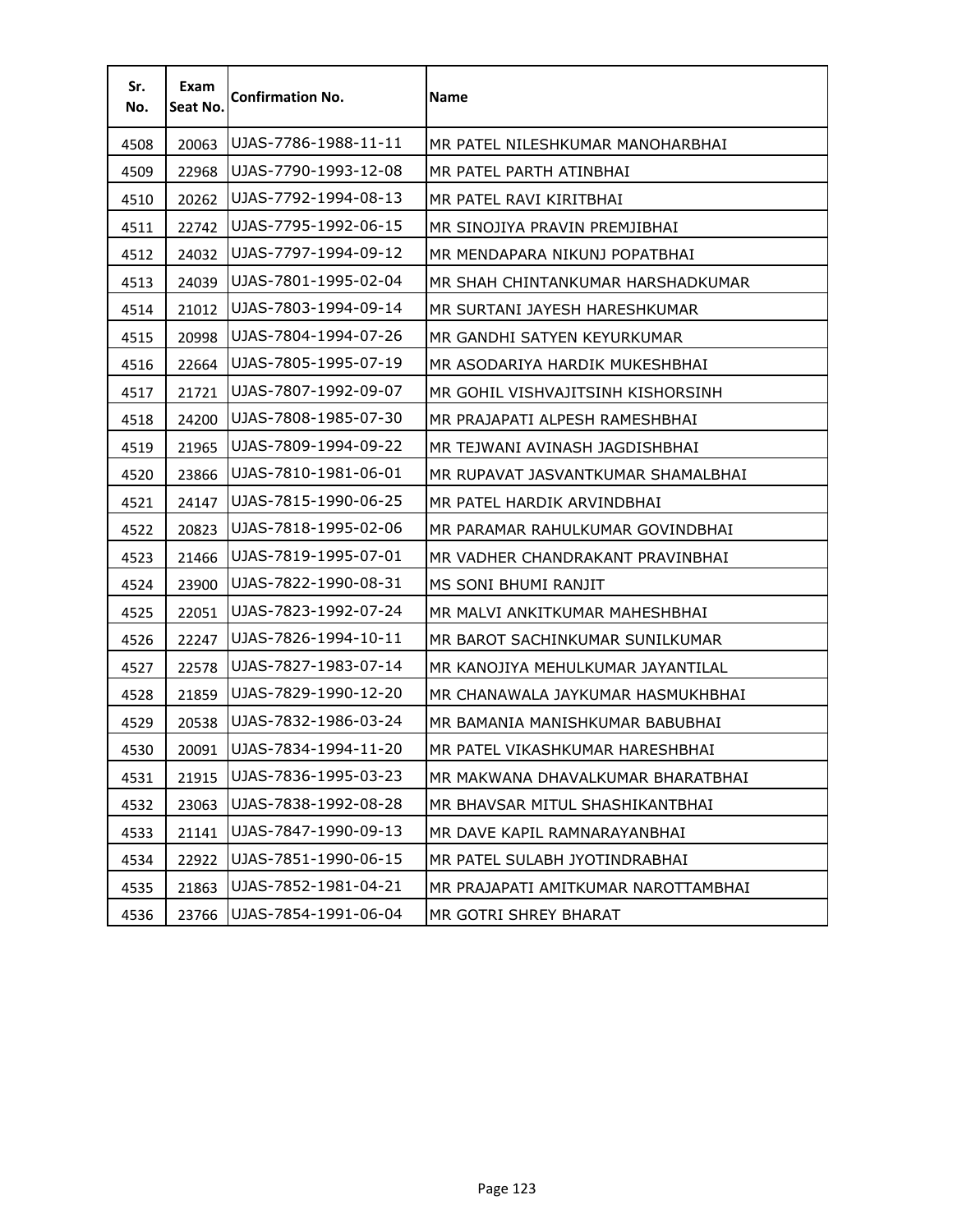| Sr. No. | Exam Seat No. | Confirmation No. | Name |
|---|---|---|---|
| 4508 | 20063 | UJAS-7786-1988-11-11 | MR PATEL NILESHKUMAR MANOHARBHAI |
| 4509 | 22968 | UJAS-7790-1993-12-08 | MR PATEL PARTH ATINBHAI |
| 4510 | 20262 | UJAS-7792-1994-08-13 | MR PATEL RAVI KIRITBHAI |
| 4511 | 22742 | UJAS-7795-1992-06-15 | MR SINOJIYA PRAVIN PREMJIBHAI |
| 4512 | 24032 | UJAS-7797-1994-09-12 | MR MENDAPARA NIKUNJ POPATBHAI |
| 4513 | 24039 | UJAS-7801-1995-02-04 | MR SHAH CHINTANKUMAR HARSHADKUMAR |
| 4514 | 21012 | UJAS-7803-1994-09-14 | MR SURTANI JAYESH HARESHKUMAR |
| 4515 | 20998 | UJAS-7804-1994-07-26 | MR GANDHI SATYEN KEYURKUMAR |
| 4516 | 22664 | UJAS-7805-1995-07-19 | MR ASODARIYA HARDIK MUKESHBHAI |
| 4517 | 21721 | UJAS-7807-1992-09-07 | MR GOHIL VISHVAJITSINH KISHORSINH |
| 4518 | 24200 | UJAS-7808-1985-07-30 | MR PRAJAPATI ALPESH RAMESHBHAI |
| 4519 | 21965 | UJAS-7809-1994-09-22 | MR TEJWANI AVINASH JAGDISHBHAI |
| 4520 | 23866 | UJAS-7810-1981-06-01 | MR RUPAVAT JASVANTKUMAR SHAMALBHAI |
| 4521 | 24147 | UJAS-7815-1990-06-25 | MR PATEL HARDIK ARVINDBHAI |
| 4522 | 20823 | UJAS-7818-1995-02-06 | MR PARAMAR RAHULKUMAR GOVINDBHAI |
| 4523 | 21466 | UJAS-7819-1995-07-01 | MR VADHER CHANDRAKANT PRAVINBHAI |
| 4524 | 23900 | UJAS-7822-1990-08-31 | MS SONI BHUMI RANJIT |
| 4525 | 22051 | UJAS-7823-1992-07-24 | MR MALVI ANKITKUMAR MAHESHBHAI |
| 4526 | 22247 | UJAS-7826-1994-10-11 | MR BAROT SACHINKUMAR SUNILKUMAR |
| 4527 | 22578 | UJAS-7827-1983-07-14 | MR KANOJIYA MEHULKUMAR JAYANTILAL |
| 4528 | 21859 | UJAS-7829-1990-12-20 | MR CHANAWALA JAYKUMAR HASMUKHBHAI |
| 4529 | 20538 | UJAS-7832-1986-03-24 | MR BAMANIA MANISHKUMAR BABUBHAI |
| 4530 | 20091 | UJAS-7834-1994-11-20 | MR PATEL VIKASHKUMAR HARESHBHAI |
| 4531 | 21915 | UJAS-7836-1995-03-23 | MR MAKWANA DHAVALKUMAR BHARATBHAI |
| 4532 | 23063 | UJAS-7838-1992-08-28 | MR BHAVSAR MITUL SHASHIKANTBHAI |
| 4533 | 21141 | UJAS-7847-1990-09-13 | MR DAVE KAPIL RAMNARAYANBHAI |
| 4534 | 22922 | UJAS-7851-1990-06-15 | MR PATEL SULABH JYOTINDRABHAI |
| 4535 | 21863 | UJAS-7852-1981-04-21 | MR PRAJAPATI AMITKUMAR NAROTTAMBHAI |
| 4536 | 23766 | UJAS-7854-1991-06-04 | MR GOTRI SHREY BHARAT |